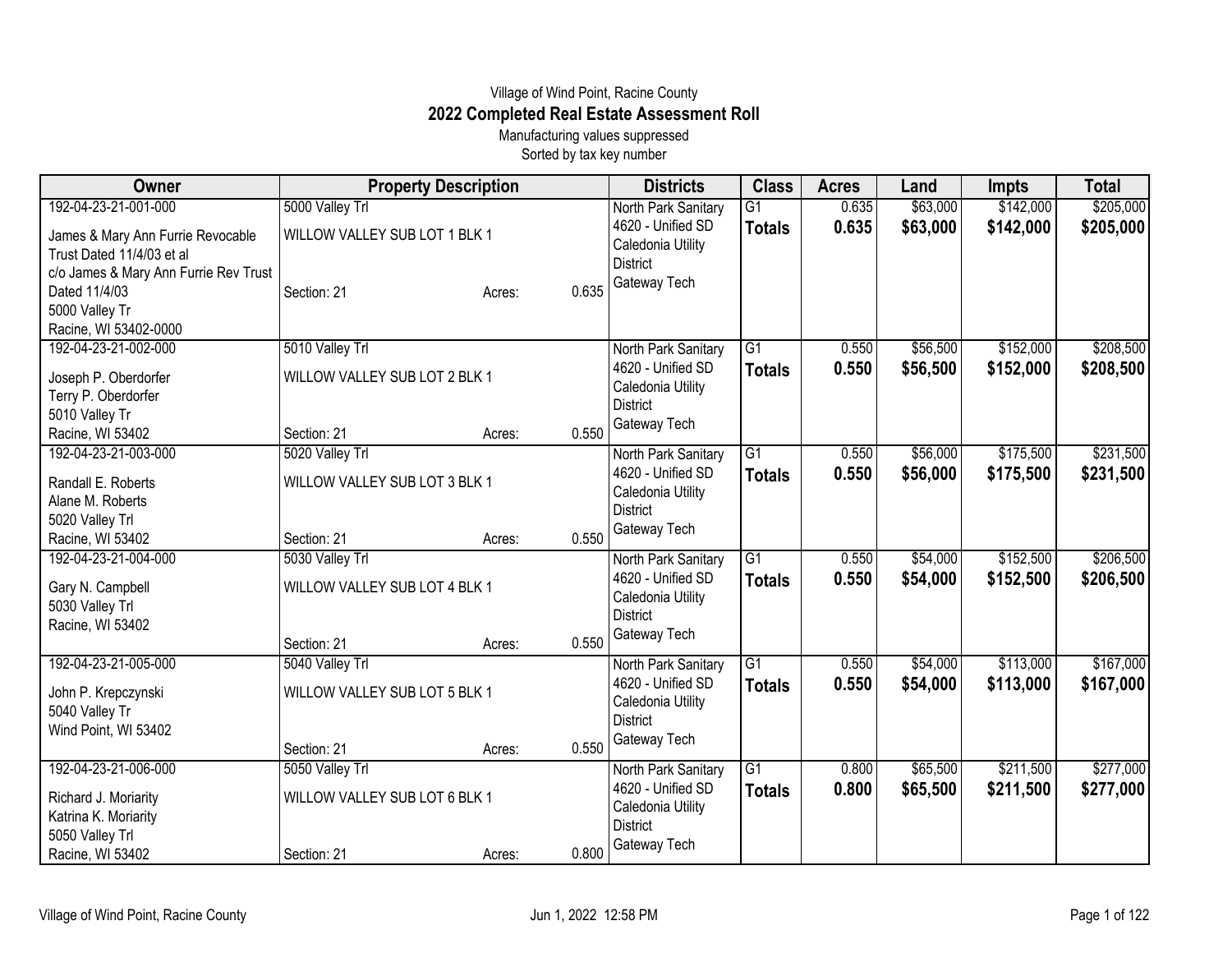Village of Wind Point, Racine County

# 2022 Completed Real Estate Assessment Roll

Manufacturing values suppressed

Sorted by tax key number

| Owner | Property Description | Districts | Class | Acres | Land | Impts | Total |
|---|---|---|---|---|---|---|---|
| 192-04-23-21-001-000<br>James & Mary Ann Furrie Revocable Trust Dated 11/4/03 et al<br>c/o James & Mary Ann Furrie Rev Trust Dated 11/4/03<br>5000 Valley Tr<br>Racine, WI 53402-0000 | 5000 Valley Trl<br>WILLOW VALLEY SUB LOT 1 BLK 1<br>Section: 21 Acres: 0.635 | North Park Sanitary<br>4620 - Unified SD<br>Caledonia Utility District<br>Gateway Tech | G1<br>**Totals** | 0.635<br>**0.635** | $63,000<br>**$63,000** | $142,000<br>**$142,000** | $205,000<br>**$205,000** |
| 192-04-23-21-002-000<br>Joseph P. Oberdorfer<br>Terry P. Oberdorfer<br>5010 Valley Tr<br>Racine, WI 53402 | 5010 Valley Trl<br>WILLOW VALLEY SUB LOT 2 BLK 1<br>Section: 21 Acres: 0.550 | North Park Sanitary<br>4620 - Unified SD<br>Caledonia Utility District<br>Gateway Tech | G1<br>**Totals** | 0.550<br>**0.550** | $56,500<br>**$56,500** | $152,000<br>**$152,000** | $208,500<br>**$208,500** |
| 192-04-23-21-003-000<br>Randall E. Roberts<br>Alane M. Roberts<br>5020 Valley Trl<br>Racine, WI 53402 | 5020 Valley Trl<br>WILLOW VALLEY SUB LOT 3 BLK 1<br>Section: 21 Acres: 0.550 | North Park Sanitary<br>4620 - Unified SD<br>Caledonia Utility District<br>Gateway Tech | G1<br>**Totals** | 0.550<br>**0.550** | $56,000<br>**$56,000** | $175,500<br>**$175,500** | $231,500<br>**$231,500** |
| 192-04-23-21-004-000<br>Gary N. Campbell<br>5030 Valley Trl<br>Racine, WI 53402 | 5030 Valley Trl<br>WILLOW VALLEY SUB LOT 4 BLK 1<br>Section: 21 Acres: 0.550 | North Park Sanitary<br>4620 - Unified SD<br>Caledonia Utility District<br>Gateway Tech | G1<br>**Totals** | 0.550<br>**0.550** | $54,000<br>**$54,000** | $152,500<br>**$152,500** | $206,500<br>**$206,500** |
| 192-04-23-21-005-000<br>John P. Krepczynski<br>5040 Valley Tr<br>Wind Point, WI 53402 | 5040 Valley Trl<br>WILLOW VALLEY SUB LOT 5 BLK 1<br>Section: 21 Acres: 0.550 | North Park Sanitary<br>4620 - Unified SD<br>Caledonia Utility District<br>Gateway Tech | G1<br>**Totals** | 0.550<br>**0.550** | $54,000<br>**$54,000** | $113,000<br>**$113,000** | $167,000<br>**$167,000** |
| 192-04-23-21-006-000<br>Richard J. Moriarity<br>Katrina K. Moriarity<br>5050 Valley Trl<br>Racine, WI 53402 | 5050 Valley Trl<br>WILLOW VALLEY SUB LOT 6 BLK 1<br>Section: 21 Acres: 0.800 | North Park Sanitary<br>4620 - Unified SD<br>Caledonia Utility District<br>Gateway Tech | G1<br>**Totals** | 0.800<br>**0.800** | $65,500<br>**$65,500** | $211,500<br>**$211,500** | $277,000<br>**$277,000** |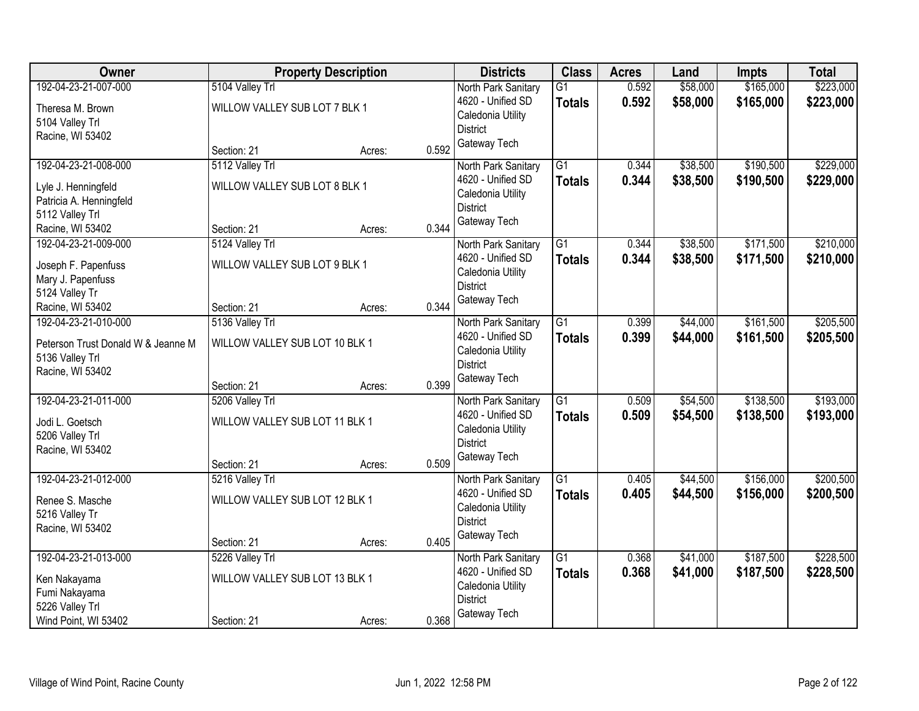| Owner | Property Description | | | Districts | Class | Acres | Land | Impts | Total |
|---|---|---|---|---|---|---|---|---|---|
| 192-04-23-21-007-000<br>Theresa M. Brown<br>5104 Valley Trl<br>Racine, WI 53402 | 5104 Valley Trl<br>WILLOW VALLEY SUB LOT 7 BLK 1<br>Section: 21 | Acres: | 0.592 | North Park Sanitary<br>4620 - Unified SD<br>Caledonia Utility District<br>Gateway Tech | G1<br>**Totals** | 0.592<br>**0.592** | $58,000<br>**$58,000** | $165,000<br>**$165,000** | $223,000<br>**$223,000** |
| 192-04-23-21-008-000<br>Lyle J. Henningfeld<br>Patricia A. Henningfeld<br>5112 Valley Trl<br>Racine, WI 53402 | 5112 Valley Trl<br>WILLOW VALLEY SUB LOT 8 BLK 1<br>Section: 21 | Acres: | 0.344 | North Park Sanitary<br>4620 - Unified SD<br>Caledonia Utility District<br>Gateway Tech | G1<br>**Totals** | 0.344<br>**0.344** | $38,500<br>**$38,500** | $190,500<br>**$190,500** | $229,000<br>**$229,000** |
| 192-04-23-21-009-000<br>Joseph F. Papenfuss<br>Mary J. Papenfuss<br>5124 Valley Tr<br>Racine, WI 53402 | 5124 Valley Trl<br>WILLOW VALLEY SUB LOT 9 BLK 1<br>Section: 21 | Acres: | 0.344 | North Park Sanitary<br>4620 - Unified SD<br>Caledonia Utility District<br>Gateway Tech | G1<br>**Totals** | 0.344<br>**0.344** | $38,500<br>**$38,500** | $171,500<br>**$171,500** | $210,000<br>**$210,000** |
| 192-04-23-21-010-000<br>Peterson Trust Donald W & Jeanne M<br>5136 Valley Trl<br>Racine, WI 53402 | 5136 Valley Trl<br>WILLOW VALLEY SUB LOT 10 BLK 1<br>Section: 21 | Acres: | 0.399 | North Park Sanitary<br>4620 - Unified SD<br>Caledonia Utility District<br>Gateway Tech | G1<br>**Totals** | 0.399<br>**0.399** | $44,000<br>**$44,000** | $161,500<br>**$161,500** | $205,500<br>**$205,500** |
| 192-04-23-21-011-000<br>Jodi L. Goetsch<br>5206 Valley Trl<br>Racine, WI 53402 | 5206 Valley Trl<br>WILLOW VALLEY SUB LOT 11 BLK 1<br>Section: 21 | Acres: | 0.509 | North Park Sanitary<br>4620 - Unified SD<br>Caledonia Utility District<br>Gateway Tech | G1<br>**Totals** | 0.509<br>**0.509** | $54,500<br>**$54,500** | $138,500<br>**$138,500** | $193,000<br>**$193,000** |
| 192-04-23-21-012-000<br>Renee S. Masche<br>5216 Valley Tr<br>Racine, WI 53402 | 5216 Valley Trl<br>WILLOW VALLEY SUB LOT 12 BLK 1<br>Section: 21 | Acres: | 0.405 | North Park Sanitary<br>4620 - Unified SD<br>Caledonia Utility District<br>Gateway Tech | G1<br>**Totals** | 0.405<br>**0.405** | $44,500<br>**$44,500** | $156,000<br>**$156,000** | $200,500<br>**$200,500** |
| 192-04-23-21-013-000<br>Ken Nakayama<br>Fumi Nakayama<br>5226 Valley Trl<br>Wind Point, WI 53402 | 5226 Valley Trl<br>WILLOW VALLEY SUB LOT 13 BLK 1<br>Section: 21 | Acres: | 0.368 | North Park Sanitary<br>4620 - Unified SD<br>Caledonia Utility District<br>Gateway Tech | G1<br>**Totals** | 0.368<br>**0.368** | $41,000<br>**$41,000** | $187,500<br>**$187,500** | $228,500<br>**$228,500** |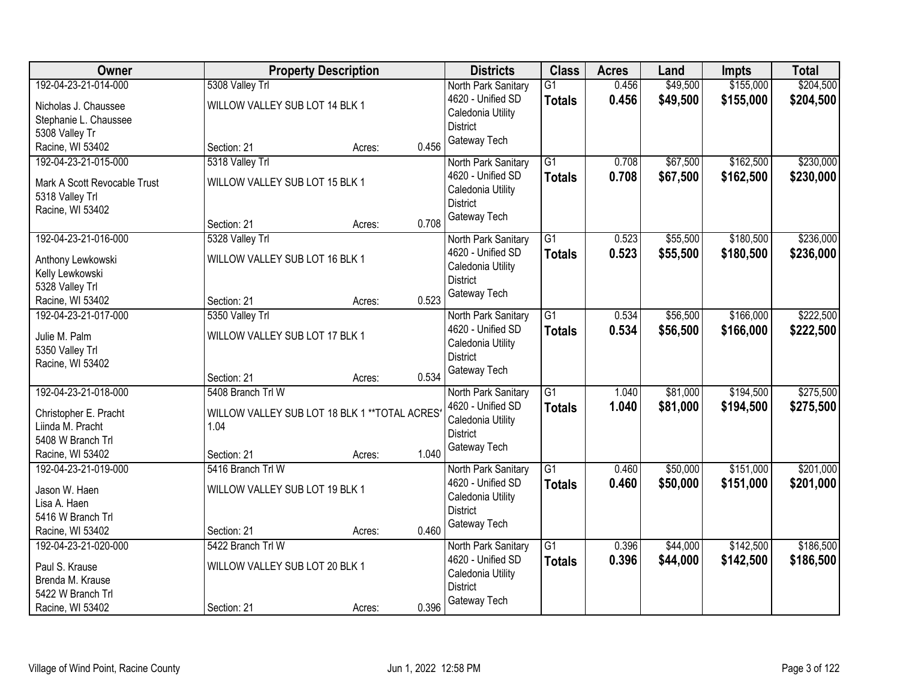| Owner | Property Description | Districts | Class | Acres | Land | Impts | Total |
|---|---|---|---|---|---|---|---|
| 192-04-23-21-014-000<br>Nicholas J. Chaussee<br>Stephanie L. Chaussee<br>5308 Valley Tr<br>Racine, WI 53402 | 5308 Valley Trl<br>WILLOW VALLEY SUB LOT 14 BLK 1<br>Section: 21 Acres: 0.456 | North Park Sanitary<br>4620 - Unified SD<br>Caledonia Utility District<br>Gateway Tech | G1<br>**Totals** | 0.456<br>**0.456** | $49,500<br>**$49,500** | $155,000<br>**$155,000** | $204,500<br>**$204,500** |
| 192-04-23-21-015-000<br>Mark A Scott Revocable Trust<br>5318 Valley Trl<br>Racine, WI 53402 | 5318 Valley Trl<br>WILLOW VALLEY SUB LOT 15 BLK 1<br>Section: 21 Acres: 0.708 | North Park Sanitary<br>4620 - Unified SD<br>Caledonia Utility District<br>Gateway Tech | G1<br>**Totals** | 0.708<br>**0.708** | $67,500<br>**$67,500** | $162,500<br>**$162,500** | $230,000<br>**$230,000** |
| 192-04-23-21-016-000<br>Anthony Lewkowski<br>Kelly Lewkowski<br>5328 Valley Trl<br>Racine, WI 53402 | 5328 Valley Trl<br>WILLOW VALLEY SUB LOT 16 BLK 1<br>Section: 21 Acres: 0.523 | North Park Sanitary<br>4620 - Unified SD<br>Caledonia Utility District<br>Gateway Tech | G1<br>**Totals** | 0.523<br>**0.523** | $55,500<br>**$55,500** | $180,500<br>**$180,500** | $236,000<br>**$236,000** |
| 192-04-23-21-017-000<br>Julie M. Palm<br>5350 Valley Trl<br>Racine, WI 53402 | 5350 Valley Trl<br>WILLOW VALLEY SUB LOT 17 BLK 1<br>Section: 21 Acres: 0.534 | North Park Sanitary<br>4620 - Unified SD<br>Caledonia Utility District<br>Gateway Tech | G1<br>**Totals** | 0.534<br>**0.534** | $56,500<br>**$56,500** | $166,000<br>**$166,000** | $222,500<br>**$222,500** |
| 192-04-23-21-018-000<br>Christopher E. Pracht<br>Liinda M. Pracht<br>5408 W Branch Trl<br>Racine, WI 53402 | 5408 Branch Trl W<br>WILLOW VALLEY SUB LOT 18 BLK 1 **TOTAL ACRES' 1.04<br>Section: 21 Acres: 1.040 | North Park Sanitary<br>4620 - Unified SD<br>Caledonia Utility District<br>Gateway Tech | G1<br>**Totals** | 1.040<br>**1.040** | $81,000<br>**$81,000** | $194,500<br>**$194,500** | $275,500<br>**$275,500** |
| 192-04-23-21-019-000<br>Jason W. Haen<br>Lisa A. Haen<br>5416 W Branch Trl<br>Racine, WI 53402 | 5416 Branch Trl W<br>WILLOW VALLEY SUB LOT 19 BLK 1<br>Section: 21 Acres: 0.460 | North Park Sanitary<br>4620 - Unified SD<br>Caledonia Utility District<br>Gateway Tech | G1<br>**Totals** | 0.460<br>**0.460** | $50,000<br>**$50,000** | $151,000<br>**$151,000** | $201,000<br>**$201,000** |
| 192-04-23-21-020-000<br>Paul S. Krause<br>Brenda M. Krause<br>5422 W Branch Trl<br>Racine, WI 53402 | 5422 Branch Trl W<br>WILLOW VALLEY SUB LOT 20 BLK 1<br>Section: 21 Acres: 0.396 | North Park Sanitary<br>4620 - Unified SD<br>Caledonia Utility District<br>Gateway Tech | G1<br>**Totals** | 0.396<br>**0.396** | $44,000<br>**$44,000** | $142,500<br>**$142,500** | $186,500<br>**$186,500** |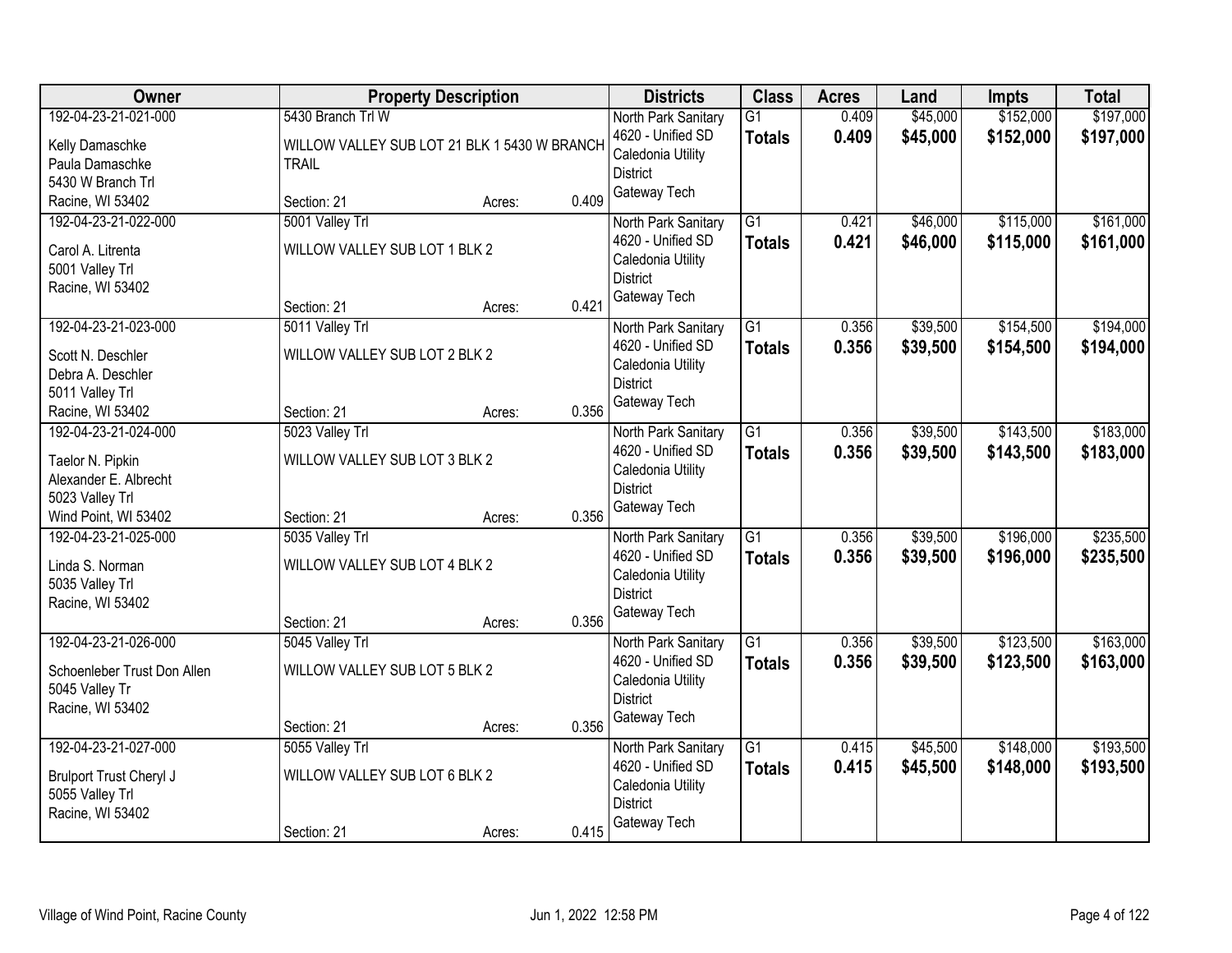| Owner | Property Description | Districts | Class | Acres | Land | Impts | Total |
|---|---|---|---|---|---|---|---|
| 192-04-23-21-021-000<br>Kelly Damaschke<br>Paula Damaschke<br>5430 W Branch Trl<br>Racine, WI 53402 | 5430 Branch Trl W<br>WILLOW VALLEY SUB LOT 21 BLK 1 5430 W BRANCH TRAIL<br>Section: 21 Acres: 0.409 | North Park Sanitary<br>4620 - Unified SD<br>Caledonia Utility District<br>Gateway Tech | G1<br>**Totals** | 0.409<br>**0.409** | \$45,000<br>**\$45,000** | \$152,000<br>**\$152,000** | \$197,000<br>**\$197,000** |
| 192-04-23-21-022-000<br>Carol A. Litrenta<br>5001 Valley Trl<br>Racine, WI 53402 | 5001 Valley Trl<br>WILLOW VALLEY SUB LOT 1 BLK 2<br>Section: 21 Acres: 0.421 | North Park Sanitary<br>4620 - Unified SD<br>Caledonia Utility District<br>Gateway Tech | G1<br>**Totals** | 0.421<br>**0.421** | \$46,000<br>**\$46,000** | \$115,000<br>**\$115,000** | \$161,000<br>**\$161,000** |
| 192-04-23-21-023-000<br>Scott N. Deschler<br>Debra A. Deschler<br>5011 Valley Trl<br>Racine, WI 53402 | 5011 Valley Trl<br>WILLOW VALLEY SUB LOT 2 BLK 2<br>Section: 21 Acres: 0.356 | North Park Sanitary<br>4620 - Unified SD<br>Caledonia Utility District<br>Gateway Tech | G1<br>**Totals** | 0.356<br>**0.356** | \$39,500<br>**\$39,500** | \$154,500<br>**\$154,500** | \$194,000<br>**\$194,000** |
| 192-04-23-21-024-000<br>Taelor N. Pipkin<br>Alexander E. Albrecht<br>5023 Valley Trl<br>Wind Point, WI 53402 | 5023 Valley Trl<br>WILLOW VALLEY SUB LOT 3 BLK 2<br>Section: 21 Acres: 0.356 | North Park Sanitary<br>4620 - Unified SD<br>Caledonia Utility District<br>Gateway Tech | G1<br>**Totals** | 0.356<br>**0.356** | \$39,500<br>**\$39,500** | \$143,500<br>**\$143,500** | \$183,000<br>**\$183,000** |
| 192-04-23-21-025-000<br>Linda S. Norman<br>5035 Valley Trl<br>Racine, WI 53402 | 5035 Valley Trl<br>WILLOW VALLEY SUB LOT 4 BLK 2<br>Section: 21 Acres: 0.356 | North Park Sanitary<br>4620 - Unified SD<br>Caledonia Utility District<br>Gateway Tech | G1<br>**Totals** | 0.356<br>**0.356** | \$39,500<br>**\$39,500** | \$196,000<br>**\$196,000** | \$235,500<br>**\$235,500** |
| 192-04-23-21-026-000<br>Schoenleber Trust Don Allen<br>5045 Valley Tr<br>Racine, WI 53402 | 5045 Valley Trl<br>WILLOW VALLEY SUB LOT 5 BLK 2<br>Section: 21 Acres: 0.356 | North Park Sanitary<br>4620 - Unified SD<br>Caledonia Utility District<br>Gateway Tech | G1<br>**Totals** | 0.356<br>**0.356** | \$39,500<br>**\$39,500** | \$123,500<br>**\$123,500** | \$163,000<br>**\$163,000** |
| 192-04-23-21-027-000<br>Brulport Trust Cheryl J<br>5055 Valley Trl<br>Racine, WI 53402 | 5055 Valley Trl<br>WILLOW VALLEY SUB LOT 6 BLK 2<br>Section: 21 Acres: 0.415 | North Park Sanitary<br>4620 - Unified SD<br>Caledonia Utility District<br>Gateway Tech | G1<br>**Totals** | 0.415<br>**0.415** | \$45,500<br>**\$45,500** | \$148,000<br>**\$148,000** | \$193,500<br>**\$193,500** |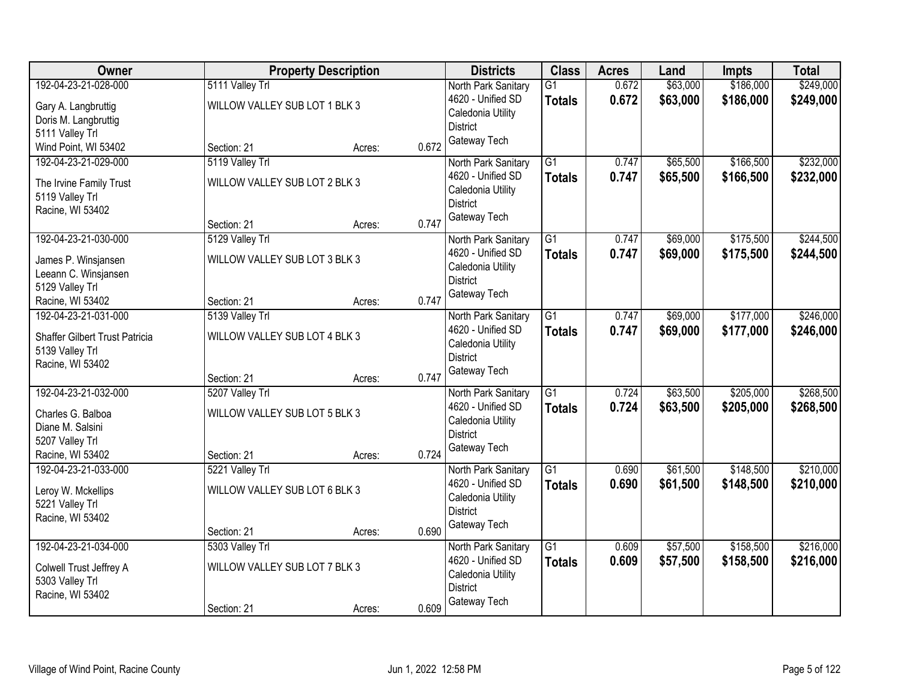| Owner | Property Description | | | Districts | Class | Acres | Land | Impts | Total |
|---|---|---|---|---|---|---|---|---|---|
| 192-04-23-21-028-000<br>Gary A. Langbruttig<br>Doris M. Langbruttig<br>5111 Valley Trl<br>Wind Point, WI 53402 | 5111 Valley Trl<br>WILLOW VALLEY SUB LOT 1 BLK 3<br>Section: 21 | Acres: | 0.672 | North Park Sanitary<br>4620 - Unified SD<br>Caledonia Utility District<br>Gateway Tech | G1<br>**Totals** | 0.672<br>**0.672** | $63,000<br>**$63,000** | $186,000<br>**$186,000** | $249,000<br>**$249,000** |
| 192-04-23-21-029-000<br>The Irvine Family Trust<br>5119 Valley Trl<br>Racine, WI 53402 | 5119 Valley Trl<br>WILLOW VALLEY SUB LOT 2 BLK 3<br>Section: 21 | Acres: | 0.747 | North Park Sanitary<br>4620 - Unified SD<br>Caledonia Utility District<br>Gateway Tech | G1<br>**Totals** | 0.747<br>**0.747** | $65,500<br>**$65,500** | $166,500<br>**$166,500** | $232,000<br>**$232,000** |
| 192-04-23-21-030-000<br>James P. Winsjansen<br>Leeann C. Winsjansen<br>5129 Valley Trl<br>Racine, WI 53402 | 5129 Valley Trl<br>WILLOW VALLEY SUB LOT 3 BLK 3<br>Section: 21 | Acres: | 0.747 | North Park Sanitary<br>4620 - Unified SD<br>Caledonia Utility District<br>Gateway Tech | G1<br>**Totals** | 0.747<br>**0.747** | $69,000<br>**$69,000** | $175,500<br>**$175,500** | $244,500<br>**$244,500** |
| 192-04-23-21-031-000<br>Shaffer Gilbert Trust Patricia<br>5139 Valley Trl<br>Racine, WI 53402 | 5139 Valley Trl<br>WILLOW VALLEY SUB LOT 4 BLK 3<br>Section: 21 | Acres: | 0.747 | North Park Sanitary<br>4620 - Unified SD<br>Caledonia Utility District<br>Gateway Tech | G1<br>**Totals** | 0.747<br>**0.747** | $69,000<br>**$69,000** | $177,000<br>**$177,000** | $246,000<br>**$246,000** |
| 192-04-23-21-032-000<br>Charles G. Balboa<br>Diane M. Salsini<br>5207 Valley Trl<br>Racine, WI 53402 | 5207 Valley Trl<br>WILLOW VALLEY SUB LOT 5 BLK 3<br>Section: 21 | Acres: | 0.724 | North Park Sanitary<br>4620 - Unified SD<br>Caledonia Utility District<br>Gateway Tech | G1<br>**Totals** | 0.724<br>**0.724** | $63,500<br>**$63,500** | $205,000<br>**$205,000** | $268,500<br>**$268,500** |
| 192-04-23-21-033-000<br>Leroy W. Mckellips<br>5221 Valley Trl<br>Racine, WI 53402 | 5221 Valley Trl<br>WILLOW VALLEY SUB LOT 6 BLK 3<br>Section: 21 | Acres: | 0.690 | North Park Sanitary<br>4620 - Unified SD<br>Caledonia Utility District<br>Gateway Tech | G1<br>**Totals** | 0.690<br>**0.690** | $61,500<br>**$61,500** | $148,500<br>**$148,500** | $210,000<br>**$210,000** |
| 192-04-23-21-034-000<br>Colwell Trust Jeffrey A<br>5303 Valley Trl<br>Racine, WI 53402 | 5303 Valley Trl<br>WILLOW VALLEY SUB LOT 7 BLK 3<br>Section: 21 | Acres: | 0.609 | North Park Sanitary<br>4620 - Unified SD<br>Caledonia Utility District<br>Gateway Tech | G1<br>**Totals** | 0.609<br>**0.609** | $57,500<br>**$57,500** | $158,500<br>**$158,500** | $216,000<br>**$216,000** |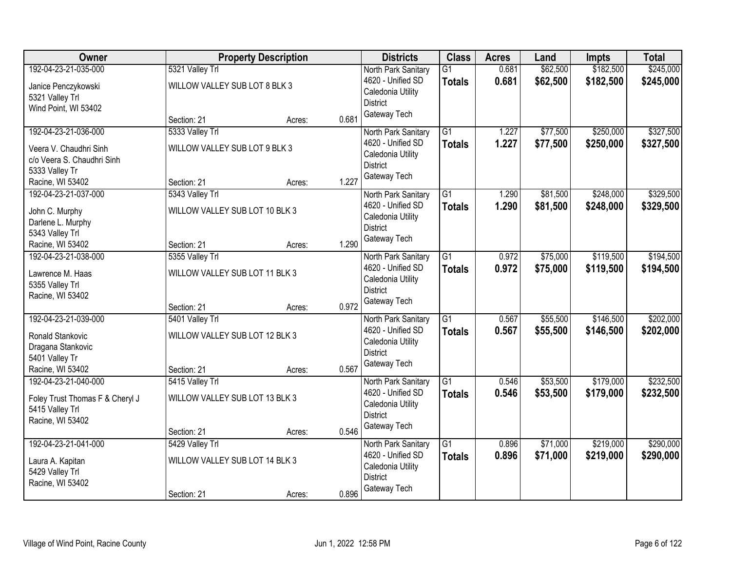| Owner | Property Description | | | Districts | Class | Acres | Land | Impts | Total |
|---|---|---|---|---|---|---|---|---|---|
| 192-04-23-21-035-000<br>Janice Penczykowski<br>5321 Valley Trl<br>Wind Point, WI 53402 | 5321 Valley Trl<br>WILLOW VALLEY SUB LOT 8 BLK 3<br>Section: 21 | Acres: | 0.681 | North Park Sanitary<br>4620 - Unified SD<br>Caledonia Utility District<br>Gateway Tech | G1<br>**Totals** | 0.681<br>**0.681** | $62,500<br>**$62,500** | $182,500<br>**$182,500** | $245,000<br>**$245,000** |
| 192-04-23-21-036-000<br>Veera V. Chaudhri Sinh<br>c/o Veera S. Chaudhri Sinh<br>5333 Valley Tr<br>Racine, WI 53402 | 5333 Valley Trl<br>WILLOW VALLEY SUB LOT 9 BLK 3<br>Section: 21 | Acres: | 1.227 | North Park Sanitary<br>4620 - Unified SD<br>Caledonia Utility District<br>Gateway Tech | G1<br>**Totals** | 1.227<br>**1.227** | $77,500<br>**$77,500** | $250,000<br>**$250,000** | $327,500<br>**$327,500** |
| 192-04-23-21-037-000<br>John C. Murphy<br>Darlene L. Murphy<br>5343 Valley Trl<br>Racine, WI 53402 | 5343 Valley Trl<br>WILLOW VALLEY SUB LOT 10 BLK 3<br>Section: 21 | Acres: | 1.290 | North Park Sanitary<br>4620 - Unified SD<br>Caledonia Utility District<br>Gateway Tech | G1<br>**Totals** | 1.290<br>**1.290** | $81,500<br>**$81,500** | $248,000<br>**$248,000** | $329,500<br>**$329,500** |
| 192-04-23-21-038-000<br>Lawrence M. Haas<br>5355 Valley Trl<br>Racine, WI 53402 | 5355 Valley Trl<br>WILLOW VALLEY SUB LOT 11 BLK 3<br>Section: 21 | Acres: | 0.972 | North Park Sanitary<br>4620 - Unified SD<br>Caledonia Utility District<br>Gateway Tech | G1<br>**Totals** | 0.972<br>**0.972** | $75,000<br>**$75,000** | $119,500<br>**$119,500** | $194,500<br>**$194,500** |
| 192-04-23-21-039-000<br>Ronald Stankovic<br>Dragana Stankovic<br>5401 Valley Tr<br>Racine, WI 53402 | 5401 Valley Trl<br>WILLOW VALLEY SUB LOT 12 BLK 3<br>Section: 21 | Acres: | 0.567 | North Park Sanitary<br>4620 - Unified SD<br>Caledonia Utility District<br>Gateway Tech | G1<br>**Totals** | 0.567<br>**0.567** | $55,500<br>**$55,500** | $146,500<br>**$146,500** | $202,000<br>**$202,000** |
| 192-04-23-21-040-000<br>Foley Trust Thomas F & Cheryl J<br>5415 Valley Trl<br>Racine, WI 53402 | 5415 Valley Trl<br>WILLOW VALLEY SUB LOT 13 BLK 3<br>Section: 21 | Acres: | 0.546 | North Park Sanitary<br>4620 - Unified SD<br>Caledonia Utility District<br>Gateway Tech | G1<br>**Totals** | 0.546<br>**0.546** | $53,500<br>**$53,500** | $179,000<br>**$179,000** | $232,500<br>**$232,500** |
| 192-04-23-21-041-000<br>Laura A. Kapitan<br>5429 Valley Trl<br>Racine, WI 53402 | 5429 Valley Trl<br>WILLOW VALLEY SUB LOT 14 BLK 3<br>Section: 21 | Acres: | 0.896 | North Park Sanitary<br>4620 - Unified SD<br>Caledonia Utility District<br>Gateway Tech | G1<br>**Totals** | 0.896<br>**0.896** | $71,000<br>**$71,000** | $219,000<br>**$219,000** | $290,000<br>**$290,000** |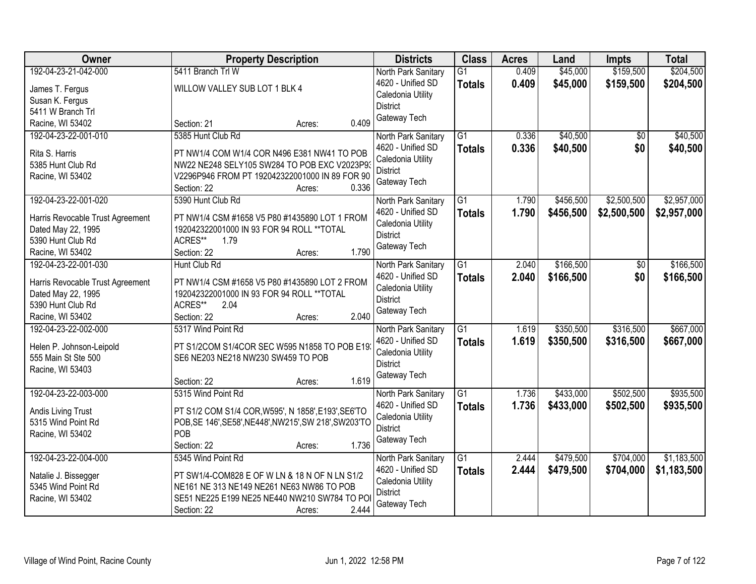| Owner | Property Description | Districts | Class | Acres | Land | Impts | Total |
|---|---|---|---|---|---|---|---|
| 192-04-23-21-042-000<br>James T. Fergus<br>Susan K. Fergus<br>5411 W Branch Trl<br>Racine, WI 53402 | 5411 Branch Trl W<br>WILLOW VALLEY SUB LOT 1 BLK 4<br>Section: 21 Acres: 0.409 | North Park Sanitary<br>4620 - Unified SD<br>Caledonia Utility District<br>Gateway Tech | G1<br>**Totals** | 0.409<br>**0.409** | $45,000<br>**$45,000** | $159,500<br>**$159,500** | $204,500<br>**$204,500** |
| 192-04-23-22-001-010<br>Rita S. Harris<br>5385 Hunt Club Rd<br>Racine, WI 53402 | 5385 Hunt Club Rd<br>PT NW1/4 COM W1/4 COR N496 E381 NW41 TO POB NW22 NE248 SELY105 SW284 TO POB EXC V2023P93 V2296P946 FROM PT 192042322001000 IN 89 FOR 90<br>Section: 22 Acres: 0.336 | North Park Sanitary<br>4620 - Unified SD<br>Caledonia Utility District<br>Gateway Tech | G1<br>**Totals** | 0.336<br>**0.336** | $40,500<br>**$40,500** | $0<br>**$0** | $40,500<br>**$40,500** |
| 192-04-23-22-001-020<br>Harris Revocable Trust Agreement<br>Dated May 22, 1995<br>5390 Hunt Club Rd<br>Racine, WI 53402 | 5390 Hunt Club Rd<br>PT NW1/4 CSM #1658 V5 P80 #1435890 LOT 1 FROM 192042322001000 IN 93 FOR 94 ROLL **TOTAL ACRES** 1.79<br>Section: 22 Acres: 1.790 | North Park Sanitary<br>4620 - Unified SD<br>Caledonia Utility District<br>Gateway Tech | G1<br>**Totals** | 1.790<br>**1.790** | $456,500<br>**$456,500** | $2,500,500<br>**$2,500,500** | $2,957,000<br>**$2,957,000** |
| 192-04-23-22-001-030<br>Harris Revocable Trust Agreement<br>Dated May 22, 1995<br>5390 Hunt Club Rd<br>Racine, WI 53402 | Hunt Club Rd<br>PT NW1/4 CSM #1658 V5 P80 #1435890 LOT 2 FROM 192042322001000 IN 93 FOR 94 ROLL **TOTAL ACRES** 2.04<br>Section: 22 Acres: 2.040 | North Park Sanitary<br>4620 - Unified SD<br>Caledonia Utility District<br>Gateway Tech | G1<br>**Totals** | 2.040<br>**2.040** | $166,500<br>**$166,500** | $0<br>**$0** | $166,500<br>**$166,500** |
| 192-04-23-22-002-000<br>Helen P. Johnson-Leipold<br>555 Main St Ste 500<br>Racine, WI 53403 | 5317 Wind Point Rd<br>PT S1/2COM S1/4COR SEC W595 N1858 TO POB E193 SE6 NE203 NE218 NW230 SW459 TO POB<br>Section: 22 Acres: 1.619 | North Park Sanitary<br>4620 - Unified SD<br>Caledonia Utility District<br>Gateway Tech | G1<br>**Totals** | 1.619<br>**1.619** | $350,500<br>**$350,500** | $316,500<br>**$316,500** | $667,000<br>**$667,000** |
| 192-04-23-22-003-000<br>Andis Living Trust<br>5315 Wind Point Rd<br>Racine, WI 53402 | 5315 Wind Point Rd<br>PT S1/2 COM S1/4 COR,W595', N 1858',E193',SE6'TO POB,SE 146',SE58',NE448',NW215',SW 218',SW203'TO POB<br>Section: 22 Acres: 1.736 | North Park Sanitary<br>4620 - Unified SD<br>Caledonia Utility District<br>Gateway Tech | G1<br>**Totals** | 1.736<br>**1.736** | $433,000<br>**$433,000** | $502,500<br>**$502,500** | $935,500<br>**$935,500** |
| 192-04-23-22-004-000<br>Natalie J. Bissegger<br>5345 Wind Point Rd<br>Racine, WI 53402 | 5345 Wind Point Rd<br>PT SW1/4-COM828 E OF W LN & 18 N OF N LN S1/2 NE161 NE 313 NE149 NE261 NE63 NW86 TO POB SE51 NE225 E199 NE25 NE440 NW210 SW784 TO POI<br>Section: 22 Acres: 2.444 | North Park Sanitary<br>4620 - Unified SD<br>Caledonia Utility District<br>Gateway Tech | G1<br>**Totals** | 2.444<br>**2.444** | $479,500<br>**$479,500** | $704,000<br>**$704,000** | $1,183,500<br>**$1,183,500** |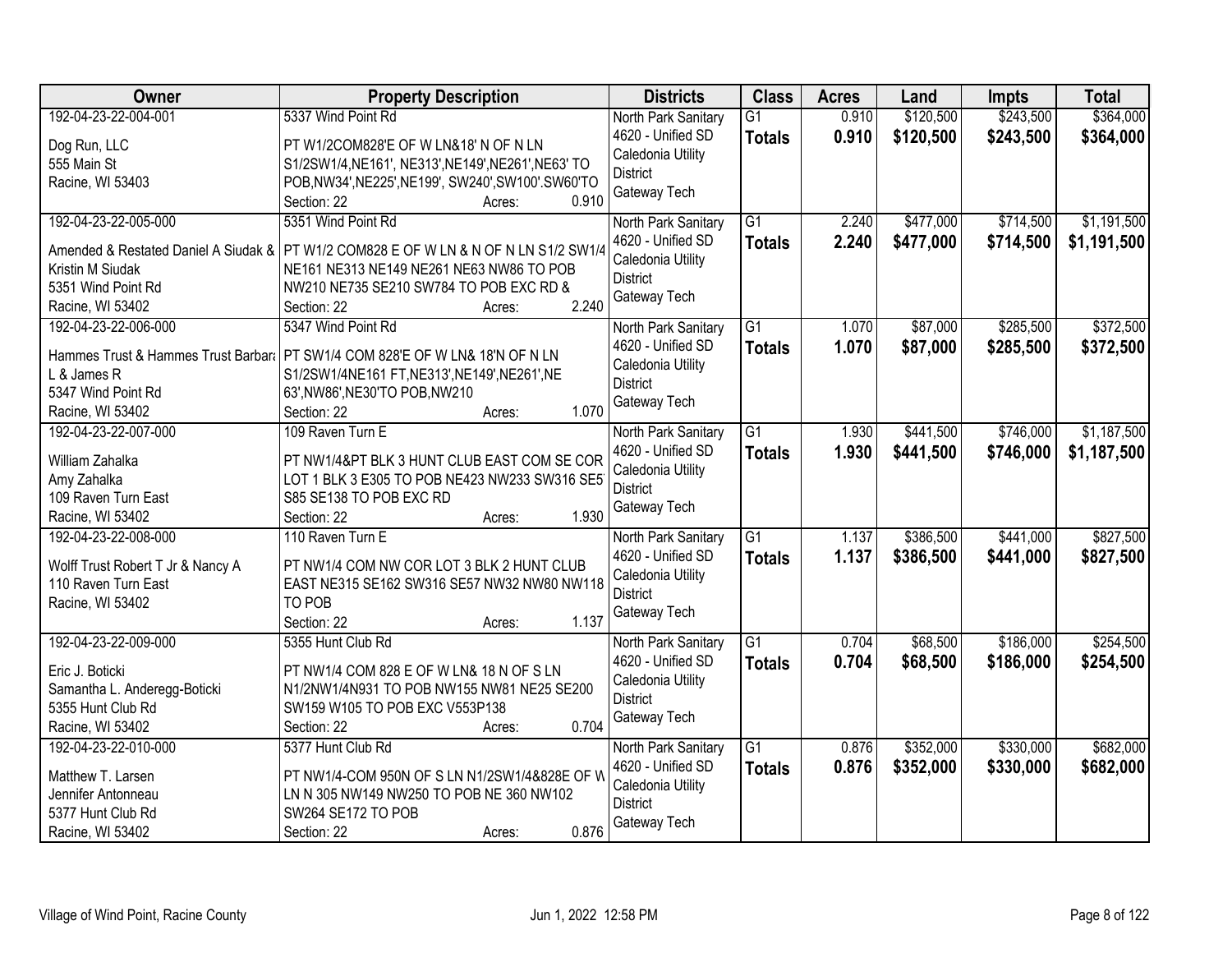| Owner | Property Description | Districts | Class | Acres | Land | Impts | Total |
|---|---|---|---|---|---|---|---|
| 192-04-23-22-004-001<br><br>Dog Run, LLC<br>555 Main St<br>Racine, WI 53403 | 5337 Wind Point Rd<br><br>PT W1/2COM828'E OF W LN&18' N OF N LN S1/2SW1/4,NE161', NE313',NE149',NE261',NE63' TO POB,NW34',NE225',NE199', SW240',SW100'.SW60'TO<br>Section: 22 Acres: 0.910 | North Park Sanitary<br>4620 - Unified SD<br>Caledonia Utility District<br>Gateway Tech | G1<br>**Totals** | 0.910<br>**0.910** | \$120,500<br>**\$120,500** | \$243,500<br>**\$243,500** | \$364,000<br>**\$364,000** |
| 192-04-23-22-005-000<br><br>Amended & Restated Daniel A Siudak &<br>Kristin M Siudak<br>5351 Wind Point Rd<br>Racine, WI 53402 | 5351 Wind Point Rd<br><br>PT W1/2 COM828 E OF W LN & N OF N LN S1/2 SW1/4 NE161 NE313 NE149 NE261 NE63 NW86 TO POB NW210 NE735 SE210 SW784 TO POB EXC RD &<br>Section: 22 Acres: 2.240 | North Park Sanitary<br>4620 - Unified SD<br>Caledonia Utility District<br>Gateway Tech | G1<br>**Totals** | 2.240<br>**2.240** | \$477,000<br>**\$477,000** | \$714,500<br>**\$714,500** | \$1,191,500<br>**\$1,191,500** |
| 192-04-23-22-006-000<br><br>Hammes Trust & Hammes Trust Barbara<br>L & James R<br>5347 Wind Point Rd<br>Racine, WI 53402 | 5347 Wind Point Rd<br><br>PT SW1/4 COM 828'E OF W LN& 18'N OF N LN S1/2SW1/4NE161 FT,NE313',NE149',NE261',NE 63',NW86',NE30'TO POB,NW210<br>Section: 22 Acres: 1.070 | North Park Sanitary<br>4620 - Unified SD<br>Caledonia Utility District<br>Gateway Tech | G1<br>**Totals** | 1.070<br>**1.070** | \$87,000<br>**\$87,000** | \$285,500<br>**\$285,500** | \$372,500<br>**\$372,500** |
| 192-04-23-22-007-000<br><br>William Zahalka<br>Amy Zahalka<br>109 Raven Turn East<br>Racine, WI 53402 | 109 Raven Turn E<br><br>PT NW1/4&PT BLK 3 HUNT CLUB EAST COM SE COR LOT 1 BLK 3 E305 TO POB NE423 NW233 SW316 SE5 S85 SE138 TO POB EXC RD<br>Section: 22 Acres: 1.930 | North Park Sanitary<br>4620 - Unified SD<br>Caledonia Utility District<br>Gateway Tech | G1<br>**Totals** | 1.930<br>**1.930** | \$441,500<br>**\$441,500** | \$746,000<br>**\$746,000** | \$1,187,500<br>**\$1,187,500** |
| 192-04-23-22-008-000<br><br>Wolff Trust Robert T Jr & Nancy A<br>110 Raven Turn East<br>Racine, WI 53402 | 110 Raven Turn E<br><br>PT NW1/4 COM NW COR LOT 3 BLK 2 HUNT CLUB EAST NE315 SE162 SW316 SE57 NW32 NW80 NW118 TO POB<br>Section: 22 Acres: 1.137 | North Park Sanitary<br>4620 - Unified SD<br>Caledonia Utility District<br>Gateway Tech | G1<br>**Totals** | 1.137<br>**1.137** | \$386,500<br>**\$386,500** | \$441,000<br>**\$441,000** | \$827,500<br>**\$827,500** |
| 192-04-23-22-009-000<br><br>Eric J. Boticki<br>Samantha L. Anderegg-Boticki<br>5355 Hunt Club Rd<br>Racine, WI 53402 | 5355 Hunt Club Rd<br><br>PT NW1/4 COM 828 E OF W LN& 18 N OF S LN N1/2NW1/4N931 TO POB NW155 NW81 NE25 SE200 SW159 W105 TO POB EXC V553P138<br>Section: 22 Acres: 0.704 | North Park Sanitary<br>4620 - Unified SD<br>Caledonia Utility District<br>Gateway Tech | G1<br>**Totals** | 0.704<br>**0.704** | \$68,500<br>**\$68,500** | \$186,000<br>**\$186,000** | \$254,500<br>**\$254,500** |
| 192-04-23-22-010-000<br><br>Matthew T. Larsen<br>Jennifer Antonneau<br>5377 Hunt Club Rd<br>Racine, WI 53402 | 5377 Hunt Club Rd<br><br>PT NW1/4-COM 950N OF S LN N1/2SW1/4&828E OF W LN N 305 NW149 NW250 TO POB NE 360 NW102 SW264 SE172 TO POB<br>Section: 22 Acres: 0.876 | North Park Sanitary<br>4620 - Unified SD<br>Caledonia Utility District<br>Gateway Tech | G1<br>**Totals** | 0.876<br>**0.876** | \$352,000<br>**\$352,000** | \$330,000<br>**\$330,000** | \$682,000<br>**\$682,000** |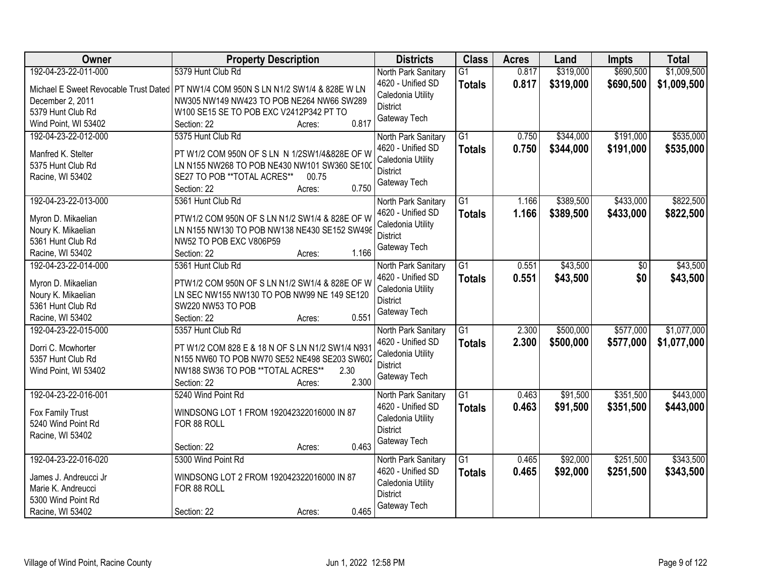| Owner | Property Description | Districts | Class | Acres | Land | Impts | Total |
|---|---|---|---|---|---|---|---|
| 192-04-23-22-011-000<br>Michael E Sweet Revocable Trust Dated December 2, 2011<br>5379 Hunt Club Rd<br>Wind Point, WI 53402 | 5379 Hunt Club Rd<br>PT NW1/4 COM 950N S LN N1/2 SW1/4 & 828E W LN NW305 NW149 NW423 TO POB NE264 NW66 SW289 W100 SE15 SE TO POB EXC V2412P342 PT TO<br>Section: 22 Acres: 0.817 | North Park Sanitary<br>4620 - Unified SD<br>Caledonia Utility District<br>Gateway Tech | G1<br>**Totals** | 0.817<br>**0.817** | $319,000<br>**$319,000** | $690,500<br>**$690,500** | $1,009,500<br>**$1,009,500** |
| 192-04-23-22-012-000<br>Manfred K. Stelter<br>5375 Hunt Club Rd<br>Racine, WI 53402 | 5375 Hunt Club Rd<br>PT W1/2 COM 950N OF S LN N 1/2SW1/4&828E OF W LN N155 NW268 TO POB NE430 NW101 SW360 SE100 SE27 TO POB **TOTAL ACRES** 00.75<br>Section: 22 Acres: 0.750 | North Park Sanitary<br>4620 - Unified SD<br>Caledonia Utility District<br>Gateway Tech | G1<br>**Totals** | 0.750<br>**0.750** | $344,000<br>**$344,000** | $191,000<br>**$191,000** | $535,000<br>**$535,000** |
| 192-04-23-22-013-000<br>Myron D. Mikaelian<br>Noury K. Mikaelian<br>5361 Hunt Club Rd<br>Racine, WI 53402 | 5361 Hunt Club Rd<br>PTW1/2 COM 950N OF S LN N1/2 SW1/4 & 828E OF W LN N155 NW130 TO POB NW138 NE430 SE152 SW498 NW52 TO POB EXC V806P59<br>Section: 22 Acres: 1.166 | North Park Sanitary<br>4620 - Unified SD<br>Caledonia Utility District<br>Gateway Tech | G1<br>**Totals** | 1.166<br>**1.166** | $389,500<br>**$389,500** | $433,000<br>**$433,000** | $822,500<br>**$822,500** |
| 192-04-23-22-014-000<br>Myron D. Mikaelian<br>Noury K. Mikaelian<br>5361 Hunt Club Rd<br>Racine, WI 53402 | 5361 Hunt Club Rd<br>PTW1/2 COM 950N OF S LN N1/2 SW1/4 & 828E OF W LN SEC NW155 NW130 TO POB NW99 NE 149 SE120 SW220 NW53 TO POB<br>Section: 22 Acres: 0.551 | North Park Sanitary<br>4620 - Unified SD<br>Caledonia Utility District<br>Gateway Tech | G1<br>**Totals** | 0.551<br>**0.551** | $43,500<br>**$43,500** | $0<br>**$0** | $43,500<br>**$43,500** |
| 192-04-23-22-015-000<br>Dorri C. Mcwhorter<br>5357 Hunt Club Rd<br>Wind Point, WI 53402 | 5357 Hunt Club Rd<br>PT W1/2 COM 828 E & 18 N OF S LN N1/2 SW1/4 N931 N155 NW60 TO POB NW70 SE52 NE498 SE203 SW602 NW188 SW36 TO POB **TOTAL ACRES** 2.30<br>Section: 22 Acres: 2.300 | North Park Sanitary<br>4620 - Unified SD<br>Caledonia Utility District<br>Gateway Tech | G1<br>**Totals** | 2.300<br>**2.300** | $500,000<br>**$500,000** | $577,000<br>**$577,000** | $1,077,000<br>**$1,077,000** |
| 192-04-23-22-016-001<br>Fox Family Trust<br>5240 Wind Point Rd<br>Racine, WI 53402 | 5240 Wind Point Rd<br>WINDSONG LOT 1 FROM 192042322016000 IN 87 FOR 88 ROLL<br>Section: 22 Acres: 0.463 | North Park Sanitary<br>4620 - Unified SD<br>Caledonia Utility District<br>Gateway Tech | G1<br>**Totals** | 0.463<br>**0.463** | $91,500<br>**$91,500** | $351,500<br>**$351,500** | $443,000<br>**$443,000** |
| 192-04-23-22-016-020<br>James J. Andreucci Jr<br>Marie K. Andreucci<br>5300 Wind Point Rd<br>Racine, WI 53402 | 5300 Wind Point Rd<br>WINDSONG LOT 2 FROM 192042322016000 IN 87 FOR 88 ROLL<br>Section: 22 Acres: 0.465 | North Park Sanitary<br>4620 - Unified SD<br>Caledonia Utility District<br>Gateway Tech | G1<br>**Totals** | 0.465<br>**0.465** | $92,000<br>**$92,000** | $251,500<br>**$251,500** | $343,500<br>**$343,500** |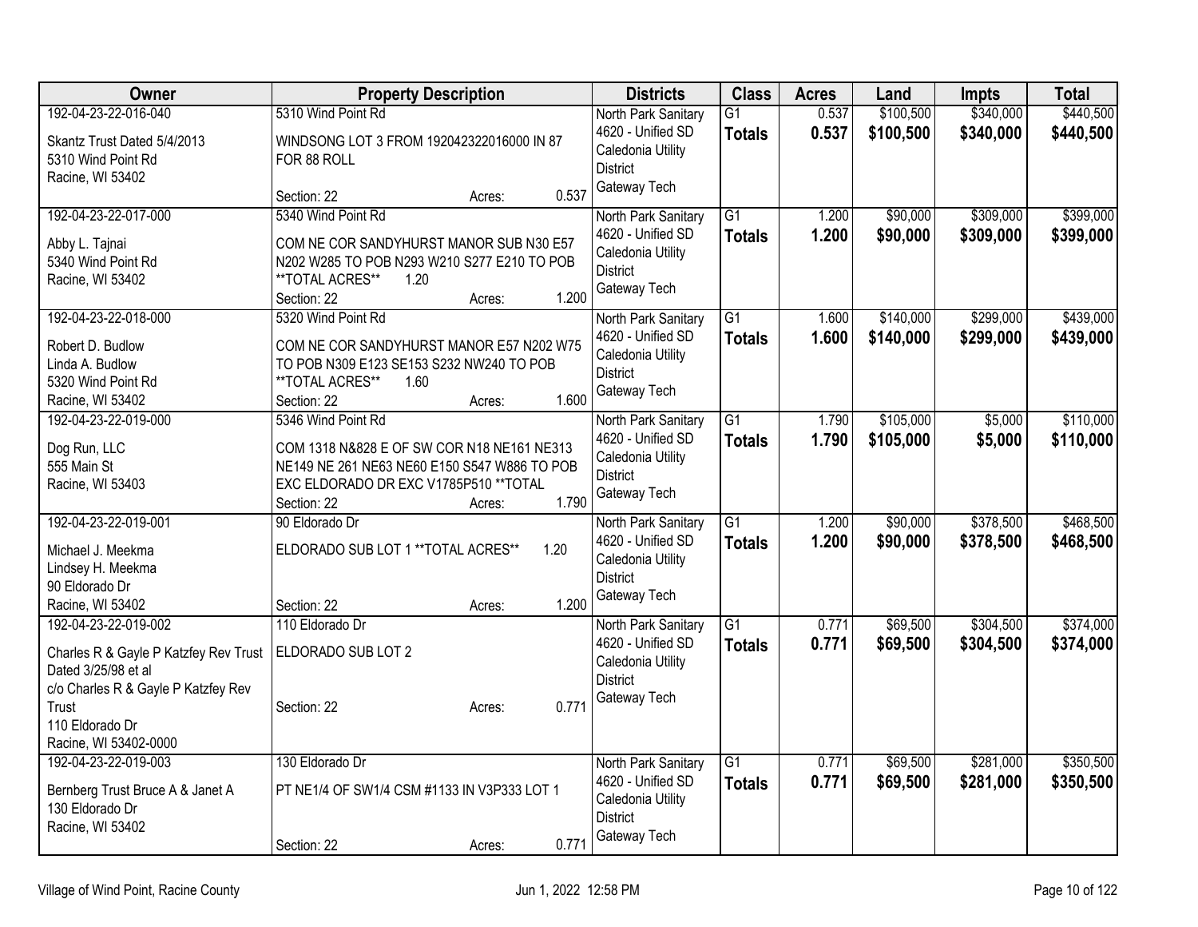| Owner | Property Description | Districts | Class | Acres | Land | Impts | Total |
|---|---|---|---|---|---|---|---|
| 192-04-23-22-016-040<br>Skantz Trust Dated 5/4/2013<br>5310 Wind Point Rd<br>Racine, WI 53402 | 5310 Wind Point Rd<br>WINDSONG LOT 3 FROM 192042322016000 IN 87 FOR 88 ROLL<br>Section: 22 Acres: 0.537 | North Park Sanitary<br>4620 - Unified SD<br>Caledonia Utility District<br>Gateway Tech | G1<br>**Totals** | 0.537<br>**0.537** | $100,500<br>**$100,500** | $340,000<br>**$340,000** | $440,500<br>**$440,500** |
| 192-04-23-22-017-000<br>Abby L. Tajnai<br>5340 Wind Point Rd<br>Racine, WI 53402 | 5340 Wind Point Rd<br>COM NE COR SANDYHURST MANOR SUB N30 E57 N202 W285 TO POB N293 W210 S277 E210 TO POB **TOTAL ACRES** 1.20<br>Section: 22 Acres: 1.200 | North Park Sanitary<br>4620 - Unified SD<br>Caledonia Utility District<br>Gateway Tech | G1<br>**Totals** | 1.200<br>**1.200** | $90,000<br>**$90,000** | $309,000<br>**$309,000** | $399,000<br>**$399,000** |
| 192-04-23-22-018-000<br>Robert D. Budlow<br>Linda A. Budlow<br>5320 Wind Point Rd<br>Racine, WI 53402 | 5320 Wind Point Rd<br>COM NE COR SANDYHURST MANOR E57 N202 W75 TO POB N309 E123 SE153 S232 NW240 TO POB **TOTAL ACRES** 1.60<br>Section: 22 Acres: 1.600 | North Park Sanitary<br>4620 - Unified SD<br>Caledonia Utility District<br>Gateway Tech | G1<br>**Totals** | 1.600<br>**1.600** | $140,000<br>**$140,000** | $299,000<br>**$299,000** | $439,000<br>**$439,000** |
| 192-04-23-22-019-000<br>Dog Run, LLC<br>555 Main St<br>Racine, WI 53403 | 5346 Wind Point Rd<br>COM 1318 N&828 E OF SW COR N18 NE161 NE313 NE149 NE 261 NE63 NE60 E150 S547 W886 TO POB EXC ELDORADO DR EXC V1785P510 **TOTAL<br>Section: 22 Acres: 1.790 | North Park Sanitary<br>4620 - Unified SD<br>Caledonia Utility District<br>Gateway Tech | G1<br>**Totals** | 1.790<br>**1.790** | $105,000<br>**$105,000** | $5,000<br>**$5,000** | $110,000<br>**$110,000** |
| 192-04-23-22-019-001<br>Michael J. Meekma<br>Lindsey H. Meekma<br>90 Eldorado Dr<br>Racine, WI 53402 | 90 Eldorado Dr<br>ELDORADO SUB LOT 1 **TOTAL ACRES** 1.20<br>Section: 22 Acres: 1.200 | North Park Sanitary<br>4620 - Unified SD<br>Caledonia Utility District<br>Gateway Tech | G1<br>**Totals** | 1.200<br>**1.200** | $90,000<br>**$90,000** | $378,500<br>**$378,500** | $468,500<br>**$468,500** |
| 192-04-23-22-019-002<br>Charles R & Gayle P Katzfey Rev Trust Dated 3/25/98 et al<br>c/o Charles R & Gayle P Katzfey Rev Trust<br>110 Eldorado Dr<br>Racine, WI 53402-0000 | 110 Eldorado Dr<br>ELDORADO SUB LOT 2<br>Section: 22 Acres: 0.771 | North Park Sanitary<br>4620 - Unified SD<br>Caledonia Utility District<br>Gateway Tech | G1<br>**Totals** | 0.771<br>**0.771** | $69,500<br>**$69,500** | $304,500<br>**$304,500** | $374,000<br>**$374,000** |
| 192-04-23-22-019-003<br>Bernberg Trust Bruce A & Janet A<br>130 Eldorado Dr<br>Racine, WI 53402 | 130 Eldorado Dr<br>PT NE1/4 OF SW1/4 CSM #1133 IN V3P333 LOT 1<br>Section: 22 Acres: 0.771 | North Park Sanitary<br>4620 - Unified SD<br>Caledonia Utility District<br>Gateway Tech | G1<br>**Totals** | 0.771<br>**0.771** | $69,500<br>**$69,500** | $281,000<br>**$281,000** | $350,500<br>**$350,500** |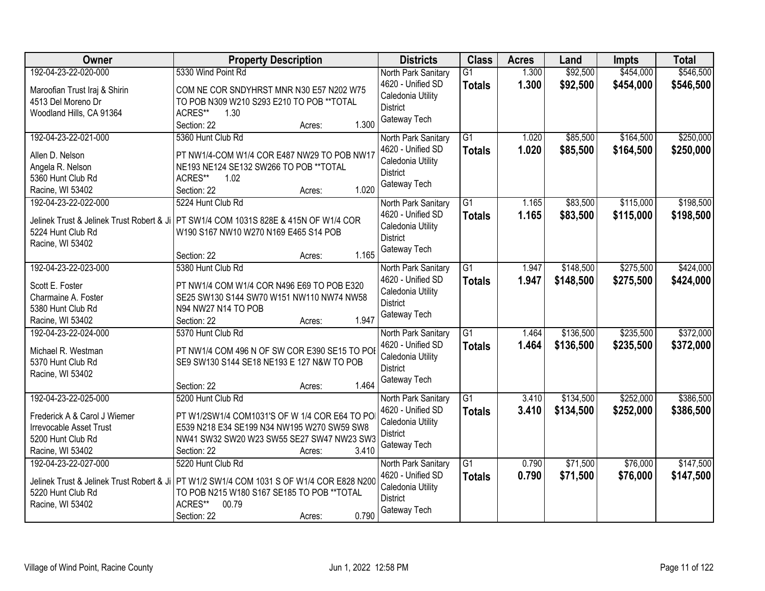| Owner | Property Description | Districts | Class | Acres | Land | Impts | Total |
|---|---|---|---|---|---|---|---|
| 192-04-23-22-020-000<br>Maroofian Trust Iraj & Shirin<br>4513 Del Moreno Dr<br>Woodland Hills, CA 91364 | 5330 Wind Point Rd<br>COM NE COR SNDYHRST MNR N30 E57 N202 W75 TO POB N309 W210 S293 E210 TO POB **TOTAL ACRES** 1.30<br>Section: 22 Acres: 1.300 | North Park Sanitary<br>4620 - Unified SD<br>Caledonia Utility District<br>Gateway Tech | G1<br>**Totals** | 1.300<br>**1.300** | $92,500<br>**$92,500** | $454,000<br>**$454,000** | $546,500<br>**$546,500** |
| 192-04-23-22-021-000<br>Allen D. Nelson<br>Angela R. Nelson<br>5360 Hunt Club Rd<br>Racine, WI 53402 | 5360 Hunt Club Rd<br>PT NW1/4-COM W1/4 COR E487 NW29 TO POB NW17 NE193 NE124 SE132 SW266 TO POB **TOTAL ACRES** 1.02<br>Section: 22 Acres: 1.020 | North Park Sanitary<br>4620 - Unified SD<br>Caledonia Utility District<br>Gateway Tech | G1<br>**Totals** | 1.020<br>**1.020** | $85,500<br>**$85,500** | $164,500<br>**$164,500** | $250,000<br>**$250,000** |
| 192-04-23-22-022-000<br>Jelinek Trust & Jelinek Trust Robert & Ji<br>5224 Hunt Club Rd<br>Racine, WI 53402 | 5224 Hunt Club Rd<br>PT SW1/4 COM 1031S 828E & 415N OF W1/4 COR W190 S167 NW10 W270 N169 E465 S14 POB<br>Section: 22 Acres: 1.165 | North Park Sanitary<br>4620 - Unified SD<br>Caledonia Utility District<br>Gateway Tech | G1<br>**Totals** | 1.165<br>**1.165** | $83,500<br>**$83,500** | $115,000<br>**$115,000** | $198,500<br>**$198,500** |
| 192-04-23-22-023-000<br>Scott E. Foster<br>Charmaine A. Foster<br>5380 Hunt Club Rd<br>Racine, WI 53402 | 5380 Hunt Club Rd<br>PT NW1/4 COM W1/4 COR N496 E69 TO POB E320 SE25 SW130 S144 SW70 W151 NW110 NW74 NW58 N94 NW27 N14 TO POB<br>Section: 22 Acres: 1.947 | North Park Sanitary<br>4620 - Unified SD<br>Caledonia Utility District<br>Gateway Tech | G1<br>**Totals** | 1.947<br>**1.947** | $148,500<br>**$148,500** | $275,500<br>**$275,500** | $424,000<br>**$424,000** |
| 192-04-23-22-024-000<br>Michael R. Westman<br>5370 Hunt Club Rd<br>Racine, WI 53402 | 5370 Hunt Club Rd<br>PT NW1/4 COM 496 N OF SW COR E390 SE15 TO POI SE9 SW130 S144 SE18 NE193 E 127 N&W TO POB<br>Section: 22 Acres: 1.464 | North Park Sanitary<br>4620 - Unified SD<br>Caledonia Utility District<br>Gateway Tech | G1<br>**Totals** | 1.464<br>**1.464** | $136,500<br>**$136,500** | $235,500<br>**$235,500** | $372,000<br>**$372,000** |
| 192-04-23-22-025-000<br>Frederick A & Carol J Wiemer<br>Irrevocable Asset Trust<br>5200 Hunt Club Rd<br>Racine, WI 53402 | 5200 Hunt Club Rd<br>PT W1/2SW1/4 COM1031'S OF W 1/4 COR E64 TO POI E539 N218 E34 SE199 N34 NW195 W270 SW59 SW8 NW41 SW32 SW20 W23 SW55 SE27 SW47 NW23 SW3<br>Section: 22 Acres: 3.410 | North Park Sanitary<br>4620 - Unified SD<br>Caledonia Utility District<br>Gateway Tech | G1<br>**Totals** | 3.410<br>**3.410** | $134,500<br>**$134,500** | $252,000<br>**$252,000** | $386,500<br>**$386,500** |
| 192-04-23-22-027-000<br>Jelinek Trust & Jelinek Trust Robert & Ji<br>5220 Hunt Club Rd<br>Racine, WI 53402 | 5220 Hunt Club Rd<br>PT W1/2 SW1/4 COM 1031 S OF W1/4 COR E828 N200 TO POB N215 W180 S167 SE185 TO POB **TOTAL ACRES** 00.79<br>Section: 22 Acres: 0.790 | North Park Sanitary<br>4620 - Unified SD<br>Caledonia Utility District<br>Gateway Tech | G1<br>**Totals** | 0.790<br>**0.790** | $71,500<br>**$71,500** | $76,000<br>**$76,000** | $147,500<br>**$147,500** |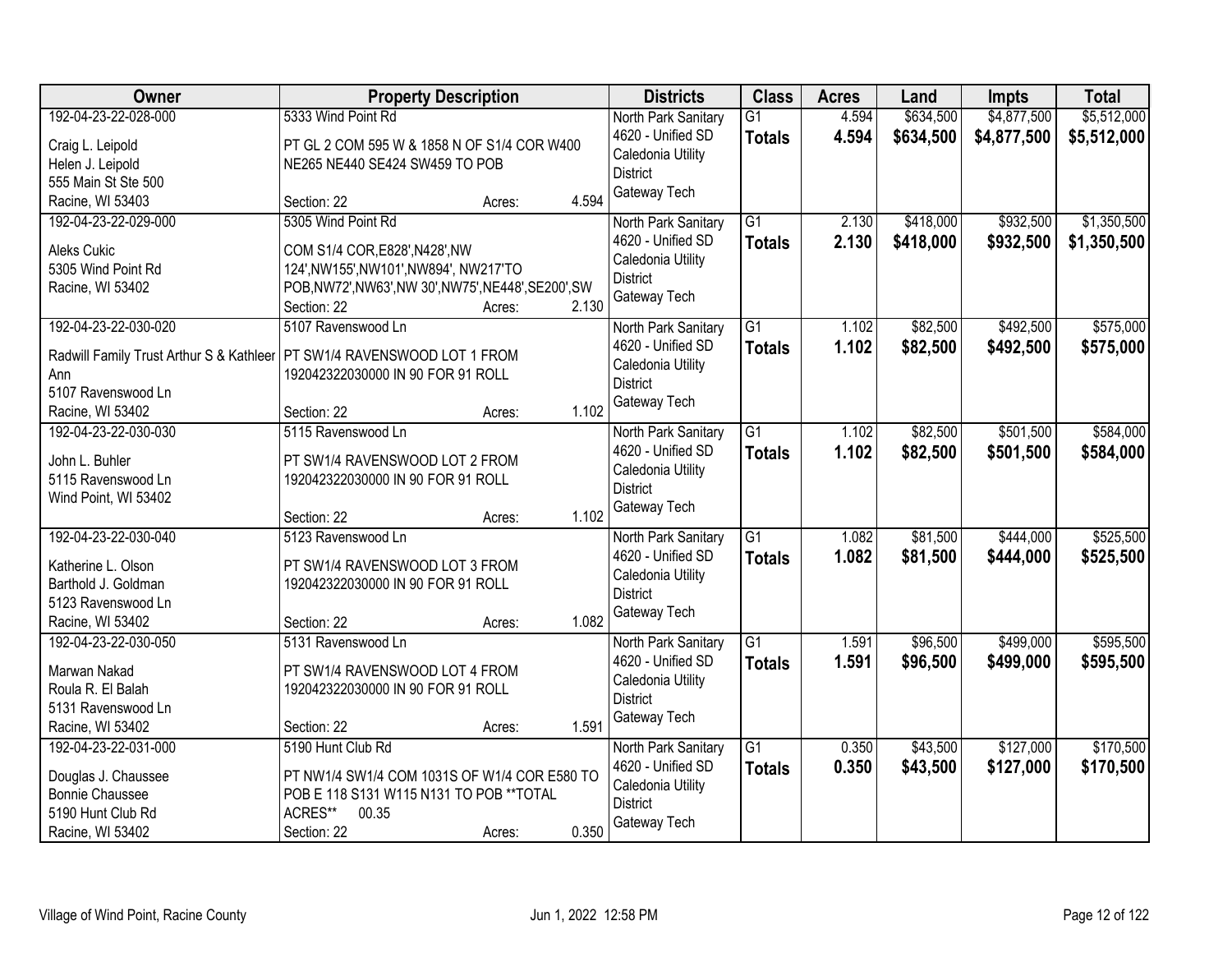| Owner | Property Description | Districts | Class | Acres | Land | Impts | Total |
|---|---|---|---|---|---|---|---|
| 192-04-23-22-028-000<br><br>Craig L. Leipold<br>Helen J. Leipold<br>555 Main St Ste 500<br>Racine, WI 53403 | 5333 Wind Point Rd<br><br>PT GL 2 COM 595 W & 1858 N OF S1/4 COR W400 NE265 NE440 SE424 SW459 TO POB<br><br>Section: 22 Acres: 4.594 | North Park Sanitary<br>4620 - Unified SD<br>Caledonia Utility District<br>Gateway Tech | G1<br>**Totals** | 4.594<br>**4.594** | $634,500<br>**$634,500** | $4,877,500<br>**$4,877,500** | $5,512,000<br>**$5,512,000** |
| 192-04-23-22-029-000<br><br>Aleks Cukic<br>5305 Wind Point Rd<br>Racine, WI 53402 | 5305 Wind Point Rd<br><br>COM S1/4 COR,E828',N428',NW 124',NW155',NW101',NW894', NW217'TO POB,NW72',NW63',NW 30',NW75',NE448',SE200',SW<br>Section: 22 Acres: 2.130 | North Park Sanitary<br>4620 - Unified SD<br>Caledonia Utility District<br>Gateway Tech | G1<br>**Totals** | 2.130<br>**2.130** | $418,000<br>**$418,000** | $932,500<br>**$932,500** | $1,350,500<br>**$1,350,500** |
| 192-04-23-22-030-020<br><br>Radwill Family Trust Arthur S & Kathleer Ann<br>5107 Ravenswood Ln<br>Racine, WI 53402 | 5107 Ravenswood Ln<br><br>PT SW1/4 RAVENSWOOD LOT 1 FROM 192042322030000 IN 90 FOR 91 ROLL<br><br>Section: 22 Acres: 1.102 | North Park Sanitary<br>4620 - Unified SD<br>Caledonia Utility District<br>Gateway Tech | G1<br>**Totals** | 1.102<br>**1.102** | $82,500<br>**$82,500** | $492,500<br>**$492,500** | $575,000<br>**$575,000** |
| 192-04-23-22-030-030<br><br>John L. Buhler<br>5115 Ravenswood Ln<br>Wind Point, WI 53402 | 5115 Ravenswood Ln<br><br>PT SW1/4 RAVENSWOOD LOT 2 FROM 192042322030000 IN 90 FOR 91 ROLL<br><br>Section: 22 Acres: 1.102 | North Park Sanitary<br>4620 - Unified SD<br>Caledonia Utility District<br>Gateway Tech | G1<br>**Totals** | 1.102<br>**1.102** | $82,500<br>**$82,500** | $501,500<br>**$501,500** | $584,000<br>**$584,000** |
| 192-04-23-22-030-040<br><br>Katherine L. Olson<br>Barthold J. Goldman<br>5123 Ravenswood Ln<br>Racine, WI 53402 | 5123 Ravenswood Ln<br><br>PT SW1/4 RAVENSWOOD LOT 3 FROM 192042322030000 IN 90 FOR 91 ROLL<br><br>Section: 22 Acres: 1.082 | North Park Sanitary<br>4620 - Unified SD<br>Caledonia Utility District<br>Gateway Tech | G1<br>**Totals** | 1.082<br>**1.082** | $81,500<br>**$81,500** | $444,000<br>**$444,000** | $525,500<br>**$525,500** |
| 192-04-23-22-030-050<br><br>Marwan Nakad<br>Roula R. El Balah<br>5131 Ravenswood Ln<br>Racine, WI 53402 | 5131 Ravenswood Ln<br><br>PT SW1/4 RAVENSWOOD LOT 4 FROM 192042322030000 IN 90 FOR 91 ROLL<br><br>Section: 22 Acres: 1.591 | North Park Sanitary<br>4620 - Unified SD<br>Caledonia Utility District<br>Gateway Tech | G1<br>**Totals** | 1.591<br>**1.591** | $96,500<br>**$96,500** | $499,000<br>**$499,000** | $595,500<br>**$595,500** |
| 192-04-23-22-031-000<br><br>Douglas J. Chaussee<br>Bonnie Chaussee<br>5190 Hunt Club Rd<br>Racine, WI 53402 | 5190 Hunt Club Rd<br><br>PT NW1/4 SW1/4 COM 1031S OF W1/4 COR E580 TO POB E 118 S131 W115 N131 TO POB **TOTAL ACRES** 00.35<br>Section: 22 Acres: 0.350 | North Park Sanitary<br>4620 - Unified SD<br>Caledonia Utility District<br>Gateway Tech | G1<br>**Totals** | 0.350<br>**0.350** | $43,500<br>**$43,500** | $127,000<br>**$127,000** | $170,500<br>**$170,500** |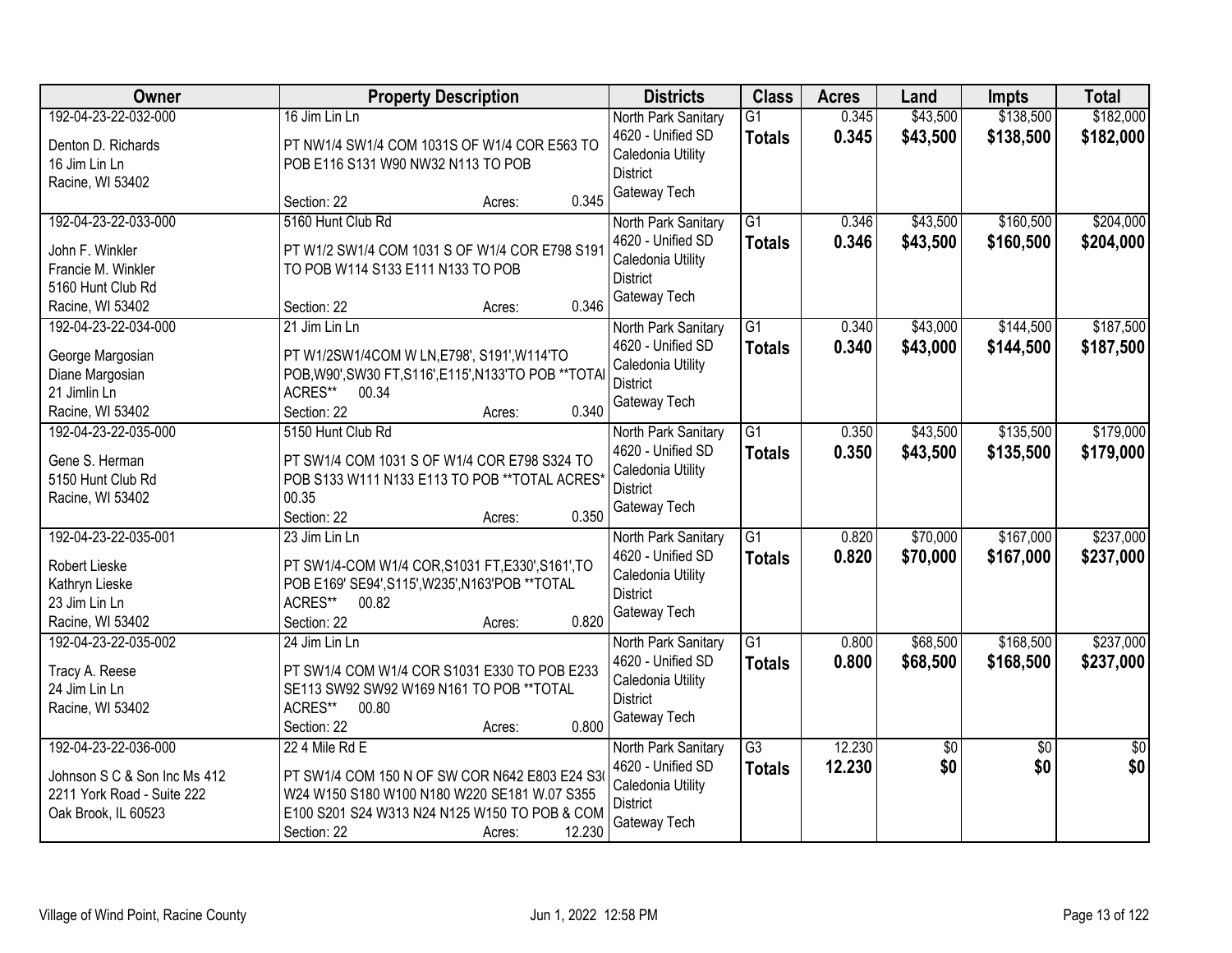| Owner | Property Description | Districts | Class | Acres | Land | Impts | Total |
|---|---|---|---|---|---|---|---|
| 192-04-23-22-032-000<br>Denton D. Richards<br>16 Jim Lin Ln<br>Racine, WI 53402 | 16 Jim Lin Ln<br>PT NW1/4 SW1/4 COM 1031S OF W1/4 COR E563 TO POB E116 S131 W90 NW32 N113 TO POB<br>Section: 22 Acres: 0.345 | North Park Sanitary<br>4620 - Unified SD<br>Caledonia Utility District<br>Gateway Tech | G1<br>**Totals** | 0.345<br>**0.345** | $43,500<br>**$43,500** | $138,500<br>**$138,500** | $182,000<br>**$182,000** |
| 192-04-23-22-033-000<br>John F. Winkler<br>Francie M. Winkler<br>5160 Hunt Club Rd<br>Racine, WI 53402 | 5160 Hunt Club Rd<br>PT W1/2 SW1/4 COM 1031 S OF W1/4 COR E798 S191 TO POB W114 S133 E111 N133 TO POB<br>Section: 22 Acres: 0.346 | North Park Sanitary<br>4620 - Unified SD<br>Caledonia Utility District<br>Gateway Tech | G1<br>**Totals** | 0.346<br>**0.346** | $43,500<br>**$43,500** | $160,500<br>**$160,500** | $204,000<br>**$204,000** |
| 192-04-23-22-034-000<br>George Margosian<br>Diane Margosian<br>21 Jimlin Ln<br>Racine, WI 53402 | 21 Jim Lin Ln<br>PT W1/2SW1/4COM W LN,E798', S191',W114'TO POB,W90',SW30 FT,S116',E115',N133'TO POB **TOTAL ACRES** 00.34<br>Section: 22 Acres: 0.340 | North Park Sanitary<br>4620 - Unified SD<br>Caledonia Utility District<br>Gateway Tech | G1<br>**Totals** | 0.340<br>**0.340** | $43,000<br>**$43,000** | $144,500<br>**$144,500** | $187,500<br>**$187,500** |
| 192-04-23-22-035-000<br>Gene S. Herman<br>5150 Hunt Club Rd<br>Racine, WI 53402 | 5150 Hunt Club Rd<br>PT SW1/4 COM 1031 S OF W1/4 COR E798 S324 TO POB S133 W111 N133 E113 TO POB **TOTAL ACRES** 00.35<br>Section: 22 Acres: 0.350 | North Park Sanitary<br>4620 - Unified SD<br>Caledonia Utility District<br>Gateway Tech | G1<br>**Totals** | 0.350<br>**0.350** | $43,500<br>**$43,500** | $135,500<br>**$135,500** | $179,000<br>**$179,000** |
| 192-04-23-22-035-001<br>Robert Lieske<br>Kathryn Lieske<br>23 Jim Lin Ln<br>Racine, WI 53402 | 23 Jim Lin Ln<br>PT SW1/4-COM W1/4 COR,S1031 FT,E330',S161',TO POB E169' SE94',S115',W235',N163'POB **TOTAL ACRES** 00.82<br>Section: 22 Acres: 0.820 | North Park Sanitary<br>4620 - Unified SD<br>Caledonia Utility District<br>Gateway Tech | G1<br>**Totals** | 0.820<br>**0.820** | $70,000<br>**$70,000** | $167,000<br>**$167,000** | $237,000<br>**$237,000** |
| 192-04-23-22-035-002<br>Tracy A. Reese<br>24 Jim Lin Ln<br>Racine, WI 53402 | 24 Jim Lin Ln<br>PT SW1/4 COM W1/4 COR S1031 E330 TO POB E233 SE113 SW92 SW92 W169 N161 TO POB **TOTAL ACRES** 00.80<br>Section: 22 Acres: 0.800 | North Park Sanitary<br>4620 - Unified SD<br>Caledonia Utility District<br>Gateway Tech | G1<br>**Totals** | 0.800<br>**0.800** | $68,500<br>**$68,500** | $168,500<br>**$168,500** | $237,000<br>**$237,000** |
| 192-04-23-22-036-000<br>Johnson S C & Son Inc Ms 412<br>2211 York Road - Suite 222<br>Oak Brook, IL 60523 | 22 4 Mile Rd E<br>PT SW1/4 COM 150 N OF SW COR N642 E803 E24 S30 W24 W150 S180 W100 N180 W220 SE181 W.07 S355 E100 S201 S24 W313 N24 N125 W150 TO POB & COM<br>Section: 22 Acres: 12.230 | North Park Sanitary<br>4620 - Unified SD<br>Caledonia Utility District<br>Gateway Tech | G3<br>**Totals** | 12.230<br>**12.230** | $0<br>**$0** | $0<br>**$0** | $0<br>**$0** |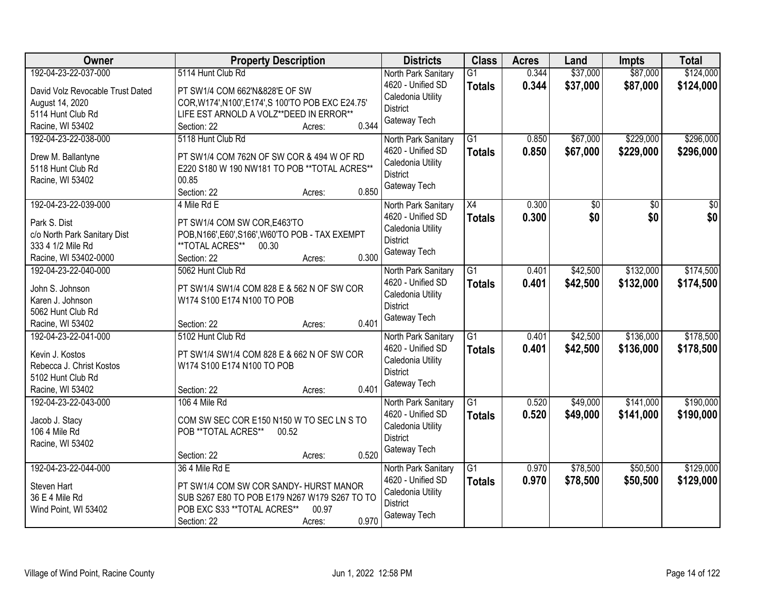| Owner | Property Description | Districts | Class | Acres | Land | Impts | Total |
|---|---|---|---|---|---|---|---|
| 192-04-23-22-037-000<br>David Volz Revocable Trust Dated August 14, 2020<br>5114 Hunt Club Rd<br>Racine, WI 53402 | 5114 Hunt Club Rd<br>PT SW1/4 COM 662'N&828'E OF SW COR,W174',N100',E174',S 100'TO POB EXC E24.75' LIFE EST ARNOLD A VOLZ**DEED IN ERROR**<br>Section: 22 Acres: 0.344 | North Park Sanitary<br>4620 - Unified SD<br>Caledonia Utility District<br>Gateway Tech | G1<br>**Totals** | 0.344<br>**0.344** | $37,000<br>**$37,000** | $87,000<br>**$87,000** | $124,000<br>**$124,000** |
| 192-04-23-22-038-000<br>Drew M. Ballantyne<br>5118 Hunt Club Rd<br>Racine, WI 53402 | 5118 Hunt Club Rd<br>PT SW1/4 COM 762N OF SW COR & 494 W OF RD E220 S180 W 190 NW181 TO POB **TOTAL ACRES** 00.85<br>Section: 22 Acres: 0.850 | North Park Sanitary<br>4620 - Unified SD<br>Caledonia Utility District<br>Gateway Tech | G1<br>**Totals** | 0.850<br>**0.850** | $67,000<br>**$67,000** | $229,000<br>**$229,000** | $296,000<br>**$296,000** |
| 192-04-23-22-039-000<br>Park S. Dist<br>c/o North Park Sanitary Dist<br>333 4 1/2 Mile Rd<br>Racine, WI 53402-0000 | 4 Mile Rd E<br>PT SW1/4 COM SW COR,E463'TO POB,N166',E60',S166',W60'TO POB - TAX EXEMPT **TOTAL ACRES** 00.30<br>Section: 22 Acres: 0.300 | North Park Sanitary<br>4620 - Unified SD<br>Caledonia Utility District<br>Gateway Tech | X4<br>**Totals** | 0.300<br>**0.300** | $0<br>**$0** | $0<br>**$0** | $0<br>**$0** |
| 192-04-23-22-040-000<br>John S. Johnson<br>Karen J. Johnson<br>5062 Hunt Club Rd<br>Racine, WI 53402 | 5062 Hunt Club Rd<br>PT SW1/4 SW1/4 COM 828 E & 562 N OF SW COR W174 S100 E174 N100 TO POB<br>Section: 22 Acres: 0.401 | North Park Sanitary<br>4620 - Unified SD<br>Caledonia Utility District<br>Gateway Tech | G1<br>**Totals** | 0.401<br>**0.401** | $42,500<br>**$42,500** | $132,000<br>**$132,000** | $174,500<br>**$174,500** |
| 192-04-23-22-041-000<br>Kevin J. Kostos<br>Rebecca J. Christ Kostos<br>5102 Hunt Club Rd<br>Racine, WI 53402 | 5102 Hunt Club Rd<br>PT SW1/4 SW1/4 COM 828 E & 662 N OF SW COR W174 S100 E174 N100 TO POB<br>Section: 22 Acres: 0.401 | North Park Sanitary<br>4620 - Unified SD<br>Caledonia Utility District<br>Gateway Tech | G1<br>**Totals** | 0.401<br>**0.401** | $42,500<br>**$42,500** | $136,000<br>**$136,000** | $178,500<br>**$178,500** |
| 192-04-23-22-043-000<br>Jacob J. Stacy<br>106 4 Mile Rd<br>Racine, WI 53402 | 106 4 Mile Rd<br>COM SW SEC COR E150 N150 W TO SEC LN S TO POB **TOTAL ACRES** 00.52<br>Section: 22 Acres: 0.520 | North Park Sanitary<br>4620 - Unified SD<br>Caledonia Utility District<br>Gateway Tech | G1<br>**Totals** | 0.520<br>**0.520** | $49,000<br>**$49,000** | $141,000<br>**$141,000** | $190,000<br>**$190,000** |
| 192-04-23-22-044-000<br>Steven Hart<br>36 E 4 Mile Rd<br>Wind Point, WI 53402 | 36 4 Mile Rd E<br>PT SW1/4 COM SW COR SANDY- HURST MANOR SUB S267 E80 TO POB E179 N267 W179 S267 TO TO POB EXC S33 **TOTAL ACRES** 00.97<br>Section: 22 Acres: 0.970 | North Park Sanitary<br>4620 - Unified SD<br>Caledonia Utility District<br>Gateway Tech | G1<br>**Totals** | 0.970<br>**0.970** | $78,500<br>**$78,500** | $50,500<br>**$50,500** | $129,000<br>**$129,000** |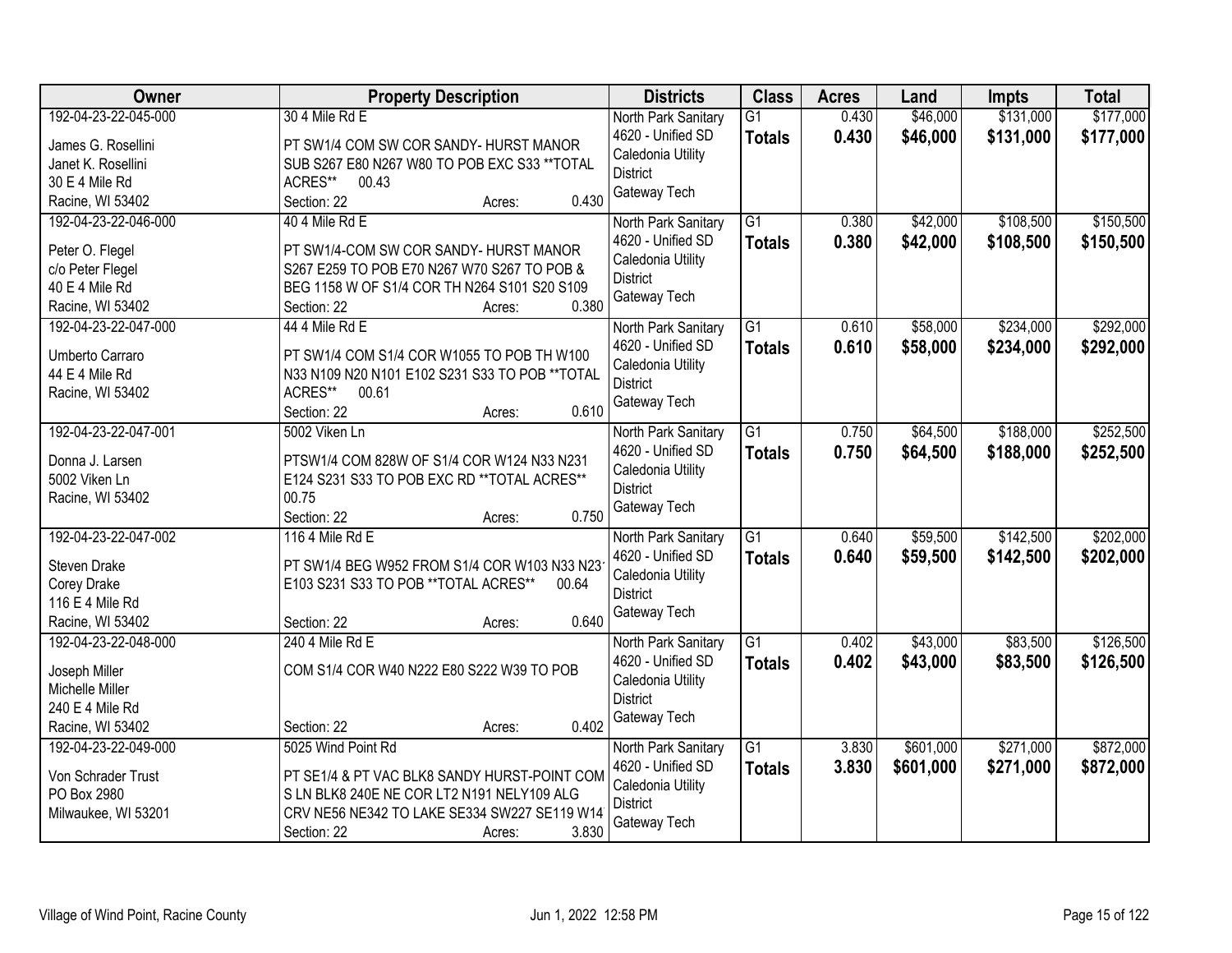| Owner | Property Description | Districts | Class | Acres | Land | Impts | Total |
|---|---|---|---|---|---|---|---|
| 192-04-23-22-045-000<br><br>James G. Rosellini<br>Janet K. Rosellini<br>30 E 4 Mile Rd<br>Racine, WI 53402 | 30 4 Mile Rd E<br><br>PT SW1/4 COM SW COR SANDY- HURST MANOR SUB S267 E80 N267 W80 TO POB EXC S33 **TOTAL ACRES** 00.43<br>Section: 22 Acres: 0.430 | North Park Sanitary<br>4620 - Unified SD<br>Caledonia Utility District<br>Gateway Tech | G1<br>**Totals** | 0.430<br>**0.430** | $46,000<br>**$46,000** | $131,000<br>**$131,000** | $177,000<br>**$177,000** |
| 192-04-23-22-046-000<br><br>Peter O. Flegel<br>c/o Peter Flegel<br>40 E 4 Mile Rd<br>Racine, WI 53402 | 40 4 Mile Rd E<br><br>PT SW1/4-COM SW COR SANDY- HURST MANOR S267 E259 TO POB E70 N267 W70 S267 TO POB & BEG 1158 W OF S1/4 COR TH N264 S101 S20 S109<br>Section: 22 Acres: 0.380 | North Park Sanitary<br>4620 - Unified SD<br>Caledonia Utility District<br>Gateway Tech | G1<br>**Totals** | 0.380<br>**0.380** | $42,000<br>**$42,000** | $108,500<br>**$108,500** | $150,500<br>**$150,500** |
| 192-04-23-22-047-000<br><br>Umberto Carraro<br>44 E 4 Mile Rd<br>Racine, WI 53402 | 44 4 Mile Rd E<br><br>PT SW1/4 COM S1/4 COR W1055 TO POB TH W100 N33 N109 N20 N101 E102 S231 S33 TO POB **TOTAL ACRES** 00.61<br>Section: 22 Acres: 0.610 | North Park Sanitary<br>4620 - Unified SD<br>Caledonia Utility District<br>Gateway Tech | G1<br>**Totals** | 0.610<br>**0.610** | $58,000<br>**$58,000** | $234,000<br>**$234,000** | $292,000<br>**$292,000** |
| 192-04-23-22-047-001<br><br>Donna J. Larsen<br>5002 Viken Ln<br>Racine, WI 53402 | 5002 Viken Ln<br><br>PTSW1/4 COM 828W OF S1/4 COR W124 N33 N231 E124 S231 S33 TO POB EXC RD **TOTAL ACRES** 00.75<br>Section: 22 Acres: 0.750 | North Park Sanitary<br>4620 - Unified SD<br>Caledonia Utility District<br>Gateway Tech | G1<br>**Totals** | 0.750<br>**0.750** | $64,500<br>**$64,500** | $188,000<br>**$188,000** | $252,500<br>**$252,500** |
| 192-04-23-22-047-002<br><br>Steven Drake<br>Corey Drake<br>116 E 4 Mile Rd<br>Racine, WI 53402 | 116 4 Mile Rd E<br><br>PT SW1/4 BEG W952 FROM S1/4 COR W103 N33 N231 E103 S231 S33 TO POB **TOTAL ACRES** 00.64<br>Section: 22 Acres: 0.640 | North Park Sanitary<br>4620 - Unified SD<br>Caledonia Utility District<br>Gateway Tech | G1<br>**Totals** | 0.640<br>**0.640** | $59,500<br>**$59,500** | $142,500<br>**$142,500** | $202,000<br>**$202,000** |
| 192-04-23-22-048-000<br><br>Joseph Miller<br>Michelle Miller<br>240 E 4 Mile Rd<br>Racine, WI 53402 | 240 4 Mile Rd E<br><br>COM S1/4 COR W40 N222 E80 S222 W39 TO POB<br>Section: 22 Acres: 0.402 | North Park Sanitary<br>4620 - Unified SD<br>Caledonia Utility District<br>Gateway Tech | G1<br>**Totals** | 0.402<br>**0.402** | $43,000<br>**$43,000** | $83,500<br>**$83,500** | $126,500<br>**$126,500** |
| 192-04-23-22-049-000<br><br>Von Schrader Trust<br>PO Box 2980<br>Milwaukee, WI 53201 | 5025 Wind Point Rd<br><br>PT SE1/4 & PT VAC BLK8 SANDY HURST-POINT COM S LN BLK8 240E NE COR LT2 N191 NELY109 ALG CRV NE56 NE342 TO LAKE SE334 SW227 SE119 W14<br>Section: 22 Acres: 3.830 | North Park Sanitary<br>4620 - Unified SD<br>Caledonia Utility District<br>Gateway Tech | G1<br>**Totals** | 3.830<br>**3.830** | $601,000<br>**$601,000** | $271,000<br>**$271,000** | $872,000<br>**$872,000** |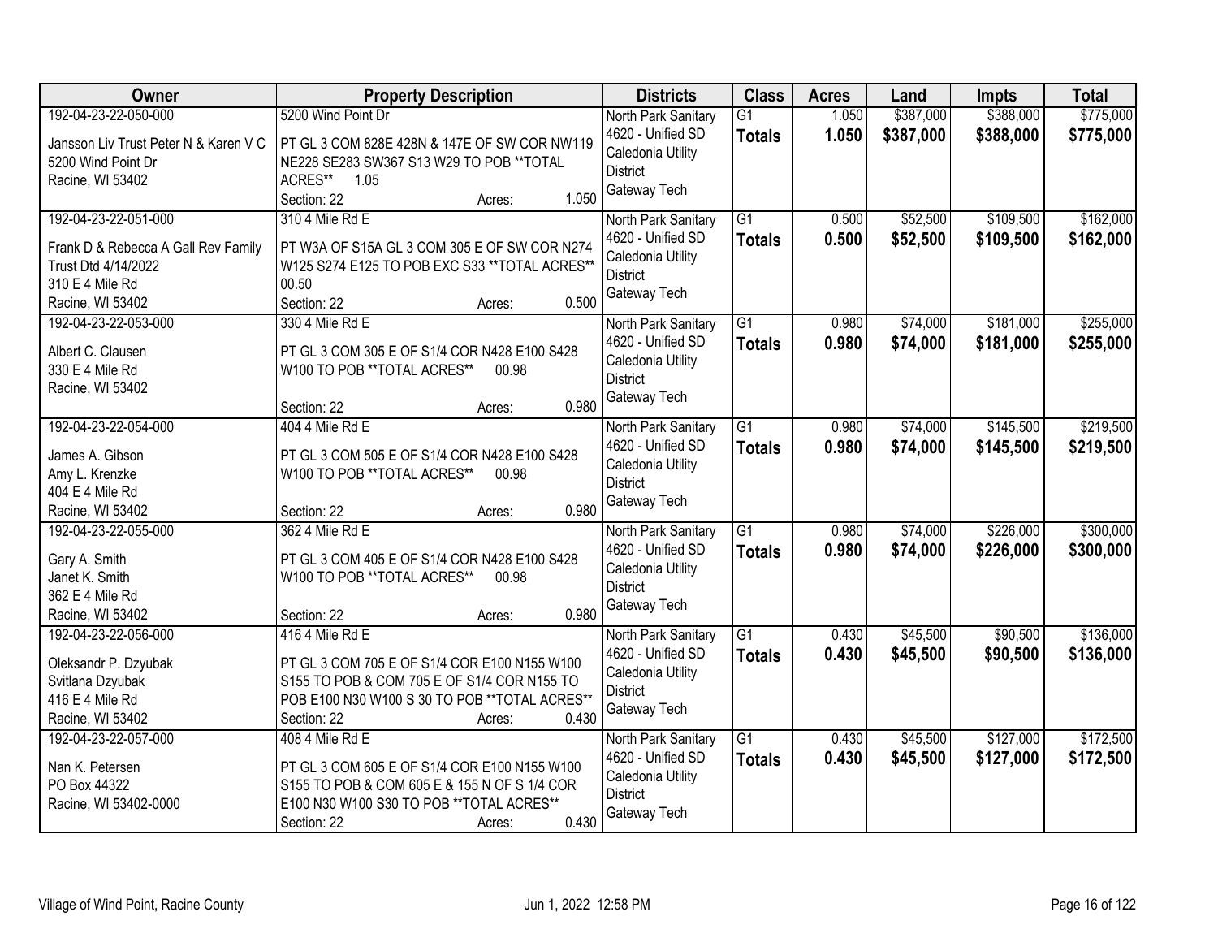| Owner | Property Description | Districts | Class | Acres | Land | Impts | Total |
|---|---|---|---|---|---|---|---|
| 192-04-23-22-050-000<br>Jansson Liv Trust Peter N & Karen V C<br>5200 Wind Point Dr<br>Racine, WI 53402 | 5200 Wind Point Dr<br>PT GL 3 COM 828E 428N & 147E OF SW COR NW119 NE228 SE283 SW367 S13 W29 TO POB **TOTAL ACRES** 1.05<br>Section: 22 Acres: 1.050 | North Park Sanitary<br>4620 - Unified SD<br>Caledonia Utility District<br>Gateway Tech | G1<br>**Totals** | 1.050<br>**1.050** | $387,000<br>**$387,000** | $388,000<br>**$388,000** | $775,000<br>**$775,000** |
| 192-04-23-22-051-000<br>Frank D & Rebecca A Gall Rev Family Trust Dtd 4/14/2022<br>310 E 4 Mile Rd<br>Racine, WI 53402 | 310 4 Mile Rd E<br>PT W3A OF S15A GL 3 COM 305 E OF SW COR N274 W125 S274 E125 TO POB EXC S33 **TOTAL ACRES** 00.50<br>Section: 22 Acres: 0.500 | North Park Sanitary<br>4620 - Unified SD<br>Caledonia Utility District<br>Gateway Tech | G1<br>**Totals** | 0.500<br>**0.500** | $52,500<br>**$52,500** | $109,500<br>**$109,500** | $162,000<br>**$162,000** |
| 192-04-23-22-053-000<br>Albert C. Clausen<br>330 E 4 Mile Rd<br>Racine, WI 53402 | 330 4 Mile Rd E<br>PT GL 3 COM 305 E OF S1/4 COR N428 E100 S428 W100 TO POB **TOTAL ACRES** 00.98<br>Section: 22 Acres: 0.980 | North Park Sanitary<br>4620 - Unified SD<br>Caledonia Utility District<br>Gateway Tech | G1<br>**Totals** | 0.980<br>**0.980** | $74,000<br>**$74,000** | $181,000<br>**$181,000** | $255,000<br>**$255,000** |
| 192-04-23-22-054-000<br>James A. Gibson<br>Amy L. Krenzke<br>404 E 4 Mile Rd<br>Racine, WI 53402 | 404 4 Mile Rd E<br>PT GL 3 COM 505 E OF S1/4 COR N428 E100 S428 W100 TO POB **TOTAL ACRES** 00.98<br>Section: 22 Acres: 0.980 | North Park Sanitary<br>4620 - Unified SD<br>Caledonia Utility District<br>Gateway Tech | G1<br>**Totals** | 0.980<br>**0.980** | $74,000<br>**$74,000** | $145,500<br>**$145,500** | $219,500<br>**$219,500** |
| 192-04-23-22-055-000<br>Gary A. Smith<br>Janet K. Smith<br>362 E 4 Mile Rd<br>Racine, WI 53402 | 362 4 Mile Rd E<br>PT GL 3 COM 405 E OF S1/4 COR N428 E100 S428 W100 TO POB **TOTAL ACRES** 00.98<br>Section: 22 Acres: 0.980 | North Park Sanitary<br>4620 - Unified SD<br>Caledonia Utility District<br>Gateway Tech | G1<br>**Totals** | 0.980<br>**0.980** | $74,000<br>**$74,000** | $226,000<br>**$226,000** | $300,000<br>**$300,000** |
| 192-04-23-22-056-000<br>Oleksandr P. Dzyubak<br>Svitlana Dzyubak<br>416 E 4 Mile Rd<br>Racine, WI 53402 | 416 4 Mile Rd E<br>PT GL 3 COM 705 E OF S1/4 COR E100 N155 W100 S155 TO POB & COM 705 E OF S1/4 COR N155 TO POB E100 N30 W100 S 30 TO POB **TOTAL ACRES**<br>Section: 22 Acres: 0.430 | North Park Sanitary<br>4620 - Unified SD<br>Caledonia Utility District<br>Gateway Tech | G1<br>**Totals** | 0.430<br>**0.430** | $45,500<br>**$45,500** | $90,500<br>**$90,500** | $136,000<br>**$136,000** |
| 192-04-23-22-057-000<br>Nan K. Petersen<br>PO Box 44322<br>Racine, WI 53402-0000 | 408 4 Mile Rd E<br>PT GL 3 COM 605 E OF S1/4 COR E100 N155 W100 S155 TO POB & COM 605 E & 155 N OF S 1/4 COR E100 N30 W100 S30 TO POB **TOTAL ACRES**<br>Section: 22 Acres: 0.430 | North Park Sanitary<br>4620 - Unified SD<br>Caledonia Utility District<br>Gateway Tech | G1<br>**Totals** | 0.430<br>**0.430** | $45,500<br>**$45,500** | $127,000<br>**$127,000** | $172,500<br>**$172,500** |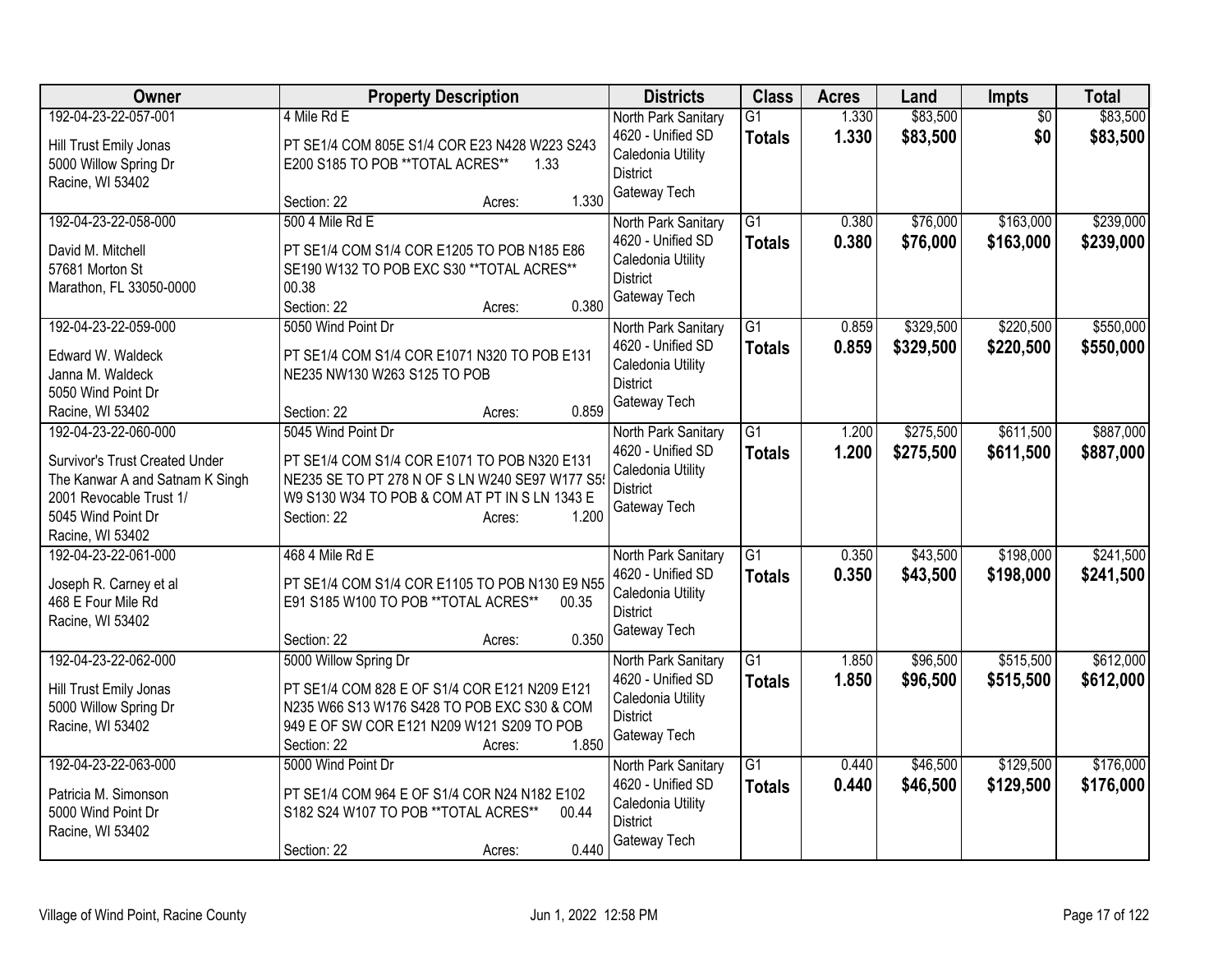| Owner | Property Description | Districts | Class | Acres | Land | Impts | Total |
|---|---|---|---|---|---|---|---|
| 192-04-23-22-057-001<br>Hill Trust Emily Jonas<br>5000 Willow Spring Dr<br>Racine, WI 53402 | 4 Mile Rd E<br>PT SE1/4 COM 805E S1/4 COR E23 N428 W223 S243 E200 S185 TO POB **TOTAL ACRES** 1.33<br>Section: 22 Acres: 1.330 | North Park Sanitary<br>4620 - Unified SD<br>Caledonia Utility District<br>Gateway Tech | G1<br>**Totals** | 1.330<br>**1.330** | $83,500<br>**$83,500** | $0<br>**$0** | $83,500<br>**$83,500** |
| 192-04-23-22-058-000<br>David M. Mitchell<br>57681 Morton St<br>Marathon, FL 33050-0000 | 500 4 Mile Rd E<br>PT SE1/4 COM S1/4 COR E1205 TO POB N185 E86 SE190 W132 TO POB EXC S30 **TOTAL ACRES** 00.38<br>Section: 22 Acres: 0.380 | North Park Sanitary<br>4620 - Unified SD<br>Caledonia Utility District<br>Gateway Tech | G1<br>**Totals** | 0.380<br>**0.380** | $76,000<br>**$76,000** | $163,000<br>**$163,000** | $239,000<br>**$239,000** |
| 192-04-23-22-059-000<br>Edward W. Waldeck<br>Janna M. Waldeck<br>5050 Wind Point Dr<br>Racine, WI 53402 | 5050 Wind Point Dr<br>PT SE1/4 COM S1/4 COR E1071 N320 TO POB E131 NE235 NW130 W263 S125 TO POB<br>Section: 22 Acres: 0.859 | North Park Sanitary<br>4620 - Unified SD<br>Caledonia Utility District<br>Gateway Tech | G1<br>**Totals** | 0.859<br>**0.859** | $329,500<br>**$329,500** | $220,500<br>**$220,500** | $550,000<br>**$550,000** |
| 192-04-23-22-060-000<br>Survivor's Trust Created Under<br>The Kanwar A and Satnam K Singh<br>2001 Revocable Trust 1/<br>5045 Wind Point Dr<br>Racine, WI 53402 | 5045 Wind Point Dr<br>PT SE1/4 COM S1/4 COR E1071 TO POB N320 E131 NE235 SE TO PT 278 N OF S LN W240 SE97 W177 S5! W9 S130 W34 TO POB & COM AT PT IN S LN 1343 E<br>Section: 22 Acres: 1.200 | North Park Sanitary<br>4620 - Unified SD<br>Caledonia Utility District<br>Gateway Tech | G1<br>**Totals** | 1.200<br>**1.200** | $275,500<br>**$275,500** | $611,500<br>**$611,500** | $887,000<br>**$887,000** |
| 192-04-23-22-061-000<br>Joseph R. Carney et al<br>468 E Four Mile Rd<br>Racine, WI 53402 | 468 4 Mile Rd E<br>PT SE1/4 COM S1/4 COR E1105 TO POB N130 E9 N55 E91 S185 W100 TO POB **TOTAL ACRES** 00.35<br>Section: 22 Acres: 0.350 | North Park Sanitary<br>4620 - Unified SD<br>Caledonia Utility District<br>Gateway Tech | G1<br>**Totals** | 0.350<br>**0.350** | $43,500<br>**$43,500** | $198,000<br>**$198,000** | $241,500<br>**$241,500** |
| 192-04-23-22-062-000<br>Hill Trust Emily Jonas<br>5000 Willow Spring Dr<br>Racine, WI 53402 | 5000 Willow Spring Dr<br>PT SE1/4 COM 828 E OF S1/4 COR E121 N209 E121 N235 W66 S13 W176 S428 TO POB EXC S30 & COM 949 E OF SW COR E121 N209 W121 S209 TO POB<br>Section: 22 Acres: 1.850 | North Park Sanitary<br>4620 - Unified SD<br>Caledonia Utility District<br>Gateway Tech | G1<br>**Totals** | 1.850<br>**1.850** | $96,500<br>**$96,500** | $515,500<br>**$515,500** | $612,000<br>**$612,000** |
| 192-04-23-22-063-000<br>Patricia M. Simonson<br>5000 Wind Point Dr<br>Racine, WI 53402 | 5000 Wind Point Dr<br>PT SE1/4 COM 964 E OF S1/4 COR N24 N182 E102 S182 S24 W107 TO POB **TOTAL ACRES** 00.44<br>Section: 22 Acres: 0.440 | North Park Sanitary<br>4620 - Unified SD<br>Caledonia Utility District<br>Gateway Tech | G1<br>**Totals** | 0.440<br>**0.440** | $46,500<br>**$46,500** | $129,500<br>**$129,500** | $176,000<br>**$176,000** |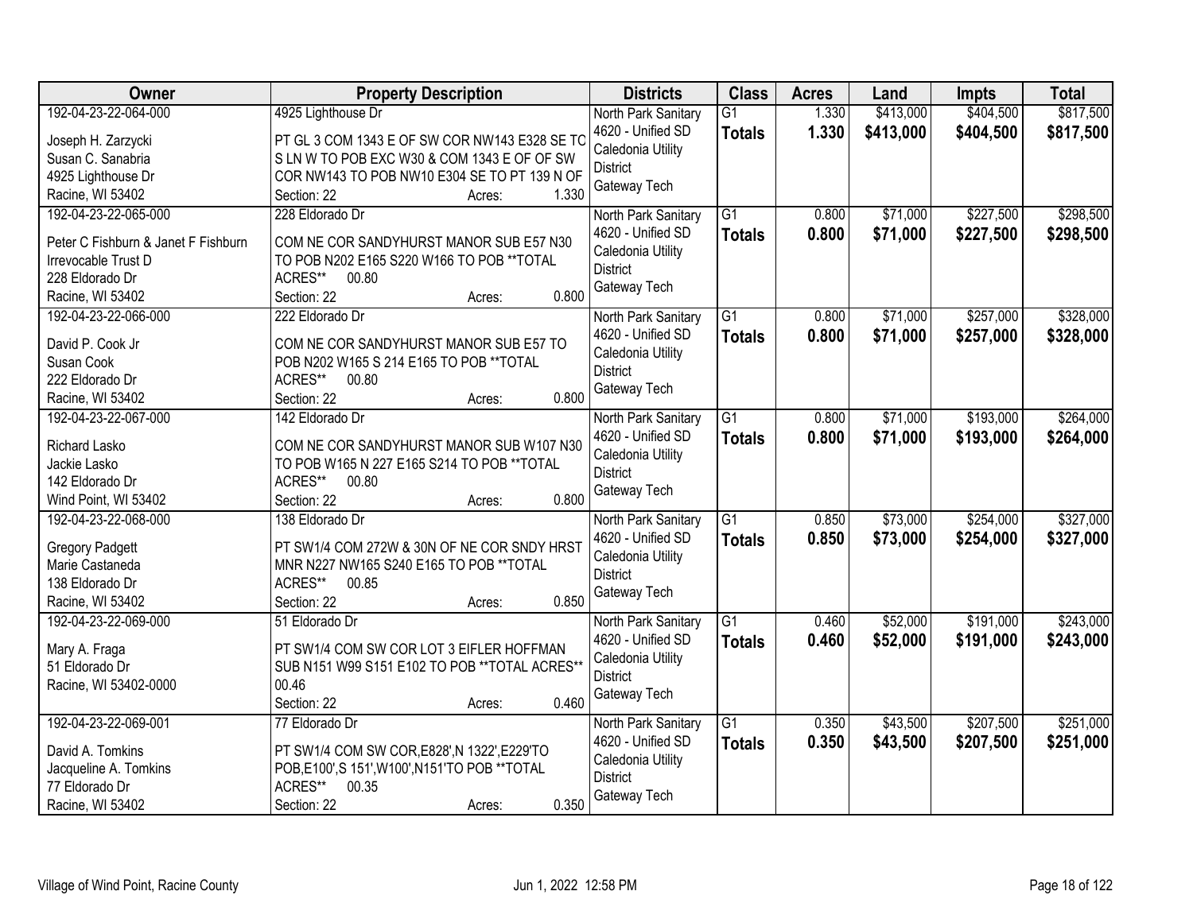| Owner | Property Description | Districts | Class | Acres | Land | Impts | Total |
|---|---|---|---|---|---|---|---|
| 192-04-23-22-064-000<br><br>Joseph H. Zarzycki<br>Susan C. Sanabria<br>4925 Lighthouse Dr<br>Racine, WI 53402 | 4925 Lighthouse Dr<br><br>PT GL 3 COM 1343 E OF SW COR NW143 E328 SE TC S LN W TO POB EXC W30 & COM 1343 E OF OF SW COR NW143 TO POB NW10 E304 SE TO PT 139 N OF<br>Section: 22 Acres: 1.330 | North Park Sanitary<br>4620 - Unified SD<br>Caledonia Utility District<br>Gateway Tech | G1<br>**Totals** | 1.330<br>**1.330** | $413,000<br>**$413,000** | $404,500<br>**$404,500** | $817,500<br>**$817,500** |
| 192-04-23-22-065-000<br><br>Peter C Fishburn & Janet F Fishburn Irrevocable Trust D<br>228 Eldorado Dr<br>Racine, WI 53402 | 228 Eldorado Dr<br><br>COM NE COR SANDYHURST MANOR SUB E57 N30 TO POB N202 E165 S220 W166 TO POB **TOTAL ACRES** 00.80<br>Section: 22 Acres: 0.800 | North Park Sanitary<br>4620 - Unified SD<br>Caledonia Utility District<br>Gateway Tech | G1<br>**Totals** | 0.800<br>**0.800** | $71,000<br>**$71,000** | $227,500<br>**$227,500** | $298,500<br>**$298,500** |
| 192-04-23-22-066-000<br><br>David P. Cook Jr<br>Susan Cook<br>222 Eldorado Dr<br>Racine, WI 53402 | 222 Eldorado Dr<br><br>COM NE COR SANDYHURST MANOR SUB E57 TO POB N202 W165 S 214 E165 TO POB **TOTAL ACRES** 00.80<br>Section: 22 Acres: 0.800 | North Park Sanitary<br>4620 - Unified SD<br>Caledonia Utility District<br>Gateway Tech | G1<br>**Totals** | 0.800<br>**0.800** | $71,000<br>**$71,000** | $257,000<br>**$257,000** | $328,000<br>**$328,000** |
| 192-04-23-22-067-000<br><br>Richard Lasko<br>Jackie Lasko<br>142 Eldorado Dr<br>Wind Point, WI 53402 | 142 Eldorado Dr<br><br>COM NE COR SANDYHURST MANOR SUB W107 N30 TO POB W165 N 227 E165 S214 TO POB **TOTAL ACRES** 00.80<br>Section: 22 Acres: 0.800 | North Park Sanitary<br>4620 - Unified SD<br>Caledonia Utility District<br>Gateway Tech | G1<br>**Totals** | 0.800<br>**0.800** | $71,000<br>**$71,000** | $193,000<br>**$193,000** | $264,000<br>**$264,000** |
| 192-04-23-22-068-000<br><br>Gregory Padgett<br>Marie Castaneda<br>138 Eldorado Dr<br>Racine, WI 53402 | 138 Eldorado Dr<br><br>PT SW1/4 COM 272W & 30N OF NE COR SNDY HRST MNR N227 NW165 S240 E165 TO POB **TOTAL ACRES** 00.85<br>Section: 22 Acres: 0.850 | North Park Sanitary<br>4620 - Unified SD<br>Caledonia Utility District<br>Gateway Tech | G1<br>**Totals** | 0.850<br>**0.850** | $73,000<br>**$73,000** | $254,000<br>**$254,000** | $327,000<br>**$327,000** |
| 192-04-23-22-069-000<br><br>Mary A. Fraga<br>51 Eldorado Dr<br>Racine, WI 53402-0000 | 51 Eldorado Dr<br><br>PT SW1/4 COM SW COR LOT 3 EIFLER HOFFMAN SUB N151 W99 S151 E102 TO POB **TOTAL ACRES** 00.46<br>Section: 22 Acres: 0.460 | North Park Sanitary<br>4620 - Unified SD<br>Caledonia Utility District<br>Gateway Tech | G1<br>**Totals** | 0.460<br>**0.460** | $52,000<br>**$52,000** | $191,000<br>**$191,000** | $243,000<br>**$243,000** |
| 192-04-23-22-069-001<br><br>David A. Tomkins<br>Jacqueline A. Tomkins<br>77 Eldorado Dr<br>Racine, WI 53402 | 77 Eldorado Dr<br><br>PT SW1/4 COM SW COR,E828',N 1322',E229'TO POB,E100',S 151',W100',N151'TO POB **TOTAL ACRES** 00.35<br>Section: 22 Acres: 0.350 | North Park Sanitary<br>4620 - Unified SD<br>Caledonia Utility District<br>Gateway Tech | G1<br>**Totals** | 0.350<br>**0.350** | $43,500<br>**$43,500** | $207,500<br>**$207,500** | $251,000<br>**$251,000** |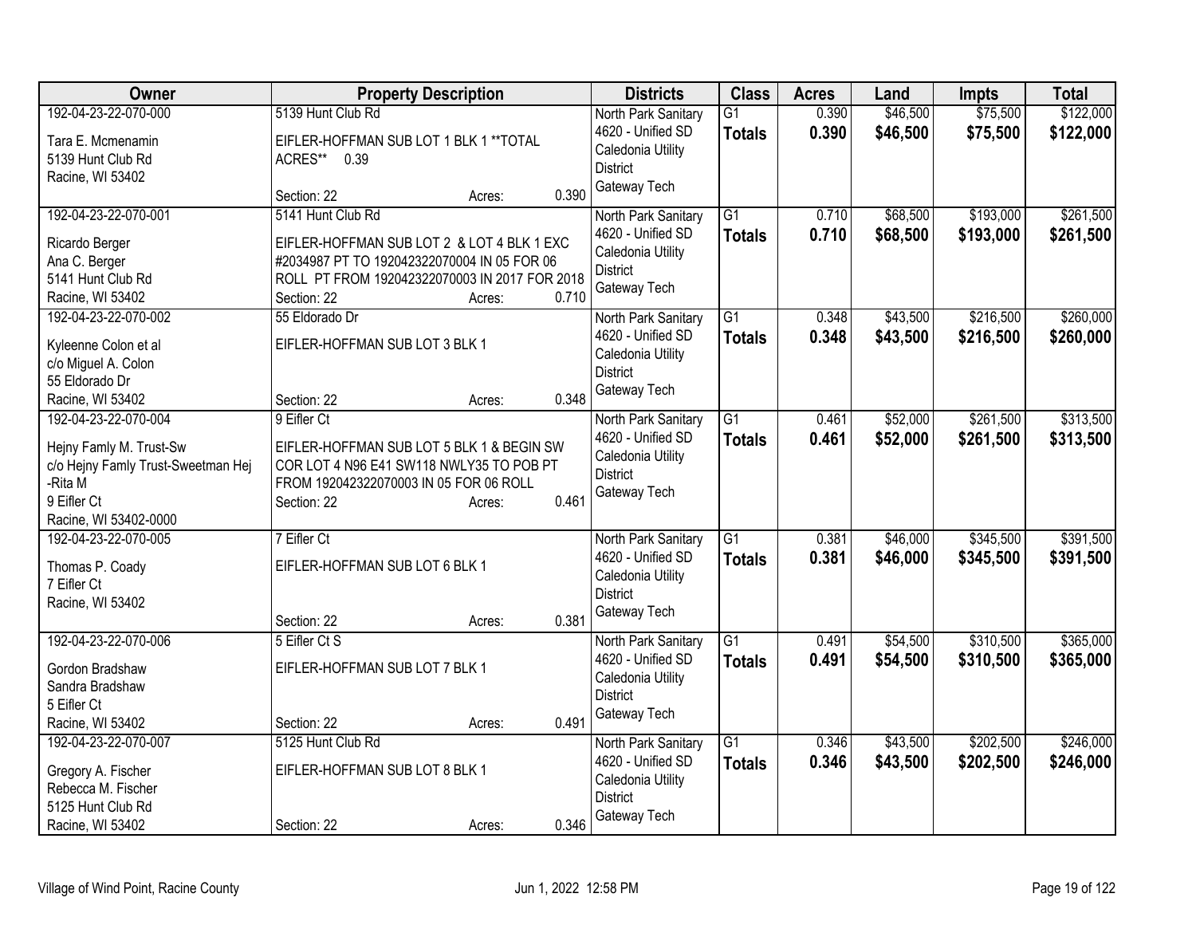| Owner | Property Description | Districts | Class | Acres | Land | Impts | Total |
|---|---|---|---|---|---|---|---|
| 192-04-23-22-070-000<br>Tara E. Mcmenamin<br>5139 Hunt Club Rd<br>Racine, WI 53402 | 5139 Hunt Club Rd<br>EIFLER-HOFFMAN SUB LOT 1 BLK 1 **TOTAL ACRES** 0.39<br>Section: 22 Acres: 0.390 | North Park Sanitary<br>4620 - Unified SD<br>Caledonia Utility District<br>Gateway Tech | G1<br>**Totals** | 0.390<br>**0.390** | $46,500<br>**$46,500** | $75,500<br>**$75,500** | $122,000<br>**$122,000** |
| 192-04-23-22-070-001<br>Ricardo Berger<br>Ana C. Berger<br>5141 Hunt Club Rd<br>Racine, WI 53402 | 5141 Hunt Club Rd<br>EIFLER-HOFFMAN SUB LOT 2 & LOT 4 BLK 1 EXC #2034987 PT TO 192042322070004 IN 05 FOR 06 ROLL PT FROM 192042322070003 IN 2017 FOR 2018<br>Section: 22 Acres: 0.710 | North Park Sanitary<br>4620 - Unified SD<br>Caledonia Utility District<br>Gateway Tech | G1<br>**Totals** | 0.710<br>**0.710** | $68,500<br>**$68,500** | $193,000<br>**$193,000** | $261,500<br>**$261,500** |
| 192-04-23-22-070-002<br>Kyleenne Colon et al<br>c/o Miguel A. Colon<br>55 Eldorado Dr<br>Racine, WI 53402 | 55 Eldorado Dr<br>EIFLER-HOFFMAN SUB LOT 3 BLK 1<br>Section: 22 Acres: 0.348 | North Park Sanitary<br>4620 - Unified SD<br>Caledonia Utility District<br>Gateway Tech | G1<br>**Totals** | 0.348<br>**0.348** | $43,500<br>**$43,500** | $216,500<br>**$216,500** | $260,000<br>**$260,000** |
| 192-04-23-22-070-004<br>Hejny Famly M. Trust-Sw<br>c/o Hejny Famly Trust-Sweetman Hej -Rita M<br>9 Eifler Ct<br>Racine, WI 53402-0000 | 9 Eifler Ct<br>EIFLER-HOFFMAN SUB LOT 5 BLK 1 & BEGIN SW COR LOT 4 N96 E41 SW118 NWLY35 TO POB PT FROM 192042322070003 IN 05 FOR 06 ROLL<br>Section: 22 Acres: 0.461 | North Park Sanitary<br>4620 - Unified SD<br>Caledonia Utility District<br>Gateway Tech | G1<br>**Totals** | 0.461<br>**0.461** | $52,000<br>**$52,000** | $261,500<br>**$261,500** | $313,500<br>**$313,500** |
| 192-04-23-22-070-005<br>Thomas P. Coady<br>7 Eifler Ct<br>Racine, WI 53402 | 7 Eifler Ct<br>EIFLER-HOFFMAN SUB LOT 6 BLK 1<br>Section: 22 Acres: 0.381 | North Park Sanitary<br>4620 - Unified SD<br>Caledonia Utility District<br>Gateway Tech | G1<br>**Totals** | 0.381<br>**0.381** | $46,000<br>**$46,000** | $345,500<br>**$345,500** | $391,500<br>**$391,500** |
| 192-04-23-22-070-006<br>Gordon Bradshaw<br>Sandra Bradshaw<br>5 Eifler Ct<br>Racine, WI 53402 | 5 Eifler Ct S<br>EIFLER-HOFFMAN SUB LOT 7 BLK 1<br>Section: 22 Acres: 0.491 | North Park Sanitary<br>4620 - Unified SD<br>Caledonia Utility District<br>Gateway Tech | G1<br>**Totals** | 0.491<br>**0.491** | $54,500<br>**$54,500** | $310,500<br>**$310,500** | $365,000<br>**$365,000** |
| 192-04-23-22-070-007<br>Gregory A. Fischer<br>Rebecca M. Fischer<br>5125 Hunt Club Rd<br>Racine, WI 53402 | 5125 Hunt Club Rd<br>EIFLER-HOFFMAN SUB LOT 8 BLK 1<br>Section: 22 Acres: 0.346 | North Park Sanitary<br>4620 - Unified SD<br>Caledonia Utility District<br>Gateway Tech | G1<br>**Totals** | 0.346<br>**0.346** | $43,500<br>**$43,500** | $202,500<br>**$202,500** | $246,000<br>**$246,000** |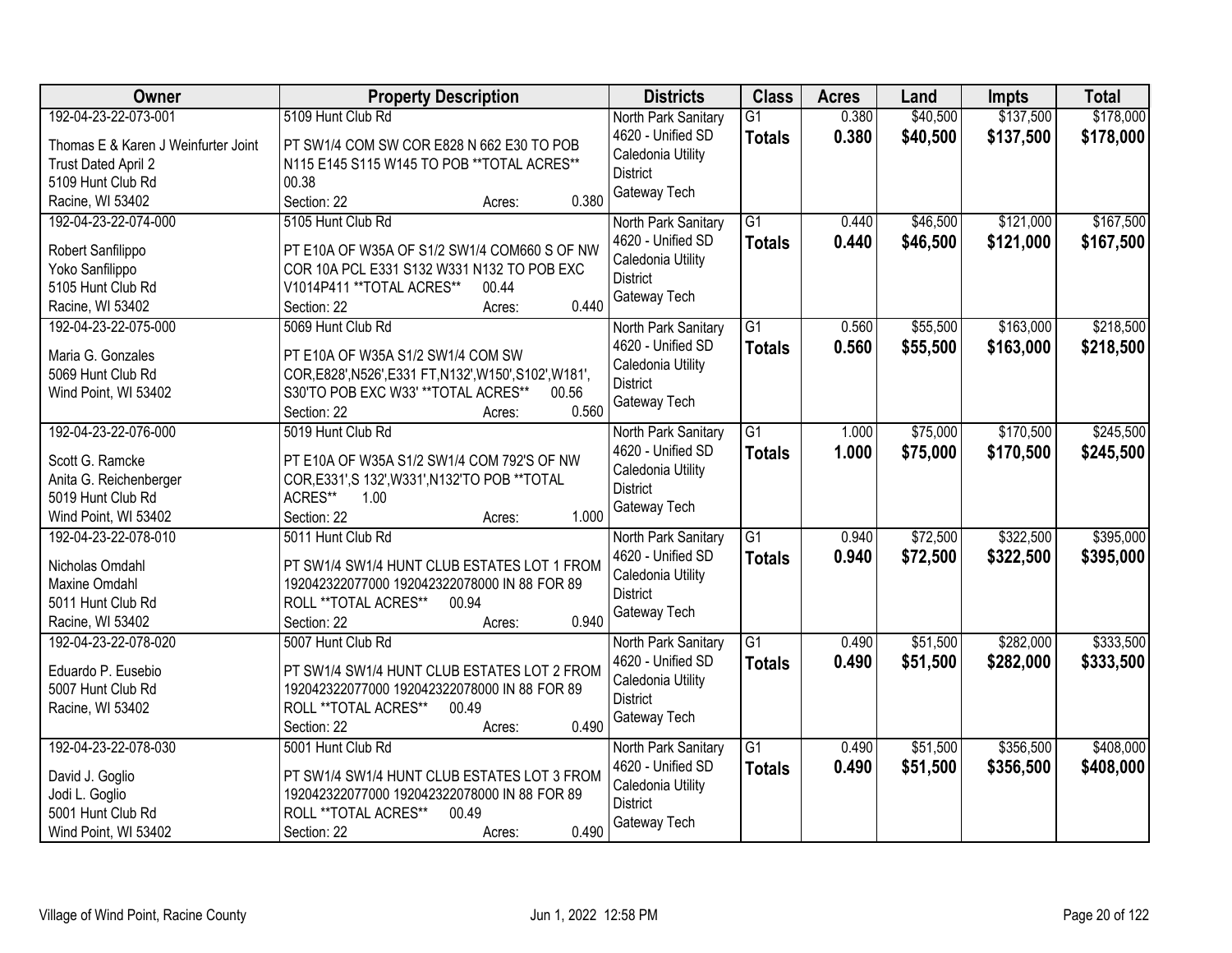| Owner | Property Description | Districts | Class | Acres | Land | Impts | Total |
|---|---|---|---|---|---|---|---|
| 192-04-23-22-073-001<br>Thomas E & Karen J Weinfurter Joint Trust Dated April 2<br>5109 Hunt Club Rd<br>Racine, WI 53402 | 5109 Hunt Club Rd<br>PT SW1/4 COM SW COR E828 N 662 E30 TO POB N115 E145 S115 W145 TO POB **TOTAL ACRES** 00.38<br>Section: 22 Acres: 0.380 | North Park Sanitary<br>4620 - Unified SD<br>Caledonia Utility District<br>Gateway Tech | G1<br>**Totals** | 0.380<br>**0.380** | $40,500<br>**$40,500** | $137,500<br>**$137,500** | $178,000<br>**$178,000** |
| 192-04-23-22-074-000<br>Robert Sanfilippo<br>Yoko Sanfilippo<br>5105 Hunt Club Rd<br>Racine, WI 53402 | 5105 Hunt Club Rd<br>PT E10A OF W35A OF S1/2 SW1/4 COM660 S OF NW COR 10A PCL E331 S132 W331 N132 TO POB EXC V1014P411 **TOTAL ACRES** 00.44<br>Section: 22 Acres: 0.440 | North Park Sanitary<br>4620 - Unified SD<br>Caledonia Utility District<br>Gateway Tech | G1<br>**Totals** | 0.440<br>**0.440** | $46,500<br>**$46,500** | $121,000<br>**$121,000** | $167,500<br>**$167,500** |
| 192-04-23-22-075-000<br>Maria G. Gonzales<br>5069 Hunt Club Rd<br>Wind Point, WI 53402 | 5069 Hunt Club Rd<br>PT E10A OF W35A S1/2 SW1/4 COM SW COR,E828',N526',E331 FT,N132',W150',S102',W181', S30'TO POB EXC W33' **TOTAL ACRES** 00.56<br>Section: 22 Acres: 0.560 | North Park Sanitary<br>4620 - Unified SD<br>Caledonia Utility District<br>Gateway Tech | G1<br>**Totals** | 0.560<br>**0.560** | $55,500<br>**$55,500** | $163,000<br>**$163,000** | $218,500<br>**$218,500** |
| 192-04-23-22-076-000<br>Scott G. Ramcke<br>Anita G. Reichenberger<br>5019 Hunt Club Rd<br>Wind Point, WI 53402 | 5019 Hunt Club Rd<br>PT E10A OF W35A S1/2 SW1/4 COM 792'S OF NW COR,E331',S 132',W331',N132'TO POB **TOTAL ACRES** 1.00<br>Section: 22 Acres: 1.000 | North Park Sanitary<br>4620 - Unified SD<br>Caledonia Utility District<br>Gateway Tech | G1<br>**Totals** | 1.000<br>**1.000** | $75,000<br>**$75,000** | $170,500<br>**$170,500** | $245,500<br>**$245,500** |
| 192-04-23-22-078-010<br>Nicholas Omdahl<br>Maxine Omdahl<br>5011 Hunt Club Rd<br>Racine, WI 53402 | 5011 Hunt Club Rd<br>PT SW1/4 SW1/4 HUNT CLUB ESTATES LOT 1 FROM 192042322077000 192042322078000 IN 88 FOR 89 ROLL **TOTAL ACRES** 00.94<br>Section: 22 Acres: 0.940 | North Park Sanitary<br>4620 - Unified SD<br>Caledonia Utility District<br>Gateway Tech | G1<br>**Totals** | 0.940<br>**0.940** | $72,500<br>**$72,500** | $322,500<br>**$322,500** | $395,000<br>**$395,000** |
| 192-04-23-22-078-020<br>Eduardo P. Eusebio<br>5007 Hunt Club Rd<br>Racine, WI 53402 | 5007 Hunt Club Rd<br>PT SW1/4 SW1/4 HUNT CLUB ESTATES LOT 2 FROM 192042322077000 192042322078000 IN 88 FOR 89 ROLL **TOTAL ACRES** 00.49<br>Section: 22 Acres: 0.490 | North Park Sanitary<br>4620 - Unified SD<br>Caledonia Utility District<br>Gateway Tech | G1<br>**Totals** | 0.490<br>**0.490** | $51,500<br>**$51,500** | $282,000<br>**$282,000** | $333,500<br>**$333,500** |
| 192-04-23-22-078-030<br>David J. Goglio<br>Jodi L. Goglio<br>5001 Hunt Club Rd<br>Wind Point, WI 53402 | 5001 Hunt Club Rd<br>PT SW1/4 SW1/4 HUNT CLUB ESTATES LOT 3 FROM 192042322077000 192042322078000 IN 88 FOR 89 ROLL **TOTAL ACRES** 00.49<br>Section: 22 Acres: 0.490 | North Park Sanitary<br>4620 - Unified SD<br>Caledonia Utility District<br>Gateway Tech | G1<br>**Totals** | 0.490<br>**0.490** | $51,500<br>**$51,500** | $356,500<br>**$356,500** | $408,000<br>**$408,000** |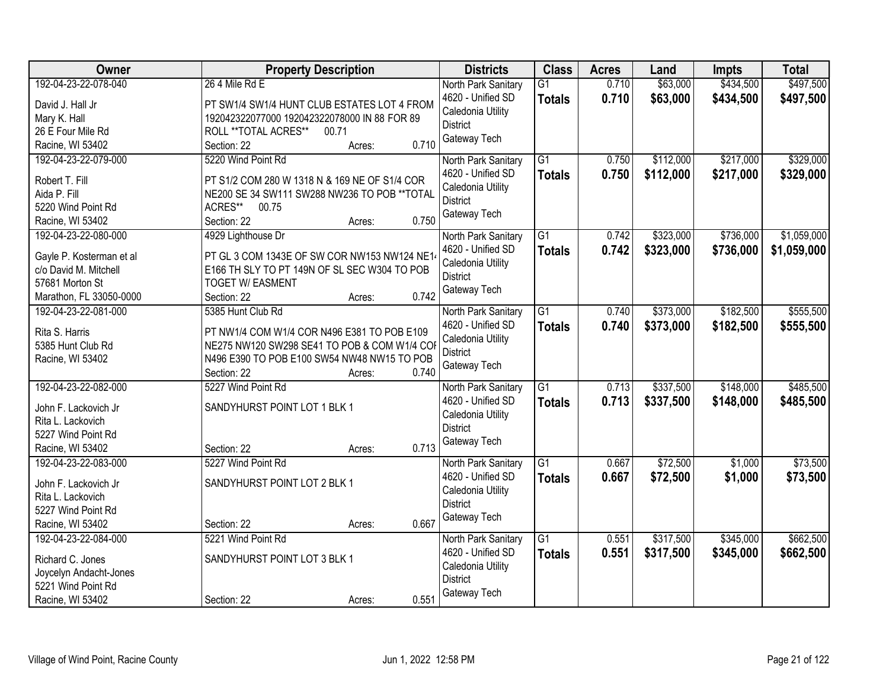| Owner | Property Description | Districts | Class | Acres | Land | Impts | Total |
|---|---|---|---|---|---|---|---|
| 192-04-23-22-078-040<br><br>David J. Hall Jr<br>Mary K. Hall<br>26 E Four Mile Rd<br>Racine, WI 53402 | 26 4 Mile Rd E<br><br>PT SW1/4 SW1/4 HUNT CLUB ESTATES LOT 4 FROM 192042322077000 192042322078000 IN 88 FOR 89 ROLL **TOTAL ACRES** 00.71<br>Section: 22 Acres: 0.710 | North Park Sanitary<br>4620 - Unified SD<br>Caledonia Utility District<br>Gateway Tech | G1<br>**Totals** | 0.710<br>**0.710** | $63,000<br>**$63,000** | $434,500<br>**$434,500** | $497,500<br>**$497,500** |
| 192-04-23-22-079-000<br><br>Robert T. Fill<br>Aida P. Fill<br>5220 Wind Point Rd<br>Racine, WI 53402 | 5220 Wind Point Rd<br><br>PT S1/2 COM 280 W 1318 N & 169 NE OF S1/4 COR NE200 SE 34 SW111 SW288 NW236 TO POB **TOTAL ACRES** 00.75<br>Section: 22 Acres: 0.750 | North Park Sanitary<br>4620 - Unified SD<br>Caledonia Utility District<br>Gateway Tech | G1<br>**Totals** | 0.750<br>**0.750** | $112,000<br>**$112,000** | $217,000<br>**$217,000** | $329,000<br>**$329,000** |
| 192-04-23-22-080-000<br><br>Gayle P. Kosterman et al<br>c/o David M. Mitchell<br>57681 Morton St<br>Marathon, FL 33050-0000 | 4929 Lighthouse Dr<br><br>PT GL 3 COM 1343E OF SW COR NW153 NW124 NE14 E166 TH SLY TO PT 149N OF SL SEC W304 TO POB TOGET W/ EASMENT<br>Section: 22 Acres: 0.742 | North Park Sanitary<br>4620 - Unified SD<br>Caledonia Utility District<br>Gateway Tech | G1<br>**Totals** | 0.742<br>**0.742** | $323,000<br>**$323,000** | $736,000<br>**$736,000** | $1,059,000<br>**$1,059,000** |
| 192-04-23-22-081-000<br><br>Rita S. Harris<br>5385 Hunt Club Rd<br>Racine, WI 53402 | 5385 Hunt Club Rd<br><br>PT NW1/4 COM W1/4 COR N496 E381 TO POB E109 NE275 NW120 SW298 SE41 TO POB & COM W1/4 COR N496 E390 TO POB E100 SW54 NW48 NW15 TO POB<br>Section: 22 Acres: 0.740 | North Park Sanitary<br>4620 - Unified SD<br>Caledonia Utility District<br>Gateway Tech | G1<br>**Totals** | 0.740<br>**0.740** | $373,000<br>**$373,000** | $182,500<br>**$182,500** | $555,500<br>**$555,500** |
| 192-04-23-22-082-000<br><br>John F. Lackovich Jr<br>Rita L. Lackovich<br>5227 Wind Point Rd<br>Racine, WI 53402 | 5227 Wind Point Rd<br><br>SANDYHURST POINT LOT 1 BLK 1<br><br>Section: 22 Acres: 0.713 | North Park Sanitary<br>4620 - Unified SD<br>Caledonia Utility District<br>Gateway Tech | G1<br>**Totals** | 0.713<br>**0.713** | $337,500<br>**$337,500** | $148,000<br>**$148,000** | $485,500<br>**$485,500** |
| 192-04-23-22-083-000<br><br>John F. Lackovich Jr<br>Rita L. Lackovich<br>5227 Wind Point Rd<br>Racine, WI 53402 | 5227 Wind Point Rd<br><br>SANDYHURST POINT LOT 2 BLK 1<br><br>Section: 22 Acres: 0.667 | North Park Sanitary<br>4620 - Unified SD<br>Caledonia Utility District<br>Gateway Tech | G1<br>**Totals** | 0.667<br>**0.667** | $72,500<br>**$72,500** | $1,000<br>**$1,000** | $73,500<br>**$73,500** |
| 192-04-23-22-084-000<br><br>Richard C. Jones<br>Joycelyn Andacht-Jones<br>5221 Wind Point Rd<br>Racine, WI 53402 | 5221 Wind Point Rd<br><br>SANDYHURST POINT LOT 3 BLK 1<br><br>Section: 22 Acres: 0.551 | North Park Sanitary<br>4620 - Unified SD<br>Caledonia Utility District<br>Gateway Tech | G1<br>**Totals** | 0.551<br>**0.551** | $317,500<br>**$317,500** | $345,000<br>**$345,000** | $662,500<br>**$662,500** |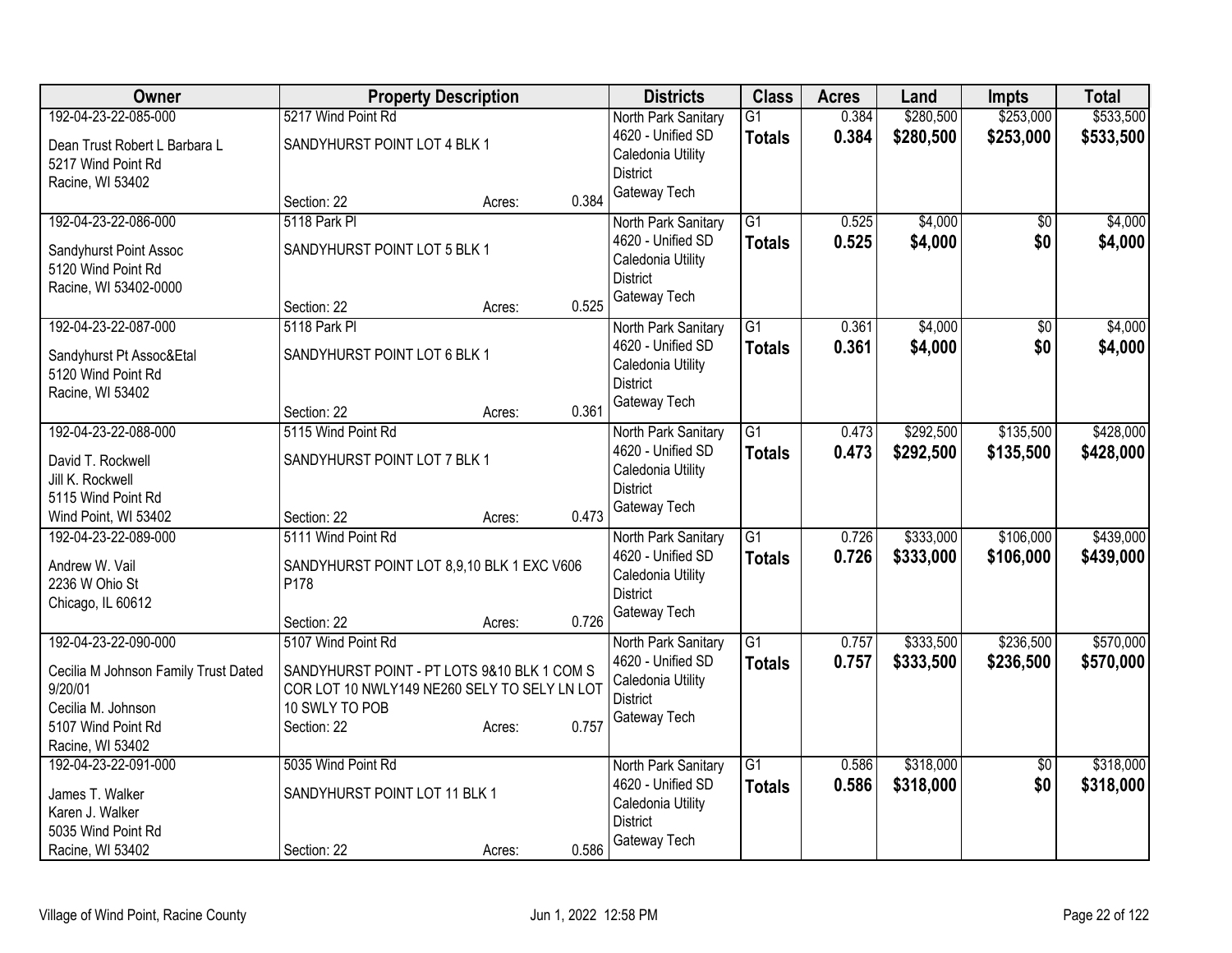| Owner | Property Description | Districts | Class | Acres | Land | Impts | Total |
|---|---|---|---|---|---|---|---|
| 192-04-23-22-085-000<br>Dean Trust Robert L Barbara L<br>5217 Wind Point Rd<br>Racine, WI 53402 | 5217 Wind Point Rd<br>SANDYHURST POINT LOT 4 BLK 1<br>Section: 22 Acres: 0.384 | North Park Sanitary<br>4620 - Unified SD<br>Caledonia Utility District<br>Gateway Tech | G1<br>**Totals** | 0.384<br>**0.384** | $280,500<br>**$280,500** | $253,000<br>**$253,000** | $533,500<br>**$533,500** |
| 192-04-23-22-086-000<br>Sandyhurst Point Assoc<br>5120 Wind Point Rd<br>Racine, WI 53402-0000 | 5118 Park Pl<br>SANDYHURST POINT LOT 5 BLK 1<br>Section: 22 Acres: 0.525 | North Park Sanitary<br>4620 - Unified SD<br>Caledonia Utility District<br>Gateway Tech | G1<br>**Totals** | 0.525<br>**0.525** | $4,000<br>**$4,000** | $0<br>**$0** | $4,000<br>**$4,000** |
| 192-04-23-22-087-000<br>Sandyhurst Pt Assoc&Etal<br>5120 Wind Point Rd<br>Racine, WI 53402 | 5118 Park Pl<br>SANDYHURST POINT LOT 6 BLK 1<br>Section: 22 Acres: 0.361 | North Park Sanitary<br>4620 - Unified SD<br>Caledonia Utility District<br>Gateway Tech | G1<br>**Totals** | 0.361<br>**0.361** | $4,000<br>**$4,000** | $0<br>**$0** | $4,000<br>**$4,000** |
| 192-04-23-22-088-000<br>David T. Rockwell<br>Jill K. Rockwell<br>5115 Wind Point Rd<br>Wind Point, WI 53402 | 5115 Wind Point Rd<br>SANDYHURST POINT LOT 7 BLK 1<br>Section: 22 Acres: 0.473 | North Park Sanitary<br>4620 - Unified SD<br>Caledonia Utility District<br>Gateway Tech | G1<br>**Totals** | 0.473<br>**0.473** | $292,500<br>**$292,500** | $135,500<br>**$135,500** | $428,000<br>**$428,000** |
| 192-04-23-22-089-000<br>Andrew W. Vail<br>2236 W Ohio St<br>Chicago, IL 60612 | 5111 Wind Point Rd<br>SANDYHURST POINT LOT 8,9,10 BLK 1 EXC V606 P178<br>Section: 22 Acres: 0.726 | North Park Sanitary<br>4620 - Unified SD<br>Caledonia Utility District<br>Gateway Tech | G1<br>**Totals** | 0.726<br>**0.726** | $333,000<br>**$333,000** | $106,000<br>**$106,000** | $439,000<br>**$439,000** |
| 192-04-23-22-090-000<br>Cecilia M Johnson Family Trust Dated 9/20/01<br>Cecilia M. Johnson<br>5107 Wind Point Rd<br>Racine, WI 53402 | 5107 Wind Point Rd<br>SANDYHURST POINT - PT LOTS 9&10 BLK 1 COM S COR LOT 10 NWLY149 NE260 SELY TO SELY LN LOT 10 SWLY TO POB<br>Section: 22 Acres: 0.757 | North Park Sanitary<br>4620 - Unified SD<br>Caledonia Utility District<br>Gateway Tech | G1<br>**Totals** | 0.757<br>**0.757** | $333,500<br>**$333,500** | $236,500<br>**$236,500** | $570,000<br>**$570,000** |
| 192-04-23-22-091-000<br>James T. Walker<br>Karen J. Walker<br>5035 Wind Point Rd<br>Racine, WI 53402 | 5035 Wind Point Rd<br>SANDYHURST POINT LOT 11 BLK 1<br>Section: 22 Acres: 0.586 | North Park Sanitary<br>4620 - Unified SD<br>Caledonia Utility District<br>Gateway Tech | G1<br>**Totals** | 0.586<br>**0.586** | $318,000<br>**$318,000** | $0<br>**$0** | $318,000<br>**$318,000** |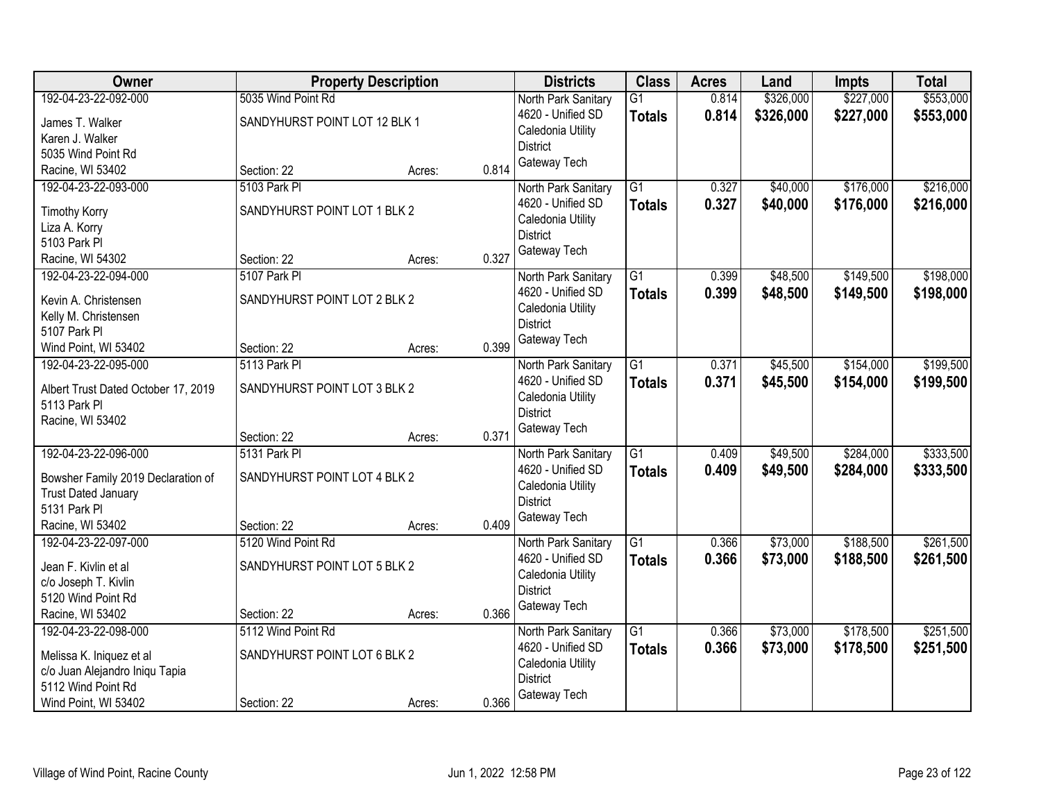| Owner | Property Description | | | Districts | Class | Acres | Land | Impts | Total |
|---|---|---|---|---|---|---|---|---|---|
| 192-04-23-22-092-000<br>James T. Walker<br>Karen J. Walker<br>5035 Wind Point Rd<br>Racine, WI 53402 | 5035 Wind Point Rd<br>SANDYHURST POINT LOT 12 BLK 1<br>Section: 22 | Acres: | 0.814 | North Park Sanitary<br>4620 - Unified SD<br>Caledonia Utility<br>District<br>Gateway Tech | G1<br>**Totals** | 0.814<br>**0.814** | \$326,000<br>**\$326,000** | \$227,000<br>**\$227,000** | \$553,000<br>**\$553,000** |
| 192-04-23-22-093-000<br>Timothy Korry<br>Liza A. Korry<br>5103 Park Pl<br>Racine, WI 54302 | 5103 Park Pl<br>SANDYHURST POINT LOT 1 BLK 2<br>Section: 22 | Acres: | 0.327 | North Park Sanitary<br>4620 - Unified SD<br>Caledonia Utility<br>District<br>Gateway Tech | G1<br>**Totals** | 0.327<br>**0.327** | \$40,000<br>**\$40,000** | \$176,000<br>**\$176,000** | \$216,000<br>**\$216,000** |
| 192-04-23-22-094-000<br>Kevin A. Christensen<br>Kelly M. Christensen<br>5107 Park Pl<br>Wind Point, WI 53402 | 5107 Park Pl<br>SANDYHURST POINT LOT 2 BLK 2<br>Section: 22 | Acres: | 0.399 | North Park Sanitary<br>4620 - Unified SD<br>Caledonia Utility<br>District<br>Gateway Tech | G1<br>**Totals** | 0.399<br>**0.399** | \$48,500<br>**\$48,500** | \$149,500<br>**\$149,500** | \$198,000<br>**\$198,000** |
| 192-04-23-22-095-000<br>Albert Trust Dated October 17, 2019<br>5113 Park Pl<br>Racine, WI 53402 | 5113 Park Pl<br>SANDYHURST POINT LOT 3 BLK 2<br>Section: 22 | Acres: | 0.371 | North Park Sanitary<br>4620 - Unified SD<br>Caledonia Utility<br>District<br>Gateway Tech | G1<br>**Totals** | 0.371<br>**0.371** | \$45,500<br>**\$45,500** | \$154,000<br>**\$154,000** | \$199,500<br>**\$199,500** |
| 192-04-23-22-096-000<br>Bowsher Family 2019 Declaration of<br>Trust Dated January<br>5131 Park Pl<br>Racine, WI 53402 | 5131 Park Pl<br>SANDYHURST POINT LOT 4 BLK 2<br>Section: 22 | Acres: | 0.409 | North Park Sanitary<br>4620 - Unified SD<br>Caledonia Utility<br>District<br>Gateway Tech | G1<br>**Totals** | 0.409<br>**0.409** | \$49,500<br>**\$49,500** | \$284,000<br>**\$284,000** | \$333,500<br>**\$333,500** |
| 192-04-23-22-097-000<br>Jean F. Kivlin et al<br>c/o Joseph T. Kivlin<br>5120 Wind Point Rd<br>Racine, WI 53402 | 5120 Wind Point Rd<br>SANDYHURST POINT LOT 5 BLK 2<br>Section: 22 | Acres: | 0.366 | North Park Sanitary<br>4620 - Unified SD<br>Caledonia Utility<br>District<br>Gateway Tech | G1<br>**Totals** | 0.366<br>**0.366** | \$73,000<br>**\$73,000** | \$188,500<br>**\$188,500** | \$261,500<br>**\$261,500** |
| 192-04-23-22-098-000<br>Melissa K. Iniquez et al<br>c/o Juan Alejandro Iniqu Tapia<br>5112 Wind Point Rd<br>Wind Point, WI 53402 | 5112 Wind Point Rd<br>SANDYHURST POINT LOT 6 BLK 2<br>Section: 22 | Acres: | 0.366 | North Park Sanitary<br>4620 - Unified SD<br>Caledonia Utility<br>District<br>Gateway Tech | G1<br>**Totals** | 0.366<br>**0.366** | \$73,000<br>**\$73,000** | \$178,500<br>**\$178,500** | \$251,500<br>**\$251,500** |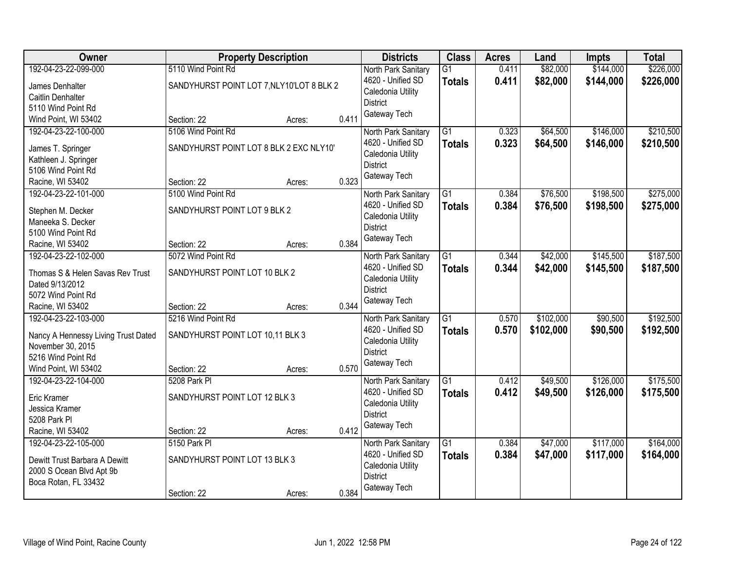| Owner | Property Description | Districts | Class | Acres | Land | Impts | Total |
|---|---|---|---|---|---|---|---|
| 192-04-23-22-099-000<br>James Denhalter<br>Caitlin Denhalter<br>5110 Wind Point Rd<br>Wind Point, WI 53402 | 5110 Wind Point Rd<br>SANDYHURST POINT LOT 7,NLY10'LOT 8 BLK 2<br>Section: 22 Acres: 0.411 | North Park Sanitary<br>4620 - Unified SD<br>Caledonia Utility District<br>Gateway Tech | G1<br>**Totals** | 0.411<br>**0.411** | $82,000<br>**$82,000** | $144,000<br>**$144,000** | $226,000<br>**$226,000** |
| 192-04-23-22-100-000<br>James T. Springer<br>Kathleen J. Springer<br>5106 Wind Point Rd<br>Racine, WI 53402 | 5106 Wind Point Rd<br>SANDYHURST POINT LOT 8 BLK 2 EXC NLY10'<br>Section: 22 Acres: 0.323 | North Park Sanitary<br>4620 - Unified SD<br>Caledonia Utility District<br>Gateway Tech | G1<br>**Totals** | 0.323<br>**0.323** | $64,500<br>**$64,500** | $146,000<br>**$146,000** | $210,500<br>**$210,500** |
| 192-04-23-22-101-000<br>Stephen M. Decker<br>Maneeka S. Decker<br>5100 Wind Point Rd<br>Racine, WI 53402 | 5100 Wind Point Rd<br>SANDYHURST POINT LOT 9 BLK 2<br>Section: 22 Acres: 0.384 | North Park Sanitary<br>4620 - Unified SD<br>Caledonia Utility District<br>Gateway Tech | G1<br>**Totals** | 0.384<br>**0.384** | $76,500<br>**$76,500** | $198,500<br>**$198,500** | $275,000<br>**$275,000** |
| 192-04-23-22-102-000<br>Thomas S & Helen Savas Rev Trust Dated 9/13/2012<br>5072 Wind Point Rd<br>Racine, WI 53402 | 5072 Wind Point Rd<br>SANDYHURST POINT LOT 10 BLK 2<br>Section: 22 Acres: 0.344 | North Park Sanitary<br>4620 - Unified SD<br>Caledonia Utility District<br>Gateway Tech | G1<br>**Totals** | 0.344<br>**0.344** | $42,000<br>**$42,000** | $145,500<br>**$145,500** | $187,500<br>**$187,500** |
| 192-04-23-22-103-000<br>Nancy A Hennessy Living Trust Dated November 30, 2015<br>5216 Wind Point Rd<br>Wind Point, WI 53402 | 5216 Wind Point Rd<br>SANDYHURST POINT LOT 10,11 BLK 3<br>Section: 22 Acres: 0.570 | North Park Sanitary<br>4620 - Unified SD<br>Caledonia Utility District<br>Gateway Tech | G1<br>**Totals** | 0.570<br>**0.570** | $102,000<br>**$102,000** | $90,500<br>**$90,500** | $192,500<br>**$192,500** |
| 192-04-23-22-104-000<br>Eric Kramer<br>Jessica Kramer<br>5208 Park Pl<br>Racine, WI 53402 | 5208 Park Pl<br>SANDYHURST POINT LOT 12 BLK 3<br>Section: 22 Acres: 0.412 | North Park Sanitary<br>4620 - Unified SD<br>Caledonia Utility District<br>Gateway Tech | G1<br>**Totals** | 0.412<br>**0.412** | $49,500<br>**$49,500** | $126,000<br>**$126,000** | $175,500<br>**$175,500** |
| 192-04-23-22-105-000<br>Dewitt Trust Barbara A Dewitt<br>2000 S Ocean Blvd Apt 9b<br>Boca Rotan, FL 33432 | 5150 Park Pl<br>SANDYHURST POINT LOT 13 BLK 3<br>Section: 22 Acres: 0.384 | North Park Sanitary<br>4620 - Unified SD<br>Caledonia Utility District<br>Gateway Tech | G1<br>**Totals** | 0.384<br>**0.384** | $47,000<br>**$47,000** | $117,000<br>**$117,000** | $164,000<br>**$164,000** |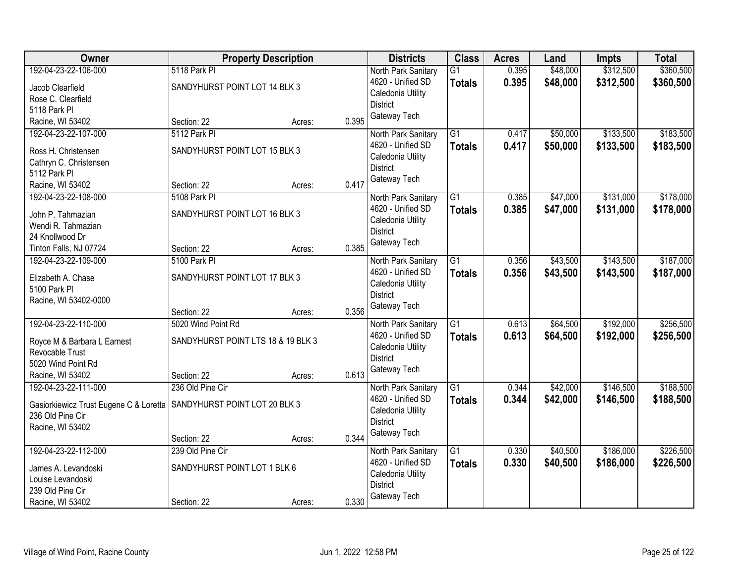| Owner | Property Description | | | Districts | Class | Acres | Land | Impts | Total |
|---|---|---|---|---|---|---|---|---|---|
| 192-04-23-22-106-000<br>Jacob Clearfield<br>Rose C. Clearfield<br>5118 Park Pl<br>Racine, WI 53402 | 5118 Park Pl<br>SANDYHURST POINT LOT 14 BLK 3<br>Section: 22 | Acres: | 0.395 | North Park Sanitary<br>4620 - Unified SD<br>Caledonia Utility District<br>Gateway Tech | G1<br>**Totals** | 0.395<br>**0.395** | $48,000<br>**$48,000** | $312,500<br>**$312,500** | $360,500<br>**$360,500** |
| 192-04-23-22-107-000<br>Ross H. Christensen<br>Cathryn C. Christensen<br>5112 Park Pl<br>Racine, WI 53402 | 5112 Park Pl<br>SANDYHURST POINT LOT 15 BLK 3<br>Section: 22 | Acres: | 0.417 | North Park Sanitary<br>4620 - Unified SD<br>Caledonia Utility District<br>Gateway Tech | G1<br>**Totals** | 0.417<br>**0.417** | $50,000<br>**$50,000** | $133,500<br>**$133,500** | $183,500<br>**$183,500** |
| 192-04-23-22-108-000<br>John P. Tahmazian<br>Wendi R. Tahmazian<br>24 Knollwood Dr<br>Tinton Falls, NJ 07724 | 5108 Park Pl<br>SANDYHURST POINT LOT 16 BLK 3<br>Section: 22 | Acres: | 0.385 | North Park Sanitary<br>4620 - Unified SD<br>Caledonia Utility District<br>Gateway Tech | G1<br>**Totals** | 0.385<br>**0.385** | $47,000<br>**$47,000** | $131,000<br>**$131,000** | $178,000<br>**$178,000** |
| 192-04-23-22-109-000<br>Elizabeth A. Chase<br>5100 Park Pl<br>Racine, WI 53402-0000 | 5100 Park Pl<br>SANDYHURST POINT LOT 17 BLK 3<br>Section: 22 | Acres: | 0.356 | North Park Sanitary<br>4620 - Unified SD<br>Caledonia Utility District<br>Gateway Tech | G1<br>**Totals** | 0.356<br>**0.356** | $43,500<br>**$43,500** | $143,500<br>**$143,500** | $187,000<br>**$187,000** |
| 192-04-23-22-110-000<br>Royce M & Barbara L Earnest Revocable Trust<br>5020 Wind Point Rd<br>Racine, WI 53402 | 5020 Wind Point Rd<br>SANDYHURST POINT LTS 18 & 19 BLK 3<br>Section: 22 | Acres: | 0.613 | North Park Sanitary<br>4620 - Unified SD<br>Caledonia Utility District<br>Gateway Tech | G1<br>**Totals** | 0.613<br>**0.613** | $64,500<br>**$64,500** | $192,000<br>**$192,000** | $256,500<br>**$256,500** |
| 192-04-23-22-111-000<br>Gasiorkiewicz Trust Eugene C & Loretta<br>236 Old Pine Cir<br>Racine, WI 53402 | 236 Old Pine Cir<br>SANDYHURST POINT LOT 20 BLK 3<br>Section: 22 | Acres: | 0.344 | North Park Sanitary<br>4620 - Unified SD<br>Caledonia Utility District<br>Gateway Tech | G1<br>**Totals** | 0.344<br>**0.344** | $42,000<br>**$42,000** | $146,500<br>**$146,500** | $188,500<br>**$188,500** |
| 192-04-23-22-112-000<br>James A. Levandoski<br>Louise Levandoski<br>239 Old Pine Cir<br>Racine, WI 53402 | 239 Old Pine Cir<br>SANDYHURST POINT LOT 1 BLK 6<br>Section: 22 | Acres: | 0.330 | North Park Sanitary<br>4620 - Unified SD<br>Caledonia Utility District<br>Gateway Tech | G1<br>**Totals** | 0.330<br>**0.330** | $40,500<br>**$40,500** | $186,000<br>**$186,000** | $226,500<br>**$226,500** |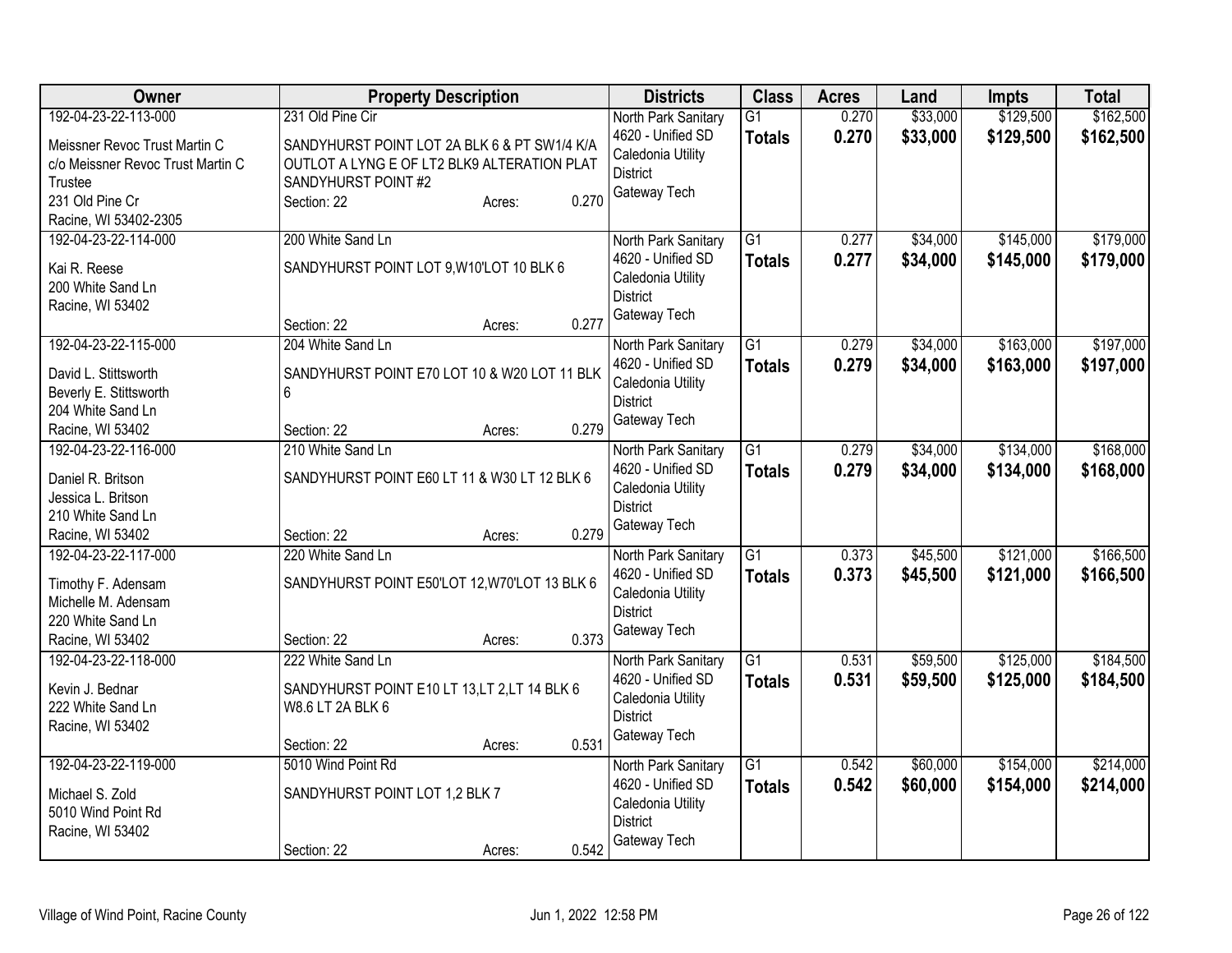| Owner | Property Description | Districts | Class | Acres | Land | Impts | Total |
|---|---|---|---|---|---|---|---|
| 192-04-23-22-113-000<br>Meissner Revoc Trust Martin C<br>c/o Meissner Revoc Trust Martin C Trustee<br>231 Old Pine Cr<br>Racine, WI 53402-2305 | 231 Old Pine Cir<br>SANDYHURST POINT LOT 2A BLK 6 & PT SW1/4 K/A OUTLOT A LYNG E OF LT2 BLK9 ALTERATION PLAT SANDYHURST POINT #2<br>Section: 22 Acres: 0.270 | North Park Sanitary<br>4620 - Unified SD<br>Caledonia Utility District<br>Gateway Tech | G1<br>**Totals** | 0.270<br>**0.270** | $33,000<br>**$33,000** | $129,500<br>**$129,500** | $162,500<br>**$162,500** |
| 192-04-23-22-114-000<br>Kai R. Reese<br>200 White Sand Ln<br>Racine, WI 53402 | 200 White Sand Ln<br>SANDYHURST POINT LOT 9,W10'LOT 10 BLK 6<br>Section: 22 Acres: 0.277 | North Park Sanitary<br>4620 - Unified SD<br>Caledonia Utility District<br>Gateway Tech | G1<br>**Totals** | 0.277<br>**0.277** | $34,000<br>**$34,000** | $145,000<br>**$145,000** | $179,000<br>**$179,000** |
| 192-04-23-22-115-000<br>David L. Stittsworth<br>Beverly E. Stittsworth<br>204 White Sand Ln<br>Racine, WI 53402 | 204 White Sand Ln<br>SANDYHURST POINT E70 LOT 10 & W20 LOT 11 BLK 6<br>Section: 22 Acres: 0.279 | North Park Sanitary<br>4620 - Unified SD<br>Caledonia Utility District<br>Gateway Tech | G1<br>**Totals** | 0.279<br>**0.279** | $34,000<br>**$34,000** | $163,000<br>**$163,000** | $197,000<br>**$197,000** |
| 192-04-23-22-116-000<br>Daniel R. Britson<br>Jessica L. Britson<br>210 White Sand Ln<br>Racine, WI 53402 | 210 White Sand Ln<br>SANDYHURST POINT E60 LT 11 & W30 LT 12 BLK 6<br>Section: 22 Acres: 0.279 | North Park Sanitary<br>4620 - Unified SD<br>Caledonia Utility District<br>Gateway Tech | G1<br>**Totals** | 0.279<br>**0.279** | $34,000<br>**$34,000** | $134,000<br>**$134,000** | $168,000<br>**$168,000** |
| 192-04-23-22-117-000<br>Timothy F. Adensam<br>Michelle M. Adensam<br>220 White Sand Ln<br>Racine, WI 53402 | 220 White Sand Ln<br>SANDYHURST POINT E50'LOT 12,W70'LOT 13 BLK 6<br>Section: 22 Acres: 0.373 | North Park Sanitary<br>4620 - Unified SD<br>Caledonia Utility District<br>Gateway Tech | G1<br>**Totals** | 0.373<br>**0.373** | $45,500<br>**$45,500** | $121,000<br>**$121,000** | $166,500<br>**$166,500** |
| 192-04-23-22-118-000<br>Kevin J. Bednar<br>222 White Sand Ln<br>Racine, WI 53402 | 222 White Sand Ln<br>SANDYHURST POINT E10 LT 13,LT 2,LT 14 BLK 6 W8.6 LT 2A BLK 6<br>Section: 22 Acres: 0.531 | North Park Sanitary<br>4620 - Unified SD<br>Caledonia Utility District<br>Gateway Tech | G1<br>**Totals** | 0.531<br>**0.531** | $59,500<br>**$59,500** | $125,000<br>**$125,000** | $184,500<br>**$184,500** |
| 192-04-23-22-119-000<br>Michael S. Zold<br>5010 Wind Point Rd<br>Racine, WI 53402 | 5010 Wind Point Rd<br>SANDYHURST POINT LOT 1,2 BLK 7<br>Section: 22 Acres: 0.542 | North Park Sanitary<br>4620 - Unified SD<br>Caledonia Utility District<br>Gateway Tech | G1<br>**Totals** | 0.542<br>**0.542** | $60,000<br>**$60,000** | $154,000<br>**$154,000** | $214,000<br>**$214,000** |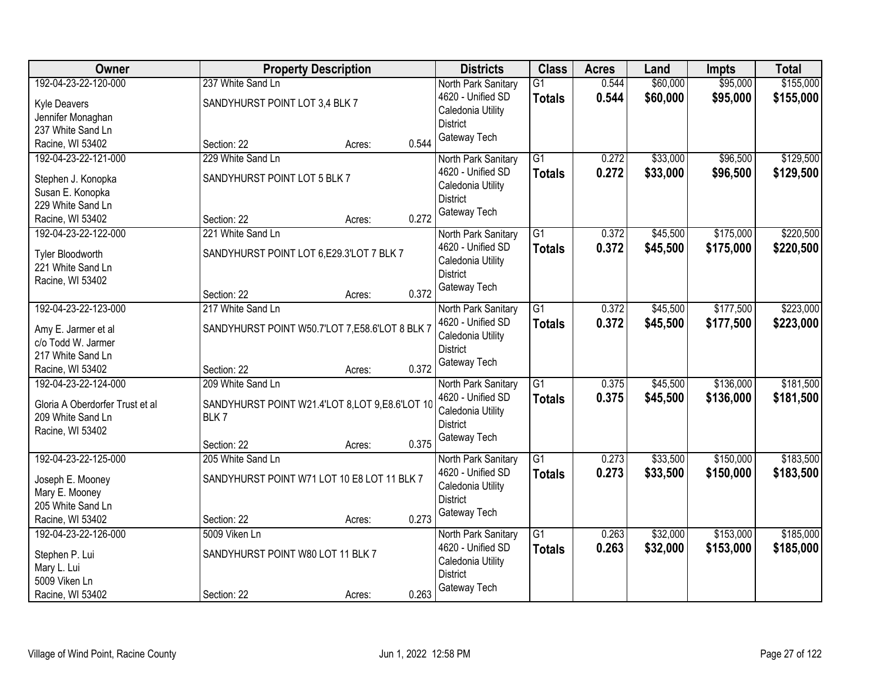| Owner | Property Description | Districts | Class | Acres | Land | Impts | Total |
|---|---|---|---|---|---|---|---|
| 192-04-23-22-120-000<br>Kyle Deavers<br>Jennifer Monaghan<br>237 White Sand Ln<br>Racine, WI 53402 | 237 White Sand Ln<br>SANDYHURST POINT LOT 3,4 BLK 7<br>Section: 22 Acres: 0.544 | North Park Sanitary<br>4620 - Unified SD<br>Caledonia Utility District<br>Gateway Tech | G1<br>**Totals** | 0.544<br>**0.544** | $60,000<br>**$60,000** | $95,000<br>**$95,000** | $155,000<br>**$155,000** |
| 192-04-23-22-121-000<br>Stephen J. Konopka<br>Susan E. Konopka<br>229 White Sand Ln<br>Racine, WI 53402 | 229 White Sand Ln<br>SANDYHURST POINT LOT 5 BLK 7<br>Section: 22 Acres: 0.272 | North Park Sanitary<br>4620 - Unified SD<br>Caledonia Utility District<br>Gateway Tech | G1<br>**Totals** | 0.272<br>**0.272** | $33,000<br>**$33,000** | $96,500<br>**$96,500** | $129,500<br>**$129,500** |
| 192-04-23-22-122-000<br>Tyler Bloodworth<br>221 White Sand Ln<br>Racine, WI 53402 | 221 White Sand Ln<br>SANDYHURST POINT LOT 6,E29.3'LOT 7 BLK 7<br>Section: 22 Acres: 0.372 | North Park Sanitary<br>4620 - Unified SD<br>Caledonia Utility District<br>Gateway Tech | G1<br>**Totals** | 0.372<br>**0.372** | $45,500<br>**$45,500** | $175,000<br>**$175,000** | $220,500<br>**$220,500** |
| 192-04-23-22-123-000<br>Amy E. Jarmer et al<br>c/o Todd W. Jarmer<br>217 White Sand Ln<br>Racine, WI 53402 | 217 White Sand Ln<br>SANDYHURST POINT W50.7'LOT 7,E58.6'LOT 8 BLK 7<br>Section: 22 Acres: 0.372 | North Park Sanitary<br>4620 - Unified SD<br>Caledonia Utility District<br>Gateway Tech | G1<br>**Totals** | 0.372<br>**0.372** | $45,500<br>**$45,500** | $177,500<br>**$177,500** | $223,000<br>**$223,000** |
| 192-04-23-22-124-000<br>Gloria A Oberdorfer Trust et al<br>209 White Sand Ln<br>Racine, WI 53402 | 209 White Sand Ln<br>SANDYHURST POINT W21.4'LOT 8,LOT 9,E8.6'LOT 10 BLK 7<br>Section: 22 Acres: 0.375 | North Park Sanitary<br>4620 - Unified SD<br>Caledonia Utility District<br>Gateway Tech | G1<br>**Totals** | 0.375<br>**0.375** | $45,500<br>**$45,500** | $136,000<br>**$136,000** | $181,500<br>**$181,500** |
| 192-04-23-22-125-000<br>Joseph E. Mooney<br>Mary E. Mooney<br>205 White Sand Ln<br>Racine, WI 53402 | 205 White Sand Ln<br>SANDYHURST POINT W71 LOT 10 E8 LOT 11 BLK 7<br>Section: 22 Acres: 0.273 | North Park Sanitary<br>4620 - Unified SD<br>Caledonia Utility District<br>Gateway Tech | G1<br>**Totals** | 0.273<br>**0.273** | $33,500<br>**$33,500** | $150,000<br>**$150,000** | $183,500<br>**$183,500** |
| 192-04-23-22-126-000<br>Stephen P. Lui<br>Mary L. Lui<br>5009 Viken Ln<br>Racine, WI 53402 | 5009 Viken Ln<br>SANDYHURST POINT W80 LOT 11 BLK 7<br>Section: 22 Acres: 0.263 | North Park Sanitary<br>4620 - Unified SD<br>Caledonia Utility District<br>Gateway Tech | G1<br>**Totals** | 0.263<br>**0.263** | $32,000<br>**$32,000** | $153,000<br>**$153,000** | $185,000<br>**$185,000** |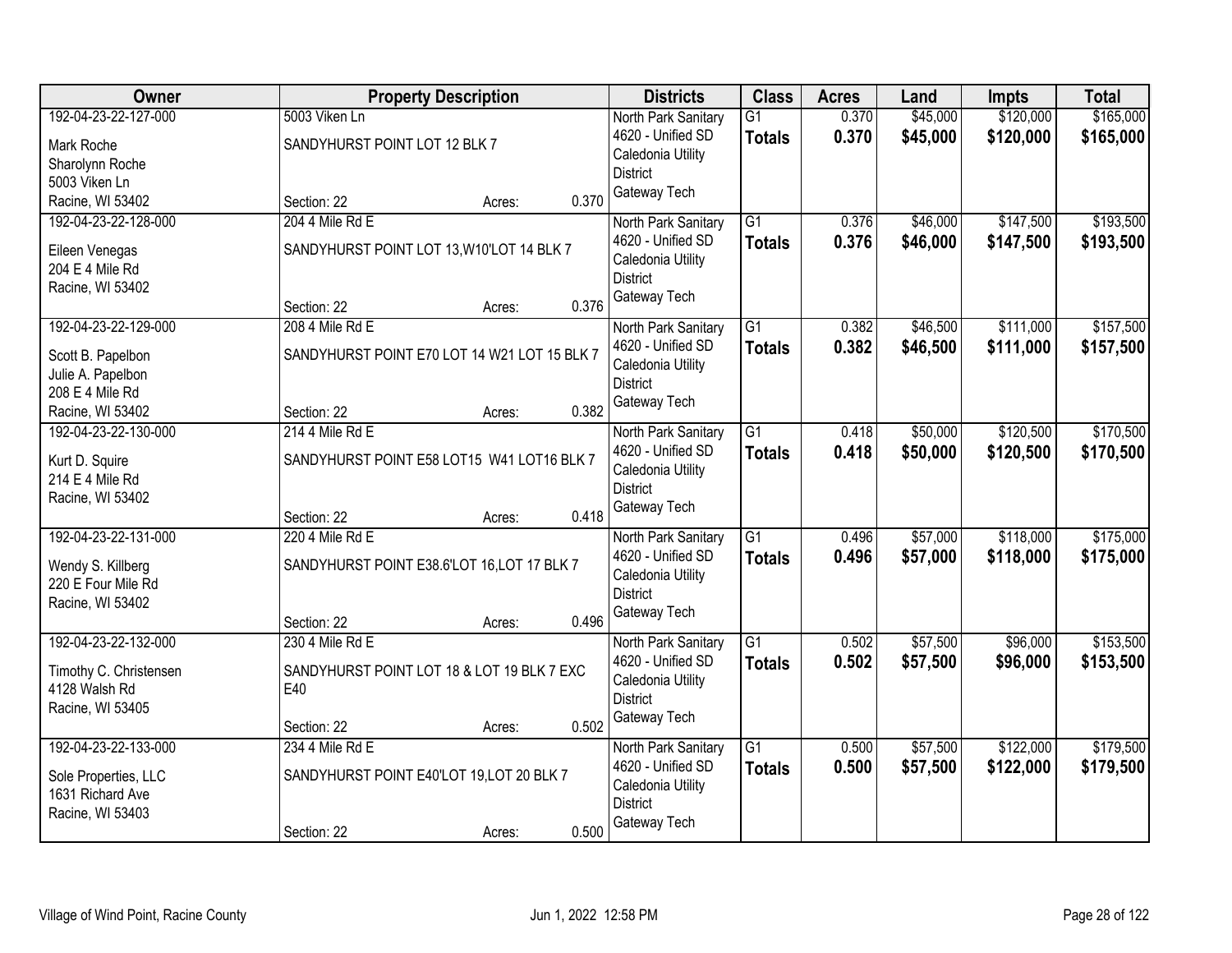| Owner | Property Description | | | Districts | Class | Acres | Land | Impts | Total |
|---|---|---|---|---|---|---|---|---|---|
| 192-04-23-22-127-000<br>Mark Roche<br>Sharolynn Roche<br>5003 Viken Ln<br>Racine, WI 53402 | 5003 Viken Ln<br>SANDYHURST POINT LOT 12 BLK 7<br>Section: 22 | Acres: | 0.370 | North Park Sanitary<br>4620 - Unified SD<br>Caledonia Utility District<br>Gateway Tech | G1<br>**Totals** | 0.370<br>**0.370** | $45,000<br>**$45,000** | $120,000<br>**$120,000** | $165,000<br>**$165,000** |
| 192-04-23-22-128-000<br>Eileen Venegas<br>204 E 4 Mile Rd<br>Racine, WI 53402 | 204 4 Mile Rd E<br>SANDYHURST POINT LOT 13,W10'LOT 14 BLK 7<br>Section: 22 | Acres: | 0.376 | North Park Sanitary<br>4620 - Unified SD<br>Caledonia Utility District<br>Gateway Tech | G1<br>**Totals** | 0.376<br>**0.376** | $46,000<br>**$46,000** | $147,500<br>**$147,500** | $193,500<br>**$193,500** |
| 192-04-23-22-129-000<br>Scott B. Papelbon<br>Julie A. Papelbon<br>208 E 4 Mile Rd<br>Racine, WI 53402 | 208 4 Mile Rd E<br>SANDYHURST POINT E70 LOT 14 W21 LOT 15 BLK 7<br>Section: 22 | Acres: | 0.382 | North Park Sanitary<br>4620 - Unified SD<br>Caledonia Utility District<br>Gateway Tech | G1<br>**Totals** | 0.382<br>**0.382** | $46,500<br>**$46,500** | $111,000<br>**$111,000** | $157,500<br>**$157,500** |
| 192-04-23-22-130-000<br>Kurt D. Squire<br>214 E 4 Mile Rd<br>Racine, WI 53402 | 214 4 Mile Rd E<br>SANDYHURST POINT E58 LOT15 W41 LOT16 BLK 7<br>Section: 22 | Acres: | 0.418 | North Park Sanitary<br>4620 - Unified SD<br>Caledonia Utility District<br>Gateway Tech | G1<br>**Totals** | 0.418<br>**0.418** | $50,000<br>**$50,000** | $120,500<br>**$120,500** | $170,500<br>**$170,500** |
| 192-04-23-22-131-000<br>Wendy S. Killberg<br>220 E Four Mile Rd<br>Racine, WI 53402 | 220 4 Mile Rd E<br>SANDYHURST POINT E38.6'LOT 16,LOT 17 BLK 7<br>Section: 22 | Acres: | 0.496 | North Park Sanitary<br>4620 - Unified SD<br>Caledonia Utility District<br>Gateway Tech | G1<br>**Totals** | 0.496<br>**0.496** | $57,000<br>**$57,000** | $118,000<br>**$118,000** | $175,000<br>**$175,000** |
| 192-04-23-22-132-000<br>Timothy C. Christensen<br>4128 Walsh Rd<br>Racine, WI 53405 | 230 4 Mile Rd E<br>SANDYHURST POINT LOT 18 & LOT 19 BLK 7 EXC E40<br>Section: 22 | Acres: | 0.502 | North Park Sanitary<br>4620 - Unified SD<br>Caledonia Utility District<br>Gateway Tech | G1<br>**Totals** | 0.502<br>**0.502** | $57,500<br>**$57,500** | $96,000<br>**$96,000** | $153,500<br>**$153,500** |
| 192-04-23-22-133-000<br>Sole Properties, LLC<br>1631 Richard Ave<br>Racine, WI 53403 | 234 4 Mile Rd E<br>SANDYHURST POINT E40'LOT 19,LOT 20 BLK 7<br>Section: 22 | Acres: | 0.500 | North Park Sanitary<br>4620 - Unified SD<br>Caledonia Utility District<br>Gateway Tech | G1<br>**Totals** | 0.500<br>**0.500** | $57,500<br>**$57,500** | $122,000<br>**$122,000** | $179,500<br>**$179,500** |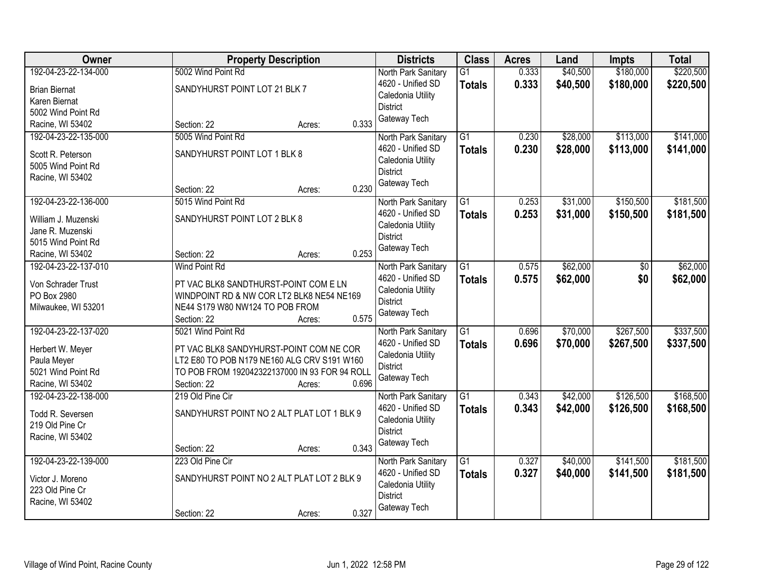| Owner | Property Description | Districts | Class | Acres | Land | Impts | Total |
|---|---|---|---|---|---|---|---|
| 192-04-23-22-134-000<br>Brian Biernat<br>Karen Biernat<br>5002 Wind Point Rd<br>Racine, WI 53402 | 5002 Wind Point Rd<br>SANDYHURST POINT LOT 21 BLK 7<br>Section: 22 Acres: 0.333 | North Park Sanitary<br>4620 - Unified SD<br>Caledonia Utility District<br>Gateway Tech | G1<br>**Totals** | 0.333<br>**0.333** | \$40,500<br>**\$40,500** | \$180,000<br>**\$180,000** | \$220,500<br>**\$220,500** |
| 192-04-23-22-135-000<br>Scott R. Peterson<br>5005 Wind Point Rd<br>Racine, WI 53402 | 5005 Wind Point Rd<br>SANDYHURST POINT LOT 1 BLK 8<br>Section: 22 Acres: 0.230 | North Park Sanitary<br>4620 - Unified SD<br>Caledonia Utility District<br>Gateway Tech | G1<br>**Totals** | 0.230<br>**0.230** | \$28,000<br>**\$28,000** | \$113,000<br>**\$113,000** | \$141,000<br>**\$141,000** |
| 192-04-23-22-136-000<br>William J. Muzenski<br>Jane R. Muzenski<br>5015 Wind Point Rd<br>Racine, WI 53402 | 5015 Wind Point Rd<br>SANDYHURST POINT LOT 2 BLK 8<br>Section: 22 Acres: 0.253 | North Park Sanitary<br>4620 - Unified SD<br>Caledonia Utility District<br>Gateway Tech | G1<br>**Totals** | 0.253<br>**0.253** | \$31,000<br>**\$31,000** | \$150,500<br>**\$150,500** | \$181,500<br>**\$181,500** |
| 192-04-23-22-137-010<br>Von Schrader Trust<br>PO Box 2980<br>Milwaukee, WI 53201 | Wind Point Rd<br>PT VAC BLK8 SANDTHURST-POINT COM E LN WINDPOINT RD & NW COR LT2 BLK8 NE54 NE169 NE44 S179 W80 NW124 TO POB FROM<br>Section: 22 Acres: 0.575 | North Park Sanitary<br>4620 - Unified SD<br>Caledonia Utility District<br>Gateway Tech | G1<br>**Totals** | 0.575<br>**0.575** | \$62,000<br>**\$62,000** | \$0<br>**\$0** | \$62,000<br>**\$62,000** |
| 192-04-23-22-137-020<br>Herbert W. Meyer<br>Paula Meyer<br>5021 Wind Point Rd<br>Racine, WI 53402 | 5021 Wind Point Rd<br>PT VAC BLK8 SANDYHURST-POINT COM NE COR LT2 E80 TO POB N179 NE160 ALG CRV S191 W160 TO POB FROM 192042322137000 IN 93 FOR 94 ROLL<br>Section: 22 Acres: 0.696 | North Park Sanitary<br>4620 - Unified SD<br>Caledonia Utility District<br>Gateway Tech | G1<br>**Totals** | 0.696<br>**0.696** | \$70,000<br>**\$70,000** | \$267,500<br>**\$267,500** | \$337,500<br>**\$337,500** |
| 192-04-23-22-138-000<br>Todd R. Seversen<br>219 Old Pine Cr<br>Racine, WI 53402 | 219 Old Pine Cir<br>SANDYHURST POINT NO 2 ALT PLAT LOT 1 BLK 9<br>Section: 22 Acres: 0.343 | North Park Sanitary<br>4620 - Unified SD<br>Caledonia Utility District<br>Gateway Tech | G1<br>**Totals** | 0.343<br>**0.343** | \$42,000<br>**\$42,000** | \$126,500<br>**\$126,500** | \$168,500<br>**\$168,500** |
| 192-04-23-22-139-000<br>Victor J. Moreno<br>223 Old Pine Cr<br>Racine, WI 53402 | 223 Old Pine Cir<br>SANDYHURST POINT NO 2 ALT PLAT LOT 2 BLK 9<br>Section: 22 Acres: 0.327 | North Park Sanitary<br>4620 - Unified SD<br>Caledonia Utility District<br>Gateway Tech | G1<br>**Totals** | 0.327<br>**0.327** | \$40,000<br>**\$40,000** | \$141,500<br>**\$141,500** | \$181,500<br>**\$181,500** |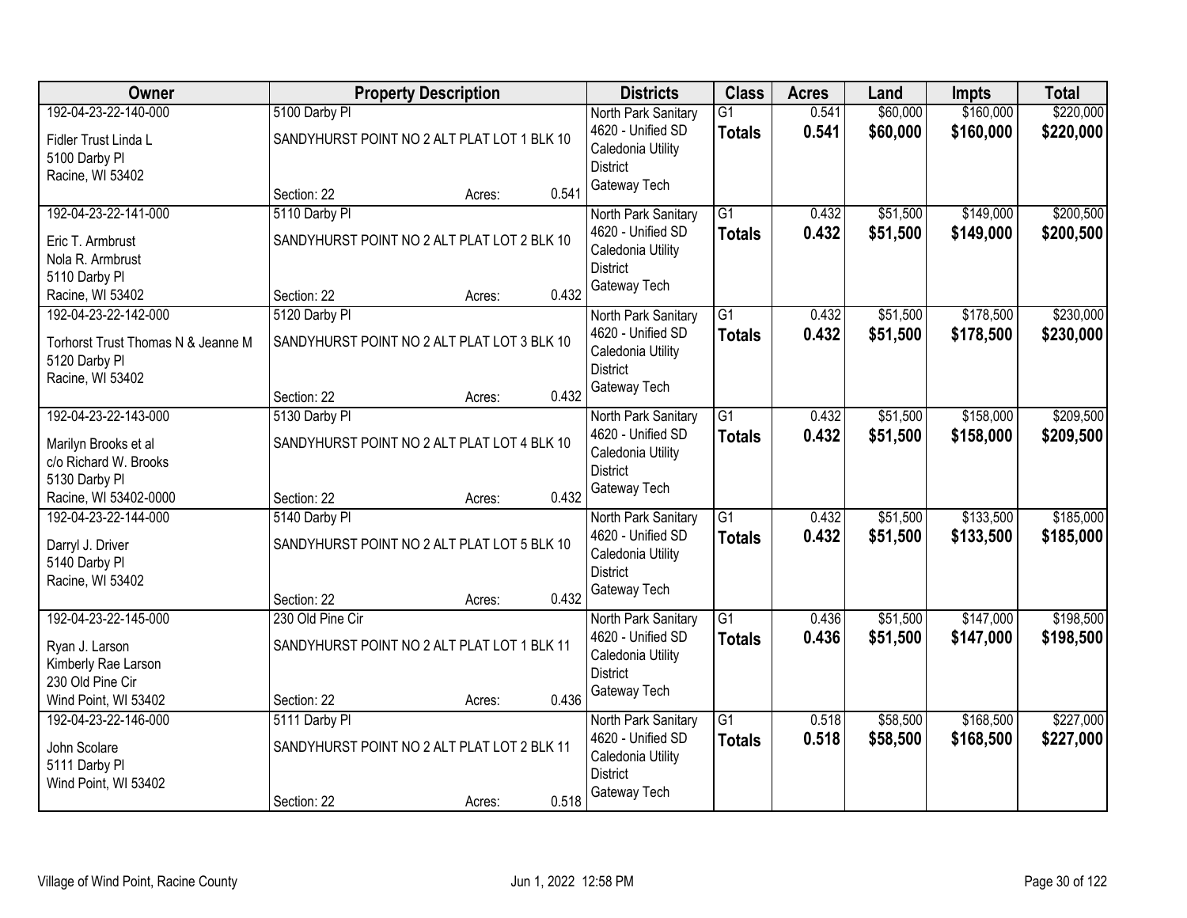| Owner | Property Description | Districts | Class | Acres | Land | Impts | Total |
|---|---|---|---|---|---|---|---|
| 192-04-23-22-140-000<br>Fidler Trust Linda L<br>5100 Darby Pl<br>Racine, WI 53402 | 5100 Darby Pl<br>SANDYHURST POINT NO 2 ALT PLAT LOT 1 BLK 10<br>Section: 22 Acres: 0.541 | North Park Sanitary<br>4620 - Unified SD<br>Caledonia Utility District<br>Gateway Tech | G1<br>**Totals** | 0.541<br>**0.541** | $60,000<br>**$60,000** | $160,000<br>**$160,000** | $220,000<br>**$220,000** |
| 192-04-23-22-141-000<br>Eric T. Armbrust<br>Nola R. Armbrust<br>5110 Darby Pl<br>Racine, WI 53402 | 5110 Darby Pl<br>SANDYHURST POINT NO 2 ALT PLAT LOT 2 BLK 10<br>Section: 22 Acres: 0.432 | North Park Sanitary<br>4620 - Unified SD<br>Caledonia Utility District<br>Gateway Tech | G1<br>**Totals** | 0.432<br>**0.432** | $51,500<br>**$51,500** | $149,000<br>**$149,000** | $200,500<br>**$200,500** |
| 192-04-23-22-142-000<br>Torhorst Trust Thomas N & Jeanne M<br>5120 Darby Pl<br>Racine, WI 53402 | 5120 Darby Pl<br>SANDYHURST POINT NO 2 ALT PLAT LOT 3 BLK 10<br>Section: 22 Acres: 0.432 | North Park Sanitary<br>4620 - Unified SD<br>Caledonia Utility District<br>Gateway Tech | G1<br>**Totals** | 0.432<br>**0.432** | $51,500<br>**$51,500** | $178,500<br>**$178,500** | $230,000<br>**$230,000** |
| 192-04-23-22-143-000<br>Marilyn Brooks et al<br>c/o Richard W. Brooks<br>5130 Darby Pl<br>Racine, WI 53402-0000 | 5130 Darby Pl<br>SANDYHURST POINT NO 2 ALT PLAT LOT 4 BLK 10<br>Section: 22 Acres: 0.432 | North Park Sanitary<br>4620 - Unified SD<br>Caledonia Utility District<br>Gateway Tech | G1<br>**Totals** | 0.432<br>**0.432** | $51,500<br>**$51,500** | $158,000<br>**$158,000** | $209,500<br>**$209,500** |
| 192-04-23-22-144-000<br>Darryl J. Driver<br>5140 Darby Pl<br>Racine, WI 53402 | 5140 Darby Pl<br>SANDYHURST POINT NO 2 ALT PLAT LOT 5 BLK 10<br>Section: 22 Acres: 0.432 | North Park Sanitary<br>4620 - Unified SD<br>Caledonia Utility District<br>Gateway Tech | G1<br>**Totals** | 0.432<br>**0.432** | $51,500<br>**$51,500** | $133,500<br>**$133,500** | $185,000<br>**$185,000** |
| 192-04-23-22-145-000<br>Ryan J. Larson<br>Kimberly Rae Larson<br>230 Old Pine Cir<br>Wind Point, WI 53402 | 230 Old Pine Cir<br>SANDYHURST POINT NO 2 ALT PLAT LOT 1 BLK 11<br>Section: 22 Acres: 0.436 | North Park Sanitary<br>4620 - Unified SD<br>Caledonia Utility District<br>Gateway Tech | G1<br>**Totals** | 0.436<br>**0.436** | $51,500<br>**$51,500** | $147,000<br>**$147,000** | $198,500<br>**$198,500** |
| 192-04-23-22-146-000<br>John Scolare<br>5111 Darby Pl<br>Wind Point, WI 53402 | 5111 Darby Pl<br>SANDYHURST POINT NO 2 ALT PLAT LOT 2 BLK 11<br>Section: 22 Acres: 0.518 | North Park Sanitary<br>4620 - Unified SD<br>Caledonia Utility District<br>Gateway Tech | G1<br>**Totals** | 0.518<br>**0.518** | $58,500<br>**$58,500** | $168,500<br>**$168,500** | $227,000<br>**$227,000** |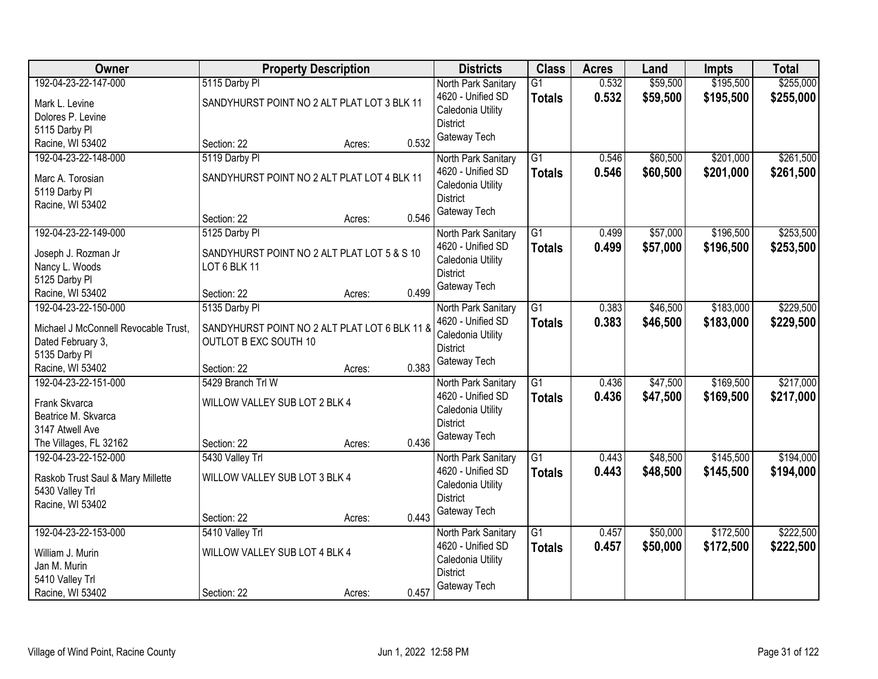| Owner | Property Description | | | Districts | Class | Acres | Land | Impts | Total |
|---|---|---|---|---|---|---|---|---|---|
| 192-04-23-22-147-000 | 5115 Darby Pl | | | North Park Sanitary | G1 | 0.532 | $59,500 | $195,500 | $255,000 |
| Mark L. Levine<br>Dolores P. Levine<br>5115 Darby Pl<br>Racine, WI 53402 | SANDYHURST POINT NO 2 ALT PLAT LOT 3 BLK 11 | | | 4620 - Unified SD<br>Caledonia Utility District<br>Gateway Tech | **Totals** | **0.532** | **$59,500** | **$195,500** | **$255,000** |
| | Section: 22 | Acres: | 0.532 | | | | | | |
| 192-04-23-22-148-000 | 5119 Darby Pl | | | North Park Sanitary | G1 | 0.546 | $60,500 | $201,000 | $261,500 |
| Marc A. Torosian<br>5119 Darby Pl<br>Racine, WI 53402 | SANDYHURST POINT NO 2 ALT PLAT LOT 4 BLK 11 | | | 4620 - Unified SD<br>Caledonia Utility District<br>Gateway Tech | **Totals** | **0.546** | **$60,500** | **$201,000** | **$261,500** |
| | Section: 22 | Acres: | 0.546 | | | | | | |
| 192-04-23-22-149-000 | 5125 Darby Pl | | | North Park Sanitary | G1 | 0.499 | $57,000 | $196,500 | $253,500 |
| Joseph J. Rozman Jr<br>Nancy L. Woods<br>5125 Darby Pl<br>Racine, WI 53402 | SANDYHURST POINT NO 2 ALT PLAT LOT 5 & S 10 LOT 6 BLK 11 | | | 4620 - Unified SD<br>Caledonia Utility District<br>Gateway Tech | **Totals** | **0.499** | **$57,000** | **$196,500** | **$253,500** |
| | Section: 22 | Acres: | 0.499 | | | | | | |
| 192-04-23-22-150-000 | 5135 Darby Pl | | | North Park Sanitary | G1 | 0.383 | $46,500 | $183,000 | $229,500 |
| Michael J McConnell Revocable Trust, Dated February 3,<br>5135 Darby Pl<br>Racine, WI 53402 | SANDYHURST POINT NO 2 ALT PLAT LOT 6 BLK 11 & OUTLOT B EXC SOUTH 10 | | | 4620 - Unified SD<br>Caledonia Utility District<br>Gateway Tech | **Totals** | **0.383** | **$46,500** | **$183,000** | **$229,500** |
| | Section: 22 | Acres: | 0.383 | | | | | | |
| 192-04-23-22-151-000 | 5429 Branch Trl W | | | North Park Sanitary | G1 | 0.436 | $47,500 | $169,500 | $217,000 |
| Frank Skvarca<br>Beatrice M. Skvarca<br>3147 Atwell Ave<br>The Villages, FL 32162 | WILLOW VALLEY SUB LOT 2 BLK 4 | | | 4620 - Unified SD<br>Caledonia Utility District<br>Gateway Tech | **Totals** | **0.436** | **$47,500** | **$169,500** | **$217,000** |
| | Section: 22 | Acres: | 0.436 | | | | | | |
| 192-04-23-22-152-000 | 5430 Valley Trl | | | North Park Sanitary | G1 | 0.443 | $48,500 | $145,500 | $194,000 |
| Raskob Trust Saul & Mary Millette<br>5430 Valley Trl<br>Racine, WI 53402 | WILLOW VALLEY SUB LOT 3 BLK 4 | | | 4620 - Unified SD<br>Caledonia Utility District<br>Gateway Tech | **Totals** | **0.443** | **$48,500** | **$145,500** | **$194,000** |
| | Section: 22 | Acres: | 0.443 | | | | | | |
| 192-04-23-22-153-000 | 5410 Valley Trl | | | North Park Sanitary | G1 | 0.457 | $50,000 | $172,500 | $222,500 |
| William J. Murin<br>Jan M. Murin<br>5410 Valley Trl<br>Racine, WI 53402 | WILLOW VALLEY SUB LOT 4 BLK 4 | | | 4620 - Unified SD<br>Caledonia Utility District<br>Gateway Tech | **Totals** | **0.457** | **$50,000** | **$172,500** | **$222,500** |
| | Section: 22 | Acres: | 0.457 | | | | | | |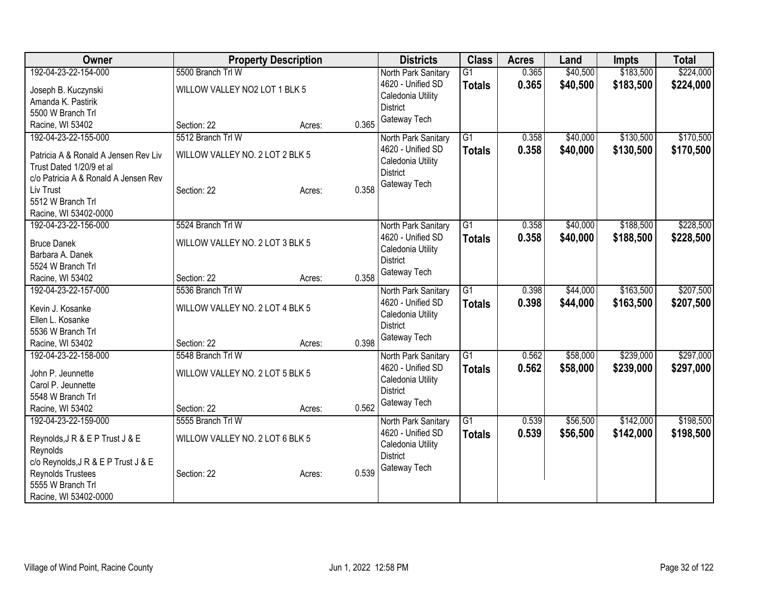| Owner | Property Description | | | Districts | Class | Acres | Land | Impts | Total |
|---|---|---|---|---|---|---|---|---|---|
| 192-04-23-22-154-000 | 5500 Branch Trl W | | | North Park Sanitary | G1 | 0.365 | $40,500 | $183,500 | $224,000 |
| Joseph B. Kuczynski<br>Amanda K. Pastirik<br>5500 W Branch Trl<br>Racine, WI 53402 | WILLOW VALLEY NO2 LOT 1 BLK 5<br>Section: 22 | Acres: | 0.365 | 4620 - Unified SD<br>Caledonia Utility District<br>Gateway Tech | **Totals** | **0.365** | **$40,500** | **$183,500** | **$224,000** |
| 192-04-23-22-155-000 | 5512 Branch Trl W | | | North Park Sanitary | G1 | 0.358 | $40,000 | $130,500 | $170,500 |
| Patricia A & Ronald A Jensen Rev Liv Trust Dated 1/20/9 et al<br>c/o Patricia A & Ronald A Jensen Rev Liv Trust<br>5512 W Branch Trl<br>Racine, WI 53402-0000 | WILLOW VALLEY NO. 2 LOT 2 BLK 5<br>Section: 22 | Acres: | 0.358 | 4620 - Unified SD<br>Caledonia Utility District<br>Gateway Tech | **Totals** | **0.358** | **$40,000** | **$130,500** | **$170,500** |
| 192-04-23-22-156-000 | 5524 Branch Trl W | | | North Park Sanitary | G1 | 0.358 | $40,000 | $188,500 | $228,500 |
| Bruce Danek<br>Barbara A. Danek<br>5524 W Branch Trl<br>Racine, WI 53402 | WILLOW VALLEY NO. 2 LOT 3 BLK 5<br>Section: 22 | Acres: | 0.358 | 4620 - Unified SD<br>Caledonia Utility District<br>Gateway Tech | **Totals** | **0.358** | **$40,000** | **$188,500** | **$228,500** |
| 192-04-23-22-157-000 | 5536 Branch Trl W | | | North Park Sanitary | G1 | 0.398 | $44,000 | $163,500 | $207,500 |
| Kevin J. Kosanke<br>Ellen L. Kosanke<br>5536 W Branch Trl<br>Racine, WI 53402 | WILLOW VALLEY NO. 2 LOT 4 BLK 5<br>Section: 22 | Acres: | 0.398 | 4620 - Unified SD<br>Caledonia Utility District<br>Gateway Tech | **Totals** | **0.398** | **$44,000** | **$163,500** | **$207,500** |
| 192-04-23-22-158-000 | 5548 Branch Trl W | | | North Park Sanitary | G1 | 0.562 | $58,000 | $239,000 | $297,000 |
| John P. Jeunnette<br>Carol P. Jeunnette<br>5548 W Branch Trl<br>Racine, WI 53402 | WILLOW VALLEY NO. 2 LOT 5 BLK 5<br>Section: 22 | Acres: | 0.562 | 4620 - Unified SD<br>Caledonia Utility District<br>Gateway Tech | **Totals** | **0.562** | **$58,000** | **$239,000** | **$297,000** |
| 192-04-23-22-159-000 | 5555 Branch Trl W | | | North Park Sanitary | G1 | 0.539 | $56,500 | $142,000 | $198,500 |
| Reynolds,J R & E P Trust J & E Reynolds<br>c/o Reynolds,J R & E P Trust J & E Reynolds Trustees<br>5555 W Branch Trl<br>Racine, WI 53402-0000 | WILLOW VALLEY NO. 2 LOT 6 BLK 5<br>Section: 22 | Acres: | 0.539 | 4620 - Unified SD<br>Caledonia Utility District<br>Gateway Tech | **Totals** | **0.539** | **$56,500** | **$142,000** | **$198,500** |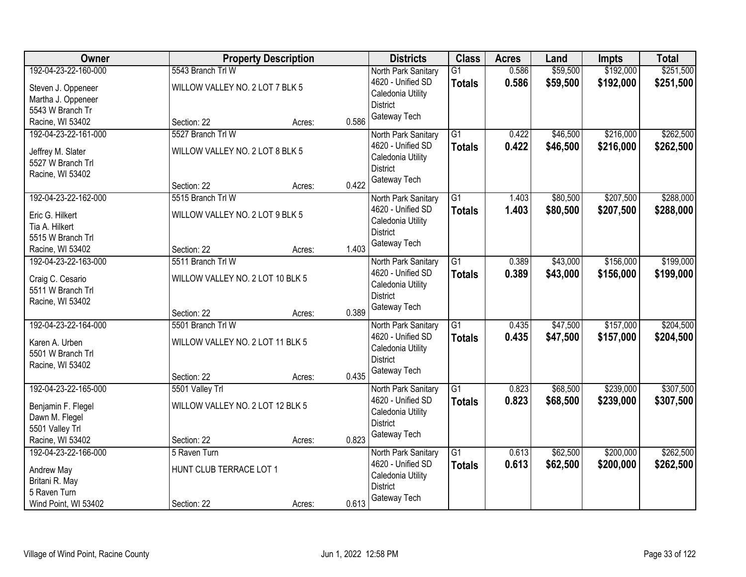| Owner | Property Description | | | Districts | Class | Acres | Land | Impts | Total |
|---|---|---|---|---|---|---|---|---|---|
| 192-04-23-22-160-000<br>Steven J. Oppeneer<br>Martha J. Oppeneer<br>5543 W Branch Tr<br>Racine, WI 53402 | 5543 Branch Trl W<br>WILLOW VALLEY NO. 2 LOT 7 BLK 5<br>Section: 22 | Acres: | 0.586 | North Park Sanitary<br>4620 - Unified SD<br>Caledonia Utility District<br>Gateway Tech | G1<br>**Totals** | 0.586<br>**0.586** | $59,500<br>**$59,500** | $192,000<br>**$192,000** | $251,500<br>**$251,500** |
| 192-04-23-22-161-000<br>Jeffrey M. Slater<br>5527 W Branch Trl<br>Racine, WI 53402 | 5527 Branch Trl W<br>WILLOW VALLEY NO. 2 LOT 8 BLK 5<br>Section: 22 | Acres: | 0.422 | North Park Sanitary<br>4620 - Unified SD<br>Caledonia Utility District<br>Gateway Tech | G1<br>**Totals** | 0.422<br>**0.422** | $46,500<br>**$46,500** | $216,000<br>**$216,000** | $262,500<br>**$262,500** |
| 192-04-23-22-162-000<br>Eric G. Hilkert<br>Tia A. Hilkert<br>5515 W Branch Trl<br>Racine, WI 53402 | 5515 Branch Trl W<br>WILLOW VALLEY NO. 2 LOT 9 BLK 5<br>Section: 22 | Acres: | 1.403 | North Park Sanitary<br>4620 - Unified SD<br>Caledonia Utility District<br>Gateway Tech | G1<br>**Totals** | 1.403<br>**1.403** | $80,500<br>**$80,500** | $207,500<br>**$207,500** | $288,000<br>**$288,000** |
| 192-04-23-22-163-000<br>Craig C. Cesario<br>5511 W Branch Trl<br>Racine, WI 53402 | 5511 Branch Trl W<br>WILLOW VALLEY NO. 2 LOT 10 BLK 5<br>Section: 22 | Acres: | 0.389 | North Park Sanitary<br>4620 - Unified SD<br>Caledonia Utility District<br>Gateway Tech | G1<br>**Totals** | 0.389<br>**0.389** | $43,000<br>**$43,000** | $156,000<br>**$156,000** | $199,000<br>**$199,000** |
| 192-04-23-22-164-000<br>Karen A. Urben<br>5501 W Branch Trl<br>Racine, WI 53402 | 5501 Branch Trl W<br>WILLOW VALLEY NO. 2 LOT 11 BLK 5<br>Section: 22 | Acres: | 0.435 | North Park Sanitary<br>4620 - Unified SD<br>Caledonia Utility District<br>Gateway Tech | G1<br>**Totals** | 0.435<br>**0.435** | $47,500<br>**$47,500** | $157,000<br>**$157,000** | $204,500<br>**$204,500** |
| 192-04-23-22-165-000<br>Benjamin F. Flegel<br>Dawn M. Flegel<br>5501 Valley Trl<br>Racine, WI 53402 | 5501 Valley Trl<br>WILLOW VALLEY NO. 2 LOT 12 BLK 5<br>Section: 22 | Acres: | 0.823 | North Park Sanitary<br>4620 - Unified SD<br>Caledonia Utility District<br>Gateway Tech | G1<br>**Totals** | 0.823<br>**0.823** | $68,500<br>**$68,500** | $239,000<br>**$239,000** | $307,500<br>**$307,500** |
| 192-04-23-22-166-000<br>Andrew May<br>Britani R. May<br>5 Raven Turn<br>Wind Point, WI 53402 | 5 Raven Turn<br>HUNT CLUB TERRACE LOT 1<br>Section: 22 | Acres: | 0.613 | North Park Sanitary<br>4620 - Unified SD<br>Caledonia Utility District<br>Gateway Tech | G1<br>**Totals** | 0.613<br>**0.613** | $62,500<br>**$62,500** | $200,000<br>**$200,000** | $262,500<br>**$262,500** |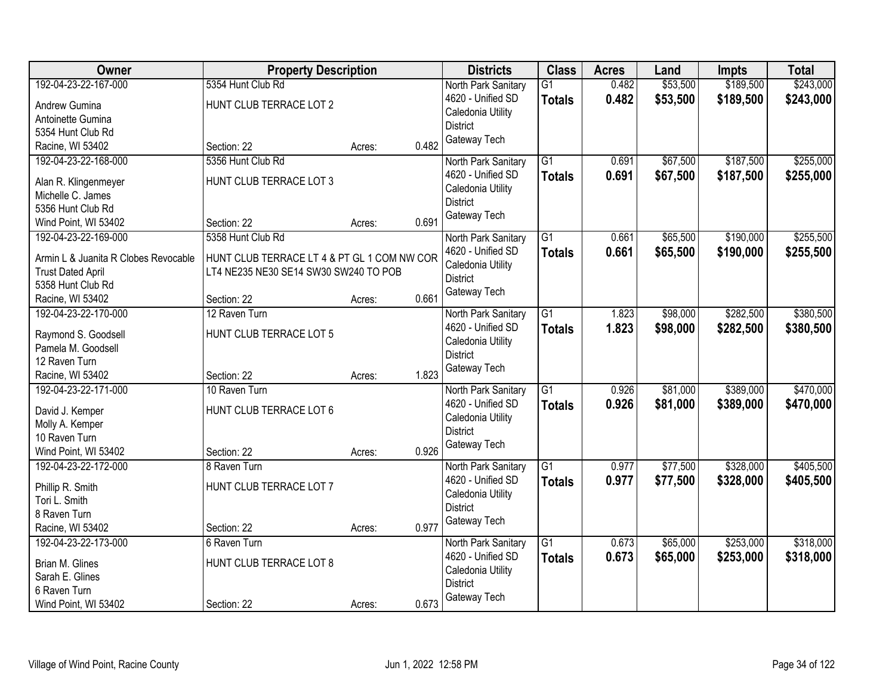| Owner | Property Description | | | Districts | Class | Acres | Land | Impts | Total |
|---|---|---|---|---|---|---|---|---|---|
| 192-04-23-22-167-000<br>Andrew Gumina<br>Antoinette Gumina<br>5354 Hunt Club Rd<br>Racine, WI 53402 | 5354 Hunt Club Rd<br>HUNT CLUB TERRACE LOT 2<br>Section: 22 | Acres: | 0.482 | North Park Sanitary<br>4620 - Unified SD<br>Caledonia Utility District<br>Gateway Tech | G1<br>**Totals** | 0.482<br>**0.482** | $53,500<br>**$53,500** | $189,500<br>**$189,500** | $243,000<br>**$243,000** |
| 192-04-23-22-168-000<br>Alan R. Klingenmeyer<br>Michelle C. James<br>5356 Hunt Club Rd<br>Wind Point, WI 53402 | 5356 Hunt Club Rd<br>HUNT CLUB TERRACE LOT 3<br>Section: 22 | Acres: | 0.691 | North Park Sanitary<br>4620 - Unified SD<br>Caledonia Utility District<br>Gateway Tech | G1<br>**Totals** | 0.691<br>**0.691** | $67,500<br>**$67,500** | $187,500<br>**$187,500** | $255,000<br>**$255,000** |
| 192-04-23-22-169-000<br>Armin L & Juanita R Clobes Revocable Trust Dated April<br>5358 Hunt Club Rd<br>Racine, WI 53402 | 5358 Hunt Club Rd<br>HUNT CLUB TERRACE LT 4 & PT GL 1 COM NW COR LT4 NE235 NE30 SE14 SW30 SW240 TO POB<br>Section: 22 | Acres: | 0.661 | North Park Sanitary<br>4620 - Unified SD<br>Caledonia Utility District<br>Gateway Tech | G1<br>**Totals** | 0.661<br>**0.661** | $65,500<br>**$65,500** | $190,000<br>**$190,000** | $255,500<br>**$255,500** |
| 192-04-23-22-170-000<br>Raymond S. Goodsell<br>Pamela M. Goodsell<br>12 Raven Turn<br>Racine, WI 53402 | 12 Raven Turn<br>HUNT CLUB TERRACE LOT 5<br>Section: 22 | Acres: | 1.823 | North Park Sanitary<br>4620 - Unified SD<br>Caledonia Utility District<br>Gateway Tech | G1<br>**Totals** | 1.823<br>**1.823** | $98,000<br>**$98,000** | $282,500<br>**$282,500** | $380,500<br>**$380,500** |
| 192-04-23-22-171-000<br>David J. Kemper<br>Molly A. Kemper<br>10 Raven Turn<br>Wind Point, WI 53402 | 10 Raven Turn<br>HUNT CLUB TERRACE LOT 6<br>Section: 22 | Acres: | 0.926 | North Park Sanitary<br>4620 - Unified SD<br>Caledonia Utility District<br>Gateway Tech | G1<br>**Totals** | 0.926<br>**0.926** | $81,000<br>**$81,000** | $389,000<br>**$389,000** | $470,000<br>**$470,000** |
| 192-04-23-22-172-000<br>Phillip R. Smith<br>Tori L. Smith<br>8 Raven Turn<br>Racine, WI 53402 | 8 Raven Turn<br>HUNT CLUB TERRACE LOT 7<br>Section: 22 | Acres: | 0.977 | North Park Sanitary<br>4620 - Unified SD<br>Caledonia Utility District<br>Gateway Tech | G1<br>**Totals** | 0.977<br>**0.977** | $77,500<br>**$77,500** | $328,000<br>**$328,000** | $405,500<br>**$405,500** |
| 192-04-23-22-173-000<br>Brian M. Glines<br>Sarah E. Glines<br>6 Raven Turn<br>Wind Point, WI 53402 | 6 Raven Turn<br>HUNT CLUB TERRACE LOT 8<br>Section: 22 | Acres: | 0.673 | North Park Sanitary<br>4620 - Unified SD<br>Caledonia Utility District<br>Gateway Tech | G1<br>**Totals** | 0.673<br>**0.673** | $65,000<br>**$65,000** | $253,000<br>**$253,000** | $318,000<br>**$318,000** |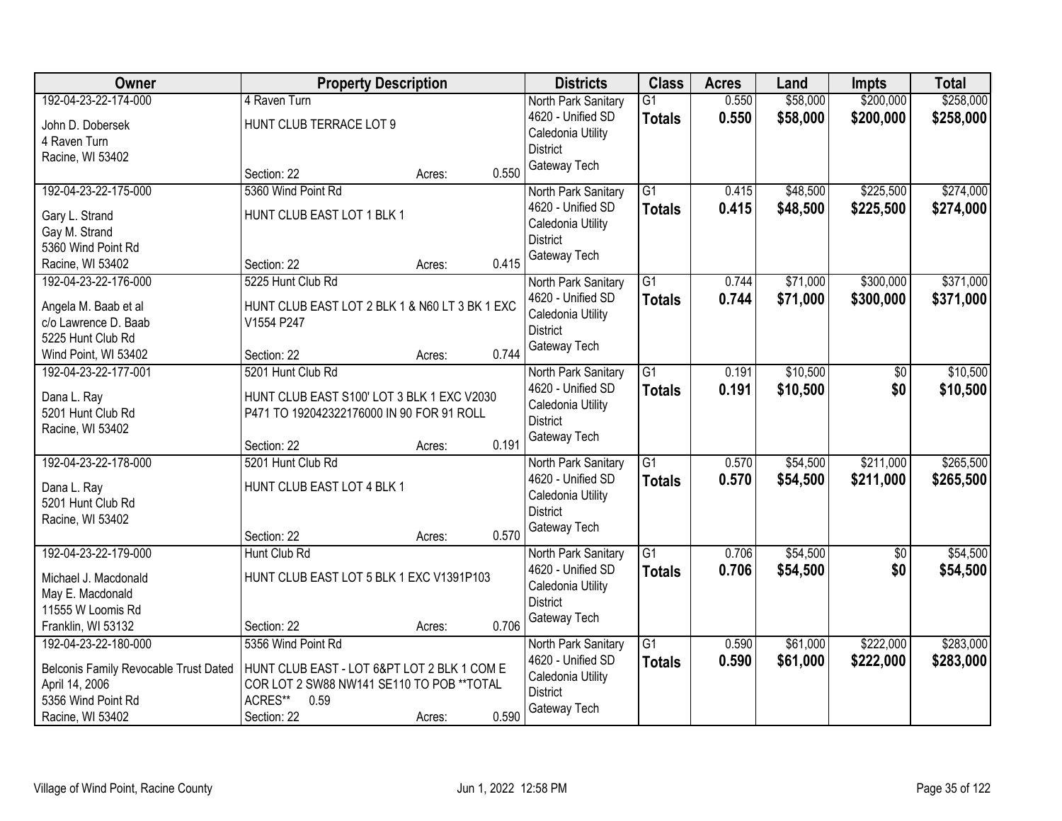| Owner | Property Description | Districts | Class | Acres | Land | Impts | Total |
|---|---|---|---|---|---|---|---|
| 192-04-23-22-174-000<br>John D. Dobersek<br>4 Raven Turn<br>Racine, WI 53402 | 4 Raven Turn<br>HUNT CLUB TERRACE LOT 9<br>Section: 22 Acres: 0.550 | North Park Sanitary<br>4620 - Unified SD<br>Caledonia Utility District<br>Gateway Tech | G1<br>**Totals** | 0.550<br>**0.550** | $58,000<br>**$58,000** | $200,000<br>**$200,000** | $258,000<br>**$258,000** |
| 192-04-23-22-175-000<br>Gary L. Strand<br>Gay M. Strand<br>5360 Wind Point Rd<br>Racine, WI 53402 | 5360 Wind Point Rd<br>HUNT CLUB EAST LOT 1 BLK 1<br>Section: 22 Acres: 0.415 | North Park Sanitary<br>4620 - Unified SD<br>Caledonia Utility District<br>Gateway Tech | G1<br>**Totals** | 0.415<br>**0.415** | $48,500<br>**$48,500** | $225,500<br>**$225,500** | $274,000<br>**$274,000** |
| 192-04-23-22-176-000<br>Angela M. Baab et al<br>c/o Lawrence D. Baab<br>5225 Hunt Club Rd<br>Wind Point, WI 53402 | 5225 Hunt Club Rd<br>HUNT CLUB EAST LOT 2 BLK 1 & N60 LT 3 BK 1 EXC V1554 P247<br>Section: 22 Acres: 0.744 | North Park Sanitary<br>4620 - Unified SD<br>Caledonia Utility District<br>Gateway Tech | G1<br>**Totals** | 0.744<br>**0.744** | $71,000<br>**$71,000** | $300,000<br>**$300,000** | $371,000<br>**$371,000** |
| 192-04-23-22-177-001<br>Dana L. Ray<br>5201 Hunt Club Rd<br>Racine, WI 53402 | 5201 Hunt Club Rd<br>HUNT CLUB EAST S100' LOT 3 BLK 1 EXC V2030 P471 TO 192042322176000 IN 90 FOR 91 ROLL<br>Section: 22 Acres: 0.191 | North Park Sanitary<br>4620 - Unified SD<br>Caledonia Utility District<br>Gateway Tech | G1<br>**Totals** | 0.191<br>**0.191** | $10,500<br>**$10,500** | $0<br>**$0** | $10,500<br>**$10,500** |
| 192-04-23-22-178-000<br>Dana L. Ray<br>5201 Hunt Club Rd<br>Racine, WI 53402 | 5201 Hunt Club Rd<br>HUNT CLUB EAST LOT 4 BLK 1<br>Section: 22 Acres: 0.570 | North Park Sanitary<br>4620 - Unified SD<br>Caledonia Utility District<br>Gateway Tech | G1<br>**Totals** | 0.570<br>**0.570** | $54,500<br>**$54,500** | $211,000<br>**$211,000** | $265,500<br>**$265,500** |
| 192-04-23-22-179-000<br>Michael J. Macdonald<br>May E. Macdonald<br>11555 W Loomis Rd<br>Franklin, WI 53132 | Hunt Club Rd<br>HUNT CLUB EAST LOT 5 BLK 1 EXC V1391P103<br>Section: 22 Acres: 0.706 | North Park Sanitary<br>4620 - Unified SD<br>Caledonia Utility District<br>Gateway Tech | G1<br>**Totals** | 0.706<br>**0.706** | $54,500<br>**$54,500** | $0<br>**$0** | $54,500<br>**$54,500** |
| 192-04-23-22-180-000<br>Belconis Family Revocable Trust Dated April 14, 2006<br>5356 Wind Point Rd<br>Racine, WI 53402 | 5356 Wind Point Rd<br>HUNT CLUB EAST - LOT 6&PT LOT 2 BLK 1 COM E COR LOT 2 SW88 NW141 SE110 TO POB **TOTAL ACRES** 0.59<br>Section: 22 Acres: 0.590 | North Park Sanitary<br>4620 - Unified SD<br>Caledonia Utility District<br>Gateway Tech | G1<br>**Totals** | 0.590<br>**0.590** | $61,000<br>**$61,000** | $222,000<br>**$222,000** | $283,000<br>**$283,000** |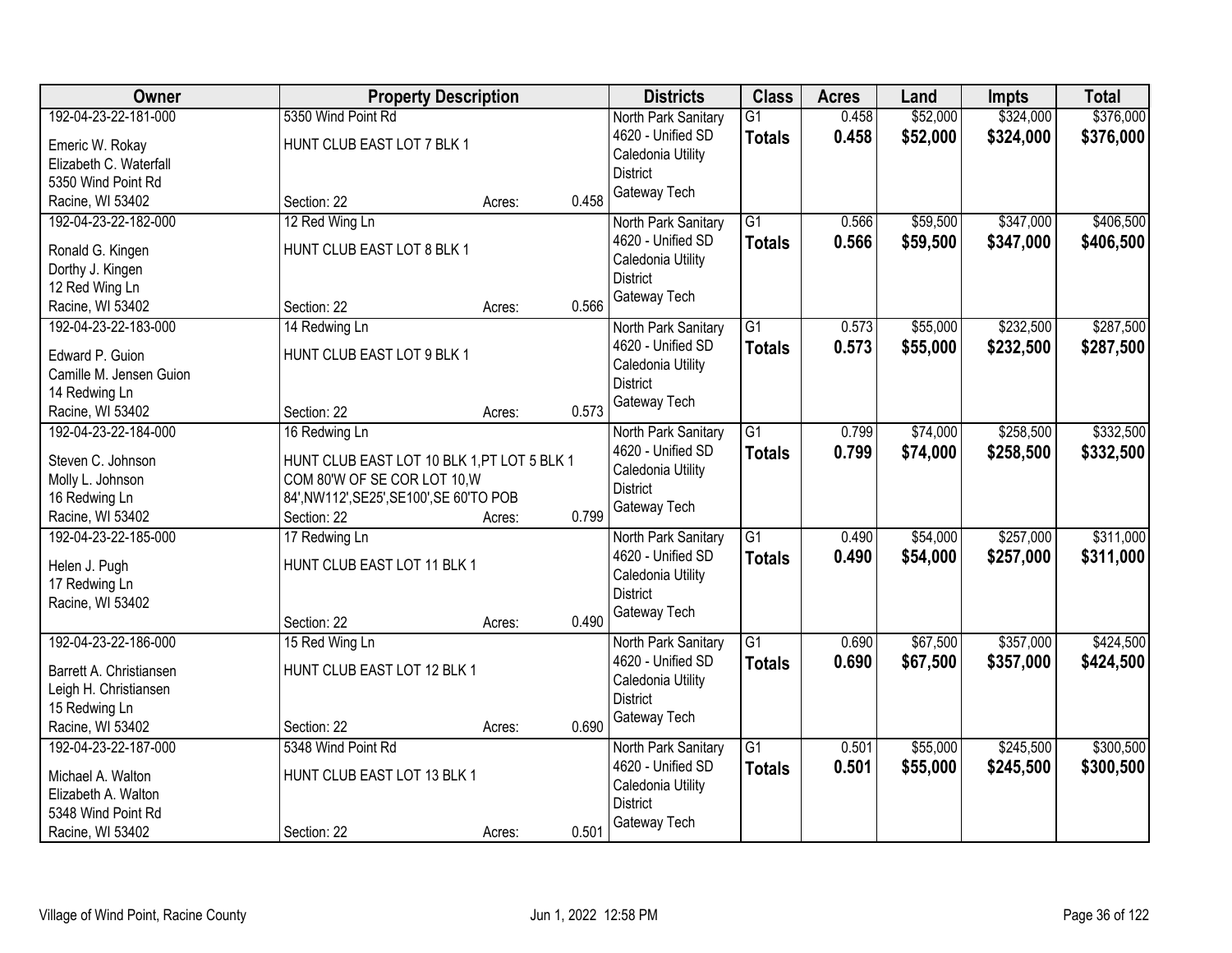| Owner | Property Description | Districts | Class | Acres | Land | Impts | Total |
|---|---|---|---|---|---|---|---|
| 192-04-23-22-181-000<br>Emeric W. Rokay<br>Elizabeth C. Waterfall<br>5350 Wind Point Rd<br>Racine, WI 53402 | 5350 Wind Point Rd<br>HUNT CLUB EAST LOT 7 BLK 1<br>Section: 22 Acres: 0.458 | North Park Sanitary<br>4620 - Unified SD<br>Caledonia Utility District<br>Gateway Tech | G1<br>**Totals** | 0.458<br>**0.458** | $52,000<br>**$52,000** | $324,000<br>**$324,000** | $376,000<br>**$376,000** |
| 192-04-23-22-182-000<br>Ronald G. Kingen<br>Dorthy J. Kingen<br>12 Red Wing Ln<br>Racine, WI 53402 | 12 Red Wing Ln<br>HUNT CLUB EAST LOT 8 BLK 1<br>Section: 22 Acres: 0.566 | North Park Sanitary<br>4620 - Unified SD<br>Caledonia Utility District<br>Gateway Tech | G1<br>**Totals** | 0.566<br>**0.566** | $59,500<br>**$59,500** | $347,000<br>**$347,000** | $406,500<br>**$406,500** |
| 192-04-23-22-183-000<br>Edward P. Guion<br>Camille M. Jensen Guion<br>14 Redwing Ln<br>Racine, WI 53402 | 14 Redwing Ln<br>HUNT CLUB EAST LOT 9 BLK 1<br>Section: 22 Acres: 0.573 | North Park Sanitary<br>4620 - Unified SD<br>Caledonia Utility District<br>Gateway Tech | G1<br>**Totals** | 0.573<br>**0.573** | $55,000<br>**$55,000** | $232,500<br>**$232,500** | $287,500<br>**$287,500** |
| 192-04-23-22-184-000<br>Steven C. Johnson<br>Molly L. Johnson<br>16 Redwing Ln<br>Racine, WI 53402 | 16 Redwing Ln<br>HUNT CLUB EAST LOT 10 BLK 1,PT LOT 5 BLK 1 COM 80'W OF SE COR LOT 10,W 84',NW112',SE25',SE100',SE 60'TO POB<br>Section: 22 Acres: 0.799 | North Park Sanitary<br>4620 - Unified SD<br>Caledonia Utility District<br>Gateway Tech | G1<br>**Totals** | 0.799<br>**0.799** | $74,000<br>**$74,000** | $258,500<br>**$258,500** | $332,500<br>**$332,500** |
| 192-04-23-22-185-000<br>Helen J. Pugh<br>17 Redwing Ln<br>Racine, WI 53402 | 17 Redwing Ln<br>HUNT CLUB EAST LOT 11 BLK 1<br>Section: 22 Acres: 0.490 | North Park Sanitary<br>4620 - Unified SD<br>Caledonia Utility District<br>Gateway Tech | G1<br>**Totals** | 0.490<br>**0.490** | $54,000<br>**$54,000** | $257,000<br>**$257,000** | $311,000<br>**$311,000** |
| 192-04-23-22-186-000<br>Barrett A. Christiansen<br>Leigh H. Christiansen<br>15 Redwing Ln<br>Racine, WI 53402 | 15 Red Wing Ln<br>HUNT CLUB EAST LOT 12 BLK 1<br>Section: 22 Acres: 0.690 | North Park Sanitary<br>4620 - Unified SD<br>Caledonia Utility District<br>Gateway Tech | G1<br>**Totals** | 0.690<br>**0.690** | $67,500<br>**$67,500** | $357,000<br>**$357,000** | $424,500<br>**$424,500** |
| 192-04-23-22-187-000<br>Michael A. Walton<br>Elizabeth A. Walton<br>5348 Wind Point Rd<br>Racine, WI 53402 | 5348 Wind Point Rd<br>HUNT CLUB EAST LOT 13 BLK 1<br>Section: 22 Acres: 0.501 | North Park Sanitary<br>4620 - Unified SD<br>Caledonia Utility District<br>Gateway Tech | G1<br>**Totals** | 0.501<br>**0.501** | $55,000<br>**$55,000** | $245,500<br>**$245,500** | $300,500<br>**$300,500** |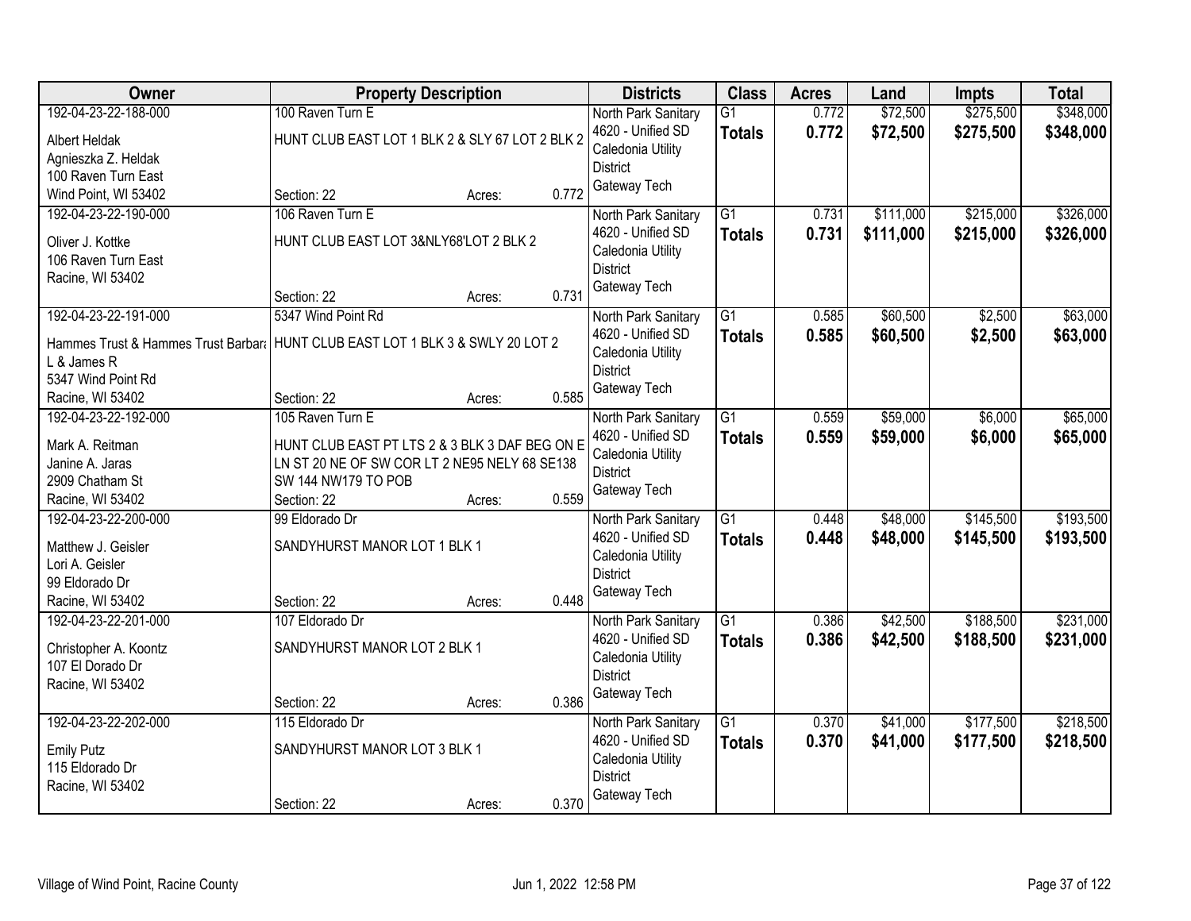| Owner | Property Description | Districts | Class | Acres | Land | Impts | Total |
|---|---|---|---|---|---|---|---|
| 192-04-23-22-188-000<br>Albert Heldak<br>Agnieszka Z. Heldak<br>100 Raven Turn East<br>Wind Point, WI 53402 | 100 Raven Turn E<br>HUNT CLUB EAST LOT 1 BLK 2 & SLY 67 LOT 2 BLK 2<br>Section: 22 Acres: 0.772 | North Park Sanitary<br>4620 - Unified SD<br>Caledonia Utility District<br>Gateway Tech | G1<br>**Totals** | 0.772<br>**0.772** | $72,500<br>**$72,500** | $275,500<br>**$275,500** | $348,000<br>**$348,000** |
| 192-04-23-22-190-000<br>Oliver J. Kottke<br>106 Raven Turn East<br>Racine, WI 53402 | 106 Raven Turn E<br>HUNT CLUB EAST LOT 3&NLY68'LOT 2 BLK 2<br>Section: 22 Acres: 0.731 | North Park Sanitary<br>4620 - Unified SD<br>Caledonia Utility District<br>Gateway Tech | G1<br>**Totals** | 0.731<br>**0.731** | $111,000<br>**$111,000** | $215,000<br>**$215,000** | $326,000<br>**$326,000** |
| 192-04-23-22-191-000<br>Hammes Trust & Hammes Trust Barbara L & James R<br>5347 Wind Point Rd<br>Racine, WI 53402 | 5347 Wind Point Rd<br>HUNT CLUB EAST LOT 1 BLK 3 & SWLY 20 LOT 2<br>Section: 22 Acres: 0.585 | North Park Sanitary<br>4620 - Unified SD<br>Caledonia Utility District<br>Gateway Tech | G1<br>**Totals** | 0.585<br>**0.585** | $60,500<br>**$60,500** | $2,500<br>**$2,500** | $63,000<br>**$63,000** |
| 192-04-23-22-192-000<br>Mark A. Reitman<br>Janine A. Jaras<br>2909 Chatham St<br>Racine, WI 53402 | 105 Raven Turn E<br>HUNT CLUB EAST PT LTS 2 & 3 BLK 3 DAF BEG ON E LN ST 20 NE OF SW COR LT 2 NE95 NELY 68 SE138 SW 144 NW179 TO POB<br>Section: 22 Acres: 0.559 | North Park Sanitary<br>4620 - Unified SD<br>Caledonia Utility District<br>Gateway Tech | G1<br>**Totals** | 0.559<br>**0.559** | $59,000<br>**$59,000** | $6,000<br>**$6,000** | $65,000<br>**$65,000** |
| 192-04-23-22-200-000<br>Matthew J. Geisler<br>Lori A. Geisler<br>99 Eldorado Dr<br>Racine, WI 53402 | 99 Eldorado Dr<br>SANDYHURST MANOR LOT 1 BLK 1<br>Section: 22 Acres: 0.448 | North Park Sanitary<br>4620 - Unified SD<br>Caledonia Utility District<br>Gateway Tech | G1<br>**Totals** | 0.448<br>**0.448** | $48,000<br>**$48,000** | $145,500<br>**$145,500** | $193,500<br>**$193,500** |
| 192-04-23-22-201-000<br>Christopher A. Koontz<br>107 El Dorado Dr<br>Racine, WI 53402 | 107 Eldorado Dr<br>SANDYHURST MANOR LOT 2 BLK 1<br>Section: 22 Acres: 0.386 | North Park Sanitary<br>4620 - Unified SD<br>Caledonia Utility District<br>Gateway Tech | G1<br>**Totals** | 0.386<br>**0.386** | $42,500<br>**$42,500** | $188,500<br>**$188,500** | $231,000<br>**$231,000** |
| 192-04-23-22-202-000<br>Emily Putz<br>115 Eldorado Dr<br>Racine, WI 53402 | 115 Eldorado Dr<br>SANDYHURST MANOR LOT 3 BLK 1<br>Section: 22 Acres: 0.370 | North Park Sanitary<br>4620 - Unified SD<br>Caledonia Utility District<br>Gateway Tech | G1<br>**Totals** | 0.370<br>**0.370** | $41,000<br>**$41,000** | $177,500<br>**$177,500** | $218,500<br>**$218,500** |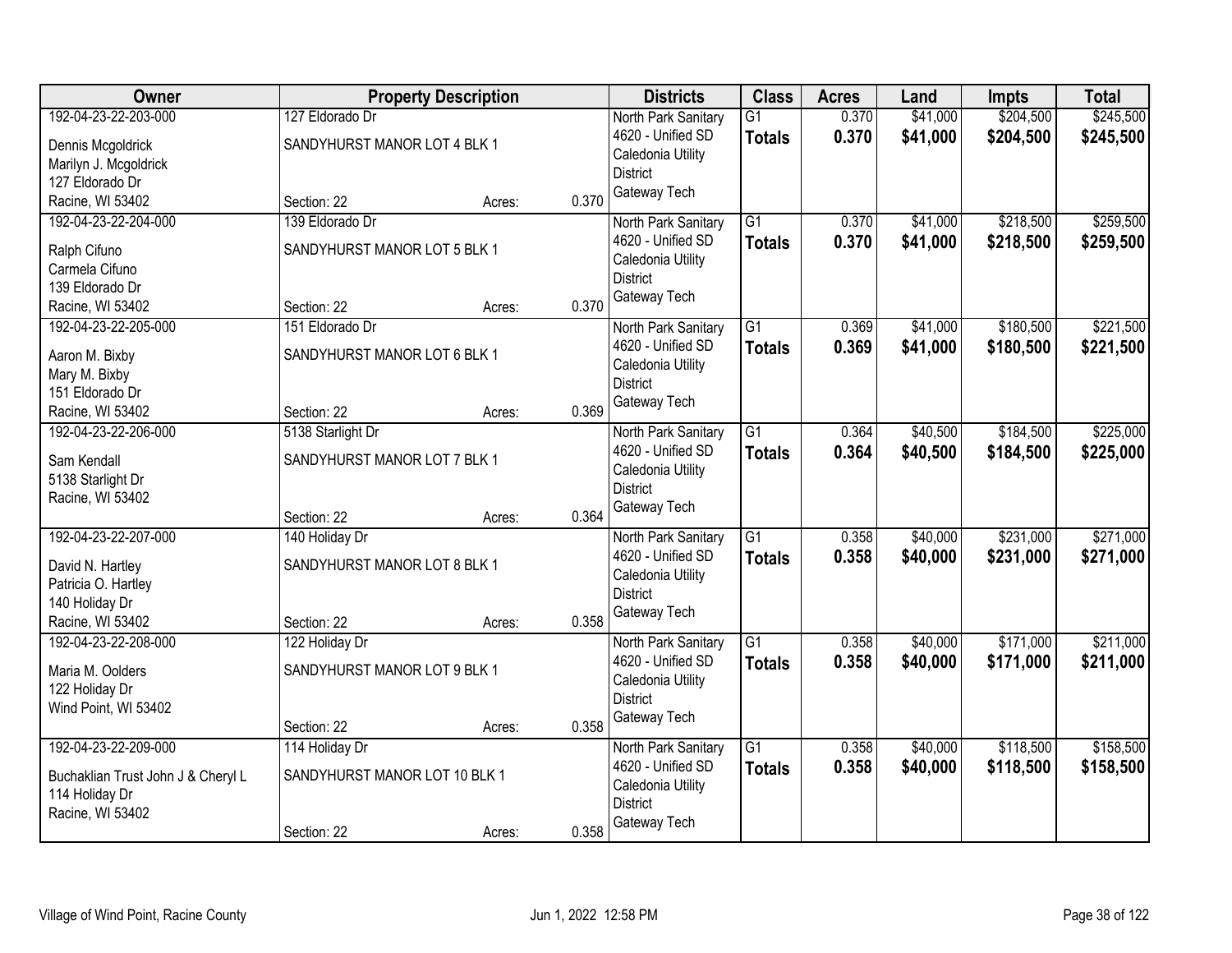| Owner | Property Description | Districts | Class | Acres | Land | Impts | Total |
|---|---|---|---|---|---|---|---|
| 192-04-23-22-203-000<br>Dennis Mcgoldrick<br>Marilyn J. Mcgoldrick<br>127 Eldorado Dr<br>Racine, WI 53402 | 127 Eldorado Dr<br>SANDYHURST MANOR LOT 4 BLK 1<br>Section: 22 Acres: 0.370 | North Park Sanitary<br>4620 - Unified SD<br>Caledonia Utility District<br>Gateway Tech | G1<br>**Totals** | 0.370<br>**0.370** | $41,000<br>**$41,000** | $204,500<br>**$204,500** | $245,500<br>**$245,500** |
| 192-04-23-22-204-000<br>Ralph Cifuno<br>Carmela Cifuno<br>139 Eldorado Dr<br>Racine, WI 53402 | 139 Eldorado Dr<br>SANDYHURST MANOR LOT 5 BLK 1<br>Section: 22 Acres: 0.370 | North Park Sanitary<br>4620 - Unified SD<br>Caledonia Utility District<br>Gateway Tech | G1<br>**Totals** | 0.370<br>**0.370** | $41,000<br>**$41,000** | $218,500<br>**$218,500** | $259,500<br>**$259,500** |
| 192-04-23-22-205-000<br>Aaron M. Bixby<br>Mary M. Bixby<br>151 Eldorado Dr<br>Racine, WI 53402 | 151 Eldorado Dr<br>SANDYHURST MANOR LOT 6 BLK 1<br>Section: 22 Acres: 0.369 | North Park Sanitary<br>4620 - Unified SD<br>Caledonia Utility District<br>Gateway Tech | G1<br>**Totals** | 0.369<br>**0.369** | $41,000<br>**$41,000** | $180,500<br>**$180,500** | $221,500<br>**$221,500** |
| 192-04-23-22-206-000<br>Sam Kendall<br>5138 Starlight Dr<br>Racine, WI 53402 | 5138 Starlight Dr<br>SANDYHURST MANOR LOT 7 BLK 1<br>Section: 22 Acres: 0.364 | North Park Sanitary<br>4620 - Unified SD<br>Caledonia Utility District<br>Gateway Tech | G1<br>**Totals** | 0.364<br>**0.364** | $40,500<br>**$40,500** | $184,500<br>**$184,500** | $225,000<br>**$225,000** |
| 192-04-23-22-207-000<br>David N. Hartley<br>Patricia O. Hartley<br>140 Holiday Dr<br>Racine, WI 53402 | 140 Holiday Dr<br>SANDYHURST MANOR LOT 8 BLK 1<br>Section: 22 Acres: 0.358 | North Park Sanitary<br>4620 - Unified SD<br>Caledonia Utility District<br>Gateway Tech | G1<br>**Totals** | 0.358<br>**0.358** | $40,000<br>**$40,000** | $231,000<br>**$231,000** | $271,000<br>**$271,000** |
| 192-04-23-22-208-000<br>Maria M. Oolders<br>122 Holiday Dr<br>Wind Point, WI 53402 | 122 Holiday Dr<br>SANDYHURST MANOR LOT 9 BLK 1<br>Section: 22 Acres: 0.358 | North Park Sanitary<br>4620 - Unified SD<br>Caledonia Utility District<br>Gateway Tech | G1<br>**Totals** | 0.358<br>**0.358** | $40,000<br>**$40,000** | $171,000<br>**$171,000** | $211,000<br>**$211,000** |
| 192-04-23-22-209-000<br>Buchaklian Trust John J & Cheryl L<br>114 Holiday Dr<br>Racine, WI 53402 | 114 Holiday Dr<br>SANDYHURST MANOR LOT 10 BLK 1<br>Section: 22 Acres: 0.358 | North Park Sanitary<br>4620 - Unified SD<br>Caledonia Utility District<br>Gateway Tech | G1<br>**Totals** | 0.358<br>**0.358** | $40,000<br>**$40,000** | $118,500<br>**$118,500** | $158,500<br>**$158,500** |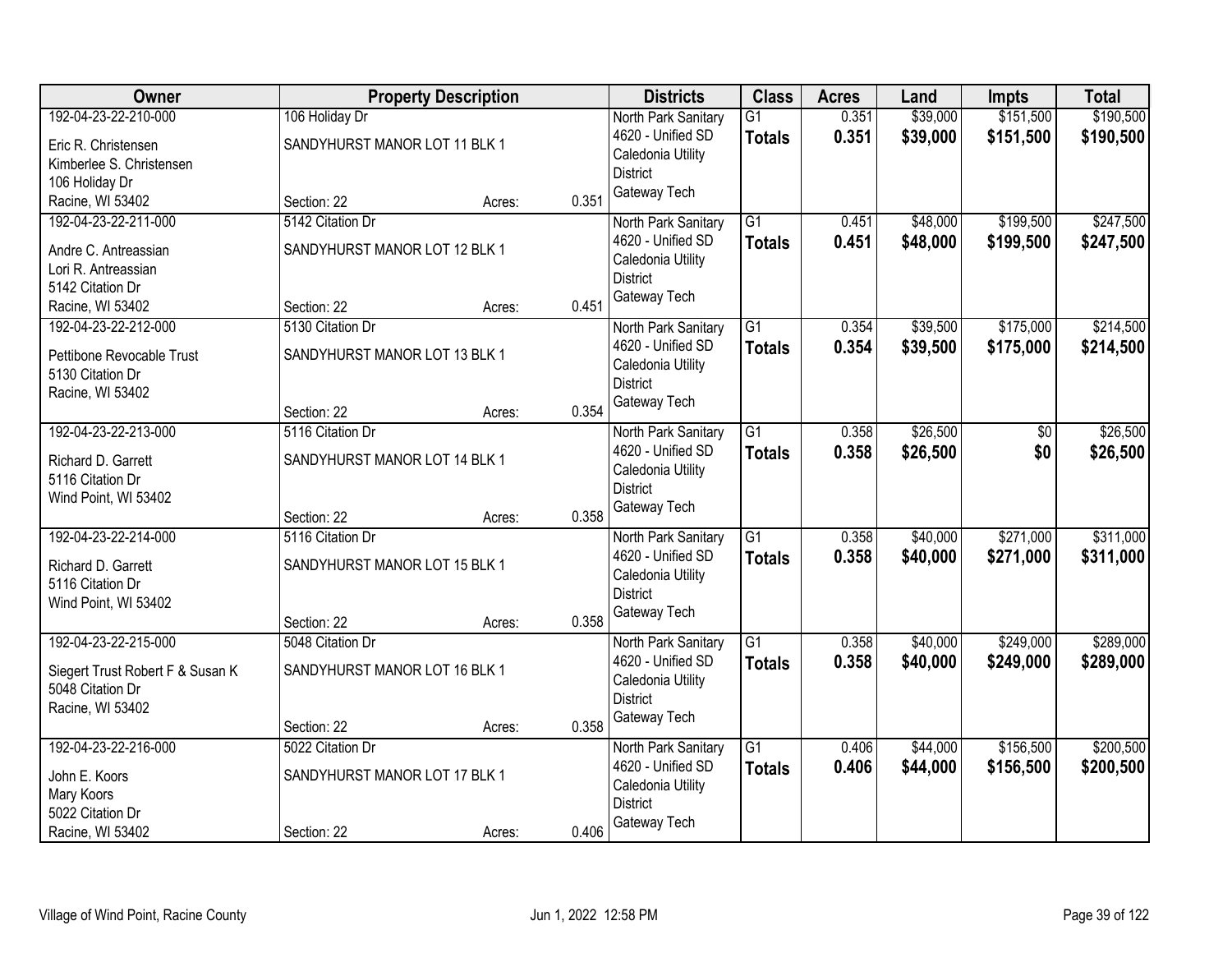| Owner | Property Description | Districts | Class | Acres | Land | Impts | Total |
|---|---|---|---|---|---|---|---|
| 192-04-23-22-210-000<br>Eric R. Christensen<br>Kimberlee S. Christensen<br>106 Holiday Dr<br>Racine, WI 53402 | 106 Holiday Dr<br>SANDYHURST MANOR LOT 11 BLK 1<br>Section: 22 Acres: 0.351 | North Park Sanitary<br>4620 - Unified SD<br>Caledonia Utility District<br>Gateway Tech | G1<br>**Totals** | 0.351<br>**0.351** | $39,000<br>**$39,000** | $151,500<br>**$151,500** | $190,500<br>**$190,500** |
| 192-04-23-22-211-000<br>Andre C. Antreassian<br>Lori R. Antreassian<br>5142 Citation Dr<br>Racine, WI 53402 | 5142 Citation Dr<br>SANDYHURST MANOR LOT 12 BLK 1<br>Section: 22 Acres: 0.451 | North Park Sanitary<br>4620 - Unified SD<br>Caledonia Utility District<br>Gateway Tech | G1<br>**Totals** | 0.451<br>**0.451** | $48,000<br>**$48,000** | $199,500<br>**$199,500** | $247,500<br>**$247,500** |
| 192-04-23-22-212-000<br>Pettibone Revocable Trust<br>5130 Citation Dr<br>Racine, WI 53402 | 5130 Citation Dr<br>SANDYHURST MANOR LOT 13 BLK 1<br>Section: 22 Acres: 0.354 | North Park Sanitary<br>4620 - Unified SD<br>Caledonia Utility District<br>Gateway Tech | G1<br>**Totals** | 0.354<br>**0.354** | $39,500<br>**$39,500** | $175,000<br>**$175,000** | $214,500<br>**$214,500** |
| 192-04-23-22-213-000<br>Richard D. Garrett<br>5116 Citation Dr<br>Wind Point, WI 53402 | 5116 Citation Dr<br>SANDYHURST MANOR LOT 14 BLK 1<br>Section: 22 Acres: 0.358 | North Park Sanitary<br>4620 - Unified SD<br>Caledonia Utility District<br>Gateway Tech | G1<br>**Totals** | 0.358<br>**0.358** | $26,500<br>**$26,500** | $0<br>**$0** | $26,500<br>**$26,500** |
| 192-04-23-22-214-000<br>Richard D. Garrett<br>5116 Citation Dr<br>Wind Point, WI 53402 | 5116 Citation Dr<br>SANDYHURST MANOR LOT 15 BLK 1<br>Section: 22 Acres: 0.358 | North Park Sanitary<br>4620 - Unified SD<br>Caledonia Utility District<br>Gateway Tech | G1<br>**Totals** | 0.358<br>**0.358** | $40,000<br>**$40,000** | $271,000<br>**$271,000** | $311,000<br>**$311,000** |
| 192-04-23-22-215-000<br>Siegert Trust Robert F & Susan K<br>5048 Citation Dr<br>Racine, WI 53402 | 5048 Citation Dr<br>SANDYHURST MANOR LOT 16 BLK 1<br>Section: 22 Acres: 0.358 | North Park Sanitary<br>4620 - Unified SD<br>Caledonia Utility District<br>Gateway Tech | G1<br>**Totals** | 0.358<br>**0.358** | $40,000<br>**$40,000** | $249,000<br>**$249,000** | $289,000<br>**$289,000** |
| 192-04-23-22-216-000<br>John E. Koors<br>Mary Koors<br>5022 Citation Dr<br>Racine, WI 53402 | 5022 Citation Dr<br>SANDYHURST MANOR LOT 17 BLK 1<br>Section: 22 Acres: 0.406 | North Park Sanitary<br>4620 - Unified SD<br>Caledonia Utility District<br>Gateway Tech | G1<br>**Totals** | 0.406<br>**0.406** | $44,000<br>**$44,000** | $156,500<br>**$156,500** | $200,500<br>**$200,500** |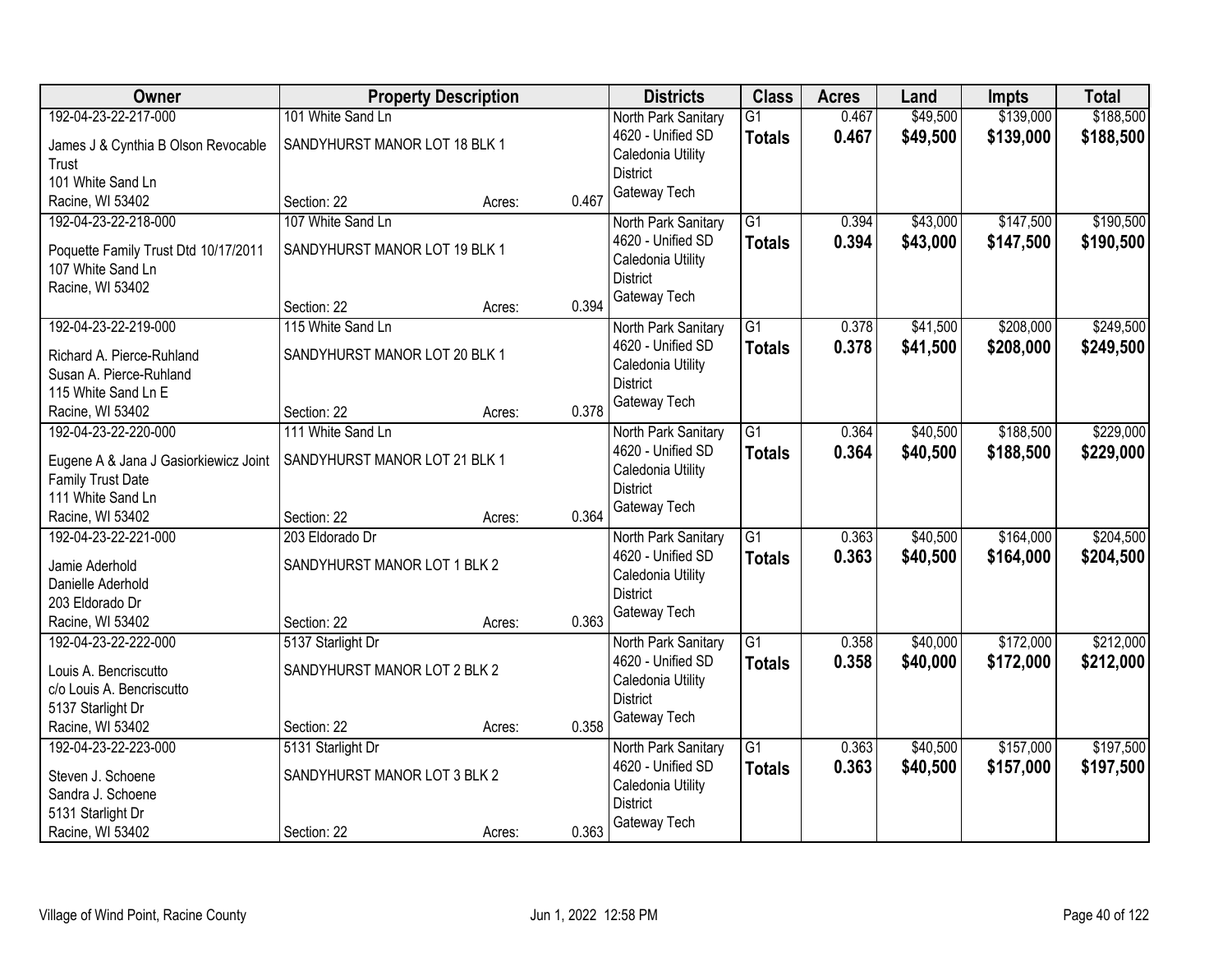| Owner | Property Description | | | Districts | Class | Acres | Land | Impts | Total |
|---|---|---|---|---|---|---|---|---|---|
| 192-04-23-22-217-000<br>James J & Cynthia B Olson Revocable Trust<br>101 White Sand Ln<br>Racine, WI 53402 | 101 White Sand Ln<br>SANDYHURST MANOR LOT 18 BLK 1<br>Section: 22 | Acres: | 0.467 | North Park Sanitary<br>4620 - Unified SD<br>Caledonia Utility District<br>Gateway Tech | G1<br>**Totals** | 0.467<br>**0.467** | $49,500<br>**$49,500** | $139,000<br>**$139,000** | $188,500<br>**$188,500** |
| 192-04-23-22-218-000<br>Poquette Family Trust Dtd 10/17/2011<br>107 White Sand Ln<br>Racine, WI 53402 | 107 White Sand Ln<br>SANDYHURST MANOR LOT 19 BLK 1<br>Section: 22 | Acres: | 0.394 | North Park Sanitary<br>4620 - Unified SD<br>Caledonia Utility District<br>Gateway Tech | G1<br>**Totals** | 0.394<br>**0.394** | $43,000<br>**$43,000** | $147,500<br>**$147,500** | $190,500<br>**$190,500** |
| 192-04-23-22-219-000<br>Richard A. Pierce-Ruhland<br>Susan A. Pierce-Ruhland<br>115 White Sand Ln E<br>Racine, WI 53402 | 115 White Sand Ln<br>SANDYHURST MANOR LOT 20 BLK 1<br>Section: 22 | Acres: | 0.378 | North Park Sanitary<br>4620 - Unified SD<br>Caledonia Utility District<br>Gateway Tech | G1<br>**Totals** | 0.378<br>**0.378** | $41,500<br>**$41,500** | $208,000<br>**$208,000** | $249,500<br>**$249,500** |
| 192-04-23-22-220-000<br>Eugene A & Jana J Gasiorkiewicz Joint Family Trust Date<br>111 White Sand Ln<br>Racine, WI 53402 | 111 White Sand Ln<br>SANDYHURST MANOR LOT 21 BLK 1<br>Section: 22 | Acres: | 0.364 | North Park Sanitary<br>4620 - Unified SD<br>Caledonia Utility District<br>Gateway Tech | G1<br>**Totals** | 0.364<br>**0.364** | $40,500<br>**$40,500** | $188,500<br>**$188,500** | $229,000<br>**$229,000** |
| 192-04-23-22-221-000<br>Jamie Aderhold<br>Danielle Aderhold<br>203 Eldorado Dr<br>Racine, WI 53402 | 203 Eldorado Dr<br>SANDYHURST MANOR LOT 1 BLK 2<br>Section: 22 | Acres: | 0.363 | North Park Sanitary<br>4620 - Unified SD<br>Caledonia Utility District<br>Gateway Tech | G1<br>**Totals** | 0.363<br>**0.363** | $40,500<br>**$40,500** | $164,000<br>**$164,000** | $204,500<br>**$204,500** |
| 192-04-23-22-222-000<br>Louis A. Bencriscutto<br>c/o Louis A. Bencriscutto<br>5137 Starlight Dr<br>Racine, WI 53402 | 5137 Starlight Dr<br>SANDYHURST MANOR LOT 2 BLK 2<br>Section: 22 | Acres: | 0.358 | North Park Sanitary<br>4620 - Unified SD<br>Caledonia Utility District<br>Gateway Tech | G1<br>**Totals** | 0.358<br>**0.358** | $40,000<br>**$40,000** | $172,000<br>**$172,000** | $212,000<br>**$212,000** |
| 192-04-23-22-223-000<br>Steven J. Schoene<br>Sandra J. Schoene<br>5131 Starlight Dr<br>Racine, WI 53402 | 5131 Starlight Dr<br>SANDYHURST MANOR LOT 3 BLK 2<br>Section: 22 | Acres: | 0.363 | North Park Sanitary<br>4620 - Unified SD<br>Caledonia Utility District<br>Gateway Tech | G1<br>**Totals** | 0.363<br>**0.363** | $40,500<br>**$40,500** | $157,000<br>**$157,000** | $197,500<br>**$197,500** |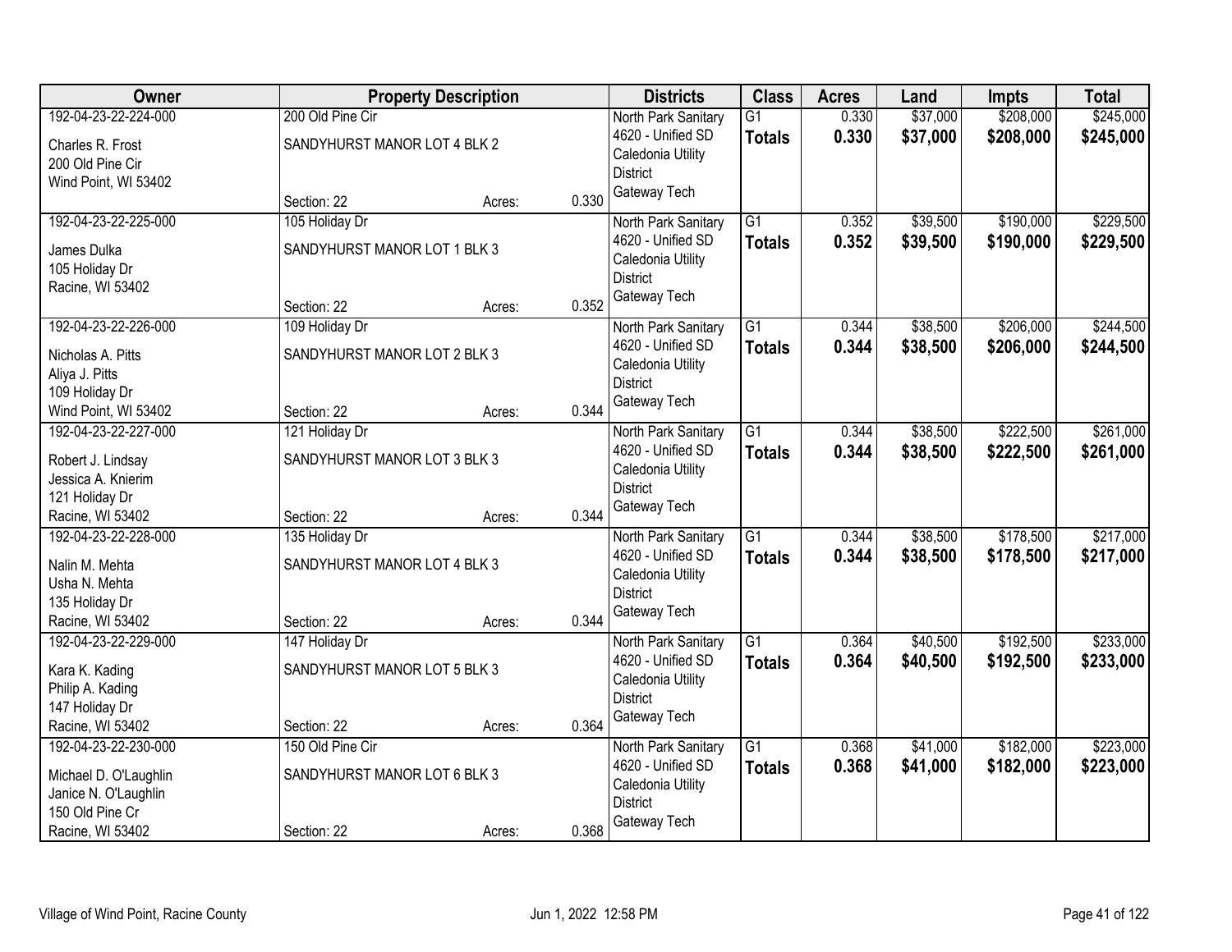| Owner | Property Description | Districts | Class | Acres | Land | Impts | Total |
|---|---|---|---|---|---|---|---|
| 192-04-23-22-224-000<br>Charles R. Frost<br>200 Old Pine Cir<br>Wind Point, WI 53402 | 200 Old Pine Cir<br>SANDYHURST MANOR LOT 4 BLK 2<br>Section: 22 Acres: 0.330 | North Park Sanitary<br>4620 - Unified SD<br>Caledonia Utility District<br>Gateway Tech | G1<br>**Totals** | 0.330<br>**0.330** | $37,000<br>**$37,000** | $208,000<br>**$208,000** | $245,000<br>**$245,000** |
| 192-04-23-22-225-000<br>James Dulka<br>105 Holiday Dr<br>Racine, WI 53402 | 105 Holiday Dr<br>SANDYHURST MANOR LOT 1 BLK 3<br>Section: 22 Acres: 0.352 | North Park Sanitary<br>4620 - Unified SD<br>Caledonia Utility District<br>Gateway Tech | G1<br>**Totals** | 0.352<br>**0.352** | $39,500<br>**$39,500** | $190,000<br>**$190,000** | $229,500<br>**$229,500** |
| 192-04-23-22-226-000<br>Nicholas A. Pitts<br>Aliya J. Pitts<br>109 Holiday Dr<br>Wind Point, WI 53402 | 109 Holiday Dr<br>SANDYHURST MANOR LOT 2 BLK 3<br>Section: 22 Acres: 0.344 | North Park Sanitary<br>4620 - Unified SD<br>Caledonia Utility District<br>Gateway Tech | G1<br>**Totals** | 0.344<br>**0.344** | $38,500<br>**$38,500** | $206,000<br>**$206,000** | $244,500<br>**$244,500** |
| 192-04-23-22-227-000<br>Robert J. Lindsay<br>Jessica A. Knierim<br>121 Holiday Dr<br>Racine, WI 53402 | 121 Holiday Dr<br>SANDYHURST MANOR LOT 3 BLK 3<br>Section: 22 Acres: 0.344 | North Park Sanitary<br>4620 - Unified SD<br>Caledonia Utility District<br>Gateway Tech | G1<br>**Totals** | 0.344<br>**0.344** | $38,500<br>**$38,500** | $222,500<br>**$222,500** | $261,000<br>**$261,000** |
| 192-04-23-22-228-000<br>Nalin M. Mehta<br>Usha N. Mehta<br>135 Holiday Dr<br>Racine, WI 53402 | 135 Holiday Dr<br>SANDYHURST MANOR LOT 4 BLK 3<br>Section: 22 Acres: 0.344 | North Park Sanitary<br>4620 - Unified SD<br>Caledonia Utility District<br>Gateway Tech | G1<br>**Totals** | 0.344<br>**0.344** | $38,500<br>**$38,500** | $178,500<br>**$178,500** | $217,000<br>**$217,000** |
| 192-04-23-22-229-000<br>Kara K. Kading<br>Philip A. Kading<br>147 Holiday Dr<br>Racine, WI 53402 | 147 Holiday Dr<br>SANDYHURST MANOR LOT 5 BLK 3<br>Section: 22 Acres: 0.364 | North Park Sanitary<br>4620 - Unified SD<br>Caledonia Utility District<br>Gateway Tech | G1<br>**Totals** | 0.364<br>**0.364** | $40,500<br>**$40,500** | $192,500<br>**$192,500** | $233,000<br>**$233,000** |
| 192-04-23-22-230-000<br>Michael D. O'Laughlin<br>Janice N. O'Laughlin<br>150 Old Pine Cr<br>Racine, WI 53402 | 150 Old Pine Cir<br>SANDYHURST MANOR LOT 6 BLK 3<br>Section: 22 Acres: 0.368 | North Park Sanitary<br>4620 - Unified SD<br>Caledonia Utility District<br>Gateway Tech | G1<br>**Totals** | 0.368<br>**0.368** | $41,000<br>**$41,000** | $182,000<br>**$182,000** | $223,000<br>**$223,000** |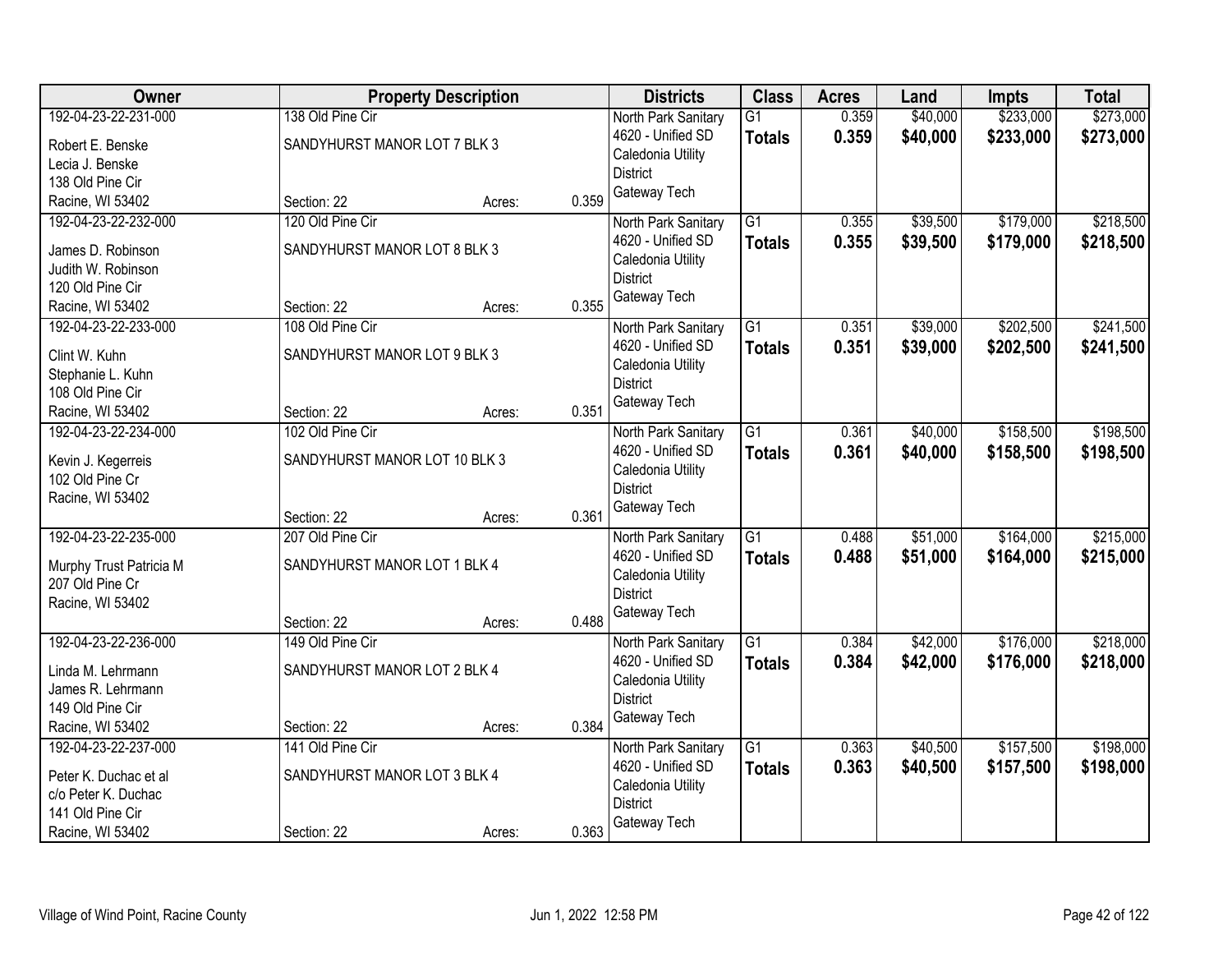| Owner | Property Description | | | Districts | Class | Acres | Land | Impts | Total |
|---|---|---|---|---|---|---|---|---|---|
| 192-04-23-22-231-000<br>Robert E. Benske<br>Lecia J. Benske<br>138 Old Pine Cir<br>Racine, WI 53402 | 138 Old Pine Cir<br>SANDYHURST MANOR LOT 7 BLK 3<br>Section: 22 | Acres: | 0.359 | North Park Sanitary<br>4620 - Unified SD<br>Caledonia Utility District<br>Gateway Tech | G1<br>**Totals** | 0.359<br>**0.359** | $40,000<br>**$40,000** | $233,000<br>**$233,000** | $273,000<br>**$273,000** |
| 192-04-23-22-232-000<br>James D. Robinson<br>Judith W. Robinson<br>120 Old Pine Cir<br>Racine, WI 53402 | 120 Old Pine Cir<br>SANDYHURST MANOR LOT 8 BLK 3<br>Section: 22 | Acres: | 0.355 | North Park Sanitary<br>4620 - Unified SD<br>Caledonia Utility District<br>Gateway Tech | G1<br>**Totals** | 0.355<br>**0.355** | $39,500<br>**$39,500** | $179,000<br>**$179,000** | $218,500<br>**$218,500** |
| 192-04-23-22-233-000<br>Clint W. Kuhn<br>Stephanie L. Kuhn<br>108 Old Pine Cir<br>Racine, WI 53402 | 108 Old Pine Cir<br>SANDYHURST MANOR LOT 9 BLK 3<br>Section: 22 | Acres: | 0.351 | North Park Sanitary<br>4620 - Unified SD<br>Caledonia Utility District<br>Gateway Tech | G1<br>**Totals** | 0.351<br>**0.351** | $39,000<br>**$39,000** | $202,500<br>**$202,500** | $241,500<br>**$241,500** |
| 192-04-23-22-234-000<br>Kevin J. Kegerreis<br>102 Old Pine Cr<br>Racine, WI 53402 | 102 Old Pine Cir<br>SANDYHURST MANOR LOT 10 BLK 3<br>Section: 22 | Acres: | 0.361 | North Park Sanitary<br>4620 - Unified SD<br>Caledonia Utility District<br>Gateway Tech | G1<br>**Totals** | 0.361<br>**0.361** | $40,000<br>**$40,000** | $158,500<br>**$158,500** | $198,500<br>**$198,500** |
| 192-04-23-22-235-000<br>Murphy Trust Patricia M<br>207 Old Pine Cr<br>Racine, WI 53402 | 207 Old Pine Cir<br>SANDYHURST MANOR LOT 1 BLK 4<br>Section: 22 | Acres: | 0.488 | North Park Sanitary<br>4620 - Unified SD<br>Caledonia Utility District<br>Gateway Tech | G1<br>**Totals** | 0.488<br>**0.488** | $51,000<br>**$51,000** | $164,000<br>**$164,000** | $215,000<br>**$215,000** |
| 192-04-23-22-236-000<br>Linda M. Lehrmann<br>James R. Lehrmann<br>149 Old Pine Cir<br>Racine, WI 53402 | 149 Old Pine Cir<br>SANDYHURST MANOR LOT 2 BLK 4<br>Section: 22 | Acres: | 0.384 | North Park Sanitary<br>4620 - Unified SD<br>Caledonia Utility District<br>Gateway Tech | G1<br>**Totals** | 0.384<br>**0.384** | $42,000<br>**$42,000** | $176,000<br>**$176,000** | $218,000<br>**$218,000** |
| 192-04-23-22-237-000<br>Peter K. Duchac et al<br>c/o Peter K. Duchac<br>141 Old Pine Cir<br>Racine, WI 53402 | 141 Old Pine Cir<br>SANDYHURST MANOR LOT 3 BLK 4<br>Section: 22 | Acres: | 0.363 | North Park Sanitary<br>4620 - Unified SD<br>Caledonia Utility District<br>Gateway Tech | G1<br>**Totals** | 0.363<br>**0.363** | $40,500<br>**$40,500** | $157,500<br>**$157,500** | $198,000<br>**$198,000** |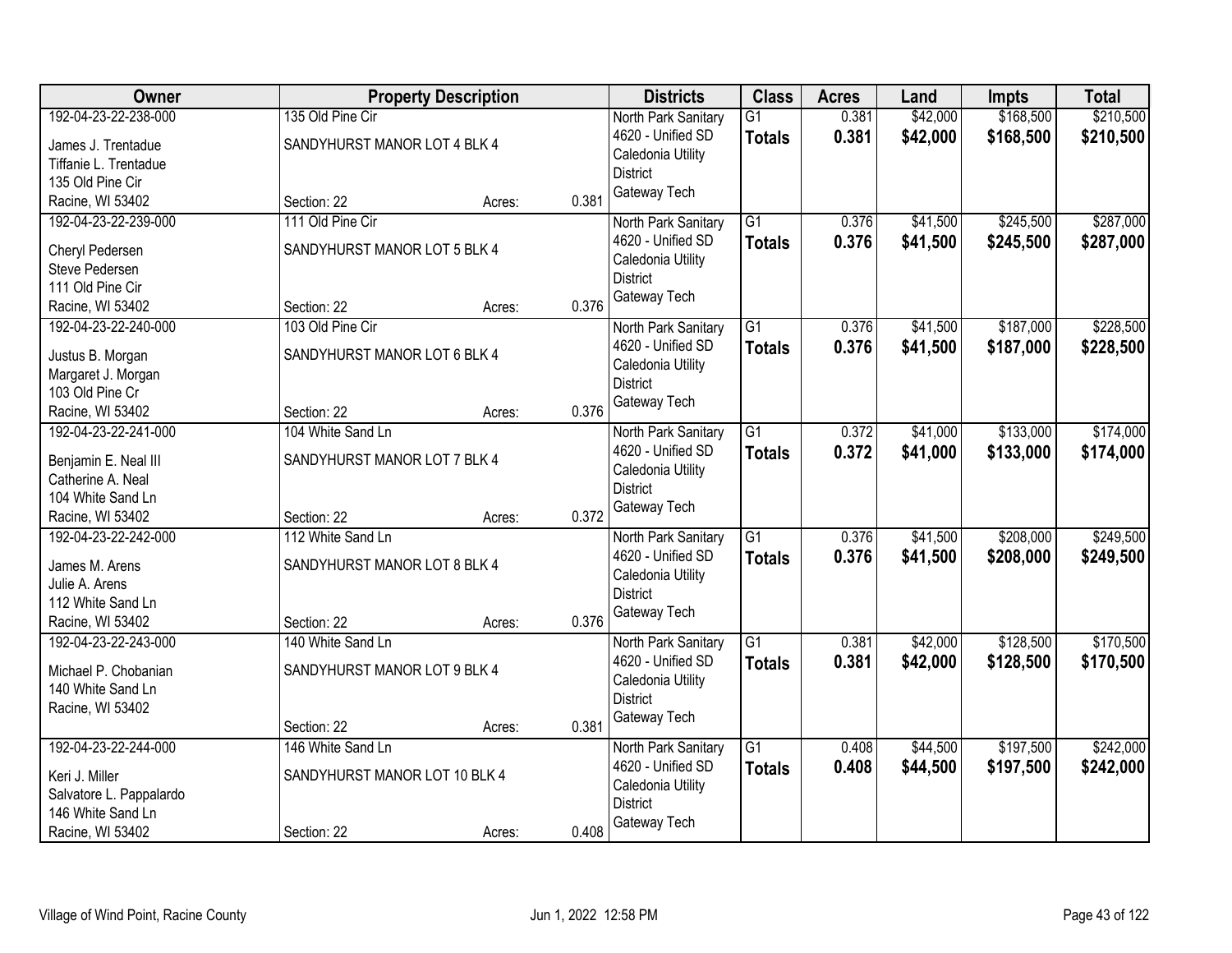| Owner | Property Description | | | Districts | Class | Acres | Land | Impts | Total |
|---|---|---|---|---|---|---|---|---|---|
| 192-04-23-22-238-000<br>James J. Trentadue<br>Tiffanie L. Trentadue<br>135 Old Pine Cir<br>Racine, WI 53402 | 135 Old Pine Cir<br>SANDYHURST MANOR LOT 4 BLK 4<br>Section: 22 | Acres: | 0.381 | North Park Sanitary<br>4620 - Unified SD<br>Caledonia Utility District<br>Gateway Tech | G1<br>**Totals** | 0.381<br>**0.381** | $42,000<br>**$42,000** | $168,500<br>**$168,500** | $210,500<br>**$210,500** |
| 192-04-23-22-239-000<br>Cheryl Pedersen<br>Steve Pedersen<br>111 Old Pine Cir<br>Racine, WI 53402 | 111 Old Pine Cir<br>SANDYHURST MANOR LOT 5 BLK 4<br>Section: 22 | Acres: | 0.376 | North Park Sanitary<br>4620 - Unified SD<br>Caledonia Utility District<br>Gateway Tech | G1<br>**Totals** | 0.376<br>**0.376** | $41,500<br>**$41,500** | $245,500<br>**$245,500** | $287,000<br>**$287,000** |
| 192-04-23-22-240-000<br>Justus B. Morgan<br>Margaret J. Morgan<br>103 Old Pine Cr<br>Racine, WI 53402 | 103 Old Pine Cir<br>SANDYHURST MANOR LOT 6 BLK 4<br>Section: 22 | Acres: | 0.376 | North Park Sanitary<br>4620 - Unified SD<br>Caledonia Utility District<br>Gateway Tech | G1<br>**Totals** | 0.376<br>**0.376** | $41,500<br>**$41,500** | $187,000<br>**$187,000** | $228,500<br>**$228,500** |
| 192-04-23-22-241-000<br>Benjamin E. Neal III<br>Catherine A. Neal<br>104 White Sand Ln<br>Racine, WI 53402 | 104 White Sand Ln<br>SANDYHURST MANOR LOT 7 BLK 4<br>Section: 22 | Acres: | 0.372 | North Park Sanitary<br>4620 - Unified SD<br>Caledonia Utility District<br>Gateway Tech | G1<br>**Totals** | 0.372<br>**0.372** | $41,000<br>**$41,000** | $133,000<br>**$133,000** | $174,000<br>**$174,000** |
| 192-04-23-22-242-000<br>James M. Arens<br>Julie A. Arens<br>112 White Sand Ln<br>Racine, WI 53402 | 112 White Sand Ln<br>SANDYHURST MANOR LOT 8 BLK 4<br>Section: 22 | Acres: | 0.376 | North Park Sanitary<br>4620 - Unified SD<br>Caledonia Utility District<br>Gateway Tech | G1<br>**Totals** | 0.376<br>**0.376** | $41,500<br>**$41,500** | $208,000<br>**$208,000** | $249,500<br>**$249,500** |
| 192-04-23-22-243-000<br>Michael P. Chobanian<br>140 White Sand Ln<br>Racine, WI 53402 | 140 White Sand Ln<br>SANDYHURST MANOR LOT 9 BLK 4<br>Section: 22 | Acres: | 0.381 | North Park Sanitary<br>4620 - Unified SD<br>Caledonia Utility District<br>Gateway Tech | G1<br>**Totals** | 0.381<br>**0.381** | $42,000<br>**$42,000** | $128,500<br>**$128,500** | $170,500<br>**$170,500** |
| 192-04-23-22-244-000<br>Keri J. Miller<br>Salvatore L. Pappalardo<br>146 White Sand Ln<br>Racine, WI 53402 | 146 White Sand Ln<br>SANDYHURST MANOR LOT 10 BLK 4<br>Section: 22 | Acres: | 0.408 | North Park Sanitary<br>4620 - Unified SD<br>Caledonia Utility District<br>Gateway Tech | G1<br>**Totals** | 0.408<br>**0.408** | $44,500<br>**$44,500** | $197,500<br>**$197,500** | $242,000<br>**$242,000** |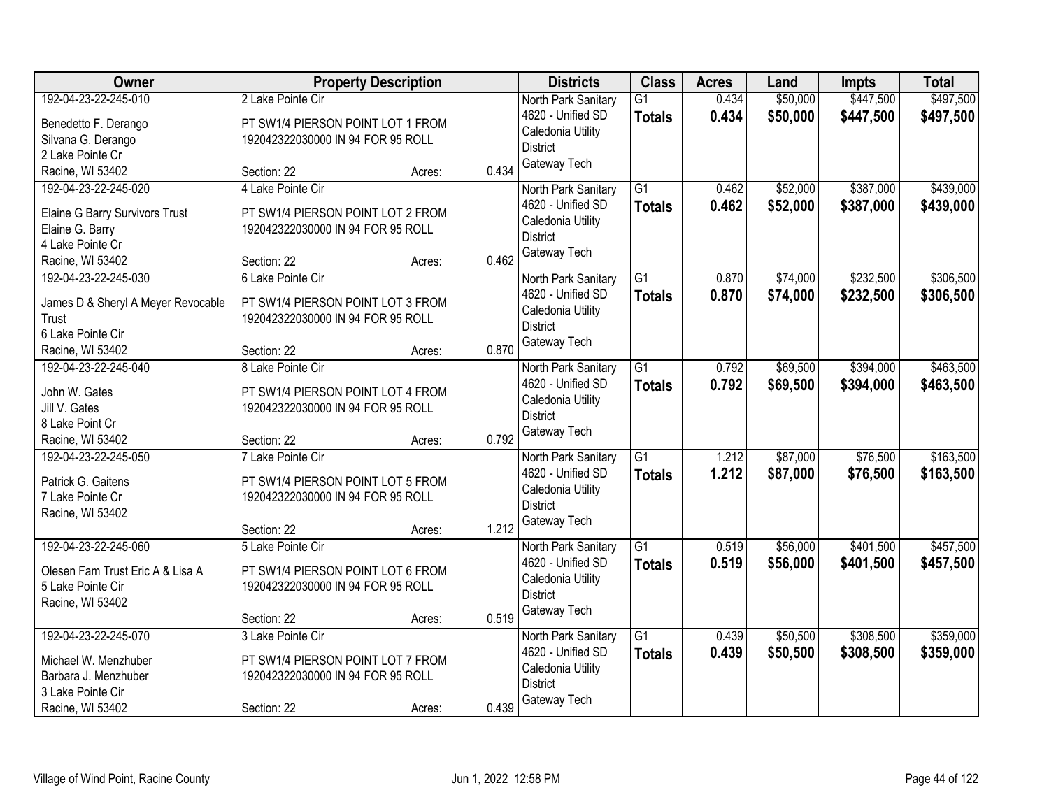| Owner | Property Description | Districts | Class | Acres | Land | Impts | Total |
|---|---|---|---|---|---|---|---|
| 192-04-23-22-245-010<br><br>Benedetto F. Derango<br>Silvana G. Derango<br>2 Lake Pointe Cr<br>Racine, WI 53402 | 2 Lake Pointe Cir<br><br>PT SW1/4 PIERSON POINT LOT 1 FROM 192042322030000 IN 94 FOR 95 ROLL<br><br>Section: 22 Acres: 0.434 | North Park Sanitary<br>4620 - Unified SD<br>Caledonia Utility District<br>Gateway Tech | G1<br>**Totals** | 0.434<br>**0.434** | $50,000<br>**$50,000** | $447,500<br>**$447,500** | $497,500<br>**$497,500** |
| 192-04-23-22-245-020<br><br>Elaine G Barry Survivors Trust<br>Elaine G. Barry<br>4 Lake Pointe Cr<br>Racine, WI 53402 | 4 Lake Pointe Cir<br><br>PT SW1/4 PIERSON POINT LOT 2 FROM 192042322030000 IN 94 FOR 95 ROLL<br><br>Section: 22 Acres: 0.462 | North Park Sanitary<br>4620 - Unified SD<br>Caledonia Utility District<br>Gateway Tech | G1<br>**Totals** | 0.462<br>**0.462** | $52,000<br>**$52,000** | $387,000<br>**$387,000** | $439,000<br>**$439,000** |
| 192-04-23-22-245-030<br><br>James D & Sheryl A Meyer Revocable Trust<br>6 Lake Pointe Cir<br>Racine, WI 53402 | 6 Lake Pointe Cir<br><br>PT SW1/4 PIERSON POINT LOT 3 FROM 192042322030000 IN 94 FOR 95 ROLL<br><br>Section: 22 Acres: 0.870 | North Park Sanitary<br>4620 - Unified SD<br>Caledonia Utility District<br>Gateway Tech | G1<br>**Totals** | 0.870<br>**0.870** | $74,000<br>**$74,000** | $232,500<br>**$232,500** | $306,500<br>**$306,500** |
| 192-04-23-22-245-040<br><br>John W. Gates<br>Jill V. Gates<br>8 Lake Point Cr<br>Racine, WI 53402 | 8 Lake Pointe Cir<br><br>PT SW1/4 PIERSON POINT LOT 4 FROM 192042322030000 IN 94 FOR 95 ROLL<br><br>Section: 22 Acres: 0.792 | North Park Sanitary<br>4620 - Unified SD<br>Caledonia Utility District<br>Gateway Tech | G1<br>**Totals** | 0.792<br>**0.792** | $69,500<br>**$69,500** | $394,000<br>**$394,000** | $463,500<br>**$463,500** |
| 192-04-23-22-245-050<br><br>Patrick G. Gaitens<br>7 Lake Pointe Cr<br>Racine, WI 53402 | 7 Lake Pointe Cir<br><br>PT SW1/4 PIERSON POINT LOT 5 FROM 192042322030000 IN 94 FOR 95 ROLL<br><br>Section: 22 Acres: 1.212 | North Park Sanitary<br>4620 - Unified SD<br>Caledonia Utility District<br>Gateway Tech | G1<br>**Totals** | 1.212<br>**1.212** | $87,000<br>**$87,000** | $76,500<br>**$76,500** | $163,500<br>**$163,500** |
| 192-04-23-22-245-060<br><br>Olesen Fam Trust Eric A & Lisa A<br>5 Lake Pointe Cir<br>Racine, WI 53402 | 5 Lake Pointe Cir<br><br>PT SW1/4 PIERSON POINT LOT 6 FROM 192042322030000 IN 94 FOR 95 ROLL<br><br>Section: 22 Acres: 0.519 | North Park Sanitary<br>4620 - Unified SD<br>Caledonia Utility District<br>Gateway Tech | G1<br>**Totals** | 0.519<br>**0.519** | $56,000<br>**$56,000** | $401,500<br>**$401,500** | $457,500<br>**$457,500** |
| 192-04-23-22-245-070<br><br>Michael W. Menzhuber<br>Barbara J. Menzhuber<br>3 Lake Pointe Cir<br>Racine, WI 53402 | 3 Lake Pointe Cir<br><br>PT SW1/4 PIERSON POINT LOT 7 FROM 192042322030000 IN 94 FOR 95 ROLL<br><br>Section: 22 Acres: 0.439 | North Park Sanitary<br>4620 - Unified SD<br>Caledonia Utility District<br>Gateway Tech | G1<br>**Totals** | 0.439<br>**0.439** | $50,500<br>**$50,500** | $308,500<br>**$308,500** | $359,000<br>**$359,000** |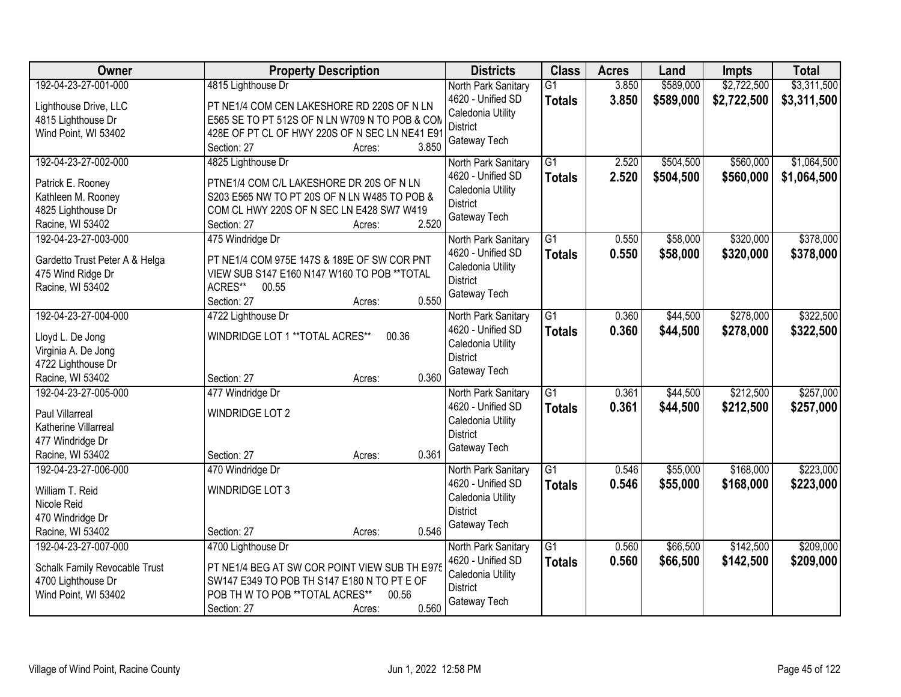| Owner | Property Description | Districts | Class | Acres | Land | Impts | Total |
|---|---|---|---|---|---|---|---|
| 192-04-23-27-001-000<br>Lighthouse Drive, LLC<br>4815 Lighthouse Dr<br>Wind Point, WI 53402 | 4815 Lighthouse Dr<br>PT NE1/4 COM CEN LAKESHORE RD 220S OF N LN E565 SE TO PT 512S OF N LN W709 N TO POB & COM 428E OF PT CL OF HWY 220S OF N SEC LN NE41 E91<br>Section: 27 Acres: 3.850 | North Park Sanitary<br>4620 - Unified SD<br>Caledonia Utility District<br>Gateway Tech | G1<br>**Totals** | 3.850<br>**3.850** | $589,000<br>**$589,000** | $2,722,500<br>**$2,722,500** | $3,311,500<br>**$3,311,500** |
| 192-04-23-27-002-000<br>Patrick E. Rooney<br>Kathleen M. Rooney<br>4825 Lighthouse Dr<br>Racine, WI 53402 | 4825 Lighthouse Dr<br>PTNE1/4 COM C/L LAKESHORE DR 20S OF N LN S203 E565 NW TO PT 20S OF N LN W485 TO POB & COM CL HWY 220S OF N SEC LN E428 SW7 W419<br>Section: 27 Acres: 2.520 | North Park Sanitary<br>4620 - Unified SD<br>Caledonia Utility District<br>Gateway Tech | G1<br>**Totals** | 2.520<br>**2.520** | $504,500<br>**$504,500** | $560,000<br>**$560,000** | $1,064,500<br>**$1,064,500** |
| 192-04-23-27-003-000<br>Gardetto Trust Peter A & Helga<br>475 Wind Ridge Dr<br>Racine, WI 53402 | 475 Windridge Dr<br>PT NE1/4 COM 975E 147S & 189E OF SW COR PNT VIEW SUB S147 E160 N147 W160 TO POB **TOTAL ACRES** 00.55<br>Section: 27 Acres: 0.550 | North Park Sanitary<br>4620 - Unified SD<br>Caledonia Utility District<br>Gateway Tech | G1<br>**Totals** | 0.550<br>**0.550** | $58,000<br>**$58,000** | $320,000<br>**$320,000** | $378,000<br>**$378,000** |
| 192-04-23-27-004-000<br>Lloyd L. De Jong<br>Virginia A. De Jong<br>4722 Lighthouse Dr<br>Racine, WI 53402 | 4722 Lighthouse Dr<br>WINDRIDGE LOT 1 **TOTAL ACRES** 00.36<br>Section: 27 Acres: 0.360 | North Park Sanitary<br>4620 - Unified SD<br>Caledonia Utility District<br>Gateway Tech | G1<br>**Totals** | 0.360<br>**0.360** | $44,500<br>**$44,500** | $278,000<br>**$278,000** | $322,500<br>**$322,500** |
| 192-04-23-27-005-000<br>Paul Villarreal<br>Katherine Villarreal<br>477 Windridge Dr<br>Racine, WI 53402 | 477 Windridge Dr<br>WINDRIDGE LOT 2<br>Section: 27 Acres: 0.361 | North Park Sanitary<br>4620 - Unified SD<br>Caledonia Utility District<br>Gateway Tech | G1<br>**Totals** | 0.361<br>**0.361** | $44,500<br>**$44,500** | $212,500<br>**$212,500** | $257,000<br>**$257,000** |
| 192-04-23-27-006-000<br>William T. Reid<br>Nicole Reid<br>470 Windridge Dr<br>Racine, WI 53402 | 470 Windridge Dr<br>WINDRIDGE LOT 3<br>Section: 27 Acres: 0.546 | North Park Sanitary<br>4620 - Unified SD<br>Caledonia Utility District<br>Gateway Tech | G1<br>**Totals** | 0.546<br>**0.546** | $55,000<br>**$55,000** | $168,000<br>**$168,000** | $223,000<br>**$223,000** |
| 192-04-23-27-007-000<br>Schalk Family Revocable Trust<br>4700 Lighthouse Dr<br>Wind Point, WI 53402 | 4700 Lighthouse Dr<br>PT NE1/4 BEG AT SW COR POINT VIEW SUB TH E975 SW147 E349 TO POB TH S147 E180 N TO PT E OF POB TH W TO POB **TOTAL ACRES** 00.56<br>Section: 27 Acres: 0.560 | North Park Sanitary<br>4620 - Unified SD<br>Caledonia Utility District<br>Gateway Tech | G1<br>**Totals** | 0.560<br>**0.560** | $66,500<br>**$66,500** | $142,500<br>**$142,500** | $209,000<br>**$209,000** |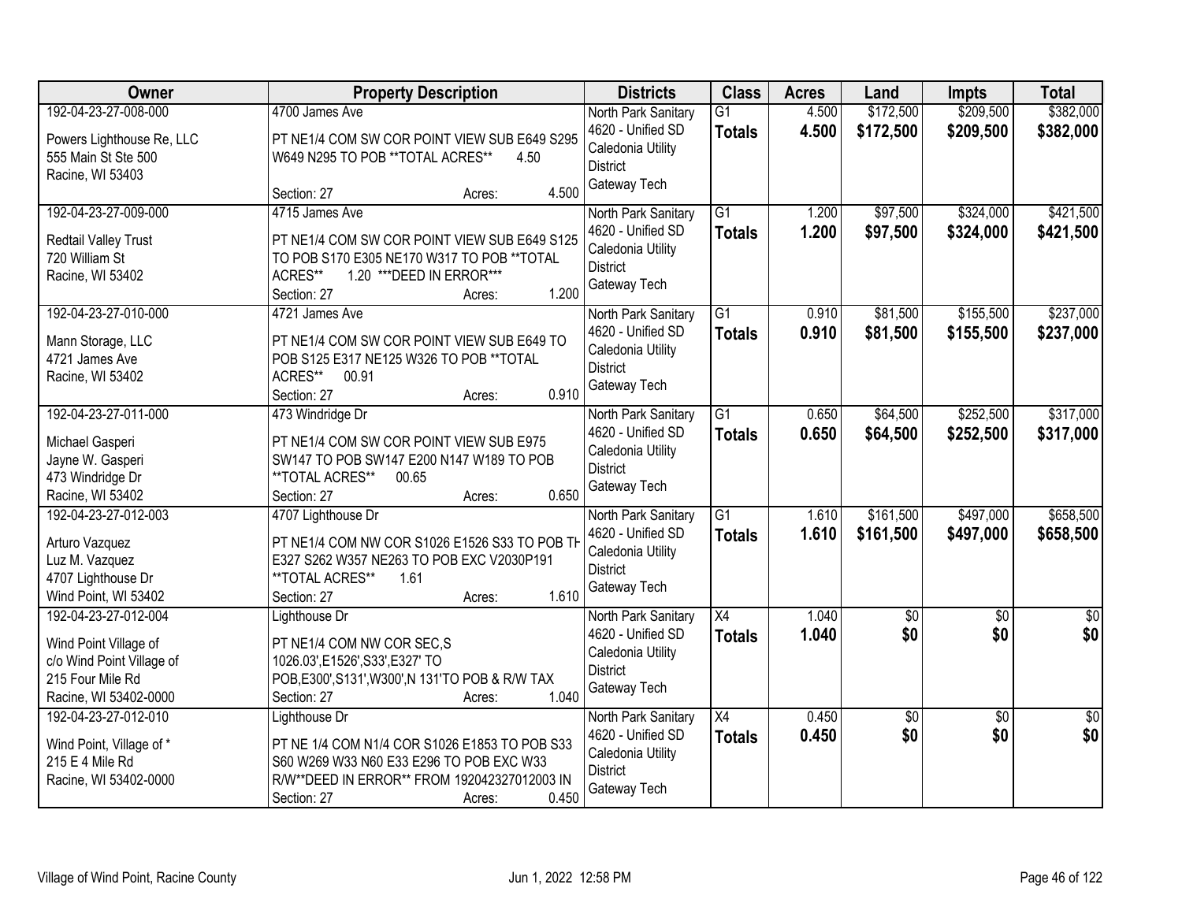| Owner | Property Description | Districts | Class | Acres | Land | Impts | Total |
|---|---|---|---|---|---|---|---|
| 192-04-23-27-008-000<br><br>Powers Lighthouse Re, LLC<br>555 Main St Ste 500<br>Racine, WI 53403 | 4700 James Ave<br><br>PT NE1/4 COM SW COR POINT VIEW SUB E649 S295 W649 N295 TO POB **TOTAL ACRES** 4.50<br><br>Section: 27 Acres: 4.500 | North Park Sanitary<br>4620 - Unified SD<br>Caledonia Utility District<br>Gateway Tech | G1<br>**Totals** | 4.500<br>**4.500** | $172,500<br>**$172,500** | $209,500<br>**$209,500** | $382,000<br>**$382,000** |
| 192-04-23-27-009-000<br><br>Redtail Valley Trust<br>720 William St<br>Racine, WI 53402 | 4715 James Ave<br><br>PT NE1/4 COM SW COR POINT VIEW SUB E649 S125 TO POB S170 E305 NE170 W317 TO POB **TOTAL ACRES** 1.20 ***DEED IN ERROR***<br>Section: 27 Acres: 1.200 | North Park Sanitary<br>4620 - Unified SD<br>Caledonia Utility District<br>Gateway Tech | G1<br>**Totals** | 1.200<br>**1.200** | $97,500<br>**$97,500** | $324,000<br>**$324,000** | $421,500<br>**$421,500** |
| 192-04-23-27-010-000<br><br>Mann Storage, LLC<br>4721 James Ave<br>Racine, WI 53402 | 4721 James Ave<br><br>PT NE1/4 COM SW COR POINT VIEW SUB E649 TO POB S125 E317 NE125 W326 TO POB **TOTAL ACRES** 00.91<br>Section: 27 Acres: 0.910 | North Park Sanitary<br>4620 - Unified SD<br>Caledonia Utility District<br>Gateway Tech | G1<br>**Totals** | 0.910<br>**0.910** | $81,500<br>**$81,500** | $155,500<br>**$155,500** | $237,000<br>**$237,000** |
| 192-04-23-27-011-000<br><br>Michael Gasperi<br>Jayne W. Gasperi<br>473 Windridge Dr<br>Racine, WI 53402 | 473 Windridge Dr<br><br>PT NE1/4 COM SW COR POINT VIEW SUB E975 SW147 TO POB SW147 E200 N147 W189 TO POB **TOTAL ACRES** 00.65<br>Section: 27 Acres: 0.650 | North Park Sanitary<br>4620 - Unified SD<br>Caledonia Utility District<br>Gateway Tech | G1<br>**Totals** | 0.650<br>**0.650** | $64,500<br>**$64,500** | $252,500<br>**$252,500** | $317,000<br>**$317,000** |
| 192-04-23-27-012-003<br><br>Arturo Vazquez<br>Luz M. Vazquez<br>4707 Lighthouse Dr<br>Wind Point, WI 53402 | 4707 Lighthouse Dr<br><br>PT NE1/4 COM NW COR S1026 E1526 S33 TO POB TH E327 S262 W357 NE263 TO POB EXC V2030P191 **TOTAL ACRES** 1.61<br>Section: 27 Acres: 1.610 | North Park Sanitary<br>4620 - Unified SD<br>Caledonia Utility District<br>Gateway Tech | G1<br>**Totals** | 1.610<br>**1.610** | $161,500<br>**$161,500** | $497,000<br>**$497,000** | $658,500<br>**$658,500** |
| 192-04-23-27-012-004<br><br>Wind Point Village of<br>c/o Wind Point Village of<br>215 Four Mile Rd<br>Racine, WI 53402-0000 | Lighthouse Dr<br><br>PT NE1/4 COM NW COR SEC,S 1026.03',E1526',S33',E327' TO POB,E300',S131',W300',N 131'TO POB & R/W TAX<br>Section: 27 Acres: 1.040 | North Park Sanitary<br>4620 - Unified SD<br>Caledonia Utility District<br>Gateway Tech | X4<br>**Totals** | 1.040<br>**1.040** | $0<br>**$0** | $0<br>**$0** | $0<br>**$0** |
| 192-04-23-27-012-010<br><br>Wind Point, Village of *<br>215 E 4 Mile Rd<br>Racine, WI 53402-0000 | Lighthouse Dr<br><br>PT NE 1/4 COM N1/4 COR S1026 E1853 TO POB S33 S60 W269 W33 N60 E33 E296 TO POB EXC W33 R/W**DEED IN ERROR** FROM 192042327012003 IN<br>Section: 27 Acres: 0.450 | North Park Sanitary<br>4620 - Unified SD<br>Caledonia Utility District<br>Gateway Tech | X4<br>**Totals** | 0.450<br>**0.450** | $0<br>**$0** | $0<br>**$0** | $0<br>**$0** |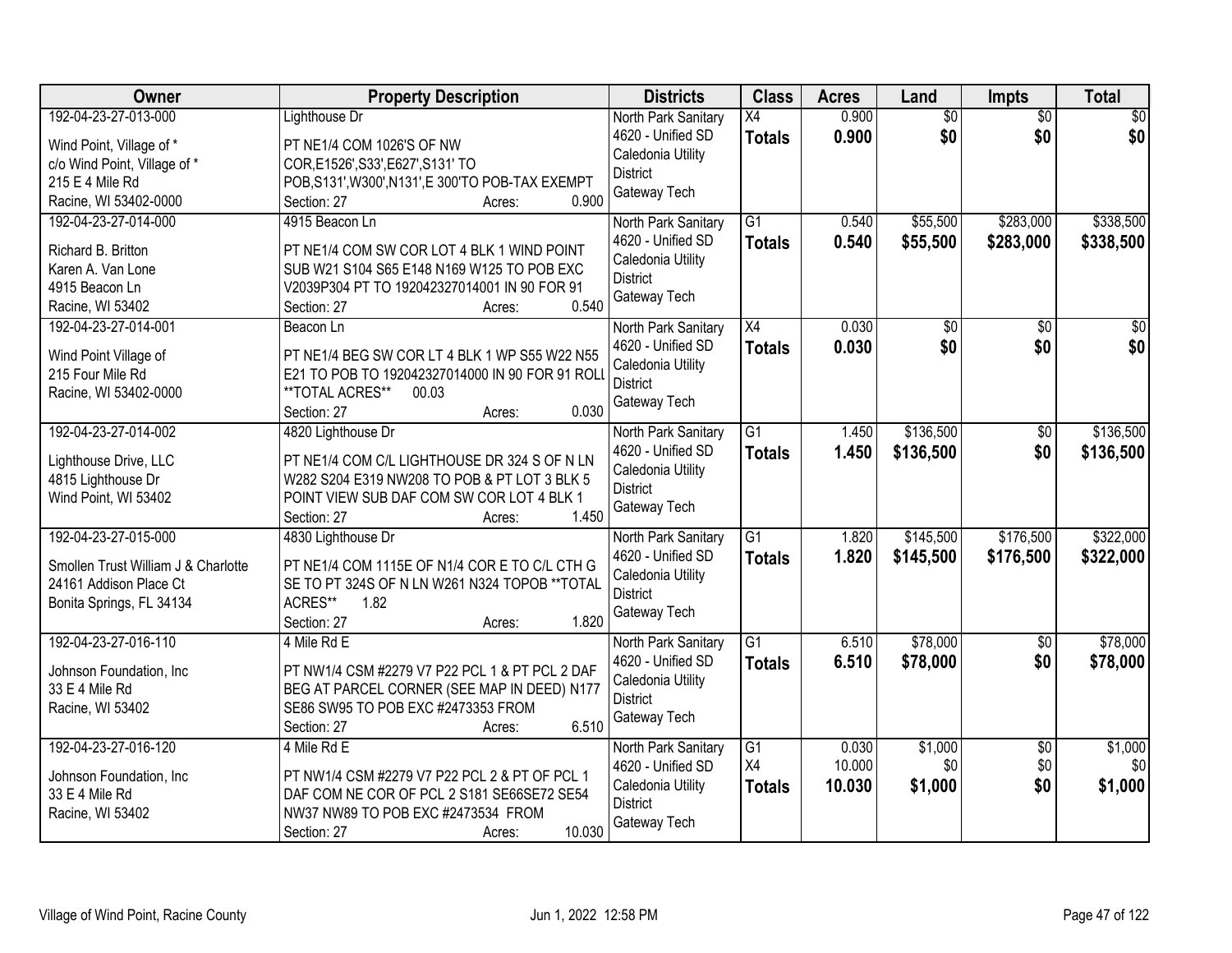| Owner | Property Description | Districts | Class | Acres | Land | Impts | Total |
|---|---|---|---|---|---|---|---|
| 192-04-23-27-013-000<br><br>Wind Point, Village of *<br>c/o Wind Point, Village of *<br>215 E 4 Mile Rd<br>Racine, WI 53402-0000 | Lighthouse Dr<br><br>PT NE1/4 COM 1026'S OF NW COR,E1526',S33',E627',S131' TO POB,S131',W300',N131',E 300'TO POB-TAX EXEMPT<br>Section: 27 Acres: 0.900 | North Park Sanitary<br>4620 - Unified SD<br>Caledonia Utility District<br>Gateway Tech | X4<br>**Totals** | 0.900<br>**0.900** | $0<br>**$0** | $0<br>**$0** | $0<br>**$0** |
| 192-04-23-27-014-000<br><br>Richard B. Britton<br>Karen A. Van Lone<br>4915 Beacon Ln<br>Racine, WI 53402 | 4915 Beacon Ln<br><br>PT NE1/4 COM SW COR LOT 4 BLK 1 WIND POINT SUB W21 S104 S65 E148 N169 W125 TO POB EXC V2039P304 PT TO 192042327014001 IN 90 FOR 91<br>Section: 27 Acres: 0.540 | North Park Sanitary<br>4620 - Unified SD<br>Caledonia Utility District<br>Gateway Tech | G1<br>**Totals** | 0.540<br>**0.540** | $55,500<br>**$55,500** | $283,000<br>**$283,000** | $338,500<br>**$338,500** |
| 192-04-23-27-014-001<br><br>Wind Point Village of<br>215 Four Mile Rd<br>Racine, WI 53402-0000 | Beacon Ln<br><br>PT NE1/4 BEG SW COR LT 4 BLK 1 WP S55 W22 N55 E21 TO POB TO 192042327014000 IN 90 FOR 91 ROLL **TOTAL ACRES** 00.03<br>Section: 27 Acres: 0.030 | North Park Sanitary<br>4620 - Unified SD<br>Caledonia Utility District<br>Gateway Tech | X4<br>**Totals** | 0.030<br>**0.030** | $0<br>**$0** | $0<br>**$0** | $0<br>**$0** |
| 192-04-23-27-014-002<br><br>Lighthouse Drive, LLC<br>4815 Lighthouse Dr<br>Wind Point, WI 53402 | 4820 Lighthouse Dr<br><br>PT NE1/4 COM C/L LIGHTHOUSE DR 324 S OF N LN W282 S204 E319 NW208 TO POB & PT LOT 3 BLK 5 POINT VIEW SUB DAF COM SW COR LOT 4 BLK 1<br>Section: 27 Acres: 1.450 | North Park Sanitary<br>4620 - Unified SD<br>Caledonia Utility District<br>Gateway Tech | G1<br>**Totals** | 1.450<br>**1.450** | $136,500<br>**$136,500** | $0<br>**$0** | $136,500<br>**$136,500** |
| 192-04-23-27-015-000<br><br>Smollen Trust William J & Charlotte<br>24161 Addison Place Ct<br>Bonita Springs, FL 34134 | 4830 Lighthouse Dr<br><br>PT NE1/4 COM 1115E OF N1/4 COR E TO C/L CTH G SE TO PT 324S OF N LN W261 N324 TOPOB **TOTAL ACRES** 1.82<br>Section: 27 Acres: 1.820 | North Park Sanitary<br>4620 - Unified SD<br>Caledonia Utility District<br>Gateway Tech | G1<br>**Totals** | 1.820<br>**1.820** | $145,500<br>**$145,500** | $176,500<br>**$176,500** | $322,000<br>**$322,000** |
| 192-04-23-27-016-110<br><br>Johnson Foundation, Inc<br>33 E 4 Mile Rd<br>Racine, WI 53402 | 4 Mile Rd E<br><br>PT NW1/4 CSM #2279 V7 P22 PCL 1 & PT PCL 2 DAF BEG AT PARCEL CORNER (SEE MAP IN DEED) N177 SE86 SW95 TO POB EXC #2473353 FROM<br>Section: 27 Acres: 6.510 | North Park Sanitary<br>4620 - Unified SD<br>Caledonia Utility District<br>Gateway Tech | G1<br>**Totals** | 6.510<br>**6.510** | $78,000<br>**$78,000** | $0<br>**$0** | $78,000<br>**$78,000** |
| 192-04-23-27-016-120<br><br>Johnson Foundation, Inc<br>33 E 4 Mile Rd<br>Racine, WI 53402 | 4 Mile Rd E<br><br>PT NW1/4 CSM #2279 V7 P22 PCL 2 & PT OF PCL 1 DAF COM NE COR OF PCL 2 S181 SE66SE72 SE54 NW37 NW89 TO POB EXC #2473534 FROM<br>Section: 27 Acres: 10.030 | North Park Sanitary<br>4620 - Unified SD<br>Caledonia Utility District<br>Gateway Tech | G1<br>X4<br>**Totals** | 0.030<br>10.000<br>**10.030** | $1,000<br>$0<br>**$1,000** | $0<br>$0<br>**$0** | $1,000<br>$0<br>**$1,000** |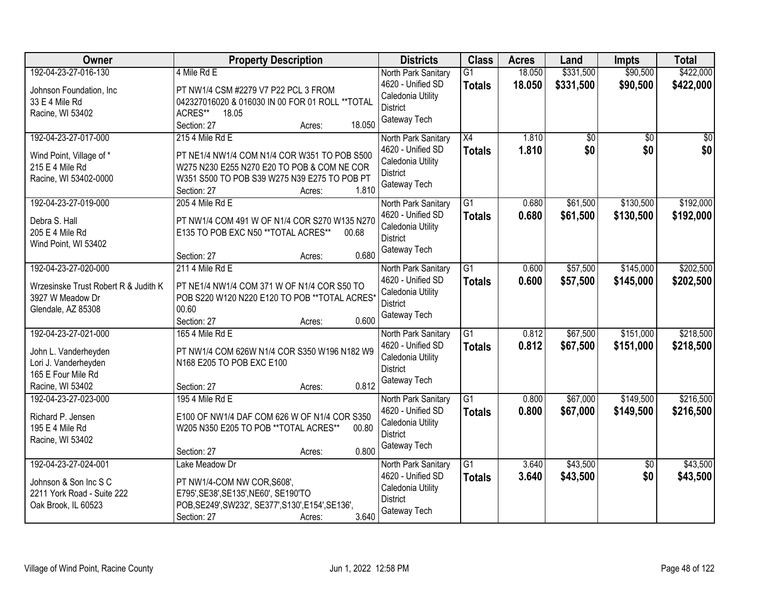| Owner | Property Description | Districts | Class | Acres | Land | Impts | Total |
|---|---|---|---|---|---|---|---|
| 192-04-23-27-016-130<br><br>Johnson Foundation, Inc<br>33 E 4 Mile Rd<br>Racine, WI 53402 | 4 Mile Rd E<br><br>PT NW1/4 CSM #2279 V7 P22 PCL 3 FROM 042327016020 & 016030 IN 00 FOR 01 ROLL **TOTAL ACRES** 18.05<br>Section: 27 Acres: 18.050 | North Park Sanitary<br>4620 - Unified SD<br>Caledonia Utility District<br>Gateway Tech | G1<br>**Totals** | 18.050<br>**18.050** | $331,500<br>**$331,500** | $90,500<br>**$90,500** | $422,000<br>**$422,000** |
| 192-04-23-27-017-000<br><br>Wind Point, Village of *<br>215 E 4 Mile Rd<br>Racine, WI 53402-0000 | 215 4 Mile Rd E<br><br>PT NE1/4 NW1/4 COM N1/4 COR W351 TO POB S500 W275 N230 E255 N270 E20 TO POB & COM NE COR W351 S500 TO POB S39 W275 N39 E275 TO POB PT<br>Section: 27 Acres: 1.810 | North Park Sanitary<br>4620 - Unified SD<br>Caledonia Utility District<br>Gateway Tech | X4<br>**Totals** | 1.810<br>**1.810** | $0<br>**$0** | $0<br>**$0** | $0<br>**$0** |
| 192-04-23-27-019-000<br><br>Debra S. Hall<br>205 E 4 Mile Rd<br>Wind Point, WI 53402 | 205 4 Mile Rd E<br><br>PT NW1/4 COM 491 W OF N1/4 COR S270 W135 N270 E135 TO POB EXC N50 **TOTAL ACRES** 00.68<br>Section: 27 Acres: 0.680 | North Park Sanitary<br>4620 - Unified SD<br>Caledonia Utility District<br>Gateway Tech | G1<br>**Totals** | 0.680<br>**0.680** | $61,500<br>**$61,500** | $130,500<br>**$130,500** | $192,000<br>**$192,000** |
| 192-04-23-27-020-000<br><br>Wrzesinske Trust Robert R & Judith K<br>3927 W Meadow Dr<br>Glendale, AZ 85308 | 211 4 Mile Rd E<br><br>PT NE1/4 NW1/4 COM 371 W OF N1/4 COR S50 TO POB S220 W120 N220 E120 TO POB **TOTAL ACRES* 00.60<br>Section: 27 Acres: 0.600 | North Park Sanitary<br>4620 - Unified SD<br>Caledonia Utility District<br>Gateway Tech | G1<br>**Totals** | 0.600<br>**0.600** | $57,500<br>**$57,500** | $145,000<br>**$145,000** | $202,500<br>**$202,500** |
| 192-04-23-27-021-000<br><br>John L. Vanderheyden<br>Lori J. Vanderheyden<br>165 E Four Mile Rd<br>Racine, WI 53402 | 165 4 Mile Rd E<br><br>PT NW1/4 COM 626W N1/4 COR S350 W196 N182 W9 N168 E205 TO POB EXC E100<br>Section: 27 Acres: 0.812 | North Park Sanitary<br>4620 - Unified SD<br>Caledonia Utility District<br>Gateway Tech | G1<br>**Totals** | 0.812<br>**0.812** | $67,500<br>**$67,500** | $151,000<br>**$151,000** | $218,500<br>**$218,500** |
| 192-04-23-27-023-000<br><br>Richard P. Jensen<br>195 E 4 Mile Rd<br>Racine, WI 53402 | 195 4 Mile Rd E<br><br>E100 OF NW1/4 DAF COM 626 W OF N1/4 COR S350 W205 N350 E205 TO POB **TOTAL ACRES** 00.80<br>Section: 27 Acres: 0.800 | North Park Sanitary<br>4620 - Unified SD<br>Caledonia Utility District<br>Gateway Tech | G1<br>**Totals** | 0.800<br>**0.800** | $67,000<br>**$67,000** | $149,500<br>**$149,500** | $216,500<br>**$216,500** |
| 192-04-23-27-024-001<br><br>Johnson & Son Inc S C<br>2211 York Road - Suite 222<br>Oak Brook, IL 60523 | Lake Meadow Dr<br><br>PT NW1/4-COM NW COR,S608', E795',SE38',SE135',NE60', SE190'TO POB,SE249',SW232', SE377',S130',E154',SE136',<br>Section: 27 Acres: 3.640 | North Park Sanitary<br>4620 - Unified SD<br>Caledonia Utility District<br>Gateway Tech | G1<br>**Totals** | 3.640<br>**3.640** | $43,500<br>**$43,500** | $0<br>**$0** | $43,500<br>**$43,500** |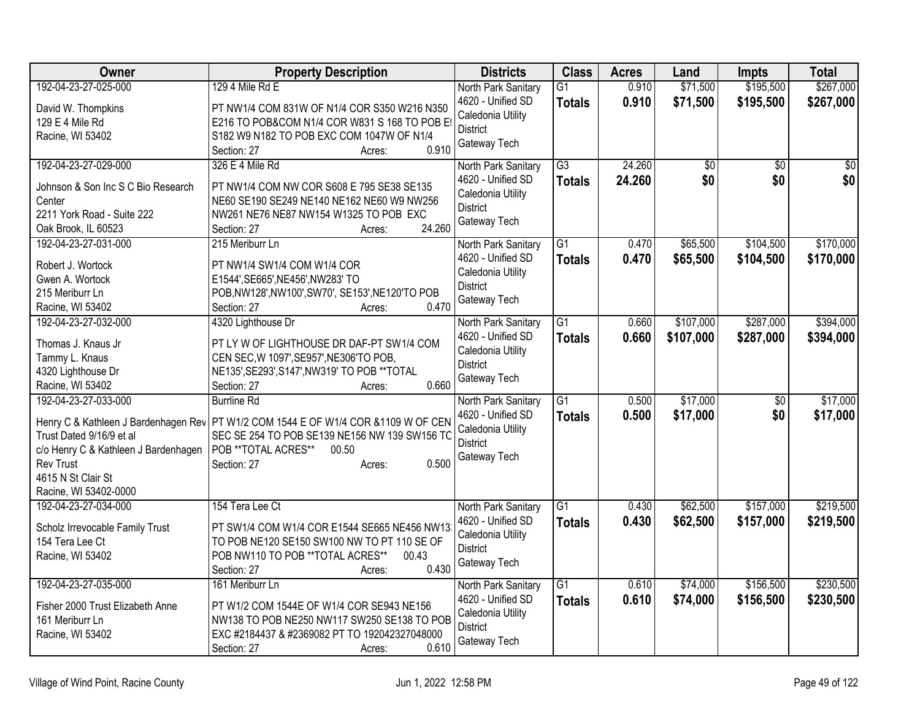| Owner | Property Description | Districts | Class | Acres | Land | Impts | Total |
|---|---|---|---|---|---|---|---|
| 192-04-23-27-025-000<br><br>David W. Thompkins<br>129 E 4 Mile Rd<br>Racine, WI 53402 | 129 4 Mile Rd E<br><br>PT NW1/4 COM 831W OF N1/4 COR S350 W216 N350 E216 TO POB&COM N1/4 COR W831 S 168 TO POB E! S182 W9 N182 TO POB EXC COM 1047W OF N1/4<br>Section: 27 Acres: 0.910 | North Park Sanitary<br>4620 - Unified SD<br>Caledonia Utility District<br>Gateway Tech | G1<br>**Totals** | 0.910<br>**0.910** | $71,500<br>**$71,500** | $195,500<br>**$195,500** | $267,000<br>**$267,000** |
| 192-04-23-27-029-000<br><br>Johnson & Son Inc S C Bio Research Center<br>2211 York Road - Suite 222<br>Oak Brook, IL 60523 | 326 E 4 Mile Rd<br><br>PT NW1/4 COM NW COR S608 E 795 SE38 SE135 NE60 SE190 SE249 NE140 NE162 NE60 W9 NW256 NW261 NE76 NE87 NW154 W1325 TO POB EXC<br>Section: 27 Acres: 24.260 | North Park Sanitary<br>4620 - Unified SD<br>Caledonia Utility District<br>Gateway Tech | G3<br>**Totals** | 24.260<br>**24.260** | $0<br>**$0** | $0<br>**$0** | $0<br>**$0** |
| 192-04-23-27-031-000<br><br>Robert J. Wortock<br>Gwen A. Wortock<br>215 Meriburr Ln<br>Racine, WI 53402 | 215 Meriburr Ln<br><br>PT NW1/4 SW1/4 COM W1/4 COR E1544',SE665',NE456',NW283' TO POB,NW128',NW100',SW70', SE153',NE120'TO POB<br>Section: 27 Acres: 0.470 | North Park Sanitary<br>4620 - Unified SD<br>Caledonia Utility District<br>Gateway Tech | G1<br>**Totals** | 0.470<br>**0.470** | $65,500<br>**$65,500** | $104,500<br>**$104,500** | $170,000<br>**$170,000** |
| 192-04-23-27-032-000<br><br>Thomas J. Knaus Jr<br>Tammy L. Knaus<br>4320 Lighthouse Dr<br>Racine, WI 53402 | 4320 Lighthouse Dr<br><br>PT LY W OF LIGHTHOUSE DR DAF-PT SW1/4 COM CEN SEC,W 1097',SE957',NE306'TO POB, NE135',SE293',S147',NW319' TO POB **TOTAL<br>Section: 27 Acres: 0.660 | North Park Sanitary<br>4620 - Unified SD<br>Caledonia Utility District<br>Gateway Tech | G1<br>**Totals** | 0.660<br>**0.660** | $107,000<br>**$107,000** | $287,000<br>**$287,000** | $394,000<br>**$394,000** |
| 192-04-23-27-033-000<br><br>Henry C & Kathleen J Bardenhagen Rev Trust Dated 9/16/9 et al<br>c/o Henry C & Kathleen J Bardenhagen Rev Trust<br>4615 N St Clair St<br>Racine, WI 53402-0000 | Burrline Rd<br><br>PT W1/2 COM 1544 E OF W1/4 COR &1109 W OF CEN SEC SE 254 TO POB SE139 NE156 NW 139 SW156 TC POB **TOTAL ACRES** 00.50<br>Section: 27 Acres: 0.500 | North Park Sanitary<br>4620 - Unified SD<br>Caledonia Utility District<br>Gateway Tech | G1<br>**Totals** | 0.500<br>**0.500** | $17,000<br>**$17,000** | $0<br>**$0** | $17,000<br>**$17,000** |
| 192-04-23-27-034-000<br><br>Scholz Irrevocable Family Trust<br>154 Tera Lee Ct<br>Racine, WI 53402 | 154 Tera Lee Ct<br><br>PT SW1/4 COM W1/4 COR E1544 SE665 NE456 NW13: TO POB NE120 SE150 SW100 NW TO PT 110 SE OF POB NW110 TO POB **TOTAL ACRES** 00.43<br>Section: 27 Acres: 0.430 | North Park Sanitary<br>4620 - Unified SD<br>Caledonia Utility District<br>Gateway Tech | G1<br>**Totals** | 0.430<br>**0.430** | $62,500<br>**$62,500** | $157,000<br>**$157,000** | $219,500<br>**$219,500** |
| 192-04-23-27-035-000<br><br>Fisher 2000 Trust Elizabeth Anne<br>161 Meriburr Ln<br>Racine, WI 53402 | 161 Meriburr Ln<br><br>PT W1/2 COM 1544E OF W1/4 COR SE943 NE156 NW138 TO POB NE250 NW117 SW250 SE138 TO POB EXC #2184437 & #2369082 PT TO 192042327048000<br>Section: 27 Acres: 0.610 | North Park Sanitary<br>4620 - Unified SD<br>Caledonia Utility District<br>Gateway Tech | G1<br>**Totals** | 0.610<br>**0.610** | $74,000<br>**$74,000** | $156,500<br>**$156,500** | $230,500<br>**$230,500** |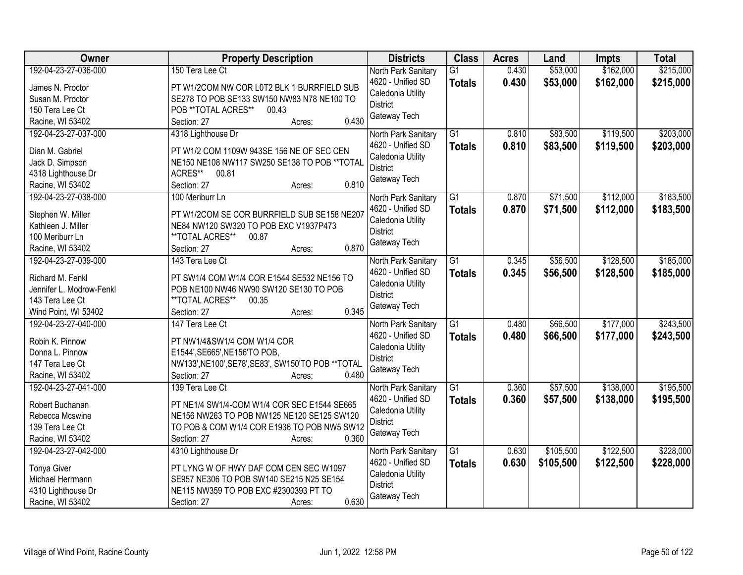| Owner | Property Description | Districts | Class | Acres | Land | Impts | Total |
|---|---|---|---|---|---|---|---|
| 192-04-23-27-036-000<br>James N. Proctor<br>Susan M. Proctor<br>150 Tera Lee Ct<br>Racine, WI 53402 | 150 Tera Lee Ct<br>PT W1/2COM NW COR L0T2 BLK 1 BURRFIELD SUB SE278 TO POB SE133 SW150 NW83 N78 NE100 TO POB **TOTAL ACRES** 00.43<br>Section: 27 Acres: 0.430 | North Park Sanitary<br>4620 - Unified SD<br>Caledonia Utility District<br>Gateway Tech | G1<br>**Totals** | 0.430<br>**0.430** | $53,000<br>**$53,000** | $162,000<br>**$162,000** | $215,000<br>**$215,000** |
| 192-04-23-27-037-000<br>Dian M. Gabriel<br>Jack D. Simpson<br>4318 Lighthouse Dr<br>Racine, WI 53402 | 4318 Lighthouse Dr<br>PT W1/2 COM 1109W 943SE 156 NE OF SEC CEN NE150 NE108 NW117 SW250 SE138 TO POB **TOTAL ACRES** 00.81<br>Section: 27 Acres: 0.810 | North Park Sanitary<br>4620 - Unified SD<br>Caledonia Utility District<br>Gateway Tech | G1<br>**Totals** | 0.810<br>**0.810** | $83,500<br>**$83,500** | $119,500<br>**$119,500** | $203,000<br>**$203,000** |
| 192-04-23-27-038-000<br>Stephen W. Miller<br>Kathleen J. Miller<br>100 Meriburr Ln<br>Racine, WI 53402 | 100 Meriburr Ln<br>PT W1/2COM SE COR BURRFIELD SUB SE158 NE207 NE84 NW120 SW320 TO POB EXC V1937P473 **TOTAL ACRES** 00.87<br>Section: 27 Acres: 0.870 | North Park Sanitary<br>4620 - Unified SD<br>Caledonia Utility District<br>Gateway Tech | G1<br>**Totals** | 0.870<br>**0.870** | $71,500<br>**$71,500** | $112,000<br>**$112,000** | $183,500<br>**$183,500** |
| 192-04-23-27-039-000<br>Richard M. Fenkl<br>Jennifer L. Modrow-Fenkl<br>143 Tera Lee Ct<br>Wind Point, WI 53402 | 143 Tera Lee Ct<br>PT SW1/4 COM W1/4 COR E1544 SE532 NE156 TO POB NE100 NW46 NW90 SW120 SE130 TO POB **TOTAL ACRES** 00.35<br>Section: 27 Acres: 0.345 | North Park Sanitary<br>4620 - Unified SD<br>Caledonia Utility District<br>Gateway Tech | G1<br>**Totals** | 0.345<br>**0.345** | $56,500<br>**$56,500** | $128,500<br>**$128,500** | $185,000<br>**$185,000** |
| 192-04-23-27-040-000<br>Robin K. Pinnow<br>Donna L. Pinnow<br>147 Tera Lee Ct<br>Racine, WI 53402 | 147 Tera Lee Ct<br>PT NW1/4&SW1/4 COM W1/4 COR E1544',SE665',NE156'TO POB, NW133',NE100',SE78',SE83', SW150'TO POB **TOTAL<br>Section: 27 Acres: 0.480 | North Park Sanitary<br>4620 - Unified SD<br>Caledonia Utility District<br>Gateway Tech | G1<br>**Totals** | 0.480<br>**0.480** | $66,500<br>**$66,500** | $177,000<br>**$177,000** | $243,500<br>**$243,500** |
| 192-04-23-27-041-000<br>Robert Buchanan<br>Rebecca Mcswine<br>139 Tera Lee Ct<br>Racine, WI 53402 | 139 Tera Lee Ct<br>PT NE1/4 SW1/4-COM W1/4 COR SEC E1544 SE665 NE156 NW263 TO POB NW125 NE120 SE125 SW120 TO POB & COM W1/4 COR E1936 TO POB NW5 SW12<br>Section: 27 Acres: 0.360 | North Park Sanitary<br>4620 - Unified SD<br>Caledonia Utility District<br>Gateway Tech | G1<br>**Totals** | 0.360<br>**0.360** | $57,500<br>**$57,500** | $138,000<br>**$138,000** | $195,500<br>**$195,500** |
| 192-04-23-27-042-000<br>Tonya Giver<br>Michael Herrmann<br>4310 Lighthouse Dr<br>Racine, WI 53402 | 4310 Lighthouse Dr<br>PT LYNG W OF HWY DAF COM CEN SEC W1097 SE957 NE306 TO POB SW140 SE215 N25 SE154 NE115 NW359 TO POB EXC #2300393 PT TO<br>Section: 27 Acres: 0.630 | North Park Sanitary<br>4620 - Unified SD<br>Caledonia Utility District<br>Gateway Tech | G1<br>**Totals** | 0.630<br>**0.630** | $105,500<br>**$105,500** | $122,500<br>**$122,500** | $228,000<br>**$228,000** |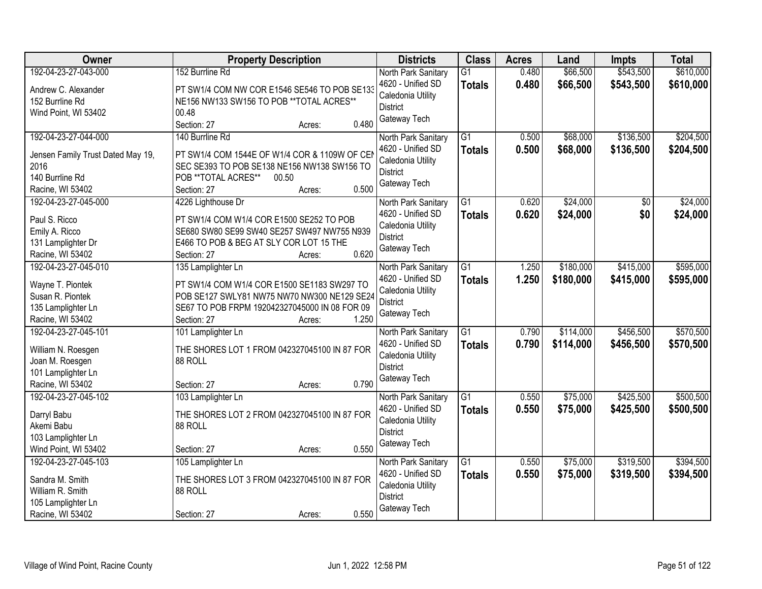| Owner | Property Description | Districts | Class | Acres | Land | Impts | Total |
|---|---|---|---|---|---|---|---|
| 192-04-23-27-043-000<br><br>Andrew C. Alexander<br>152 Burrline Rd<br>Wind Point, WI 53402 | 152 Burrline Rd<br><br>PT SW1/4 COM NW COR E1546 SE546 TO POB SE133 NE156 NW133 SW156 TO POB **TOTAL ACRES** 00.48<br>Section: 27 Acres: 0.480 | North Park Sanitary<br>4620 - Unified SD<br>Caledonia Utility District<br>Gateway Tech | G1<br>**Totals** | 0.480<br>**0.480** | $66,500<br>**$66,500** | $543,500<br>**$543,500** | $610,000<br>**$610,000** |
| 192-04-23-27-044-000<br><br>Jensen Family Trust Dated May 19, 2016<br>140 Burrline Rd<br>Racine, WI 53402 | 140 Burrline Rd<br><br>PT SW1/4 COM 1544E OF W1/4 COR & 1109W OF CEN SEC SE393 TO POB SE138 NE156 NW138 SW156 TO POB **TOTAL ACRES** 00.50<br>Section: 27 Acres: 0.500 | North Park Sanitary<br>4620 - Unified SD<br>Caledonia Utility District<br>Gateway Tech | G1<br>**Totals** | 0.500<br>**0.500** | $68,000<br>**$68,000** | $136,500<br>**$136,500** | $204,500<br>**$204,500** |
| 192-04-23-27-045-000<br><br>Paul S. Ricco<br>Emily A. Ricco<br>131 Lamplighter Dr<br>Racine, WI 53402 | 4226 Lighthouse Dr<br><br>PT SW1/4 COM W1/4 COR E1500 SE252 TO POB SE680 SW80 SE99 SW40 SE257 SW497 NW755 N939 E466 TO POB & BEG AT SLY COR LOT 15 THE<br>Section: 27 Acres: 0.620 | North Park Sanitary<br>4620 - Unified SD<br>Caledonia Utility District<br>Gateway Tech | G1<br>**Totals** | 0.620<br>**0.620** | $24,000<br>**$24,000** | $0<br>**$0** | $24,000<br>**$24,000** |
| 192-04-23-27-045-010<br><br>Wayne T. Piontek<br>Susan R. Piontek<br>135 Lamplighter Ln<br>Racine, WI 53402 | 135 Lamplighter Ln<br><br>PT SW1/4 COM W1/4 COR E1500 SE1183 SW297 TO POB SE127 SWLY81 NW75 NW70 NW300 NE129 SE24 SE67 TO POB FRPM 192042327045000 IN 08 FOR 09<br>Section: 27 Acres: 1.250 | North Park Sanitary<br>4620 - Unified SD<br>Caledonia Utility District<br>Gateway Tech | G1<br>**Totals** | 1.250<br>**1.250** | $180,000<br>**$180,000** | $415,000<br>**$415,000** | $595,000<br>**$595,000** |
| 192-04-23-27-045-101<br><br>William N. Roesgen<br>Joan M. Roesgen<br>101 Lamplighter Ln<br>Racine, WI 53402 | 101 Lamplighter Ln<br><br>THE SHORES LOT 1 FROM 042327045100 IN 87 FOR 88 ROLL<br>Section: 27 Acres: 0.790 | North Park Sanitary<br>4620 - Unified SD<br>Caledonia Utility District<br>Gateway Tech | G1<br>**Totals** | 0.790<br>**0.790** | $114,000<br>**$114,000** | $456,500<br>**$456,500** | $570,500<br>**$570,500** |
| 192-04-23-27-045-102<br><br>Darryl Babu<br>Akemi Babu<br>103 Lamplighter Ln<br>Wind Point, WI 53402 | 103 Lamplighter Ln<br><br>THE SHORES LOT 2 FROM 042327045100 IN 87 FOR 88 ROLL<br>Section: 27 Acres: 0.550 | North Park Sanitary<br>4620 - Unified SD<br>Caledonia Utility District<br>Gateway Tech | G1<br>**Totals** | 0.550<br>**0.550** | $75,000<br>**$75,000** | $425,500<br>**$425,500** | $500,500<br>**$500,500** |
| 192-04-23-27-045-103<br><br>Sandra M. Smith<br>William R. Smith<br>105 Lamplighter Ln<br>Racine, WI 53402 | 105 Lamplighter Ln<br><br>THE SHORES LOT 3 FROM 042327045100 IN 87 FOR 88 ROLL<br>Section: 27 Acres: 0.550 | North Park Sanitary<br>4620 - Unified SD<br>Caledonia Utility District<br>Gateway Tech | G1<br>**Totals** | 0.550<br>**0.550** | $75,000<br>**$75,000** | $319,500<br>**$319,500** | $394,500<br>**$394,500** |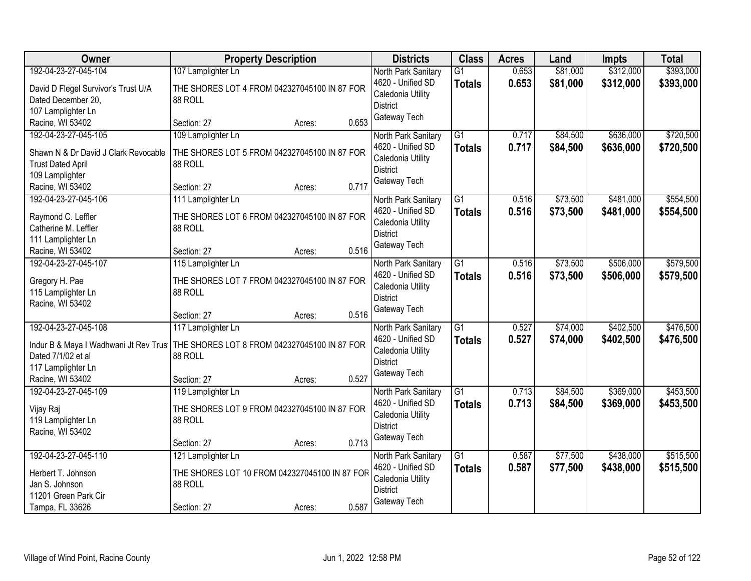| Owner | Property Description | Districts | Class | Acres | Land | Impts | Total |
|---|---|---|---|---|---|---|---|
| 192-04-23-27-045-104<br>David D Flegel Survivor's Trust U/A Dated December 20,<br>107 Lamplighter Ln<br>Racine, WI 53402 | 107 Lamplighter Ln<br>THE SHORES LOT 4 FROM 042327045100 IN 87 FOR 88 ROLL<br>Section: 27 Acres: 0.653 | North Park Sanitary<br>4620 - Unified SD<br>Caledonia Utility District<br>Gateway Tech | G1<br>**Totals** | 0.653<br>**0.653** | $81,000<br>**$81,000** | $312,000<br>**$312,000** | $393,000<br>**$393,000** |
| 192-04-23-27-045-105<br>Shawn N & Dr David J Clark Revocable Trust Dated April<br>109 Lamplighter<br>Racine, WI 53402 | 109 Lamplighter Ln<br>THE SHORES LOT 5 FROM 042327045100 IN 87 FOR 88 ROLL<br>Section: 27 Acres: 0.717 | North Park Sanitary<br>4620 - Unified SD<br>Caledonia Utility District<br>Gateway Tech | G1<br>**Totals** | 0.717<br>**0.717** | $84,500<br>**$84,500** | $636,000<br>**$636,000** | $720,500<br>**$720,500** |
| 192-04-23-27-045-106<br>Raymond C. Leffler<br>Catherine M. Leffler<br>111 Lamplighter Ln<br>Racine, WI 53402 | 111 Lamplighter Ln<br>THE SHORES LOT 6 FROM 042327045100 IN 87 FOR 88 ROLL<br>Section: 27 Acres: 0.516 | North Park Sanitary<br>4620 - Unified SD<br>Caledonia Utility District<br>Gateway Tech | G1<br>**Totals** | 0.516<br>**0.516** | $73,500<br>**$73,500** | $481,000<br>**$481,000** | $554,500<br>**$554,500** |
| 192-04-23-27-045-107<br>Gregory H. Pae<br>115 Lamplighter Ln<br>Racine, WI 53402 | 115 Lamplighter Ln<br>THE SHORES LOT 7 FROM 042327045100 IN 87 FOR 88 ROLL<br>Section: 27 Acres: 0.516 | North Park Sanitary<br>4620 - Unified SD<br>Caledonia Utility District<br>Gateway Tech | G1<br>**Totals** | 0.516<br>**0.516** | $73,500<br>**$73,500** | $506,000<br>**$506,000** | $579,500<br>**$579,500** |
| 192-04-23-27-045-108<br>Indur B & Maya I Wadhwani Jt Rev Trus<br>Dated 7/1/02 et al<br>117 Lamplighter Ln<br>Racine, WI 53402 | 117 Lamplighter Ln<br>THE SHORES LOT 8 FROM 042327045100 IN 87 FOR 88 ROLL<br>Section: 27 Acres: 0.527 | North Park Sanitary<br>4620 - Unified SD<br>Caledonia Utility District<br>Gateway Tech | G1<br>**Totals** | 0.527<br>**0.527** | $74,000<br>**$74,000** | $402,500<br>**$402,500** | $476,500<br>**$476,500** |
| 192-04-23-27-045-109<br>Vijay Raj<br>119 Lamplighter Ln<br>Racine, WI 53402 | 119 Lamplighter Ln<br>THE SHORES LOT 9 FROM 042327045100 IN 87 FOR 88 ROLL<br>Section: 27 Acres: 0.713 | North Park Sanitary<br>4620 - Unified SD<br>Caledonia Utility District<br>Gateway Tech | G1<br>**Totals** | 0.713<br>**0.713** | $84,500<br>**$84,500** | $369,000<br>**$369,000** | $453,500<br>**$453,500** |
| 192-04-23-27-045-110<br>Herbert T. Johnson<br>Jan S. Johnson<br>11201 Green Park Cir<br>Tampa, FL 33626 | 121 Lamplighter Ln<br>THE SHORES LOT 10 FROM 042327045100 IN 87 FOR 88 ROLL<br>Section: 27 Acres: 0.587 | North Park Sanitary<br>4620 - Unified SD<br>Caledonia Utility District<br>Gateway Tech | G1<br>**Totals** | 0.587<br>**0.587** | $77,500<br>**$77,500** | $438,000<br>**$438,000** | $515,500<br>**$515,500** |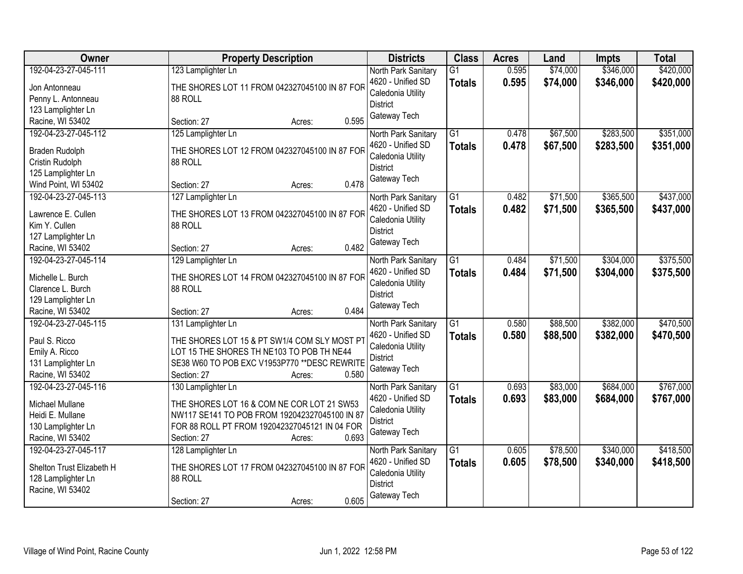| Owner | Property Description | Districts | Class | Acres | Land | Impts | Total |
|---|---|---|---|---|---|---|---|
| 192-04-23-27-045-111<br><br>Jon Antonneau<br>Penny L. Antonneau<br>123 Lamplighter Ln<br>Racine, WI 53402 | 123 Lamplighter Ln<br><br>THE SHORES LOT 11 FROM 042327045100 IN 87 FOR 88 ROLL<br><br>Section: 27 Acres: 0.595 | North Park Sanitary<br>4620 - Unified SD<br>Caledonia Utility District<br>Gateway Tech | G1<br>**Totals** | 0.595<br>**0.595** | $74,000<br>**$74,000** | $346,000<br>**$346,000** | $420,000<br>**$420,000** |
| 192-04-23-27-045-112<br><br>Braden Rudolph<br>Cristin Rudolph<br>125 Lamplighter Ln<br>Wind Point, WI 53402 | 125 Lamplighter Ln<br><br>THE SHORES LOT 12 FROM 042327045100 IN 87 FOR 88 ROLL<br><br>Section: 27 Acres: 0.478 | North Park Sanitary<br>4620 - Unified SD<br>Caledonia Utility District<br>Gateway Tech | G1<br>**Totals** | 0.478<br>**0.478** | $67,500<br>**$67,500** | $283,500<br>**$283,500** | $351,000<br>**$351,000** |
| 192-04-23-27-045-113<br><br>Lawrence E. Cullen<br>Kim Y. Cullen<br>127 Lamplighter Ln<br>Racine, WI 53402 | 127 Lamplighter Ln<br><br>THE SHORES LOT 13 FROM 042327045100 IN 87 FOR 88 ROLL<br><br>Section: 27 Acres: 0.482 | North Park Sanitary<br>4620 - Unified SD<br>Caledonia Utility District<br>Gateway Tech | G1<br>**Totals** | 0.482<br>**0.482** | $71,500<br>**$71,500** | $365,500<br>**$365,500** | $437,000<br>**$437,000** |
| 192-04-23-27-045-114<br><br>Michelle L. Burch<br>Clarence L. Burch<br>129 Lamplighter Ln<br>Racine, WI 53402 | 129 Lamplighter Ln<br><br>THE SHORES LOT 14 FROM 042327045100 IN 87 FOR 88 ROLL<br><br>Section: 27 Acres: 0.484 | North Park Sanitary<br>4620 - Unified SD<br>Caledonia Utility District<br>Gateway Tech | G1<br>**Totals** | 0.484<br>**0.484** | $71,500<br>**$71,500** | $304,000<br>**$304,000** | $375,500<br>**$375,500** |
| 192-04-23-27-045-115<br><br>Paul S. Ricco<br>Emily A. Ricco<br>131 Lamplighter Ln<br>Racine, WI 53402 | 131 Lamplighter Ln<br><br>THE SHORES LOT 15 & PT SW1/4 COM SLY MOST PT LOT 15 THE SHORES TH NE103 TO POB TH NE44 SE38 W60 TO POB EXC V1953P770 **DESC REWRITE<br>Section: 27 Acres: 0.580 | North Park Sanitary<br>4620 - Unified SD<br>Caledonia Utility District<br>Gateway Tech | G1<br>**Totals** | 0.580<br>**0.580** | $88,500<br>**$88,500** | $382,000<br>**$382,000** | $470,500<br>**$470,500** |
| 192-04-23-27-045-116<br><br>Michael Mullane<br>Heidi E. Mullane<br>130 Lamplighter Ln<br>Racine, WI 53402 | 130 Lamplighter Ln<br><br>THE SHORES LOT 16 & COM NE COR LOT 21 SW53 NW117 SE141 TO POB FROM 192042327045100 IN 87 FOR 88 ROLL PT FROM 192042327045121 IN 04 FOR<br>Section: 27 Acres: 0.693 | North Park Sanitary<br>4620 - Unified SD<br>Caledonia Utility District<br>Gateway Tech | G1<br>**Totals** | 0.693<br>**0.693** | $83,000<br>**$83,000** | $684,000<br>**$684,000** | $767,000<br>**$767,000** |
| 192-04-23-27-045-117<br><br>Shelton Trust Elizabeth H<br>128 Lamplighter Ln<br>Racine, WI 53402 | 128 Lamplighter Ln<br><br>THE SHORES LOT 17 FROM 042327045100 IN 87 FOR 88 ROLL<br><br>Section: 27 Acres: 0.605 | North Park Sanitary<br>4620 - Unified SD<br>Caledonia Utility District<br>Gateway Tech | G1<br>**Totals** | 0.605<br>**0.605** | $78,500<br>**$78,500** | $340,000<br>**$340,000** | $418,500<br>**$418,500** |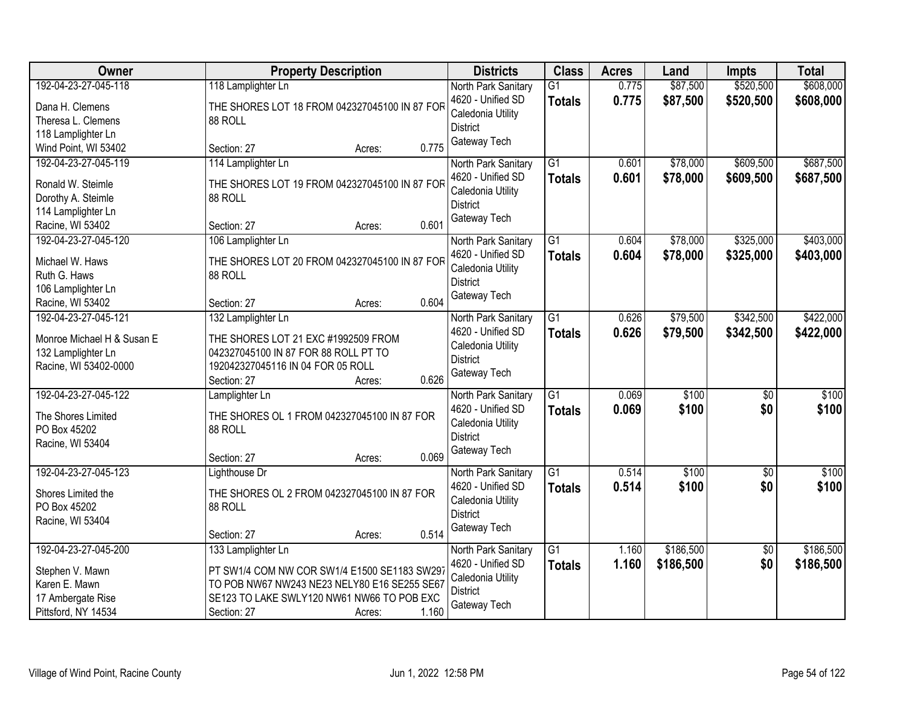| Owner | Property Description | Districts | Class | Acres | Land | Impts | Total |
|---|---|---|---|---|---|---|---|
| 192-04-23-27-045-118<br>Dana H. Clemens<br>Theresa L. Clemens<br>118 Lamplighter Ln<br>Wind Point, WI 53402 | 118 Lamplighter Ln<br>THE SHORES LOT 18 FROM 042327045100 IN 87 FOR 88 ROLL<br>Section: 27 Acres: 0.775 | North Park Sanitary<br>4620 - Unified SD<br>Caledonia Utility District<br>Gateway Tech | G1<br>**Totals** | 0.775<br>**0.775** | $87,500<br>**$87,500** | $520,500<br>**$520,500** | $608,000<br>**$608,000** |
| 192-04-23-27-045-119<br>Ronald W. Steimle<br>Dorothy A. Steimle<br>114 Lamplighter Ln<br>Racine, WI 53402 | 114 Lamplighter Ln<br>THE SHORES LOT 19 FROM 042327045100 IN 87 FOR 88 ROLL<br>Section: 27 Acres: 0.601 | North Park Sanitary<br>4620 - Unified SD<br>Caledonia Utility District<br>Gateway Tech | G1<br>**Totals** | 0.601<br>**0.601** | $78,000<br>**$78,000** | $609,500<br>**$609,500** | $687,500<br>**$687,500** |
| 192-04-23-27-045-120<br>Michael W. Haws<br>Ruth G. Haws<br>106 Lamplighter Ln<br>Racine, WI 53402 | 106 Lamplighter Ln<br>THE SHORES LOT 20 FROM 042327045100 IN 87 FOR 88 ROLL<br>Section: 27 Acres: 0.604 | North Park Sanitary<br>4620 - Unified SD<br>Caledonia Utility District<br>Gateway Tech | G1<br>**Totals** | 0.604<br>**0.604** | $78,000<br>**$78,000** | $325,000<br>**$325,000** | $403,000<br>**$403,000** |
| 192-04-23-27-045-121<br>Monroe Michael H & Susan E<br>132 Lamplighter Ln<br>Racine, WI 53402-0000 | 132 Lamplighter Ln<br>THE SHORES LOT 21 EXC #1992509 FROM 042327045100 IN 87 FOR 88 ROLL PT TO 192042327045116 IN 04 FOR 05 ROLL<br>Section: 27 Acres: 0.626 | North Park Sanitary<br>4620 - Unified SD<br>Caledonia Utility District<br>Gateway Tech | G1<br>**Totals** | 0.626<br>**0.626** | $79,500<br>**$79,500** | $342,500<br>**$342,500** | $422,000<br>**$422,000** |
| 192-04-23-27-045-122<br>The Shores Limited<br>PO Box 45202<br>Racine, WI 53404 | Lamplighter Ln<br>THE SHORES OL 1 FROM 042327045100 IN 87 FOR 88 ROLL<br>Section: 27 Acres: 0.069 | North Park Sanitary<br>4620 - Unified SD<br>Caledonia Utility District<br>Gateway Tech | G1<br>**Totals** | 0.069<br>**0.069** | $100<br>**$100** | $0<br>**$0** | $100<br>**$100** |
| 192-04-23-27-045-123<br>Shores Limited the<br>PO Box 45202<br>Racine, WI 53404 | Lighthouse Dr<br>THE SHORES OL 2 FROM 042327045100 IN 87 FOR 88 ROLL<br>Section: 27 Acres: 0.514 | North Park Sanitary<br>4620 - Unified SD<br>Caledonia Utility District<br>Gateway Tech | G1<br>**Totals** | 0.514<br>**0.514** | $100<br>**$100** | $0<br>**$0** | $100<br>**$100** |
| 192-04-23-27-045-200<br>Stephen V. Mawn<br>Karen E. Mawn<br>17 Ambergate Rise<br>Pittsford, NY 14534 | 133 Lamplighter Ln<br>PT SW1/4 COM NW COR SW1/4 E1500 SE1183 SW297 TO POB NW67 NW243 NE23 NELY80 E16 SE255 SE67 SE123 TO LAKE SWLY120 NW61 NW66 TO POB EXC<br>Section: 27 Acres: 1.160 | North Park Sanitary<br>4620 - Unified SD<br>Caledonia Utility District<br>Gateway Tech | G1<br>**Totals** | 1.160<br>**1.160** | $186,500<br>**$186,500** | $0<br>**$0** | $186,500<br>**$186,500** |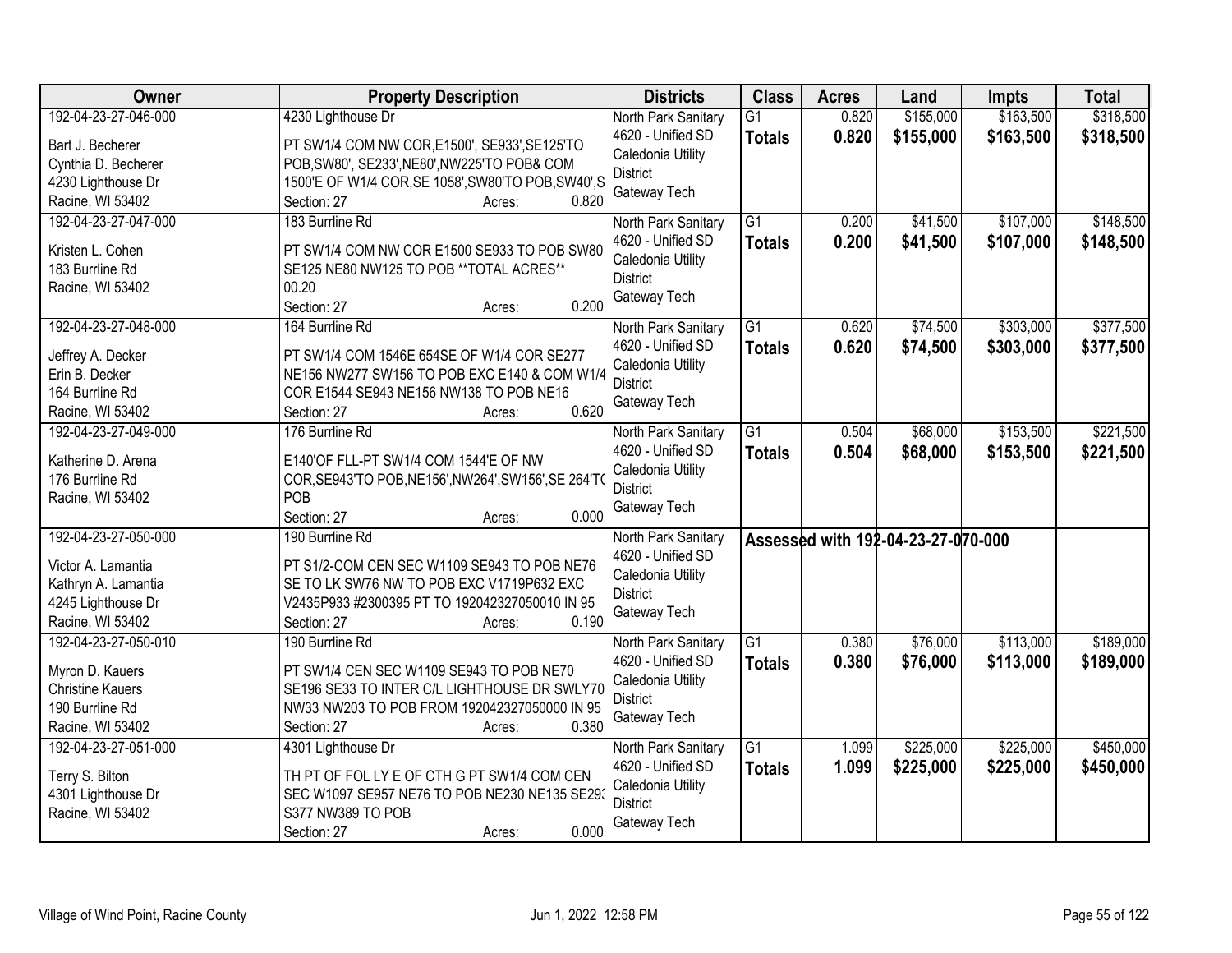| Owner | Property Description | Districts | Class | Acres | Land | Impts | Total |
|---|---|---|---|---|---|---|---|
| 192-04-23-27-046-000<br>Bart J. Becherer<br>Cynthia D. Becherer<br>4230 Lighthouse Dr<br>Racine, WI 53402 | 4230 Lighthouse Dr<br>PT SW1/4 COM NW COR,E1500', SE933',SE125'TO POB,SW80', SE233',NE80',NW225'TO POB& COM 1500'E OF W1/4 COR,SE 1058',SW80'TO POB,SW40',S<br>Section: 27 Acres: 0.820 | North Park Sanitary<br>4620 - Unified SD<br>Caledonia Utility District<br>Gateway Tech | G1<br>**Totals** | 0.820<br>**0.820** | $155,000<br>**$155,000** | $163,500<br>**$163,500** | $318,500<br>**$318,500** |
| 192-04-23-27-047-000<br>Kristen L. Cohen<br>183 Burrline Rd<br>Racine, WI 53402 | 183 Burrline Rd<br>PT SW1/4 COM NW COR E1500 SE933 TO POB SW80 SE125 NE80 NW125 TO POB **TOTAL ACRES** 00.20<br>Section: 27 Acres: 0.200 | North Park Sanitary<br>4620 - Unified SD<br>Caledonia Utility District<br>Gateway Tech | G1<br>**Totals** | 0.200<br>**0.200** | $41,500<br>**$41,500** | $107,000<br>**$107,000** | $148,500<br>**$148,500** |
| 192-04-23-27-048-000<br>Jeffrey A. Decker<br>Erin B. Decker<br>164 Burrline Rd<br>Racine, WI 53402 | 164 Burrline Rd<br>PT SW1/4 COM 1546E 654SE OF W1/4 COR SE277 NE156 NW277 SW156 TO POB EXC E140 & COM W1/4 COR E1544 SE943 NE156 NW138 TO POB NE16<br>Section: 27 Acres: 0.620 | North Park Sanitary<br>4620 - Unified SD<br>Caledonia Utility District<br>Gateway Tech | G1<br>**Totals** | 0.620<br>**0.620** | $74,500<br>**$74,500** | $303,000<br>**$303,000** | $377,500<br>**$377,500** |
| 192-04-23-27-049-000<br>Katherine D. Arena<br>176 Burrline Rd<br>Racine, WI 53402 | 176 Burrline Rd<br>E140'OF FLL-PT SW1/4 COM 1544'E OF NW COR,SE943'TO POB,NE156',NW264',SW156',SE 264'T( POB<br>Section: 27 Acres: 0.000 | North Park Sanitary<br>4620 - Unified SD<br>Caledonia Utility District<br>Gateway Tech | G1<br>**Totals** | 0.504<br>**0.504** | $68,000<br>**$68,000** | $153,500<br>**$153,500** | $221,500<br>**$221,500** |
| 192-04-23-27-050-000<br>Victor A. Lamantia<br>Kathryn A. Lamantia<br>4245 Lighthouse Dr<br>Racine, WI 53402 | 190 Burrline Rd<br>PT S1/2-COM CEN SEC W1109 SE943 TO POB NE76 SE TO LK SW76 NW TO POB EXC V1719P632 EXC V2435P933 #2300395 PT TO 192042327050010 IN 95<br>Section: 27 Acres: 0.190 | North Park Sanitary<br>4620 - Unified SD<br>Caledonia Utility District<br>Gateway Tech | Assessed with 192-04-23-27-070-000 | | | | |
| 192-04-23-27-050-010<br>Myron D. Kauers<br>Christine Kauers<br>190 Burrline Rd<br>Racine, WI 53402 | 190 Burrline Rd<br>PT SW1/4 CEN SEC W1109 SE943 TO POB NE70 SE196 SE33 TO INTER C/L LIGHTHOUSE DR SWLY70 NW33 NW203 TO POB FROM 192042327050000 IN 95<br>Section: 27 Acres: 0.380 | North Park Sanitary<br>4620 - Unified SD<br>Caledonia Utility District<br>Gateway Tech | G1<br>**Totals** | 0.380<br>**0.380** | $76,000<br>**$76,000** | $113,000<br>**$113,000** | $189,000<br>**$189,000** |
| 192-04-23-27-051-000<br>Terry S. Bilton<br>4301 Lighthouse Dr<br>Racine, WI 53402 | 4301 Lighthouse Dr<br>TH PT OF FOL LY E OF CTH G PT SW1/4 COM CEN SEC W1097 SE957 NE76 TO POB NE230 NE135 SE29( S377 NW389 TO POB<br>Section: 27 Acres: 0.000 | North Park Sanitary<br>4620 - Unified SD<br>Caledonia Utility District<br>Gateway Tech | G1<br>**Totals** | 1.099<br>**1.099** | $225,000<br>**$225,000** | $225,000<br>**$225,000** | $450,000<br>**$450,000** |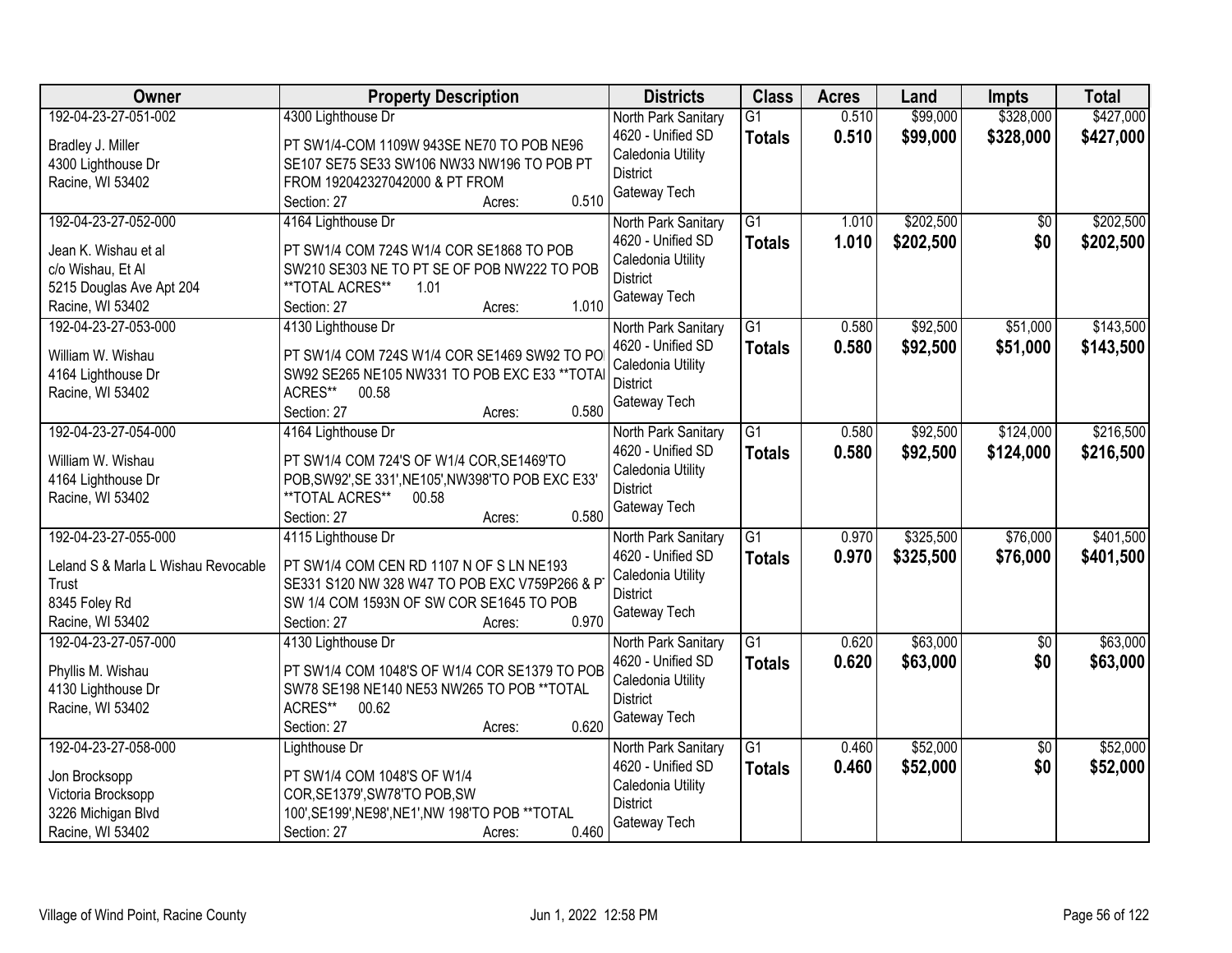| Owner | Property Description | Districts | Class | Acres | Land | Impts | Total |
|---|---|---|---|---|---|---|---|
| 192-04-23-27-051-002<br>Bradley J. Miller<br>4300 Lighthouse Dr<br>Racine, WI 53402 | 4300 Lighthouse Dr<br>PT SW1/4-COM 1109W 943SE NE70 TO POB NE96 SE107 SE75 SE33 SW106 NW33 NW196 TO POB PT FROM 192042327042000 & PT FROM<br>Section: 27 Acres: 0.510 | North Park Sanitary<br>4620 - Unified SD<br>Caledonia Utility District<br>Gateway Tech | G1<br>**Totals** | 0.510<br>**0.510** | $99,000<br>**$99,000** | $328,000<br>**$328,000** | $427,000<br>**$427,000** |
| 192-04-23-27-052-000<br>Jean K. Wishau et al<br>c/o Wishau, Et Al<br>5215 Douglas Ave Apt 204<br>Racine, WI 53402 | 4164 Lighthouse Dr<br>PT SW1/4 COM 724S W1/4 COR SE1868 TO POB SW210 SE303 NE TO PT SE OF POB NW222 TO POB **TOTAL ACRES** 1.01<br>Section: 27 Acres: 1.010 | North Park Sanitary<br>4620 - Unified SD<br>Caledonia Utility District<br>Gateway Tech | G1<br>**Totals** | 1.010<br>**1.010** | $202,500<br>**$202,500** | $0<br>**$0** | $202,500<br>**$202,500** |
| 192-04-23-27-053-000<br>William W. Wishau<br>4164 Lighthouse Dr<br>Racine, WI 53402 | 4130 Lighthouse Dr<br>PT SW1/4 COM 724S W1/4 COR SE1469 SW92 TO POB SW92 SE265 NE105 NW331 TO POB EXC E33 **TOTAL ACRES** 00.58<br>Section: 27 Acres: 0.580 | North Park Sanitary<br>4620 - Unified SD<br>Caledonia Utility District<br>Gateway Tech | G1<br>**Totals** | 0.580<br>**0.580** | $92,500<br>**$92,500** | $51,000<br>**$51,000** | $143,500<br>**$143,500** |
| 192-04-23-27-054-000<br>William W. Wishau<br>4164 Lighthouse Dr<br>Racine, WI 53402 | 4164 Lighthouse Dr<br>PT SW1/4 COM 724'S OF W1/4 COR,SE1469'TO POB,SW92',SE 331',NE105',NW398'TO POB EXC E33' **TOTAL ACRES** 00.58<br>Section: 27 Acres: 0.580 | North Park Sanitary<br>4620 - Unified SD<br>Caledonia Utility District<br>Gateway Tech | G1<br>**Totals** | 0.580<br>**0.580** | $92,500<br>**$92,500** | $124,000<br>**$124,000** | $216,500<br>**$216,500** |
| 192-04-23-27-055-000<br>Leland S & Marla L Wishau Revocable Trust<br>8345 Foley Rd<br>Racine, WI 53402 | 4115 Lighthouse Dr<br>PT SW1/4 COM CEN RD 1107 N OF S LN NE193 SE331 S120 NW 328 W47 TO POB EXC V759P266 & PT SW 1/4 COM 1593N OF SW COR SE1645 TO POB<br>Section: 27 Acres: 0.970 | North Park Sanitary<br>4620 - Unified SD<br>Caledonia Utility District<br>Gateway Tech | G1<br>**Totals** | 0.970<br>**0.970** | $325,500<br>**$325,500** | $76,000<br>**$76,000** | $401,500<br>**$401,500** |
| 192-04-23-27-057-000<br>Phyllis M. Wishau<br>4130 Lighthouse Dr<br>Racine, WI 53402 | 4130 Lighthouse Dr<br>PT SW1/4 COM 1048'S OF W1/4 COR SE1379 TO POB SW78 SE198 NE140 NE53 NW265 TO POB **TOTAL ACRES** 00.62<br>Section: 27 Acres: 0.620 | North Park Sanitary<br>4620 - Unified SD<br>Caledonia Utility District<br>Gateway Tech | G1<br>**Totals** | 0.620<br>**0.620** | $63,000<br>**$63,000** | $0<br>**$0** | $63,000<br>**$63,000** |
| 192-04-23-27-058-000<br>Jon Brocksopp<br>Victoria Brocksopp<br>3226 Michigan Blvd<br>Racine, WI 53402 | Lighthouse Dr<br>PT SW1/4 COM 1048'S OF W1/4 COR,SE1379',SW78'TO POB,SW 100',SE199',NE98',NE1',NW 198'TO POB **TOTAL<br>Section: 27 Acres: 0.460 | North Park Sanitary<br>4620 - Unified SD<br>Caledonia Utility District<br>Gateway Tech | G1<br>**Totals** | 0.460<br>**0.460** | $52,000<br>**$52,000** | $0<br>**$0** | $52,000<br>**$52,000** |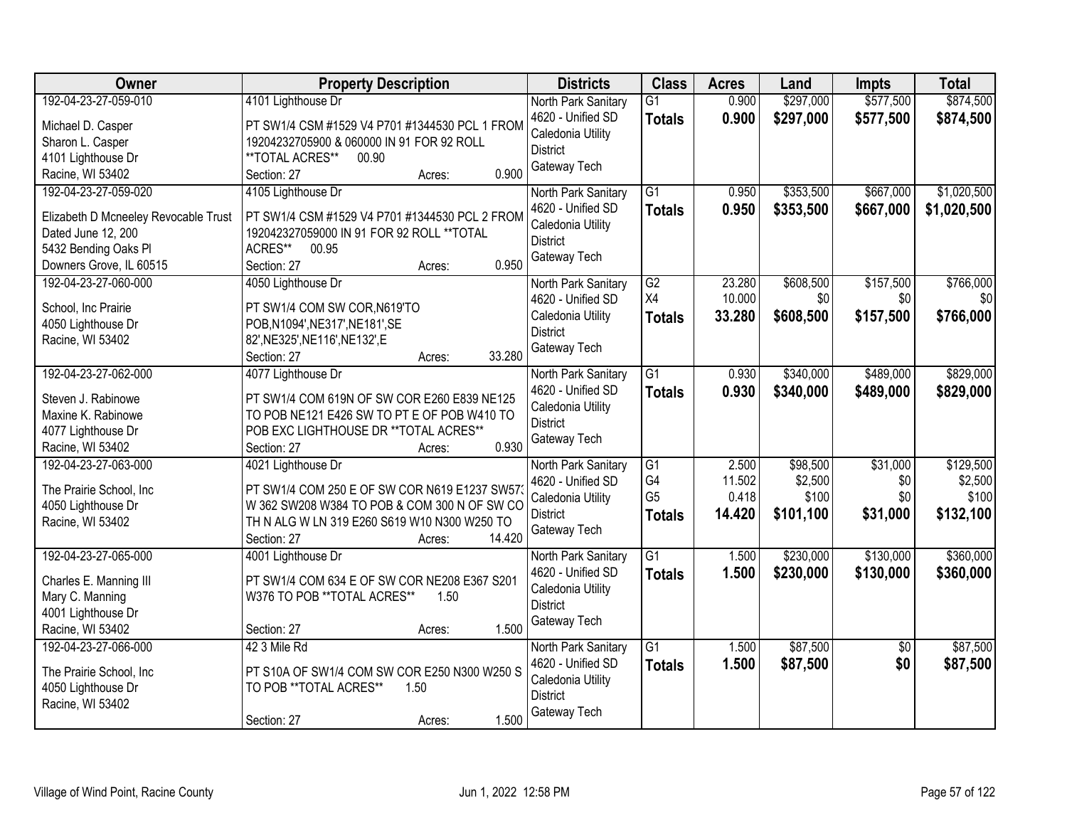| Owner | Property Description | Districts | Class | Acres | Land | Impts | Total |
|---|---|---|---|---|---|---|---|
| 192-04-23-27-059-010<br><br>Michael D. Casper<br>Sharon L. Casper<br>4101 Lighthouse Dr<br>Racine, WI 53402 | 4101 Lighthouse Dr<br><br>PT SW1/4 CSM #1529 V4 P701 #1344530 PCL 1 FROM 19204232705900 & 060000 IN 91 FOR 92 ROLL **TOTAL ACRES** 00.90<br>Section: 27 Acres: 0.900 | North Park Sanitary<br>4620 - Unified SD<br>Caledonia Utility District<br>Gateway Tech | G1<br>**Totals** | 0.900<br>**0.900** | $297,000<br>**$297,000** | $577,500<br>**$577,500** | $874,500<br>**$874,500** |
| 192-04-23-27-059-020<br><br>Elizabeth D Mcneeley Revocable Trust Dated June 12, 200<br>5432 Bending Oaks Pl<br>Downers Grove, IL 60515 | 4105 Lighthouse Dr<br><br>PT SW1/4 CSM #1529 V4 P701 #1344530 PCL 2 FROM 192042327059000 IN 91 FOR 92 ROLL **TOTAL ACRES** 00.95<br>Section: 27 Acres: 0.950 | North Park Sanitary<br>4620 - Unified SD<br>Caledonia Utility District<br>Gateway Tech | G1<br>**Totals** | 0.950<br>**0.950** | $353,500<br>**$353,500** | $667,000<br>**$667,000** | $1,020,500<br>**$1,020,500** |
| 192-04-23-27-060-000<br><br>School, Inc Prairie<br>4050 Lighthouse Dr<br>Racine, WI 53402 | 4050 Lighthouse Dr<br><br>PT SW1/4 COM SW COR,N619'TO POB,N1094',NE317',NE181',SE 82',NE325',NE116',NE132',E<br>Section: 27 Acres: 33.280 | North Park Sanitary<br>4620 - Unified SD<br>Caledonia Utility District<br>Gateway Tech | G2<br>X4<br>**Totals** | 23.280<br>10.000<br>**33.280** | $608,500<br>$0<br>**$608,500** | $157,500<br>$0<br>**$157,500** | $766,000<br>$0<br>**$766,000** |
| 192-04-23-27-062-000<br><br>Steven J. Rabinowe<br>Maxine K. Rabinowe<br>4077 Lighthouse Dr<br>Racine, WI 53402 | 4077 Lighthouse Dr<br><br>PT SW1/4 COM 619N OF SW COR E260 E839 NE125 TO POB NE121 E426 SW TO PT E OF POB W410 TO POB EXC LIGHTHOUSE DR **TOTAL ACRES**<br>Section: 27 Acres: 0.930 | North Park Sanitary<br>4620 - Unified SD<br>Caledonia Utility District<br>Gateway Tech | G1<br>**Totals** | 0.930<br>**0.930** | $340,000<br>**$340,000** | $489,000<br>**$489,000** | $829,000<br>**$829,000** |
| 192-04-23-27-063-000<br><br>The Prairie School, Inc<br>4050 Lighthouse Dr<br>Racine, WI 53402 | 4021 Lighthouse Dr<br><br>PT SW1/4 COM 250 E OF SW COR N619 E1237 SW573 W 362 SW208 W384 TO POB & COM 300 N OF SW CO TH N ALG W LN 319 E260 S619 W10 N300 W250 TO<br>Section: 27 Acres: 14.420 | North Park Sanitary<br>4620 - Unified SD<br>Caledonia Utility District<br>Gateway Tech | G1<br>G4<br>G5<br>**Totals** | 2.500<br>11.502<br>0.418<br>**14.420** | $98,500<br>$2,500<br>$100<br>**$101,100** | $31,000<br>$0<br>$0<br>**$31,000** | $129,500<br>$2,500<br>$100<br>**$132,100** |
| 192-04-23-27-065-000<br><br>Charles E. Manning III<br>Mary C. Manning<br>4001 Lighthouse Dr<br>Racine, WI 53402 | 4001 Lighthouse Dr<br><br>PT SW1/4 COM 634 E OF SW COR NE208 E367 S201 W376 TO POB **TOTAL ACRES** 1.50<br>Section: 27 Acres: 1.500 | North Park Sanitary<br>4620 - Unified SD<br>Caledonia Utility District<br>Gateway Tech | G1<br>**Totals** | 1.500<br>**1.500** | $230,000<br>**$230,000** | $130,000<br>**$130,000** | $360,000<br>**$360,000** |
| 192-04-23-27-066-000<br><br>The Prairie School, Inc<br>4050 Lighthouse Dr<br>Racine, WI 53402 | 42 3 Mile Rd<br><br>PT S10A OF SW1/4 COM SW COR E250 N300 W250 S TO POB **TOTAL ACRES** 1.50<br>Section: 27 Acres: 1.500 | North Park Sanitary<br>4620 - Unified SD<br>Caledonia Utility District<br>Gateway Tech | G1<br>**Totals** | 1.500<br>**1.500** | $87,500<br>**$87,500** | $0<br>**$0** | $87,500<br>**$87,500** |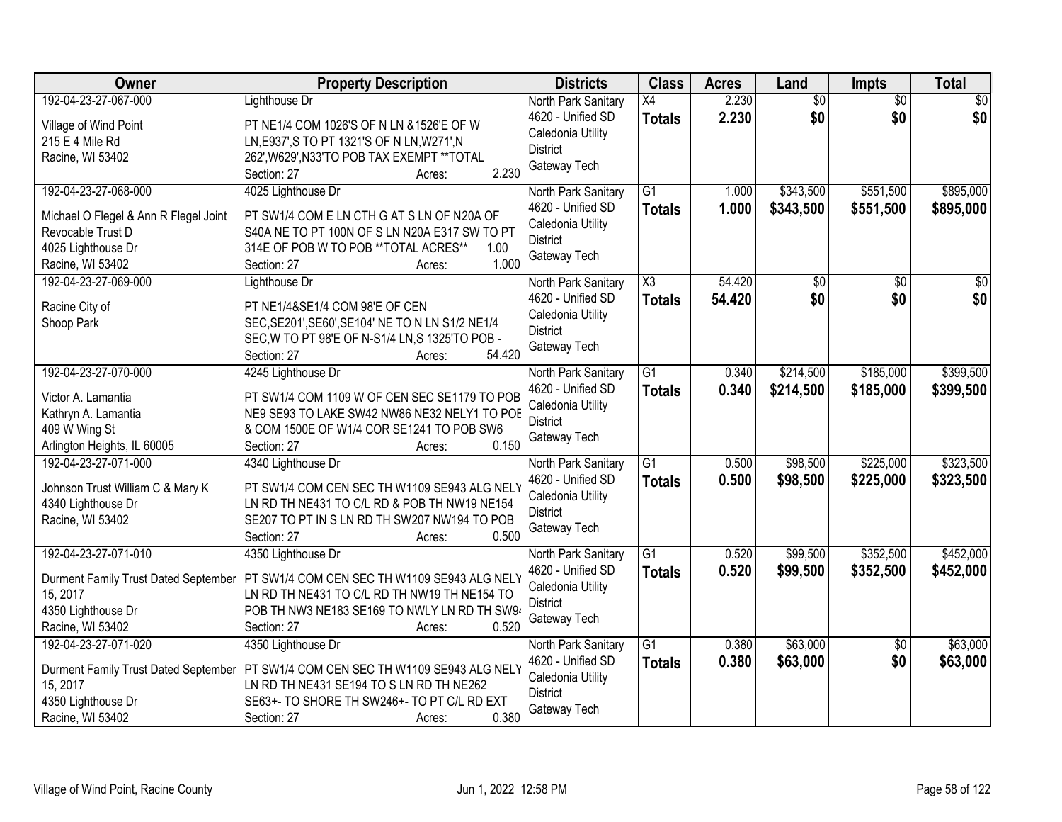| Owner | Property Description | Districts | Class | Acres | Land | Impts | Total |
|---|---|---|---|---|---|---|---|
| 192-04-23-27-067-000<br>Village of Wind Point<br>215 E 4 Mile Rd<br>Racine, WI 53402 | Lighthouse Dr<br>PT NE1/4 COM 1026'S OF N LN &1526'E OF W LN,E937',S TO PT 1321'S OF N LN,W271',N 262',W629',N33'TO POB TAX EXEMPT **TOTAL<br>Section: 27 Acres: 2.230 | North Park Sanitary<br>4620 - Unified SD<br>Caledonia Utility District<br>Gateway Tech | X4<br>**Totals** | 2.230<br>**2.230** | $0<br>**$0** | $0<br>**$0** | $0<br>**$0** |
| 192-04-23-27-068-000<br>Michael O Flegel & Ann R Flegel Joint Revocable Trust D<br>4025 Lighthouse Dr<br>Racine, WI 53402 | 4025 Lighthouse Dr<br>PT SW1/4 COM E LN CTH G AT S LN OF N20A OF S40A NE TO PT 100N OF S LN N20A E317 SW TO PT 314E OF POB W TO POB **TOTAL ACRES** 1.00<br>Section: 27 Acres: 1.000 | North Park Sanitary<br>4620 - Unified SD<br>Caledonia Utility District<br>Gateway Tech | G1<br>**Totals** | 1.000<br>**1.000** | $343,500<br>**$343,500** | $551,500<br>**$551,500** | $895,000<br>**$895,000** |
| 192-04-23-27-069-000<br>Racine City of<br>Shoop Park | Lighthouse Dr<br>PT NE1/4&SE1/4 COM 98'E OF CEN SEC,SE201',SE60',SE104' NE TO N LN S1/2 NE1/4 SEC,W TO PT 98'E OF N-S1/4 LN,S 1325'TO POB -<br>Section: 27 Acres: 54.420 | North Park Sanitary<br>4620 - Unified SD<br>Caledonia Utility District<br>Gateway Tech | X3<br>**Totals** | 54.420<br>**54.420** | $0<br>**$0** | $0<br>**$0** | $0<br>**$0** |
| 192-04-23-27-070-000<br>Victor A. Lamantia<br>Kathryn A. Lamantia<br>409 W Wing St<br>Arlington Heights, IL 60005 | 4245 Lighthouse Dr<br>PT SW1/4 COM 1109 W OF CEN SEC SE1179 TO POB NE9 SE93 TO LAKE SW42 NW86 NE32 NELY1 TO POE & COM 1500E OF W1/4 COR SE1241 TO POB SW6<br>Section: 27 Acres: 0.150 | North Park Sanitary<br>4620 - Unified SD<br>Caledonia Utility District<br>Gateway Tech | G1<br>**Totals** | 0.340<br>**0.340** | $214,500<br>**$214,500** | $185,000<br>**$185,000** | $399,500<br>**$399,500** |
| 192-04-23-27-071-000<br>Johnson Trust William C & Mary K<br>4340 Lighthouse Dr<br>Racine, WI 53402 | 4340 Lighthouse Dr<br>PT SW1/4 COM CEN SEC TH W1109 SE943 ALG NELY LN RD TH NE431 TO C/L RD & POB TH NW19 NE154 SE207 TO PT IN S LN RD TH SW207 NW194 TO POB<br>Section: 27 Acres: 0.500 | North Park Sanitary<br>4620 - Unified SD<br>Caledonia Utility District<br>Gateway Tech | G1<br>**Totals** | 0.500<br>**0.500** | $98,500<br>**$98,500** | $225,000<br>**$225,000** | $323,500<br>**$323,500** |
| 192-04-23-27-071-010<br>Durment Family Trust Dated September 15, 2017<br>4350 Lighthouse Dr<br>Racine, WI 53402 | 4350 Lighthouse Dr<br>PT SW1/4 COM CEN SEC TH W1109 SE943 ALG NELY LN RD TH NE431 TO C/L RD TH NW19 TH NE154 TO POB TH NW3 NE183 SE169 TO NWLY LN RD TH SW9<br>Section: 27 Acres: 0.520 | North Park Sanitary<br>4620 - Unified SD<br>Caledonia Utility District<br>Gateway Tech | G1<br>**Totals** | 0.520<br>**0.520** | $99,500<br>**$99,500** | $352,500<br>**$352,500** | $452,000<br>**$452,000** |
| 192-04-23-27-071-020<br>Durment Family Trust Dated September 15, 2017<br>4350 Lighthouse Dr<br>Racine, WI 53402 | 4350 Lighthouse Dr<br>PT SW1/4 COM CEN SEC TH W1109 SE943 ALG NELY LN RD TH NE431 SE194 TO S LN RD TH NE262 SE63+- TO SHORE TH SW246+- TO PT C/L RD EXT<br>Section: 27 Acres: 0.380 | North Park Sanitary<br>4620 - Unified SD<br>Caledonia Utility District<br>Gateway Tech | G1<br>**Totals** | 0.380<br>**0.380** | $63,000<br>**$63,000** | $0<br>**$0** | $63,000<br>**$63,000** |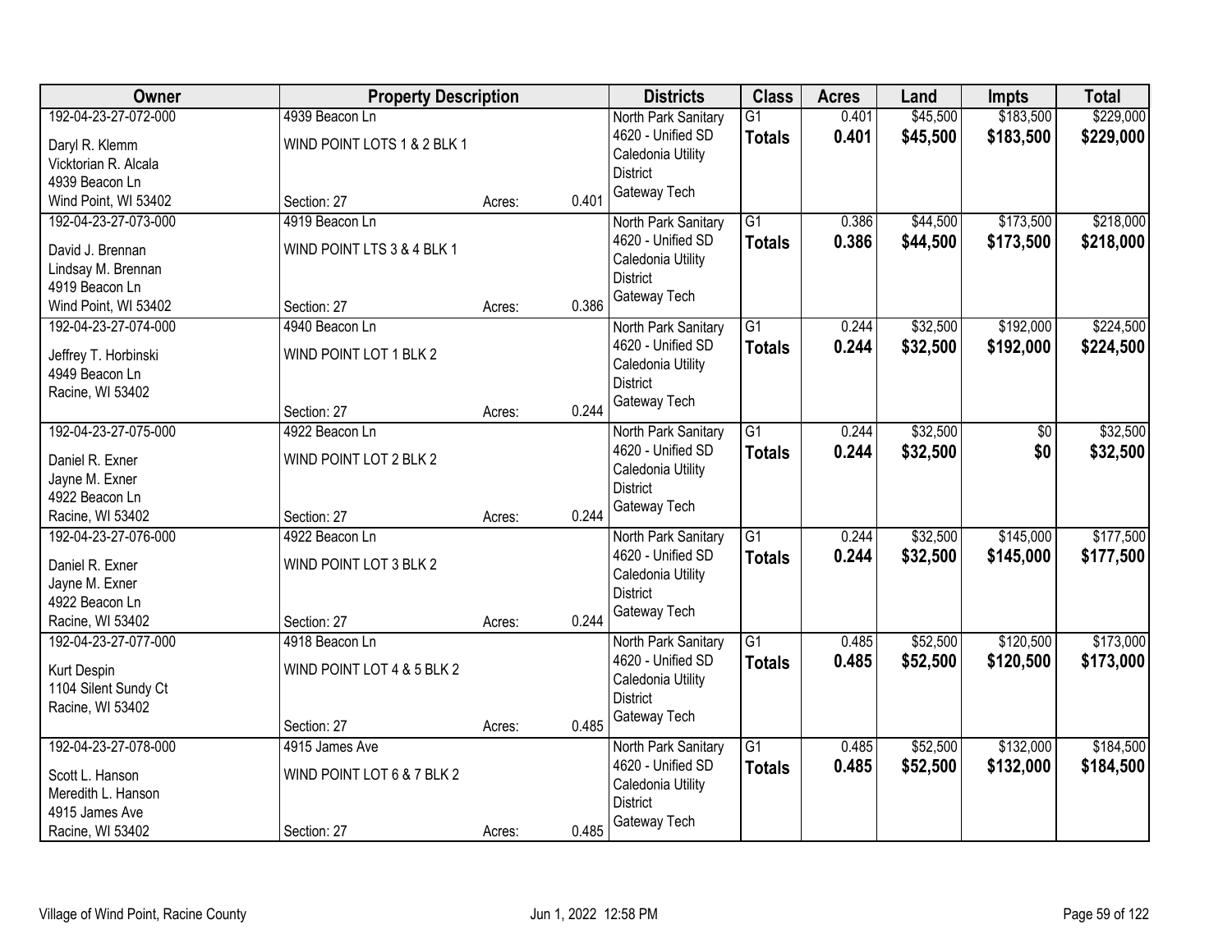| Owner | Property Description | | | Districts | Class | Acres | Land | Impts | Total |
|---|---|---|---|---|---|---|---|---|---|
| 192-04-23-27-072-000<br>Daryl R. Klemm<br>Vicktorian R. Alcala<br>4939 Beacon Ln<br>Wind Point, WI 53402 | 4939 Beacon Ln<br>WIND POINT LOTS 1 & 2 BLK 1<br>Section: 27 | Acres: | 0.401 | North Park Sanitary<br>4620 - Unified SD<br>Caledonia Utility District<br>Gateway Tech | G1<br>**Totals** | 0.401<br>**0.401** | \$45,500<br>**\$45,500** | \$183,500<br>**\$183,500** | \$229,000<br>**\$229,000** |
| 192-04-23-27-073-000<br>David J. Brennan<br>Lindsay M. Brennan<br>4919 Beacon Ln<br>Wind Point, WI 53402 | 4919 Beacon Ln<br>WIND POINT LTS 3 & 4 BLK 1<br>Section: 27 | Acres: | 0.386 | North Park Sanitary<br>4620 - Unified SD<br>Caledonia Utility District<br>Gateway Tech | G1<br>**Totals** | 0.386<br>**0.386** | \$44,500<br>**\$44,500** | \$173,500<br>**\$173,500** | \$218,000<br>**\$218,000** |
| 192-04-23-27-074-000<br>Jeffrey T. Horbinski<br>4949 Beacon Ln<br>Racine, WI 53402 | 4940 Beacon Ln<br>WIND POINT LOT 1 BLK 2<br>Section: 27 | Acres: | 0.244 | North Park Sanitary<br>4620 - Unified SD<br>Caledonia Utility District<br>Gateway Tech | G1<br>**Totals** | 0.244<br>**0.244** | \$32,500<br>**\$32,500** | \$192,000<br>**\$192,000** | \$224,500<br>**\$224,500** |
| 192-04-23-27-075-000<br>Daniel R. Exner<br>Jayne M. Exner<br>4922 Beacon Ln<br>Racine, WI 53402 | 4922 Beacon Ln<br>WIND POINT LOT 2 BLK 2<br>Section: 27 | Acres: | 0.244 | North Park Sanitary<br>4620 - Unified SD<br>Caledonia Utility District<br>Gateway Tech | G1<br>**Totals** | 0.244<br>**0.244** | \$32,500<br>**\$32,500** | \$0<br>**\$0** | \$32,500<br>**\$32,500** |
| 192-04-23-27-076-000<br>Daniel R. Exner<br>Jayne M. Exner<br>4922 Beacon Ln<br>Racine, WI 53402 | 4922 Beacon Ln<br>WIND POINT LOT 3 BLK 2<br>Section: 27 | Acres: | 0.244 | North Park Sanitary<br>4620 - Unified SD<br>Caledonia Utility District<br>Gateway Tech | G1<br>**Totals** | 0.244<br>**0.244** | \$32,500<br>**\$32,500** | \$145,000<br>**\$145,000** | \$177,500<br>**\$177,500** |
| 192-04-23-27-077-000<br>Kurt Despin<br>1104 Silent Sundy Ct<br>Racine, WI 53402 | 4918 Beacon Ln<br>WIND POINT LOT 4 & 5 BLK 2<br>Section: 27 | Acres: | 0.485 | North Park Sanitary<br>4620 - Unified SD<br>Caledonia Utility District<br>Gateway Tech | G1<br>**Totals** | 0.485<br>**0.485** | \$52,500<br>**\$52,500** | \$120,500<br>**\$120,500** | \$173,000<br>**\$173,000** |
| 192-04-23-27-078-000<br>Scott L. Hanson<br>Meredith L. Hanson<br>4915 James Ave<br>Racine, WI 53402 | 4915 James Ave<br>WIND POINT LOT 6 & 7 BLK 2<br>Section: 27 | Acres: | 0.485 | North Park Sanitary<br>4620 - Unified SD<br>Caledonia Utility District<br>Gateway Tech | G1<br>**Totals** | 0.485<br>**0.485** | \$52,500<br>**\$52,500** | \$132,000<br>**\$132,000** | \$184,500<br>**\$184,500** |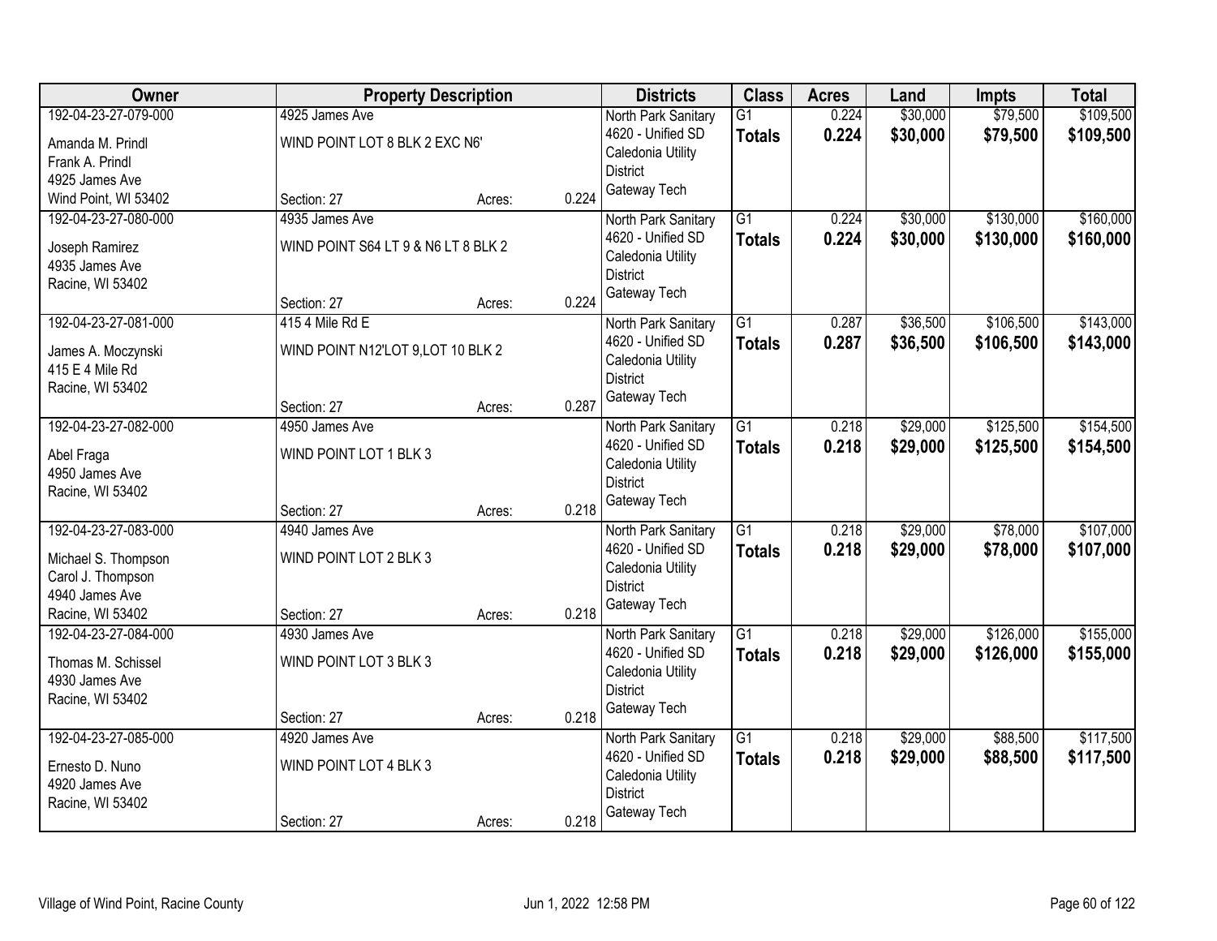| Owner | Property Description | | | Districts | Class | Acres | Land | Impts | Total |
|---|---|---|---|---|---|---|---|---|---|
| 192-04-23-27-079-000<br>Amanda M. Prindl<br>Frank A. Prindl<br>4925 James Ave<br>Wind Point, WI 53402 | 4925 James Ave<br>WIND POINT LOT 8 BLK 2 EXC N6'<br>Section: 27 | Acres: | 0.224 | North Park Sanitary<br>4620 - Unified SD<br>Caledonia Utility District<br>Gateway Tech | G1<br>**Totals** | 0.224<br>**0.224** | $30,000<br>**$30,000** | $79,500<br>**$79,500** | $109,500<br>**$109,500** |
| 192-04-23-27-080-000<br>Joseph Ramirez<br>4935 James Ave<br>Racine, WI 53402 | 4935 James Ave<br>WIND POINT S64 LT 9 & N6 LT 8 BLK 2<br>Section: 27 | Acres: | 0.224 | North Park Sanitary<br>4620 - Unified SD<br>Caledonia Utility District<br>Gateway Tech | G1<br>**Totals** | 0.224<br>**0.224** | $30,000<br>**$30,000** | $130,000<br>**$130,000** | $160,000<br>**$160,000** |
| 192-04-23-27-081-000<br>James A. Moczynski<br>415 E 4 Mile Rd<br>Racine, WI 53402 | 415 4 Mile Rd E<br>WIND POINT N12'LOT 9,LOT 10 BLK 2<br>Section: 27 | Acres: | 0.287 | North Park Sanitary<br>4620 - Unified SD<br>Caledonia Utility District<br>Gateway Tech | G1<br>**Totals** | 0.287<br>**0.287** | $36,500<br>**$36,500** | $106,500<br>**$106,500** | $143,000<br>**$143,000** |
| 192-04-23-27-082-000<br>Abel Fraga<br>4950 James Ave<br>Racine, WI 53402 | 4950 James Ave<br>WIND POINT LOT 1 BLK 3<br>Section: 27 | Acres: | 0.218 | North Park Sanitary<br>4620 - Unified SD<br>Caledonia Utility District<br>Gateway Tech | G1<br>**Totals** | 0.218<br>**0.218** | $29,000<br>**$29,000** | $125,500<br>**$125,500** | $154,500<br>**$154,500** |
| 192-04-23-27-083-000<br>Michael S. Thompson<br>Carol J. Thompson<br>4940 James Ave<br>Racine, WI 53402 | 4940 James Ave<br>WIND POINT LOT 2 BLK 3<br>Section: 27 | Acres: | 0.218 | North Park Sanitary<br>4620 - Unified SD<br>Caledonia Utility District<br>Gateway Tech | G1<br>**Totals** | 0.218<br>**0.218** | $29,000<br>**$29,000** | $78,000<br>**$78,000** | $107,000<br>**$107,000** |
| 192-04-23-27-084-000<br>Thomas M. Schissel<br>4930 James Ave<br>Racine, WI 53402 | 4930 James Ave<br>WIND POINT LOT 3 BLK 3<br>Section: 27 | Acres: | 0.218 | North Park Sanitary<br>4620 - Unified SD<br>Caledonia Utility District<br>Gateway Tech | G1<br>**Totals** | 0.218<br>**0.218** | $29,000<br>**$29,000** | $126,000<br>**$126,000** | $155,000<br>**$155,000** |
| 192-04-23-27-085-000<br>Ernesto D. Nuno<br>4920 James Ave<br>Racine, WI 53402 | 4920 James Ave<br>WIND POINT LOT 4 BLK 3<br>Section: 27 | Acres: | 0.218 | North Park Sanitary<br>4620 - Unified SD<br>Caledonia Utility District<br>Gateway Tech | G1<br>**Totals** | 0.218<br>**0.218** | $29,000<br>**$29,000** | $88,500<br>**$88,500** | $117,500<br>**$117,500** |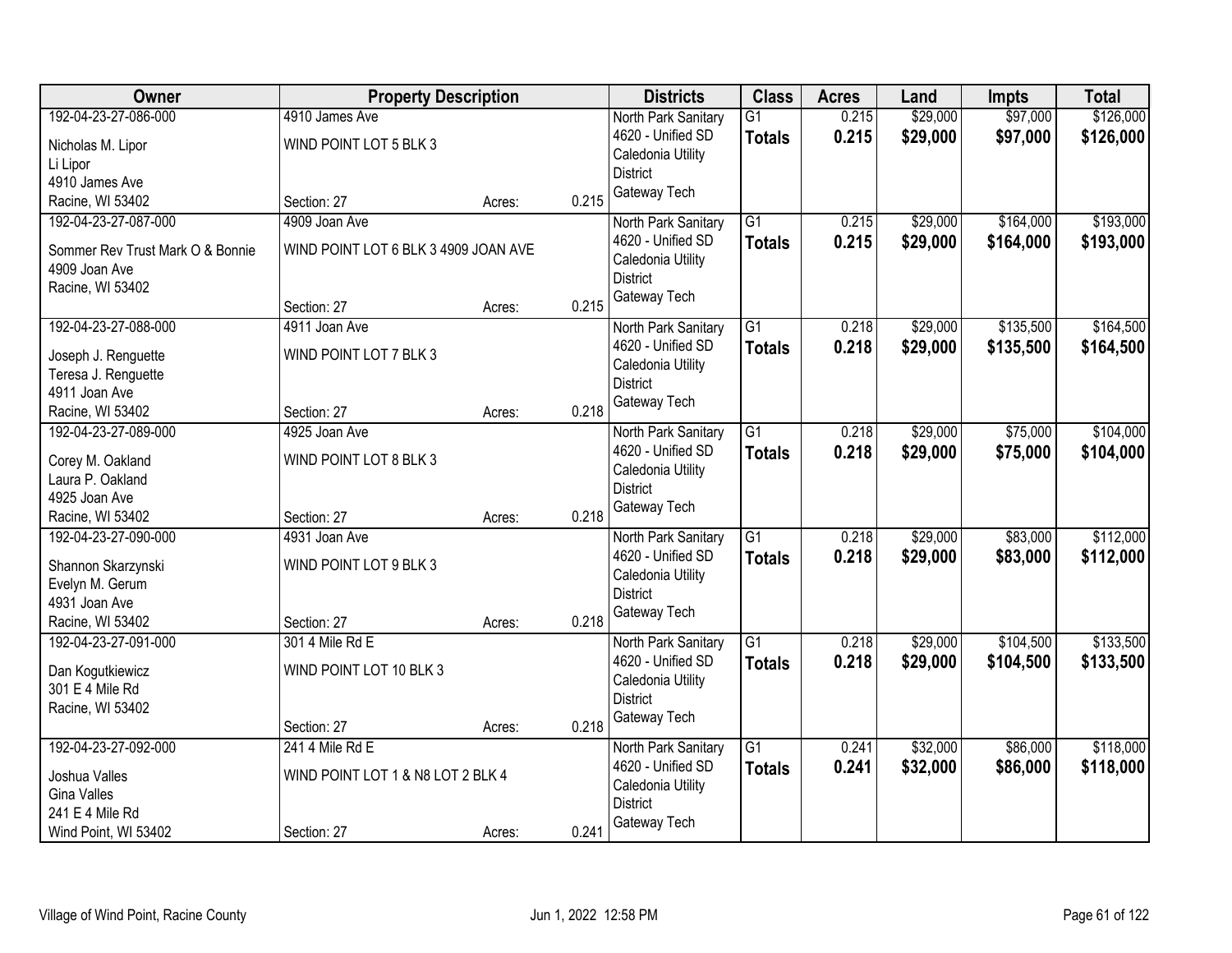| Owner | Property Description | | | Districts | Class | Acres | Land | Impts | Total |
|---|---|---|---|---|---|---|---|---|---|
| 192-04-23-27-086-000<br>Nicholas M. Lipor<br>Li Lipor<br>4910 James Ave<br>Racine, WI 53402 | 4910 James Ave<br>WIND POINT LOT 5 BLK 3<br>Section: 27 | Acres: | 0.215 | North Park Sanitary<br>4620 - Unified SD<br>Caledonia Utility District<br>Gateway Tech | G1<br>**Totals** | 0.215<br>**0.215** | $29,000<br>**$29,000** | $97,000<br>**$97,000** | $126,000<br>**$126,000** |
| 192-04-23-27-087-000<br>Sommer Rev Trust Mark O & Bonnie<br>4909 Joan Ave<br>Racine, WI 53402 | 4909 Joan Ave<br>WIND POINT LOT 6 BLK 3 4909 JOAN AVE<br>Section: 27 | Acres: | 0.215 | North Park Sanitary<br>4620 - Unified SD<br>Caledonia Utility District<br>Gateway Tech | G1<br>**Totals** | 0.215<br>**0.215** | $29,000<br>**$29,000** | $164,000<br>**$164,000** | $193,000<br>**$193,000** |
| 192-04-23-27-088-000<br>Joseph J. Renguette<br>Teresa J. Renguette<br>4911 Joan Ave<br>Racine, WI 53402 | 4911 Joan Ave<br>WIND POINT LOT 7 BLK 3<br>Section: 27 | Acres: | 0.218 | North Park Sanitary<br>4620 - Unified SD<br>Caledonia Utility District<br>Gateway Tech | G1<br>**Totals** | 0.218<br>**0.218** | $29,000<br>**$29,000** | $135,500<br>**$135,500** | $164,500<br>**$164,500** |
| 192-04-23-27-089-000<br>Corey M. Oakland<br>Laura P. Oakland<br>4925 Joan Ave<br>Racine, WI 53402 | 4925 Joan Ave<br>WIND POINT LOT 8 BLK 3<br>Section: 27 | Acres: | 0.218 | North Park Sanitary<br>4620 - Unified SD<br>Caledonia Utility District<br>Gateway Tech | G1<br>**Totals** | 0.218<br>**0.218** | $29,000<br>**$29,000** | $75,000<br>**$75,000** | $104,000<br>**$104,000** |
| 192-04-23-27-090-000<br>Shannon Skarzynski<br>Evelyn M. Gerum<br>4931 Joan Ave<br>Racine, WI 53402 | 4931 Joan Ave<br>WIND POINT LOT 9 BLK 3<br>Section: 27 | Acres: | 0.218 | North Park Sanitary<br>4620 - Unified SD<br>Caledonia Utility District<br>Gateway Tech | G1<br>**Totals** | 0.218<br>**0.218** | $29,000<br>**$29,000** | $83,000<br>**$83,000** | $112,000<br>**$112,000** |
| 192-04-23-27-091-000<br>Dan Kogutkiewicz<br>301 E 4 Mile Rd<br>Racine, WI 53402 | 301 4 Mile Rd E<br>WIND POINT LOT 10 BLK 3<br>Section: 27 | Acres: | 0.218 | North Park Sanitary<br>4620 - Unified SD<br>Caledonia Utility District<br>Gateway Tech | G1<br>**Totals** | 0.218<br>**0.218** | $29,000<br>**$29,000** | $104,500<br>**$104,500** | $133,500<br>**$133,500** |
| 192-04-23-27-092-000<br>Joshua Valles<br>Gina Valles<br>241 E 4 Mile Rd<br>Wind Point, WI 53402 | 241 4 Mile Rd E<br>WIND POINT LOT 1 & N8 LOT 2 BLK 4<br>Section: 27 | Acres: | 0.241 | North Park Sanitary<br>4620 - Unified SD<br>Caledonia Utility District<br>Gateway Tech | G1<br>**Totals** | 0.241<br>**0.241** | $32,000<br>**$32,000** | $86,000<br>**$86,000** | $118,000<br>**$118,000** |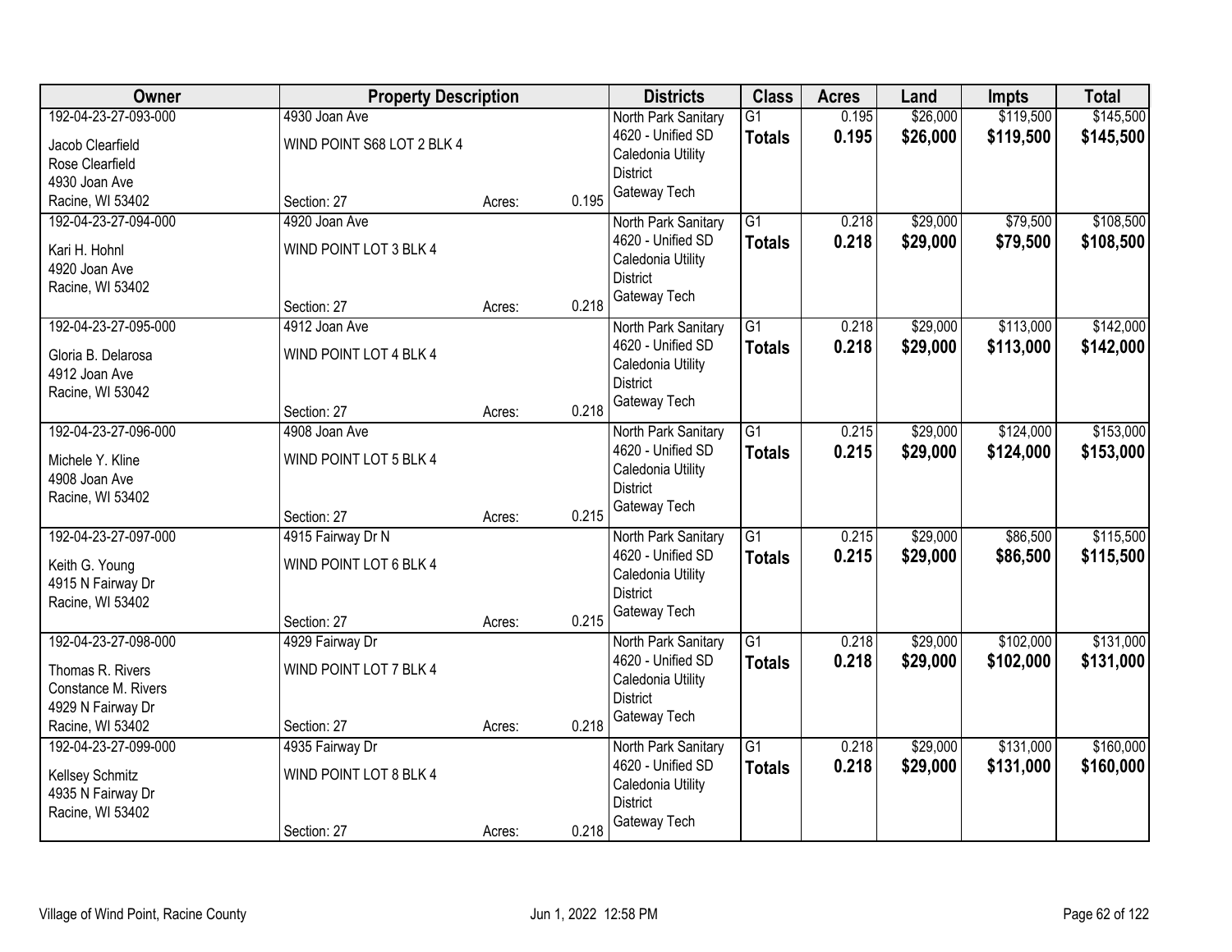| Owner | Property Description | | | Districts | Class | Acres | Land | Impts | Total |
|---|---|---|---|---|---|---|---|---|---|
| 192-04-23-27-093-000<br>Jacob Clearfield<br>Rose Clearfield<br>4930 Joan Ave<br>Racine, WI 53402 | 4930 Joan Ave<br>WIND POINT S68 LOT 2 BLK 4<br>Section: 27 | Acres: | 0.195 | North Park Sanitary<br>4620 - Unified SD<br>Caledonia Utility District<br>Gateway Tech | G1<br>**Totals** | 0.195<br>**0.195** | $26,000<br>**$26,000** | $119,500<br>**$119,500** | $145,500<br>**$145,500** |
| 192-04-23-27-094-000<br>Kari H. Hohnl<br>4920 Joan Ave<br>Racine, WI 53402 | 4920 Joan Ave<br>WIND POINT LOT 3 BLK 4<br>Section: 27 | Acres: | 0.218 | North Park Sanitary<br>4620 - Unified SD<br>Caledonia Utility District<br>Gateway Tech | G1<br>**Totals** | 0.218<br>**0.218** | $29,000<br>**$29,000** | $79,500<br>**$79,500** | $108,500<br>**$108,500** |
| 192-04-23-27-095-000<br>Gloria B. Delarosa<br>4912 Joan Ave<br>Racine, WI 53042 | 4912 Joan Ave<br>WIND POINT LOT 4 BLK 4<br>Section: 27 | Acres: | 0.218 | North Park Sanitary<br>4620 - Unified SD<br>Caledonia Utility District<br>Gateway Tech | G1<br>**Totals** | 0.218<br>**0.218** | $29,000<br>**$29,000** | $113,000<br>**$113,000** | $142,000<br>**$142,000** |
| 192-04-23-27-096-000<br>Michele Y. Kline<br>4908 Joan Ave<br>Racine, WI 53402 | 4908 Joan Ave<br>WIND POINT LOT 5 BLK 4<br>Section: 27 | Acres: | 0.215 | North Park Sanitary<br>4620 - Unified SD<br>Caledonia Utility District<br>Gateway Tech | G1<br>**Totals** | 0.215<br>**0.215** | $29,000<br>**$29,000** | $124,000<br>**$124,000** | $153,000<br>**$153,000** |
| 192-04-23-27-097-000<br>Keith G. Young<br>4915 N Fairway Dr<br>Racine, WI 53402 | 4915 Fairway Dr N<br>WIND POINT LOT 6 BLK 4<br>Section: 27 | Acres: | 0.215 | North Park Sanitary<br>4620 - Unified SD<br>Caledonia Utility District<br>Gateway Tech | G1<br>**Totals** | 0.215<br>**0.215** | $29,000<br>**$29,000** | $86,500<br>**$86,500** | $115,500<br>**$115,500** |
| 192-04-23-27-098-000<br>Thomas R. Rivers<br>Constance M. Rivers<br>4929 N Fairway Dr<br>Racine, WI 53402 | 4929 Fairway Dr<br>WIND POINT LOT 7 BLK 4<br>Section: 27 | Acres: | 0.218 | North Park Sanitary<br>4620 - Unified SD<br>Caledonia Utility District<br>Gateway Tech | G1<br>**Totals** | 0.218<br>**0.218** | $29,000<br>**$29,000** | $102,000<br>**$102,000** | $131,000<br>**$131,000** |
| 192-04-23-27-099-000<br>Kellsey Schmitz<br>4935 N Fairway Dr<br>Racine, WI 53402 | 4935 Fairway Dr<br>WIND POINT LOT 8 BLK 4<br>Section: 27 | Acres: | 0.218 | North Park Sanitary<br>4620 - Unified SD<br>Caledonia Utility District<br>Gateway Tech | G1<br>**Totals** | 0.218<br>**0.218** | $29,000<br>**$29,000** | $131,000<br>**$131,000** | $160,000<br>**$160,000** |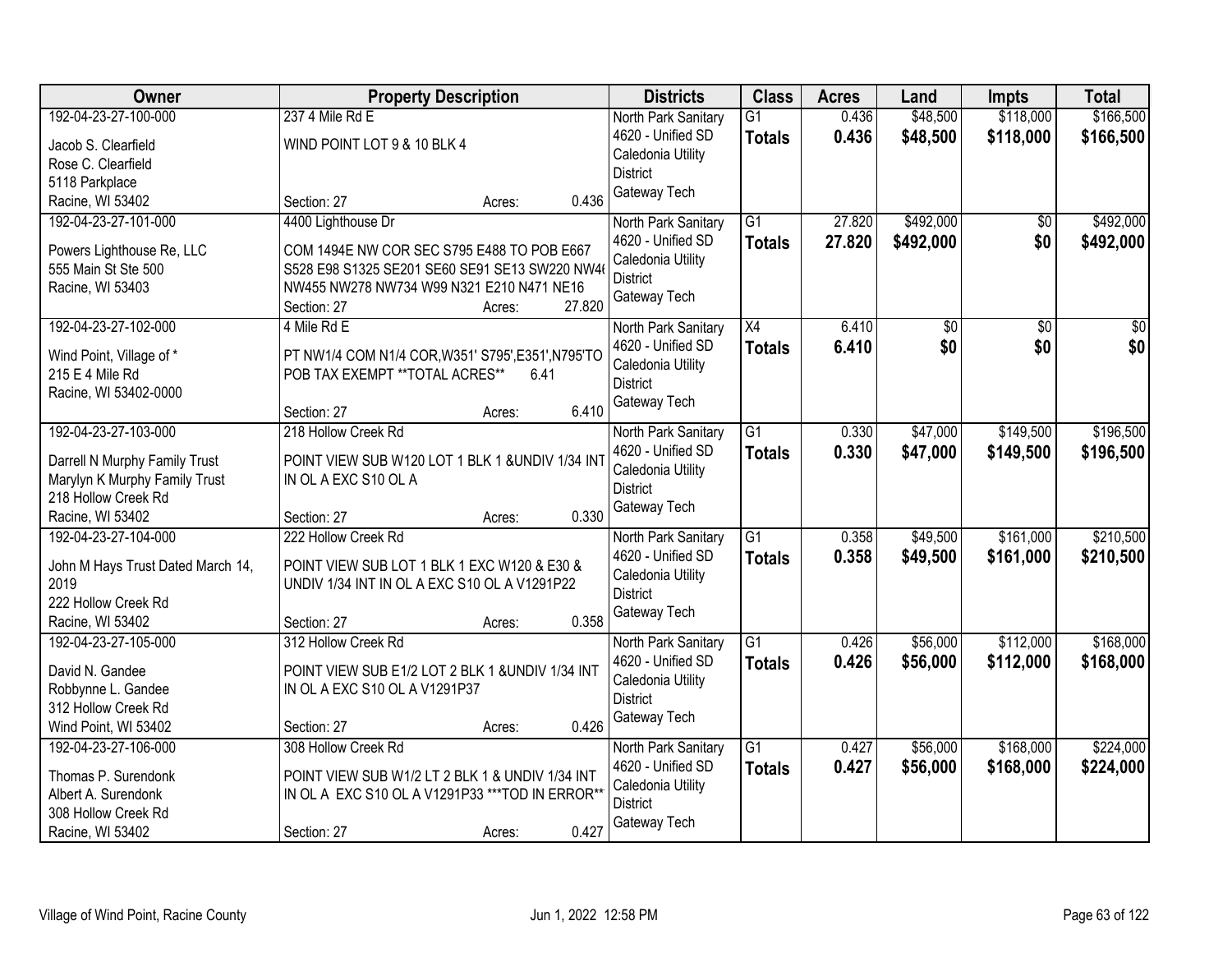| Owner | Property Description | | | Districts | Class | Acres | Land | Impts | Total |
|---|---|---|---|---|---|---|---|---|---|
| 192-04-23-27-100-000<br>Jacob S. Clearfield<br>Rose C. Clearfield<br>5118 Parkplace<br>Racine, WI 53402 | 237 4 Mile Rd E<br>WIND POINT LOT 9 & 10 BLK 4<br>Section: 27 | Acres: | 0.436 | North Park Sanitary<br>4620 - Unified SD<br>Caledonia Utility District<br>Gateway Tech | G1<br>**Totals** | 0.436<br>**0.436** | $48,500<br>**$48,500** | $118,000<br>**$118,000** | $166,500<br>**$166,500** |
| 192-04-23-27-101-000<br>Powers Lighthouse Re, LLC<br>555 Main St Ste 500<br>Racine, WI 53403 | 4400 Lighthouse Dr<br>COM 1494E NW COR SEC S795 E488 TO POB E667 S528 E98 S1325 SE201 SE60 SE91 SE13 SW220 NW4( NW455 NW278 NW734 W99 N321 E210 N471 NE16<br>Section: 27 | Acres: | 27.820 | North Park Sanitary<br>4620 - Unified SD<br>Caledonia Utility District<br>Gateway Tech | G1<br>**Totals** | 27.820<br>**27.820** | $492,000<br>**$492,000** | $0<br>**$0** | $492,000<br>**$492,000** |
| 192-04-23-27-102-000<br>Wind Point, Village of *<br>215 E 4 Mile Rd<br>Racine, WI 53402-0000 | 4 Mile Rd E<br>PT NW1/4 COM N1/4 COR,W351' S795',E351',N795'TO POB TAX EXEMPT **TOTAL ACRES** 6.41<br>Section: 27 | Acres: | 6.410 | North Park Sanitary<br>4620 - Unified SD<br>Caledonia Utility District<br>Gateway Tech | X4<br>**Totals** | 6.410<br>**6.410** | $0<br>**$0** | $0<br>**$0** | $0<br>**$0** |
| 192-04-23-27-103-000<br>Darrell N Murphy Family Trust<br>Marylyn K Murphy Family Trust<br>218 Hollow Creek Rd<br>Racine, WI 53402 | 218 Hollow Creek Rd<br>POINT VIEW SUB W120 LOT 1 BLK 1 &UNDIV 1/34 INT IN OL A EXC S10 OL A<br>Section: 27 | Acres: | 0.330 | North Park Sanitary<br>4620 - Unified SD<br>Caledonia Utility District<br>Gateway Tech | G1<br>**Totals** | 0.330<br>**0.330** | $47,000<br>**$47,000** | $149,500<br>**$149,500** | $196,500<br>**$196,500** |
| 192-04-23-27-104-000<br>John M Hays Trust Dated March 14, 2019<br>222 Hollow Creek Rd<br>Racine, WI 53402 | 222 Hollow Creek Rd<br>POINT VIEW SUB LOT 1 BLK 1 EXC W120 & E30 & UNDIV 1/34 INT IN OL A EXC S10 OL A V1291P22<br>Section: 27 | Acres: | 0.358 | North Park Sanitary<br>4620 - Unified SD<br>Caledonia Utility District<br>Gateway Tech | G1<br>**Totals** | 0.358<br>**0.358** | $49,500<br>**$49,500** | $161,000<br>**$161,000** | $210,500<br>**$210,500** |
| 192-04-23-27-105-000<br>David N. Gandee<br>Robbynne L. Gandee<br>312 Hollow Creek Rd<br>Wind Point, WI 53402 | 312 Hollow Creek Rd<br>POINT VIEW SUB E1/2 LOT 2 BLK 1 &UNDIV 1/34 INT IN OL A EXC S10 OL A V1291P37<br>Section: 27 | Acres: | 0.426 | North Park Sanitary<br>4620 - Unified SD<br>Caledonia Utility District<br>Gateway Tech | G1<br>**Totals** | 0.426<br>**0.426** | $56,000<br>**$56,000** | $112,000<br>**$112,000** | $168,000<br>**$168,000** |
| 192-04-23-27-106-000<br>Thomas P. Surendonk<br>Albert A. Surendonk<br>308 Hollow Creek Rd<br>Racine, WI 53402 | 308 Hollow Creek Rd<br>POINT VIEW SUB W1/2 LT 2 BLK 1 & UNDIV 1/34 INT IN OL A EXC S10 OL A V1291P33 ***TOD IN ERROR**<br>Section: 27 | Acres: | 0.427 | North Park Sanitary<br>4620 - Unified SD<br>Caledonia Utility District<br>Gateway Tech | G1<br>**Totals** | 0.427<br>**0.427** | $56,000<br>**$56,000** | $168,000<br>**$168,000** | $224,000<br>**$224,000** |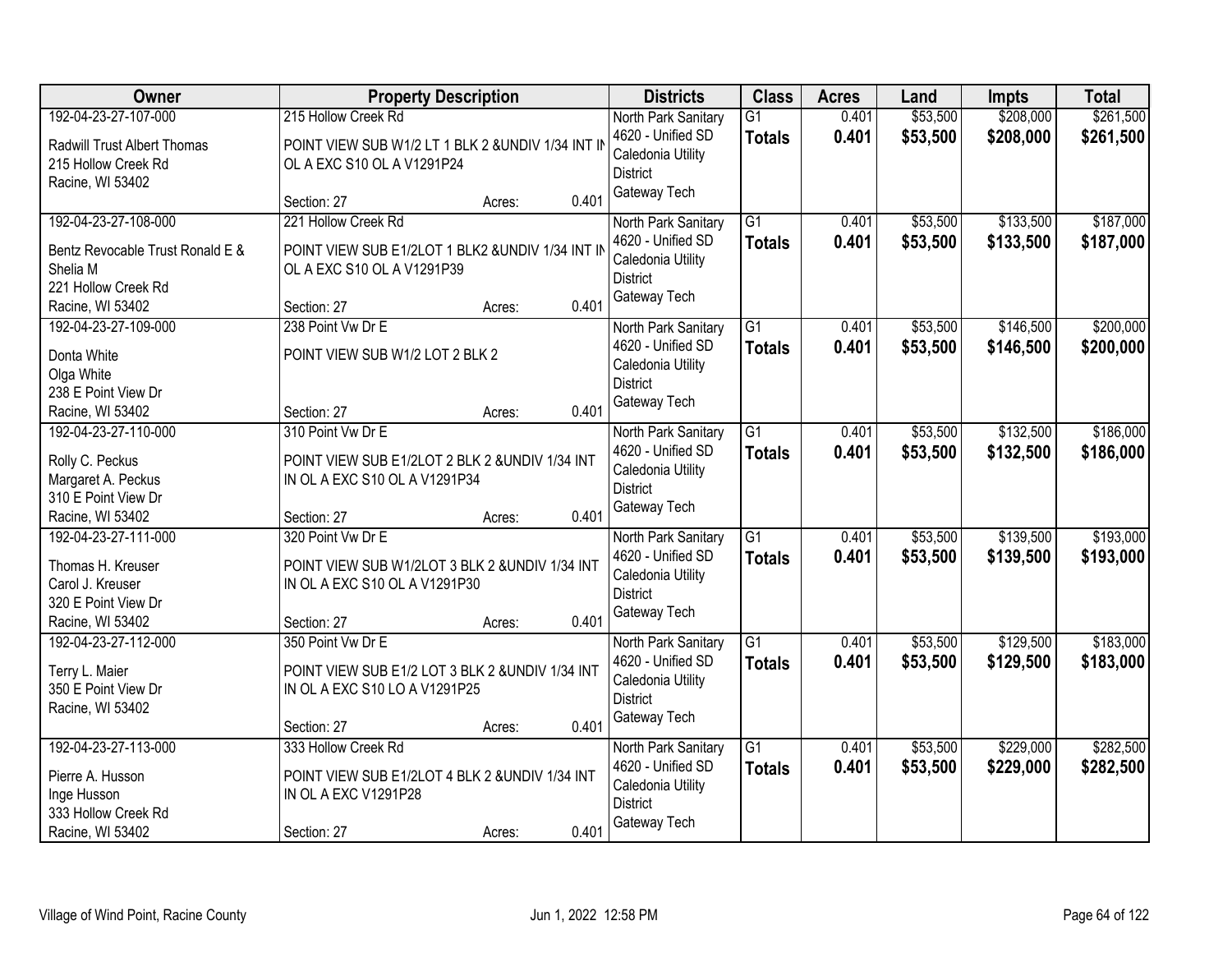| Owner | Property Description | | | Districts | Class | Acres | Land | Impts | Total |
|---|---|---|---|---|---|---|---|---|---|
| 192-04-23-27-107-000<br>Radwill Trust Albert Thomas<br>215 Hollow Creek Rd<br>Racine, WI 53402 | 215 Hollow Creek Rd<br>POINT VIEW SUB W1/2 LT 1 BLK 2 &UNDIV 1/34 INT IN OL A EXC S10 OL A V1291P24<br>Section: 27 | Acres: | 0.401 | North Park Sanitary<br>4620 - Unified SD<br>Caledonia Utility District<br>Gateway Tech | G1<br>**Totals** | 0.401<br>**0.401** | $53,500<br>**$53,500** | $208,000<br>**$208,000** | $261,500<br>**$261,500** |
| 192-04-23-27-108-000<br>Bentz Revocable Trust Ronald E & Shelia M<br>221 Hollow Creek Rd<br>Racine, WI 53402 | 221 Hollow Creek Rd<br>POINT VIEW SUB E1/2LOT 1 BLK2 &UNDIV 1/34 INT IN OL A EXC S10 OL A V1291P39<br>Section: 27 | Acres: | 0.401 | North Park Sanitary<br>4620 - Unified SD<br>Caledonia Utility District<br>Gateway Tech | G1<br>**Totals** | 0.401<br>**0.401** | $53,500<br>**$53,500** | $133,500<br>**$133,500** | $187,000<br>**$187,000** |
| 192-04-23-27-109-000<br>Donta White<br>Olga White<br>238 E Point View Dr<br>Racine, WI 53402 | 238 Point Vw Dr E<br>POINT VIEW SUB W1/2 LOT 2 BLK 2<br>Section: 27 | Acres: | 0.401 | North Park Sanitary<br>4620 - Unified SD<br>Caledonia Utility District<br>Gateway Tech | G1<br>**Totals** | 0.401<br>**0.401** | $53,500<br>**$53,500** | $146,500<br>**$146,500** | $200,000<br>**$200,000** |
| 192-04-23-27-110-000<br>Rolly C. Peckus<br>Margaret A. Peckus<br>310 E Point View Dr<br>Racine, WI 53402 | 310 Point Vw Dr E<br>POINT VIEW SUB E1/2LOT 2 BLK 2 &UNDIV 1/34 INT IN OL A EXC S10 OL A V1291P34<br>Section: 27 | Acres: | 0.401 | North Park Sanitary<br>4620 - Unified SD<br>Caledonia Utility District<br>Gateway Tech | G1<br>**Totals** | 0.401<br>**0.401** | $53,500<br>**$53,500** | $132,500<br>**$132,500** | $186,000<br>**$186,000** |
| 192-04-23-27-111-000<br>Thomas H. Kreuser<br>Carol J. Kreuser<br>320 E Point View Dr<br>Racine, WI 53402 | 320 Point Vw Dr E<br>POINT VIEW SUB W1/2LOT 3 BLK 2 &UNDIV 1/34 INT IN OL A EXC S10 OL A V1291P30<br>Section: 27 | Acres: | 0.401 | North Park Sanitary<br>4620 - Unified SD<br>Caledonia Utility District<br>Gateway Tech | G1<br>**Totals** | 0.401<br>**0.401** | $53,500<br>**$53,500** | $139,500<br>**$139,500** | $193,000<br>**$193,000** |
| 192-04-23-27-112-000<br>Terry L. Maier<br>350 E Point View Dr<br>Racine, WI 53402 | 350 Point Vw Dr E<br>POINT VIEW SUB E1/2 LOT 3 BLK 2 &UNDIV 1/34 INT IN OL A EXC S10 LO A V1291P25<br>Section: 27 | Acres: | 0.401 | North Park Sanitary<br>4620 - Unified SD<br>Caledonia Utility District<br>Gateway Tech | G1<br>**Totals** | 0.401<br>**0.401** | $53,500<br>**$53,500** | $129,500<br>**$129,500** | $183,000<br>**$183,000** |
| 192-04-23-27-113-000<br>Pierre A. Husson<br>Inge Husson<br>333 Hollow Creek Rd<br>Racine, WI 53402 | 333 Hollow Creek Rd<br>POINT VIEW SUB E1/2LOT 4 BLK 2 &UNDIV 1/34 INT IN OL A EXC V1291P28<br>Section: 27 | Acres: | 0.401 | North Park Sanitary<br>4620 - Unified SD<br>Caledonia Utility District<br>Gateway Tech | G1<br>**Totals** | 0.401<br>**0.401** | $53,500<br>**$53,500** | $229,000<br>**$229,000** | $282,500<br>**$282,500** |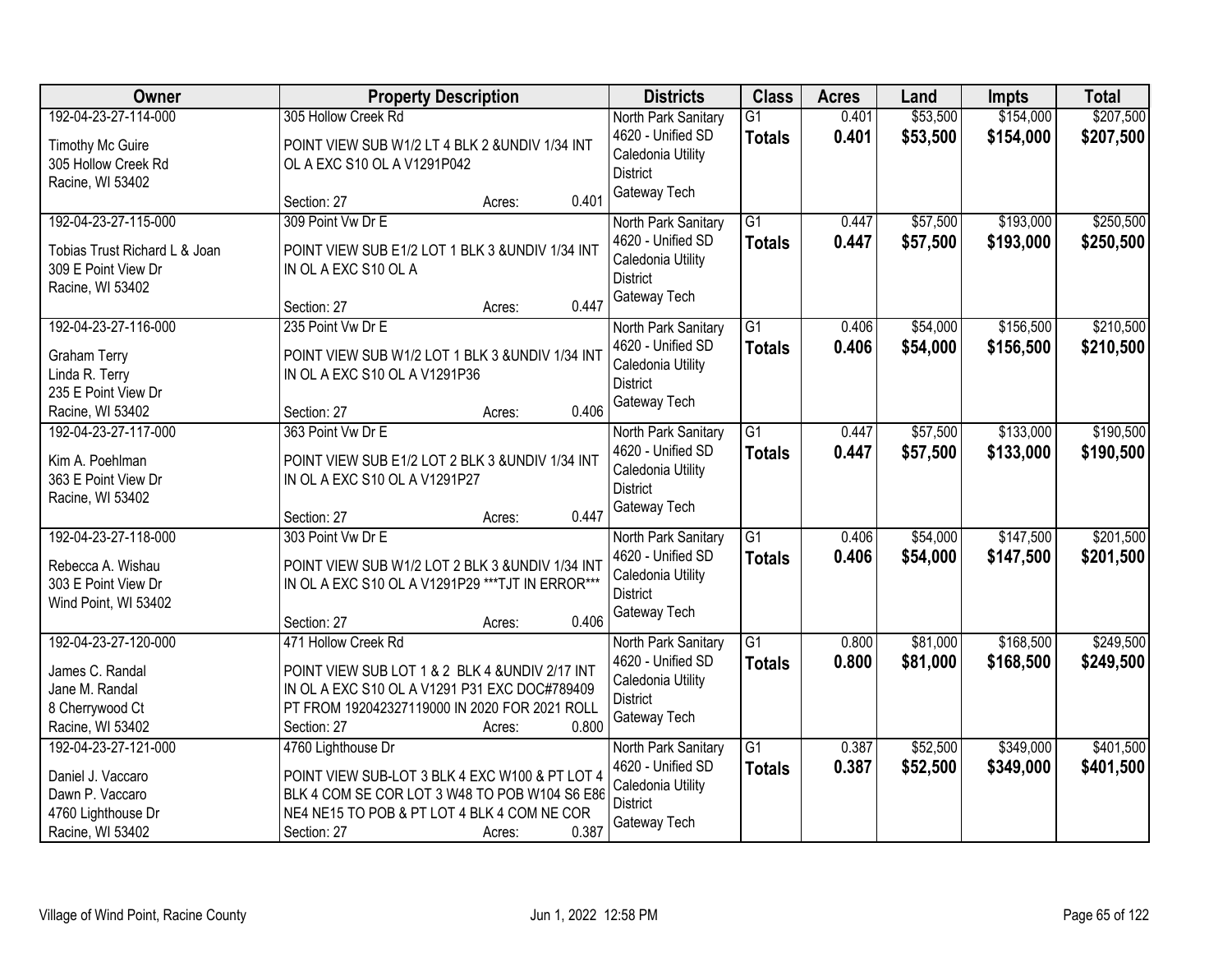| Owner | Property Description | Districts | Class | Acres | Land | Impts | Total |
|---|---|---|---|---|---|---|---|
| 192-04-23-27-114-000<br>Timothy Mc Guire<br>305 Hollow Creek Rd<br>Racine, WI 53402 | 305 Hollow Creek Rd<br>POINT VIEW SUB W1/2 LT 4 BLK 2 &UNDIV 1/34 INT OL A EXC S10 OL A V1291P042<br>Section: 27 Acres: 0.401 | North Park Sanitary<br>4620 - Unified SD<br>Caledonia Utility District<br>Gateway Tech | G1<br>**Totals** | 0.401<br>**0.401** | $53,500<br>**$53,500** | $154,000<br>**$154,000** | $207,500<br>**$207,500** |
| 192-04-23-27-115-000<br>Tobias Trust Richard L & Joan<br>309 E Point View Dr<br>Racine, WI 53402 | 309 Point Vw Dr E<br>POINT VIEW SUB E1/2 LOT 1 BLK 3 &UNDIV 1/34 INT IN OL A EXC S10 OL A<br>Section: 27 Acres: 0.447 | North Park Sanitary<br>4620 - Unified SD<br>Caledonia Utility District<br>Gateway Tech | G1<br>**Totals** | 0.447<br>**0.447** | $57,500<br>**$57,500** | $193,000<br>**$193,000** | $250,500<br>**$250,500** |
| 192-04-23-27-116-000<br>Graham Terry<br>Linda R. Terry<br>235 E Point View Dr<br>Racine, WI 53402 | 235 Point Vw Dr E<br>POINT VIEW SUB W1/2 LOT 1 BLK 3 &UNDIV 1/34 INT IN OL A EXC S10 OL A V1291P36<br>Section: 27 Acres: 0.406 | North Park Sanitary<br>4620 - Unified SD<br>Caledonia Utility District<br>Gateway Tech | G1<br>**Totals** | 0.406<br>**0.406** | $54,000<br>**$54,000** | $156,500<br>**$156,500** | $210,500<br>**$210,500** |
| 192-04-23-27-117-000<br>Kim A. Poehlman<br>363 E Point View Dr<br>Racine, WI 53402 | 363 Point Vw Dr E<br>POINT VIEW SUB E1/2 LOT 2 BLK 3 &UNDIV 1/34 INT IN OL A EXC S10 OL A V1291P27<br>Section: 27 Acres: 0.447 | North Park Sanitary<br>4620 - Unified SD<br>Caledonia Utility District<br>Gateway Tech | G1<br>**Totals** | 0.447<br>**0.447** | $57,500<br>**$57,500** | $133,000<br>**$133,000** | $190,500<br>**$190,500** |
| 192-04-23-27-118-000<br>Rebecca A. Wishau<br>303 E Point View Dr<br>Wind Point, WI 53402 | 303 Point Vw Dr E<br>POINT VIEW SUB W1/2 LOT 2 BLK 3 &UNDIV 1/34 INT IN OL A EXC S10 OL A V1291P29 ***TJT IN ERROR***<br>Section: 27 Acres: 0.406 | North Park Sanitary<br>4620 - Unified SD<br>Caledonia Utility District<br>Gateway Tech | G1<br>**Totals** | 0.406<br>**0.406** | $54,000<br>**$54,000** | $147,500<br>**$147,500** | $201,500<br>**$201,500** |
| 192-04-23-27-120-000<br>James C. Randal<br>Jane M. Randal<br>8 Cherrywood Ct<br>Racine, WI 53402 | 471 Hollow Creek Rd<br>POINT VIEW SUB LOT 1 & 2 BLK 4 &UNDIV 2/17 INT IN OL A EXC S10 OL A V1291 P31 EXC DOC#789409 PT FROM 192042327119000 IN 2020 FOR 2021 ROLL<br>Section: 27 Acres: 0.800 | North Park Sanitary<br>4620 - Unified SD<br>Caledonia Utility District<br>Gateway Tech | G1<br>**Totals** | 0.800<br>**0.800** | $81,000<br>**$81,000** | $168,500<br>**$168,500** | $249,500<br>**$249,500** |
| 192-04-23-27-121-000<br>Daniel J. Vaccaro<br>Dawn P. Vaccaro<br>4760 Lighthouse Dr<br>Racine, WI 53402 | 4760 Lighthouse Dr<br>POINT VIEW SUB-LOT 3 BLK 4 EXC W100 & PT LOT 4 BLK 4 COM SE COR LOT 3 W48 TO POB W104 S6 E86 NE4 NE15 TO POB & PT LOT 4 BLK 4 COM NE COR<br>Section: 27 Acres: 0.387 | North Park Sanitary<br>4620 - Unified SD<br>Caledonia Utility District<br>Gateway Tech | G1<br>**Totals** | 0.387<br>**0.387** | $52,500<br>**$52,500** | $349,000<br>**$349,000** | $401,500<br>**$401,500** |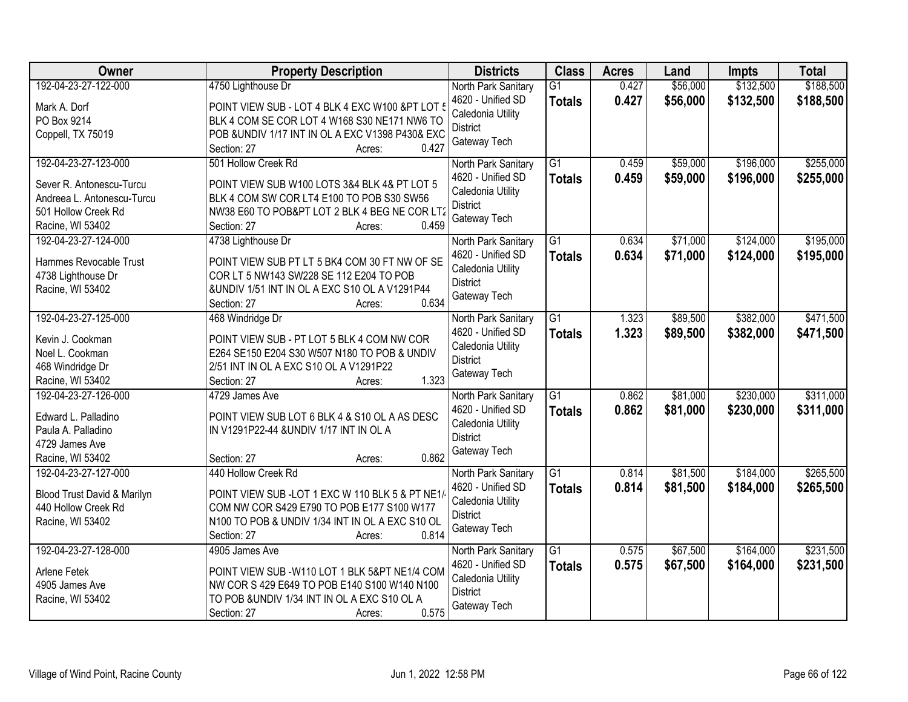| Owner | Property Description | Districts | Class | Acres | Land | Impts | Total |
|---|---|---|---|---|---|---|---|
| 192-04-23-27-122-000<br><br>Mark A. Dorf<br>PO Box 9214<br>Coppell, TX 75019 | 4750 Lighthouse Dr<br><br>POINT VIEW SUB - LOT 4 BLK 4 EXC W100 &PT LOT 5 BLK 4 COM SE COR LOT 4 W168 S30 NE171 NW6 TO POB &UNDIV 1/17 INT IN OL A EXC V1398 P430& EXC<br>Section: 27 Acres: 0.427 | North Park Sanitary<br>4620 - Unified SD<br>Caledonia Utility District<br>Gateway Tech | G1<br>**Totals** | 0.427<br>**0.427** | $56,000<br>**$56,000** | $132,500<br>**$132,500** | $188,500<br>**$188,500** |
| 192-04-23-27-123-000<br><br>Sever R. Antonescu-Turcu<br>Andreea L. Antonescu-Turcu<br>501 Hollow Creek Rd<br>Racine, WI 53402 | 501 Hollow Creek Rd<br><br>POINT VIEW SUB W100 LOTS 3&4 BLK 4& PT LOT 5 BLK 4 COM SW COR LT4 E100 TO POB S30 SW56 NW38 E60 TO POB&PT LOT 2 BLK 4 BEG NE COR LT2<br>Section: 27 Acres: 0.459 | North Park Sanitary<br>4620 - Unified SD<br>Caledonia Utility District<br>Gateway Tech | G1<br>**Totals** | 0.459<br>**0.459** | $59,000<br>**$59,000** | $196,000<br>**$196,000** | $255,000<br>**$255,000** |
| 192-04-23-27-124-000<br><br>Hammes Revocable Trust<br>4738 Lighthouse Dr<br>Racine, WI 53402 | 4738 Lighthouse Dr<br><br>POINT VIEW SUB PT LT 5 BK4 COM 30 FT NW OF SE COR LT 5 NW143 SW228 SE 112 E204 TO POB &UNDIV 1/51 INT IN OL A EXC S10 OL A V1291P44<br>Section: 27 Acres: 0.634 | North Park Sanitary<br>4620 - Unified SD<br>Caledonia Utility District<br>Gateway Tech | G1<br>**Totals** | 0.634<br>**0.634** | $71,000<br>**$71,000** | $124,000<br>**$124,000** | $195,000<br>**$195,000** |
| 192-04-23-27-125-000<br><br>Kevin J. Cookman<br>Noel L. Cookman<br>468 Windridge Dr<br>Racine, WI 53402 | 468 Windridge Dr<br><br>POINT VIEW SUB - PT LOT 5 BLK 4 COM NW COR E264 SE150 E204 S30 W507 N180 TO POB & UNDIV 2/51 INT IN OL A EXC S10 OL A V1291P22<br>Section: 27 Acres: 1.323 | North Park Sanitary<br>4620 - Unified SD<br>Caledonia Utility District<br>Gateway Tech | G1<br>**Totals** | 1.323<br>**1.323** | $89,500<br>**$89,500** | $382,000<br>**$382,000** | $471,500<br>**$471,500** |
| 192-04-23-27-126-000<br><br>Edward L. Palladino<br>Paula A. Palladino<br>4729 James Ave<br>Racine, WI 53402 | 4729 James Ave<br><br>POINT VIEW SUB LOT 6 BLK 4 & S10 OL A AS DESC IN V1291P22-44 &UNDIV 1/17 INT IN OL A<br>Section: 27 Acres: 0.862 | North Park Sanitary<br>4620 - Unified SD<br>Caledonia Utility District<br>Gateway Tech | G1<br>**Totals** | 0.862<br>**0.862** | $81,000<br>**$81,000** | $230,000<br>**$230,000** | $311,000<br>**$311,000** |
| 192-04-23-27-127-000<br><br>Blood Trust David & Marilyn<br>440 Hollow Creek Rd<br>Racine, WI 53402 | 440 Hollow Creek Rd<br><br>POINT VIEW SUB -LOT 1 EXC W 110 BLK 5 & PT NE1/4 COM NW COR S429 E790 TO POB E177 S100 W177 N100 TO POB & UNDIV 1/34 INT IN OL A EXC S10 OL<br>Section: 27 Acres: 0.814 | North Park Sanitary<br>4620 - Unified SD<br>Caledonia Utility District<br>Gateway Tech | G1<br>**Totals** | 0.814<br>**0.814** | $81,500<br>**$81,500** | $184,000<br>**$184,000** | $265,500<br>**$265,500** |
| 192-04-23-27-128-000<br><br>Arlene Fetek<br>4905 James Ave<br>Racine, WI 53402 | 4905 James Ave<br><br>POINT VIEW SUB -W110 LOT 1 BLK 5&PT NE1/4 COM NW COR S 429 E649 TO POB E140 S100 W140 N100 TO POB &UNDIV 1/34 INT IN OL A EXC S10 OL A<br>Section: 27 Acres: 0.575 | North Park Sanitary<br>4620 - Unified SD<br>Caledonia Utility District<br>Gateway Tech | G1<br>**Totals** | 0.575<br>**0.575** | $67,500<br>**$67,500** | $164,000<br>**$164,000** | $231,500<br>**$231,500** |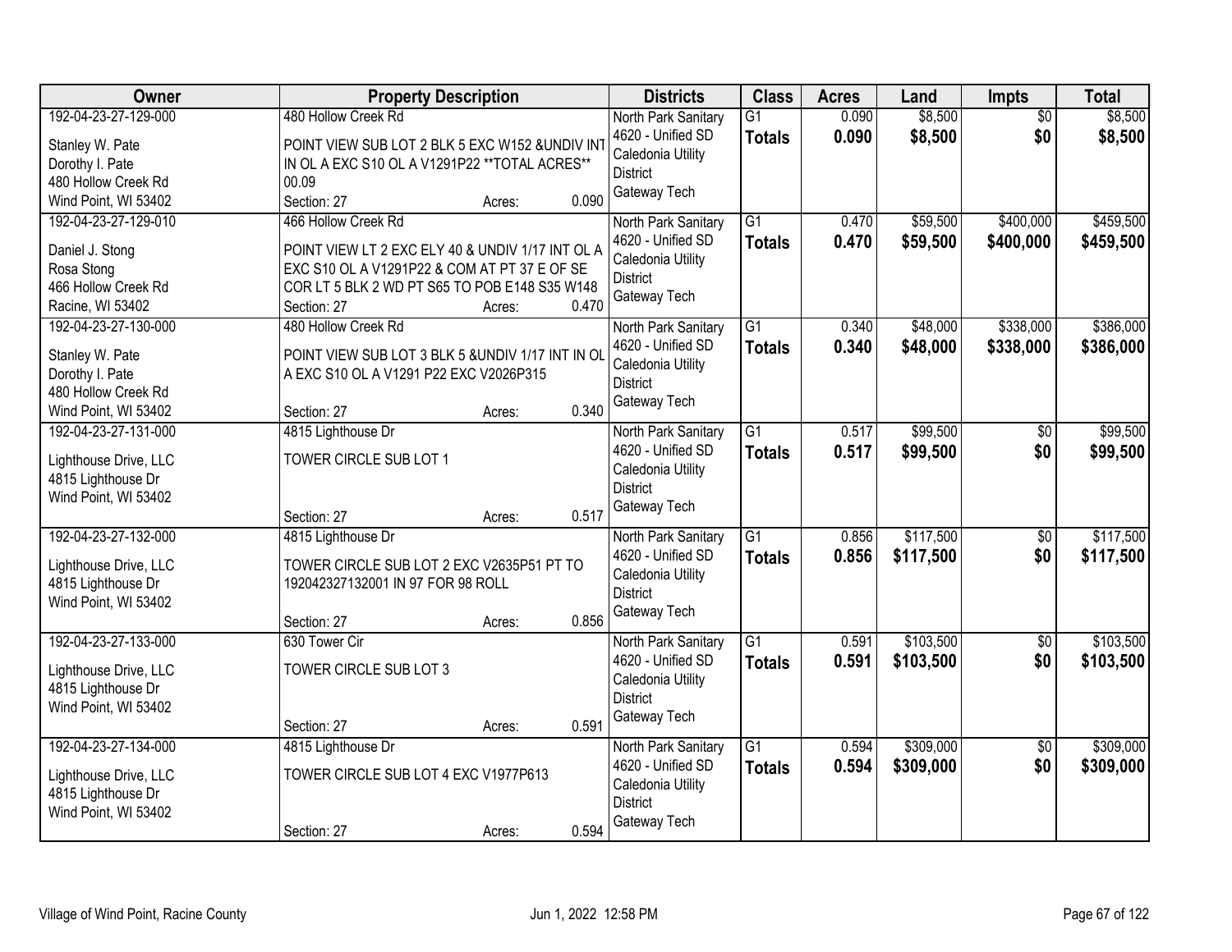| Owner | Property Description | Districts | Class | Acres | Land | Impts | Total |
|---|---|---|---|---|---|---|---|
| 192-04-23-27-129-000<br>Stanley W. Pate<br>Dorothy I. Pate<br>480 Hollow Creek Rd<br>Wind Point, WI 53402 | 480 Hollow Creek Rd<br>POINT VIEW SUB LOT 2 BLK 5 EXC W152 &UNDIV INT IN OL A EXC S10 OL A V1291P22 **TOTAL ACRES** 00.09<br>Section: 27 Acres: 0.090 | North Park Sanitary<br>4620 - Unified SD<br>Caledonia Utility District<br>Gateway Tech | G1<br>**Totals** | 0.090<br>**0.090** | $8,500<br>**$8,500** | $0<br>**$0** | $8,500<br>**$8,500** |
| 192-04-23-27-129-010<br>Daniel J. Stong<br>Rosa Stong<br>466 Hollow Creek Rd<br>Racine, WI 53402 | 466 Hollow Creek Rd<br>POINT VIEW LT 2 EXC ELY 40 & UNDIV 1/17 INT OL A EXC S10 OL A V1291P22 & COM AT PT 37 E OF SE COR LT 5 BLK 2 WD PT S65 TO POB E148 S35 W148<br>Section: 27 Acres: 0.470 | North Park Sanitary<br>4620 - Unified SD<br>Caledonia Utility District<br>Gateway Tech | G1<br>**Totals** | 0.470<br>**0.470** | $59,500<br>**$59,500** | $400,000<br>**$400,000** | $459,500<br>**$459,500** |
| 192-04-23-27-130-000<br>Stanley W. Pate<br>Dorothy I. Pate<br>480 Hollow Creek Rd<br>Wind Point, WI 53402 | 480 Hollow Creek Rd<br>POINT VIEW SUB LOT 3 BLK 5 &UNDIV 1/17 INT IN OL A EXC S10 OL A V1291 P22 EXC V2026P315<br>Section: 27 Acres: 0.340 | North Park Sanitary<br>4620 - Unified SD<br>Caledonia Utility District<br>Gateway Tech | G1<br>**Totals** | 0.340<br>**0.340** | $48,000<br>**$48,000** | $338,000<br>**$338,000** | $386,000<br>**$386,000** |
| 192-04-23-27-131-000<br>Lighthouse Drive, LLC<br>4815 Lighthouse Dr<br>Wind Point, WI 53402 | 4815 Lighthouse Dr<br>TOWER CIRCLE SUB LOT 1<br>Section: 27 Acres: 0.517 | North Park Sanitary<br>4620 - Unified SD<br>Caledonia Utility District<br>Gateway Tech | G1<br>**Totals** | 0.517<br>**0.517** | $99,500<br>**$99,500** | $0<br>**$0** | $99,500<br>**$99,500** |
| 192-04-23-27-132-000<br>Lighthouse Drive, LLC<br>4815 Lighthouse Dr<br>Wind Point, WI 53402 | 4815 Lighthouse Dr<br>TOWER CIRCLE SUB LOT 2 EXC V2635P51 PT TO 192042327132001 IN 97 FOR 98 ROLL<br>Section: 27 Acres: 0.856 | North Park Sanitary<br>4620 - Unified SD<br>Caledonia Utility District<br>Gateway Tech | G1<br>**Totals** | 0.856<br>**0.856** | $117,500<br>**$117,500** | $0<br>**$0** | $117,500<br>**$117,500** |
| 192-04-23-27-133-000<br>Lighthouse Drive, LLC<br>4815 Lighthouse Dr<br>Wind Point, WI 53402 | 630 Tower Cir<br>TOWER CIRCLE SUB LOT 3<br>Section: 27 Acres: 0.591 | North Park Sanitary<br>4620 - Unified SD<br>Caledonia Utility District<br>Gateway Tech | G1<br>**Totals** | 0.591<br>**0.591** | $103,500<br>**$103,500** | $0<br>**$0** | $103,500<br>**$103,500** |
| 192-04-23-27-134-000<br>Lighthouse Drive, LLC<br>4815 Lighthouse Dr<br>Wind Point, WI 53402 | 4815 Lighthouse Dr<br>TOWER CIRCLE SUB LOT 4 EXC V1977P613<br>Section: 27 Acres: 0.594 | North Park Sanitary<br>4620 - Unified SD<br>Caledonia Utility District<br>Gateway Tech | G1<br>**Totals** | 0.594<br>**0.594** | $309,000<br>**$309,000** | $0<br>**$0** | $309,000<br>**$309,000** |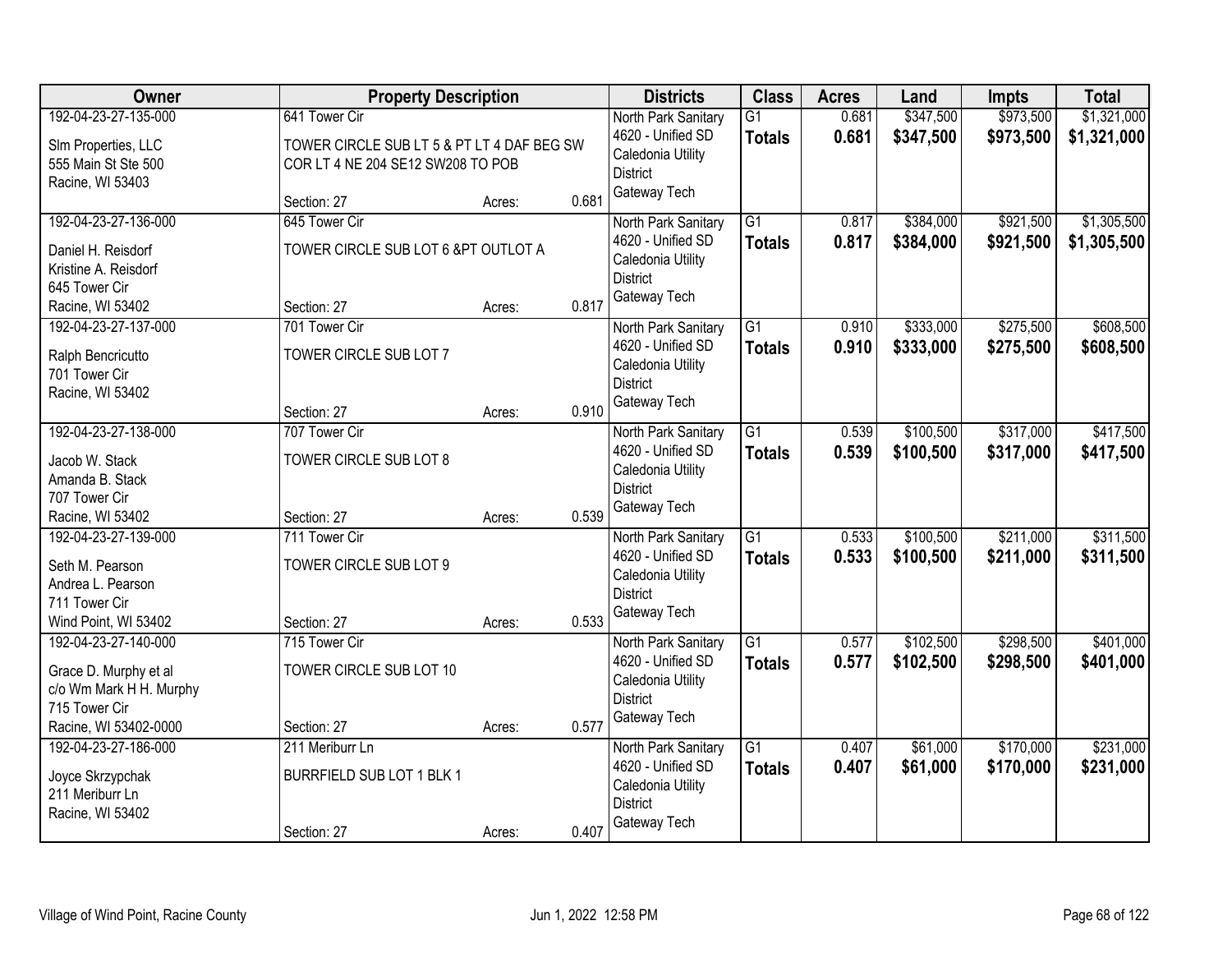| Owner | Property Description | | | Districts | Class | Acres | Land | Impts | Total |
|---|---|---|---|---|---|---|---|---|---|
| 192-04-23-27-135-000<br>Slm Properties, LLC<br>555 Main St Ste 500<br>Racine, WI 53403 | 641 Tower Cir<br>TOWER CIRCLE SUB LT 5 & PT LT 4 DAF BEG SW COR LT 4 NE 204 SE12 SW208 TO POB<br>Section: 27 | Acres: | 0.681 | North Park Sanitary<br>4620 - Unified SD<br>Caledonia Utility District<br>Gateway Tech | G1<br>**Totals** | 0.681<br>**0.681** | $347,500<br>**$347,500** | $973,500<br>**$973,500** | $1,321,000<br>**$1,321,000** |
| 192-04-23-27-136-000<br>Daniel H. Reisdorf<br>Kristine A. Reisdorf<br>645 Tower Cir<br>Racine, WI 53402 | 645 Tower Cir<br>TOWER CIRCLE SUB LOT 6 &PT OUTLOT A<br>Section: 27 | Acres: | 0.817 | North Park Sanitary<br>4620 - Unified SD<br>Caledonia Utility District<br>Gateway Tech | G1<br>**Totals** | 0.817<br>**0.817** | $384,000<br>**$384,000** | $921,500<br>**$921,500** | $1,305,500<br>**$1,305,500** |
| 192-04-23-27-137-000<br>Ralph Bencricutto<br>701 Tower Cir<br>Racine, WI 53402 | 701 Tower Cir<br>TOWER CIRCLE SUB LOT 7<br>Section: 27 | Acres: | 0.910 | North Park Sanitary<br>4620 - Unified SD<br>Caledonia Utility District<br>Gateway Tech | G1<br>**Totals** | 0.910<br>**0.910** | $333,000<br>**$333,000** | $275,500<br>**$275,500** | $608,500<br>**$608,500** |
| 192-04-23-27-138-000<br>Jacob W. Stack<br>Amanda B. Stack<br>707 Tower Cir<br>Racine, WI 53402 | 707 Tower Cir<br>TOWER CIRCLE SUB LOT 8<br>Section: 27 | Acres: | 0.539 | North Park Sanitary<br>4620 - Unified SD<br>Caledonia Utility District<br>Gateway Tech | G1<br>**Totals** | 0.539<br>**0.539** | $100,500<br>**$100,500** | $317,000<br>**$317,000** | $417,500<br>**$417,500** |
| 192-04-23-27-139-000<br>Seth M. Pearson<br>Andrea L. Pearson<br>711 Tower Cir<br>Wind Point, WI 53402 | 711 Tower Cir<br>TOWER CIRCLE SUB LOT 9<br>Section: 27 | Acres: | 0.533 | North Park Sanitary<br>4620 - Unified SD<br>Caledonia Utility District<br>Gateway Tech | G1<br>**Totals** | 0.533<br>**0.533** | $100,500<br>**$100,500** | $211,000<br>**$211,000** | $311,500<br>**$311,500** |
| 192-04-23-27-140-000<br>Grace D. Murphy et al<br>c/o Wm Mark H H. Murphy<br>715 Tower Cir<br>Racine, WI 53402-0000 | 715 Tower Cir<br>TOWER CIRCLE SUB LOT 10<br>Section: 27 | Acres: | 0.577 | North Park Sanitary<br>4620 - Unified SD<br>Caledonia Utility District<br>Gateway Tech | G1<br>**Totals** | 0.577<br>**0.577** | $102,500<br>**$102,500** | $298,500<br>**$298,500** | $401,000<br>**$401,000** |
| 192-04-23-27-186-000<br>Joyce Skrzypchak<br>211 Meriburr Ln<br>Racine, WI 53402 | 211 Meriburr Ln<br>BURRFIELD SUB LOT 1 BLK 1<br>Section: 27 | Acres: | 0.407 | North Park Sanitary<br>4620 - Unified SD<br>Caledonia Utility District<br>Gateway Tech | G1<br>**Totals** | 0.407<br>**0.407** | $61,000<br>**$61,000** | $170,000<br>**$170,000** | $231,000<br>**$231,000** |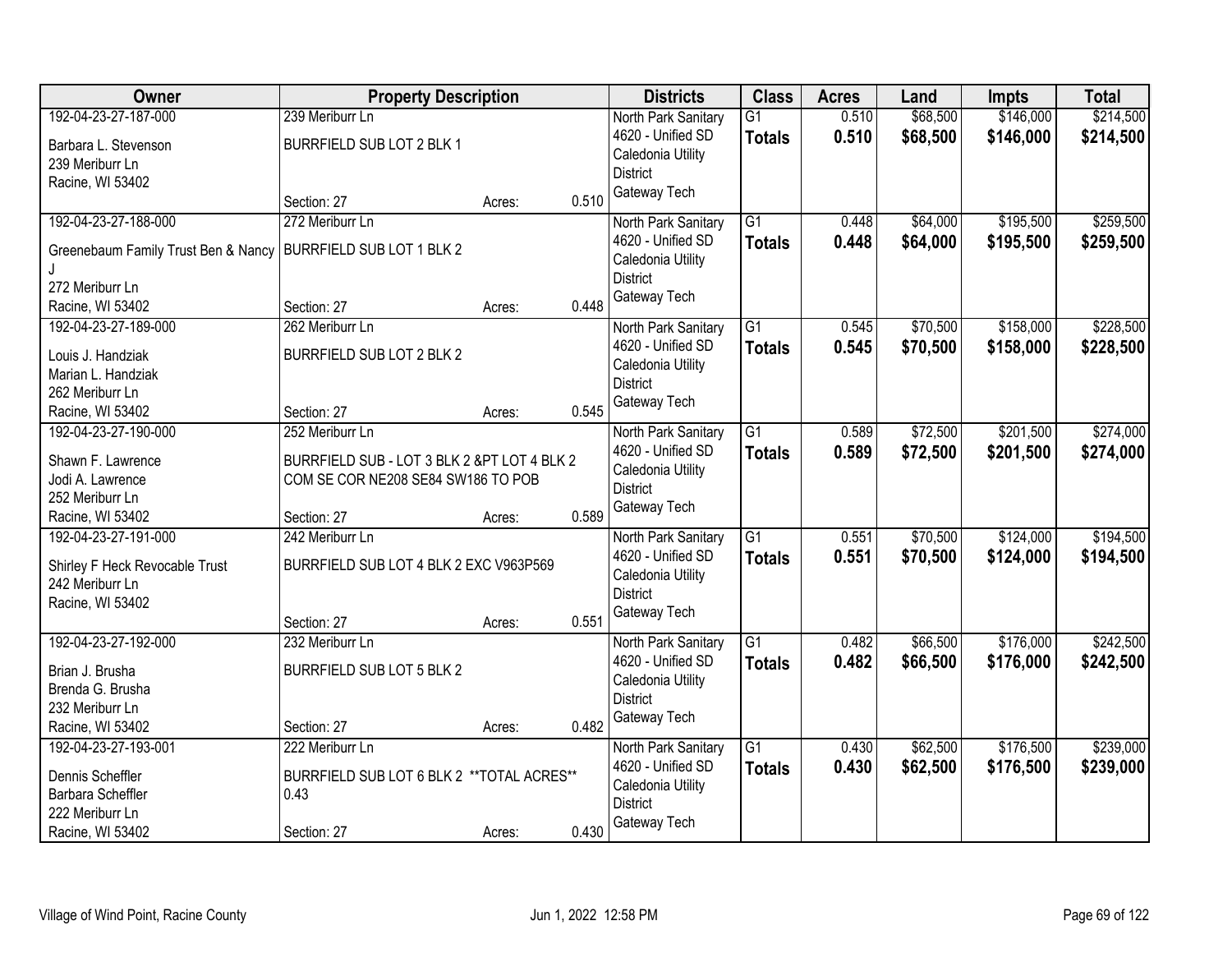| Owner | Property Description | | | Districts | Class | Acres | Land | Impts | Total |
|---|---|---|---|---|---|---|---|---|---|
| 192-04-23-27-187-000 | 239 Meriburr Ln | | | North Park Sanitary | G1 | 0.510 | $68,500 | $146,000 | $214,500 |
| Barbara L. Stevenson<br>239 Meriburr Ln<br>Racine, WI 53402 | BURRFIELD SUB LOT 2 BLK 1 | | | 4620 - Unified SD<br>Caledonia Utility District<br>Gateway Tech | **Totals** | **0.510** | **$68,500** | **$146,000** | **$214,500** |
| | Section: 27 | Acres: | 0.510 | | | | | | |
| 192-04-23-27-188-000 | 272 Meriburr Ln | | | North Park Sanitary | G1 | 0.448 | $64,000 | $195,500 | $259,500 |
| Greenebaum Family Trust Ben & Nancy J<br>272 Meriburr Ln<br>Racine, WI 53402 | BURRFIELD SUB LOT 1 BLK 2 | | | 4620 - Unified SD<br>Caledonia Utility District<br>Gateway Tech | **Totals** | **0.448** | **$64,000** | **$195,500** | **$259,500** |
| | Section: 27 | Acres: | 0.448 | | | | | | |
| 192-04-23-27-189-000 | 262 Meriburr Ln | | | North Park Sanitary | G1 | 0.545 | $70,500 | $158,000 | $228,500 |
| Louis J. Handziak<br>Marian L. Handziak<br>262 Meriburr Ln<br>Racine, WI 53402 | BURRFIELD SUB LOT 2 BLK 2 | | | 4620 - Unified SD<br>Caledonia Utility District<br>Gateway Tech | **Totals** | **0.545** | **$70,500** | **$158,000** | **$228,500** |
| | Section: 27 | Acres: | 0.545 | | | | | | |
| 192-04-23-27-190-000 | 252 Meriburr Ln | | | North Park Sanitary | G1 | 0.589 | $72,500 | $201,500 | $274,000 |
| Shawn F. Lawrence<br>Jodi A. Lawrence<br>252 Meriburr Ln<br>Racine, WI 53402 | BURRFIELD SUB - LOT 3 BLK 2 &PT LOT 4 BLK 2 COM SE COR NE208 SE84 SW186 TO POB | | | 4620 - Unified SD<br>Caledonia Utility District<br>Gateway Tech | **Totals** | **0.589** | **$72,500** | **$201,500** | **$274,000** |
| | Section: 27 | Acres: | 0.589 | | | | | | |
| 192-04-23-27-191-000 | 242 Meriburr Ln | | | North Park Sanitary | G1 | 0.551 | $70,500 | $124,000 | $194,500 |
| Shirley F Heck Revocable Trust<br>242 Meriburr Ln<br>Racine, WI 53402 | BURRFIELD SUB LOT 4 BLK 2 EXC V963P569 | | | 4620 - Unified SD<br>Caledonia Utility District<br>Gateway Tech | **Totals** | **0.551** | **$70,500** | **$124,000** | **$194,500** |
| | Section: 27 | Acres: | 0.551 | | | | | | |
| 192-04-23-27-192-000 | 232 Meriburr Ln | | | North Park Sanitary | G1 | 0.482 | $66,500 | $176,000 | $242,500 |
| Brian J. Brusha<br>Brenda G. Brusha<br>232 Meriburr Ln<br>Racine, WI 53402 | BURRFIELD SUB LOT 5 BLK 2 | | | 4620 - Unified SD<br>Caledonia Utility District<br>Gateway Tech | **Totals** | **0.482** | **$66,500** | **$176,000** | **$242,500** |
| | Section: 27 | Acres: | 0.482 | | | | | | |
| 192-04-23-27-193-001 | 222 Meriburr Ln | | | North Park Sanitary | G1 | 0.430 | $62,500 | $176,500 | $239,000 |
| Dennis Scheffler<br>Barbara Scheffler<br>222 Meriburr Ln<br>Racine, WI 53402 | BURRFIELD SUB LOT 6 BLK 2 **TOTAL ACRES** 0.43 | | | 4620 - Unified SD<br>Caledonia Utility District<br>Gateway Tech | **Totals** | **0.430** | **$62,500** | **$176,500** | **$239,000** |
| | Section: 27 | Acres: | 0.430 | | | | | | |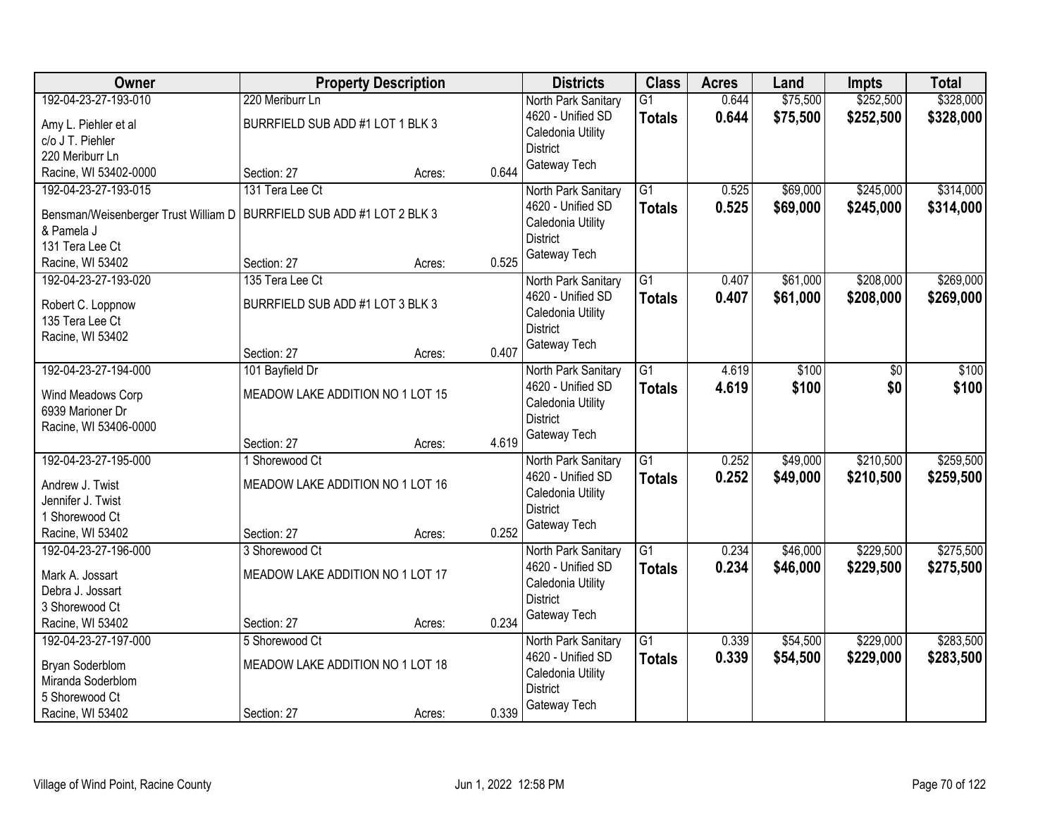| Owner | Property Description | Districts | Class | Acres | Land | Impts | Total |
|---|---|---|---|---|---|---|---|
| 192-04-23-27-193-010<br>Amy L. Piehler et al<br>c/o J T. Piehler<br>220 Meriburr Ln<br>Racine, WI 53402-0000 | 220 Meriburr Ln<br>BURRFIELD SUB ADD #1 LOT 1 BLK 3<br>Section: 27 Acres: 0.644 | North Park Sanitary<br>4620 - Unified SD<br>Caledonia Utility<br>District<br>Gateway Tech | G1<br>**Totals** | 0.644<br>**0.644** | $75,500<br>**$75,500** | $252,500<br>**$252,500** | $328,000<br>**$328,000** |
| 192-04-23-27-193-015<br>Bensman/Weisenberger Trust William D & Pamela J<br>131 Tera Lee Ct<br>Racine, WI 53402 | 131 Tera Lee Ct<br>BURRFIELD SUB ADD #1 LOT 2 BLK 3<br>Section: 27 Acres: 0.525 | North Park Sanitary<br>4620 - Unified SD<br>Caledonia Utility<br>District<br>Gateway Tech | G1<br>**Totals** | 0.525<br>**0.525** | $69,000<br>**$69,000** | $245,000<br>**$245,000** | $314,000<br>**$314,000** |
| 192-04-23-27-193-020<br>Robert C. Loppnow<br>135 Tera Lee Ct<br>Racine, WI 53402 | 135 Tera Lee Ct<br>BURRFIELD SUB ADD #1 LOT 3 BLK 3<br>Section: 27 Acres: 0.407 | North Park Sanitary<br>4620 - Unified SD<br>Caledonia Utility<br>District<br>Gateway Tech | G1<br>**Totals** | 0.407<br>**0.407** | $61,000<br>**$61,000** | $208,000<br>**$208,000** | $269,000<br>**$269,000** |
| 192-04-23-27-194-000<br>Wind Meadows Corp<br>6939 Marioner Dr<br>Racine, WI 53406-0000 | 101 Bayfield Dr<br>MEADOW LAKE ADDITION NO 1 LOT 15<br>Section: 27 Acres: 4.619 | North Park Sanitary<br>4620 - Unified SD<br>Caledonia Utility<br>District<br>Gateway Tech | G1<br>**Totals** | 4.619<br>**4.619** | $100<br>**$100** | $0<br>**$0** | $100<br>**$100** |
| 192-04-23-27-195-000<br>Andrew J. Twist<br>Jennifer J. Twist<br>1 Shorewood Ct<br>Racine, WI 53402 | 1 Shorewood Ct<br>MEADOW LAKE ADDITION NO 1 LOT 16<br>Section: 27 Acres: 0.252 | North Park Sanitary<br>4620 - Unified SD<br>Caledonia Utility<br>District<br>Gateway Tech | G1<br>**Totals** | 0.252<br>**0.252** | $49,000<br>**$49,000** | $210,500<br>**$210,500** | $259,500<br>**$259,500** |
| 192-04-23-27-196-000<br>Mark A. Jossart<br>Debra J. Jossart<br>3 Shorewood Ct<br>Racine, WI 53402 | 3 Shorewood Ct<br>MEADOW LAKE ADDITION NO 1 LOT 17<br>Section: 27 Acres: 0.234 | North Park Sanitary<br>4620 - Unified SD<br>Caledonia Utility<br>District<br>Gateway Tech | G1<br>**Totals** | 0.234<br>**0.234** | $46,000<br>**$46,000** | $229,500<br>**$229,500** | $275,500<br>**$275,500** |
| 192-04-23-27-197-000<br>Bryan Soderblom<br>Miranda Soderblom<br>5 Shorewood Ct<br>Racine, WI 53402 | 5 Shorewood Ct<br>MEADOW LAKE ADDITION NO 1 LOT 18<br>Section: 27 Acres: 0.339 | North Park Sanitary<br>4620 - Unified SD<br>Caledonia Utility<br>District<br>Gateway Tech | G1<br>**Totals** | 0.339<br>**0.339** | $54,500<br>**$54,500** | $229,000<br>**$229,000** | $283,500<br>**$283,500** |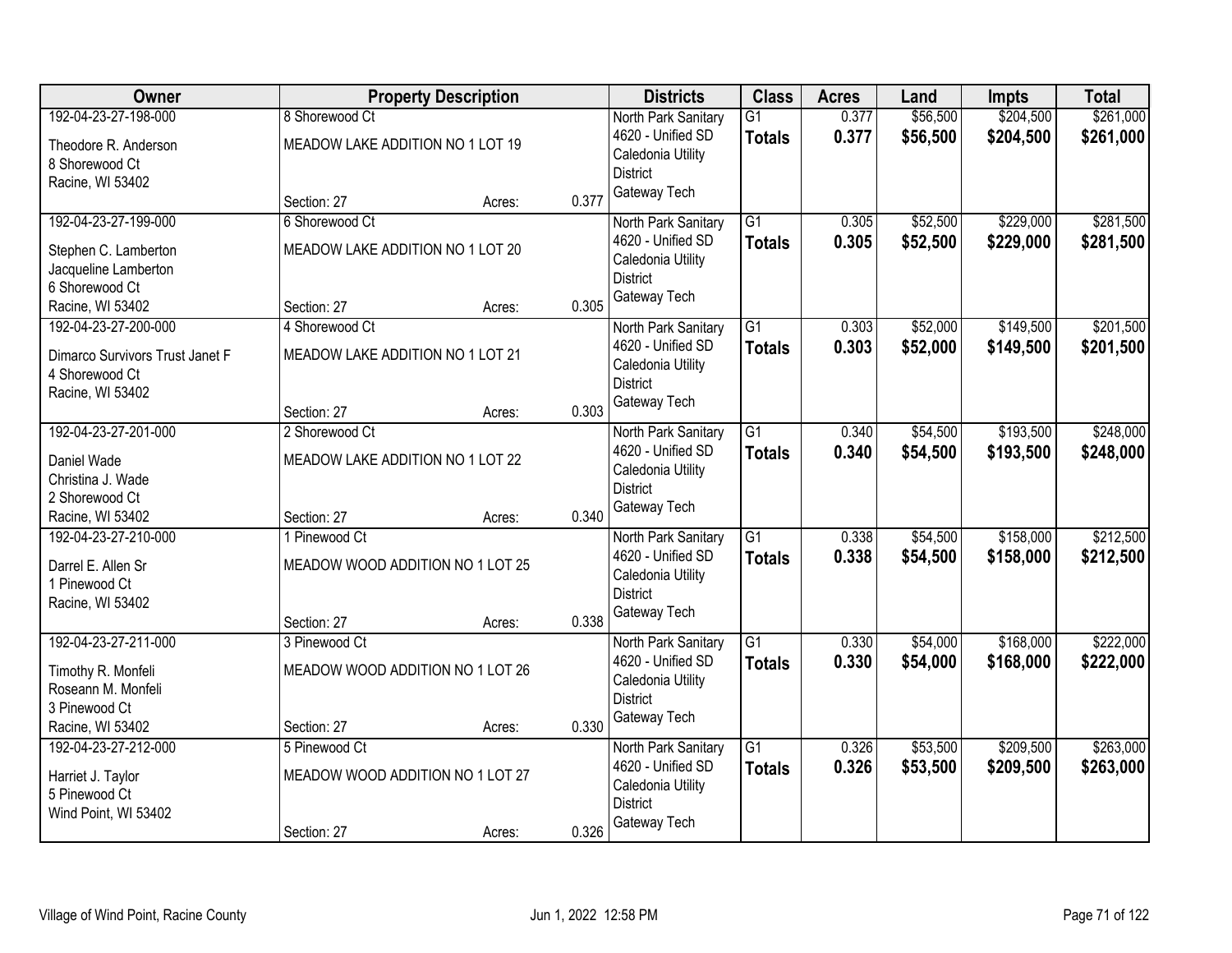| Owner | Property Description | | | Districts | Class | Acres | Land | Impts | Total |
|---|---|---|---|---|---|---|---|---|---|
| 192-04-23-27-198-000<br>Theodore R. Anderson<br>8 Shorewood Ct<br>Racine, WI 53402 | 8 Shorewood Ct<br>MEADOW LAKE ADDITION NO 1 LOT 19<br>Section: 27 | Acres: | 0.377 | North Park Sanitary<br>4620 - Unified SD<br>Caledonia Utility District<br>Gateway Tech | G1<br>**Totals** | 0.377<br>**0.377** | $56,500<br>**$56,500** | $204,500<br>**$204,500** | $261,000<br>**$261,000** |
| 192-04-23-27-199-000<br>Stephen C. Lamberton<br>Jacqueline Lamberton<br>6 Shorewood Ct<br>Racine, WI 53402 | 6 Shorewood Ct<br>MEADOW LAKE ADDITION NO 1 LOT 20<br>Section: 27 | Acres: | 0.305 | North Park Sanitary<br>4620 - Unified SD<br>Caledonia Utility District<br>Gateway Tech | G1<br>**Totals** | 0.305<br>**0.305** | $52,500<br>**$52,500** | $229,000<br>**$229,000** | $281,500<br>**$281,500** |
| 192-04-23-27-200-000<br>Dimarco Survivors Trust Janet F<br>4 Shorewood Ct<br>Racine, WI 53402 | 4 Shorewood Ct<br>MEADOW LAKE ADDITION NO 1 LOT 21<br>Section: 27 | Acres: | 0.303 | North Park Sanitary<br>4620 - Unified SD<br>Caledonia Utility District<br>Gateway Tech | G1<br>**Totals** | 0.303<br>**0.303** | $52,000<br>**$52,000** | $149,500<br>**$149,500** | $201,500<br>**$201,500** |
| 192-04-23-27-201-000<br>Daniel Wade<br>Christina J. Wade<br>2 Shorewood Ct<br>Racine, WI 53402 | 2 Shorewood Ct<br>MEADOW LAKE ADDITION NO 1 LOT 22<br>Section: 27 | Acres: | 0.340 | North Park Sanitary<br>4620 - Unified SD<br>Caledonia Utility District<br>Gateway Tech | G1<br>**Totals** | 0.340<br>**0.340** | $54,500<br>**$54,500** | $193,500<br>**$193,500** | $248,000<br>**$248,000** |
| 192-04-23-27-210-000<br>Darrel E. Allen Sr<br>1 Pinewood Ct<br>Racine, WI 53402 | 1 Pinewood Ct<br>MEADOW WOOD ADDITION NO 1 LOT 25<br>Section: 27 | Acres: | 0.338 | North Park Sanitary<br>4620 - Unified SD<br>Caledonia Utility District<br>Gateway Tech | G1<br>**Totals** | 0.338<br>**0.338** | $54,500<br>**$54,500** | $158,000<br>**$158,000** | $212,500<br>**$212,500** |
| 192-04-23-27-211-000<br>Timothy R. Monfeli<br>Roseann M. Monfeli<br>3 Pinewood Ct<br>Racine, WI 53402 | 3 Pinewood Ct<br>MEADOW WOOD ADDITION NO 1 LOT 26<br>Section: 27 | Acres: | 0.330 | North Park Sanitary<br>4620 - Unified SD<br>Caledonia Utility District<br>Gateway Tech | G1<br>**Totals** | 0.330<br>**0.330** | $54,000<br>**$54,000** | $168,000<br>**$168,000** | $222,000<br>**$222,000** |
| 192-04-23-27-212-000<br>Harriet J. Taylor<br>5 Pinewood Ct<br>Wind Point, WI 53402 | 5 Pinewood Ct<br>MEADOW WOOD ADDITION NO 1 LOT 27<br>Section: 27 | Acres: | 0.326 | North Park Sanitary<br>4620 - Unified SD<br>Caledonia Utility District<br>Gateway Tech | G1<br>**Totals** | 0.326<br>**0.326** | $53,500<br>**$53,500** | $209,500<br>**$209,500** | $263,000<br>**$263,000** |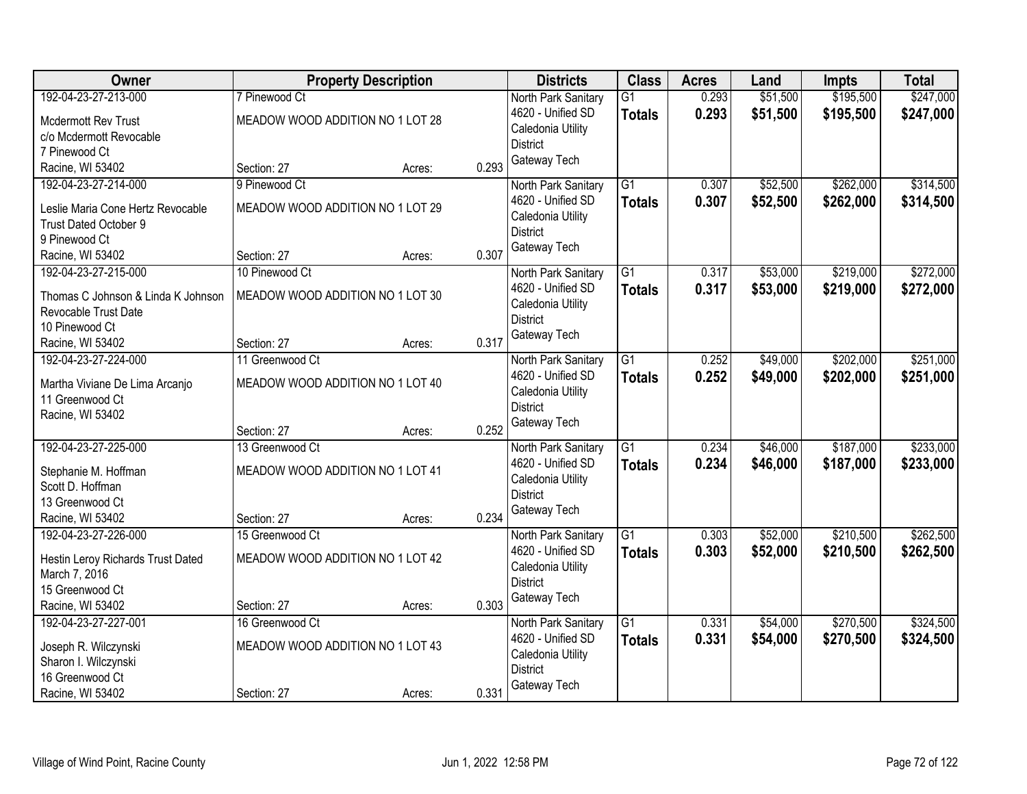| Owner | Property Description | | | Districts | Class | Acres | Land | Impts | Total |
|---|---|---|---|---|---|---|---|---|---|
| 192-04-23-27-213-000<br>Mcdermott Rev Trust<br>c/o Mcdermott Revocable<br>7 Pinewood Ct<br>Racine, WI 53402 | 7 Pinewood Ct<br>MEADOW WOOD ADDITION NO 1 LOT 28<br>Section: 27 | Acres: | 0.293 | North Park Sanitary<br>4620 - Unified SD<br>Caledonia Utility District<br>Gateway Tech | G1<br>**Totals** | 0.293<br>**0.293** | $51,500<br>**$51,500** | $195,500<br>**$195,500** | $247,000<br>**$247,000** |
| 192-04-23-27-214-000<br>Leslie Maria Cone Hertz Revocable Trust Dated October 9<br>9 Pinewood Ct<br>Racine, WI 53402 | 9 Pinewood Ct<br>MEADOW WOOD ADDITION NO 1 LOT 29<br>Section: 27 | Acres: | 0.307 | North Park Sanitary<br>4620 - Unified SD<br>Caledonia Utility District<br>Gateway Tech | G1<br>**Totals** | 0.307<br>**0.307** | $52,500<br>**$52,500** | $262,000<br>**$262,000** | $314,500<br>**$314,500** |
| 192-04-23-27-215-000<br>Thomas C Johnson & Linda K Johnson Revocable Trust Date<br>10 Pinewood Ct<br>Racine, WI 53402 | 10 Pinewood Ct<br>MEADOW WOOD ADDITION NO 1 LOT 30<br>Section: 27 | Acres: | 0.317 | North Park Sanitary<br>4620 - Unified SD<br>Caledonia Utility District<br>Gateway Tech | G1<br>**Totals** | 0.317<br>**0.317** | $53,000<br>**$53,000** | $219,000<br>**$219,000** | $272,000<br>**$272,000** |
| 192-04-23-27-224-000<br>Martha Viviane De Lima Arcanjo<br>11 Greenwood Ct<br>Racine, WI 53402 | 11 Greenwood Ct<br>MEADOW WOOD ADDITION NO 1 LOT 40<br>Section: 27 | Acres: | 0.252 | North Park Sanitary<br>4620 - Unified SD<br>Caledonia Utility District<br>Gateway Tech | G1<br>**Totals** | 0.252<br>**0.252** | $49,000<br>**$49,000** | $202,000<br>**$202,000** | $251,000<br>**$251,000** |
| 192-04-23-27-225-000<br>Stephanie M. Hoffman<br>Scott D. Hoffman<br>13 Greenwood Ct<br>Racine, WI 53402 | 13 Greenwood Ct<br>MEADOW WOOD ADDITION NO 1 LOT 41<br>Section: 27 | Acres: | 0.234 | North Park Sanitary<br>4620 - Unified SD<br>Caledonia Utility District<br>Gateway Tech | G1<br>**Totals** | 0.234<br>**0.234** | $46,000<br>**$46,000** | $187,000<br>**$187,000** | $233,000<br>**$233,000** |
| 192-04-23-27-226-000<br>Hestin Leroy Richards Trust Dated March 7, 2016<br>15 Greenwood Ct<br>Racine, WI 53402 | 15 Greenwood Ct<br>MEADOW WOOD ADDITION NO 1 LOT 42<br>Section: 27 | Acres: | 0.303 | North Park Sanitary<br>4620 - Unified SD<br>Caledonia Utility District<br>Gateway Tech | G1<br>**Totals** | 0.303<br>**0.303** | $52,000<br>**$52,000** | $210,500<br>**$210,500** | $262,500<br>**$262,500** |
| 192-04-23-27-227-001<br>Joseph R. Wilczynski<br>Sharon I. Wilczynski<br>16 Greenwood Ct<br>Racine, WI 53402 | 16 Greenwood Ct<br>MEADOW WOOD ADDITION NO 1 LOT 43<br>Section: 27 | Acres: | 0.331 | North Park Sanitary<br>4620 - Unified SD<br>Caledonia Utility District<br>Gateway Tech | G1<br>**Totals** | 0.331<br>**0.331** | $54,000<br>**$54,000** | $270,500<br>**$270,500** | $324,500<br>**$324,500** |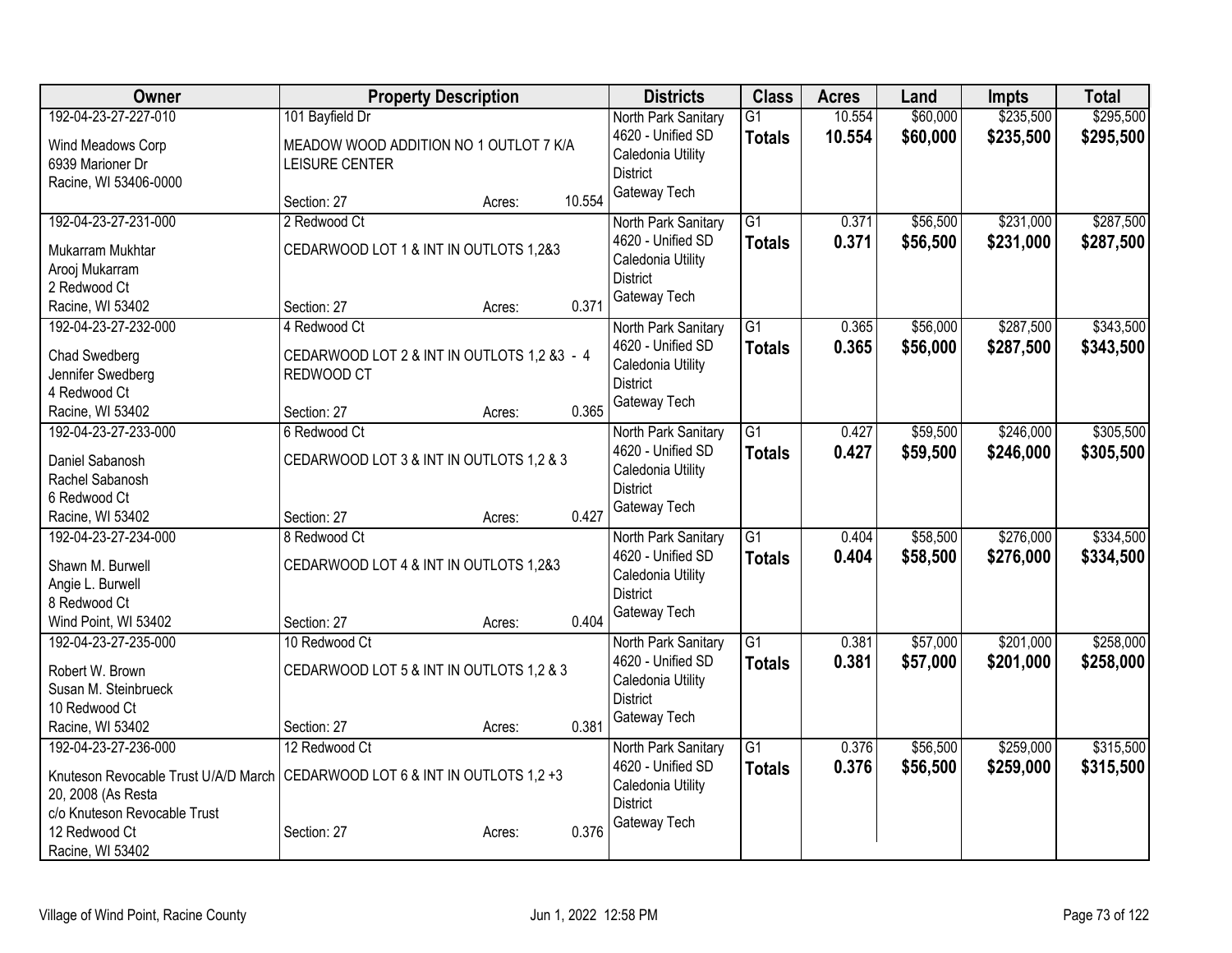| Owner | Property Description | Districts | Class | Acres | Land | Impts | Total |
|---|---|---|---|---|---|---|---|
| 192-04-23-27-227-010<br>Wind Meadows Corp<br>6939 Marioner Dr<br>Racine, WI 53406-0000 | 101 Bayfield Dr<br>MEADOW WOOD ADDITION NO 1 OUTLOT 7 K/A LEISURE CENTER<br>Section: 27 Acres: 10.554 | North Park Sanitary<br>4620 - Unified SD<br>Caledonia Utility District<br>Gateway Tech | G1<br>**Totals** | 10.554<br>**10.554** | $60,000<br>**$60,000** | $235,500<br>**$235,500** | $295,500<br>**$295,500** |
| 192-04-23-27-231-000<br>Mukarram Mukhtar<br>Arooj Mukarram<br>2 Redwood Ct<br>Racine, WI 53402 | 2 Redwood Ct<br>CEDARWOOD LOT 1 & INT IN OUTLOTS 1,2&3<br>Section: 27 Acres: 0.371 | North Park Sanitary<br>4620 - Unified SD<br>Caledonia Utility District<br>Gateway Tech | G1<br>**Totals** | 0.371<br>**0.371** | $56,500<br>**$56,500** | $231,000<br>**$231,000** | $287,500<br>**$287,500** |
| 192-04-23-27-232-000<br>Chad Swedberg<br>Jennifer Swedberg<br>4 Redwood Ct<br>Racine, WI 53402 | 4 Redwood Ct<br>CEDARWOOD LOT 2 & INT IN OUTLOTS 1,2 &3 - 4 REDWOOD CT<br>Section: 27 Acres: 0.365 | North Park Sanitary<br>4620 - Unified SD<br>Caledonia Utility District<br>Gateway Tech | G1<br>**Totals** | 0.365<br>**0.365** | $56,000<br>**$56,000** | $287,500<br>**$287,500** | $343,500<br>**$343,500** |
| 192-04-23-27-233-000<br>Daniel Sabanosh<br>Rachel Sabanosh<br>6 Redwood Ct<br>Racine, WI 53402 | 6 Redwood Ct<br>CEDARWOOD LOT 3 & INT IN OUTLOTS 1,2 & 3<br>Section: 27 Acres: 0.427 | North Park Sanitary<br>4620 - Unified SD<br>Caledonia Utility District<br>Gateway Tech | G1<br>**Totals** | 0.427<br>**0.427** | $59,500<br>**$59,500** | $246,000<br>**$246,000** | $305,500<br>**$305,500** |
| 192-04-23-27-234-000<br>Shawn M. Burwell<br>Angie L. Burwell<br>8 Redwood Ct<br>Wind Point, WI 53402 | 8 Redwood Ct<br>CEDARWOOD LOT 4 & INT IN OUTLOTS 1,2&3<br>Section: 27 Acres: 0.404 | North Park Sanitary<br>4620 - Unified SD<br>Caledonia Utility District<br>Gateway Tech | G1<br>**Totals** | 0.404<br>**0.404** | $58,500<br>**$58,500** | $276,000<br>**$276,000** | $334,500<br>**$334,500** |
| 192-04-23-27-235-000<br>Robert W. Brown<br>Susan M. Steinbrueck<br>10 Redwood Ct<br>Racine, WI 53402 | 10 Redwood Ct<br>CEDARWOOD LOT 5 & INT IN OUTLOTS 1,2 & 3<br>Section: 27 Acres: 0.381 | North Park Sanitary<br>4620 - Unified SD<br>Caledonia Utility District<br>Gateway Tech | G1<br>**Totals** | 0.381<br>**0.381** | $57,000<br>**$57,000** | $201,000<br>**$201,000** | $258,000<br>**$258,000** |
| 192-04-23-27-236-000<br>Knuteson Revocable Trust U/A/D March 20, 2008 (As Resta<br>c/o Knuteson Revocable Trust<br>12 Redwood Ct<br>Racine, WI 53402 | 12 Redwood Ct<br>CEDARWOOD LOT 6 & INT IN OUTLOTS 1,2 +3<br>Section: 27 Acres: 0.376 | North Park Sanitary<br>4620 - Unified SD<br>Caledonia Utility District<br>Gateway Tech | G1<br>**Totals** | 0.376<br>**0.376** | $56,500<br>**$56,500** | $259,000<br>**$259,000** | $315,500<br>**$315,500** |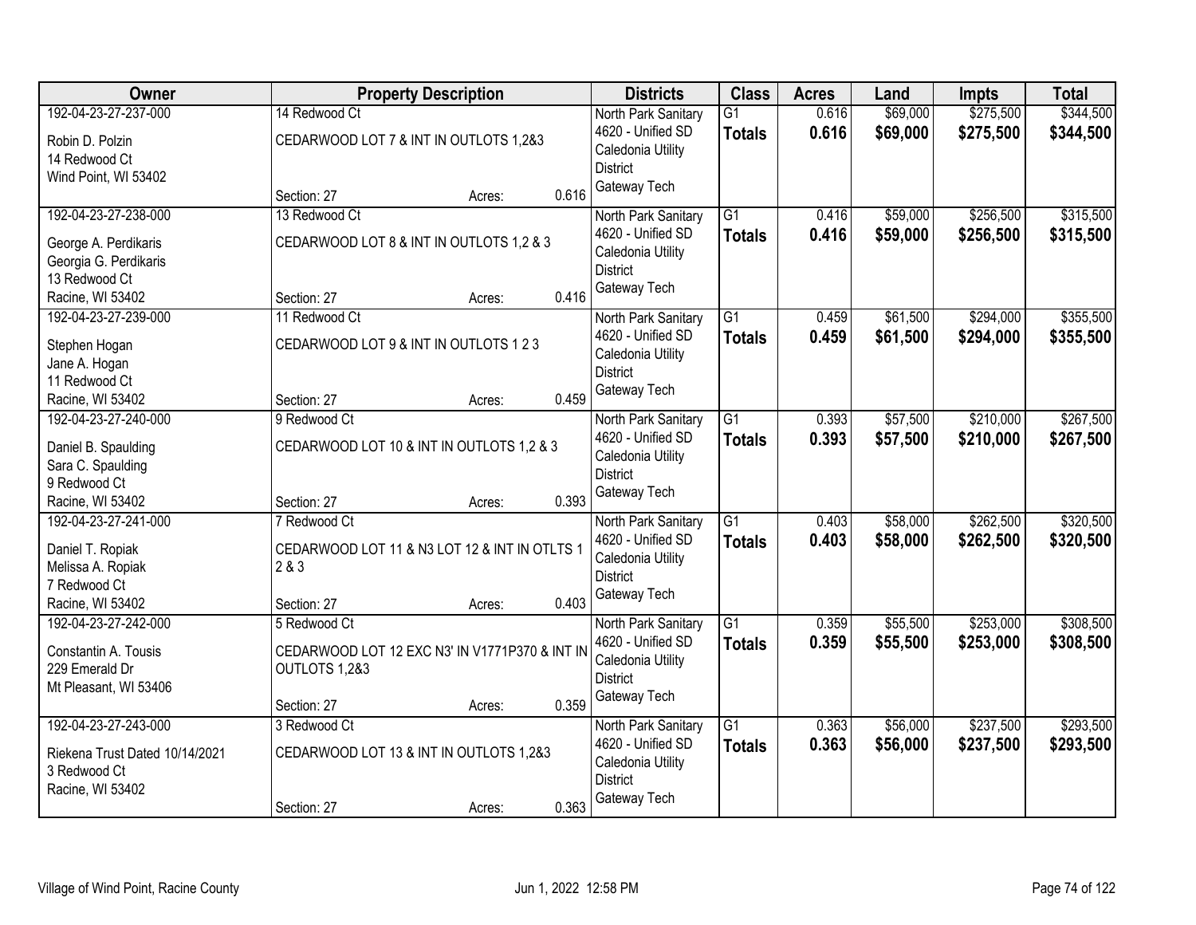| Owner | Property Description | Districts | Class | Acres | Land | Impts | Total |
|---|---|---|---|---|---|---|---|
| 192-04-23-27-237-000<br>Robin D. Polzin<br>14 Redwood Ct<br>Wind Point, WI 53402 | 14 Redwood Ct<br>CEDARWOOD LOT 7 & INT IN OUTLOTS 1,2&3<br>Section: 27 Acres: 0.616 | North Park Sanitary<br>4620 - Unified SD<br>Caledonia Utility District<br>Gateway Tech | G1<br>**Totals** | 0.616<br>**0.616** | $69,000<br>**$69,000** | $275,500<br>**$275,500** | $344,500<br>**$344,500** |
| 192-04-23-27-238-000<br>George A. Perdikaris<br>Georgia G. Perdikaris<br>13 Redwood Ct<br>Racine, WI 53402 | 13 Redwood Ct<br>CEDARWOOD LOT 8 & INT IN OUTLOTS 1,2 & 3<br>Section: 27 Acres: 0.416 | North Park Sanitary<br>4620 - Unified SD<br>Caledonia Utility District<br>Gateway Tech | G1<br>**Totals** | 0.416<br>**0.416** | $59,000<br>**$59,000** | $256,500<br>**$256,500** | $315,500<br>**$315,500** |
| 192-04-23-27-239-000<br>Stephen Hogan<br>Jane A. Hogan<br>11 Redwood Ct<br>Racine, WI 53402 | 11 Redwood Ct<br>CEDARWOOD LOT 9 & INT IN OUTLOTS 1 2 3<br>Section: 27 Acres: 0.459 | North Park Sanitary<br>4620 - Unified SD<br>Caledonia Utility District<br>Gateway Tech | G1<br>**Totals** | 0.459<br>**0.459** | $61,500<br>**$61,500** | $294,000<br>**$294,000** | $355,500<br>**$355,500** |
| 192-04-23-27-240-000<br>Daniel B. Spaulding<br>Sara C. Spaulding<br>9 Redwood Ct<br>Racine, WI 53402 | 9 Redwood Ct<br>CEDARWOOD LOT 10 & INT IN OUTLOTS 1,2 & 3<br>Section: 27 Acres: 0.393 | North Park Sanitary<br>4620 - Unified SD<br>Caledonia Utility District<br>Gateway Tech | G1<br>**Totals** | 0.393<br>**0.393** | $57,500<br>**$57,500** | $210,000<br>**$210,000** | $267,500<br>**$267,500** |
| 192-04-23-27-241-000<br>Daniel T. Ropiak<br>Melissa A. Ropiak<br>7 Redwood Ct<br>Racine, WI 53402 | 7 Redwood Ct<br>CEDARWOOD LOT 11 & N3 LOT 12 & INT IN OTLTS 1 2 & 3<br>Section: 27 Acres: 0.403 | North Park Sanitary<br>4620 - Unified SD<br>Caledonia Utility District<br>Gateway Tech | G1<br>**Totals** | 0.403<br>**0.403** | $58,000<br>**$58,000** | $262,500<br>**$262,500** | $320,500<br>**$320,500** |
| 192-04-23-27-242-000<br>Constantin A. Tousis<br>229 Emerald Dr<br>Mt Pleasant, WI 53406 | 5 Redwood Ct<br>CEDARWOOD LOT 12 EXC N3' IN V1771P370 & INT IN OUTLOTS 1,2&3<br>Section: 27 Acres: 0.359 | North Park Sanitary<br>4620 - Unified SD<br>Caledonia Utility District<br>Gateway Tech | G1<br>**Totals** | 0.359<br>**0.359** | $55,500<br>**$55,500** | $253,000<br>**$253,000** | $308,500<br>**$308,500** |
| 192-04-23-27-243-000<br>Riekena Trust Dated 10/14/2021<br>3 Redwood Ct<br>Racine, WI 53402 | 3 Redwood Ct<br>CEDARWOOD LOT 13 & INT IN OUTLOTS 1,2&3<br>Section: 27 Acres: 0.363 | North Park Sanitary<br>4620 - Unified SD<br>Caledonia Utility District<br>Gateway Tech | G1<br>**Totals** | 0.363<br>**0.363** | $56,000<br>**$56,000** | $237,500<br>**$237,500** | $293,500<br>**$293,500** |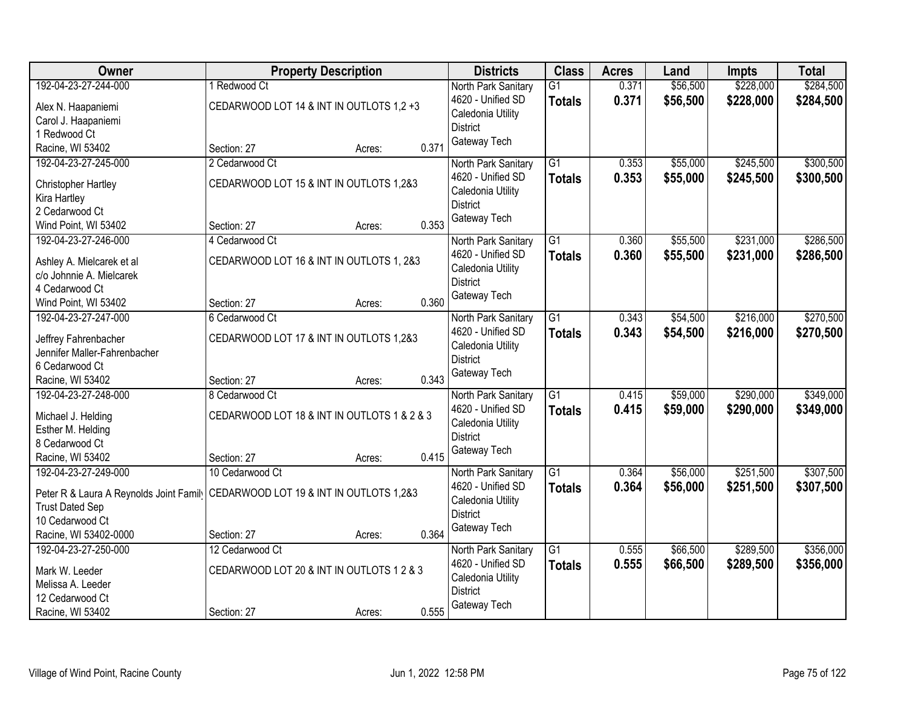| Owner | Property Description | | | Districts | Class | Acres | Land | Impts | Total |
|---|---|---|---|---|---|---|---|---|---|
| 192-04-23-27-244-000<br>Alex N. Haapaniemi<br>Carol J. Haapaniemi<br>1 Redwood Ct<br>Racine, WI 53402 | 1 Redwood Ct<br>CEDARWOOD LOT 14 & INT IN OUTLOTS 1,2 +3<br>Section: 27 | Acres: | 0.371 | North Park Sanitary<br>4620 - Unified SD<br>Caledonia Utility District<br>Gateway Tech | G1<br>**Totals** | 0.371<br>**0.371** | $56,500<br>**$56,500** | $228,000<br>**$228,000** | $284,500<br>**$284,500** |
| 192-04-23-27-245-000<br>Christopher Hartley<br>Kira Hartley<br>2 Cedarwood Ct<br>Wind Point, WI 53402 | 2 Cedarwood Ct<br>CEDARWOOD LOT 15 & INT IN OUTLOTS 1,2&3<br>Section: 27 | Acres: | 0.353 | North Park Sanitary<br>4620 - Unified SD<br>Caledonia Utility District<br>Gateway Tech | G1<br>**Totals** | 0.353<br>**0.353** | $55,000<br>**$55,000** | $245,500<br>**$245,500** | $300,500<br>**$300,500** |
| 192-04-23-27-246-000<br>Ashley A. Mielcarek et al<br>c/o Johnnie A. Mielcarek<br>4 Cedarwood Ct<br>Wind Point, WI 53402 | 4 Cedarwood Ct<br>CEDARWOOD LOT 16 & INT IN OUTLOTS 1, 2&3<br>Section: 27 | Acres: | 0.360 | North Park Sanitary<br>4620 - Unified SD<br>Caledonia Utility District<br>Gateway Tech | G1<br>**Totals** | 0.360<br>**0.360** | $55,500<br>**$55,500** | $231,000<br>**$231,000** | $286,500<br>**$286,500** |
| 192-04-23-27-247-000<br>Jeffrey Fahrenbacher<br>Jennifer Maller-Fahrenbacher<br>6 Cedarwood Ct<br>Racine, WI 53402 | 6 Cedarwood Ct<br>CEDARWOOD LOT 17 & INT IN OUTLOTS 1,2&3<br>Section: 27 | Acres: | 0.343 | North Park Sanitary<br>4620 - Unified SD<br>Caledonia Utility District<br>Gateway Tech | G1<br>**Totals** | 0.343<br>**0.343** | $54,500<br>**$54,500** | $216,000<br>**$216,000** | $270,500<br>**$270,500** |
| 192-04-23-27-248-000<br>Michael J. Helding<br>Esther M. Helding<br>8 Cedarwood Ct<br>Racine, WI 53402 | 8 Cedarwood Ct<br>CEDARWOOD LOT 18 & INT IN OUTLOTS 1 & 2 & 3<br>Section: 27 | Acres: | 0.415 | North Park Sanitary<br>4620 - Unified SD<br>Caledonia Utility District<br>Gateway Tech | G1<br>**Totals** | 0.415<br>**0.415** | $59,000<br>**$59,000** | $290,000<br>**$290,000** | $349,000<br>**$349,000** |
| 192-04-23-27-249-000<br>Peter R & Laura A Reynolds Joint Family Trust Dated Sep<br>10 Cedarwood Ct<br>Racine, WI 53402-0000 | 10 Cedarwood Ct<br>CEDARWOOD LOT 19 & INT IN OUTLOTS 1,2&3<br>Section: 27 | Acres: | 0.364 | North Park Sanitary<br>4620 - Unified SD<br>Caledonia Utility District<br>Gateway Tech | G1<br>**Totals** | 0.364<br>**0.364** | $56,000<br>**$56,000** | $251,500<br>**$251,500** | $307,500<br>**$307,500** |
| 192-04-23-27-250-000<br>Mark W. Leeder<br>Melissa A. Leeder<br>12 Cedarwood Ct<br>Racine, WI 53402 | 12 Cedarwood Ct<br>CEDARWOOD LOT 20 & INT IN OUTLOTS 1 2 & 3<br>Section: 27 | Acres: | 0.555 | North Park Sanitary<br>4620 - Unified SD<br>Caledonia Utility District<br>Gateway Tech | G1<br>**Totals** | 0.555<br>**0.555** | $66,500<br>**$66,500** | $289,500<br>**$289,500** | $356,000<br>**$356,000** |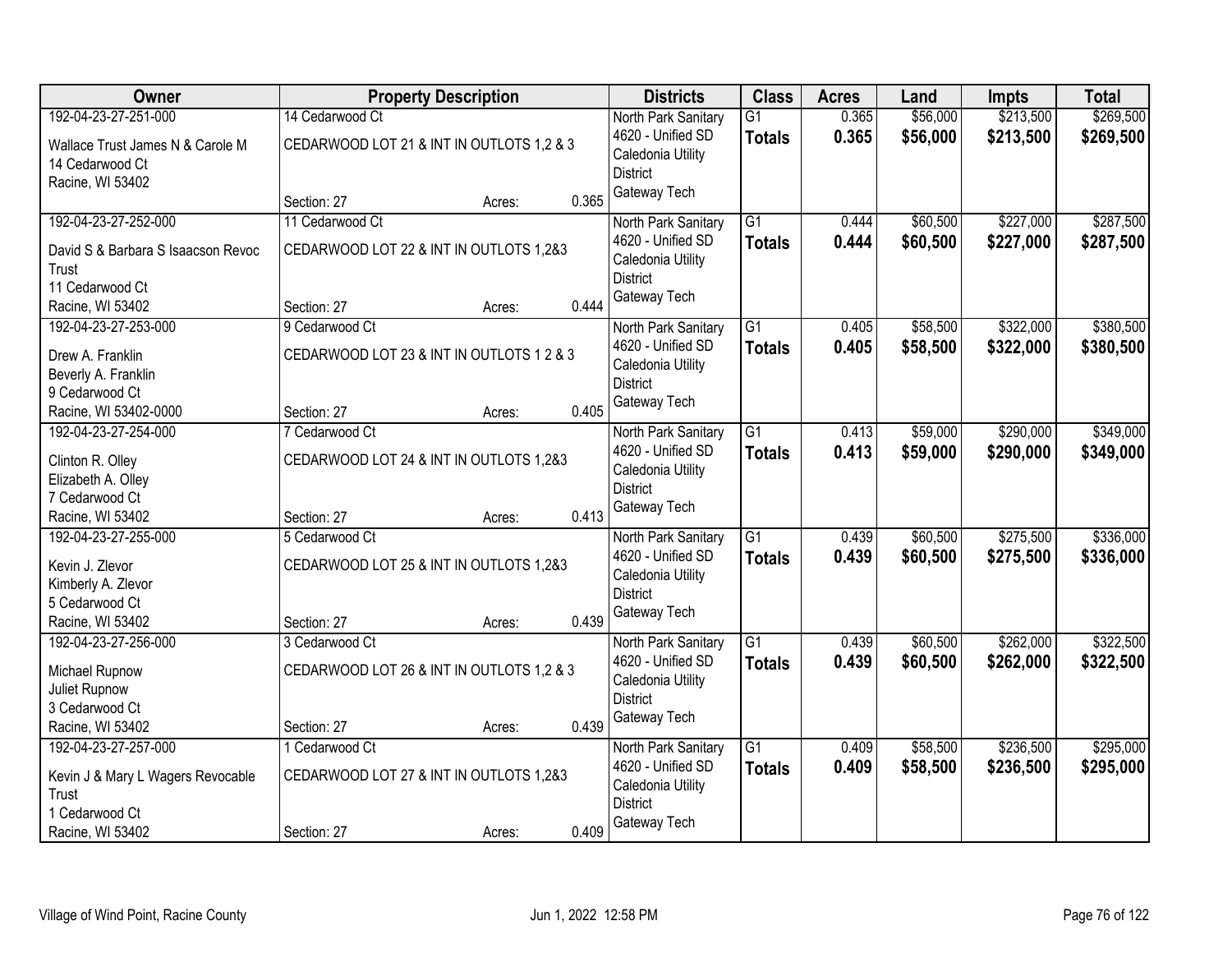| Owner | Property Description | Districts | Class | Acres | Land | Impts | Total |
|---|---|---|---|---|---|---|---|
| 192-04-23-27-251-000<br>Wallace Trust James N & Carole M<br>14 Cedarwood Ct<br>Racine, WI 53402 | 14 Cedarwood Ct<br>CEDARWOOD LOT 21 & INT IN OUTLOTS 1,2 & 3<br>Section: 27 Acres: 0.365 | North Park Sanitary<br>4620 - Unified SD<br>Caledonia Utility District<br>Gateway Tech | G1<br>**Totals** | 0.365<br>**0.365** | $56,000<br>**$56,000** | $213,500<br>**$213,500** | $269,500<br>**$269,500** |
| 192-04-23-27-252-000<br>David S & Barbara S Isaacson Revoc Trust<br>11 Cedarwood Ct<br>Racine, WI 53402 | 11 Cedarwood Ct<br>CEDARWOOD LOT 22 & INT IN OUTLOTS 1,2&3<br>Section: 27 Acres: 0.444 | North Park Sanitary<br>4620 - Unified SD<br>Caledonia Utility District<br>Gateway Tech | G1<br>**Totals** | 0.444<br>**0.444** | $60,500<br>**$60,500** | $227,000<br>**$227,000** | $287,500<br>**$287,500** |
| 192-04-23-27-253-000<br>Drew A. Franklin<br>Beverly A. Franklin<br>9 Cedarwood Ct<br>Racine, WI 53402-0000 | 9 Cedarwood Ct<br>CEDARWOOD LOT 23 & INT IN OUTLOTS 1 2 & 3<br>Section: 27 Acres: 0.405 | North Park Sanitary<br>4620 - Unified SD<br>Caledonia Utility District<br>Gateway Tech | G1<br>**Totals** | 0.405<br>**0.405** | $58,500<br>**$58,500** | $322,000<br>**$322,000** | $380,500<br>**$380,500** |
| 192-04-23-27-254-000<br>Clinton R. Olley<br>Elizabeth A. Olley<br>7 Cedarwood Ct<br>Racine, WI 53402 | 7 Cedarwood Ct<br>CEDARWOOD LOT 24 & INT IN OUTLOTS 1,2&3<br>Section: 27 Acres: 0.413 | North Park Sanitary<br>4620 - Unified SD<br>Caledonia Utility District<br>Gateway Tech | G1<br>**Totals** | 0.413<br>**0.413** | $59,000<br>**$59,000** | $290,000<br>**$290,000** | $349,000<br>**$349,000** |
| 192-04-23-27-255-000<br>Kevin J. Zlevor<br>Kimberly A. Zlevor<br>5 Cedarwood Ct<br>Racine, WI 53402 | 5 Cedarwood Ct<br>CEDARWOOD LOT 25 & INT IN OUTLOTS 1,2&3<br>Section: 27 Acres: 0.439 | North Park Sanitary<br>4620 - Unified SD<br>Caledonia Utility District<br>Gateway Tech | G1<br>**Totals** | 0.439<br>**0.439** | $60,500<br>**$60,500** | $275,500<br>**$275,500** | $336,000<br>**$336,000** |
| 192-04-23-27-256-000<br>Michael Rupnow<br>Juliet Rupnow<br>3 Cedarwood Ct<br>Racine, WI 53402 | 3 Cedarwood Ct<br>CEDARWOOD LOT 26 & INT IN OUTLOTS 1,2 & 3<br>Section: 27 Acres: 0.439 | North Park Sanitary<br>4620 - Unified SD<br>Caledonia Utility District<br>Gateway Tech | G1<br>**Totals** | 0.439<br>**0.439** | $60,500<br>**$60,500** | $262,000<br>**$262,000** | $322,500<br>**$322,500** |
| 192-04-23-27-257-000<br>Kevin J & Mary L Wagers Revocable Trust<br>1 Cedarwood Ct<br>Racine, WI 53402 | 1 Cedarwood Ct<br>CEDARWOOD LOT 27 & INT IN OUTLOTS 1,2&3<br>Section: 27 Acres: 0.409 | North Park Sanitary<br>4620 - Unified SD<br>Caledonia Utility District<br>Gateway Tech | G1<br>**Totals** | 0.409<br>**0.409** | $58,500<br>**$58,500** | $236,500<br>**$236,500** | $295,000<br>**$295,000** |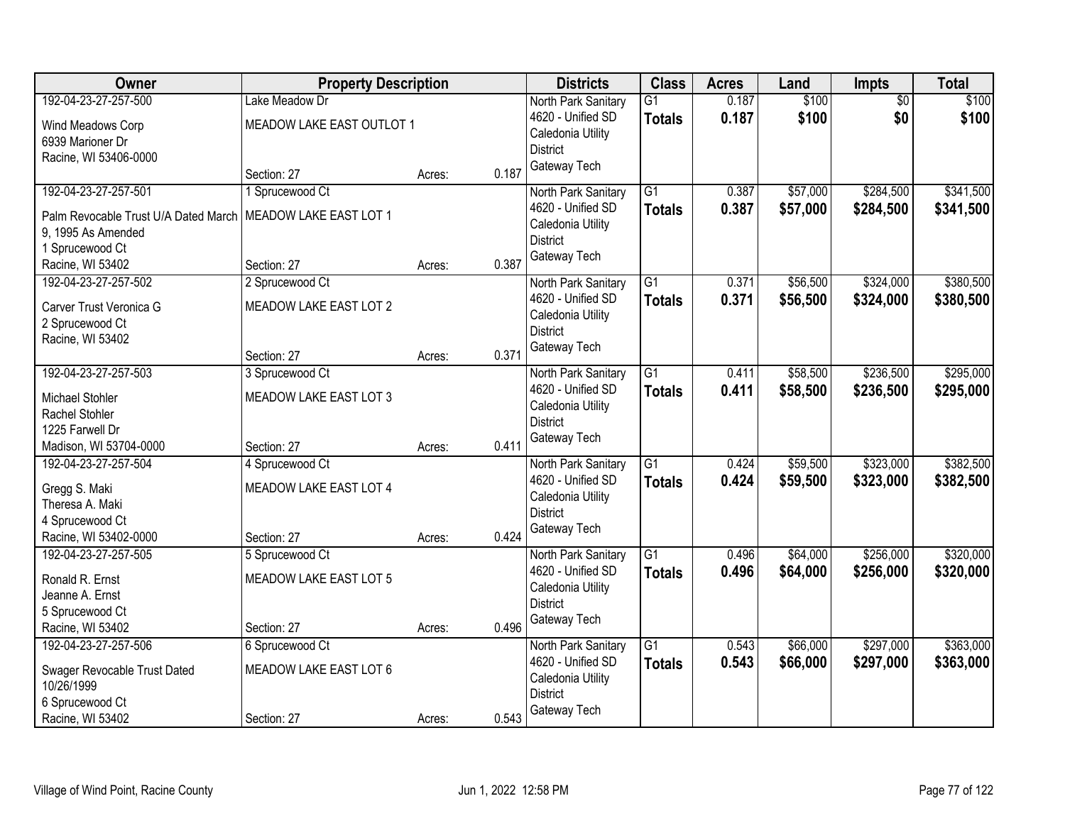| Owner | Property Description | | | Districts | Class | Acres | Land | Impts | Total |
|---|---|---|---|---|---|---|---|---|---|
| 192-04-23-27-257-500<br>Wind Meadows Corp<br>6939 Marioner Dr<br>Racine, WI 53406-0000 | Lake Meadow Dr<br>MEADOW LAKE EAST OUTLOT 1<br>Section: 27 | Acres: | 0.187 | North Park Sanitary<br>4620 - Unified SD<br>Caledonia Utility District<br>Gateway Tech | G1<br>**Totals** | 0.187<br>**0.187** | \$100<br>**\$100** | \$0<br>**\$0** | \$100<br>**\$100** |
| 192-04-23-27-257-501<br>Palm Revocable Trust U/A Dated March 9, 1995 As Amended<br>1 Sprucewood Ct<br>Racine, WI 53402 | 1 Sprucewood Ct<br>MEADOW LAKE EAST LOT 1<br>Section: 27 | Acres: | 0.387 | North Park Sanitary<br>4620 - Unified SD<br>Caledonia Utility District<br>Gateway Tech | G1<br>**Totals** | 0.387<br>**0.387** | \$57,000<br>**\$57,000** | \$284,500<br>**\$284,500** | \$341,500<br>**\$341,500** |
| 192-04-23-27-257-502<br>Carver Trust Veronica G<br>2 Sprucewood Ct<br>Racine, WI 53402 | 2 Sprucewood Ct<br>MEADOW LAKE EAST LOT 2<br>Section: 27 | Acres: | 0.371 | North Park Sanitary<br>4620 - Unified SD<br>Caledonia Utility District<br>Gateway Tech | G1<br>**Totals** | 0.371<br>**0.371** | \$56,500<br>**\$56,500** | \$324,000<br>**\$324,000** | \$380,500<br>**\$380,500** |
| 192-04-23-27-257-503<br>Michael Stohler<br>Rachel Stohler<br>1225 Farwell Dr<br>Madison, WI 53704-0000 | 3 Sprucewood Ct<br>MEADOW LAKE EAST LOT 3<br>Section: 27 | Acres: | 0.411 | North Park Sanitary<br>4620 - Unified SD<br>Caledonia Utility District<br>Gateway Tech | G1<br>**Totals** | 0.411<br>**0.411** | \$58,500<br>**\$58,500** | \$236,500<br>**\$236,500** | \$295,000<br>**\$295,000** |
| 192-04-23-27-257-504<br>Gregg S. Maki<br>Theresa A. Maki<br>4 Sprucewood Ct<br>Racine, WI 53402-0000 | 4 Sprucewood Ct<br>MEADOW LAKE EAST LOT 4<br>Section: 27 | Acres: | 0.424 | North Park Sanitary<br>4620 - Unified SD<br>Caledonia Utility District<br>Gateway Tech | G1<br>**Totals** | 0.424<br>**0.424** | \$59,500<br>**\$59,500** | \$323,000<br>**\$323,000** | \$382,500<br>**\$382,500** |
| 192-04-23-27-257-505<br>Ronald R. Ernst<br>Jeanne A. Ernst<br>5 Sprucewood Ct<br>Racine, WI 53402 | 5 Sprucewood Ct<br>MEADOW LAKE EAST LOT 5<br>Section: 27 | Acres: | 0.496 | North Park Sanitary<br>4620 - Unified SD<br>Caledonia Utility District<br>Gateway Tech | G1<br>**Totals** | 0.496<br>**0.496** | \$64,000<br>**\$64,000** | \$256,000<br>**\$256,000** | \$320,000<br>**\$320,000** |
| 192-04-23-27-257-506<br>Swager Revocable Trust Dated 10/26/1999<br>6 Sprucewood Ct<br>Racine, WI 53402 | 6 Sprucewood Ct<br>MEADOW LAKE EAST LOT 6<br>Section: 27 | Acres: | 0.543 | North Park Sanitary<br>4620 - Unified SD<br>Caledonia Utility District<br>Gateway Tech | G1<br>**Totals** | 0.543<br>**0.543** | \$66,000<br>**\$66,000** | \$297,000<br>**\$297,000** | \$363,000<br>**\$363,000** |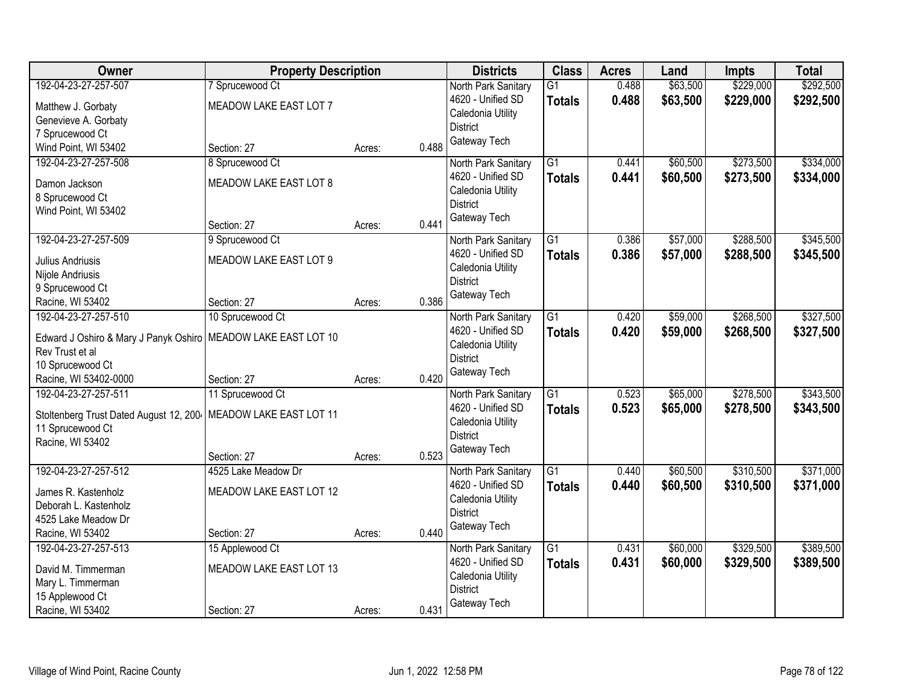| Owner | Property Description | | | Districts | Class | Acres | Land | Impts | Total |
|---|---|---|---|---|---|---|---|---|---|
| 192-04-23-27-257-507 | 7 Sprucewood Ct | | | North Park Sanitary | G1 | 0.488 | $63,500 | $229,000 | $292,500 |
| Matthew J. Gorbaty | MEADOW LAKE EAST LOT 7 | | | 4620 - Unified SD | **Totals** | **0.488** | **$63,500** | **$229,000** | **$292,500** |
| Genevieve A. Gorbaty | | | | Caledonia Utility | | | | | |
| 7 Sprucewood Ct | | | | District | | | | | |
| Wind Point, WI 53402 | Section: 27 | Acres: | 0.488 | Gateway Tech | | | | | |
| 192-04-23-27-257-508 | 8 Sprucewood Ct | | | North Park Sanitary | G1 | 0.441 | $60,500 | $273,500 | $334,000 |
| Damon Jackson | MEADOW LAKE EAST LOT 8 | | | 4620 - Unified SD | **Totals** | **0.441** | **$60,500** | **$273,500** | **$334,000** |
| 8 Sprucewood Ct | | | | Caledonia Utility | | | | | |
| Wind Point, WI 53402 | | | | District | | | | | |
| | Section: 27 | Acres: | 0.441 | Gateway Tech | | | | | |
| 192-04-23-27-257-509 | 9 Sprucewood Ct | | | North Park Sanitary | G1 | 0.386 | $57,000 | $288,500 | $345,500 |
| Julius Andriusis | MEADOW LAKE EAST LOT 9 | | | 4620 - Unified SD | **Totals** | **0.386** | **$57,000** | **$288,500** | **$345,500** |
| Nijole Andriusis | | | | Caledonia Utility | | | | | |
| 9 Sprucewood Ct | | | | District | | | | | |
| Racine, WI 53402 | Section: 27 | Acres: | 0.386 | Gateway Tech | | | | | |
| 192-04-23-27-257-510 | 10 Sprucewood Ct | | | North Park Sanitary | G1 | 0.420 | $59,000 | $268,500 | $327,500 |
| Edward J Oshiro & Mary J Panyk Oshiro | MEADOW LAKE EAST LOT 10 | | | 4620 - Unified SD | **Totals** | **0.420** | **$59,000** | **$268,500** | **$327,500** |
| Rev Trust et al | | | | Caledonia Utility | | | | | |
| 10 Sprucewood Ct | | | | District | | | | | |
| Racine, WI 53402-0000 | Section: 27 | Acres: | 0.420 | Gateway Tech | | | | | |
| 192-04-23-27-257-511 | 11 Sprucewood Ct | | | North Park Sanitary | G1 | 0.523 | $65,000 | $278,500 | $343,500 |
| Stoltenberg Trust Dated August 12, 200 | MEADOW LAKE EAST LOT 11 | | | 4620 - Unified SD | **Totals** | **0.523** | **$65,000** | **$278,500** | **$343,500** |
| 11 Sprucewood Ct | | | | Caledonia Utility | | | | | |
| Racine, WI 53402 | | | | District | | | | | |
| | Section: 27 | Acres: | 0.523 | Gateway Tech | | | | | |
| 192-04-23-27-257-512 | 4525 Lake Meadow Dr | | | North Park Sanitary | G1 | 0.440 | $60,500 | $310,500 | $371,000 |
| James R. Kastenholz | MEADOW LAKE EAST LOT 12 | | | 4620 - Unified SD | **Totals** | **0.440** | **$60,500** | **$310,500** | **$371,000** |
| Deborah L. Kastenholz | | | | Caledonia Utility | | | | | |
| 4525 Lake Meadow Dr | | | | District | | | | | |
| Racine, WI 53402 | Section: 27 | Acres: | 0.440 | Gateway Tech | | | | | |
| 192-04-23-27-257-513 | 15 Applewood Ct | | | North Park Sanitary | G1 | 0.431 | $60,000 | $329,500 | $389,500 |
| David M. Timmerman | MEADOW LAKE EAST LOT 13 | | | 4620 - Unified SD | **Totals** | **0.431** | **$60,000** | **$329,500** | **$389,500** |
| Mary L. Timmerman | | | | Caledonia Utility | | | | | |
| 15 Applewood Ct | | | | District | | | | | |
| Racine, WI 53402 | Section: 27 | Acres: | 0.431 | Gateway Tech | | | | | |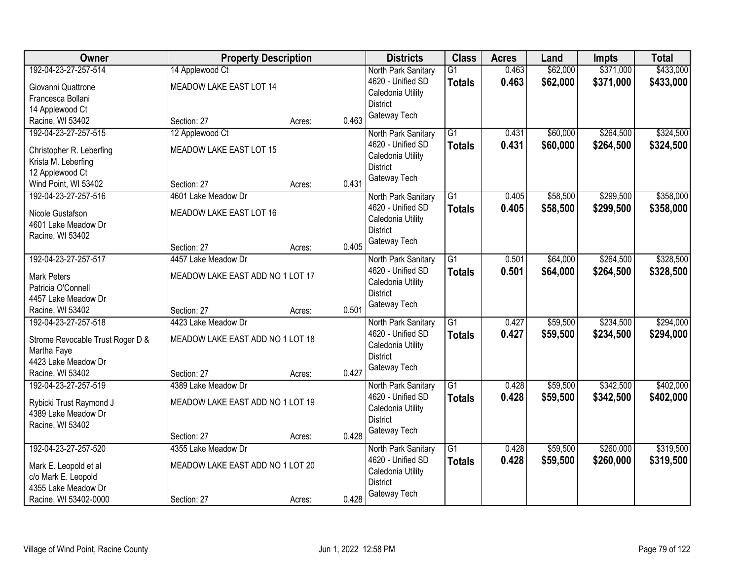| Owner | Property Description | | | Districts | Class | Acres | Land | Impts | Total |
|---|---|---|---|---|---|---|---|---|---|
| 192-04-23-27-257-514<br>Giovanni Quattrone<br>Francesca Bollani<br>14 Applewood Ct<br>Racine, WI 53402 | 14 Applewood Ct<br>MEADOW LAKE EAST LOT 14<br>Section: 27 | Acres: | 0.463 | North Park Sanitary<br>4620 - Unified SD<br>Caledonia Utility<br>District<br>Gateway Tech | G1<br>**Totals** | 0.463<br>**0.463** | $62,000<br>**$62,000** | $371,000<br>**$371,000** | $433,000<br>**$433,000** |
| 192-04-23-27-257-515<br>Christopher R. Leberfing<br>Krista M. Leberfing<br>12 Applewood Ct<br>Wind Point, WI 53402 | 12 Applewood Ct<br>MEADOW LAKE EAST LOT 15<br>Section: 27 | Acres: | 0.431 | North Park Sanitary<br>4620 - Unified SD<br>Caledonia Utility<br>District<br>Gateway Tech | G1<br>**Totals** | 0.431<br>**0.431** | $60,000<br>**$60,000** | $264,500<br>**$264,500** | $324,500<br>**$324,500** |
| 192-04-23-27-257-516<br>Nicole Gustafson<br>4601 Lake Meadow Dr<br>Racine, WI 53402 | 4601 Lake Meadow Dr<br>MEADOW LAKE EAST LOT 16<br>Section: 27 | Acres: | 0.405 | North Park Sanitary<br>4620 - Unified SD<br>Caledonia Utility<br>District<br>Gateway Tech | G1<br>**Totals** | 0.405<br>**0.405** | $58,500<br>**$58,500** | $299,500<br>**$299,500** | $358,000<br>**$358,000** |
| 192-04-23-27-257-517<br>Mark Peters<br>Patricia O'Connell<br>4457 Lake Meadow Dr<br>Racine, WI 53402 | 4457 Lake Meadow Dr<br>MEADOW LAKE EAST ADD NO 1 LOT 17<br>Section: 27 | Acres: | 0.501 | North Park Sanitary<br>4620 - Unified SD<br>Caledonia Utility<br>District<br>Gateway Tech | G1<br>**Totals** | 0.501<br>**0.501** | $64,000<br>**$64,000** | $264,500<br>**$264,500** | $328,500<br>**$328,500** |
| 192-04-23-27-257-518<br>Strome Revocable Trust Roger D &<br>Martha Faye<br>4423 Lake Meadow Dr<br>Racine, WI 53402 | 4423 Lake Meadow Dr<br>MEADOW LAKE EAST ADD NO 1 LOT 18<br>Section: 27 | Acres: | 0.427 | North Park Sanitary<br>4620 - Unified SD<br>Caledonia Utility<br>District<br>Gateway Tech | G1<br>**Totals** | 0.427<br>**0.427** | $59,500<br>**$59,500** | $234,500<br>**$234,500** | $294,000<br>**$294,000** |
| 192-04-23-27-257-519<br>Rybicki Trust Raymond J<br>4389 Lake Meadow Dr<br>Racine, WI 53402 | 4389 Lake Meadow Dr<br>MEADOW LAKE EAST ADD NO 1 LOT 19<br>Section: 27 | Acres: | 0.428 | North Park Sanitary<br>4620 - Unified SD<br>Caledonia Utility<br>District<br>Gateway Tech | G1<br>**Totals** | 0.428<br>**0.428** | $59,500<br>**$59,500** | $342,500<br>**$342,500** | $402,000<br>**$402,000** |
| 192-04-23-27-257-520<br>Mark E. Leopold et al<br>c/o Mark E. Leopold<br>4355 Lake Meadow Dr<br>Racine, WI 53402-0000 | 4355 Lake Meadow Dr<br>MEADOW LAKE EAST ADD NO 1 LOT 20<br>Section: 27 | Acres: | 0.428 | North Park Sanitary<br>4620 - Unified SD<br>Caledonia Utility<br>District<br>Gateway Tech | G1<br>**Totals** | 0.428<br>**0.428** | $59,500<br>**$59,500** | $260,000<br>**$260,000** | $319,500<br>**$319,500** |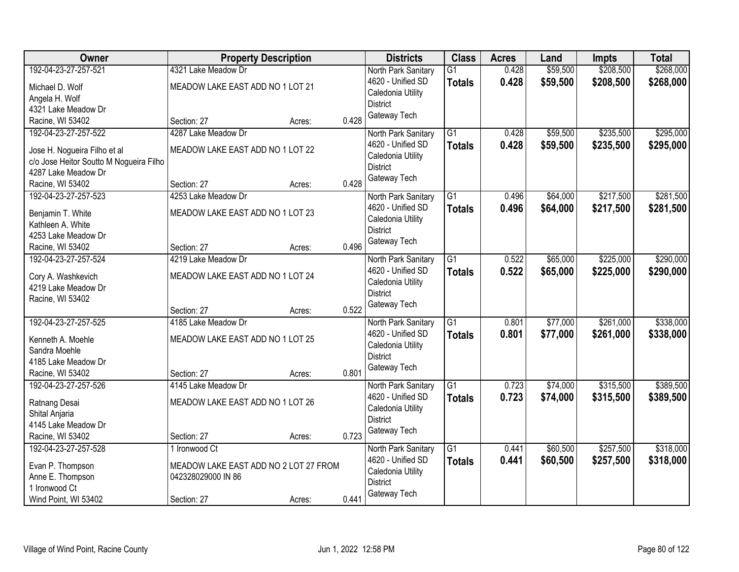| Owner | Property Description | | | Districts | Class | Acres | Land | Impts | Total |
|---|---|---|---|---|---|---|---|---|---|
| 192-04-23-27-257-521<br>Michael D. Wolf<br>Angela H. Wolf<br>4321 Lake Meadow Dr<br>Racine, WI 53402 | 4321 Lake Meadow Dr<br>MEADOW LAKE EAST ADD NO 1 LOT 21<br>Section: 27 | Acres: | 0.428 | North Park Sanitary<br>4620 - Unified SD<br>Caledonia Utility District<br>Gateway Tech | G1<br>**Totals** | 0.428<br>**0.428** | $59,500<br>**$59,500** | $208,500<br>**$208,500** | $268,000<br>**$268,000** |
| 192-04-23-27-257-522<br>Jose H. Nogueira Filho et al<br>c/o Jose Heitor Soutto M Nogueira Filho<br>4287 Lake Meadow Dr<br>Racine, WI 53402 | 4287 Lake Meadow Dr<br>MEADOW LAKE EAST ADD NO 1 LOT 22<br>Section: 27 | Acres: | 0.428 | North Park Sanitary<br>4620 - Unified SD<br>Caledonia Utility District<br>Gateway Tech | G1<br>**Totals** | 0.428<br>**0.428** | $59,500<br>**$59,500** | $235,500<br>**$235,500** | $295,000<br>**$295,000** |
| 192-04-23-27-257-523<br>Benjamin T. White<br>Kathleen A. White<br>4253 Lake Meadow Dr<br>Racine, WI 53402 | 4253 Lake Meadow Dr<br>MEADOW LAKE EAST ADD NO 1 LOT 23<br>Section: 27 | Acres: | 0.496 | North Park Sanitary<br>4620 - Unified SD<br>Caledonia Utility District<br>Gateway Tech | G1<br>**Totals** | 0.496<br>**0.496** | $64,000<br>**$64,000** | $217,500<br>**$217,500** | $281,500<br>**$281,500** |
| 192-04-23-27-257-524<br>Cory A. Washkevich<br>4219 Lake Meadow Dr<br>Racine, WI 53402 | 4219 Lake Meadow Dr<br>MEADOW LAKE EAST ADD NO 1 LOT 24<br>Section: 27 | Acres: | 0.522 | North Park Sanitary<br>4620 - Unified SD<br>Caledonia Utility District<br>Gateway Tech | G1<br>**Totals** | 0.522<br>**0.522** | $65,000<br>**$65,000** | $225,000<br>**$225,000** | $290,000<br>**$290,000** |
| 192-04-23-27-257-525<br>Kenneth A. Moehle<br>Sandra Moehle<br>4185 Lake Meadow Dr<br>Racine, WI 53402 | 4185 Lake Meadow Dr<br>MEADOW LAKE EAST ADD NO 1 LOT 25<br>Section: 27 | Acres: | 0.801 | North Park Sanitary<br>4620 - Unified SD<br>Caledonia Utility District<br>Gateway Tech | G1<br>**Totals** | 0.801<br>**0.801** | $77,000<br>**$77,000** | $261,000<br>**$261,000** | $338,000<br>**$338,000** |
| 192-04-23-27-257-526<br>Ratnang Desai<br>Shital Anjaria<br>4145 Lake Meadow Dr<br>Racine, WI 53402 | 4145 Lake Meadow Dr<br>MEADOW LAKE EAST ADD NO 1 LOT 26<br>Section: 27 | Acres: | 0.723 | North Park Sanitary<br>4620 - Unified SD<br>Caledonia Utility District<br>Gateway Tech | G1<br>**Totals** | 0.723<br>**0.723** | $74,000<br>**$74,000** | $315,500<br>**$315,500** | $389,500<br>**$389,500** |
| 192-04-23-27-257-528<br>Evan P. Thompson<br>Anne E. Thompson<br>1 Ironwood Ct<br>Wind Point, WI 53402 | 1 Ironwood Ct<br>MEADOW LAKE EAST ADD NO 2 LOT 27 FROM 042328029000 IN 86<br>Section: 27 | Acres: | 0.441 | North Park Sanitary<br>4620 - Unified SD<br>Caledonia Utility District<br>Gateway Tech | G1<br>**Totals** | 0.441<br>**0.441** | $60,500<br>**$60,500** | $257,500<br>**$257,500** | $318,000<br>**$318,000** |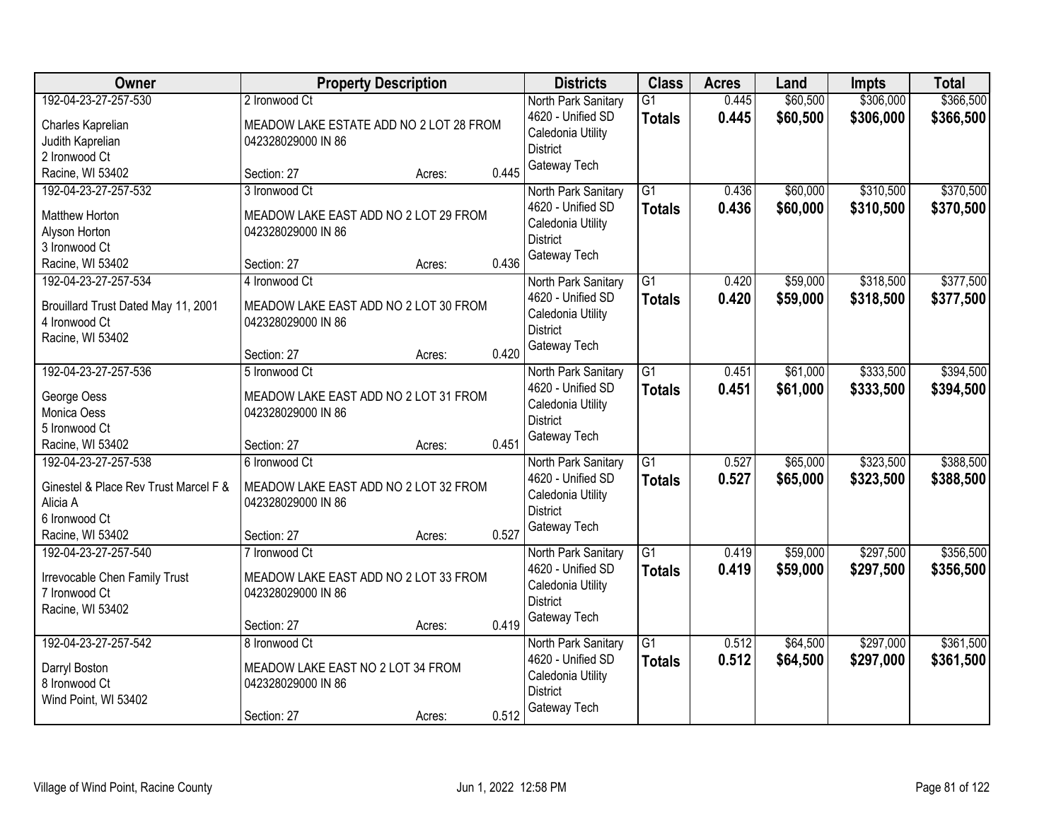| Owner | Property Description | | | Districts | Class | Acres | Land | Impts | Total |
|---|---|---|---|---|---|---|---|---|---|
| 192-04-23-27-257-530<br>Charles Kaprelian<br>Judith Kaprelian<br>2 Ironwood Ct<br>Racine, WI 53402 | 2 Ironwood Ct<br>MEADOW LAKE ESTATE ADD NO 2 LOT 28 FROM 042328029000 IN 86<br>Section: 27 | Acres: | 0.445 | North Park Sanitary<br>4620 - Unified SD<br>Caledonia Utility District<br>Gateway Tech | G1<br>**Totals** | 0.445<br>**0.445** | $60,500<br>**$60,500** | $306,000<br>**$306,000** | $366,500<br>**$366,500** |
| 192-04-23-27-257-532<br>Matthew Horton<br>Alyson Horton<br>3 Ironwood Ct<br>Racine, WI 53402 | 3 Ironwood Ct<br>MEADOW LAKE EAST ADD NO 2 LOT 29 FROM 042328029000 IN 86<br>Section: 27 | Acres: | 0.436 | North Park Sanitary<br>4620 - Unified SD<br>Caledonia Utility District<br>Gateway Tech | G1<br>**Totals** | 0.436<br>**0.436** | $60,000<br>**$60,000** | $310,500<br>**$310,500** | $370,500<br>**$370,500** |
| 192-04-23-27-257-534<br>Brouillard Trust Dated May 11, 2001<br>4 Ironwood Ct<br>Racine, WI 53402 | 4 Ironwood Ct<br>MEADOW LAKE EAST ADD NO 2 LOT 30 FROM 042328029000 IN 86<br>Section: 27 | Acres: | 0.420 | North Park Sanitary<br>4620 - Unified SD<br>Caledonia Utility District<br>Gateway Tech | G1<br>**Totals** | 0.420<br>**0.420** | $59,000<br>**$59,000** | $318,500<br>**$318,500** | $377,500<br>**$377,500** |
| 192-04-23-27-257-536<br>George Oess<br>Monica Oess<br>5 Ironwood Ct<br>Racine, WI 53402 | 5 Ironwood Ct<br>MEADOW LAKE EAST ADD NO 2 LOT 31 FROM 042328029000 IN 86<br>Section: 27 | Acres: | 0.451 | North Park Sanitary<br>4620 - Unified SD<br>Caledonia Utility District<br>Gateway Tech | G1<br>**Totals** | 0.451<br>**0.451** | $61,000<br>**$61,000** | $333,500<br>**$333,500** | $394,500<br>**$394,500** |
| 192-04-23-27-257-538<br>Ginestel & Place Rev Trust Marcel F & Alicia A<br>6 Ironwood Ct<br>Racine, WI 53402 | 6 Ironwood Ct<br>MEADOW LAKE EAST ADD NO 2 LOT 32 FROM 042328029000 IN 86<br>Section: 27 | Acres: | 0.527 | North Park Sanitary<br>4620 - Unified SD<br>Caledonia Utility District<br>Gateway Tech | G1<br>**Totals** | 0.527<br>**0.527** | $65,000<br>**$65,000** | $323,500<br>**$323,500** | $388,500<br>**$388,500** |
| 192-04-23-27-257-540<br>Irrevocable Chen Family Trust<br>7 Ironwood Ct<br>Racine, WI 53402 | 7 Ironwood Ct<br>MEADOW LAKE EAST ADD NO 2 LOT 33 FROM 042328029000 IN 86<br>Section: 27 | Acres: | 0.419 | North Park Sanitary<br>4620 - Unified SD<br>Caledonia Utility District<br>Gateway Tech | G1<br>**Totals** | 0.419<br>**0.419** | $59,000<br>**$59,000** | $297,500<br>**$297,500** | $356,500<br>**$356,500** |
| 192-04-23-27-257-542<br>Darryl Boston<br>8 Ironwood Ct<br>Wind Point, WI 53402 | 8 Ironwood Ct<br>MEADOW LAKE EAST NO 2 LOT 34 FROM 042328029000 IN 86<br>Section: 27 | Acres: | 0.512 | North Park Sanitary<br>4620 - Unified SD<br>Caledonia Utility District<br>Gateway Tech | G1<br>**Totals** | 0.512<br>**0.512** | $64,500<br>**$64,500** | $297,000<br>**$297,000** | $361,500<br>**$361,500** |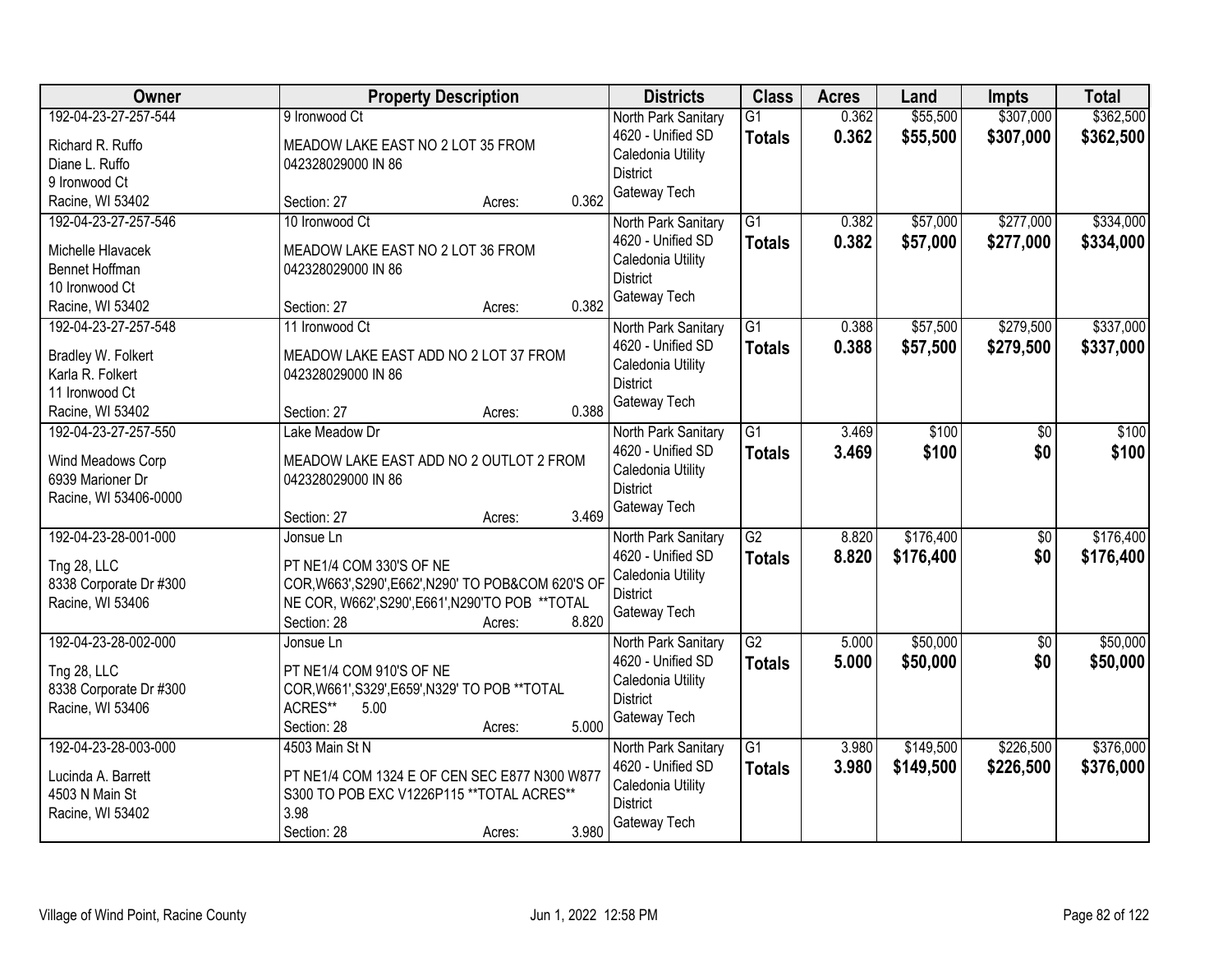| Owner | Property Description | Districts | Class | Acres | Land | Impts | Total |
|---|---|---|---|---|---|---|---|
| 192-04-23-27-257-544<br><br>Richard R. Ruffo<br>Diane L. Ruffo<br>9 Ironwood Ct<br>Racine, WI 53402 | 9 Ironwood Ct<br><br>MEADOW LAKE EAST NO 2 LOT 35 FROM 042328029000 IN 86<br><br>Section: 27 Acres: 0.362 | North Park Sanitary<br>4620 - Unified SD<br>Caledonia Utility District<br>Gateway Tech | G1<br>**Totals** | 0.362<br>**0.362** | $55,500<br>**$55,500** | $307,000<br>**$307,000** | $362,500<br>**$362,500** |
| 192-04-23-27-257-546<br><br>Michelle Hlavacek<br>Bennet Hoffman<br>10 Ironwood Ct<br>Racine, WI 53402 | 10 Ironwood Ct<br><br>MEADOW LAKE EAST NO 2 LOT 36 FROM 042328029000 IN 86<br><br>Section: 27 Acres: 0.382 | North Park Sanitary<br>4620 - Unified SD<br>Caledonia Utility District<br>Gateway Tech | G1<br>**Totals** | 0.382<br>**0.382** | $57,000<br>**$57,000** | $277,000<br>**$277,000** | $334,000<br>**$334,000** |
| 192-04-23-27-257-548<br><br>Bradley W. Folkert<br>Karla R. Folkert<br>11 Ironwood Ct<br>Racine, WI 53402 | 11 Ironwood Ct<br><br>MEADOW LAKE EAST ADD NO 2 LOT 37 FROM 042328029000 IN 86<br><br>Section: 27 Acres: 0.388 | North Park Sanitary<br>4620 - Unified SD<br>Caledonia Utility District<br>Gateway Tech | G1<br>**Totals** | 0.388<br>**0.388** | $57,500<br>**$57,500** | $279,500<br>**$279,500** | $337,000<br>**$337,000** |
| 192-04-23-27-257-550<br><br>Wind Meadows Corp<br>6939 Marioner Dr<br>Racine, WI 53406-0000 | Lake Meadow Dr<br><br>MEADOW LAKE EAST ADD NO 2 OUTLOT 2 FROM 042328029000 IN 86<br><br>Section: 27 Acres: 3.469 | North Park Sanitary<br>4620 - Unified SD<br>Caledonia Utility District<br>Gateway Tech | G1<br>**Totals** | 3.469<br>**3.469** | $100<br>**$100** | $0<br>**$0** | $100<br>**$100** |
| 192-04-23-28-001-000<br><br>Tng 28, LLC<br>8338 Corporate Dr #300<br>Racine, WI 53406 | Jonsue Ln<br><br>PT NE1/4 COM 330'S OF NE COR,W663',S290',E662',N290' TO POB&COM 620'S OF NE COR, W662',S290',E661',N290'TO POB **TOTAL<br>Section: 28 Acres: 8.820 | North Park Sanitary<br>4620 - Unified SD<br>Caledonia Utility District<br>Gateway Tech | G2<br>**Totals** | 8.820<br>**8.820** | $176,400<br>**$176,400** | $0<br>**$0** | $176,400<br>**$176,400** |
| 192-04-23-28-002-000<br><br>Tng 28, LLC<br>8338 Corporate Dr #300<br>Racine, WI 53406 | Jonsue Ln<br><br>PT NE1/4 COM 910'S OF NE COR,W661',S329',E659',N329' TO POB **TOTAL ACRES** 5.00<br>Section: 28 Acres: 5.000 | North Park Sanitary<br>4620 - Unified SD<br>Caledonia Utility District<br>Gateway Tech | G2<br>**Totals** | 5.000<br>**5.000** | $50,000<br>**$50,000** | $0<br>**$0** | $50,000<br>**$50,000** |
| 192-04-23-28-003-000<br><br>Lucinda A. Barrett<br>4503 N Main St<br>Racine, WI 53402 | 4503 Main St N<br><br>PT NE1/4 COM 1324 E OF CEN SEC E877 N300 W877 S300 TO POB EXC V1226P115 **TOTAL ACRES** 3.98<br>Section: 28 Acres: 3.980 | North Park Sanitary<br>4620 - Unified SD<br>Caledonia Utility District<br>Gateway Tech | G1<br>**Totals** | 3.980<br>**3.980** | $149,500<br>**$149,500** | $226,500<br>**$226,500** | $376,000<br>**$376,000** |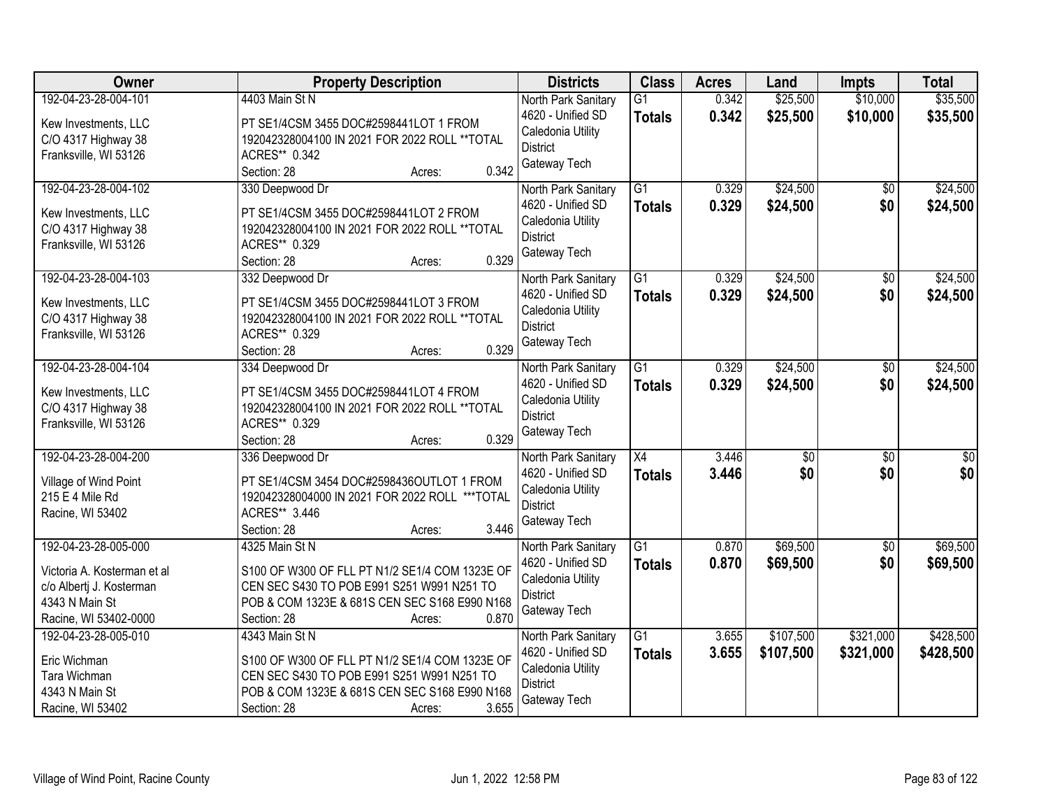| Owner | Property Description | Districts | Class | Acres | Land | Impts | Total |
|---|---|---|---|---|---|---|---|
| 192-04-23-28-004-101<br><br>Kew Investments, LLC<br>C/O 4317 Highway 38<br>Franksville, WI 53126 | 4403 Main St N<br><br>PT SE1/4CSM 3455 DOC#2598441LOT 1 FROM 192042328004100 IN 2021 FOR 2022 ROLL **TOTAL ACRES** 0.342<br>Section: 28 Acres: 0.342 | North Park Sanitary<br>4620 - Unified SD<br>Caledonia Utility District<br>Gateway Tech | G1<br>**Totals** | 0.342<br>**0.342** | $25,500<br>**$25,500** | $10,000<br>**$10,000** | $35,500<br>**$35,500** |
| 192-04-23-28-004-102<br><br>Kew Investments, LLC<br>C/O 4317 Highway 38<br>Franksville, WI 53126 | 330 Deepwood Dr<br><br>PT SE1/4CSM 3455 DOC#2598441LOT 2 FROM 192042328004100 IN 2021 FOR 2022 ROLL **TOTAL ACRES** 0.329<br>Section: 28 Acres: 0.329 | North Park Sanitary<br>4620 - Unified SD<br>Caledonia Utility District<br>Gateway Tech | G1<br>**Totals** | 0.329<br>**0.329** | $24,500<br>**$24,500** | $0<br>**$0** | $24,500<br>**$24,500** |
| 192-04-23-28-004-103<br><br>Kew Investments, LLC<br>C/O 4317 Highway 38<br>Franksville, WI 53126 | 332 Deepwood Dr<br><br>PT SE1/4CSM 3455 DOC#2598441LOT 3 FROM 192042328004100 IN 2021 FOR 2022 ROLL **TOTAL ACRES** 0.329<br>Section: 28 Acres: 0.329 | North Park Sanitary<br>4620 - Unified SD<br>Caledonia Utility District<br>Gateway Tech | G1<br>**Totals** | 0.329<br>**0.329** | $24,500<br>**$24,500** | $0<br>**$0** | $24,500<br>**$24,500** |
| 192-04-23-28-004-104<br><br>Kew Investments, LLC<br>C/O 4317 Highway 38<br>Franksville, WI 53126 | 334 Deepwood Dr<br><br>PT SE1/4CSM 3455 DOC#2598441LOT 4 FROM 192042328004100 IN 2021 FOR 2022 ROLL **TOTAL ACRES** 0.329<br>Section: 28 Acres: 0.329 | North Park Sanitary<br>4620 - Unified SD<br>Caledonia Utility District<br>Gateway Tech | G1<br>**Totals** | 0.329<br>**0.329** | $24,500<br>**$24,500** | $0<br>**$0** | $24,500<br>**$24,500** |
| 192-04-23-28-004-200<br><br>Village of Wind Point<br>215 E 4 Mile Rd<br>Racine, WI 53402 | 336 Deepwood Dr<br><br>PT SE1/4CSM 3454 DOC#2598436OUTLOT 1 FROM 192042328004000 IN 2021 FOR 2022 ROLL ***TOTAL ACRES** 3.446<br>Section: 28 Acres: 3.446 | North Park Sanitary<br>4620 - Unified SD<br>Caledonia Utility District<br>Gateway Tech | X4<br>**Totals** | 3.446<br>**3.446** | $0<br>**$0** | $0<br>**$0** | $0<br>**$0** |
| 192-04-23-28-005-000<br><br>Victoria A. Kosterman et al<br>c/o Albertj J. Kosterman<br>4343 N Main St<br>Racine, WI 53402-0000 | 4325 Main St N<br><br>S100 OF W300 OF FLL PT N1/2 SE1/4 COM 1323E OF CEN SEC S430 TO POB E991 S251 W991 N251 TO POB & COM 1323E & 681S CEN SEC S168 E990 N168<br>Section: 28 Acres: 0.870 | North Park Sanitary<br>4620 - Unified SD<br>Caledonia Utility District<br>Gateway Tech | G1<br>**Totals** | 0.870<br>**0.870** | $69,500<br>**$69,500** | $0<br>**$0** | $69,500<br>**$69,500** |
| 192-04-23-28-005-010<br><br>Eric Wichman<br>Tara Wichman<br>4343 N Main St<br>Racine, WI 53402 | 4343 Main St N<br><br>S100 OF W300 OF FLL PT N1/2 SE1/4 COM 1323E OF CEN SEC S430 TO POB E991 S251 W991 N251 TO POB & COM 1323E & 681S CEN SEC S168 E990 N168<br>Section: 28 Acres: 3.655 | North Park Sanitary<br>4620 - Unified SD<br>Caledonia Utility District<br>Gateway Tech | G1<br>**Totals** | 3.655<br>**3.655** | $107,500<br>**$107,500** | $321,000<br>**$321,000** | $428,500<br>**$428,500** |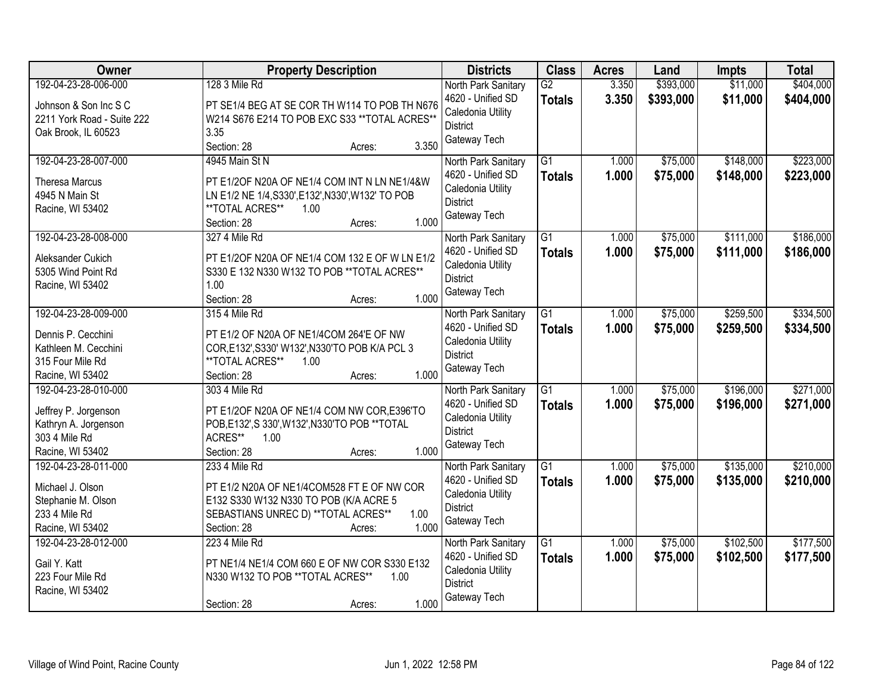| Owner | Property Description | Districts | Class | Acres | Land | Impts | Total |
|---|---|---|---|---|---|---|---|
| 192-04-23-28-006-000<br>Johnson & Son Inc S C<br>2211 York Road - Suite 222<br>Oak Brook, IL 60523 | 128 3 Mile Rd<br>PT SE1/4 BEG AT SE COR TH W114 TO POB TH N676 W214 S676 E214 TO POB EXC S33 **TOTAL ACRES** 3.35<br>Section: 28 Acres: 3.350 | North Park Sanitary<br>4620 - Unified SD<br>Caledonia Utility District<br>Gateway Tech | G2<br>**Totals** | 3.350<br>**3.350** | $393,000<br>**$393,000** | $11,000<br>**$11,000** | $404,000<br>**$404,000** |
| 192-04-23-28-007-000<br>Theresa Marcus<br>4945 N Main St<br>Racine, WI 53402 | 4945 Main St N<br>PT E1/2OF N20A OF NE1/4 COM INT N LN NE1/4&W LN E1/2 NE 1/4,S330',E132',N330',W132' TO POB **TOTAL ACRES** 1.00<br>Section: 28 Acres: 1.000 | North Park Sanitary<br>4620 - Unified SD<br>Caledonia Utility District<br>Gateway Tech | G1<br>**Totals** | 1.000<br>**1.000** | $75,000<br>**$75,000** | $148,000<br>**$148,000** | $223,000<br>**$223,000** |
| 192-04-23-28-008-000<br>Aleksander Cukich<br>5305 Wind Point Rd<br>Racine, WI 53402 | 327 4 Mile Rd<br>PT E1/2OF N20A OF NE1/4 COM 132 E OF W LN E1/2 S330 E 132 N330 W132 TO POB **TOTAL ACRES** 1.00<br>Section: 28 Acres: 1.000 | North Park Sanitary<br>4620 - Unified SD<br>Caledonia Utility District<br>Gateway Tech | G1<br>**Totals** | 1.000<br>**1.000** | $75,000<br>**$75,000** | $111,000<br>**$111,000** | $186,000<br>**$186,000** |
| 192-04-23-28-009-000<br>Dennis P. Cecchini<br>Kathleen M. Cecchini<br>315 Four Mile Rd<br>Racine, WI 53402 | 315 4 Mile Rd<br>PT E1/2 OF N20A OF NE1/4COM 264'E OF NW COR,E132',S330' W132',N330'TO POB K/A PCL 3 **TOTAL ACRES** 1.00<br>Section: 28 Acres: 1.000 | North Park Sanitary<br>4620 - Unified SD<br>Caledonia Utility District<br>Gateway Tech | G1<br>**Totals** | 1.000<br>**1.000** | $75,000<br>**$75,000** | $259,500<br>**$259,500** | $334,500<br>**$334,500** |
| 192-04-23-28-010-000<br>Jeffrey P. Jorgenson<br>Kathryn A. Jorgenson<br>303 4 Mile Rd<br>Racine, WI 53402 | 303 4 Mile Rd<br>PT E1/2OF N20A OF NE1/4 COM NW COR,E396'TO POB,E132',S 330',W132',N330'TO POB **TOTAL ACRES** 1.00<br>Section: 28 Acres: 1.000 | North Park Sanitary<br>4620 - Unified SD<br>Caledonia Utility District<br>Gateway Tech | G1<br>**Totals** | 1.000<br>**1.000** | $75,000<br>**$75,000** | $196,000<br>**$196,000** | $271,000<br>**$271,000** |
| 192-04-23-28-011-000<br>Michael J. Olson<br>Stephanie M. Olson<br>233 4 Mile Rd<br>Racine, WI 53402 | 233 4 Mile Rd<br>PT E1/2 N20A OF NE1/4COM528 FT E OF NW COR E132 S330 W132 N330 TO POB (K/A ACRE 5 SEBASTIANS UNREC D) **TOTAL ACRES** 1.00<br>Section: 28 Acres: 1.000 | North Park Sanitary<br>4620 - Unified SD<br>Caledonia Utility District<br>Gateway Tech | G1<br>**Totals** | 1.000<br>**1.000** | $75,000<br>**$75,000** | $135,000<br>**$135,000** | $210,000<br>**$210,000** |
| 192-04-23-28-012-000<br>Gail Y. Katt<br>223 Four Mile Rd<br>Racine, WI 53402 | 223 4 Mile Rd<br>PT NE1/4 NE1/4 COM 660 E OF NW COR S330 E132 N330 W132 TO POB **TOTAL ACRES** 1.00<br>Section: 28 Acres: 1.000 | North Park Sanitary<br>4620 - Unified SD<br>Caledonia Utility District<br>Gateway Tech | G1<br>**Totals** | 1.000<br>**1.000** | $75,000<br>**$75,000** | $102,500<br>**$102,500** | $177,500<br>**$177,500** |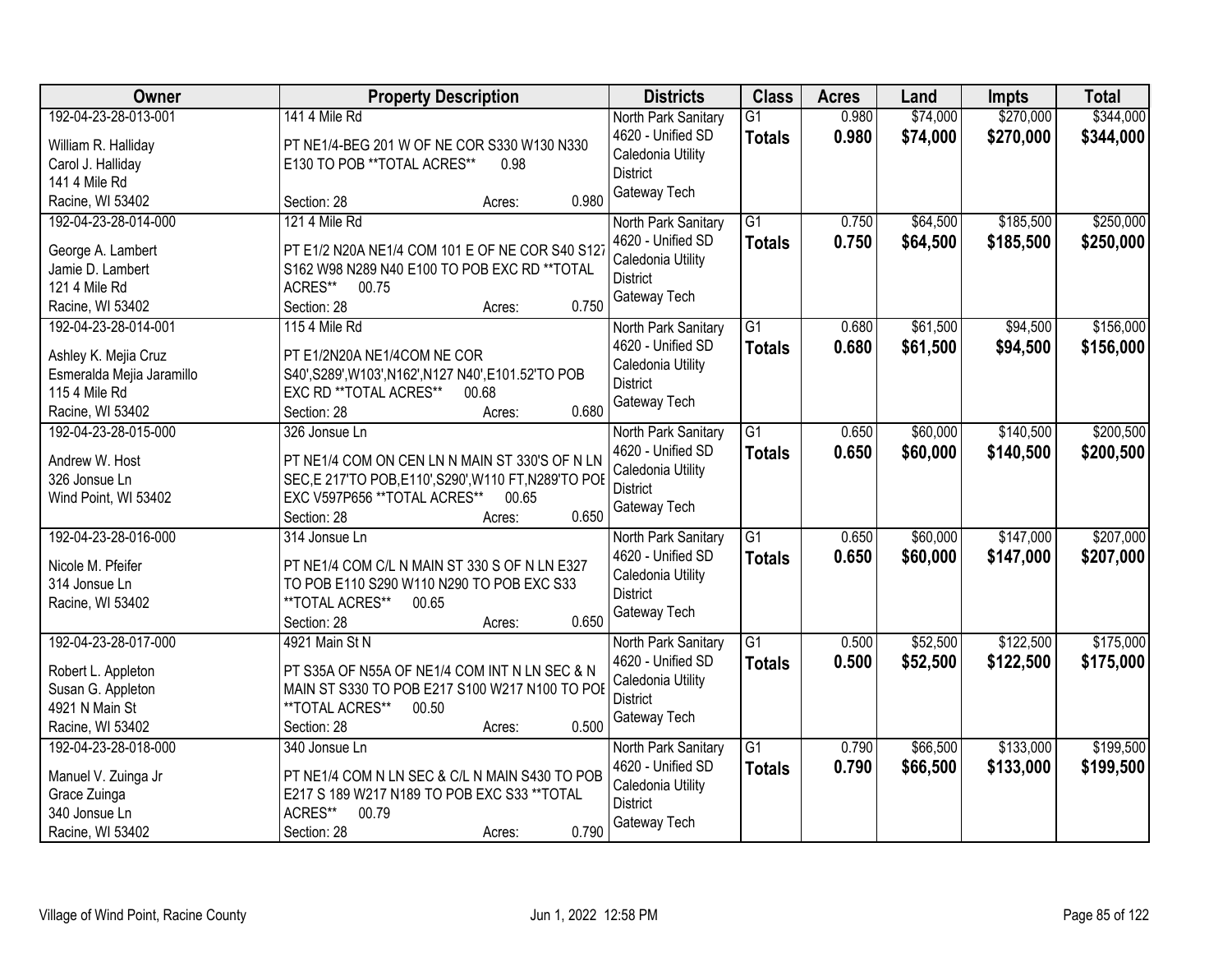| Owner | Property Description | Districts | Class | Acres | Land | Impts | Total |
|---|---|---|---|---|---|---|---|
| 192-04-23-28-013-001<br>William R. Halliday<br>Carol J. Halliday<br>141 4 Mile Rd<br>Racine, WI 53402 | 141 4 Mile Rd<br>PT NE1/4-BEG 201 W OF NE COR S330 W130 N330 E130 TO POB **TOTAL ACRES** 0.98<br>Section: 28 Acres: 0.980 | North Park Sanitary<br>4620 - Unified SD<br>Caledonia Utility District<br>Gateway Tech | G1<br>**Totals** | 0.980<br>**0.980** | $74,000<br>**$74,000** | $270,000<br>**$270,000** | $344,000<br>**$344,000** |
| 192-04-23-28-014-000<br>George A. Lambert<br>Jamie D. Lambert<br>121 4 Mile Rd<br>Racine, WI 53402 | 121 4 Mile Rd<br>PT E1/2 N20A NE1/4 COM 101 E OF NE COR S40 S127 S162 W98 N289 N40 E100 TO POB EXC RD **TOTAL ACRES** 00.75<br>Section: 28 Acres: 0.750 | North Park Sanitary<br>4620 - Unified SD<br>Caledonia Utility District<br>Gateway Tech | G1<br>**Totals** | 0.750<br>**0.750** | $64,500<br>**$64,500** | $185,500<br>**$185,500** | $250,000<br>**$250,000** |
| 192-04-23-28-014-001<br>Ashley K. Mejia Cruz<br>Esmeralda Mejia Jaramillo<br>115 4 Mile Rd<br>Racine, WI 53402 | 115 4 Mile Rd<br>PT E1/2N20A NE1/4COM NE COR S40',S289',W103',N162',N127 N40',E101.52'TO POB EXC RD **TOTAL ACRES** 00.68<br>Section: 28 Acres: 0.680 | North Park Sanitary<br>4620 - Unified SD<br>Caledonia Utility District<br>Gateway Tech | G1<br>**Totals** | 0.680<br>**0.680** | $61,500<br>**$61,500** | $94,500<br>**$94,500** | $156,000<br>**$156,000** |
| 192-04-23-28-015-000<br>Andrew W. Host<br>326 Jonsue Ln<br>Wind Point, WI 53402 | 326 Jonsue Ln<br>PT NE1/4 COM ON CEN LN N MAIN ST 330'S OF N LN SEC,E 217'TO POB,E110',S290',W110 FT,N289'TO POB EXC V597P656 **TOTAL ACRES** 00.65<br>Section: 28 Acres: 0.650 | North Park Sanitary<br>4620 - Unified SD<br>Caledonia Utility District<br>Gateway Tech | G1<br>**Totals** | 0.650<br>**0.650** | $60,000<br>**$60,000** | $140,500<br>**$140,500** | $200,500<br>**$200,500** |
| 192-04-23-28-016-000<br>Nicole M. Pfeifer<br>314 Jonsue Ln<br>Racine, WI 53402 | 314 Jonsue Ln<br>PT NE1/4 COM C/L N MAIN ST 330 S OF N LN E327 TO POB E110 S290 W110 N290 TO POB EXC S33 **TOTAL ACRES** 00.65<br>Section: 28 Acres: 0.650 | North Park Sanitary<br>4620 - Unified SD<br>Caledonia Utility District<br>Gateway Tech | G1<br>**Totals** | 0.650<br>**0.650** | $60,000<br>**$60,000** | $147,000<br>**$147,000** | $207,000<br>**$207,000** |
| 192-04-23-28-017-000<br>Robert L. Appleton<br>Susan G. Appleton<br>4921 N Main St<br>Racine, WI 53402 | 4921 Main St N<br>PT S35A OF N55A OF NE1/4 COM INT N LN SEC & N MAIN ST S330 TO POB E217 S100 W217 N100 TO POB **TOTAL ACRES** 00.50<br>Section: 28 Acres: 0.500 | North Park Sanitary<br>4620 - Unified SD<br>Caledonia Utility District<br>Gateway Tech | G1<br>**Totals** | 0.500<br>**0.500** | $52,500<br>**$52,500** | $122,500<br>**$122,500** | $175,000<br>**$175,000** |
| 192-04-23-28-018-000<br>Manuel V. Zuinga Jr<br>Grace Zuinga<br>340 Jonsue Ln<br>Racine, WI 53402 | 340 Jonsue Ln<br>PT NE1/4 COM N LN SEC & C/L N MAIN S430 TO POB E217 S 189 W217 N189 TO POB EXC S33 **TOTAL ACRES** 00.79<br>Section: 28 Acres: 0.790 | North Park Sanitary<br>4620 - Unified SD<br>Caledonia Utility District<br>Gateway Tech | G1<br>**Totals** | 0.790<br>**0.790** | $66,500<br>**$66,500** | $133,000<br>**$133,000** | $199,500<br>**$199,500** |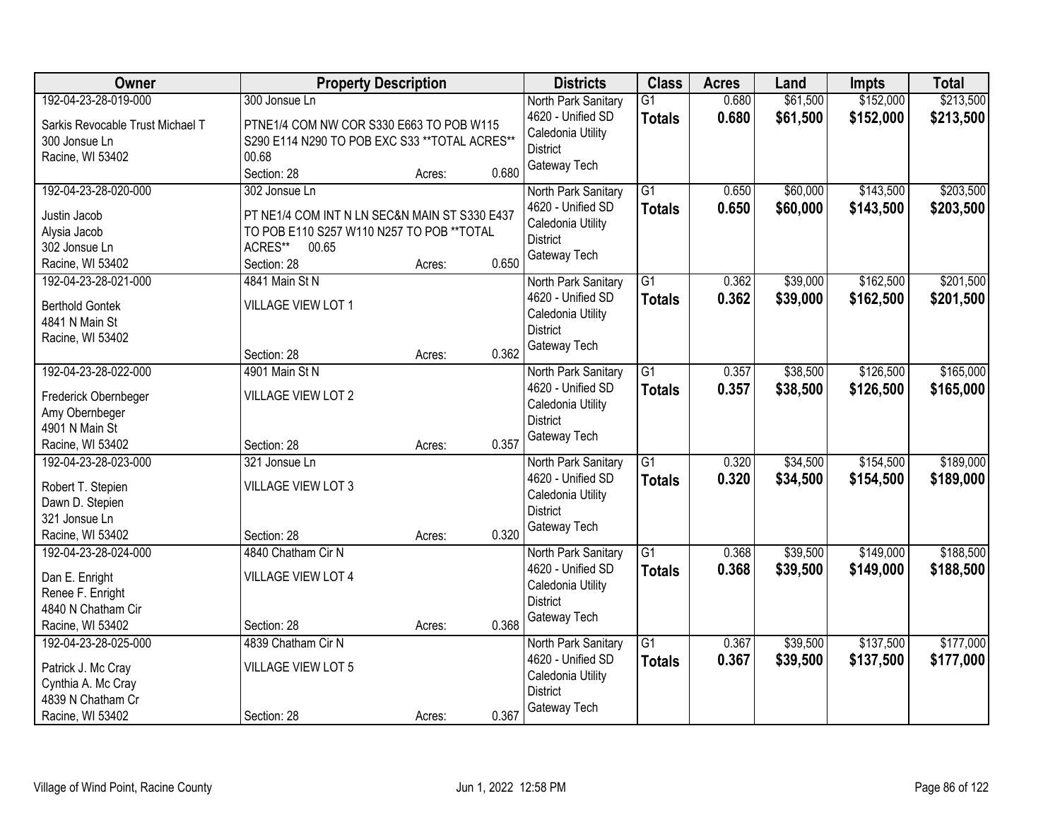| Owner | Property Description | Districts | Class | Acres | Land | Impts | Total |
|---|---|---|---|---|---|---|---|
| 192-04-23-28-019-000<br>Sarkis Revocable Trust Michael T<br>300 Jonsue Ln<br>Racine, WI 53402 | 300 Jonsue Ln<br>PTNE1/4 COM NW COR S330 E663 TO POB W115 S290 E114 N290 TO POB EXC S33 **TOTAL ACRES** 00.68<br>Section: 28 Acres: 0.680 | North Park Sanitary<br>4620 - Unified SD<br>Caledonia Utility District<br>Gateway Tech | G1<br>**Totals** | 0.680<br>**0.680** | $61,500<br>**$61,500** | $152,000<br>**$152,000** | $213,500<br>**$213,500** |
| 192-04-23-28-020-000<br>Justin Jacob<br>Alysia Jacob<br>302 Jonsue Ln<br>Racine, WI 53402 | 302 Jonsue Ln<br>PT NE1/4 COM INT N LN SEC&N MAIN ST S330 E437 TO POB E110 S257 W110 N257 TO POB **TOTAL ACRES** 00.65<br>Section: 28 Acres: 0.650 | North Park Sanitary<br>4620 - Unified SD<br>Caledonia Utility District<br>Gateway Tech | G1<br>**Totals** | 0.650<br>**0.650** | $60,000<br>**$60,000** | $143,500<br>**$143,500** | $203,500<br>**$203,500** |
| 192-04-23-28-021-000<br>Berthold Gontek<br>4841 N Main St<br>Racine, WI 53402 | 4841 Main St N<br>VILLAGE VIEW LOT 1<br>Section: 28 Acres: 0.362 | North Park Sanitary<br>4620 - Unified SD<br>Caledonia Utility District<br>Gateway Tech | G1<br>**Totals** | 0.362<br>**0.362** | $39,000<br>**$39,000** | $162,500<br>**$162,500** | $201,500<br>**$201,500** |
| 192-04-23-28-022-000<br>Frederick Obernbeger<br>Amy Obernbeger<br>4901 N Main St<br>Racine, WI 53402 | 4901 Main St N<br>VILLAGE VIEW LOT 2<br>Section: 28 Acres: 0.357 | North Park Sanitary<br>4620 - Unified SD<br>Caledonia Utility District<br>Gateway Tech | G1<br>**Totals** | 0.357<br>**0.357** | $38,500<br>**$38,500** | $126,500<br>**$126,500** | $165,000<br>**$165,000** |
| 192-04-23-28-023-000<br>Robert T. Stepien<br>Dawn D. Stepien<br>321 Jonsue Ln<br>Racine, WI 53402 | 321 Jonsue Ln<br>VILLAGE VIEW LOT 3<br>Section: 28 Acres: 0.320 | North Park Sanitary<br>4620 - Unified SD<br>Caledonia Utility District<br>Gateway Tech | G1<br>**Totals** | 0.320<br>**0.320** | $34,500<br>**$34,500** | $154,500<br>**$154,500** | $189,000<br>**$189,000** |
| 192-04-23-28-024-000<br>Dan E. Enright<br>Renee F. Enright<br>4840 N Chatham Cir<br>Racine, WI 53402 | 4840 Chatham Cir N<br>VILLAGE VIEW LOT 4<br>Section: 28 Acres: 0.368 | North Park Sanitary<br>4620 - Unified SD<br>Caledonia Utility District<br>Gateway Tech | G1<br>**Totals** | 0.368<br>**0.368** | $39,500<br>**$39,500** | $149,000<br>**$149,000** | $188,500<br>**$188,500** |
| 192-04-23-28-025-000<br>Patrick J. Mc Cray<br>Cynthia A. Mc Cray<br>4839 N Chatham Cr<br>Racine, WI 53402 | 4839 Chatham Cir N<br>VILLAGE VIEW LOT 5<br>Section: 28 Acres: 0.367 | North Park Sanitary<br>4620 - Unified SD<br>Caledonia Utility District<br>Gateway Tech | G1<br>**Totals** | 0.367<br>**0.367** | $39,500<br>**$39,500** | $137,500<br>**$137,500** | $177,000<br>**$177,000** |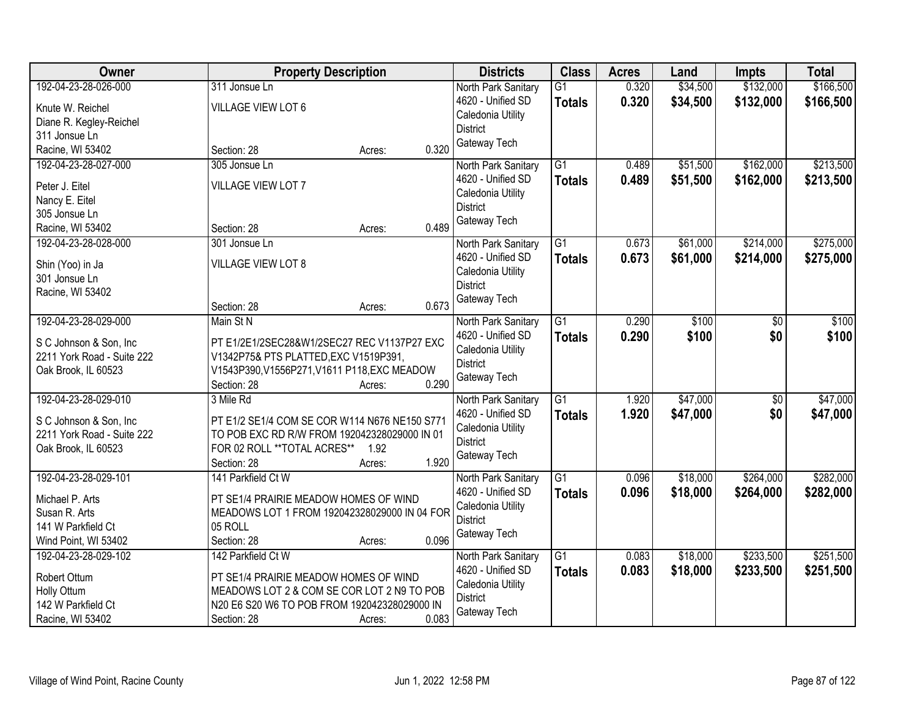| Owner | Property Description | Districts | Class | Acres | Land | Impts | Total |
|---|---|---|---|---|---|---|---|
| 192-04-23-28-026-000<br>Knute W. Reichel<br>Diane R. Kegley-Reichel<br>311 Jonsue Ln<br>Racine, WI 53402 | 311 Jonsue Ln<br>VILLAGE VIEW LOT 6<br>Section: 28 Acres: 0.320 | North Park Sanitary<br>4620 - Unified SD<br>Caledonia Utility District<br>Gateway Tech | G1<br>**Totals** | 0.320<br>**0.320** | $34,500<br>**$34,500** | $132,000<br>**$132,000** | $166,500<br>**$166,500** |
| 192-04-23-28-027-000<br>Peter J. Eitel<br>Nancy E. Eitel<br>305 Jonsue Ln<br>Racine, WI 53402 | 305 Jonsue Ln<br>VILLAGE VIEW LOT 7<br>Section: 28 Acres: 0.489 | North Park Sanitary<br>4620 - Unified SD<br>Caledonia Utility District<br>Gateway Tech | G1<br>**Totals** | 0.489<br>**0.489** | $51,500<br>**$51,500** | $162,000<br>**$162,000** | $213,500<br>**$213,500** |
| 192-04-23-28-028-000<br>Shin (Yoo) in Ja<br>301 Jonsue Ln<br>Racine, WI 53402 | 301 Jonsue Ln<br>VILLAGE VIEW LOT 8<br>Section: 28 Acres: 0.673 | North Park Sanitary<br>4620 - Unified SD<br>Caledonia Utility District<br>Gateway Tech | G1<br>**Totals** | 0.673<br>**0.673** | $61,000<br>**$61,000** | $214,000<br>**$214,000** | $275,000<br>**$275,000** |
| 192-04-23-28-029-000<br>S C Johnson & Son, Inc<br>2211 York Road - Suite 222<br>Oak Brook, IL 60523 | Main St N<br>PT E1/2E1/2SEC28&W1/2SEC27 REC V1137P27 EXC V1342P75& PTS PLATTED,EXC V1519P391, V1543P390,V1556P271,V1611 P118,EXC MEADOW<br>Section: 28 Acres: 0.290 | North Park Sanitary<br>4620 - Unified SD<br>Caledonia Utility District<br>Gateway Tech | G1<br>**Totals** | 0.290<br>**0.290** | $100<br>**$100** | $0<br>**$0** | $100<br>**$100** |
| 192-04-23-28-029-010<br>S C Johnson & Son, Inc<br>2211 York Road - Suite 222<br>Oak Brook, IL 60523 | 3 Mile Rd<br>PT E1/2 SE1/4 COM SE COR W114 N676 NE150 S771 TO POB EXC RD R/W FROM 192042328029000 IN 01 FOR 02 ROLL **TOTAL ACRES** 1.92<br>Section: 28 Acres: 1.920 | North Park Sanitary<br>4620 - Unified SD<br>Caledonia Utility District<br>Gateway Tech | G1<br>**Totals** | 1.920<br>**1.920** | $47,000<br>**$47,000** | $0<br>**$0** | $47,000<br>**$47,000** |
| 192-04-23-28-029-101<br>Michael P. Arts<br>Susan R. Arts<br>141 W Parkfield Ct<br>Wind Point, WI 53402 | 141 Parkfield Ct W<br>PT SE1/4 PRAIRIE MEADOW HOMES OF WIND MEADOWS LOT 1 FROM 192042328029000 IN 04 FOR 05 ROLL<br>Section: 28 Acres: 0.096 | North Park Sanitary<br>4620 - Unified SD<br>Caledonia Utility District<br>Gateway Tech | G1<br>**Totals** | 0.096<br>**0.096** | $18,000<br>**$18,000** | $264,000<br>**$264,000** | $282,000<br>**$282,000** |
| 192-04-23-28-029-102<br>Robert Ottum<br>Holly Ottum<br>142 W Parkfield Ct<br>Racine, WI 53402 | 142 Parkfield Ct W<br>PT SE1/4 PRAIRIE MEADOW HOMES OF WIND MEADOWS LOT 2 & COM SE COR LOT 2 N9 TO POB N20 E6 S20 W6 TO POB FROM 192042328029000 IN<br>Section: 28 Acres: 0.083 | North Park Sanitary<br>4620 - Unified SD<br>Caledonia Utility District<br>Gateway Tech | G1<br>**Totals** | 0.083<br>**0.083** | $18,000<br>**$18,000** | $233,500<br>**$233,500** | $251,500<br>**$251,500** |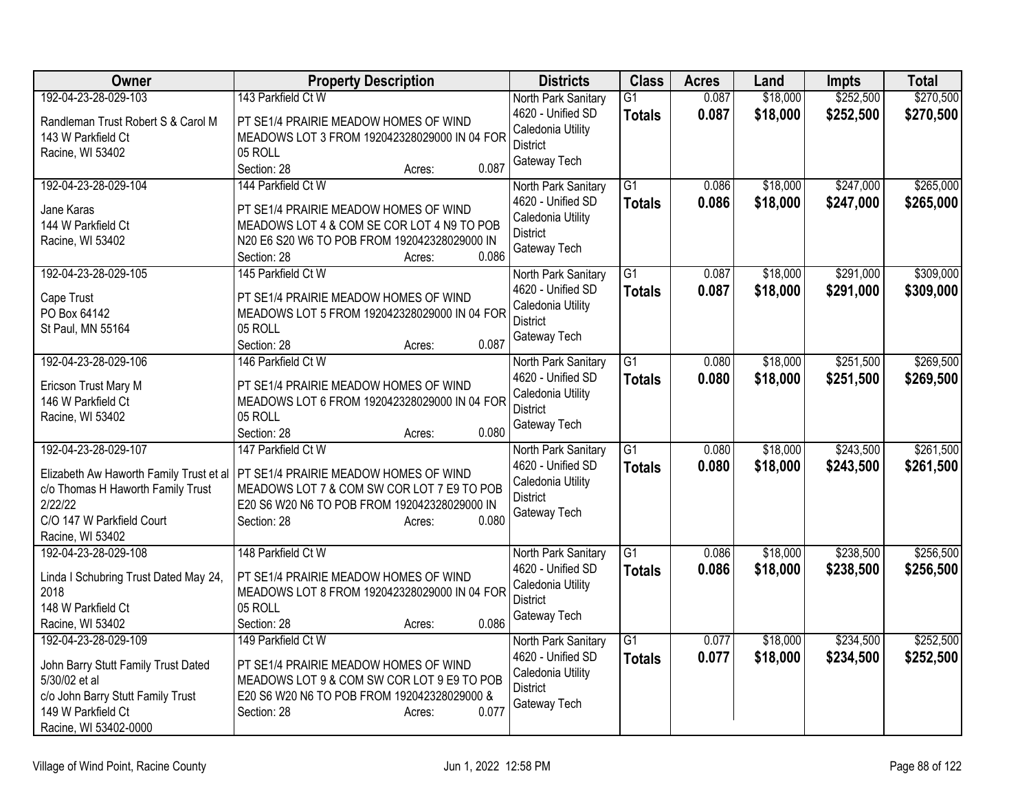| Owner | Property Description | Districts | Class | Acres | Land | Impts | Total |
|---|---|---|---|---|---|---|---|
| 192-04-23-28-029-103<br><br>Randleman Trust Robert S & Carol M<br>143 W Parkfield Ct<br>Racine, WI 53402 | 143 Parkfield Ct W<br><br>PT SE1/4 PRAIRIE MEADOW HOMES OF WIND MEADOWS LOT 3 FROM 192042328029000 IN 04 FOR 05 ROLL<br>Section: 28 Acres: 0.087 | North Park Sanitary<br>4620 - Unified SD<br>Caledonia Utility District<br>Gateway Tech | G1<br>**Totals** | 0.087<br>**0.087** | $18,000<br>**$18,000** | $252,500<br>**$252,500** | $270,500<br>**$270,500** |
| 192-04-23-28-029-104<br><br>Jane Karas<br>144 W Parkfield Ct<br>Racine, WI 53402 | 144 Parkfield Ct W<br><br>PT SE1/4 PRAIRIE MEADOW HOMES OF WIND MEADOWS LOT 4 & COM SE COR LOT 4 N9 TO POB N20 E6 S20 W6 TO POB FROM 192042328029000 IN<br>Section: 28 Acres: 0.086 | North Park Sanitary<br>4620 - Unified SD<br>Caledonia Utility District<br>Gateway Tech | G1<br>**Totals** | 0.086<br>**0.086** | $18,000<br>**$18,000** | $247,000<br>**$247,000** | $265,000<br>**$265,000** |
| 192-04-23-28-029-105<br><br>Cape Trust<br>PO Box 64142<br>St Paul, MN 55164 | 145 Parkfield Ct W<br><br>PT SE1/4 PRAIRIE MEADOW HOMES OF WIND MEADOWS LOT 5 FROM 192042328029000 IN 04 FOR 05 ROLL<br>Section: 28 Acres: 0.087 | North Park Sanitary<br>4620 - Unified SD<br>Caledonia Utility District<br>Gateway Tech | G1<br>**Totals** | 0.087<br>**0.087** | $18,000<br>**$18,000** | $291,000<br>**$291,000** | $309,000<br>**$309,000** |
| 192-04-23-28-029-106<br><br>Ericson Trust Mary M<br>146 W Parkfield Ct<br>Racine, WI 53402 | 146 Parkfield Ct W<br><br>PT SE1/4 PRAIRIE MEADOW HOMES OF WIND MEADOWS LOT 6 FROM 192042328029000 IN 04 FOR 05 ROLL<br>Section: 28 Acres: 0.080 | North Park Sanitary<br>4620 - Unified SD<br>Caledonia Utility District<br>Gateway Tech | G1<br>**Totals** | 0.080<br>**0.080** | $18,000<br>**$18,000** | $251,500<br>**$251,500** | $269,500<br>**$269,500** |
| 192-04-23-28-029-107<br><br>Elizabeth Aw Haworth Family Trust et al<br>c/o Thomas H Haworth Family Trust 2/22/22<br>C/O 147 W Parkfield Court<br>Racine, WI 53402 | 147 Parkfield Ct W<br><br>PT SE1/4 PRAIRIE MEADOW HOMES OF WIND MEADOWS LOT 7 & COM SW COR LOT 7 E9 TO POB E20 S6 W20 N6 TO POB FROM 192042328029000 IN<br>Section: 28 Acres: 0.080 | North Park Sanitary<br>4620 - Unified SD<br>Caledonia Utility District<br>Gateway Tech | G1<br>**Totals** | 0.080<br>**0.080** | $18,000<br>**$18,000** | $243,500<br>**$243,500** | $261,500<br>**$261,500** |
| 192-04-23-28-029-108<br><br>Linda I Schubring Trust Dated May 24, 2018<br>148 W Parkfield Ct<br>Racine, WI 53402 | 148 Parkfield Ct W<br><br>PT SE1/4 PRAIRIE MEADOW HOMES OF WIND MEADOWS LOT 8 FROM 192042328029000 IN 04 FOR 05 ROLL<br>Section: 28 Acres: 0.086 | North Park Sanitary<br>4620 - Unified SD<br>Caledonia Utility District<br>Gateway Tech | G1<br>**Totals** | 0.086<br>**0.086** | $18,000<br>**$18,000** | $238,500<br>**$238,500** | $256,500<br>**$256,500** |
| 192-04-23-28-029-109<br><br>John Barry Stutt Family Trust Dated 5/30/02 et al<br>c/o John Barry Stutt Family Trust<br>149 W Parkfield Ct<br>Racine, WI 53402-0000 | 149 Parkfield Ct W<br><br>PT SE1/4 PRAIRIE MEADOW HOMES OF WIND MEADOWS LOT 9 & COM SW COR LOT 9 E9 TO POB E20 S6 W20 N6 TO POB FROM 192042328029000 &<br>Section: 28 Acres: 0.077 | North Park Sanitary<br>4620 - Unified SD<br>Caledonia Utility District<br>Gateway Tech | G1<br>**Totals** | 0.077<br>**0.077** | $18,000<br>**$18,000** | $234,500<br>**$234,500** | $252,500<br>**$252,500** |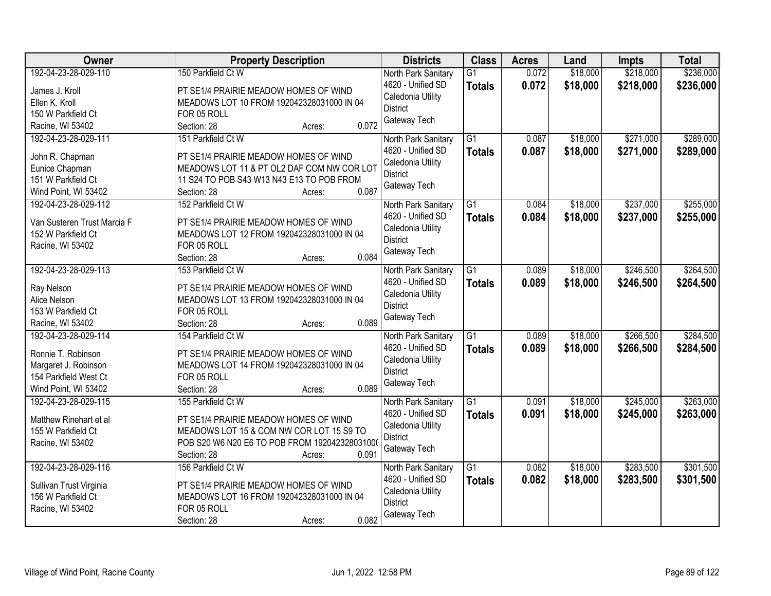| Owner | Property Description | Districts | Class | Acres | Land | Impts | Total |
|---|---|---|---|---|---|---|---|
| 192-04-23-28-029-110<br>James J. Kroll<br>Ellen K. Kroll<br>150 W Parkfield Ct<br>Racine, WI 53402 | 150 Parkfield Ct W<br>PT SE1/4 PRAIRIE MEADOW HOMES OF WIND MEADOWS LOT 10 FROM 192042328031000 IN 04 FOR 05 ROLL<br>Section: 28 Acres: 0.072 | North Park Sanitary<br>4620 - Unified SD<br>Caledonia Utility District<br>Gateway Tech | G1<br>**Totals** | 0.072<br>**0.072** | $18,000<br>**$18,000** | $218,000<br>**$218,000** | $236,000<br>**$236,000** |
| 192-04-23-28-029-111<br>John R. Chapman<br>Eunice Chapman<br>151 W Parkfield Ct<br>Wind Point, WI 53402 | 151 Parkfield Ct W<br>PT SE1/4 PRAIRIE MEADOW HOMES OF WIND MEADOWS LOT 11 & PT OL2 DAF COM NW COR LOT 11 S24 TO POB S43 W13 N43 E13 TO POB FROM<br>Section: 28 Acres: 0.087 | North Park Sanitary<br>4620 - Unified SD<br>Caledonia Utility District<br>Gateway Tech | G1<br>**Totals** | 0.087<br>**0.087** | $18,000<br>**$18,000** | $271,000<br>**$271,000** | $289,000<br>**$289,000** |
| 192-04-23-28-029-112<br>Van Susteren Trust Marcia F<br>152 W Parkfield Ct<br>Racine, WI 53402 | 152 Parkfield Ct W<br>PT SE1/4 PRAIRIE MEADOW HOMES OF WIND MEADOWS LOT 12 FROM 192042328031000 IN 04 FOR 05 ROLL<br>Section: 28 Acres: 0.084 | North Park Sanitary<br>4620 - Unified SD<br>Caledonia Utility District<br>Gateway Tech | G1<br>**Totals** | 0.084<br>**0.084** | $18,000<br>**$18,000** | $237,000<br>**$237,000** | $255,000<br>**$255,000** |
| 192-04-23-28-029-113<br>Ray Nelson<br>Alice Nelson<br>153 W Parkfield Ct<br>Racine, WI 53402 | 153 Parkfield Ct W<br>PT SE1/4 PRAIRIE MEADOW HOMES OF WIND MEADOWS LOT 13 FROM 192042328031000 IN 04 FOR 05 ROLL<br>Section: 28 Acres: 0.089 | North Park Sanitary<br>4620 - Unified SD<br>Caledonia Utility District<br>Gateway Tech | G1<br>**Totals** | 0.089<br>**0.089** | $18,000<br>**$18,000** | $246,500<br>**$246,500** | $264,500<br>**$264,500** |
| 192-04-23-28-029-114<br>Ronnie T. Robinson<br>Margaret J. Robinson<br>154 Parkfield West Ct<br>Wind Point, WI 53402 | 154 Parkfield Ct W<br>PT SE1/4 PRAIRIE MEADOW HOMES OF WIND MEADOWS LOT 14 FROM 192042328031000 IN 04 FOR 05 ROLL<br>Section: 28 Acres: 0.089 | North Park Sanitary<br>4620 - Unified SD<br>Caledonia Utility District<br>Gateway Tech | G1<br>**Totals** | 0.089<br>**0.089** | $18,000<br>**$18,000** | $266,500<br>**$266,500** | $284,500<br>**$284,500** |
| 192-04-23-28-029-115<br>Matthew Rinehart et al<br>155 W Parkfield Ct<br>Racine, WI 53402 | 155 Parkfield Ct W<br>PT SE1/4 PRAIRIE MEADOW HOMES OF WIND MEADOWS LOT 15 & COM NW COR LOT 15 S9 TO POB S20 W6 N20 E6 TO POB FROM 19204232803100(<br>Section: 28 Acres: 0.091 | North Park Sanitary<br>4620 - Unified SD<br>Caledonia Utility District<br>Gateway Tech | G1<br>**Totals** | 0.091<br>**0.091** | $18,000<br>**$18,000** | $245,000<br>**$245,000** | $263,000<br>**$263,000** |
| 192-04-23-28-029-116<br>Sullivan Trust Virginia<br>156 W Parkfield Ct<br>Racine, WI 53402 | 156 Parkfield Ct W<br>PT SE1/4 PRAIRIE MEADOW HOMES OF WIND MEADOWS LOT 16 FROM 192042328031000 IN 04 FOR 05 ROLL<br>Section: 28 Acres: 0.082 | North Park Sanitary<br>4620 - Unified SD<br>Caledonia Utility District<br>Gateway Tech | G1<br>**Totals** | 0.082<br>**0.082** | $18,000<br>**$18,000** | $283,500<br>**$283,500** | $301,500<br>**$301,500** |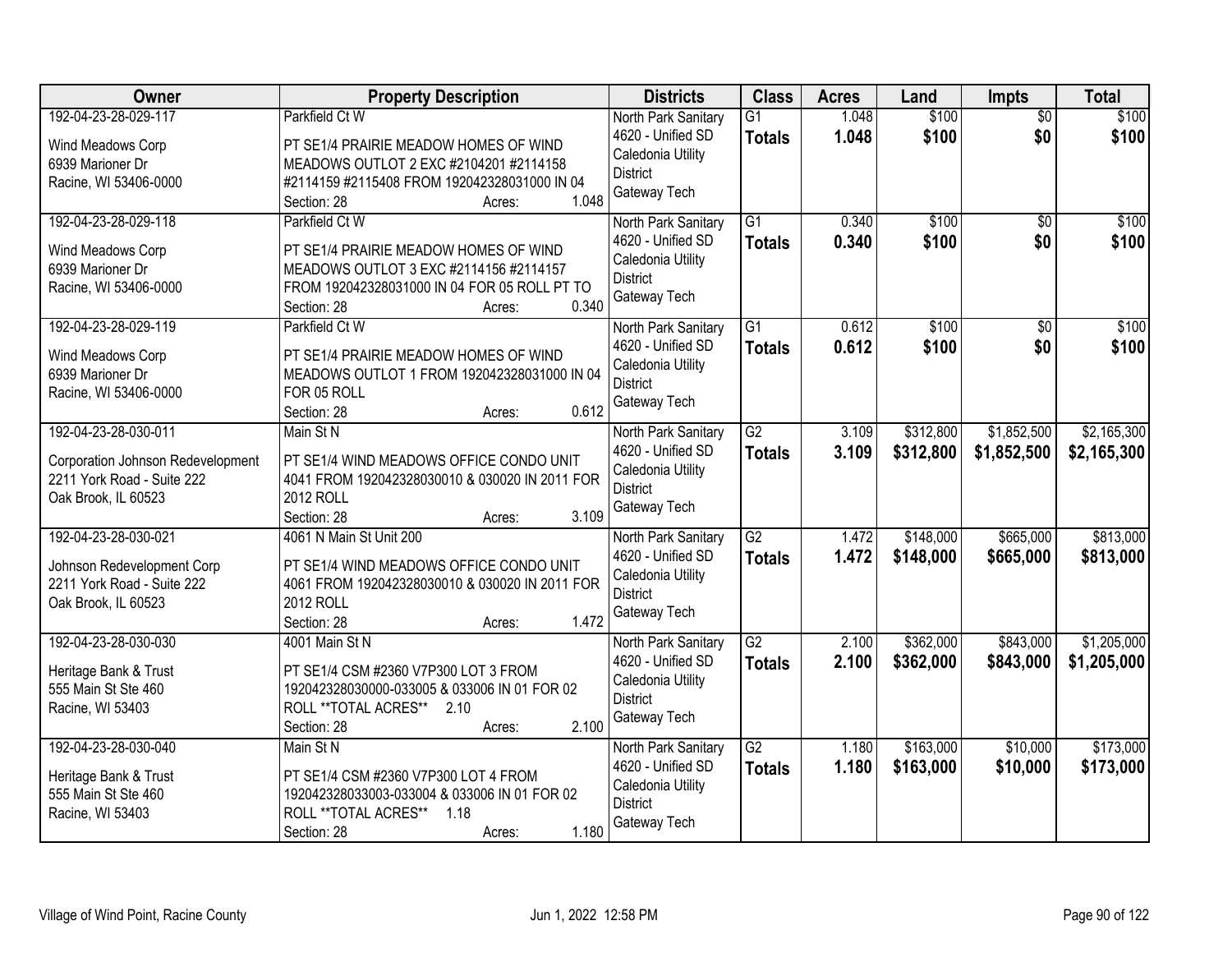| Owner | Property Description | Districts | Class | Acres | Land | Impts | Total |
|---|---|---|---|---|---|---|---|
| 192-04-23-28-029-117<br><br>Wind Meadows Corp<br>6939 Marioner Dr<br>Racine, WI 53406-0000 | Parkfield Ct W<br><br>PT SE1/4 PRAIRIE MEADOW HOMES OF WIND MEADOWS OUTLOT 2 EXC #2104201 #2114158 #2114159 #2115408 FROM 192042328031000 IN 04<br>Section: 28 Acres: 1.048 | North Park Sanitary<br>4620 - Unified SD<br>Caledonia Utility District<br>Gateway Tech | G1<br>**Totals** | 1.048<br>**1.048** | \$100<br>**\$100** | \$0<br>**\$0** | \$100<br>**\$100** |
| 192-04-23-28-029-118<br><br>Wind Meadows Corp<br>6939 Marioner Dr<br>Racine, WI 53406-0000 | Parkfield Ct W<br><br>PT SE1/4 PRAIRIE MEADOW HOMES OF WIND MEADOWS OUTLOT 3 EXC #2114156 #2114157 FROM 192042328031000 IN 04 FOR 05 ROLL PT TO<br>Section: 28 Acres: 0.340 | North Park Sanitary<br>4620 - Unified SD<br>Caledonia Utility District<br>Gateway Tech | G1<br>**Totals** | 0.340<br>**0.340** | \$100<br>**\$100** | \$0<br>**\$0** | \$100<br>**\$100** |
| 192-04-23-28-029-119<br><br>Wind Meadows Corp<br>6939 Marioner Dr<br>Racine, WI 53406-0000 | Parkfield Ct W<br><br>PT SE1/4 PRAIRIE MEADOW HOMES OF WIND MEADOWS OUTLOT 1 FROM 192042328031000 IN 04 FOR 05 ROLL<br>Section: 28 Acres: 0.612 | North Park Sanitary<br>4620 - Unified SD<br>Caledonia Utility District<br>Gateway Tech | G1<br>**Totals** | 0.612<br>**0.612** | \$100<br>**\$100** | \$0<br>**\$0** | \$100<br>**\$100** |
| 192-04-23-28-030-011<br><br>Corporation Johnson Redevelopment<br>2211 York Road - Suite 222<br>Oak Brook, IL 60523 | Main St N<br><br>PT SE1/4 WIND MEADOWS OFFICE CONDO UNIT 4041 FROM 192042328030010 & 030020 IN 2011 FOR 2012 ROLL<br>Section: 28 Acres: 3.109 | North Park Sanitary<br>4620 - Unified SD<br>Caledonia Utility District<br>Gateway Tech | G2<br>**Totals** | 3.109<br>**3.109** | \$312,800<br>**\$312,800** | \$1,852,500<br>**\$1,852,500** | \$2,165,300<br>**\$2,165,300** |
| 192-04-23-28-030-021<br><br>Johnson Redevelopment Corp<br>2211 York Road - Suite 222<br>Oak Brook, IL 60523 | 4061 N Main St Unit 200<br><br>PT SE1/4 WIND MEADOWS OFFICE CONDO UNIT 4061 FROM 192042328030010 & 030020 IN 2011 FOR 2012 ROLL<br>Section: 28 Acres: 1.472 | North Park Sanitary<br>4620 - Unified SD<br>Caledonia Utility District<br>Gateway Tech | G2<br>**Totals** | 1.472<br>**1.472** | \$148,000<br>**\$148,000** | \$665,000<br>**\$665,000** | \$813,000<br>**\$813,000** |
| 192-04-23-28-030-030<br><br>Heritage Bank & Trust<br>555 Main St Ste 460<br>Racine, WI 53403 | 4001 Main St N<br><br>PT SE1/4 CSM #2360 V7P300 LOT 3 FROM 192042328030000-033005 & 033006 IN 01 FOR 02 ROLL **TOTAL ACRES** 2.10<br>Section: 28 Acres: 2.100 | North Park Sanitary<br>4620 - Unified SD<br>Caledonia Utility District<br>Gateway Tech | G2<br>**Totals** | 2.100<br>**2.100** | \$362,000<br>**\$362,000** | \$843,000<br>**\$843,000** | \$1,205,000<br>**\$1,205,000** |
| 192-04-23-28-030-040<br><br>Heritage Bank & Trust<br>555 Main St Ste 460<br>Racine, WI 53403 | Main St N<br><br>PT SE1/4 CSM #2360 V7P300 LOT 4 FROM 192042328033003-033004 & 033006 IN 01 FOR 02 ROLL **TOTAL ACRES** 1.18<br>Section: 28 Acres: 1.180 | North Park Sanitary<br>4620 - Unified SD<br>Caledonia Utility District<br>Gateway Tech | G2<br>**Totals** | 1.180<br>**1.180** | \$163,000<br>**\$163,000** | \$10,000<br>**\$10,000** | \$173,000<br>**\$173,000** |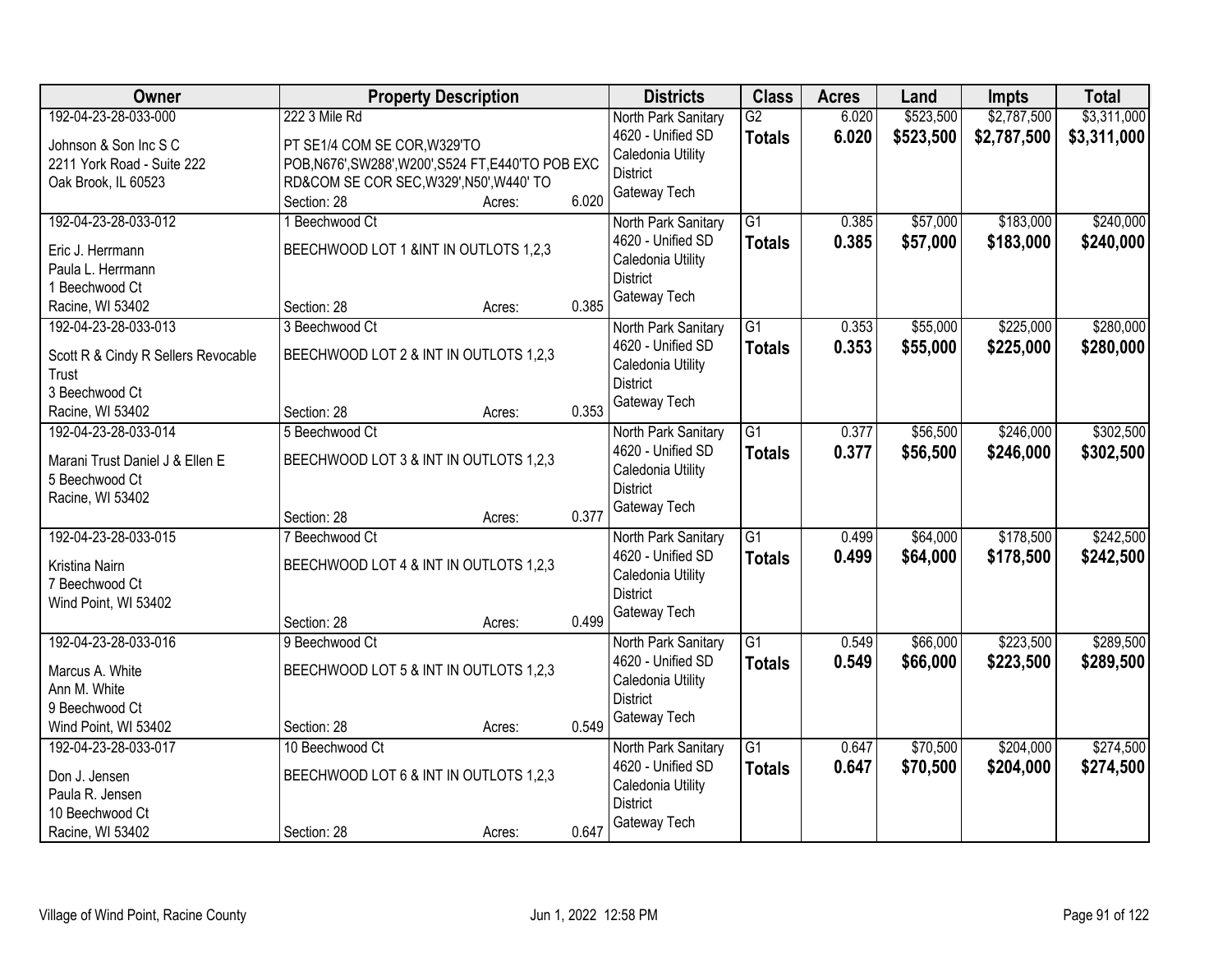| Owner | Property Description | Districts | Class | Acres | Land | Impts | Total |
|---|---|---|---|---|---|---|---|
| 192-04-23-28-033-000<br>Johnson & Son Inc S C<br>2211 York Road - Suite 222<br>Oak Brook, IL 60523 | 222 3 Mile Rd<br>PT SE1/4 COM SE COR,W329'TO POB,N676',SW288',W200',S524 FT,E440'TO POB EXC RD&COM SE COR SEC,W329',N50',W440' TO<br>Section: 28 Acres: 6.020 | North Park Sanitary<br>4620 - Unified SD<br>Caledonia Utility District<br>Gateway Tech | G2<br>**Totals** | 6.020<br>**6.020** | $523,500<br>**$523,500** | $2,787,500<br>**$2,787,500** | $3,311,000<br>**$3,311,000** |
| 192-04-23-28-033-012<br>Eric J. Herrmann<br>Paula L. Herrmann<br>1 Beechwood Ct<br>Racine, WI 53402 | 1 Beechwood Ct<br>BEECHWOOD LOT 1 &INT IN OUTLOTS 1,2,3<br>Section: 28 Acres: 0.385 | North Park Sanitary<br>4620 - Unified SD<br>Caledonia Utility District<br>Gateway Tech | G1<br>**Totals** | 0.385<br>**0.385** | $57,000<br>**$57,000** | $183,000<br>**$183,000** | $240,000<br>**$240,000** |
| 192-04-23-28-033-013<br>Scott R & Cindy R Sellers Revocable Trust<br>3 Beechwood Ct<br>Racine, WI 53402 | 3 Beechwood Ct<br>BEECHWOOD LOT 2 & INT IN OUTLOTS 1,2,3<br>Section: 28 Acres: 0.353 | North Park Sanitary<br>4620 - Unified SD<br>Caledonia Utility District<br>Gateway Tech | G1<br>**Totals** | 0.353<br>**0.353** | $55,000<br>**$55,000** | $225,000<br>**$225,000** | $280,000<br>**$280,000** |
| 192-04-23-28-033-014<br>Marani Trust Daniel J & Ellen E<br>5 Beechwood Ct<br>Racine, WI 53402 | 5 Beechwood Ct<br>BEECHWOOD LOT 3 & INT IN OUTLOTS 1,2,3<br>Section: 28 Acres: 0.377 | North Park Sanitary<br>4620 - Unified SD<br>Caledonia Utility District<br>Gateway Tech | G1<br>**Totals** | 0.377<br>**0.377** | $56,500<br>**$56,500** | $246,000<br>**$246,000** | $302,500<br>**$302,500** |
| 192-04-23-28-033-015<br>Kristina Nairn<br>7 Beechwood Ct<br>Wind Point, WI 53402 | 7 Beechwood Ct<br>BEECHWOOD LOT 4 & INT IN OUTLOTS 1,2,3<br>Section: 28 Acres: 0.499 | North Park Sanitary<br>4620 - Unified SD<br>Caledonia Utility District<br>Gateway Tech | G1<br>**Totals** | 0.499<br>**0.499** | $64,000<br>**$64,000** | $178,500<br>**$178,500** | $242,500<br>**$242,500** |
| 192-04-23-28-033-016<br>Marcus A. White<br>Ann M. White<br>9 Beechwood Ct<br>Wind Point, WI 53402 | 9 Beechwood Ct<br>BEECHWOOD LOT 5 & INT IN OUTLOTS 1,2,3<br>Section: 28 Acres: 0.549 | North Park Sanitary<br>4620 - Unified SD<br>Caledonia Utility District<br>Gateway Tech | G1<br>**Totals** | 0.549<br>**0.549** | $66,000<br>**$66,000** | $223,500<br>**$223,500** | $289,500<br>**$289,500** |
| 192-04-23-28-033-017<br>Don J. Jensen<br>Paula R. Jensen<br>10 Beechwood Ct<br>Racine, WI 53402 | 10 Beechwood Ct<br>BEECHWOOD LOT 6 & INT IN OUTLOTS 1,2,3<br>Section: 28 Acres: 0.647 | North Park Sanitary<br>4620 - Unified SD<br>Caledonia Utility District<br>Gateway Tech | G1<br>**Totals** | 0.647<br>**0.647** | $70,500<br>**$70,500** | $204,000<br>**$204,000** | $274,500<br>**$274,500** |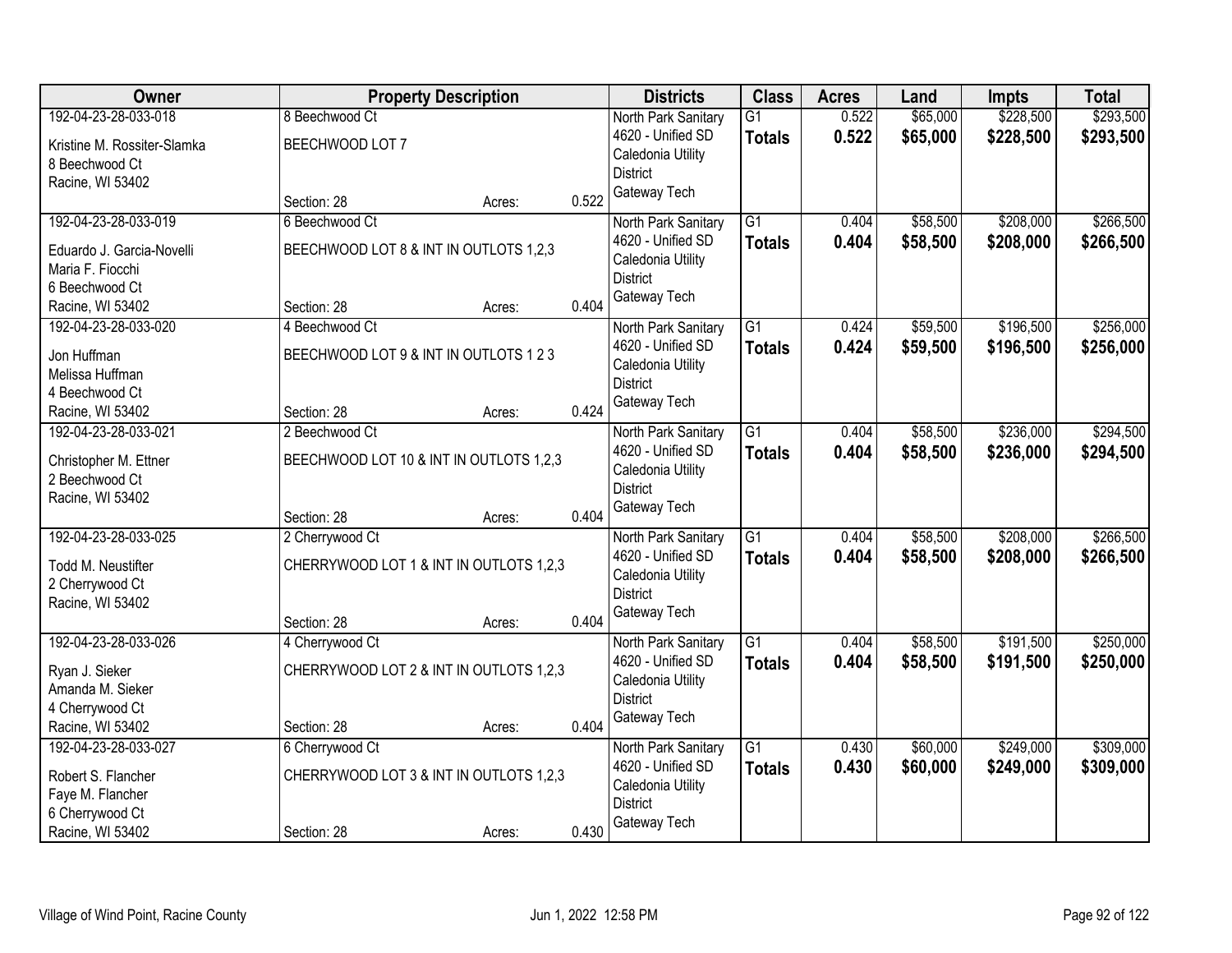| Owner | Property Description | | | Districts | Class | Acres | Land | Impts | Total |
|---|---|---|---|---|---|---|---|---|---|
| 192-04-23-28-033-018<br>Kristine M. Rossiter-Slamka<br>8 Beechwood Ct<br>Racine, WI 53402 | 8 Beechwood Ct<br>BEECHWOOD LOT 7<br>Section: 28 | Acres: | 0.522 | North Park Sanitary<br>4620 - Unified SD<br>Caledonia Utility District<br>Gateway Tech | G1<br>**Totals** | 0.522<br>**0.522** | $65,000<br>**$65,000** | $228,500<br>**$228,500** | $293,500<br>**$293,500** |
| 192-04-23-28-033-019<br>Eduardo J. Garcia-Novelli<br>Maria F. Fiocchi<br>6 Beechwood Ct<br>Racine, WI 53402 | 6 Beechwood Ct<br>BEECHWOOD LOT 8 & INT IN OUTLOTS 1,2,3<br>Section: 28 | Acres: | 0.404 | North Park Sanitary<br>4620 - Unified SD<br>Caledonia Utility District<br>Gateway Tech | G1<br>**Totals** | 0.404<br>**0.404** | $58,500<br>**$58,500** | $208,000<br>**$208,000** | $266,500<br>**$266,500** |
| 192-04-23-28-033-020<br>Jon Huffman<br>Melissa Huffman<br>4 Beechwood Ct<br>Racine, WI 53402 | 4 Beechwood Ct<br>BEECHWOOD LOT 9 & INT IN OUTLOTS 1 2 3<br>Section: 28 | Acres: | 0.424 | North Park Sanitary<br>4620 - Unified SD<br>Caledonia Utility District<br>Gateway Tech | G1<br>**Totals** | 0.424<br>**0.424** | $59,500<br>**$59,500** | $196,500<br>**$196,500** | $256,000<br>**$256,000** |
| 192-04-23-28-033-021<br>Christopher M. Ettner<br>2 Beechwood Ct<br>Racine, WI 53402 | 2 Beechwood Ct<br>BEECHWOOD LOT 10 & INT IN OUTLOTS 1,2,3<br>Section: 28 | Acres: | 0.404 | North Park Sanitary<br>4620 - Unified SD<br>Caledonia Utility District<br>Gateway Tech | G1<br>**Totals** | 0.404<br>**0.404** | $58,500<br>**$58,500** | $236,000<br>**$236,000** | $294,500<br>**$294,500** |
| 192-04-23-28-033-025<br>Todd M. Neustifter<br>2 Cherrywood Ct<br>Racine, WI 53402 | 2 Cherrywood Ct<br>CHERRYWOOD LOT 1 & INT IN OUTLOTS 1,2,3<br>Section: 28 | Acres: | 0.404 | North Park Sanitary<br>4620 - Unified SD<br>Caledonia Utility District<br>Gateway Tech | G1<br>**Totals** | 0.404<br>**0.404** | $58,500<br>**$58,500** | $208,000<br>**$208,000** | $266,500<br>**$266,500** |
| 192-04-23-28-033-026<br>Ryan J. Sieker<br>Amanda M. Sieker<br>4 Cherrywood Ct<br>Racine, WI 53402 | 4 Cherrywood Ct<br>CHERRYWOOD LOT 2 & INT IN OUTLOTS 1,2,3<br>Section: 28 | Acres: | 0.404 | North Park Sanitary<br>4620 - Unified SD<br>Caledonia Utility District<br>Gateway Tech | G1<br>**Totals** | 0.404<br>**0.404** | $58,500<br>**$58,500** | $191,500<br>**$191,500** | $250,000<br>**$250,000** |
| 192-04-23-28-033-027<br>Robert S. Flancher<br>Faye M. Flancher<br>6 Cherrywood Ct<br>Racine, WI 53402 | 6 Cherrywood Ct<br>CHERRYWOOD LOT 3 & INT IN OUTLOTS 1,2,3<br>Section: 28 | Acres: | 0.430 | North Park Sanitary<br>4620 - Unified SD<br>Caledonia Utility District<br>Gateway Tech | G1<br>**Totals** | 0.430<br>**0.430** | $60,000<br>**$60,000** | $249,000<br>**$249,000** | $309,000<br>**$309,000** |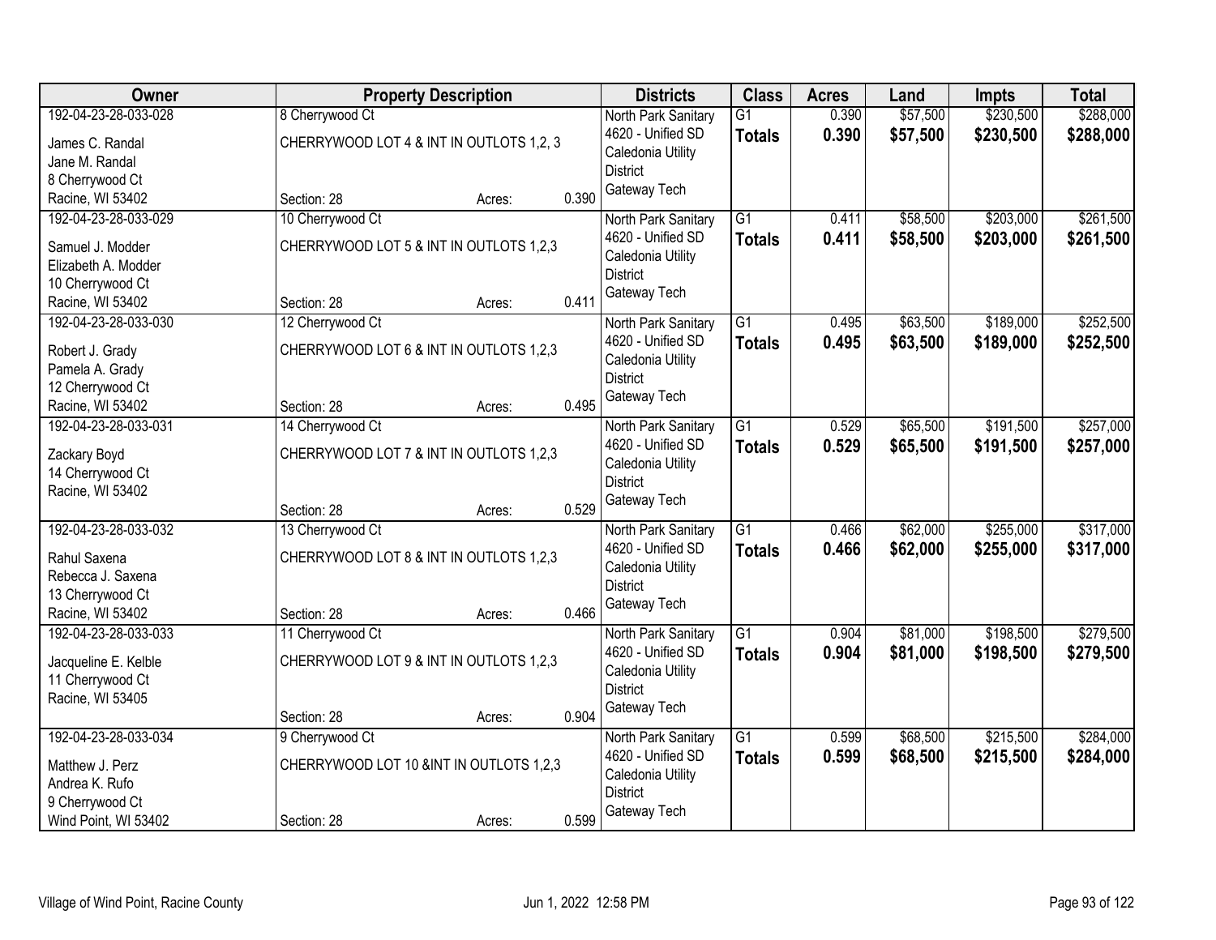| Owner | Property Description | Districts | Class | Acres | Land | Impts | Total |
|---|---|---|---|---|---|---|---|
| 192-04-23-28-033-028<br>James C. Randal<br>Jane M. Randal<br>8 Cherrywood Ct<br>Racine, WI 53402 | 8 Cherrywood Ct<br>CHERRYWOOD LOT 4 & INT IN OUTLOTS 1,2, 3<br>Section: 28 Acres: 0.390 | North Park Sanitary<br>4620 - Unified SD<br>Caledonia Utility District<br>Gateway Tech | G1<br>**Totals** | 0.390<br>**0.390** | $57,500<br>**$57,500** | $230,500<br>**$230,500** | $288,000<br>**$288,000** |
| 192-04-23-28-033-029<br>Samuel J. Modder<br>Elizabeth A. Modder<br>10 Cherrywood Ct<br>Racine, WI 53402 | 10 Cherrywood Ct<br>CHERRYWOOD LOT 5 & INT IN OUTLOTS 1,2,3<br>Section: 28 Acres: 0.411 | North Park Sanitary<br>4620 - Unified SD<br>Caledonia Utility District<br>Gateway Tech | G1<br>**Totals** | 0.411<br>**0.411** | $58,500<br>**$58,500** | $203,000<br>**$203,000** | $261,500<br>**$261,500** |
| 192-04-23-28-033-030<br>Robert J. Grady<br>Pamela A. Grady<br>12 Cherrywood Ct<br>Racine, WI 53402 | 12 Cherrywood Ct<br>CHERRYWOOD LOT 6 & INT IN OUTLOTS 1,2,3<br>Section: 28 Acres: 0.495 | North Park Sanitary<br>4620 - Unified SD<br>Caledonia Utility District<br>Gateway Tech | G1<br>**Totals** | 0.495<br>**0.495** | $63,500<br>**$63,500** | $189,000<br>**$189,000** | $252,500<br>**$252,500** |
| 192-04-23-28-033-031<br>Zackary Boyd<br>14 Cherrywood Ct<br>Racine, WI 53402 | 14 Cherrywood Ct<br>CHERRYWOOD LOT 7 & INT IN OUTLOTS 1,2,3<br>Section: 28 Acres: 0.529 | North Park Sanitary<br>4620 - Unified SD<br>Caledonia Utility District<br>Gateway Tech | G1<br>**Totals** | 0.529<br>**0.529** | $65,500<br>**$65,500** | $191,500<br>**$191,500** | $257,000<br>**$257,000** |
| 192-04-23-28-033-032<br>Rahul Saxena<br>Rebecca J. Saxena<br>13 Cherrywood Ct<br>Racine, WI 53402 | 13 Cherrywood Ct<br>CHERRYWOOD LOT 8 & INT IN OUTLOTS 1,2,3<br>Section: 28 Acres: 0.466 | North Park Sanitary<br>4620 - Unified SD<br>Caledonia Utility District<br>Gateway Tech | G1<br>**Totals** | 0.466<br>**0.466** | $62,000<br>**$62,000** | $255,000<br>**$255,000** | $317,000<br>**$317,000** |
| 192-04-23-28-033-033<br>Jacqueline E. Kelble<br>11 Cherrywood Ct<br>Racine, WI 53405 | 11 Cherrywood Ct<br>CHERRYWOOD LOT 9 & INT IN OUTLOTS 1,2,3<br>Section: 28 Acres: 0.904 | North Park Sanitary<br>4620 - Unified SD<br>Caledonia Utility District<br>Gateway Tech | G1<br>**Totals** | 0.904<br>**0.904** | $81,000<br>**$81,000** | $198,500<br>**$198,500** | $279,500<br>**$279,500** |
| 192-04-23-28-033-034<br>Matthew J. Perz<br>Andrea K. Rufo<br>9 Cherrywood Ct<br>Wind Point, WI 53402 | 9 Cherrywood Ct<br>CHERRYWOOD LOT 10 &INT IN OUTLOTS 1,2,3<br>Section: 28 Acres: 0.599 | North Park Sanitary<br>4620 - Unified SD<br>Caledonia Utility District<br>Gateway Tech | G1<br>**Totals** | 0.599<br>**0.599** | $68,500<br>**$68,500** | $215,500<br>**$215,500** | $284,000<br>**$284,000** |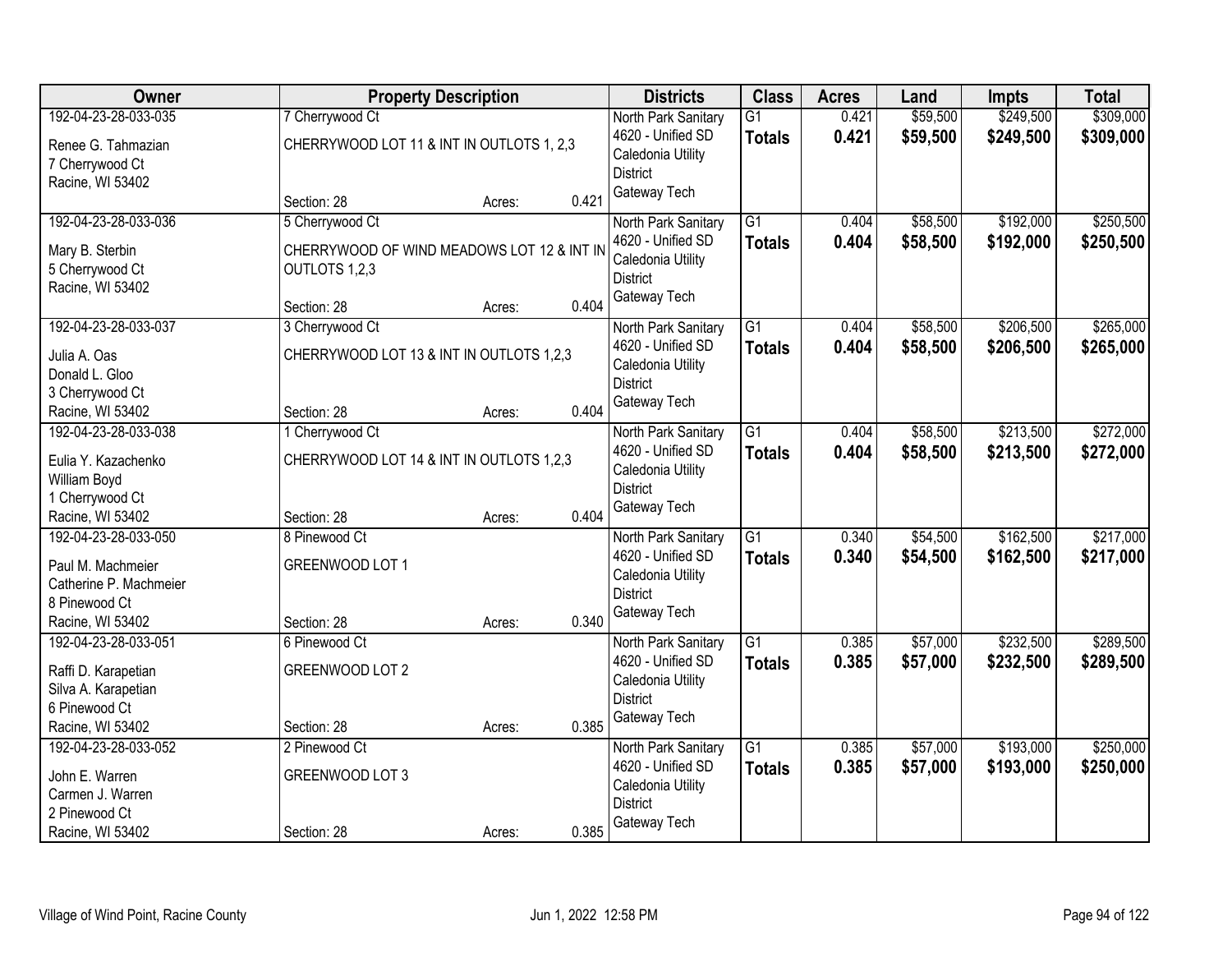| Owner | Property Description | Districts | Class | Acres | Land | Impts | Total |
|---|---|---|---|---|---|---|---|
| 192-04-23-28-033-035<br>Renee G. Tahmazian<br>7 Cherrywood Ct<br>Racine, WI 53402 | 7 Cherrywood Ct<br>CHERRYWOOD LOT 11 & INT IN OUTLOTS 1, 2,3<br>Section: 28 Acres: 0.421 | North Park Sanitary<br>4620 - Unified SD<br>Caledonia Utility District<br>Gateway Tech | G1<br>**Totals** | 0.421<br>**0.421** | $59,500<br>**$59,500** | $249,500<br>**$249,500** | $309,000<br>**$309,000** |
| 192-04-23-28-033-036<br>Mary B. Sterbin<br>5 Cherrywood Ct<br>Racine, WI 53402 | 5 Cherrywood Ct<br>CHERRYWOOD OF WIND MEADOWS LOT 12 & INT IN OUTLOTS 1,2,3<br>Section: 28 Acres: 0.404 | North Park Sanitary<br>4620 - Unified SD<br>Caledonia Utility District<br>Gateway Tech | G1<br>**Totals** | 0.404<br>**0.404** | $58,500<br>**$58,500** | $192,000<br>**$192,000** | $250,500<br>**$250,500** |
| 192-04-23-28-033-037<br>Julia A. Oas<br>Donald L. Gloo<br>3 Cherrywood Ct<br>Racine, WI 53402 | 3 Cherrywood Ct<br>CHERRYWOOD LOT 13 & INT IN OUTLOTS 1,2,3<br>Section: 28 Acres: 0.404 | North Park Sanitary<br>4620 - Unified SD<br>Caledonia Utility District<br>Gateway Tech | G1<br>**Totals** | 0.404<br>**0.404** | $58,500<br>**$58,500** | $206,500<br>**$206,500** | $265,000<br>**$265,000** |
| 192-04-23-28-033-038<br>Eulia Y. Kazachenko<br>William Boyd<br>1 Cherrywood Ct<br>Racine, WI 53402 | 1 Cherrywood Ct<br>CHERRYWOOD LOT 14 & INT IN OUTLOTS 1,2,3<br>Section: 28 Acres: 0.404 | North Park Sanitary<br>4620 - Unified SD<br>Caledonia Utility District<br>Gateway Tech | G1<br>**Totals** | 0.404<br>**0.404** | $58,500<br>**$58,500** | $213,500<br>**$213,500** | $272,000<br>**$272,000** |
| 192-04-23-28-033-050<br>Paul M. Machmeier<br>Catherine P. Machmeier<br>8 Pinewood Ct<br>Racine, WI 53402 | 8 Pinewood Ct<br>GREENWOOD LOT 1<br>Section: 28 Acres: 0.340 | North Park Sanitary<br>4620 - Unified SD<br>Caledonia Utility District<br>Gateway Tech | G1<br>**Totals** | 0.340<br>**0.340** | $54,500<br>**$54,500** | $162,500<br>**$162,500** | $217,000<br>**$217,000** |
| 192-04-23-28-033-051<br>Raffi D. Karapetian<br>Silva A. Karapetian<br>6 Pinewood Ct<br>Racine, WI 53402 | 6 Pinewood Ct<br>GREENWOOD LOT 2<br>Section: 28 Acres: 0.385 | North Park Sanitary<br>4620 - Unified SD<br>Caledonia Utility District<br>Gateway Tech | G1<br>**Totals** | 0.385<br>**0.385** | $57,000<br>**$57,000** | $232,500<br>**$232,500** | $289,500<br>**$289,500** |
| 192-04-23-28-033-052<br>John E. Warren<br>Carmen J. Warren<br>2 Pinewood Ct<br>Racine, WI 53402 | 2 Pinewood Ct<br>GREENWOOD LOT 3<br>Section: 28 Acres: 0.385 | North Park Sanitary<br>4620 - Unified SD<br>Caledonia Utility District<br>Gateway Tech | G1<br>**Totals** | 0.385<br>**0.385** | $57,000<br>**$57,000** | $193,000<br>**$193,000** | $250,000<br>**$250,000** |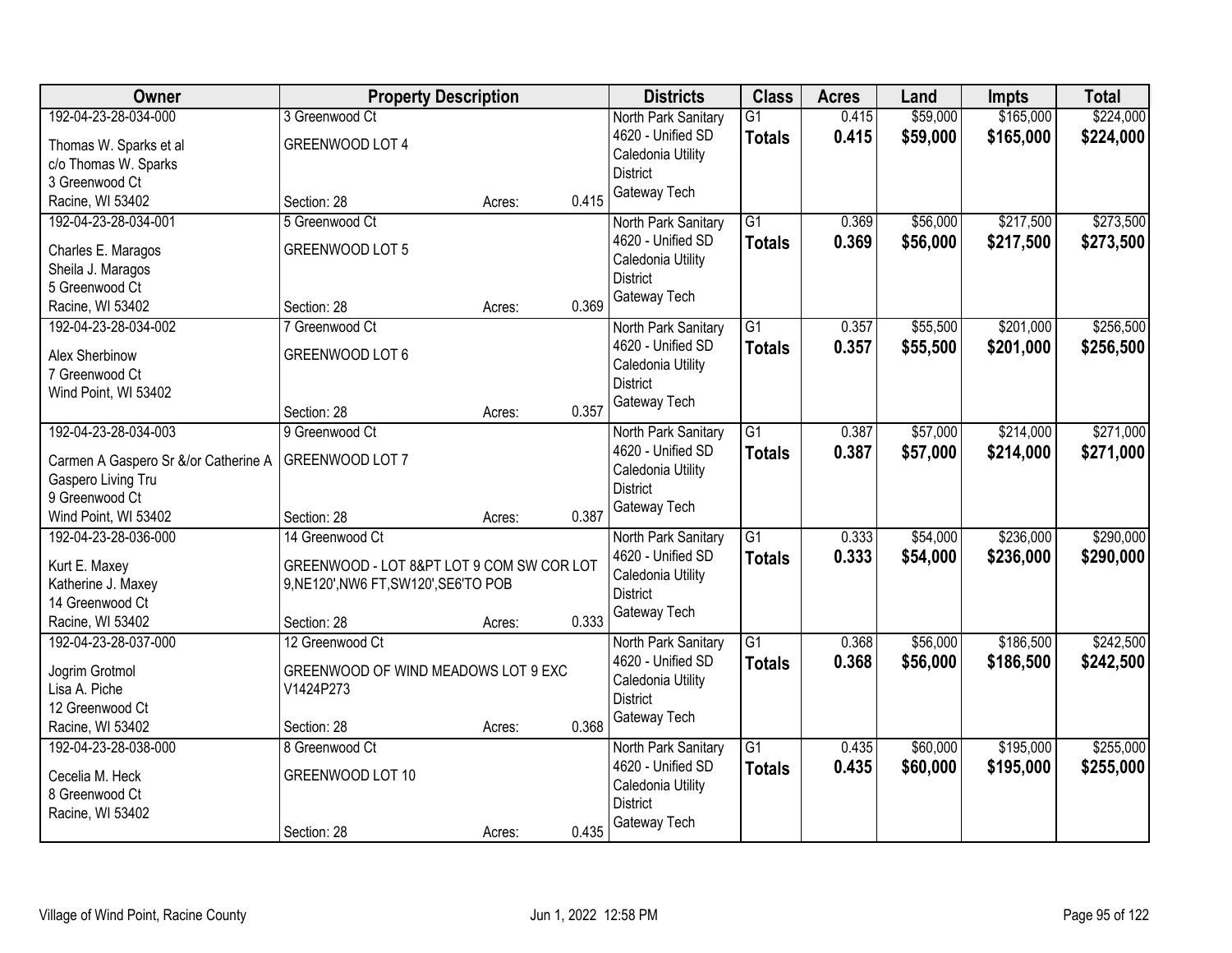| Owner | Property Description | Districts | Class | Acres | Land | Impts | Total |
|---|---|---|---|---|---|---|---|
| 192-04-23-28-034-000<br>Thomas W. Sparks et al<br>c/o Thomas W. Sparks<br>3 Greenwood Ct<br>Racine, WI 53402 | 3 Greenwood Ct<br>GREENWOOD LOT 4<br>Section: 28 Acres: 0.415 | North Park Sanitary<br>4620 - Unified SD<br>Caledonia Utility District<br>Gateway Tech | G1<br>**Totals** | 0.415<br>**0.415** | $59,000<br>**$59,000** | $165,000<br>**$165,000** | $224,000<br>**$224,000** |
| 192-04-23-28-034-001<br>Charles E. Maragos<br>Sheila J. Maragos<br>5 Greenwood Ct<br>Racine, WI 53402 | 5 Greenwood Ct<br>GREENWOOD LOT 5<br>Section: 28 Acres: 0.369 | North Park Sanitary<br>4620 - Unified SD<br>Caledonia Utility District<br>Gateway Tech | G1<br>**Totals** | 0.369<br>**0.369** | $56,000<br>**$56,000** | $217,500<br>**$217,500** | $273,500<br>**$273,500** |
| 192-04-23-28-034-002<br>Alex Sherbinow<br>7 Greenwood Ct<br>Wind Point, WI 53402 | 7 Greenwood Ct<br>GREENWOOD LOT 6<br>Section: 28 Acres: 0.357 | North Park Sanitary<br>4620 - Unified SD<br>Caledonia Utility District<br>Gateway Tech | G1<br>**Totals** | 0.357<br>**0.357** | $55,500<br>**$55,500** | $201,000<br>**$201,000** | $256,500<br>**$256,500** |
| 192-04-23-28-034-003<br>Carmen A Gaspero Sr &/or Catherine A Gaspero Living Tru<br>9 Greenwood Ct<br>Wind Point, WI 53402 | 9 Greenwood Ct<br>GREENWOOD LOT 7<br>Section: 28 Acres: 0.387 | North Park Sanitary<br>4620 - Unified SD<br>Caledonia Utility District<br>Gateway Tech | G1<br>**Totals** | 0.387<br>**0.387** | $57,000<br>**$57,000** | $214,000<br>**$214,000** | $271,000<br>**$271,000** |
| 192-04-23-28-036-000<br>Kurt E. Maxey<br>Katherine J. Maxey<br>14 Greenwood Ct<br>Racine, WI 53402 | 14 Greenwood Ct<br>GREENWOOD - LOT 8&PT LOT 9 COM SW COR LOT 9,NE120',NW6 FT,SW120',SE6'TO POB<br>Section: 28 Acres: 0.333 | North Park Sanitary<br>4620 - Unified SD<br>Caledonia Utility District<br>Gateway Tech | G1<br>**Totals** | 0.333<br>**0.333** | $54,000<br>**$54,000** | $236,000<br>**$236,000** | $290,000<br>**$290,000** |
| 192-04-23-28-037-000<br>Jogrim Grotmol<br>Lisa A. Piche<br>12 Greenwood Ct<br>Racine, WI 53402 | 12 Greenwood Ct<br>GREENWOOD OF WIND MEADOWS LOT 9 EXC V1424P273<br>Section: 28 Acres: 0.368 | North Park Sanitary<br>4620 - Unified SD<br>Caledonia Utility District<br>Gateway Tech | G1<br>**Totals** | 0.368<br>**0.368** | $56,000<br>**$56,000** | $186,500<br>**$186,500** | $242,500<br>**$242,500** |
| 192-04-23-28-038-000<br>Cecelia M. Heck<br>8 Greenwood Ct<br>Racine, WI 53402 | 8 Greenwood Ct<br>GREENWOOD LOT 10<br>Section: 28 Acres: 0.435 | North Park Sanitary<br>4620 - Unified SD<br>Caledonia Utility District<br>Gateway Tech | G1<br>**Totals** | 0.435<br>**0.435** | $60,000<br>**$60,000** | $195,000<br>**$195,000** | $255,000<br>**$255,000** |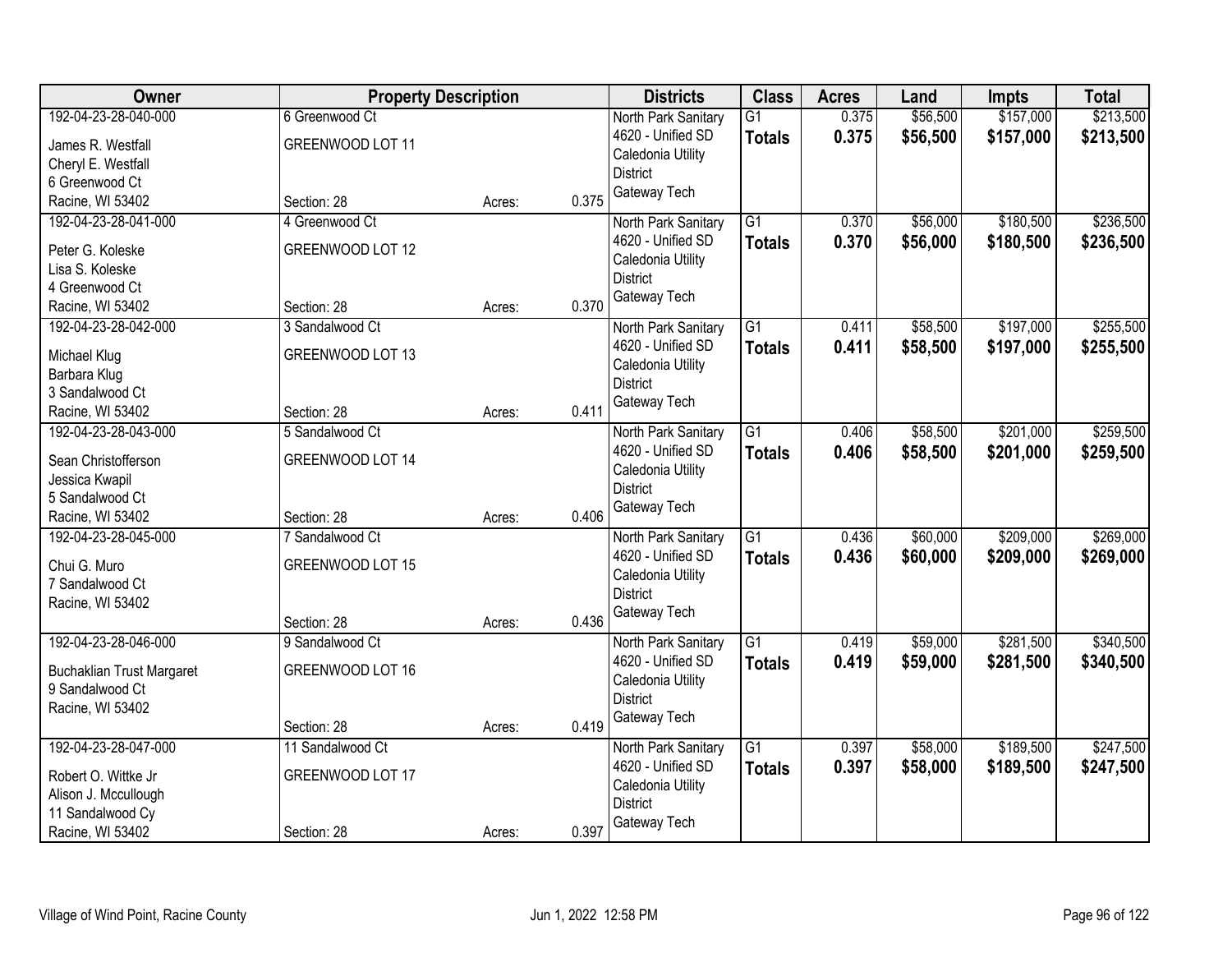| Owner | Property Description | | | Districts | Class | Acres | Land | Impts | Total |
|---|---|---|---|---|---|---|---|---|---|
| 192-04-23-28-040-000<br>James R. Westfall<br>Cheryl E. Westfall<br>6 Greenwood Ct<br>Racine, WI 53402 | 6 Greenwood Ct<br>GREENWOOD LOT 11<br><br><br>Section: 28 | Acres: | 0.375 | North Park Sanitary<br>4620 - Unified SD<br>Caledonia Utility District<br>Gateway Tech | G1<br>**Totals** | 0.375<br>**0.375** | $56,500<br>**$56,500** | $157,000<br>**$157,000** | $213,500<br>**$213,500** |
| 192-04-23-28-041-000<br>Peter G. Koleske<br>Lisa S. Koleske<br>4 Greenwood Ct<br>Racine, WI 53402 | 4 Greenwood Ct<br>GREENWOOD LOT 12<br><br><br>Section: 28 | Acres: | 0.370 | North Park Sanitary<br>4620 - Unified SD<br>Caledonia Utility District<br>Gateway Tech | G1<br>**Totals** | 0.370<br>**0.370** | $56,000<br>**$56,000** | $180,500<br>**$180,500** | $236,500<br>**$236,500** |
| 192-04-23-28-042-000<br>Michael Klug<br>Barbara Klug<br>3 Sandalwood Ct<br>Racine, WI 53402 | 3 Sandalwood Ct<br>GREENWOOD LOT 13<br><br><br>Section: 28 | Acres: | 0.411 | North Park Sanitary<br>4620 - Unified SD<br>Caledonia Utility District<br>Gateway Tech | G1<br>**Totals** | 0.411<br>**0.411** | $58,500<br>**$58,500** | $197,000<br>**$197,000** | $255,500<br>**$255,500** |
| 192-04-23-28-043-000<br>Sean Christofferson<br>Jessica Kwapil<br>5 Sandalwood Ct<br>Racine, WI 53402 | 5 Sandalwood Ct<br>GREENWOOD LOT 14<br><br><br>Section: 28 | Acres: | 0.406 | North Park Sanitary<br>4620 - Unified SD<br>Caledonia Utility District<br>Gateway Tech | G1<br>**Totals** | 0.406<br>**0.406** | $58,500<br>**$58,500** | $201,000<br>**$201,000** | $259,500<br>**$259,500** |
| 192-04-23-28-045-000<br>Chui G. Muro<br>7 Sandalwood Ct<br>Racine, WI 53402 | 7 Sandalwood Ct<br>GREENWOOD LOT 15<br><br><br>Section: 28 | Acres: | 0.436 | North Park Sanitary<br>4620 - Unified SD<br>Caledonia Utility District<br>Gateway Tech | G1<br>**Totals** | 0.436<br>**0.436** | $60,000<br>**$60,000** | $209,000<br>**$209,000** | $269,000<br>**$269,000** |
| 192-04-23-28-046-000<br>Buchaklian Trust Margaret<br>9 Sandalwood Ct<br>Racine, WI 53402 | 9 Sandalwood Ct<br>GREENWOOD LOT 16<br><br><br>Section: 28 | Acres: | 0.419 | North Park Sanitary<br>4620 - Unified SD<br>Caledonia Utility District<br>Gateway Tech | G1<br>**Totals** | 0.419<br>**0.419** | $59,000<br>**$59,000** | $281,500<br>**$281,500** | $340,500<br>**$340,500** |
| 192-04-23-28-047-000<br>Robert O. Wittke Jr<br>Alison J. Mccullough<br>11 Sandalwood Cy<br>Racine, WI 53402 | 11 Sandalwood Ct<br>GREENWOOD LOT 17<br><br><br>Section: 28 | Acres: | 0.397 | North Park Sanitary<br>4620 - Unified SD<br>Caledonia Utility District<br>Gateway Tech | G1<br>**Totals** | 0.397<br>**0.397** | $58,000<br>**$58,000** | $189,500<br>**$189,500** | $247,500<br>**$247,500** |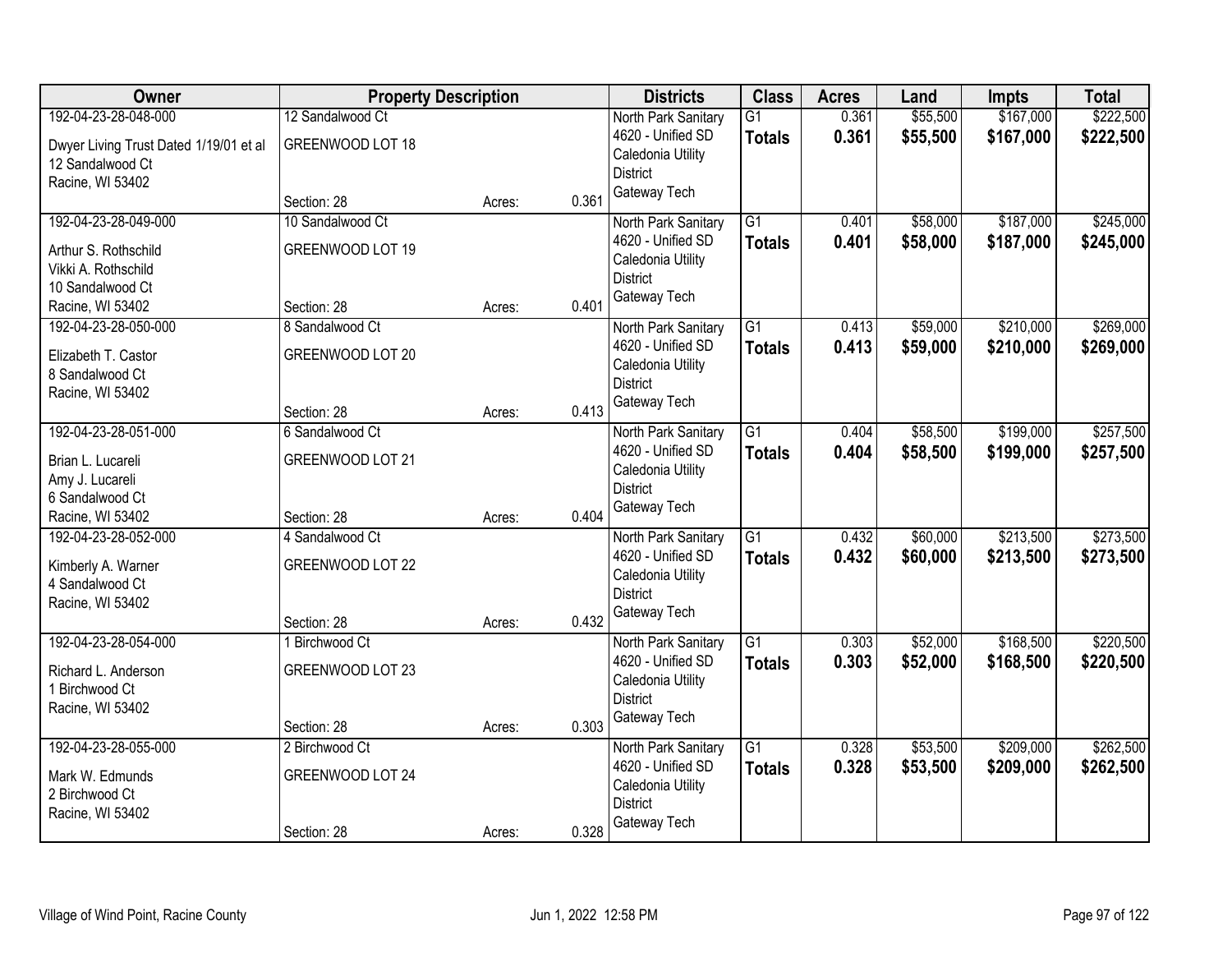| Owner | Property Description | | | Districts | Class | Acres | Land | Impts | Total |
|---|---|---|---|---|---|---|---|---|---|
| 192-04-23-28-048-000<br>Dwyer Living Trust Dated 1/19/01 et al<br>12 Sandalwood Ct<br>Racine, WI 53402 | 12 Sandalwood Ct<br>GREENWOOD LOT 18<br>Section: 28 | Acres: | 0.361 | North Park Sanitary<br>4620 - Unified SD<br>Caledonia Utility District<br>Gateway Tech | G1<br>**Totals** | 0.361<br>**0.361** | $55,500<br>**$55,500** | $167,000<br>**$167,000** | $222,500<br>**$222,500** |
| 192-04-23-28-049-000<br>Arthur S. Rothschild<br>Vikki A. Rothschild<br>10 Sandalwood Ct<br>Racine, WI 53402 | 10 Sandalwood Ct<br>GREENWOOD LOT 19<br>Section: 28 | Acres: | 0.401 | North Park Sanitary<br>4620 - Unified SD<br>Caledonia Utility District<br>Gateway Tech | G1<br>**Totals** | 0.401<br>**0.401** | $58,000<br>**$58,000** | $187,000<br>**$187,000** | $245,000<br>**$245,000** |
| 192-04-23-28-050-000<br>Elizabeth T. Castor<br>8 Sandalwood Ct<br>Racine, WI 53402 | 8 Sandalwood Ct<br>GREENWOOD LOT 20<br>Section: 28 | Acres: | 0.413 | North Park Sanitary<br>4620 - Unified SD<br>Caledonia Utility District<br>Gateway Tech | G1<br>**Totals** | 0.413<br>**0.413** | $59,000<br>**$59,000** | $210,000<br>**$210,000** | $269,000<br>**$269,000** |
| 192-04-23-28-051-000<br>Brian L. Lucareli<br>Amy J. Lucareli<br>6 Sandalwood Ct<br>Racine, WI 53402 | 6 Sandalwood Ct<br>GREENWOOD LOT 21<br>Section: 28 | Acres: | 0.404 | North Park Sanitary<br>4620 - Unified SD<br>Caledonia Utility District<br>Gateway Tech | G1<br>**Totals** | 0.404<br>**0.404** | $58,500<br>**$58,500** | $199,000<br>**$199,000** | $257,500<br>**$257,500** |
| 192-04-23-28-052-000<br>Kimberly A. Warner<br>4 Sandalwood Ct<br>Racine, WI 53402 | 4 Sandalwood Ct<br>GREENWOOD LOT 22<br>Section: 28 | Acres: | 0.432 | North Park Sanitary<br>4620 - Unified SD<br>Caledonia Utility District<br>Gateway Tech | G1<br>**Totals** | 0.432<br>**0.432** | $60,000<br>**$60,000** | $213,500<br>**$213,500** | $273,500<br>**$273,500** |
| 192-04-23-28-054-000<br>Richard L. Anderson<br>1 Birchwood Ct<br>Racine, WI 53402 | 1 Birchwood Ct<br>GREENWOOD LOT 23<br>Section: 28 | Acres: | 0.303 | North Park Sanitary<br>4620 - Unified SD<br>Caledonia Utility District<br>Gateway Tech | G1<br>**Totals** | 0.303<br>**0.303** | $52,000<br>**$52,000** | $168,500<br>**$168,500** | $220,500<br>**$220,500** |
| 192-04-23-28-055-000<br>Mark W. Edmunds<br>2 Birchwood Ct<br>Racine, WI 53402 | 2 Birchwood Ct<br>GREENWOOD LOT 24<br>Section: 28 | Acres: | 0.328 | North Park Sanitary<br>4620 - Unified SD<br>Caledonia Utility District<br>Gateway Tech | G1<br>**Totals** | 0.328<br>**0.328** | $53,500<br>**$53,500** | $209,000<br>**$209,000** | $262,500<br>**$262,500** |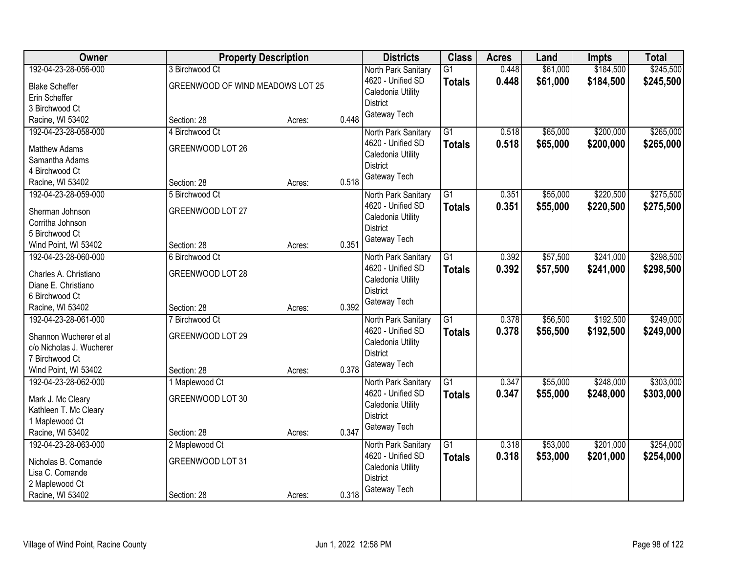| Owner | Property Description | | | Districts | Class | Acres | Land | Impts | Total |
|---|---|---|---|---|---|---|---|---|---|
| 192-04-23-28-056-000<br>Blake Scheffer<br>Erin Scheffer<br>3 Birchwood Ct<br>Racine, WI 53402 | 3 Birchwood Ct<br>GREENWOOD OF WIND MEADOWS LOT 25<br>Section: 28 | Acres: | 0.448 | North Park Sanitary<br>4620 - Unified SD<br>Caledonia Utility District<br>Gateway Tech | G1<br>**Totals** | 0.448<br>**0.448** | $61,000<br>**$61,000** | $184,500<br>**$184,500** | $245,500<br>**$245,500** |
| 192-04-23-28-058-000<br>Matthew Adams<br>Samantha Adams<br>4 Birchwood Ct<br>Racine, WI 53402 | 4 Birchwood Ct<br>GREENWOOD LOT 26<br>Section: 28 | Acres: | 0.518 | North Park Sanitary<br>4620 - Unified SD<br>Caledonia Utility District<br>Gateway Tech | G1<br>**Totals** | 0.518<br>**0.518** | $65,000<br>**$65,000** | $200,000<br>**$200,000** | $265,000<br>**$265,000** |
| 192-04-23-28-059-000<br>Sherman Johnson<br>Corritha Johnson<br>5 Birchwood Ct<br>Wind Point, WI 53402 | 5 Birchwood Ct<br>GREENWOOD LOT 27<br>Section: 28 | Acres: | 0.351 | North Park Sanitary<br>4620 - Unified SD<br>Caledonia Utility District<br>Gateway Tech | G1<br>**Totals** | 0.351<br>**0.351** | $55,000<br>**$55,000** | $220,500<br>**$220,500** | $275,500<br>**$275,500** |
| 192-04-23-28-060-000<br>Charles A. Christiano<br>Diane E. Christiano<br>6 Birchwood Ct<br>Racine, WI 53402 | 6 Birchwood Ct<br>GREENWOOD LOT 28<br>Section: 28 | Acres: | 0.392 | North Park Sanitary<br>4620 - Unified SD<br>Caledonia Utility District<br>Gateway Tech | G1<br>**Totals** | 0.392<br>**0.392** | $57,500<br>**$57,500** | $241,000<br>**$241,000** | $298,500<br>**$298,500** |
| 192-04-23-28-061-000<br>Shannon Wucherer et al<br>c/o Nicholas J. Wucherer<br>7 Birchwood Ct<br>Wind Point, WI 53402 | 7 Birchwood Ct<br>GREENWOOD LOT 29<br>Section: 28 | Acres: | 0.378 | North Park Sanitary<br>4620 - Unified SD<br>Caledonia Utility District<br>Gateway Tech | G1<br>**Totals** | 0.378<br>**0.378** | $56,500<br>**$56,500** | $192,500<br>**$192,500** | $249,000<br>**$249,000** |
| 192-04-23-28-062-000<br>Mark J. Mc Cleary<br>Kathleen T. Mc Cleary<br>1 Maplewood Ct<br>Racine, WI 53402 | 1 Maplewood Ct<br>GREENWOOD LOT 30<br>Section: 28 | Acres: | 0.347 | North Park Sanitary<br>4620 - Unified SD<br>Caledonia Utility District<br>Gateway Tech | G1<br>**Totals** | 0.347<br>**0.347** | $55,000<br>**$55,000** | $248,000<br>**$248,000** | $303,000<br>**$303,000** |
| 192-04-23-28-063-000<br>Nicholas B. Comande<br>Lisa C. Comande<br>2 Maplewood Ct<br>Racine, WI 53402 | 2 Maplewood Ct<br>GREENWOOD LOT 31<br>Section: 28 | Acres: | 0.318 | North Park Sanitary<br>4620 - Unified SD<br>Caledonia Utility District<br>Gateway Tech | G1<br>**Totals** | 0.318<br>**0.318** | $53,000<br>**$53,000** | $201,000<br>**$201,000** | $254,000<br>**$254,000** |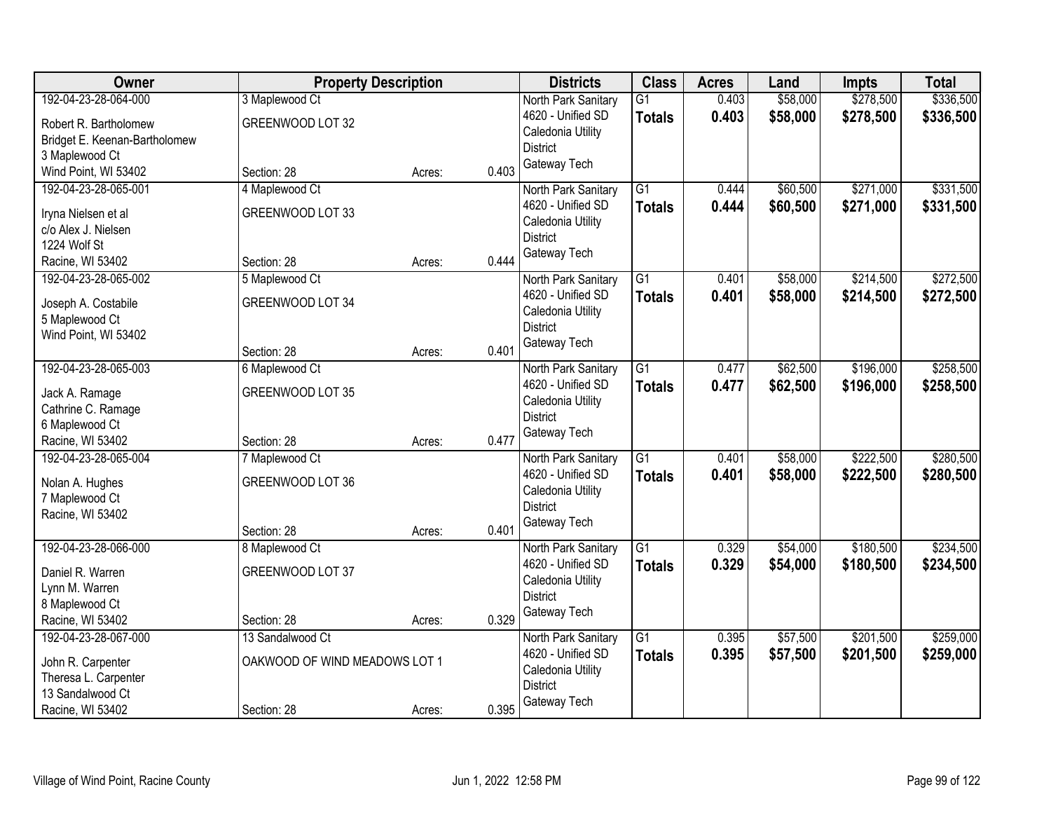| Owner | Property Description | | | Districts | Class | Acres | Land | Impts | Total |
|---|---|---|---|---|---|---|---|---|---|
| 192-04-23-28-064-000<br>Robert R. Bartholomew<br>Bridget E. Keenan-Bartholomew<br>3 Maplewood Ct<br>Wind Point, WI 53402 | 3 Maplewood Ct<br>GREENWOOD LOT 32<br>Section: 28 | Acres: | 0.403 | North Park Sanitary<br>4620 - Unified SD<br>Caledonia Utility<br>District<br>Gateway Tech | G1<br>**Totals** | 0.403<br>**0.403** | $58,000<br>**$58,000** | $278,500<br>**$278,500** | $336,500<br>**$336,500** |
| 192-04-23-28-065-001<br>Iryna Nielsen et al<br>c/o Alex J. Nielsen<br>1224 Wolf St<br>Racine, WI 53402 | 4 Maplewood Ct<br>GREENWOOD LOT 33<br>Section: 28 | Acres: | 0.444 | North Park Sanitary<br>4620 - Unified SD<br>Caledonia Utility<br>District<br>Gateway Tech | G1<br>**Totals** | 0.444<br>**0.444** | $60,500<br>**$60,500** | $271,000<br>**$271,000** | $331,500<br>**$331,500** |
| 192-04-23-28-065-002<br>Joseph A. Costabile<br>5 Maplewood Ct<br>Wind Point, WI 53402 | 5 Maplewood Ct<br>GREENWOOD LOT 34<br>Section: 28 | Acres: | 0.401 | North Park Sanitary<br>4620 - Unified SD<br>Caledonia Utility<br>District<br>Gateway Tech | G1<br>**Totals** | 0.401<br>**0.401** | $58,000<br>**$58,000** | $214,500<br>**$214,500** | $272,500<br>**$272,500** |
| 192-04-23-28-065-003<br>Jack A. Ramage<br>Cathrine C. Ramage<br>6 Maplewood Ct<br>Racine, WI 53402 | 6 Maplewood Ct<br>GREENWOOD LOT 35<br>Section: 28 | Acres: | 0.477 | North Park Sanitary<br>4620 - Unified SD<br>Caledonia Utility<br>District<br>Gateway Tech | G1<br>**Totals** | 0.477<br>**0.477** | $62,500<br>**$62,500** | $196,000<br>**$196,000** | $258,500<br>**$258,500** |
| 192-04-23-28-065-004<br>Nolan A. Hughes<br>7 Maplewood Ct<br>Racine, WI 53402 | 7 Maplewood Ct<br>GREENWOOD LOT 36<br>Section: 28 | Acres: | 0.401 | North Park Sanitary<br>4620 - Unified SD<br>Caledonia Utility<br>District<br>Gateway Tech | G1<br>**Totals** | 0.401<br>**0.401** | $58,000<br>**$58,000** | $222,500<br>**$222,500** | $280,500<br>**$280,500** |
| 192-04-23-28-066-000<br>Daniel R. Warren<br>Lynn M. Warren<br>8 Maplewood Ct<br>Racine, WI 53402 | 8 Maplewood Ct<br>GREENWOOD LOT 37<br>Section: 28 | Acres: | 0.329 | North Park Sanitary<br>4620 - Unified SD<br>Caledonia Utility<br>District<br>Gateway Tech | G1<br>**Totals** | 0.329<br>**0.329** | $54,000<br>**$54,000** | $180,500<br>**$180,500** | $234,500<br>**$234,500** |
| 192-04-23-28-067-000<br>John R. Carpenter<br>Theresa L. Carpenter<br>13 Sandalwood Ct<br>Racine, WI 53402 | 13 Sandalwood Ct<br>OAKWOOD OF WIND MEADOWS LOT 1<br>Section: 28 | Acres: | 0.395 | North Park Sanitary<br>4620 - Unified SD<br>Caledonia Utility<br>District<br>Gateway Tech | G1<br>**Totals** | 0.395<br>**0.395** | $57,500<br>**$57,500** | $201,500<br>**$201,500** | $259,000<br>**$259,000** |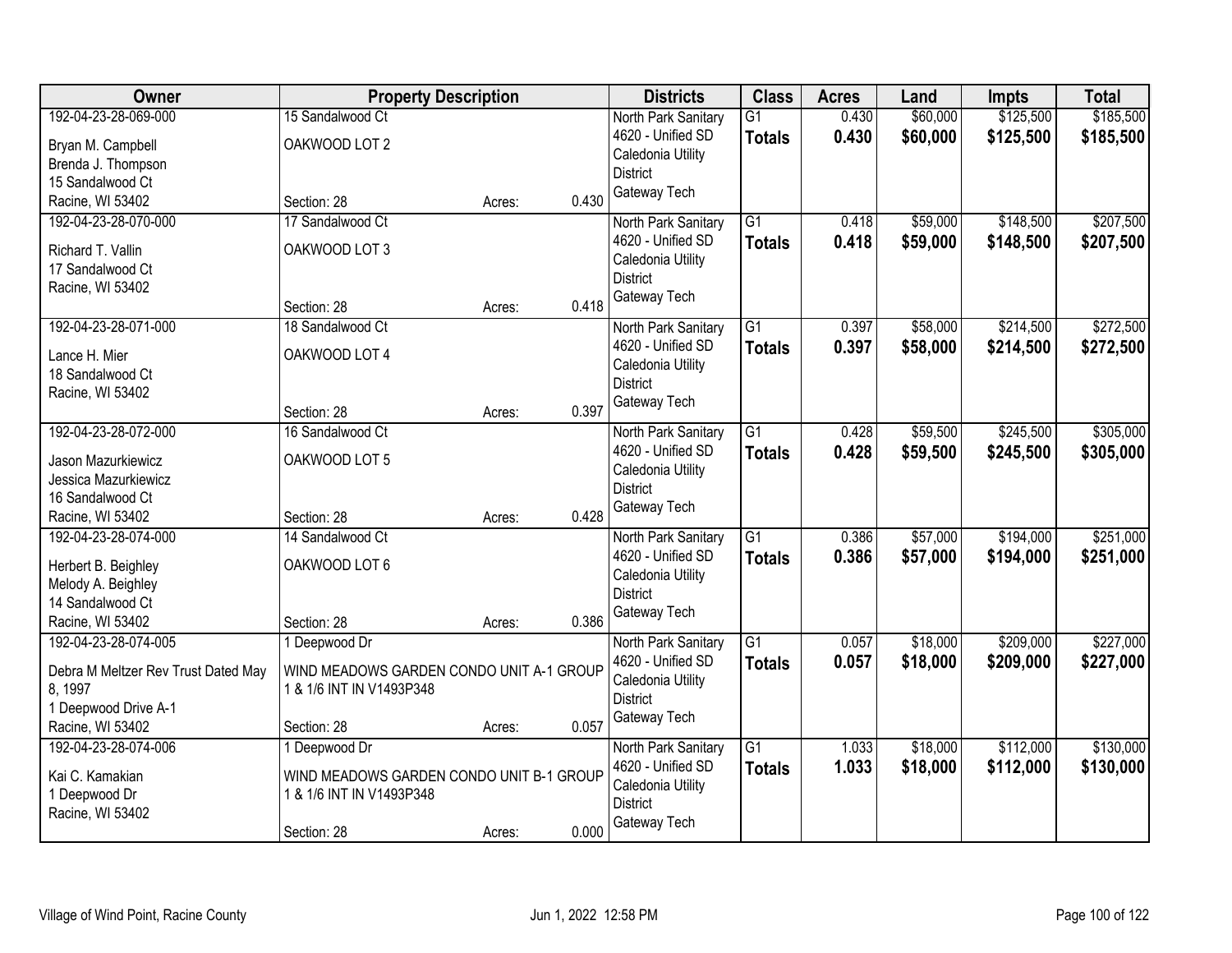| Owner | Property Description | Districts | Class | Acres | Land | Impts | Total |
|---|---|---|---|---|---|---|---|
| 192-04-23-28-069-000<br>Bryan M. Campbell<br>Brenda J. Thompson<br>15 Sandalwood Ct<br>Racine, WI 53402 | 15 Sandalwood Ct<br>OAKWOOD LOT 2<br>Section: 28 Acres: 0.430 | North Park Sanitary<br>4620 - Unified SD<br>Caledonia Utility District<br>Gateway Tech | G1<br>**Totals** | 0.430<br>**0.430** | $60,000<br>**$60,000** | $125,500<br>**$125,500** | $185,500<br>**$185,500** |
| 192-04-23-28-070-000<br>Richard T. Vallin<br>17 Sandalwood Ct<br>Racine, WI 53402 | 17 Sandalwood Ct<br>OAKWOOD LOT 3<br>Section: 28 Acres: 0.418 | North Park Sanitary<br>4620 - Unified SD<br>Caledonia Utility District<br>Gateway Tech | G1<br>**Totals** | 0.418<br>**0.418** | $59,000<br>**$59,000** | $148,500<br>**$148,500** | $207,500<br>**$207,500** |
| 192-04-23-28-071-000<br>Lance H. Mier<br>18 Sandalwood Ct<br>Racine, WI 53402 | 18 Sandalwood Ct<br>OAKWOOD LOT 4<br>Section: 28 Acres: 0.397 | North Park Sanitary<br>4620 - Unified SD<br>Caledonia Utility District<br>Gateway Tech | G1<br>**Totals** | 0.397<br>**0.397** | $58,000<br>**$58,000** | $214,500<br>**$214,500** | $272,500<br>**$272,500** |
| 192-04-23-28-072-000<br>Jason Mazurkiewicz<br>Jessica Mazurkiewicz<br>16 Sandalwood Ct<br>Racine, WI 53402 | 16 Sandalwood Ct<br>OAKWOOD LOT 5<br>Section: 28 Acres: 0.428 | North Park Sanitary<br>4620 - Unified SD<br>Caledonia Utility District<br>Gateway Tech | G1<br>**Totals** | 0.428<br>**0.428** | $59,500<br>**$59,500** | $245,500<br>**$245,500** | $305,000<br>**$305,000** |
| 192-04-23-28-074-000<br>Herbert B. Beighley<br>Melody A. Beighley<br>14 Sandalwood Ct<br>Racine, WI 53402 | 14 Sandalwood Ct<br>OAKWOOD LOT 6<br>Section: 28 Acres: 0.386 | North Park Sanitary<br>4620 - Unified SD<br>Caledonia Utility District<br>Gateway Tech | G1<br>**Totals** | 0.386<br>**0.386** | $57,000<br>**$57,000** | $194,000<br>**$194,000** | $251,000<br>**$251,000** |
| 192-04-23-28-074-005<br>Debra M Meltzer Rev Trust Dated May 8, 1997<br>1 Deepwood Drive A-1<br>Racine, WI 53402 | 1 Deepwood Dr<br>WIND MEADOWS GARDEN CONDO UNIT A-1 GROUP 1 & 1/6 INT IN V1493P348<br>Section: 28 Acres: 0.057 | North Park Sanitary<br>4620 - Unified SD<br>Caledonia Utility District<br>Gateway Tech | G1<br>**Totals** | 0.057<br>**0.057** | $18,000<br>**$18,000** | $209,000<br>**$209,000** | $227,000<br>**$227,000** |
| 192-04-23-28-074-006<br>Kai C. Kamakian<br>1 Deepwood Dr<br>Racine, WI 53402 | 1 Deepwood Dr<br>WIND MEADOWS GARDEN CONDO UNIT B-1 GROUP 1 & 1/6 INT IN V1493P348<br>Section: 28 Acres: 0.000 | North Park Sanitary<br>4620 - Unified SD<br>Caledonia Utility District<br>Gateway Tech | G1<br>**Totals** | 1.033<br>**1.033** | $18,000<br>**$18,000** | $112,000<br>**$112,000** | $130,000<br>**$130,000** |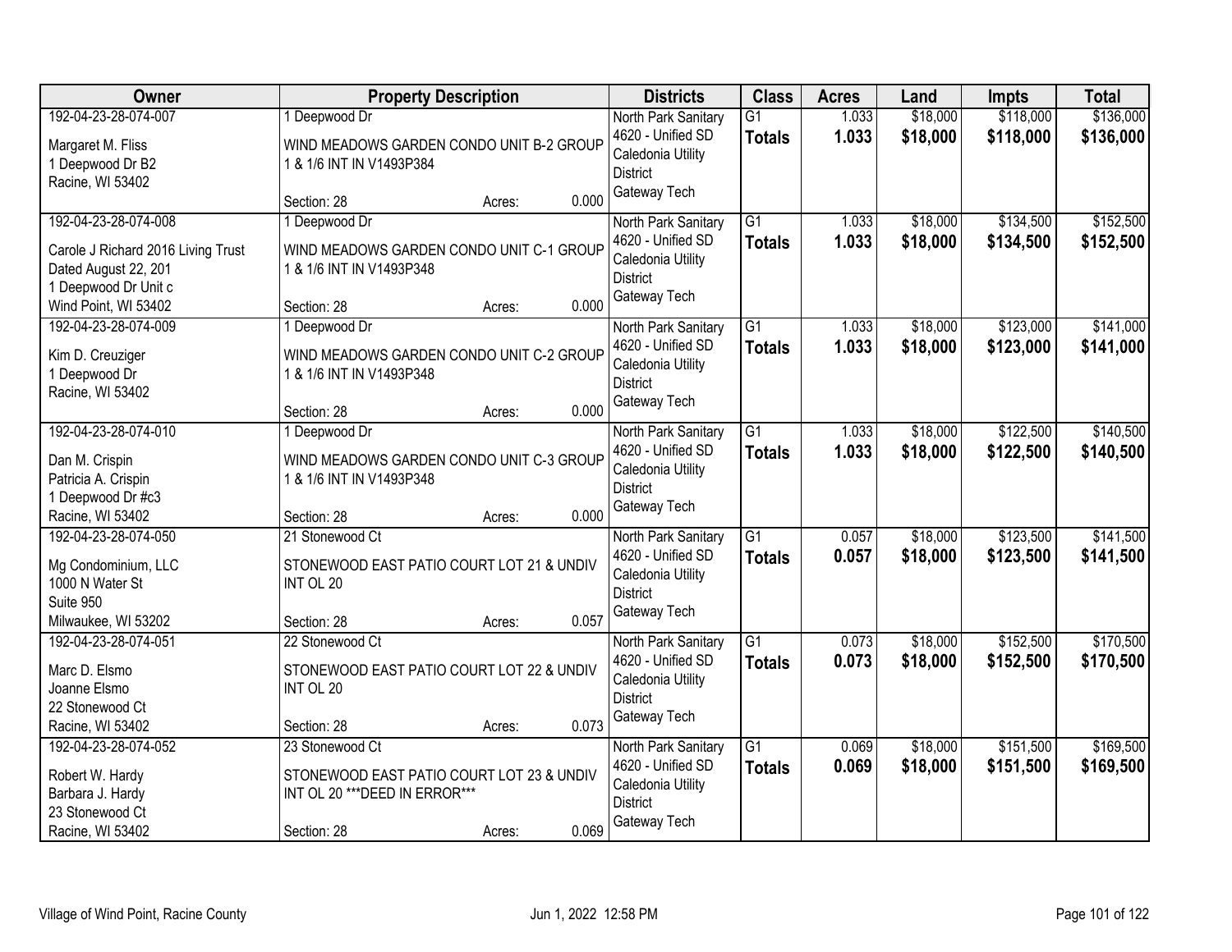| Owner | Property Description | Districts | Class | Acres | Land | Impts | Total |
|---|---|---|---|---|---|---|---|
| 192-04-23-28-074-007<br><br>Margaret M. Fliss<br>1 Deepwood Dr B2<br>Racine, WI 53402 | 1 Deepwood Dr<br><br>WIND MEADOWS GARDEN CONDO UNIT B-2 GROUP 1 & 1/6 INT IN V1493P384<br><br>Section: 28 Acres: 0.000 | North Park Sanitary<br>4620 - Unified SD<br>Caledonia Utility District<br>Gateway Tech | G1<br>**Totals** | 1.033<br>**1.033** | $18,000<br>**$18,000** | $118,000<br>**$118,000** | $136,000<br>**$136,000** |
| 192-04-23-28-074-008<br><br>Carole J Richard 2016 Living Trust<br>Dated August 22, 201<br>1 Deepwood Dr Unit c<br>Wind Point, WI 53402 | 1 Deepwood Dr<br><br>WIND MEADOWS GARDEN CONDO UNIT C-1 GROUP 1 & 1/6 INT IN V1493P348<br><br>Section: 28 Acres: 0.000 | North Park Sanitary<br>4620 - Unified SD<br>Caledonia Utility District<br>Gateway Tech | G1<br>**Totals** | 1.033<br>**1.033** | $18,000<br>**$18,000** | $134,500<br>**$134,500** | $152,500<br>**$152,500** |
| 192-04-23-28-074-009<br><br>Kim D. Creuziger<br>1 Deepwood Dr<br>Racine, WI 53402 | 1 Deepwood Dr<br><br>WIND MEADOWS GARDEN CONDO UNIT C-2 GROUP 1 & 1/6 INT IN V1493P348<br><br>Section: 28 Acres: 0.000 | North Park Sanitary<br>4620 - Unified SD<br>Caledonia Utility District<br>Gateway Tech | G1<br>**Totals** | 1.033<br>**1.033** | $18,000<br>**$18,000** | $123,000<br>**$123,000** | $141,000<br>**$141,000** |
| 192-04-23-28-074-010<br><br>Dan M. Crispin<br>Patricia A. Crispin<br>1 Deepwood Dr #c3<br>Racine, WI 53402 | 1 Deepwood Dr<br><br>WIND MEADOWS GARDEN CONDO UNIT C-3 GROUP 1 & 1/6 INT IN V1493P348<br><br>Section: 28 Acres: 0.000 | North Park Sanitary<br>4620 - Unified SD<br>Caledonia Utility District<br>Gateway Tech | G1<br>**Totals** | 1.033<br>**1.033** | $18,000<br>**$18,000** | $122,500<br>**$122,500** | $140,500<br>**$140,500** |
| 192-04-23-28-074-050<br><br>Mg Condominium, LLC<br>1000 N Water St<br>Suite 950<br>Milwaukee, WI 53202 | 21 Stonewood Ct<br><br>STONEWOOD EAST PATIO COURT LOT 21 & UNDIV INT OL 20<br><br>Section: 28 Acres: 0.057 | North Park Sanitary<br>4620 - Unified SD<br>Caledonia Utility District<br>Gateway Tech | G1<br>**Totals** | 0.057<br>**0.057** | $18,000<br>**$18,000** | $123,500<br>**$123,500** | $141,500<br>**$141,500** |
| 192-04-23-28-074-051<br><br>Marc D. Elsmo<br>Joanne Elsmo<br>22 Stonewood Ct<br>Racine, WI 53402 | 22 Stonewood Ct<br><br>STONEWOOD EAST PATIO COURT LOT 22 & UNDIV INT OL 20<br><br>Section: 28 Acres: 0.073 | North Park Sanitary<br>4620 - Unified SD<br>Caledonia Utility District<br>Gateway Tech | G1<br>**Totals** | 0.073<br>**0.073** | $18,000<br>**$18,000** | $152,500<br>**$152,500** | $170,500<br>**$170,500** |
| 192-04-23-28-074-052<br><br>Robert W. Hardy<br>Barbara J. Hardy<br>23 Stonewood Ct<br>Racine, WI 53402 | 23 Stonewood Ct<br><br>STONEWOOD EAST PATIO COURT LOT 23 & UNDIV INT OL 20 ***DEED IN ERROR***<br><br>Section: 28 Acres: 0.069 | North Park Sanitary<br>4620 - Unified SD<br>Caledonia Utility District<br>Gateway Tech | G1<br>**Totals** | 0.069<br>**0.069** | $18,000<br>**$18,000** | $151,500<br>**$151,500** | $169,500<br>**$169,500** |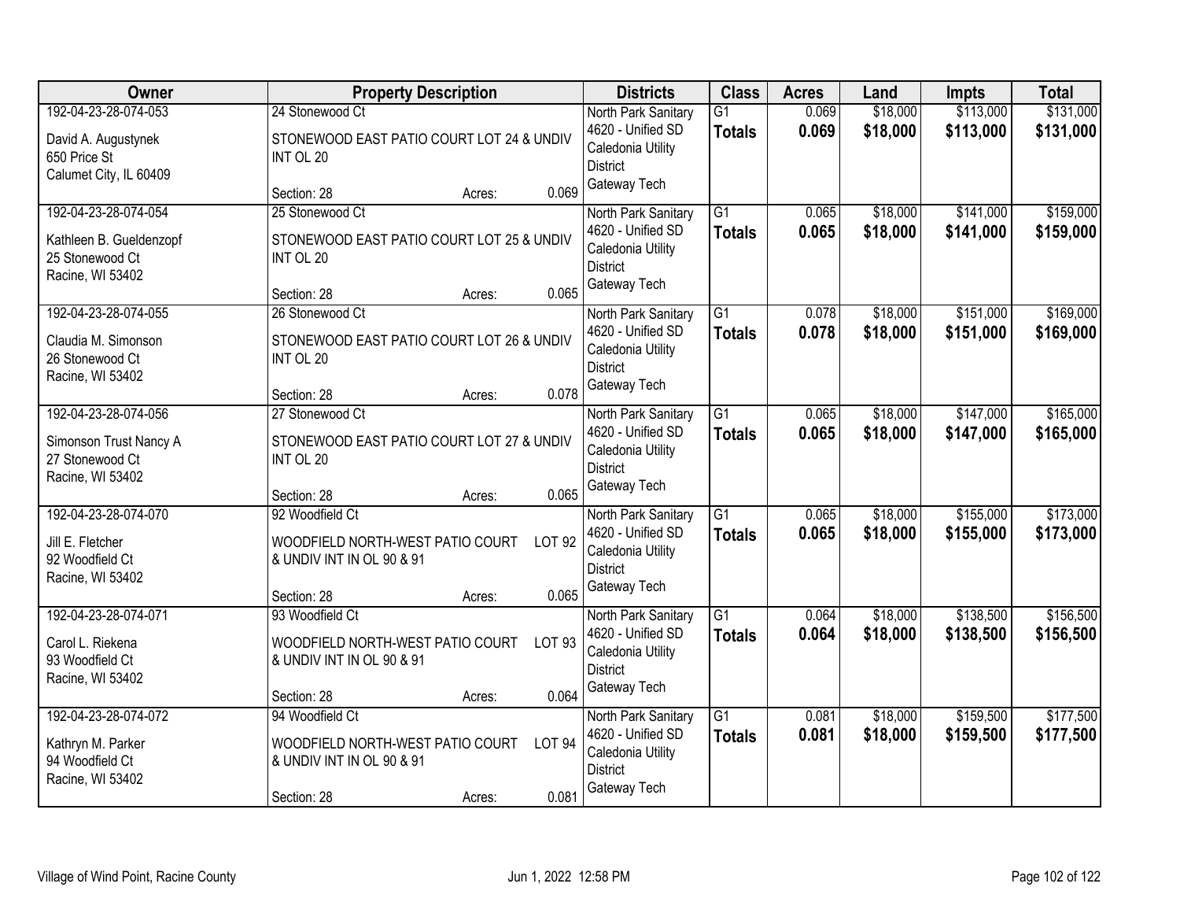| Owner | Property Description | Districts | Class | Acres | Land | Impts | Total |
|---|---|---|---|---|---|---|---|
| 192-04-23-28-074-053<br>David A. Augustynek<br>650 Price St<br>Calumet City, IL 60409 | 24 Stonewood Ct<br>STONEWOOD EAST PATIO COURT LOT 24 & UNDIV INT OL 20<br>Section: 28 Acres: 0.069 | North Park Sanitary<br>4620 - Unified SD<br>Caledonia Utility District<br>Gateway Tech | G1<br>**Totals** | 0.069<br>**0.069** | $18,000<br>**$18,000** | $113,000<br>**$113,000** | $131,000<br>**$131,000** |
| 192-04-23-28-074-054<br>Kathleen B. Gueldenzopf<br>25 Stonewood Ct<br>Racine, WI 53402 | 25 Stonewood Ct<br>STONEWOOD EAST PATIO COURT LOT 25 & UNDIV INT OL 20<br>Section: 28 Acres: 0.065 | North Park Sanitary<br>4620 - Unified SD<br>Caledonia Utility District<br>Gateway Tech | G1<br>**Totals** | 0.065<br>**0.065** | $18,000<br>**$18,000** | $141,000<br>**$141,000** | $159,000<br>**$159,000** |
| 192-04-23-28-074-055<br>Claudia M. Simonson<br>26 Stonewood Ct<br>Racine, WI 53402 | 26 Stonewood Ct<br>STONEWOOD EAST PATIO COURT LOT 26 & UNDIV INT OL 20<br>Section: 28 Acres: 0.078 | North Park Sanitary<br>4620 - Unified SD<br>Caledonia Utility District<br>Gateway Tech | G1<br>**Totals** | 0.078<br>**0.078** | $18,000<br>**$18,000** | $151,000<br>**$151,000** | $169,000<br>**$169,000** |
| 192-04-23-28-074-056<br>Simonson Trust Nancy A<br>27 Stonewood Ct<br>Racine, WI 53402 | 27 Stonewood Ct<br>STONEWOOD EAST PATIO COURT LOT 27 & UNDIV INT OL 20<br>Section: 28 Acres: 0.065 | North Park Sanitary<br>4620 - Unified SD<br>Caledonia Utility District<br>Gateway Tech | G1<br>**Totals** | 0.065<br>**0.065** | $18,000<br>**$18,000** | $147,000<br>**$147,000** | $165,000<br>**$165,000** |
| 192-04-23-28-074-070<br>Jill E. Fletcher<br>92 Woodfield Ct<br>Racine, WI 53402 | 92 Woodfield Ct<br>WOODFIELD NORTH-WEST PATIO COURT LOT 92 & UNDIV INT IN OL 90 & 91<br>Section: 28 Acres: 0.065 | North Park Sanitary<br>4620 - Unified SD<br>Caledonia Utility District<br>Gateway Tech | G1<br>**Totals** | 0.065<br>**0.065** | $18,000<br>**$18,000** | $155,000<br>**$155,000** | $173,000<br>**$173,000** |
| 192-04-23-28-074-071<br>Carol L. Riekena<br>93 Woodfield Ct<br>Racine, WI 53402 | 93 Woodfield Ct<br>WOODFIELD NORTH-WEST PATIO COURT LOT 93 & UNDIV INT IN OL 90 & 91<br>Section: 28 Acres: 0.064 | North Park Sanitary<br>4620 - Unified SD<br>Caledonia Utility District<br>Gateway Tech | G1<br>**Totals** | 0.064<br>**0.064** | $18,000<br>**$18,000** | $138,500<br>**$138,500** | $156,500<br>**$156,500** |
| 192-04-23-28-074-072<br>Kathryn M. Parker<br>94 Woodfield Ct<br>Racine, WI 53402 | 94 Woodfield Ct<br>WOODFIELD NORTH-WEST PATIO COURT LOT 94 & UNDIV INT IN OL 90 & 91<br>Section: 28 Acres: 0.081 | North Park Sanitary<br>4620 - Unified SD<br>Caledonia Utility District<br>Gateway Tech | G1<br>**Totals** | 0.081<br>**0.081** | $18,000<br>**$18,000** | $159,500<br>**$159,500** | $177,500<br>**$177,500** |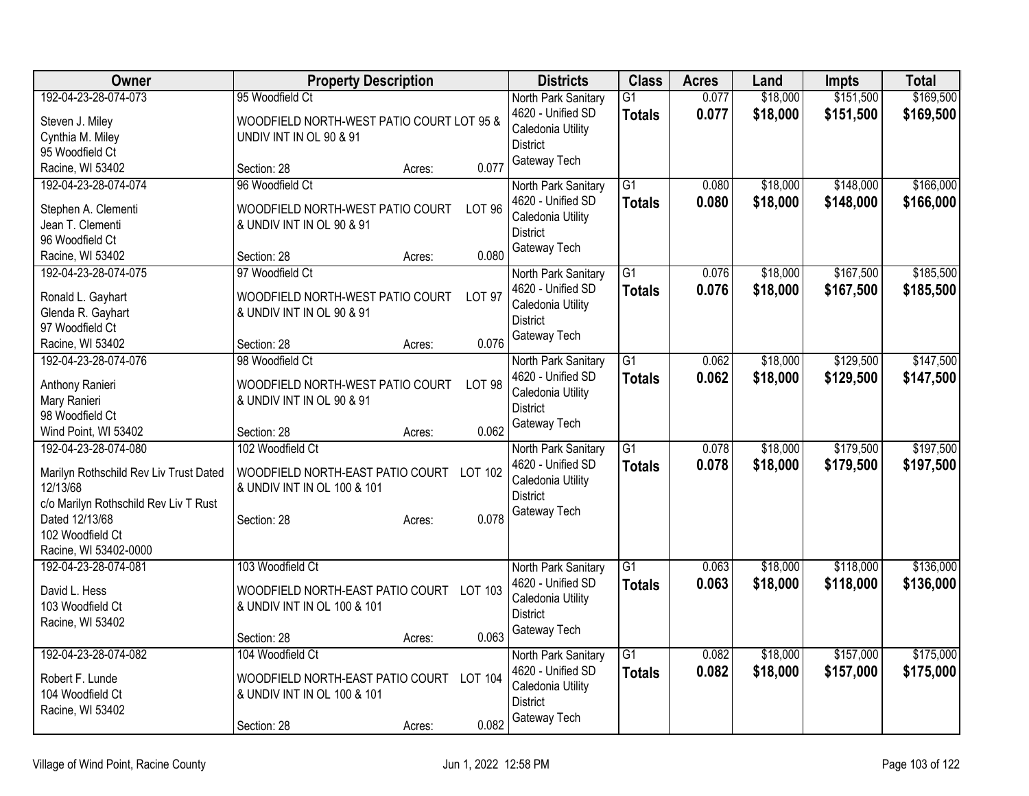| Owner | Property Description | Districts | Class | Acres | Land | Impts | Total |
|---|---|---|---|---|---|---|---|
| 192-04-23-28-074-073<br>Steven J. Miley<br>Cynthia M. Miley<br>95 Woodfield Ct<br>Racine, WI 53402 | 95 Woodfield Ct<br>WOODFIELD NORTH-WEST PATIO COURT LOT 95 & UNDIV INT IN OL 90 & 91<br>Section: 28 Acres: 0.077 | North Park Sanitary<br>4620 - Unified SD<br>Caledonia Utility District<br>Gateway Tech | G1<br>**Totals** | 0.077<br>**0.077** | $18,000<br>**$18,000** | $151,500<br>**$151,500** | $169,500<br>**$169,500** |
| 192-04-23-28-074-074<br>Stephen A. Clementi<br>Jean T. Clementi<br>96 Woodfield Ct<br>Racine, WI 53402 | 96 Woodfield Ct<br>WOODFIELD NORTH-WEST PATIO COURT LOT 96 & UNDIV INT IN OL 90 & 91<br>Section: 28 Acres: 0.080 | North Park Sanitary<br>4620 - Unified SD<br>Caledonia Utility District<br>Gateway Tech | G1<br>**Totals** | 0.080<br>**0.080** | $18,000<br>**$18,000** | $148,000<br>**$148,000** | $166,000<br>**$166,000** |
| 192-04-23-28-074-075<br>Ronald L. Gayhart<br>Glenda R. Gayhart<br>97 Woodfield Ct<br>Racine, WI 53402 | 97 Woodfield Ct<br>WOODFIELD NORTH-WEST PATIO COURT LOT 97 & UNDIV INT IN OL 90 & 91<br>Section: 28 Acres: 0.076 | North Park Sanitary<br>4620 - Unified SD<br>Caledonia Utility District<br>Gateway Tech | G1<br>**Totals** | 0.076<br>**0.076** | $18,000<br>**$18,000** | $167,500<br>**$167,500** | $185,500<br>**$185,500** |
| 192-04-23-28-074-076<br>Anthony Ranieri<br>Mary Ranieri<br>98 Woodfield Ct<br>Wind Point, WI 53402 | 98 Woodfield Ct<br>WOODFIELD NORTH-WEST PATIO COURT LOT 98 & UNDIV INT IN OL 90 & 91<br>Section: 28 Acres: 0.062 | North Park Sanitary<br>4620 - Unified SD<br>Caledonia Utility District<br>Gateway Tech | G1<br>**Totals** | 0.062<br>**0.062** | $18,000<br>**$18,000** | $129,500<br>**$129,500** | $147,500<br>**$147,500** |
| 192-04-23-28-074-080<br>Marilyn Rothschild Rev Liv Trust Dated 12/13/68<br>c/o Marilyn Rothschild Rev Liv T Rust Dated 12/13/68<br>102 Woodfield Ct<br>Racine, WI 53402-0000 | 102 Woodfield Ct<br>WOODFIELD NORTH-EAST PATIO COURT LOT 102 & UNDIV INT IN OL 100 & 101<br>Section: 28 Acres: 0.078 | North Park Sanitary<br>4620 - Unified SD<br>Caledonia Utility District<br>Gateway Tech | G1<br>**Totals** | 0.078<br>**0.078** | $18,000<br>**$18,000** | $179,500<br>**$179,500** | $197,500<br>**$197,500** |
| 192-04-23-28-074-081<br>David L. Hess<br>103 Woodfield Ct<br>Racine, WI 53402 | 103 Woodfield Ct<br>WOODFIELD NORTH-EAST PATIO COURT LOT 103 & UNDIV INT IN OL 100 & 101<br>Section: 28 Acres: 0.063 | North Park Sanitary<br>4620 - Unified SD<br>Caledonia Utility District<br>Gateway Tech | G1<br>**Totals** | 0.063<br>**0.063** | $18,000<br>**$18,000** | $118,000<br>**$118,000** | $136,000<br>**$136,000** |
| 192-04-23-28-074-082<br>Robert F. Lunde<br>104 Woodfield Ct<br>Racine, WI 53402 | 104 Woodfield Ct<br>WOODFIELD NORTH-EAST PATIO COURT LOT 104 & UNDIV INT IN OL 100 & 101<br>Section: 28 Acres: 0.082 | North Park Sanitary<br>4620 - Unified SD<br>Caledonia Utility District<br>Gateway Tech | G1<br>**Totals** | 0.082<br>**0.082** | $18,000<br>**$18,000** | $157,000<br>**$157,000** | $175,000<br>**$175,000** |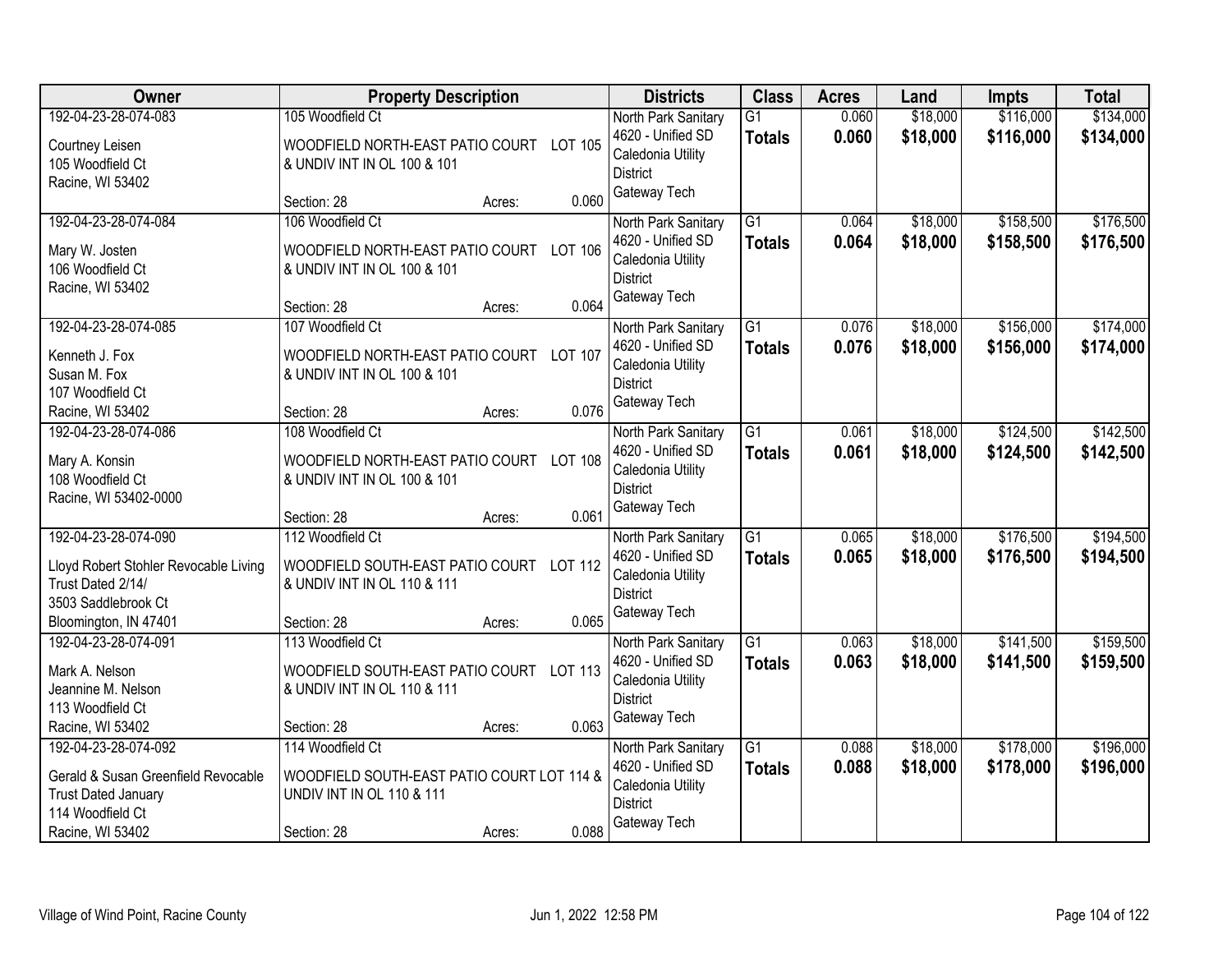| Owner | Property Description | Districts | Class | Acres | Land | Impts | Total |
|---|---|---|---|---|---|---|---|
| 192-04-23-28-074-083<br><br>Courtney Leisen<br>105 Woodfield Ct<br>Racine, WI 53402 | 105 Woodfield Ct<br><br>WOODFIELD NORTH-EAST PATIO COURT LOT 105 & UNDIV INT IN OL 100 & 101<br><br>Section: 28 Acres: 0.060 | North Park Sanitary<br>4620 - Unified SD<br>Caledonia Utility District<br>Gateway Tech | G1<br>**Totals** | 0.060<br>**0.060** | $18,000<br>**$18,000** | $116,000<br>**$116,000** | $134,000<br>**$134,000** |
| 192-04-23-28-074-084<br><br>Mary W. Josten<br>106 Woodfield Ct<br>Racine, WI 53402 | 106 Woodfield Ct<br><br>WOODFIELD NORTH-EAST PATIO COURT LOT 106 & UNDIV INT IN OL 100 & 101<br><br>Section: 28 Acres: 0.064 | North Park Sanitary<br>4620 - Unified SD<br>Caledonia Utility District<br>Gateway Tech | G1<br>**Totals** | 0.064<br>**0.064** | $18,000<br>**$18,000** | $158,500<br>**$158,500** | $176,500<br>**$176,500** |
| 192-04-23-28-074-085<br><br>Kenneth J. Fox<br>Susan M. Fox<br>107 Woodfield Ct<br>Racine, WI 53402 | 107 Woodfield Ct<br><br>WOODFIELD NORTH-EAST PATIO COURT LOT 107 & UNDIV INT IN OL 100 & 101<br><br>Section: 28 Acres: 0.076 | North Park Sanitary<br>4620 - Unified SD<br>Caledonia Utility District<br>Gateway Tech | G1<br>**Totals** | 0.076<br>**0.076** | $18,000<br>**$18,000** | $156,000<br>**$156,000** | $174,000<br>**$174,000** |
| 192-04-23-28-074-086<br><br>Mary A. Konsin<br>108 Woodfield Ct<br>Racine, WI 53402-0000 | 108 Woodfield Ct<br><br>WOODFIELD NORTH-EAST PATIO COURT LOT 108 & UNDIV INT IN OL 100 & 101<br><br>Section: 28 Acres: 0.061 | North Park Sanitary<br>4620 - Unified SD<br>Caledonia Utility District<br>Gateway Tech | G1<br>**Totals** | 0.061<br>**0.061** | $18,000<br>**$18,000** | $124,500<br>**$124,500** | $142,500<br>**$142,500** |
| 192-04-23-28-074-090<br><br>Lloyd Robert Stohler Revocable Living Trust Dated 2/14/<br>3503 Saddlebrook Ct<br>Bloomington, IN 47401 | 112 Woodfield Ct<br><br>WOODFIELD SOUTH-EAST PATIO COURT LOT 112 & UNDIV INT IN OL 110 & 111<br><br>Section: 28 Acres: 0.065 | North Park Sanitary<br>4620 - Unified SD<br>Caledonia Utility District<br>Gateway Tech | G1<br>**Totals** | 0.065<br>**0.065** | $18,000<br>**$18,000** | $176,500<br>**$176,500** | $194,500<br>**$194,500** |
| 192-04-23-28-074-091<br><br>Mark A. Nelson<br>Jeannine M. Nelson<br>113 Woodfield Ct<br>Racine, WI 53402 | 113 Woodfield Ct<br><br>WOODFIELD SOUTH-EAST PATIO COURT LOT 113 & UNDIV INT IN OL 110 & 111<br><br>Section: 28 Acres: 0.063 | North Park Sanitary<br>4620 - Unified SD<br>Caledonia Utility District<br>Gateway Tech | G1<br>**Totals** | 0.063<br>**0.063** | $18,000<br>**$18,000** | $141,500<br>**$141,500** | $159,500<br>**$159,500** |
| 192-04-23-28-074-092<br><br>Gerald & Susan Greenfield Revocable Trust Dated January<br>114 Woodfield Ct<br>Racine, WI 53402 | 114 Woodfield Ct<br><br>WOODFIELD SOUTH-EAST PATIO COURT LOT 114 & UNDIV INT IN OL 110 & 111<br><br>Section: 28 Acres: 0.088 | North Park Sanitary<br>4620 - Unified SD<br>Caledonia Utility District<br>Gateway Tech | G1<br>**Totals** | 0.088<br>**0.088** | $18,000<br>**$18,000** | $178,000<br>**$178,000** | $196,000<br>**$196,000** |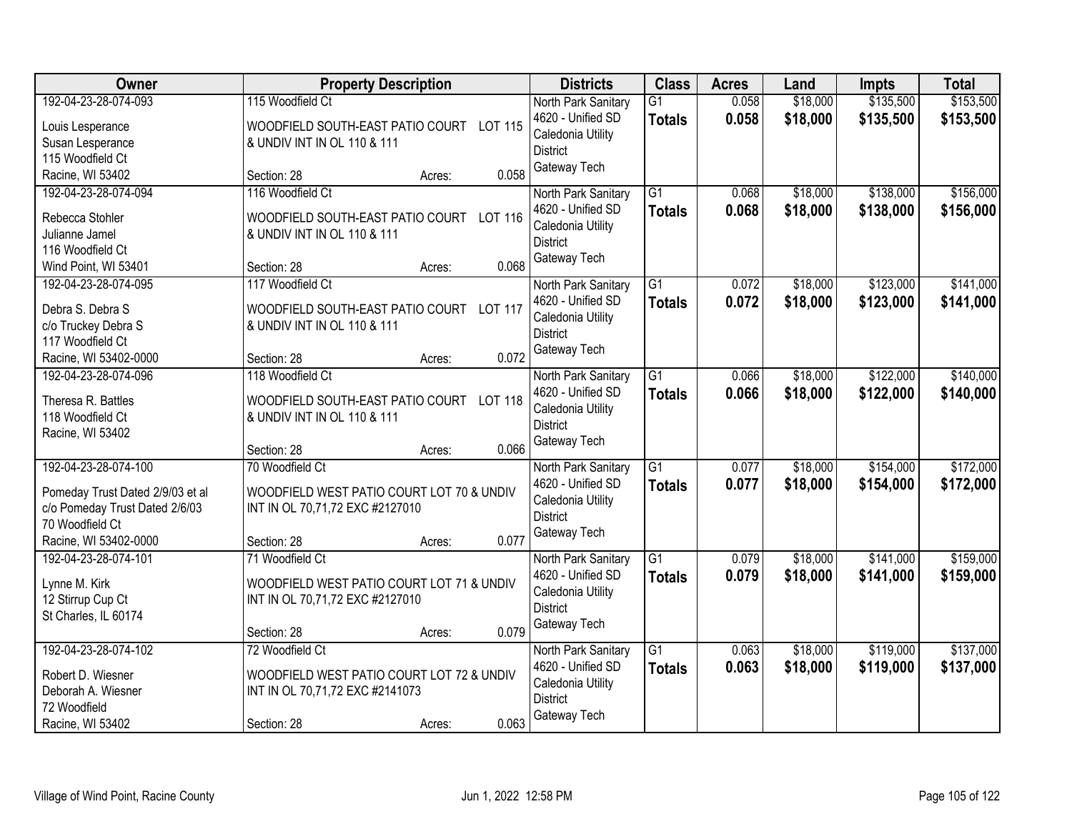| Owner | Property Description | Districts | Class | Acres | Land | Impts | Total |
|---|---|---|---|---|---|---|---|
| 192-04-23-28-074-093<br>Louis Lesperance<br>Susan Lesperance<br>115 Woodfield Ct<br>Racine, WI 53402 | 115 Woodfield Ct<br>WOODFIELD SOUTH-EAST PATIO COURT LOT 115 & UNDIV INT IN OL 110 & 111<br>Section: 28 Acres: 0.058 | North Park Sanitary<br>4620 - Unified SD<br>Caledonia Utility District<br>Gateway Tech | G1<br>**Totals** | 0.058<br>**0.058** | $18,000<br>**$18,000** | $135,500<br>**$135,500** | $153,500<br>**$153,500** |
| 192-04-23-28-074-094<br>Rebecca Stohler<br>Julianne Jamel<br>116 Woodfield Ct<br>Wind Point, WI 53401 | 116 Woodfield Ct<br>WOODFIELD SOUTH-EAST PATIO COURT LOT 116 & UNDIV INT IN OL 110 & 111<br>Section: 28 Acres: 0.068 | North Park Sanitary<br>4620 - Unified SD<br>Caledonia Utility District<br>Gateway Tech | G1<br>**Totals** | 0.068<br>**0.068** | $18,000<br>**$18,000** | $138,000<br>**$138,000** | $156,000<br>**$156,000** |
| 192-04-23-28-074-095<br>Debra S. Debra S<br>c/o Truckey Debra S<br>117 Woodfield Ct<br>Racine, WI 53402-0000 | 117 Woodfield Ct<br>WOODFIELD SOUTH-EAST PATIO COURT LOT 117 & UNDIV INT IN OL 110 & 111<br>Section: 28 Acres: 0.072 | North Park Sanitary<br>4620 - Unified SD<br>Caledonia Utility District<br>Gateway Tech | G1<br>**Totals** | 0.072<br>**0.072** | $18,000<br>**$18,000** | $123,000<br>**$123,000** | $141,000<br>**$141,000** |
| 192-04-23-28-074-096<br>Theresa R. Battles<br>118 Woodfield Ct<br>Racine, WI 53402 | 118 Woodfield Ct<br>WOODFIELD SOUTH-EAST PATIO COURT LOT 118 & UNDIV INT IN OL 110 & 111<br>Section: 28 Acres: 0.066 | North Park Sanitary<br>4620 - Unified SD<br>Caledonia Utility District<br>Gateway Tech | G1<br>**Totals** | 0.066<br>**0.066** | $18,000<br>**$18,000** | $122,000<br>**$122,000** | $140,000<br>**$140,000** |
| 192-04-23-28-074-100<br>Pomeday Trust Dated 2/9/03 et al<br>c/o Pomeday Trust Dated 2/6/03<br>70 Woodfield Ct<br>Racine, WI 53402-0000 | 70 Woodfield Ct<br>WOODFIELD WEST PATIO COURT LOT 70 & UNDIV INT IN OL 70,71,72 EXC #2127010<br>Section: 28 Acres: 0.077 | North Park Sanitary<br>4620 - Unified SD<br>Caledonia Utility District<br>Gateway Tech | G1<br>**Totals** | 0.077<br>**0.077** | $18,000<br>**$18,000** | $154,000<br>**$154,000** | $172,000<br>**$172,000** |
| 192-04-23-28-074-101<br>Lynne M. Kirk<br>12 Stirrup Cup Ct<br>St Charles, IL 60174 | 71 Woodfield Ct<br>WOODFIELD WEST PATIO COURT LOT 71 & UNDIV INT IN OL 70,71,72 EXC #2127010<br>Section: 28 Acres: 0.079 | North Park Sanitary<br>4620 - Unified SD<br>Caledonia Utility District<br>Gateway Tech | G1<br>**Totals** | 0.079<br>**0.079** | $18,000<br>**$18,000** | $141,000<br>**$141,000** | $159,000<br>**$159,000** |
| 192-04-23-28-074-102<br>Robert D. Wiesner<br>Deborah A. Wiesner<br>72 Woodfield<br>Racine, WI 53402 | 72 Woodfield Ct<br>WOODFIELD WEST PATIO COURT LOT 72 & UNDIV INT IN OL 70,71,72 EXC #2141073<br>Section: 28 Acres: 0.063 | North Park Sanitary<br>4620 - Unified SD<br>Caledonia Utility District<br>Gateway Tech | G1<br>**Totals** | 0.063<br>**0.063** | $18,000<br>**$18,000** | $119,000<br>**$119,000** | $137,000<br>**$137,000** |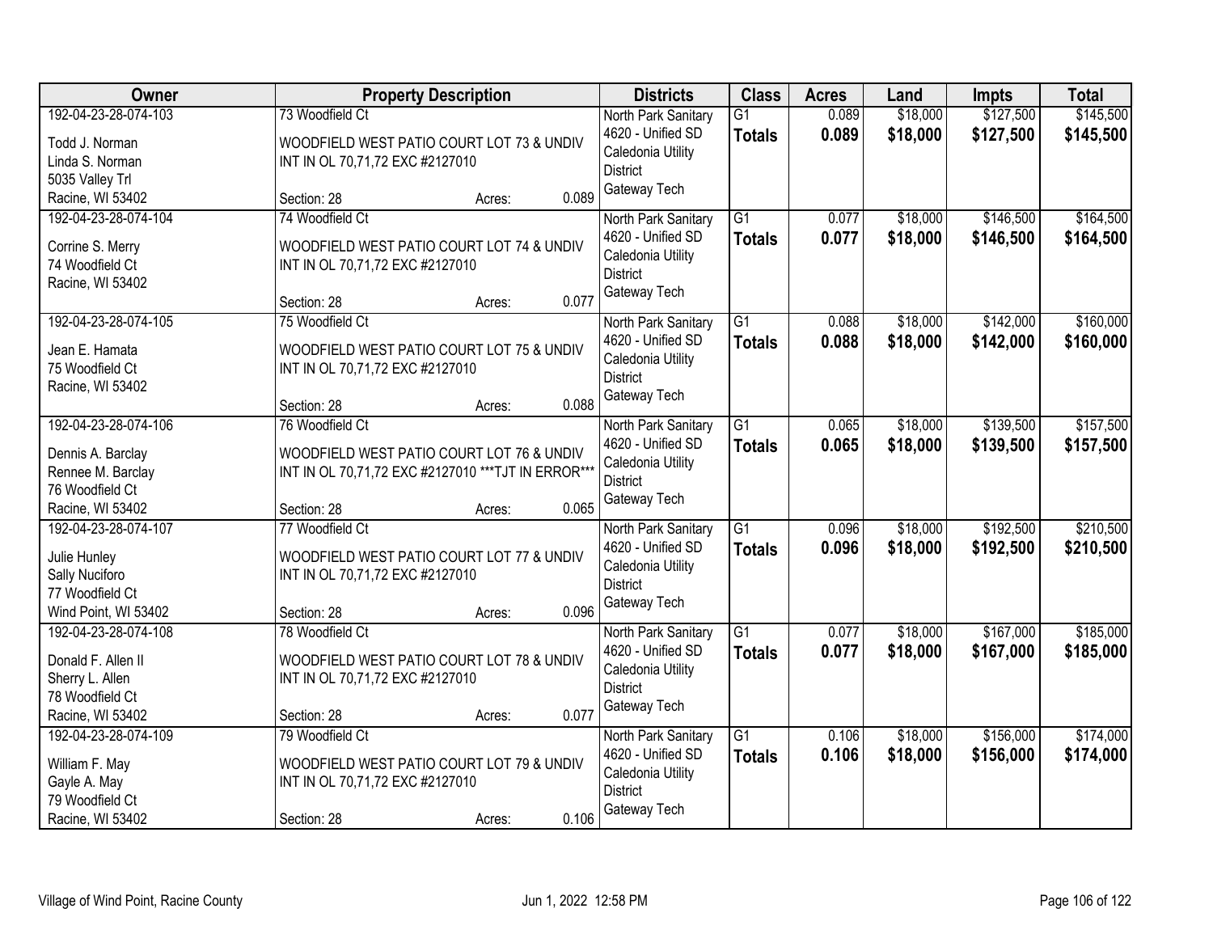| Owner | Property Description | Districts | Class | Acres | Land | Impts | Total |
|---|---|---|---|---|---|---|---|
| 192-04-23-28-074-103<br>Todd J. Norman<br>Linda S. Norman<br>5035 Valley Trl<br>Racine, WI 53402 | 73 Woodfield Ct<br>WOODFIELD WEST PATIO COURT LOT 73 & UNDIV INT IN OL 70,71,72 EXC #2127010<br>Section: 28 Acres: 0.089 | North Park Sanitary<br>4620 - Unified SD<br>Caledonia Utility District<br>Gateway Tech | G1<br>**Totals** | 0.089<br>**0.089** | $18,000<br>**$18,000** | $127,500<br>**$127,500** | $145,500<br>**$145,500** |
| 192-04-23-28-074-104<br>Corrine S. Merry<br>74 Woodfield Ct<br>Racine, WI 53402 | 74 Woodfield Ct<br>WOODFIELD WEST PATIO COURT LOT 74 & UNDIV INT IN OL 70,71,72 EXC #2127010<br>Section: 28 Acres: 0.077 | North Park Sanitary<br>4620 - Unified SD<br>Caledonia Utility District<br>Gateway Tech | G1<br>**Totals** | 0.077<br>**0.077** | $18,000<br>**$18,000** | $146,500<br>**$146,500** | $164,500<br>**$164,500** |
| 192-04-23-28-074-105<br>Jean E. Hamata<br>75 Woodfield Ct<br>Racine, WI 53402 | 75 Woodfield Ct<br>WOODFIELD WEST PATIO COURT LOT 75 & UNDIV INT IN OL 70,71,72 EXC #2127010<br>Section: 28 Acres: 0.088 | North Park Sanitary<br>4620 - Unified SD<br>Caledonia Utility District<br>Gateway Tech | G1<br>**Totals** | 0.088<br>**0.088** | $18,000<br>**$18,000** | $142,000<br>**$142,000** | $160,000<br>**$160,000** |
| 192-04-23-28-074-106<br>Dennis A. Barclay<br>Rennee M. Barclay<br>76 Woodfield Ct<br>Racine, WI 53402 | 76 Woodfield Ct<br>WOODFIELD WEST PATIO COURT LOT 76 & UNDIV INT IN OL 70,71,72 EXC #2127010 ***TJT IN ERROR***<br>Section: 28 Acres: 0.065 | North Park Sanitary<br>4620 - Unified SD<br>Caledonia Utility District<br>Gateway Tech | G1<br>**Totals** | 0.065<br>**0.065** | $18,000<br>**$18,000** | $139,500<br>**$139,500** | $157,500<br>**$157,500** |
| 192-04-23-28-074-107<br>Julie Hunley<br>Sally Nuciforo<br>77 Woodfield Ct<br>Wind Point, WI 53402 | 77 Woodfield Ct<br>WOODFIELD WEST PATIO COURT LOT 77 & UNDIV INT IN OL 70,71,72 EXC #2127010<br>Section: 28 Acres: 0.096 | North Park Sanitary<br>4620 - Unified SD<br>Caledonia Utility District<br>Gateway Tech | G1<br>**Totals** | 0.096<br>**0.096** | $18,000<br>**$18,000** | $192,500<br>**$192,500** | $210,500<br>**$210,500** |
| 192-04-23-28-074-108<br>Donald F. Allen II<br>Sherry L. Allen<br>78 Woodfield Ct<br>Racine, WI 53402 | 78 Woodfield Ct<br>WOODFIELD WEST PATIO COURT LOT 78 & UNDIV INT IN OL 70,71,72 EXC #2127010<br>Section: 28 Acres: 0.077 | North Park Sanitary<br>4620 - Unified SD<br>Caledonia Utility District<br>Gateway Tech | G1<br>**Totals** | 0.077<br>**0.077** | $18,000<br>**$18,000** | $167,000<br>**$167,000** | $185,000<br>**$185,000** |
| 192-04-23-28-074-109<br>William F. May<br>Gayle A. May<br>79 Woodfield Ct<br>Racine, WI 53402 | 79 Woodfield Ct<br>WOODFIELD WEST PATIO COURT LOT 79 & UNDIV INT IN OL 70,71,72 EXC #2127010<br>Section: 28 Acres: 0.106 | North Park Sanitary<br>4620 - Unified SD<br>Caledonia Utility District<br>Gateway Tech | G1<br>**Totals** | 0.106<br>**0.106** | $18,000<br>**$18,000** | $156,000<br>**$156,000** | $174,000<br>**$174,000** |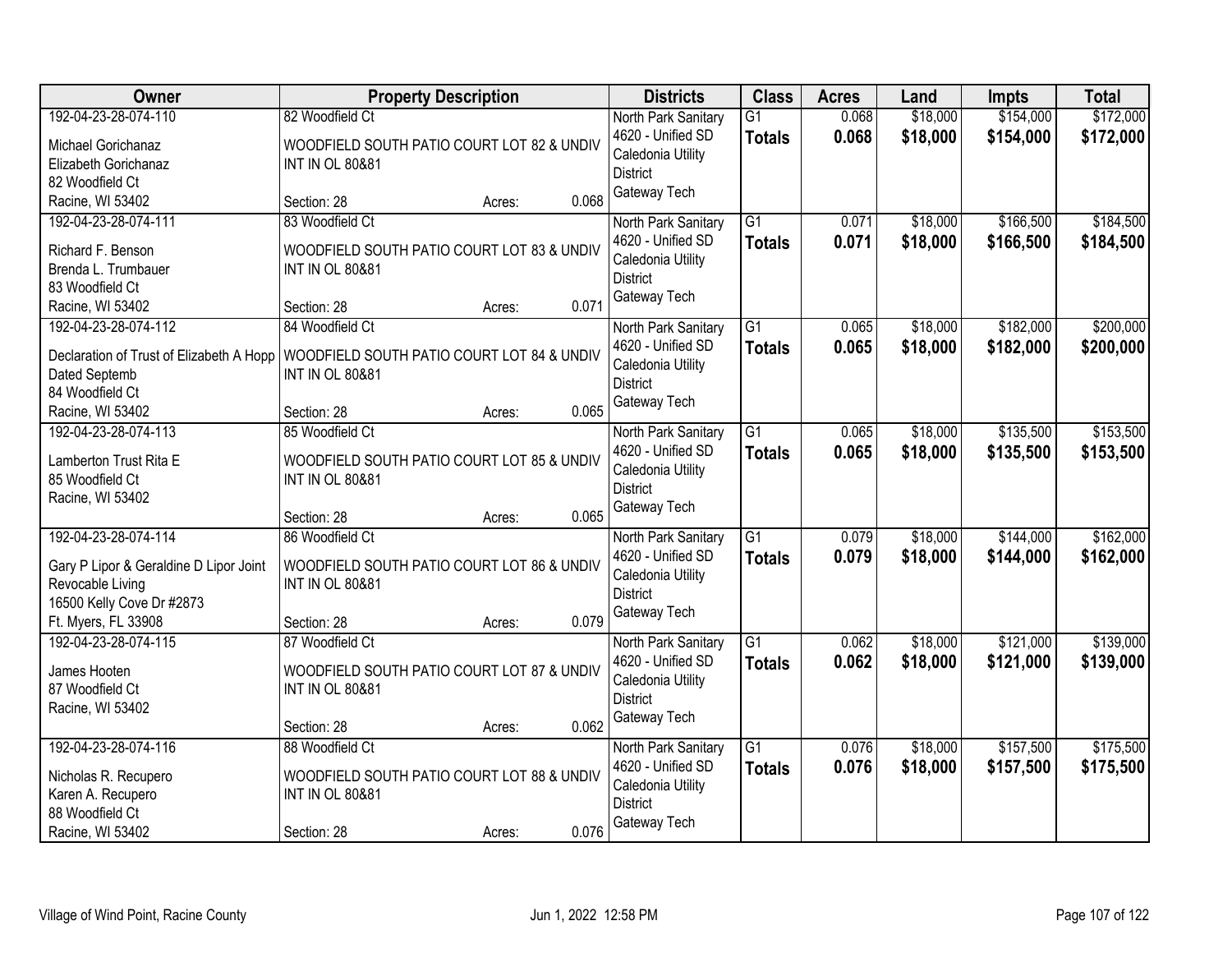| Owner | Property Description | Districts | Class | Acres | Land | Impts | Total |
|---|---|---|---|---|---|---|---|
| 192-04-23-28-074-110<br>Michael Gorichanaz<br>Elizabeth Gorichanaz<br>82 Woodfield Ct<br>Racine, WI 53402 | 82 Woodfield Ct<br>WOODFIELD SOUTH PATIO COURT LOT 82 & UNDIV INT IN OL 80&81<br>Section: 28 Acres: 0.068 | North Park Sanitary<br>4620 - Unified SD<br>Caledonia Utility District<br>Gateway Tech | G1<br>**Totals** | 0.068<br>**0.068** | $18,000<br>**$18,000** | $154,000<br>**$154,000** | $172,000<br>**$172,000** |
| 192-04-23-28-074-111<br>Richard F. Benson<br>Brenda L. Trumbauer<br>83 Woodfield Ct<br>Racine, WI 53402 | 83 Woodfield Ct<br>WOODFIELD SOUTH PATIO COURT LOT 83 & UNDIV INT IN OL 80&81<br>Section: 28 Acres: 0.071 | North Park Sanitary<br>4620 - Unified SD<br>Caledonia Utility District<br>Gateway Tech | G1<br>**Totals** | 0.071<br>**0.071** | $18,000<br>**$18,000** | $166,500<br>**$166,500** | $184,500<br>**$184,500** |
| 192-04-23-28-074-112<br>Declaration of Trust of Elizabeth A Hopp<br>Dated Septemb<br>84 Woodfield Ct<br>Racine, WI 53402 | 84 Woodfield Ct<br>WOODFIELD SOUTH PATIO COURT LOT 84 & UNDIV INT IN OL 80&81<br>Section: 28 Acres: 0.065 | North Park Sanitary<br>4620 - Unified SD<br>Caledonia Utility District<br>Gateway Tech | G1<br>**Totals** | 0.065<br>**0.065** | $18,000<br>**$18,000** | $182,000<br>**$182,000** | $200,000<br>**$200,000** |
| 192-04-23-28-074-113<br>Lamberton Trust Rita E<br>85 Woodfield Ct<br>Racine, WI 53402 | 85 Woodfield Ct<br>WOODFIELD SOUTH PATIO COURT LOT 85 & UNDIV INT IN OL 80&81<br>Section: 28 Acres: 0.065 | North Park Sanitary<br>4620 - Unified SD<br>Caledonia Utility District<br>Gateway Tech | G1<br>**Totals** | 0.065<br>**0.065** | $18,000<br>**$18,000** | $135,500<br>**$135,500** | $153,500<br>**$153,500** |
| 192-04-23-28-074-114<br>Gary P Lipor & Geraldine D Lipor Joint Revocable Living<br>16500 Kelly Cove Dr #2873<br>Ft. Myers, FL 33908 | 86 Woodfield Ct<br>WOODFIELD SOUTH PATIO COURT LOT 86 & UNDIV INT IN OL 80&81<br>Section: 28 Acres: 0.079 | North Park Sanitary<br>4620 - Unified SD<br>Caledonia Utility District<br>Gateway Tech | G1<br>**Totals** | 0.079<br>**0.079** | $18,000<br>**$18,000** | $144,000<br>**$144,000** | $162,000<br>**$162,000** |
| 192-04-23-28-074-115<br>James Hooten<br>87 Woodfield Ct<br>Racine, WI 53402 | 87 Woodfield Ct<br>WOODFIELD SOUTH PATIO COURT LOT 87 & UNDIV INT IN OL 80&81<br>Section: 28 Acres: 0.062 | North Park Sanitary<br>4620 - Unified SD<br>Caledonia Utility District<br>Gateway Tech | G1<br>**Totals** | 0.062<br>**0.062** | $18,000<br>**$18,000** | $121,000<br>**$121,000** | $139,000<br>**$139,000** |
| 192-04-23-28-074-116<br>Nicholas R. Recupero<br>Karen A. Recupero<br>88 Woodfield Ct<br>Racine, WI 53402 | 88 Woodfield Ct<br>WOODFIELD SOUTH PATIO COURT LOT 88 & UNDIV INT IN OL 80&81<br>Section: 28 Acres: 0.076 | North Park Sanitary<br>4620 - Unified SD<br>Caledonia Utility District<br>Gateway Tech | G1<br>**Totals** | 0.076<br>**0.076** | $18,000<br>**$18,000** | $157,500<br>**$157,500** | $175,500<br>**$175,500** |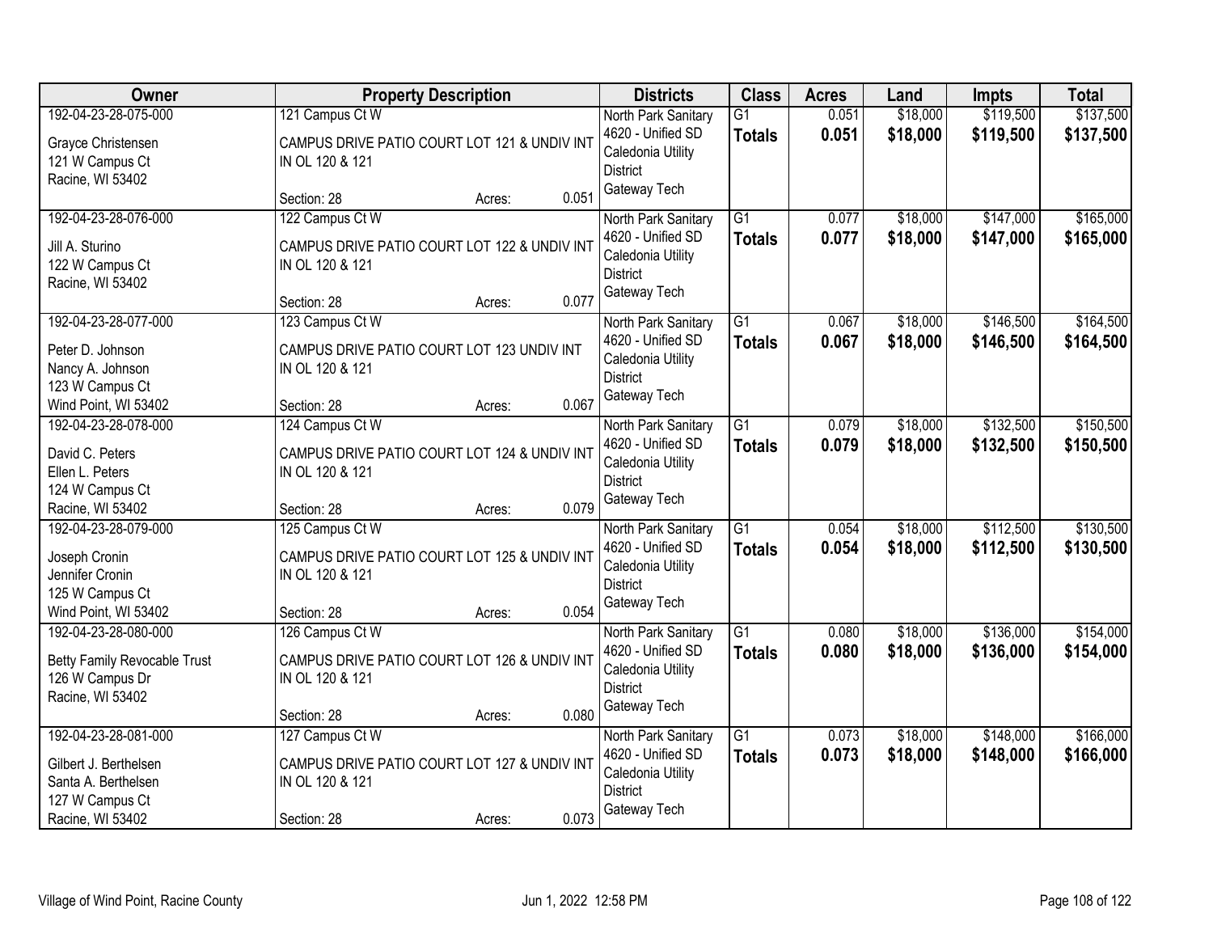| Owner | Property Description | Districts | Class | Acres | Land | Impts | Total |
|---|---|---|---|---|---|---|---|
| 192-04-23-28-075-000<br><br>Grayce Christensen<br>121 W Campus Ct<br>Racine, WI 53402 | 121 Campus Ct W<br><br>CAMPUS DRIVE PATIO COURT LOT 121 & UNDIV INT IN OL 120 & 121<br><br>Section: 28 Acres: 0.051 | North Park Sanitary<br>4620 - Unified SD<br>Caledonia Utility District<br>Gateway Tech | G1<br>**Totals** | 0.051<br>**0.051** | $18,000<br>**$18,000** | $119,500<br>**$119,500** | $137,500<br>**$137,500** |
| 192-04-23-28-076-000<br><br>Jill A. Sturino<br>122 W Campus Ct<br>Racine, WI 53402 | 122 Campus Ct W<br><br>CAMPUS DRIVE PATIO COURT LOT 122 & UNDIV INT IN OL 120 & 121<br><br>Section: 28 Acres: 0.077 | North Park Sanitary<br>4620 - Unified SD<br>Caledonia Utility District<br>Gateway Tech | G1<br>**Totals** | 0.077<br>**0.077** | $18,000<br>**$18,000** | $147,000<br>**$147,000** | $165,000<br>**$165,000** |
| 192-04-23-28-077-000<br><br>Peter D. Johnson<br>Nancy A. Johnson<br>123 W Campus Ct<br>Wind Point, WI 53402 | 123 Campus Ct W<br><br>CAMPUS DRIVE PATIO COURT LOT 123 UNDIV INT IN OL 120 & 121<br><br>Section: 28 Acres: 0.067 | North Park Sanitary<br>4620 - Unified SD<br>Caledonia Utility District<br>Gateway Tech | G1<br>**Totals** | 0.067<br>**0.067** | $18,000<br>**$18,000** | $146,500<br>**$146,500** | $164,500<br>**$164,500** |
| 192-04-23-28-078-000<br><br>David C. Peters<br>Ellen L. Peters<br>124 W Campus Ct<br>Racine, WI 53402 | 124 Campus Ct W<br><br>CAMPUS DRIVE PATIO COURT LOT 124 & UNDIV INT IN OL 120 & 121<br><br>Section: 28 Acres: 0.079 | North Park Sanitary<br>4620 - Unified SD<br>Caledonia Utility District<br>Gateway Tech | G1<br>**Totals** | 0.079<br>**0.079** | $18,000<br>**$18,000** | $132,500<br>**$132,500** | $150,500<br>**$150,500** |
| 192-04-23-28-079-000<br><br>Joseph Cronin<br>Jennifer Cronin<br>125 W Campus Ct<br>Wind Point, WI 53402 | 125 Campus Ct W<br><br>CAMPUS DRIVE PATIO COURT LOT 125 & UNDIV INT IN OL 120 & 121<br><br>Section: 28 Acres: 0.054 | North Park Sanitary<br>4620 - Unified SD<br>Caledonia Utility District<br>Gateway Tech | G1<br>**Totals** | 0.054<br>**0.054** | $18,000<br>**$18,000** | $112,500<br>**$112,500** | $130,500<br>**$130,500** |
| 192-04-23-28-080-000<br><br>Betty Family Revocable Trust<br>126 W Campus Dr<br>Racine, WI 53402 | 126 Campus Ct W<br><br>CAMPUS DRIVE PATIO COURT LOT 126 & UNDIV INT IN OL 120 & 121<br><br>Section: 28 Acres: 0.080 | North Park Sanitary<br>4620 - Unified SD<br>Caledonia Utility District<br>Gateway Tech | G1<br>**Totals** | 0.080<br>**0.080** | $18,000<br>**$18,000** | $136,000<br>**$136,000** | $154,000<br>**$154,000** |
| 192-04-23-28-081-000<br><br>Gilbert J. Berthelsen<br>Santa A. Berthelsen<br>127 W Campus Ct<br>Racine, WI 53402 | 127 Campus Ct W<br><br>CAMPUS DRIVE PATIO COURT LOT 127 & UNDIV INT IN OL 120 & 121<br><br>Section: 28 Acres: 0.073 | North Park Sanitary<br>4620 - Unified SD<br>Caledonia Utility District<br>Gateway Tech | G1<br>**Totals** | 0.073<br>**0.073** | $18,000<br>**$18,000** | $148,000<br>**$148,000** | $166,000<br>**$166,000** |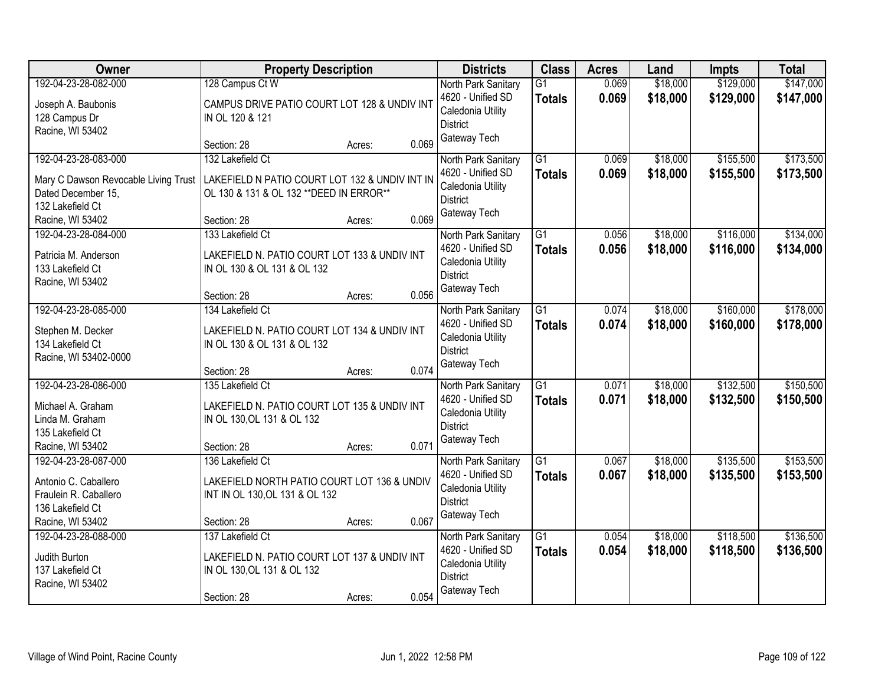| Owner | Property Description | Districts | Class | Acres | Land | Impts | Total |
|---|---|---|---|---|---|---|---|
| 192-04-23-28-082-000<br><br>Joseph A. Baubonis<br>128 Campus Dr<br>Racine, WI 53402 | 128 Campus Ct W<br><br>CAMPUS DRIVE PATIO COURT LOT 128 & UNDIV INT IN OL 120 & 121<br><br>Section: 28 Acres: 0.069 | North Park Sanitary<br>4620 - Unified SD<br>Caledonia Utility District<br>Gateway Tech | G1<br>**Totals** | 0.069<br>**0.069** | $18,000<br>**$18,000** | $129,000<br>**$129,000** | $147,000<br>**$147,000** |
| 192-04-23-28-083-000<br><br>Mary C Dawson Revocable Living Trust<br>Dated December 15,<br>132 Lakefield Ct<br>Racine, WI 53402 | 132 Lakefield Ct<br><br>LAKEFIELD N PATIO COURT LOT 132 & UNDIV INT IN OL 130 & 131 & OL 132 **DEED IN ERROR**<br><br>Section: 28 Acres: 0.069 | North Park Sanitary<br>4620 - Unified SD<br>Caledonia Utility District<br>Gateway Tech | G1<br>**Totals** | 0.069<br>**0.069** | $18,000<br>**$18,000** | $155,500<br>**$155,500** | $173,500<br>**$173,500** |
| 192-04-23-28-084-000<br><br>Patricia M. Anderson<br>133 Lakefield Ct<br>Racine, WI 53402 | 133 Lakefield Ct<br><br>LAKEFIELD N. PATIO COURT LOT 133 & UNDIV INT IN OL 130 & OL 131 & OL 132<br><br>Section: 28 Acres: 0.056 | North Park Sanitary<br>4620 - Unified SD<br>Caledonia Utility District<br>Gateway Tech | G1<br>**Totals** | 0.056<br>**0.056** | $18,000<br>**$18,000** | $116,000<br>**$116,000** | $134,000<br>**$134,000** |
| 192-04-23-28-085-000<br><br>Stephen M. Decker<br>134 Lakefield Ct<br>Racine, WI 53402-0000 | 134 Lakefield Ct<br><br>LAKEFIELD N. PATIO COURT LOT 134 & UNDIV INT IN OL 130 & OL 131 & OL 132<br><br>Section: 28 Acres: 0.074 | North Park Sanitary<br>4620 - Unified SD<br>Caledonia Utility District<br>Gateway Tech | G1<br>**Totals** | 0.074<br>**0.074** | $18,000<br>**$18,000** | $160,000<br>**$160,000** | $178,000<br>**$178,000** |
| 192-04-23-28-086-000<br><br>Michael A. Graham<br>Linda M. Graham<br>135 Lakefield Ct<br>Racine, WI 53402 | 135 Lakefield Ct<br><br>LAKEFIELD N. PATIO COURT LOT 135 & UNDIV INT IN OL 130,OL 131 & OL 132<br><br>Section: 28 Acres: 0.071 | North Park Sanitary<br>4620 - Unified SD<br>Caledonia Utility District<br>Gateway Tech | G1<br>**Totals** | 0.071<br>**0.071** | $18,000<br>**$18,000** | $132,500<br>**$132,500** | $150,500<br>**$150,500** |
| 192-04-23-28-087-000<br><br>Antonio C. Caballero<br>Fraulein R. Caballero<br>136 Lakefield Ct<br>Racine, WI 53402 | 136 Lakefield Ct<br><br>LAKEFIELD NORTH PATIO COURT LOT 136 & UNDIV INT IN OL 130,OL 131 & OL 132<br><br>Section: 28 Acres: 0.067 | North Park Sanitary<br>4620 - Unified SD<br>Caledonia Utility District<br>Gateway Tech | G1<br>**Totals** | 0.067<br>**0.067** | $18,000<br>**$18,000** | $135,500<br>**$135,500** | $153,500<br>**$153,500** |
| 192-04-23-28-088-000<br><br>Judith Burton<br>137 Lakefield Ct<br>Racine, WI 53402 | 137 Lakefield Ct<br><br>LAKEFIELD N. PATIO COURT LOT 137 & UNDIV INT IN OL 130,OL 131 & OL 132<br><br>Section: 28 Acres: 0.054 | North Park Sanitary<br>4620 - Unified SD<br>Caledonia Utility District<br>Gateway Tech | G1<br>**Totals** | 0.054<br>**0.054** | $18,000<br>**$18,000** | $118,500<br>**$118,500** | $136,500<br>**$136,500** |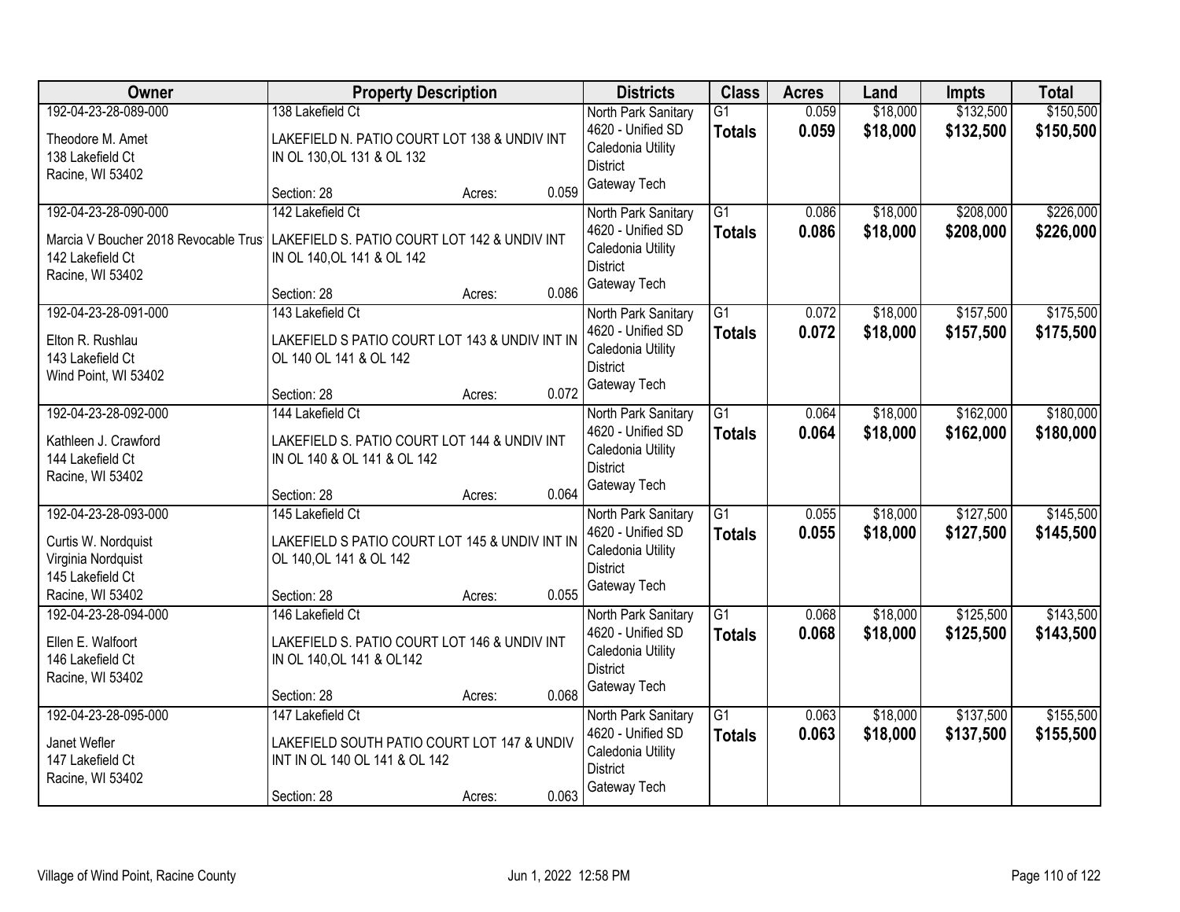| Owner | Property Description | Districts | Class | Acres | Land | Impts | Total |
|---|---|---|---|---|---|---|---|
| 192-04-23-28-089-000<br>Theodore M. Amet<br>138 Lakefield Ct<br>Racine, WI 53402 | 138 Lakefield Ct<br>LAKEFIELD N. PATIO COURT LOT 138 & UNDIV INT IN OL 130,OL 131 & OL 132<br>Section: 28 Acres: 0.059 | North Park Sanitary<br>4620 - Unified SD<br>Caledonia Utility District<br>Gateway Tech | G1<br>**Totals** | 0.059<br>**0.059** | $18,000<br>**$18,000** | $132,500<br>**$132,500** | $150,500<br>**$150,500** |
| 192-04-23-28-090-000<br>Marcia V Boucher 2018 Revocable Trust<br>142 Lakefield Ct<br>Racine, WI 53402 | 142 Lakefield Ct<br>LAKEFIELD S. PATIO COURT LOT 142 & UNDIV INT IN OL 140,OL 141 & OL 142<br>Section: 28 Acres: 0.086 | North Park Sanitary<br>4620 - Unified SD<br>Caledonia Utility District<br>Gateway Tech | G1<br>**Totals** | 0.086<br>**0.086** | $18,000<br>**$18,000** | $208,000<br>**$208,000** | $226,000<br>**$226,000** |
| 192-04-23-28-091-000<br>Elton R. Rushlau<br>143 Lakefield Ct<br>Wind Point, WI 53402 | 143 Lakefield Ct<br>LAKEFIELD S PATIO COURT LOT 143 & UNDIV INT IN OL 140 OL 141 & OL 142<br>Section: 28 Acres: 0.072 | North Park Sanitary<br>4620 - Unified SD<br>Caledonia Utility District<br>Gateway Tech | G1<br>**Totals** | 0.072<br>**0.072** | $18,000<br>**$18,000** | $157,500<br>**$157,500** | $175,500<br>**$175,500** |
| 192-04-23-28-092-000<br>Kathleen J. Crawford<br>144 Lakefield Ct<br>Racine, WI 53402 | 144 Lakefield Ct<br>LAKEFIELD S. PATIO COURT LOT 144 & UNDIV INT IN OL 140 & OL 141 & OL 142<br>Section: 28 Acres: 0.064 | North Park Sanitary<br>4620 - Unified SD<br>Caledonia Utility District<br>Gateway Tech | G1<br>**Totals** | 0.064<br>**0.064** | $18,000<br>**$18,000** | $162,000<br>**$162,000** | $180,000<br>**$180,000** |
| 192-04-23-28-093-000<br>Curtis W. Nordquist<br>Virginia Nordquist<br>145 Lakefield Ct<br>Racine, WI 53402 | 145 Lakefield Ct<br>LAKEFIELD S PATIO COURT LOT 145 & UNDIV INT IN OL 140,OL 141 & OL 142<br>Section: 28 Acres: 0.055 | North Park Sanitary<br>4620 - Unified SD<br>Caledonia Utility District<br>Gateway Tech | G1<br>**Totals** | 0.055<br>**0.055** | $18,000<br>**$18,000** | $127,500<br>**$127,500** | $145,500<br>**$145,500** |
| 192-04-23-28-094-000<br>Ellen E. Walfoort<br>146 Lakefield Ct<br>Racine, WI 53402 | 146 Lakefield Ct<br>LAKEFIELD S. PATIO COURT LOT 146 & UNDIV INT IN OL 140,OL 141 & OL142<br>Section: 28 Acres: 0.068 | North Park Sanitary<br>4620 - Unified SD<br>Caledonia Utility District<br>Gateway Tech | G1<br>**Totals** | 0.068<br>**0.068** | $18,000<br>**$18,000** | $125,500<br>**$125,500** | $143,500<br>**$143,500** |
| 192-04-23-28-095-000<br>Janet Wefler<br>147 Lakefield Ct<br>Racine, WI 53402 | 147 Lakefield Ct<br>LAKEFIELD SOUTH PATIO COURT LOT 147 & UNDIV INT IN OL 140 OL 141 & OL 142<br>Section: 28 Acres: 0.063 | North Park Sanitary<br>4620 - Unified SD<br>Caledonia Utility District<br>Gateway Tech | G1<br>**Totals** | 0.063<br>**0.063** | $18,000<br>**$18,000** | $137,500<br>**$137,500** | $155,500<br>**$155,500** |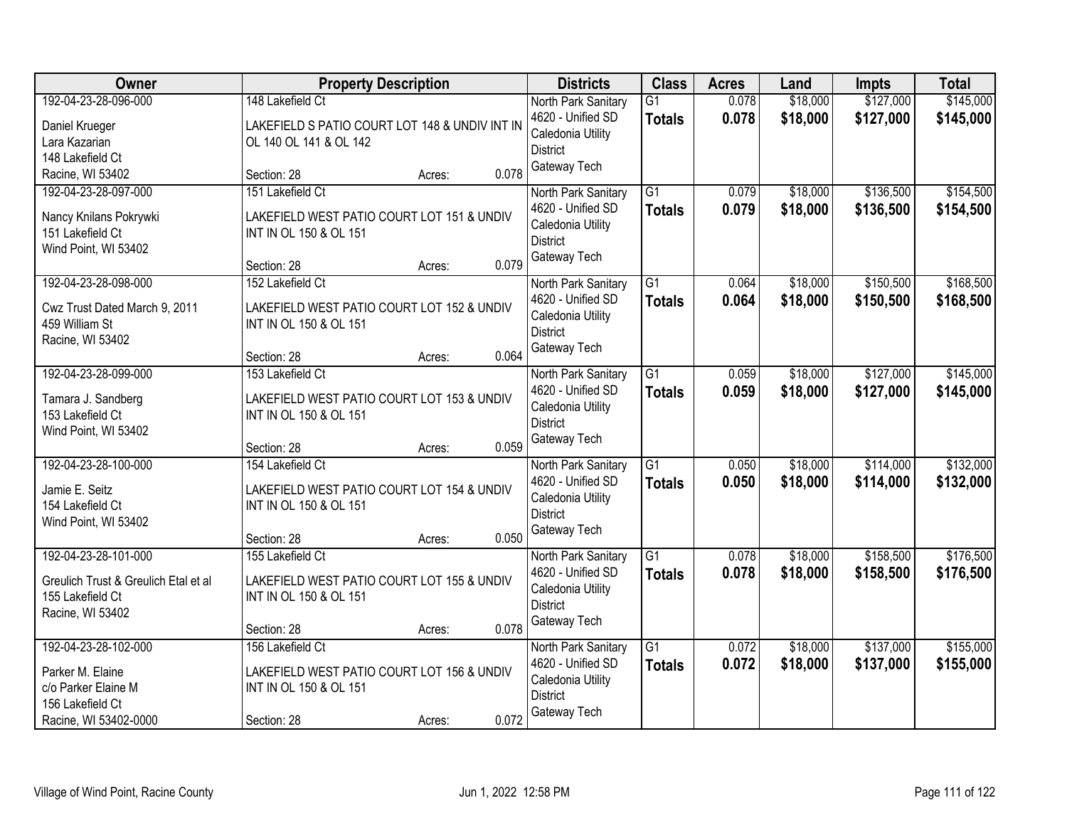| Owner | Property Description | Districts | Class | Acres | Land | Impts | Total |
|---|---|---|---|---|---|---|---|
| 192-04-23-28-096-000<br><br>Daniel Krueger<br>Lara Kazarian<br>148 Lakefield Ct<br>Racine, WI 53402 | 148 Lakefield Ct<br><br>LAKEFIELD S PATIO COURT LOT 148 & UNDIV INT IN OL 140 OL 141 & OL 142<br><br>Section: 28 Acres: 0.078 | North Park Sanitary<br>4620 - Unified SD<br>Caledonia Utility District<br>Gateway Tech | G1<br>**Totals** | 0.078<br>**0.078** | $18,000<br>**$18,000** | $127,000<br>**$127,000** | $145,000<br>**$145,000** |
| 192-04-23-28-097-000<br><br>Nancy Knilans Pokrywki<br>151 Lakefield Ct<br>Wind Point, WI 53402 | 151 Lakefield Ct<br><br>LAKEFIELD WEST PATIO COURT LOT 151 & UNDIV INT IN OL 150 & OL 151<br><br>Section: 28 Acres: 0.079 | North Park Sanitary<br>4620 - Unified SD<br>Caledonia Utility District<br>Gateway Tech | G1<br>**Totals** | 0.079<br>**0.079** | $18,000<br>**$18,000** | $136,500<br>**$136,500** | $154,500<br>**$154,500** |
| 192-04-23-28-098-000<br><br>Cwz Trust Dated March 9, 2011<br>459 William St<br>Racine, WI 53402 | 152 Lakefield Ct<br><br>LAKEFIELD WEST PATIO COURT LOT 152 & UNDIV INT IN OL 150 & OL 151<br><br>Section: 28 Acres: 0.064 | North Park Sanitary<br>4620 - Unified SD<br>Caledonia Utility District<br>Gateway Tech | G1<br>**Totals** | 0.064<br>**0.064** | $18,000<br>**$18,000** | $150,500<br>**$150,500** | $168,500<br>**$168,500** |
| 192-04-23-28-099-000<br><br>Tamara J. Sandberg<br>153 Lakefield Ct<br>Wind Point, WI 53402 | 153 Lakefield Ct<br><br>LAKEFIELD WEST PATIO COURT LOT 153 & UNDIV INT IN OL 150 & OL 151<br><br>Section: 28 Acres: 0.059 | North Park Sanitary<br>4620 - Unified SD<br>Caledonia Utility District<br>Gateway Tech | G1<br>**Totals** | 0.059<br>**0.059** | $18,000<br>**$18,000** | $127,000<br>**$127,000** | $145,000<br>**$145,000** |
| 192-04-23-28-100-000<br><br>Jamie E. Seitz<br>154 Lakefield Ct<br>Wind Point, WI 53402 | 154 Lakefield Ct<br><br>LAKEFIELD WEST PATIO COURT LOT 154 & UNDIV INT IN OL 150 & OL 151<br><br>Section: 28 Acres: 0.050 | North Park Sanitary<br>4620 - Unified SD<br>Caledonia Utility District<br>Gateway Tech | G1<br>**Totals** | 0.050<br>**0.050** | $18,000<br>**$18,000** | $114,000<br>**$114,000** | $132,000<br>**$132,000** |
| 192-04-23-28-101-000<br><br>Greulich Trust & Greulich Etal et al<br>155 Lakefield Ct<br>Racine, WI 53402 | 155 Lakefield Ct<br><br>LAKEFIELD WEST PATIO COURT LOT 155 & UNDIV INT IN OL 150 & OL 151<br><br>Section: 28 Acres: 0.078 | North Park Sanitary<br>4620 - Unified SD<br>Caledonia Utility District<br>Gateway Tech | G1<br>**Totals** | 0.078<br>**0.078** | $18,000<br>**$18,000** | $158,500<br>**$158,500** | $176,500<br>**$176,500** |
| 192-04-23-28-102-000<br><br>Parker M. Elaine<br>c/o Parker Elaine M<br>156 Lakefield Ct<br>Racine, WI 53402-0000 | 156 Lakefield Ct<br><br>LAKEFIELD WEST PATIO COURT LOT 156 & UNDIV INT IN OL 150 & OL 151<br><br>Section: 28 Acres: 0.072 | North Park Sanitary<br>4620 - Unified SD<br>Caledonia Utility District<br>Gateway Tech | G1<br>**Totals** | 0.072<br>**0.072** | $18,000<br>**$18,000** | $137,000<br>**$137,000** | $155,000<br>**$155,000** |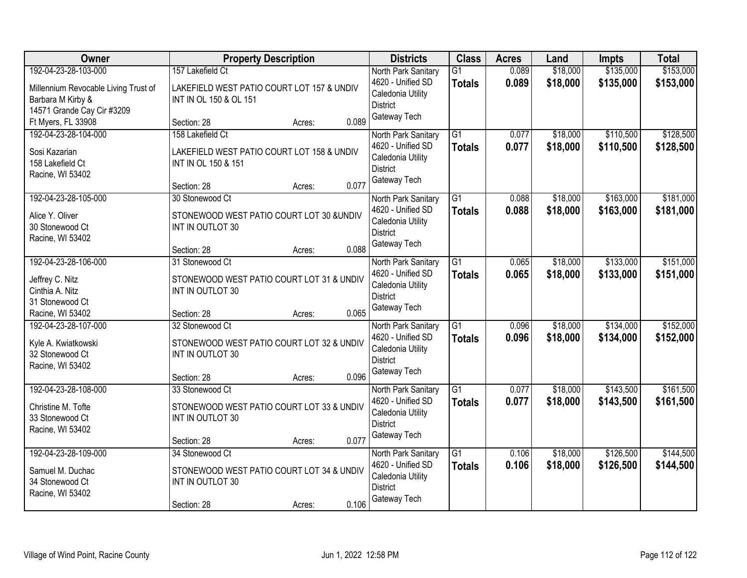| Owner | Property Description | Districts | Class | Acres | Land | Impts | Total |
|---|---|---|---|---|---|---|---|
| 192-04-23-28-103-000<br>Millennium Revocable Living Trust of Barbara M Kirby &<br>14571 Grande Cay Cir #3209<br>Ft Myers, FL 33908 | 157 Lakefield Ct<br>LAKEFIELD WEST PATIO COURT LOT 157 & UNDIV INT IN OL 150 & OL 151<br>Section: 28 Acres: 0.089 | North Park Sanitary<br>4620 - Unified SD<br>Caledonia Utility District<br>Gateway Tech | G1<br>**Totals** | 0.089<br>**0.089** | $18,000<br>**$18,000** | $135,000<br>**$135,000** | $153,000<br>**$153,000** |
| 192-04-23-28-104-000<br>Sosi Kazarian<br>158 Lakefield Ct<br>Racine, WI 53402 | 158 Lakefield Ct<br>LAKEFIELD WEST PATIO COURT LOT 158 & UNDIV INT IN OL 150 & 151<br>Section: 28 Acres: 0.077 | North Park Sanitary<br>4620 - Unified SD<br>Caledonia Utility District<br>Gateway Tech | G1<br>**Totals** | 0.077<br>**0.077** | $18,000<br>**$18,000** | $110,500<br>**$110,500** | $128,500<br>**$128,500** |
| 192-04-23-28-105-000<br>Alice Y. Oliver<br>30 Stonewood Ct<br>Racine, WI 53402 | 30 Stonewood Ct<br>STONEWOOD WEST PATIO COURT LOT 30 &UNDIV INT IN OUTLOT 30<br>Section: 28 Acres: 0.088 | North Park Sanitary<br>4620 - Unified SD<br>Caledonia Utility District<br>Gateway Tech | G1<br>**Totals** | 0.088<br>**0.088** | $18,000<br>**$18,000** | $163,000<br>**$163,000** | $181,000<br>**$181,000** |
| 192-04-23-28-106-000<br>Jeffrey C. Nitz<br>Cinthia A. Nitz<br>31 Stonewood Ct<br>Racine, WI 53402 | 31 Stonewood Ct<br>STONEWOOD WEST PATIO COURT LOT 31 & UNDIV INT IN OUTLOT 30<br>Section: 28 Acres: 0.065 | North Park Sanitary<br>4620 - Unified SD<br>Caledonia Utility District<br>Gateway Tech | G1<br>**Totals** | 0.065<br>**0.065** | $18,000<br>**$18,000** | $133,000<br>**$133,000** | $151,000<br>**$151,000** |
| 192-04-23-28-107-000<br>Kyle A. Kwiatkowski<br>32 Stonewood Ct<br>Racine, WI 53402 | 32 Stonewood Ct<br>STONEWOOD WEST PATIO COURT LOT 32 & UNDIV INT IN OUTLOT 30<br>Section: 28 Acres: 0.096 | North Park Sanitary<br>4620 - Unified SD<br>Caledonia Utility District<br>Gateway Tech | G1<br>**Totals** | 0.096<br>**0.096** | $18,000<br>**$18,000** | $134,000<br>**$134,000** | $152,000<br>**$152,000** |
| 192-04-23-28-108-000<br>Christine M. Tofte<br>33 Stonewood Ct<br>Racine, WI 53402 | 33 Stonewood Ct<br>STONEWOOD WEST PATIO COURT LOT 33 & UNDIV INT IN OUTLOT 30<br>Section: 28 Acres: 0.077 | North Park Sanitary<br>4620 - Unified SD<br>Caledonia Utility District<br>Gateway Tech | G1<br>**Totals** | 0.077<br>**0.077** | $18,000<br>**$18,000** | $143,500<br>**$143,500** | $161,500<br>**$161,500** |
| 192-04-23-28-109-000<br>Samuel M. Duchac<br>34 Stonewood Ct<br>Racine, WI 53402 | 34 Stonewood Ct<br>STONEWOOD WEST PATIO COURT LOT 34 & UNDIV INT IN OUTLOT 30<br>Section: 28 Acres: 0.106 | North Park Sanitary<br>4620 - Unified SD<br>Caledonia Utility District<br>Gateway Tech | G1<br>**Totals** | 0.106<br>**0.106** | $18,000<br>**$18,000** | $126,500<br>**$126,500** | $144,500<br>**$144,500** |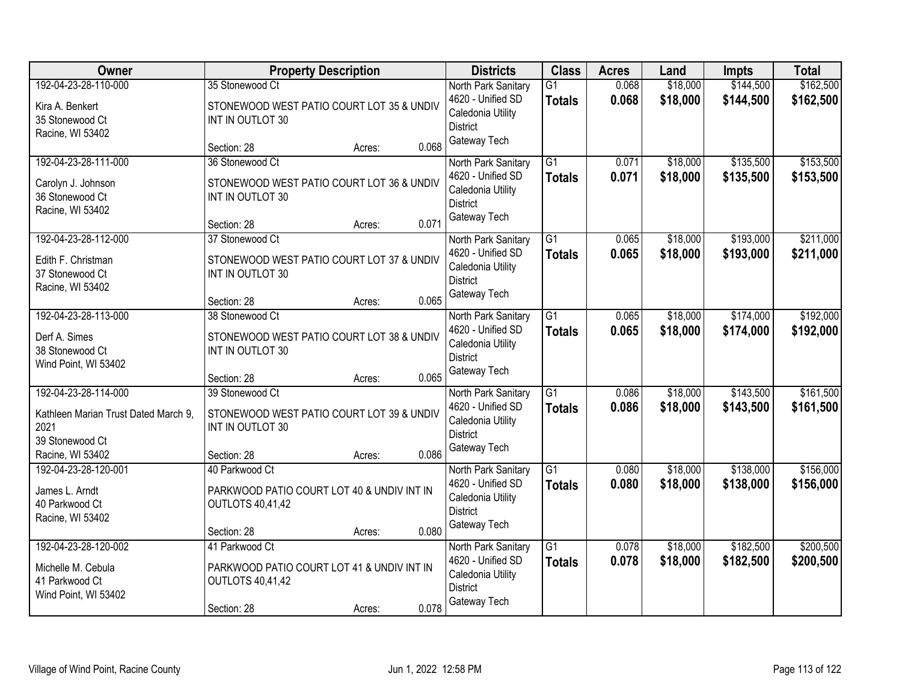| Owner | Property Description | Districts | Class | Acres | Land | Impts | Total |
|---|---|---|---|---|---|---|---|
| 192-04-23-28-110-000<br>Kira A. Benkert<br>35 Stonewood Ct<br>Racine, WI 53402 | 35 Stonewood Ct<br>STONEWOOD WEST PATIO COURT LOT 35 & UNDIV INT IN OUTLOT 30<br>Section: 28 Acres: 0.068 | North Park Sanitary<br>4620 - Unified SD<br>Caledonia Utility District<br>Gateway Tech | G1<br>**Totals** | 0.068<br>**0.068** | $18,000<br>**$18,000** | $144,500<br>**$144,500** | $162,500<br>**$162,500** |
| 192-04-23-28-111-000<br>Carolyn J. Johnson<br>36 Stonewood Ct<br>Racine, WI 53402 | 36 Stonewood Ct<br>STONEWOOD WEST PATIO COURT LOT 36 & UNDIV INT IN OUTLOT 30<br>Section: 28 Acres: 0.071 | North Park Sanitary<br>4620 - Unified SD<br>Caledonia Utility District<br>Gateway Tech | G1<br>**Totals** | 0.071<br>**0.071** | $18,000<br>**$18,000** | $135,500<br>**$135,500** | $153,500<br>**$153,500** |
| 192-04-23-28-112-000<br>Edith F. Christman<br>37 Stonewood Ct<br>Racine, WI 53402 | 37 Stonewood Ct<br>STONEWOOD WEST PATIO COURT LOT 37 & UNDIV INT IN OUTLOT 30<br>Section: 28 Acres: 0.065 | North Park Sanitary<br>4620 - Unified SD<br>Caledonia Utility District<br>Gateway Tech | G1<br>**Totals** | 0.065<br>**0.065** | $18,000<br>**$18,000** | $193,000<br>**$193,000** | $211,000<br>**$211,000** |
| 192-04-23-28-113-000<br>Derf A. Simes<br>38 Stonewood Ct<br>Wind Point, WI 53402 | 38 Stonewood Ct<br>STONEWOOD WEST PATIO COURT LOT 38 & UNDIV INT IN OUTLOT 30<br>Section: 28 Acres: 0.065 | North Park Sanitary<br>4620 - Unified SD<br>Caledonia Utility District<br>Gateway Tech | G1<br>**Totals** | 0.065<br>**0.065** | $18,000<br>**$18,000** | $174,000<br>**$174,000** | $192,000<br>**$192,000** |
| 192-04-23-28-114-000<br>Kathleen Marian Trust Dated March 9, 2021<br>39 Stonewood Ct<br>Racine, WI 53402 | 39 Stonewood Ct<br>STONEWOOD WEST PATIO COURT LOT 39 & UNDIV INT IN OUTLOT 30<br>Section: 28 Acres: 0.086 | North Park Sanitary<br>4620 - Unified SD<br>Caledonia Utility District<br>Gateway Tech | G1<br>**Totals** | 0.086<br>**0.086** | $18,000<br>**$18,000** | $143,500<br>**$143,500** | $161,500<br>**$161,500** |
| 192-04-23-28-120-001<br>James L. Arndt<br>40 Parkwood Ct<br>Racine, WI 53402 | 40 Parkwood Ct<br>PARKWOOD PATIO COURT LOT 40 & UNDIV INT IN OUTLOTS 40,41,42<br>Section: 28 Acres: 0.080 | North Park Sanitary<br>4620 - Unified SD<br>Caledonia Utility District<br>Gateway Tech | G1<br>**Totals** | 0.080<br>**0.080** | $18,000<br>**$18,000** | $138,000<br>**$138,000** | $156,000<br>**$156,000** |
| 192-04-23-28-120-002<br>Michelle M. Cebula<br>41 Parkwood Ct<br>Wind Point, WI 53402 | 41 Parkwood Ct<br>PARKWOOD PATIO COURT LOT 41 & UNDIV INT IN OUTLOTS 40,41,42<br>Section: 28 Acres: 0.078 | North Park Sanitary<br>4620 - Unified SD<br>Caledonia Utility District<br>Gateway Tech | G1<br>**Totals** | 0.078<br>**0.078** | $18,000<br>**$18,000** | $182,500<br>**$182,500** | $200,500<br>**$200,500** |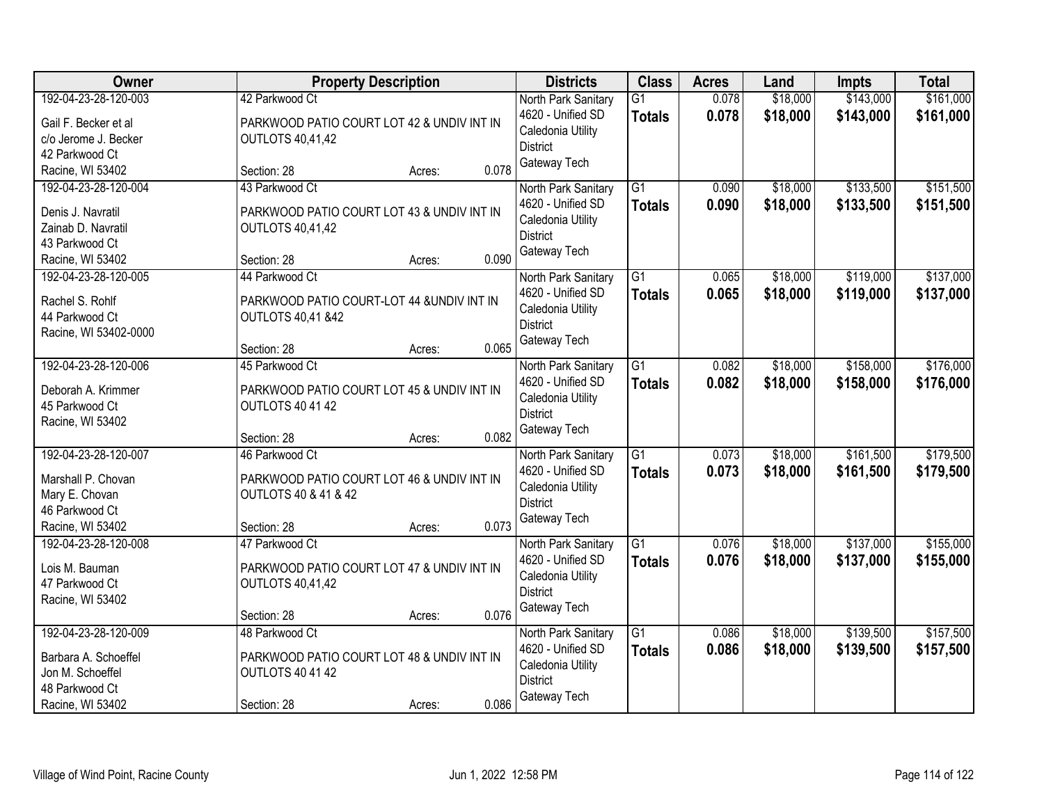| Owner | Property Description | Districts | Class | Acres | Land | Impts | Total |
|---|---|---|---|---|---|---|---|
| 192-04-23-28-120-003<br><br>Gail F. Becker et al<br>c/o Jerome J. Becker<br>42 Parkwood Ct<br>Racine, WI 53402 | 42 Parkwood Ct<br><br>PARKWOOD PATIO COURT LOT 42 & UNDIV INT IN OUTLOTS 40,41,42<br><br>Section: 28 Acres: 0.078 | North Park Sanitary<br>4620 - Unified SD<br>Caledonia Utility District<br>Gateway Tech | G1<br>**Totals** | 0.078<br>**0.078** | $18,000<br>**$18,000** | $143,000<br>**$143,000** | $161,000<br>**$161,000** |
| 192-04-23-28-120-004<br><br>Denis J. Navratil<br>Zainab D. Navratil<br>43 Parkwood Ct<br>Racine, WI 53402 | 43 Parkwood Ct<br><br>PARKWOOD PATIO COURT LOT 43 & UNDIV INT IN OUTLOTS 40,41,42<br><br>Section: 28 Acres: 0.090 | North Park Sanitary<br>4620 - Unified SD<br>Caledonia Utility District<br>Gateway Tech | G1<br>**Totals** | 0.090<br>**0.090** | $18,000<br>**$18,000** | $133,500<br>**$133,500** | $151,500<br>**$151,500** |
| 192-04-23-28-120-005<br><br>Rachel S. Rohlf<br>44 Parkwood Ct<br>Racine, WI 53402-0000 | 44 Parkwood Ct<br><br>PARKWOOD PATIO COURT-LOT 44 &UNDIV INT IN OUTLOTS 40,41 &42<br><br>Section: 28 Acres: 0.065 | North Park Sanitary<br>4620 - Unified SD<br>Caledonia Utility District<br>Gateway Tech | G1<br>**Totals** | 0.065<br>**0.065** | $18,000<br>**$18,000** | $119,000<br>**$119,000** | $137,000<br>**$137,000** |
| 192-04-23-28-120-006<br><br>Deborah A. Krimmer<br>45 Parkwood Ct<br>Racine, WI 53402 | 45 Parkwood Ct<br><br>PARKWOOD PATIO COURT LOT 45 & UNDIV INT IN OUTLOTS 40 41 42<br><br>Section: 28 Acres: 0.082 | North Park Sanitary<br>4620 - Unified SD<br>Caledonia Utility District<br>Gateway Tech | G1<br>**Totals** | 0.082<br>**0.082** | $18,000<br>**$18,000** | $158,000<br>**$158,000** | $176,000<br>**$176,000** |
| 192-04-23-28-120-007<br><br>Marshall P. Chovan<br>Mary E. Chovan<br>46 Parkwood Ct<br>Racine, WI 53402 | 46 Parkwood Ct<br><br>PARKWOOD PATIO COURT LOT 46 & UNDIV INT IN OUTLOTS 40 & 41 & 42<br><br>Section: 28 Acres: 0.073 | North Park Sanitary<br>4620 - Unified SD<br>Caledonia Utility District<br>Gateway Tech | G1<br>**Totals** | 0.073<br>**0.073** | $18,000<br>**$18,000** | $161,500<br>**$161,500** | $179,500<br>**$179,500** |
| 192-04-23-28-120-008<br><br>Lois M. Bauman<br>47 Parkwood Ct<br>Racine, WI 53402 | 47 Parkwood Ct<br><br>PARKWOOD PATIO COURT LOT 47 & UNDIV INT IN OUTLOTS 40,41,42<br><br>Section: 28 Acres: 0.076 | North Park Sanitary<br>4620 - Unified SD<br>Caledonia Utility District<br>Gateway Tech | G1<br>**Totals** | 0.076<br>**0.076** | $18,000<br>**$18,000** | $137,000<br>**$137,000** | $155,000<br>**$155,000** |
| 192-04-23-28-120-009<br><br>Barbara A. Schoeffel<br>Jon M. Schoeffel<br>48 Parkwood Ct<br>Racine, WI 53402 | 48 Parkwood Ct<br><br>PARKWOOD PATIO COURT LOT 48 & UNDIV INT IN OUTLOTS 40 41 42<br><br>Section: 28 Acres: 0.086 | North Park Sanitary<br>4620 - Unified SD<br>Caledonia Utility District<br>Gateway Tech | G1<br>**Totals** | 0.086<br>**0.086** | $18,000<br>**$18,000** | $139,500<br>**$139,500** | $157,500<br>**$157,500** |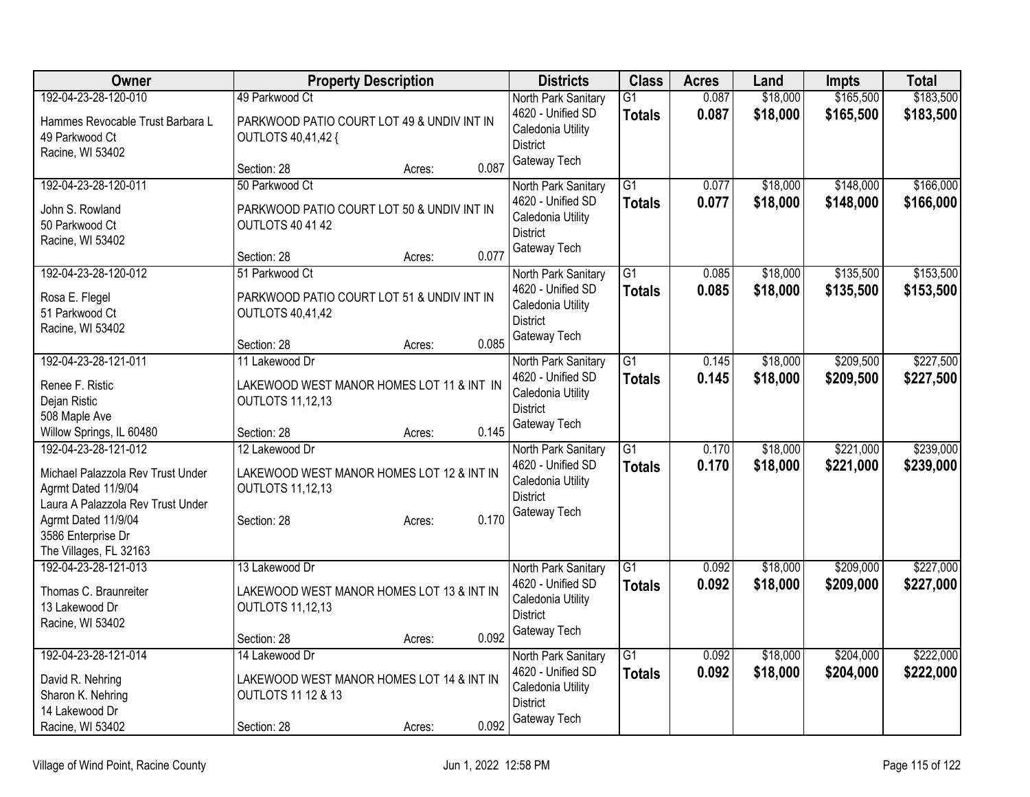| Owner | Property Description | Districts | Class | Acres | Land | Impts | Total |
|---|---|---|---|---|---|---|---|
| 192-04-23-28-120-010<br>Hammes Revocable Trust Barbara L<br>49 Parkwood Ct<br>Racine, WI 53402 | 49 Parkwood Ct<br>PARKWOOD PATIO COURT LOT 49 & UNDIV INT IN OUTLOTS 40,41,42 {<br>Section: 28 Acres: 0.087 | North Park Sanitary<br>4620 - Unified SD<br>Caledonia Utility District<br>Gateway Tech | G1<br>**Totals** | 0.087<br>**0.087** | $18,000<br>**$18,000** | $165,500<br>**$165,500** | $183,500<br>**$183,500** |
| 192-04-23-28-120-011<br>John S. Rowland<br>50 Parkwood Ct<br>Racine, WI 53402 | 50 Parkwood Ct<br>PARKWOOD PATIO COURT LOT 50 & UNDIV INT IN OUTLOTS 40 41 42<br>Section: 28 Acres: 0.077 | North Park Sanitary<br>4620 - Unified SD<br>Caledonia Utility District<br>Gateway Tech | G1<br>**Totals** | 0.077<br>**0.077** | $18,000<br>**$18,000** | $148,000<br>**$148,000** | $166,000<br>**$166,000** |
| 192-04-23-28-120-012<br>Rosa E. Flegel<br>51 Parkwood Ct<br>Racine, WI 53402 | 51 Parkwood Ct<br>PARKWOOD PATIO COURT LOT 51 & UNDIV INT IN OUTLOTS 40,41,42<br>Section: 28 Acres: 0.085 | North Park Sanitary<br>4620 - Unified SD<br>Caledonia Utility District<br>Gateway Tech | G1<br>**Totals** | 0.085<br>**0.085** | $18,000<br>**$18,000** | $135,500<br>**$135,500** | $153,500<br>**$153,500** |
| 192-04-23-28-121-011<br>Renee F. Ristic<br>Dejan Ristic<br>508 Maple Ave<br>Willow Springs, IL 60480 | 11 Lakewood Dr<br>LAKEWOOD WEST MANOR HOMES LOT 11 & INT IN OUTLOTS 11,12,13<br>Section: 28 Acres: 0.145 | North Park Sanitary<br>4620 - Unified SD<br>Caledonia Utility District<br>Gateway Tech | G1<br>**Totals** | 0.145<br>**0.145** | $18,000<br>**$18,000** | $209,500<br>**$209,500** | $227,500<br>**$227,500** |
| 192-04-23-28-121-012<br>Michael Palazzola Rev Trust Under Agrmt Dated 11/9/04<br>Laura A Palazzola Rev Trust Under Agrmt Dated 11/9/04<br>3586 Enterprise Dr<br>The Villages, FL 32163 | 12 Lakewood Dr<br>LAKEWOOD WEST MANOR HOMES LOT 12 & INT IN OUTLOTS 11,12,13<br>Section: 28 Acres: 0.170 | North Park Sanitary<br>4620 - Unified SD<br>Caledonia Utility District<br>Gateway Tech | G1<br>**Totals** | 0.170<br>**0.170** | $18,000<br>**$18,000** | $221,000<br>**$221,000** | $239,000<br>**$239,000** |
| 192-04-23-28-121-013<br>Thomas C. Braunreiter<br>13 Lakewood Dr<br>Racine, WI 53402 | 13 Lakewood Dr<br>LAKEWOOD WEST MANOR HOMES LOT 13 & INT IN OUTLOTS 11,12,13<br>Section: 28 Acres: 0.092 | North Park Sanitary<br>4620 - Unified SD<br>Caledonia Utility District<br>Gateway Tech | G1<br>**Totals** | 0.092<br>**0.092** | $18,000<br>**$18,000** | $209,000<br>**$209,000** | $227,000<br>**$227,000** |
| 192-04-23-28-121-014<br>David R. Nehring<br>Sharon K. Nehring<br>14 Lakewood Dr<br>Racine, WI 53402 | 14 Lakewood Dr<br>LAKEWOOD WEST MANOR HOMES LOT 14 & INT IN OUTLOTS 11 12 & 13<br>Section: 28 Acres: 0.092 | North Park Sanitary<br>4620 - Unified SD<br>Caledonia Utility District<br>Gateway Tech | G1<br>**Totals** | 0.092<br>**0.092** | $18,000<br>**$18,000** | $204,000<br>**$204,000** | $222,000<br>**$222,000** |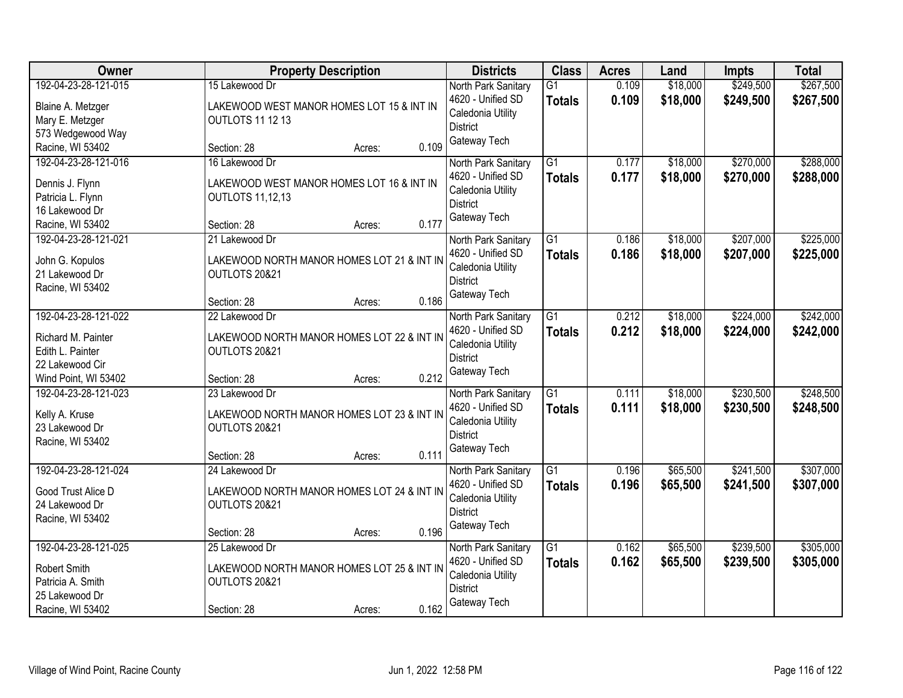| Owner | Property Description | | | Districts | Class | Acres | Land | Impts | Total |
|---|---|---|---|---|---|---|---|---|---|
| 192-04-23-28-121-015<br>Blaine A. Metzger<br>Mary E. Metzger<br>573 Wedgewood Way<br>Racine, WI 53402 | 15 Lakewood Dr<br>LAKEWOOD WEST MANOR HOMES LOT 15 & INT IN OUTLOTS 11 12 13<br>Section: 28 | Acres: | 0.109 | North Park Sanitary<br>4620 - Unified SD<br>Caledonia Utility District<br>Gateway Tech | G1<br>**Totals** | 0.109<br>**0.109** | $18,000<br>**$18,000** | $249,500<br>**$249,500** | $267,500<br>**$267,500** |
| 192-04-23-28-121-016<br>Dennis J. Flynn<br>Patricia L. Flynn<br>16 Lakewood Dr<br>Racine, WI 53402 | 16 Lakewood Dr<br>LAKEWOOD WEST MANOR HOMES LOT 16 & INT IN OUTLOTS 11,12,13<br>Section: 28 | Acres: | 0.177 | North Park Sanitary<br>4620 - Unified SD<br>Caledonia Utility District<br>Gateway Tech | G1<br>**Totals** | 0.177<br>**0.177** | $18,000<br>**$18,000** | $270,000<br>**$270,000** | $288,000<br>**$288,000** |
| 192-04-23-28-121-021<br>John G. Kopulos<br>21 Lakewood Dr<br>Racine, WI 53402 | 21 Lakewood Dr<br>LAKEWOOD NORTH MANOR HOMES LOT 21 & INT IN OUTLOTS 20&21<br>Section: 28 | Acres: | 0.186 | North Park Sanitary<br>4620 - Unified SD<br>Caledonia Utility District<br>Gateway Tech | G1<br>**Totals** | 0.186<br>**0.186** | $18,000<br>**$18,000** | $207,000<br>**$207,000** | $225,000<br>**$225,000** |
| 192-04-23-28-121-022<br>Richard M. Painter<br>Edith L. Painter<br>22 Lakewood Cir<br>Wind Point, WI 53402 | 22 Lakewood Dr<br>LAKEWOOD NORTH MANOR HOMES LOT 22 & INT IN OUTLOTS 20&21<br>Section: 28 | Acres: | 0.212 | North Park Sanitary<br>4620 - Unified SD<br>Caledonia Utility District<br>Gateway Tech | G1<br>**Totals** | 0.212<br>**0.212** | $18,000<br>**$18,000** | $224,000<br>**$224,000** | $242,000<br>**$242,000** |
| 192-04-23-28-121-023<br>Kelly A. Kruse<br>23 Lakewood Dr<br>Racine, WI 53402 | 23 Lakewood Dr<br>LAKEWOOD NORTH MANOR HOMES LOT 23 & INT IN OUTLOTS 20&21<br>Section: 28 | Acres: | 0.111 | North Park Sanitary<br>4620 - Unified SD<br>Caledonia Utility District<br>Gateway Tech | G1<br>**Totals** | 0.111<br>**0.111** | $18,000<br>**$18,000** | $230,500<br>**$230,500** | $248,500<br>**$248,500** |
| 192-04-23-28-121-024<br>Good Trust Alice D<br>24 Lakewood Dr<br>Racine, WI 53402 | 24 Lakewood Dr<br>LAKEWOOD NORTH MANOR HOMES LOT 24 & INT IN OUTLOTS 20&21<br>Section: 28 | Acres: | 0.196 | North Park Sanitary<br>4620 - Unified SD<br>Caledonia Utility District<br>Gateway Tech | G1<br>**Totals** | 0.196<br>**0.196** | $65,500<br>**$65,500** | $241,500<br>**$241,500** | $307,000<br>**$307,000** |
| 192-04-23-28-121-025<br>Robert Smith<br>Patricia A. Smith<br>25 Lakewood Dr<br>Racine, WI 53402 | 25 Lakewood Dr<br>LAKEWOOD NORTH MANOR HOMES LOT 25 & INT IN OUTLOTS 20&21<br>Section: 28 | Acres: | 0.162 | North Park Sanitary<br>4620 - Unified SD<br>Caledonia Utility District<br>Gateway Tech | G1<br>**Totals** | 0.162<br>**0.162** | $65,500<br>**$65,500** | $239,500<br>**$239,500** | $305,000<br>**$305,000** |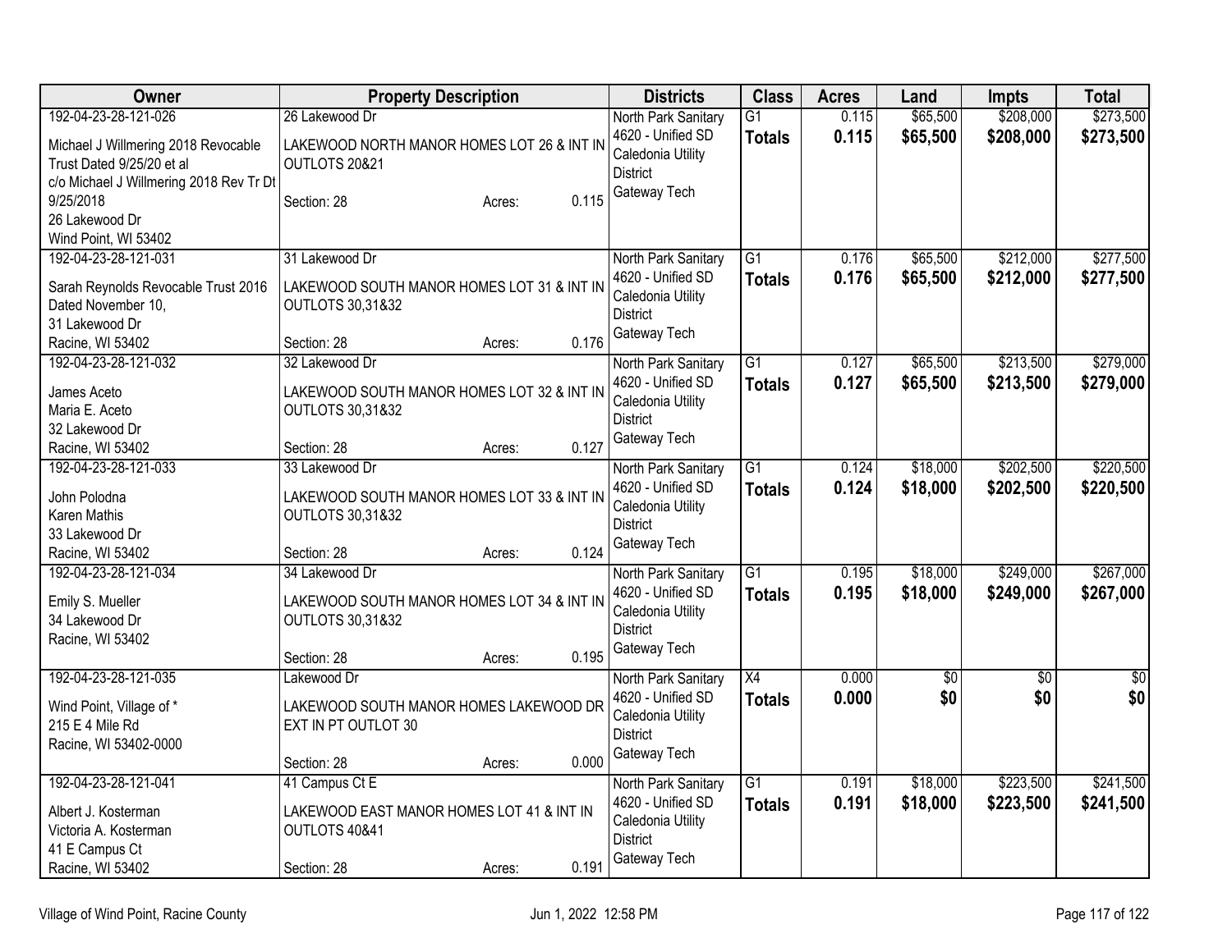| Owner | Property Description | Districts | Class | Acres | Land | Impts | Total |
|---|---|---|---|---|---|---|---|
| 192-04-23-28-121-026<br>Michael J Willmering 2018 Revocable Trust Dated 9/25/20 et al<br>c/o Michael J Willmering 2018 Rev Tr Dt 9/25/2018<br>26 Lakewood Dr<br>Wind Point, WI 53402 | 26 Lakewood Dr<br>LAKEWOOD NORTH MANOR HOMES LOT 26 & INT IN OUTLOTS 20&21<br>Section: 28 Acres: 0.115 | North Park Sanitary<br>4620 - Unified SD<br>Caledonia Utility District<br>Gateway Tech | G1<br>**Totals** | 0.115<br>**0.115** | $65,500<br>**$65,500** | $208,000<br>**$208,000** | $273,500<br>**$273,500** |
| 192-04-23-28-121-031<br>Sarah Reynolds Revocable Trust 2016 Dated November 10,<br>31 Lakewood Dr<br>Racine, WI 53402 | 31 Lakewood Dr<br>LAKEWOOD SOUTH MANOR HOMES LOT 31 & INT IN OUTLOTS 30,31&32<br>Section: 28 Acres: 0.176 | North Park Sanitary<br>4620 - Unified SD<br>Caledonia Utility District<br>Gateway Tech | G1<br>**Totals** | 0.176<br>**0.176** | $65,500<br>**$65,500** | $212,000<br>**$212,000** | $277,500<br>**$277,500** |
| 192-04-23-28-121-032<br>James Aceto<br>Maria E. Aceto<br>32 Lakewood Dr<br>Racine, WI 53402 | 32 Lakewood Dr<br>LAKEWOOD SOUTH MANOR HOMES LOT 32 & INT IN OUTLOTS 30,31&32<br>Section: 28 Acres: 0.127 | North Park Sanitary<br>4620 - Unified SD<br>Caledonia Utility District<br>Gateway Tech | G1<br>**Totals** | 0.127<br>**0.127** | $65,500<br>**$65,500** | $213,500<br>**$213,500** | $279,000<br>**$279,000** |
| 192-04-23-28-121-033<br>John Polodna<br>Karen Mathis<br>33 Lakewood Dr<br>Racine, WI 53402 | 33 Lakewood Dr<br>LAKEWOOD SOUTH MANOR HOMES LOT 33 & INT IN OUTLOTS 30,31&32<br>Section: 28 Acres: 0.124 | North Park Sanitary<br>4620 - Unified SD<br>Caledonia Utility District<br>Gateway Tech | G1<br>**Totals** | 0.124<br>**0.124** | $18,000<br>**$18,000** | $202,500<br>**$202,500** | $220,500<br>**$220,500** |
| 192-04-23-28-121-034<br>Emily S. Mueller<br>34 Lakewood Dr<br>Racine, WI 53402 | 34 Lakewood Dr<br>LAKEWOOD SOUTH MANOR HOMES LOT 34 & INT IN OUTLOTS 30,31&32<br>Section: 28 Acres: 0.195 | North Park Sanitary<br>4620 - Unified SD<br>Caledonia Utility District<br>Gateway Tech | G1<br>**Totals** | 0.195<br>**0.195** | $18,000<br>**$18,000** | $249,000<br>**$249,000** | $267,000<br>**$267,000** |
| 192-04-23-28-121-035<br>Wind Point, Village of *<br>215 E 4 Mile Rd<br>Racine, WI 53402-0000 | Lakewood Dr<br>LAKEWOOD SOUTH MANOR HOMES LAKEWOOD DR EXT IN PT OUTLOT 30<br>Section: 28 Acres: 0.000 | North Park Sanitary<br>4620 - Unified SD<br>Caledonia Utility District<br>Gateway Tech | X4<br>**Totals** | 0.000<br>**0.000** | $0<br>**$0** | $0<br>**$0** | $0<br>**$0** |
| 192-04-23-28-121-041<br>Albert J. Kosterman<br>Victoria A. Kosterman<br>41 E Campus Ct<br>Racine, WI 53402 | 41 Campus Ct E<br>LAKEWOOD EAST MANOR HOMES LOT 41 & INT IN OUTLOTS 40&41<br>Section: 28 Acres: 0.191 | North Park Sanitary<br>4620 - Unified SD<br>Caledonia Utility District<br>Gateway Tech | G1<br>**Totals** | 0.191<br>**0.191** | $18,000<br>**$18,000** | $223,500<br>**$223,500** | $241,500<br>**$241,500** |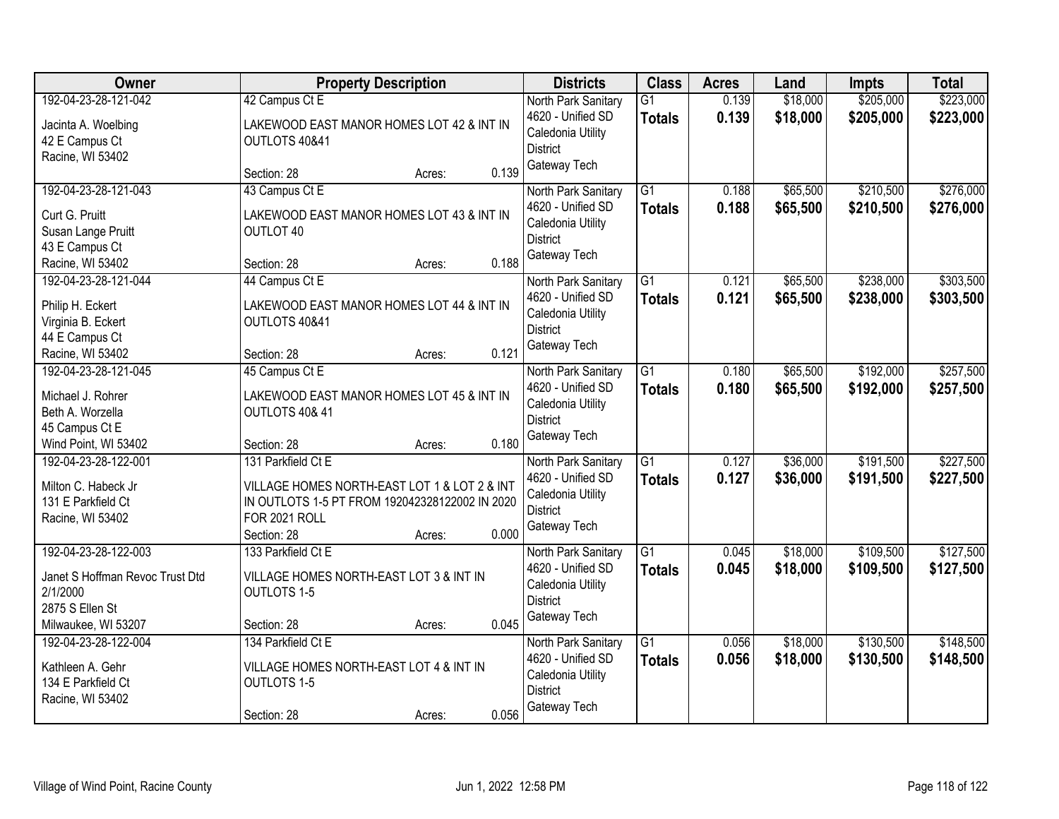| Owner | Property Description | Districts | Class | Acres | Land | Impts | Total |
|---|---|---|---|---|---|---|---|
| 192-04-23-28-121-042<br><br>Jacinta A. Woelbing<br>42 E Campus Ct<br>Racine, WI 53402 | 42 Campus Ct E<br><br>LAKEWOOD EAST MANOR HOMES LOT 42 & INT IN OUTLOTS 40&41<br><br>Section: 28 Acres: 0.139 | North Park Sanitary<br>4620 - Unified SD<br>Caledonia Utility District<br>Gateway Tech | G1<br>**Totals** | 0.139<br>**0.139** | $18,000<br>**$18,000** | $205,000<br>**$205,000** | $223,000<br>**$223,000** |
| 192-04-23-28-121-043<br><br>Curt G. Pruitt<br>Susan Lange Pruitt<br>43 E Campus Ct<br>Racine, WI 53402 | 43 Campus Ct E<br><br>LAKEWOOD EAST MANOR HOMES LOT 43 & INT IN OUTLOT 40<br><br>Section: 28 Acres: 0.188 | North Park Sanitary<br>4620 - Unified SD<br>Caledonia Utility District<br>Gateway Tech | G1<br>**Totals** | 0.188<br>**0.188** | $65,500<br>**$65,500** | $210,500<br>**$210,500** | $276,000<br>**$276,000** |
| 192-04-23-28-121-044<br><br>Philip H. Eckert<br>Virginia B. Eckert<br>44 E Campus Ct<br>Racine, WI 53402 | 44 Campus Ct E<br><br>LAKEWOOD EAST MANOR HOMES LOT 44 & INT IN OUTLOTS 40&41<br><br>Section: 28 Acres: 0.121 | North Park Sanitary<br>4620 - Unified SD<br>Caledonia Utility District<br>Gateway Tech | G1<br>**Totals** | 0.121<br>**0.121** | $65,500<br>**$65,500** | $238,000<br>**$238,000** | $303,500<br>**$303,500** |
| 192-04-23-28-121-045<br><br>Michael J. Rohrer<br>Beth A. Worzella<br>45 Campus Ct E<br>Wind Point, WI 53402 | 45 Campus Ct E<br><br>LAKEWOOD EAST MANOR HOMES LOT 45 & INT IN OUTLOTS 40& 41<br><br>Section: 28 Acres: 0.180 | North Park Sanitary<br>4620 - Unified SD<br>Caledonia Utility District<br>Gateway Tech | G1<br>**Totals** | 0.180<br>**0.180** | $65,500<br>**$65,500** | $192,000<br>**$192,000** | $257,500<br>**$257,500** |
| 192-04-23-28-122-001<br><br>Milton C. Habeck Jr<br>131 E Parkfield Ct<br>Racine, WI 53402 | 131 Parkfield Ct E<br><br>VILLAGE HOMES NORTH-EAST LOT 1 & LOT 2 & INT IN OUTLOTS 1-5 PT FROM 192042328122002 IN 2020 FOR 2021 ROLL<br>Section: 28 Acres: 0.000 | North Park Sanitary<br>4620 - Unified SD<br>Caledonia Utility District<br>Gateway Tech | G1<br>**Totals** | 0.127<br>**0.127** | $36,000<br>**$36,000** | $191,500<br>**$191,500** | $227,500<br>**$227,500** |
| 192-04-23-28-122-003<br><br>Janet S Hoffman Revoc Trust Dtd 2/1/2000<br>2875 S Ellen St<br>Milwaukee, WI 53207 | 133 Parkfield Ct E<br><br>VILLAGE HOMES NORTH-EAST LOT 3 & INT IN OUTLOTS 1-5<br><br>Section: 28 Acres: 0.045 | North Park Sanitary<br>4620 - Unified SD<br>Caledonia Utility District<br>Gateway Tech | G1<br>**Totals** | 0.045<br>**0.045** | $18,000<br>**$18,000** | $109,500<br>**$109,500** | $127,500<br>**$127,500** |
| 192-04-23-28-122-004<br><br>Kathleen A. Gehr<br>134 E Parkfield Ct<br>Racine, WI 53402 | 134 Parkfield Ct E<br><br>VILLAGE HOMES NORTH-EAST LOT 4 & INT IN OUTLOTS 1-5<br><br>Section: 28 Acres: 0.056 | North Park Sanitary<br>4620 - Unified SD<br>Caledonia Utility District<br>Gateway Tech | G1<br>**Totals** | 0.056<br>**0.056** | $18,000<br>**$18,000** | $130,500<br>**$130,500** | $148,500<br>**$148,500** |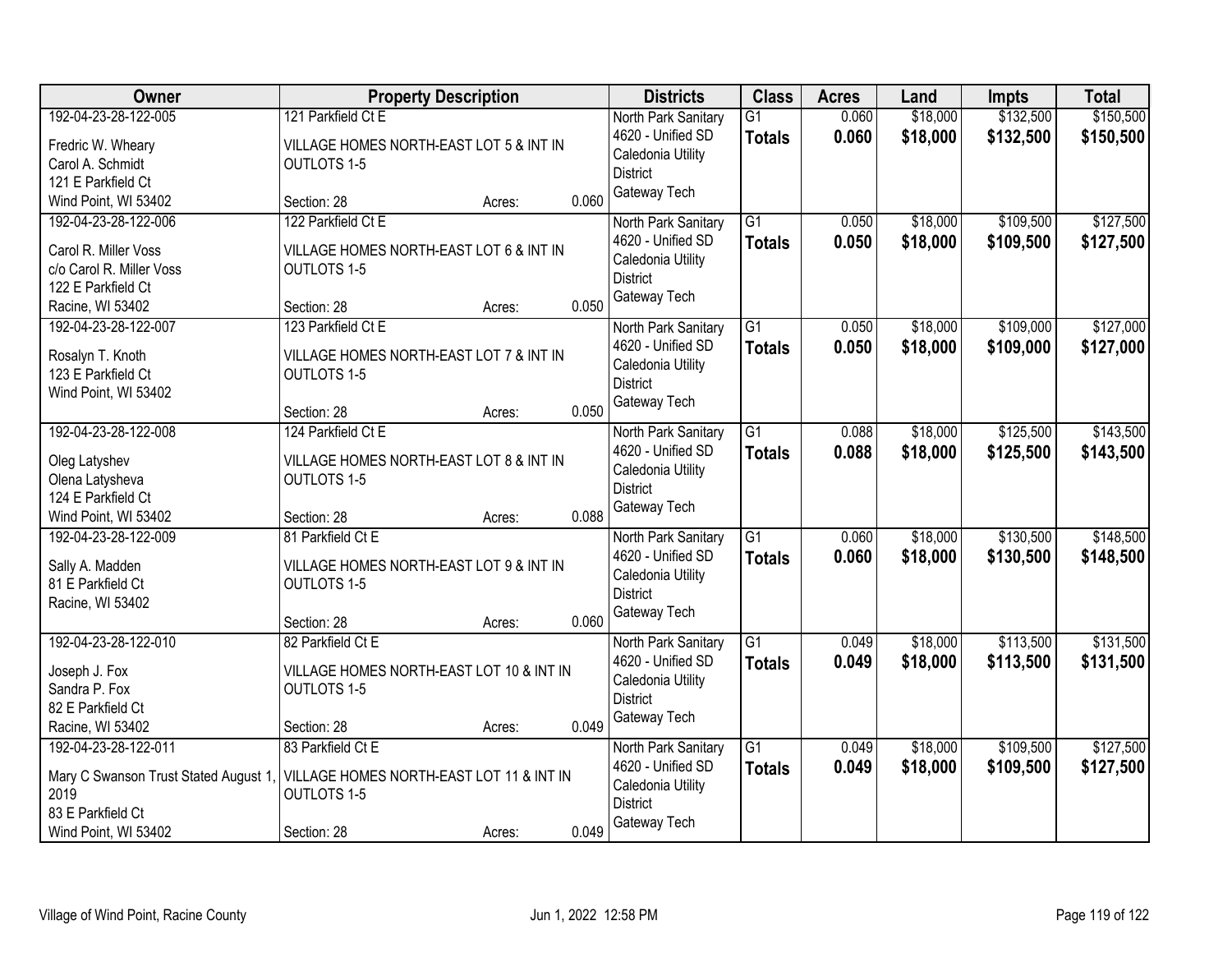| Owner | Property Description | Districts | Class | Acres | Land | Impts | Total |
|---|---|---|---|---|---|---|---|
| 192-04-23-28-122-005<br><br>Fredric W. Wheary<br>Carol A. Schmidt<br>121 E Parkfield Ct<br>Wind Point, WI 53402 | 121 Parkfield Ct E<br><br>VILLAGE HOMES NORTH-EAST LOT 5 & INT IN OUTLOTS 1-5<br><br>Section: 28 Acres: 0.060 | North Park Sanitary<br>4620 - Unified SD<br>Caledonia Utility District<br>Gateway Tech | G1<br>**Totals** | 0.060<br>**0.060** | $18,000<br>**$18,000** | $132,500<br>**$132,500** | $150,500<br>**$150,500** |
| 192-04-23-28-122-006<br><br>Carol R. Miller Voss<br>c/o Carol R. Miller Voss<br>122 E Parkfield Ct<br>Racine, WI 53402 | 122 Parkfield Ct E<br><br>VILLAGE HOMES NORTH-EAST LOT 6 & INT IN OUTLOTS 1-5<br><br>Section: 28 Acres: 0.050 | North Park Sanitary<br>4620 - Unified SD<br>Caledonia Utility District<br>Gateway Tech | G1<br>**Totals** | 0.050<br>**0.050** | $18,000<br>**$18,000** | $109,500<br>**$109,500** | $127,500<br>**$127,500** |
| 192-04-23-28-122-007<br><br>Rosalyn T. Knoth<br>123 E Parkfield Ct<br>Wind Point, WI 53402 | 123 Parkfield Ct E<br><br>VILLAGE HOMES NORTH-EAST LOT 7 & INT IN OUTLOTS 1-5<br><br>Section: 28 Acres: 0.050 | North Park Sanitary<br>4620 - Unified SD<br>Caledonia Utility District<br>Gateway Tech | G1<br>**Totals** | 0.050<br>**0.050** | $18,000<br>**$18,000** | $109,000<br>**$109,000** | $127,000<br>**$127,000** |
| 192-04-23-28-122-008<br><br>Oleg Latyshev<br>Olena Latysheva<br>124 E Parkfield Ct<br>Wind Point, WI 53402 | 124 Parkfield Ct E<br><br>VILLAGE HOMES NORTH-EAST LOT 8 & INT IN OUTLOTS 1-5<br><br>Section: 28 Acres: 0.088 | North Park Sanitary<br>4620 - Unified SD<br>Caledonia Utility District<br>Gateway Tech | G1<br>**Totals** | 0.088<br>**0.088** | $18,000<br>**$18,000** | $125,500<br>**$125,500** | $143,500<br>**$143,500** |
| 192-04-23-28-122-009<br><br>Sally A. Madden<br>81 E Parkfield Ct<br>Racine, WI 53402 | 81 Parkfield Ct E<br><br>VILLAGE HOMES NORTH-EAST LOT 9 & INT IN OUTLOTS 1-5<br><br>Section: 28 Acres: 0.060 | North Park Sanitary<br>4620 - Unified SD<br>Caledonia Utility District<br>Gateway Tech | G1<br>**Totals** | 0.060<br>**0.060** | $18,000<br>**$18,000** | $130,500<br>**$130,500** | $148,500<br>**$148,500** |
| 192-04-23-28-122-010<br><br>Joseph J. Fox<br>Sandra P. Fox<br>82 E Parkfield Ct<br>Racine, WI 53402 | 82 Parkfield Ct E<br><br>VILLAGE HOMES NORTH-EAST LOT 10 & INT IN OUTLOTS 1-5<br><br>Section: 28 Acres: 0.049 | North Park Sanitary<br>4620 - Unified SD<br>Caledonia Utility District<br>Gateway Tech | G1<br>**Totals** | 0.049<br>**0.049** | $18,000<br>**$18,000** | $113,500<br>**$113,500** | $131,500<br>**$131,500** |
| 192-04-23-28-122-011<br><br>Mary C Swanson Trust Stated August 1, 2019<br>83 E Parkfield Ct<br>Wind Point, WI 53402 | 83 Parkfield Ct E<br><br>VILLAGE HOMES NORTH-EAST LOT 11 & INT IN OUTLOTS 1-5<br><br>Section: 28 Acres: 0.049 | North Park Sanitary<br>4620 - Unified SD<br>Caledonia Utility District<br>Gateway Tech | G1<br>**Totals** | 0.049<br>**0.049** | $18,000<br>**$18,000** | $109,500<br>**$109,500** | $127,500<br>**$127,500** |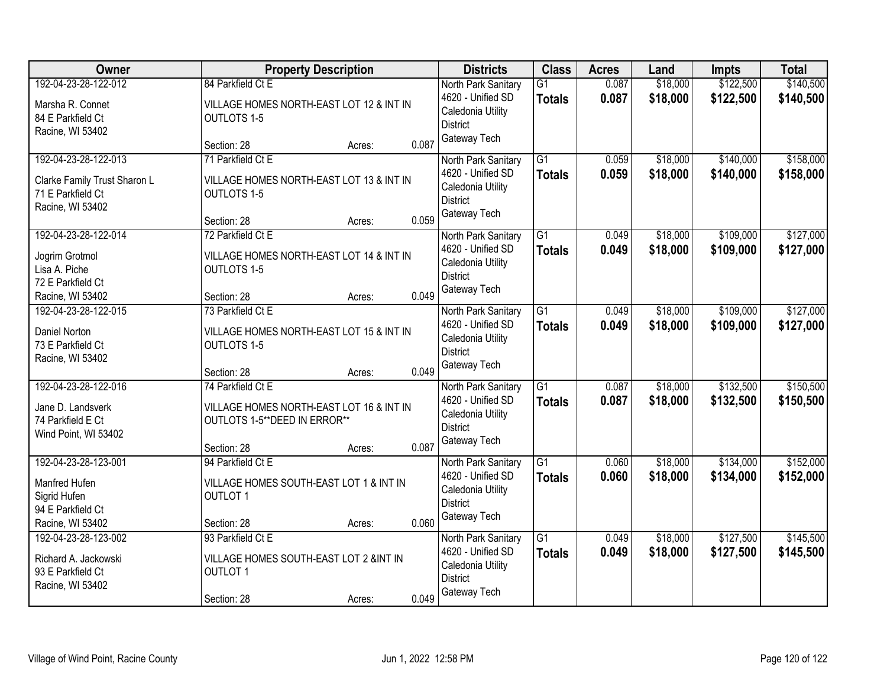| Owner | Property Description | Districts | Class | Acres | Land | Impts | Total |
|---|---|---|---|---|---|---|---|
| 192-04-23-28-122-012<br><br>Marsha R. Connet<br>84 E Parkfield Ct<br>Racine, WI 53402 | 84 Parkfield Ct E<br><br>VILLAGE HOMES NORTH-EAST LOT 12 & INT IN OUTLOTS 1-5<br><br>Section: 28 Acres: 0.087 | North Park Sanitary<br>4620 - Unified SD<br>Caledonia Utility District<br>Gateway Tech | G1<br>**Totals** | 0.087<br>**0.087** | $18,000<br>**$18,000** | $122,500<br>**$122,500** | $140,500<br>**$140,500** |
| 192-04-23-28-122-013<br><br>Clarke Family Trust Sharon L<br>71 E Parkfield Ct<br>Racine, WI 53402 | 71 Parkfield Ct E<br><br>VILLAGE HOMES NORTH-EAST LOT 13 & INT IN OUTLOTS 1-5<br><br>Section: 28 Acres: 0.059 | North Park Sanitary<br>4620 - Unified SD<br>Caledonia Utility District<br>Gateway Tech | G1<br>**Totals** | 0.059<br>**0.059** | $18,000<br>**$18,000** | $140,000<br>**$140,000** | $158,000<br>**$158,000** |
| 192-04-23-28-122-014<br><br>Jogrim Grotmol<br>Lisa A. Piche<br>72 E Parkfield Ct<br>Racine, WI 53402 | 72 Parkfield Ct E<br><br>VILLAGE HOMES NORTH-EAST LOT 14 & INT IN OUTLOTS 1-5<br><br>Section: 28 Acres: 0.049 | North Park Sanitary<br>4620 - Unified SD<br>Caledonia Utility District<br>Gateway Tech | G1<br>**Totals** | 0.049<br>**0.049** | $18,000<br>**$18,000** | $109,000<br>**$109,000** | $127,000<br>**$127,000** |
| 192-04-23-28-122-015<br><br>Daniel Norton<br>73 E Parkfield Ct<br>Racine, WI 53402 | 73 Parkfield Ct E<br><br>VILLAGE HOMES NORTH-EAST LOT 15 & INT IN OUTLOTS 1-5<br><br>Section: 28 Acres: 0.049 | North Park Sanitary<br>4620 - Unified SD<br>Caledonia Utility District<br>Gateway Tech | G1<br>**Totals** | 0.049<br>**0.049** | $18,000<br>**$18,000** | $109,000<br>**$109,000** | $127,000<br>**$127,000** |
| 192-04-23-28-122-016<br><br>Jane D. Landsverk<br>74 Parkfield E Ct<br>Wind Point, WI 53402 | 74 Parkfield Ct E<br><br>VILLAGE HOMES NORTH-EAST LOT 16 & INT IN OUTLOTS 1-5**DEED IN ERROR**<br><br>Section: 28 Acres: 0.087 | North Park Sanitary<br>4620 - Unified SD<br>Caledonia Utility District<br>Gateway Tech | G1<br>**Totals** | 0.087<br>**0.087** | $18,000<br>**$18,000** | $132,500<br>**$132,500** | $150,500<br>**$150,500** |
| 192-04-23-28-123-001<br><br>Manfred Hufen<br>Sigrid Hufen<br>94 E Parkfield Ct<br>Racine, WI 53402 | 94 Parkfield Ct E<br><br>VILLAGE HOMES SOUTH-EAST LOT 1 & INT IN OUTLOT 1<br><br>Section: 28 Acres: 0.060 | North Park Sanitary<br>4620 - Unified SD<br>Caledonia Utility District<br>Gateway Tech | G1<br>**Totals** | 0.060<br>**0.060** | $18,000<br>**$18,000** | $134,000<br>**$134,000** | $152,000<br>**$152,000** |
| 192-04-23-28-123-002<br><br>Richard A. Jackowski<br>93 E Parkfield Ct<br>Racine, WI 53402 | 93 Parkfield Ct E<br><br>VILLAGE HOMES SOUTH-EAST LOT 2 &INT IN OUTLOT 1<br><br>Section: 28 Acres: 0.049 | North Park Sanitary<br>4620 - Unified SD<br>Caledonia Utility District<br>Gateway Tech | G1<br>**Totals** | 0.049<br>**0.049** | $18,000<br>**$18,000** | $127,500<br>**$127,500** | $145,500<br>**$145,500** |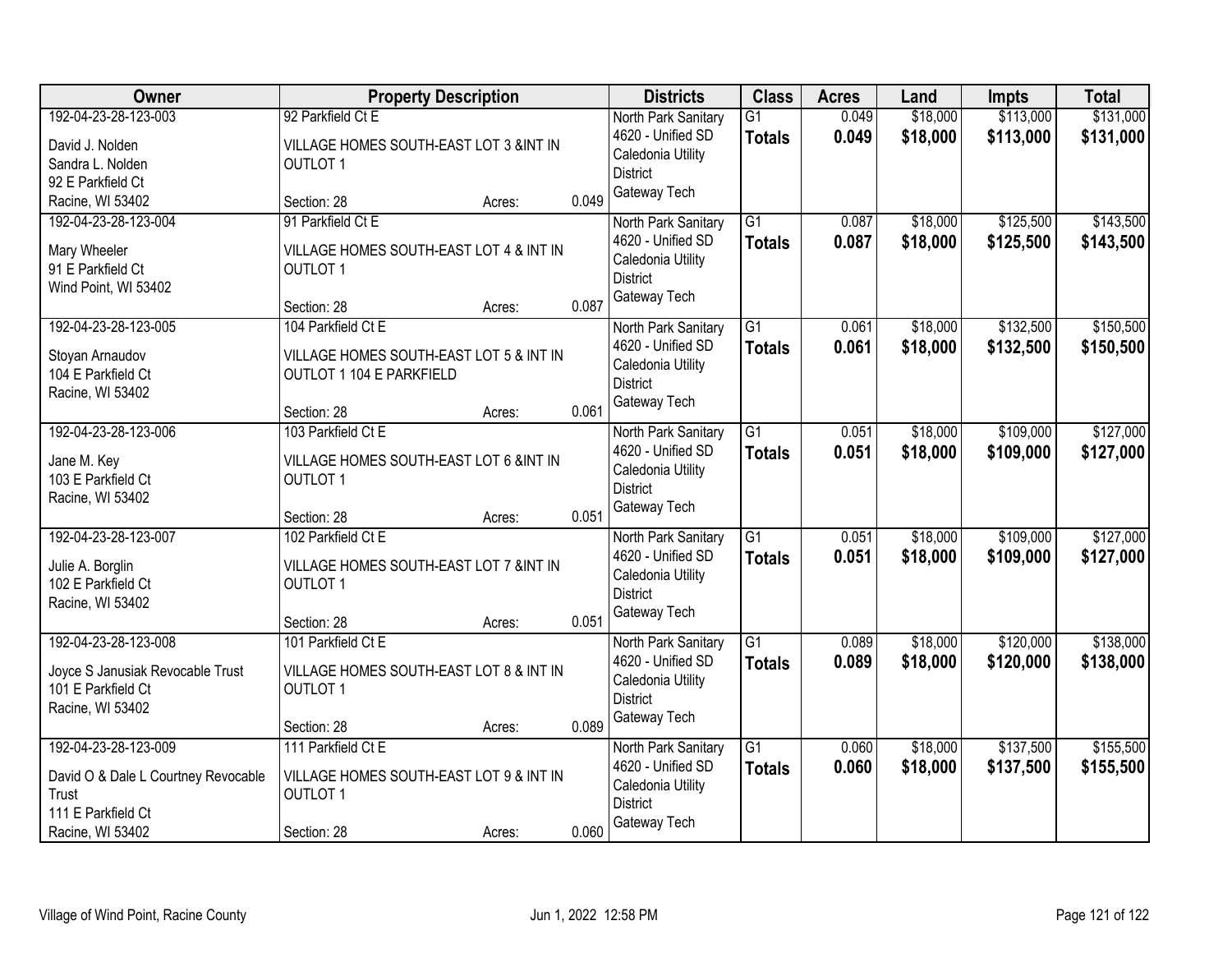| Owner | Property Description | | | Districts | Class | Acres | Land | Impts | Total |
|---|---|---|---|---|---|---|---|---|---|
| 192-04-23-28-123-003<br>David J. Nolden<br>Sandra L. Nolden<br>92 E Parkfield Ct<br>Racine, WI 53402 | 92 Parkfield Ct E<br>VILLAGE HOMES SOUTH-EAST LOT 3 &INT IN OUTLOT 1<br>Section: 28 | Acres: | 0.049 | North Park Sanitary<br>4620 - Unified SD<br>Caledonia Utility District<br>Gateway Tech | G1<br>**Totals** | 0.049<br>**0.049** | $18,000<br>**$18,000** | $113,000<br>**$113,000** | $131,000<br>**$131,000** |
| 192-04-23-28-123-004<br>Mary Wheeler<br>91 E Parkfield Ct<br>Wind Point, WI 53402 | 91 Parkfield Ct E<br>VILLAGE HOMES SOUTH-EAST LOT 4 & INT IN OUTLOT 1<br>Section: 28 | Acres: | 0.087 | North Park Sanitary<br>4620 - Unified SD<br>Caledonia Utility District<br>Gateway Tech | G1<br>**Totals** | 0.087<br>**0.087** | $18,000<br>**$18,000** | $125,500<br>**$125,500** | $143,500<br>**$143,500** |
| 192-04-23-28-123-005<br>Stoyan Arnaudov<br>104 E Parkfield Ct<br>Racine, WI 53402 | 104 Parkfield Ct E<br>VILLAGE HOMES SOUTH-EAST LOT 5 & INT IN OUTLOT 1 104 E PARKFIELD<br>Section: 28 | Acres: | 0.061 | North Park Sanitary<br>4620 - Unified SD<br>Caledonia Utility District<br>Gateway Tech | G1<br>**Totals** | 0.061<br>**0.061** | $18,000<br>**$18,000** | $132,500<br>**$132,500** | $150,500<br>**$150,500** |
| 192-04-23-28-123-006<br>Jane M. Key<br>103 E Parkfield Ct<br>Racine, WI 53402 | 103 Parkfield Ct E<br>VILLAGE HOMES SOUTH-EAST LOT 6 &INT IN OUTLOT 1<br>Section: 28 | Acres: | 0.051 | North Park Sanitary<br>4620 - Unified SD<br>Caledonia Utility District<br>Gateway Tech | G1<br>**Totals** | 0.051<br>**0.051** | $18,000<br>**$18,000** | $109,000<br>**$109,000** | $127,000<br>**$127,000** |
| 192-04-23-28-123-007<br>Julie A. Borglin<br>102 E Parkfield Ct<br>Racine, WI 53402 | 102 Parkfield Ct E<br>VILLAGE HOMES SOUTH-EAST LOT 7 &INT IN OUTLOT 1<br>Section: 28 | Acres: | 0.051 | North Park Sanitary<br>4620 - Unified SD<br>Caledonia Utility District<br>Gateway Tech | G1<br>**Totals** | 0.051<br>**0.051** | $18,000<br>**$18,000** | $109,000<br>**$109,000** | $127,000<br>**$127,000** |
| 192-04-23-28-123-008<br>Joyce S Janusiak Revocable Trust<br>101 E Parkfield Ct<br>Racine, WI 53402 | 101 Parkfield Ct E<br>VILLAGE HOMES SOUTH-EAST LOT 8 & INT IN OUTLOT 1<br>Section: 28 | Acres: | 0.089 | North Park Sanitary<br>4620 - Unified SD<br>Caledonia Utility District<br>Gateway Tech | G1<br>**Totals** | 0.089<br>**0.089** | $18,000<br>**$18,000** | $120,000<br>**$120,000** | $138,000<br>**$138,000** |
| 192-04-23-28-123-009<br>David O & Dale L Courtney Revocable Trust<br>111 E Parkfield Ct<br>Racine, WI 53402 | 111 Parkfield Ct E<br>VILLAGE HOMES SOUTH-EAST LOT 9 & INT IN OUTLOT 1<br>Section: 28 | Acres: | 0.060 | North Park Sanitary<br>4620 - Unified SD<br>Caledonia Utility District<br>Gateway Tech | G1<br>**Totals** | 0.060<br>**0.060** | $18,000<br>**$18,000** | $137,500<br>**$137,500** | $155,500<br>**$155,500** |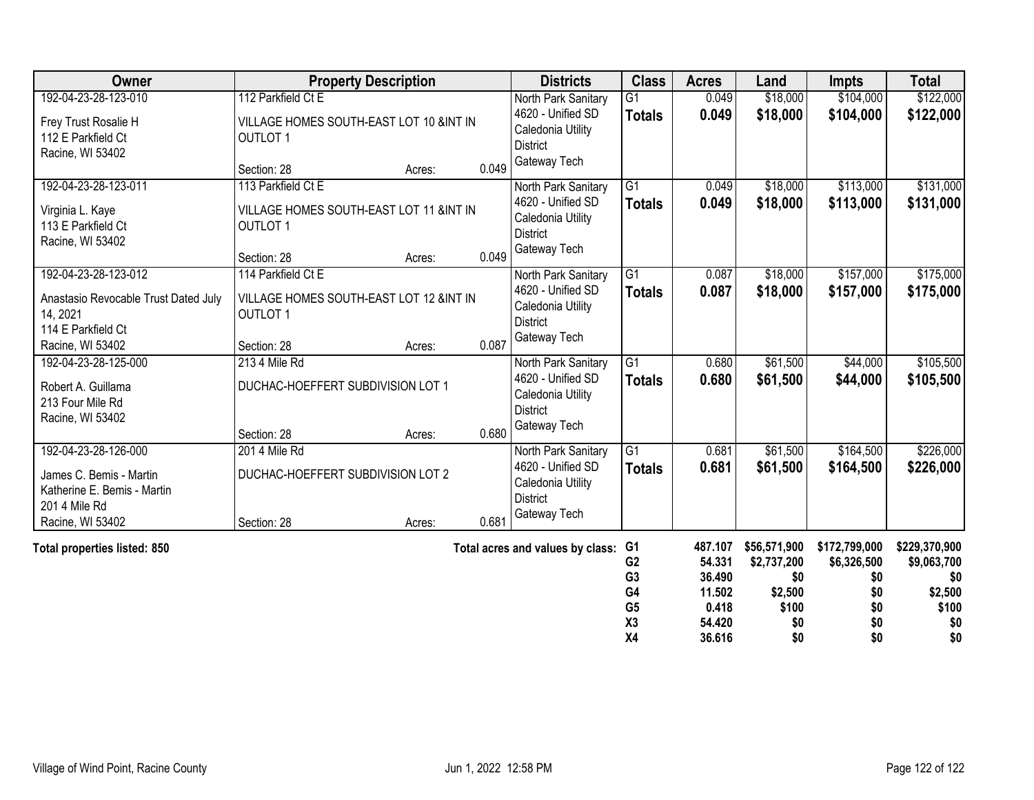| Owner | Property Description | | | Districts | Class | Acres | Land | Impts | Total |
|---|---|---|---|---|---|---|---|---|---|
| 192-04-23-28-123-010<br>Frey Trust Rosalie H<br>112 E Parkfield Ct<br>Racine, WI 53402 | 112 Parkfield Ct E<br>VILLAGE HOMES SOUTH-EAST LOT 10 &INT IN OUTLOT 1<br>Section: 28 | Acres: | 0.049 | North Park Sanitary<br>4620 - Unified SD<br>Caledonia Utility District<br>Gateway Tech | G1<br>**Totals** | 0.049<br>**0.049** | $18,000<br>**$18,000** | $104,000<br>**$104,000** | $122,000<br>**$122,000** |
| 192-04-23-28-123-011<br>Virginia L. Kaye<br>113 E Parkfield Ct<br>Racine, WI 53402 | 113 Parkfield Ct E<br>VILLAGE HOMES SOUTH-EAST LOT 11 &INT IN OUTLOT 1<br>Section: 28 | Acres: | 0.049 | North Park Sanitary<br>4620 - Unified SD<br>Caledonia Utility District<br>Gateway Tech | G1<br>**Totals** | 0.049<br>**0.049** | $18,000<br>**$18,000** | $113,000<br>**$113,000** | $131,000<br>**$131,000** |
| 192-04-23-28-123-012<br>Anastasio Revocable Trust Dated July 14, 2021<br>114 E Parkfield Ct<br>Racine, WI 53402 | 114 Parkfield Ct E<br>VILLAGE HOMES SOUTH-EAST LOT 12 &INT IN OUTLOT 1<br>Section: 28 | Acres: | 0.087 | North Park Sanitary<br>4620 - Unified SD<br>Caledonia Utility District<br>Gateway Tech | G1<br>**Totals** | 0.087<br>**0.087** | $18,000<br>**$18,000** | $157,000<br>**$157,000** | $175,000<br>**$175,000** |
| 192-04-23-28-125-000<br>Robert A. Guillama<br>213 Four Mile Rd<br>Racine, WI 53402 | 213 4 Mile Rd<br>DUCHAC-HOEFFERT SUBDIVISION LOT 1<br>Section: 28 | Acres: | 0.680 | North Park Sanitary<br>4620 - Unified SD<br>Caledonia Utility District<br>Gateway Tech | G1<br>**Totals** | 0.680<br>**0.680** | $61,500<br>**$61,500** | $44,000<br>**$44,000** | $105,500<br>**$105,500** |
| 192-04-23-28-126-000<br>James C. Bemis - Martin<br>Katherine E. Bemis - Martin<br>201 4 Mile Rd<br>Racine, WI 53402 | 201 4 Mile Rd<br>DUCHAC-HOEFFERT SUBDIVISION LOT 2<br>Section: 28 | Acres: | 0.681 | North Park Sanitary<br>4620 - Unified SD<br>Caledonia Utility District<br>Gateway Tech | G1<br>**Totals** | 0.681<br>**0.681** | $61,500<br>**$61,500** | $164,500<br>**$164,500** | $226,000<br>**$226,000** |

**Total properties listed: 850**

**Total acres and values by class:**

| Class | Acres | Land | Impts | Total |
|---|---|---|---|---|
| G1 | 487.107 | $56,571,900 | $172,799,000 | $229,370,900 |
| G2 | 54.331 | $2,737,200 | $6,326,500 | $9,063,700 |
| G3 | 36.490 | $0 | $0 | $0 |
| G4 | 11.502 | $2,500 | $0 | $2,500 |
| G5 | 0.418 | $100 | $0 | $100 |
| X3 | 54.420 | $0 | $0 | $0 |
| X4 | 36.616 | $0 | $0 | $0 |